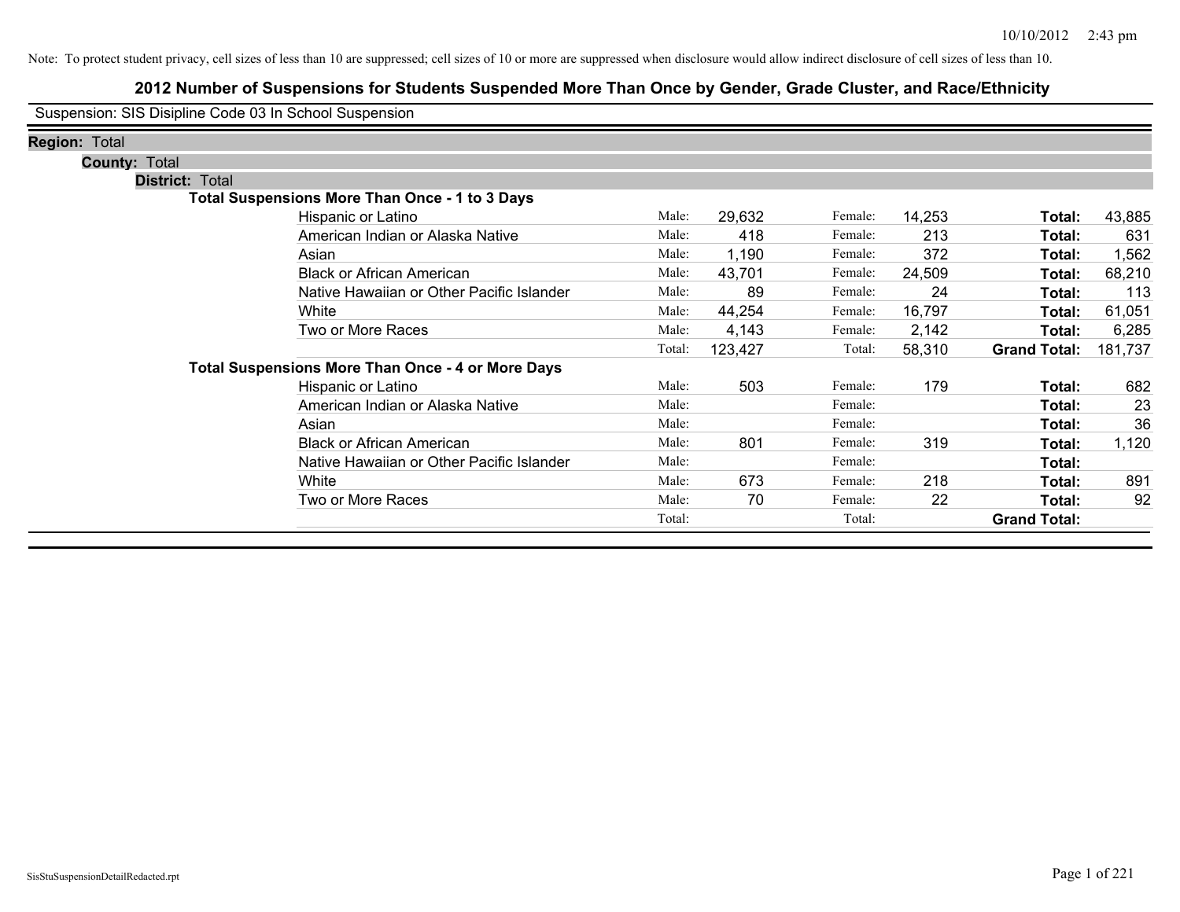Note: To protect student privacy, cell sizes of less than 10 are suppressed; cell sizes of 10 or more are suppressed when disclosure would allow indirect disclosure of cell sizes of less than 10.

# 2012 Number of Suspensions for Students Suspended More Than Once by Gender, Grade Cluster, and Race/Ethnicity

Suspension: SIS Disipline Code 03 In School Suspension

**Region:** Total

**County:** Total

**District:** Total

**Total Suspensions More Than Once - 1 to 3 Days**

| Race/Ethnicity | | Male | | Female | | Total |
|---|---|---|---|---|---|---|
| Hispanic or Latino | Male: | 29,632 | Female: | 14,253 | **Total:** | 43,885 |
| American Indian or Alaska Native | Male: | 418 | Female: | 213 | **Total:** | 631 |
| Asian | Male: | 1,190 | Female: | 372 | **Total:** | 1,562 |
| Black or African American | Male: | 43,701 | Female: | 24,509 | **Total:** | 68,210 |
| Native Hawaiian or Other Pacific Islander | Male: | 89 | Female: | 24 | **Total:** | 113 |
| White | Male: | 44,254 | Female: | 16,797 | **Total:** | 61,051 |
| Two or More Races | Male: | 4,143 | Female: | 2,142 | **Total:** | 6,285 |
| | Total: | 123,427 | Total: | 58,310 | **Grand Total:** | 181,737 |

**Total Suspensions More Than Once - 4 or More Days**

| Race/Ethnicity | | Male | | Female | | Total |
|---|---|---|---|---|---|---|
| Hispanic or Latino | Male: | 503 | Female: | 179 | **Total:** | 682 |
| American Indian or Alaska Native | Male: | | Female: | | **Total:** | 23 |
| Asian | Male: | | Female: | | **Total:** | 36 |
| Black or African American | Male: | 801 | Female: | 319 | **Total:** | 1,120 |
| Native Hawaiian or Other Pacific Islander | Male: | | Female: | | **Total:** | |
| White | Male: | 673 | Female: | 218 | **Total:** | 891 |
| Two or More Races | Male: | 70 | Female: | 22 | **Total:** | 92 |
| | Total: | | Total: | | **Grand Total:** | |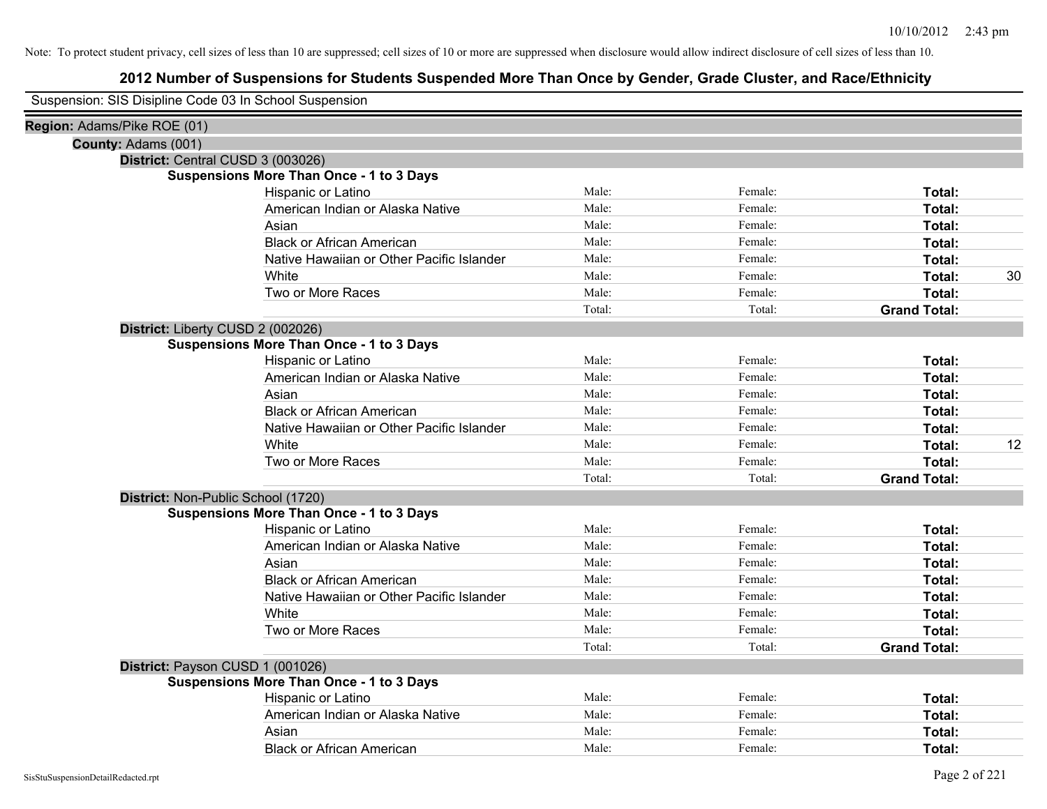Note: To protect student privacy, cell sizes of less than 10 are suppressed; cell sizes of 10 or more are suppressed when disclosure would allow indirect disclosure of cell sizes of less than 10.

# 2012 Number of Suspensions for Students Suspended More Than Once by Gender, Grade Cluster, and Race/Ethnicity

Suspension: SIS Disipline Code 03 In School Suspension

**Region:** Adams/Pike ROE (01)

**County:** Adams (001)

**District:** Central CUSD 3 (003026)

**Suspensions More Than Once - 1 to 3 Days**

| Race/Ethnicity | Male | Female | Total |
|---|---|---|---|
| Hispanic or Latino | Male: | Female: | **Total:** |
| American Indian or Alaska Native | Male: | Female: | **Total:** |
| Asian | Male: | Female: | **Total:** |
| Black or African American | Male: | Female: | **Total:** |
| Native Hawaiian or Other Pacific Islander | Male: | Female: | **Total:** |
| White | Male: | Female: | **Total:** 30 |
| Two or More Races | Male: | Female: | **Total:** |
| | Total: | Total: | **Grand Total:** |

**District:** Liberty CUSD 2 (002026)

**Suspensions More Than Once - 1 to 3 Days**

| Race/Ethnicity | Male | Female | Total |
|---|---|---|---|
| Hispanic or Latino | Male: | Female: | **Total:** |
| American Indian or Alaska Native | Male: | Female: | **Total:** |
| Asian | Male: | Female: | **Total:** |
| Black or African American | Male: | Female: | **Total:** |
| Native Hawaiian or Other Pacific Islander | Male: | Female: | **Total:** |
| White | Male: | Female: | **Total:** 12 |
| Two or More Races | Male: | Female: | **Total:** |
| | Total: | Total: | **Grand Total:** |

**District:** Non-Public School (1720)

**Suspensions More Than Once - 1 to 3 Days**

| Race/Ethnicity | Male | Female | Total |
|---|---|---|---|
| Hispanic or Latino | Male: | Female: | **Total:** |
| American Indian or Alaska Native | Male: | Female: | **Total:** |
| Asian | Male: | Female: | **Total:** |
| Black or African American | Male: | Female: | **Total:** |
| Native Hawaiian or Other Pacific Islander | Male: | Female: | **Total:** |
| White | Male: | Female: | **Total:** |
| Two or More Races | Male: | Female: | **Total:** |
| | Total: | Total: | **Grand Total:** |

**District:** Payson CUSD 1 (001026)

**Suspensions More Than Once - 1 to 3 Days**

| Race/Ethnicity | Male | Female | Total |
|---|---|---|---|
| Hispanic or Latino | Male: | Female: | **Total:** |
| American Indian or Alaska Native | Male: | Female: | **Total:** |
| Asian | Male: | Female: | **Total:** |
| Black or African American | Male: | Female: | **Total:** |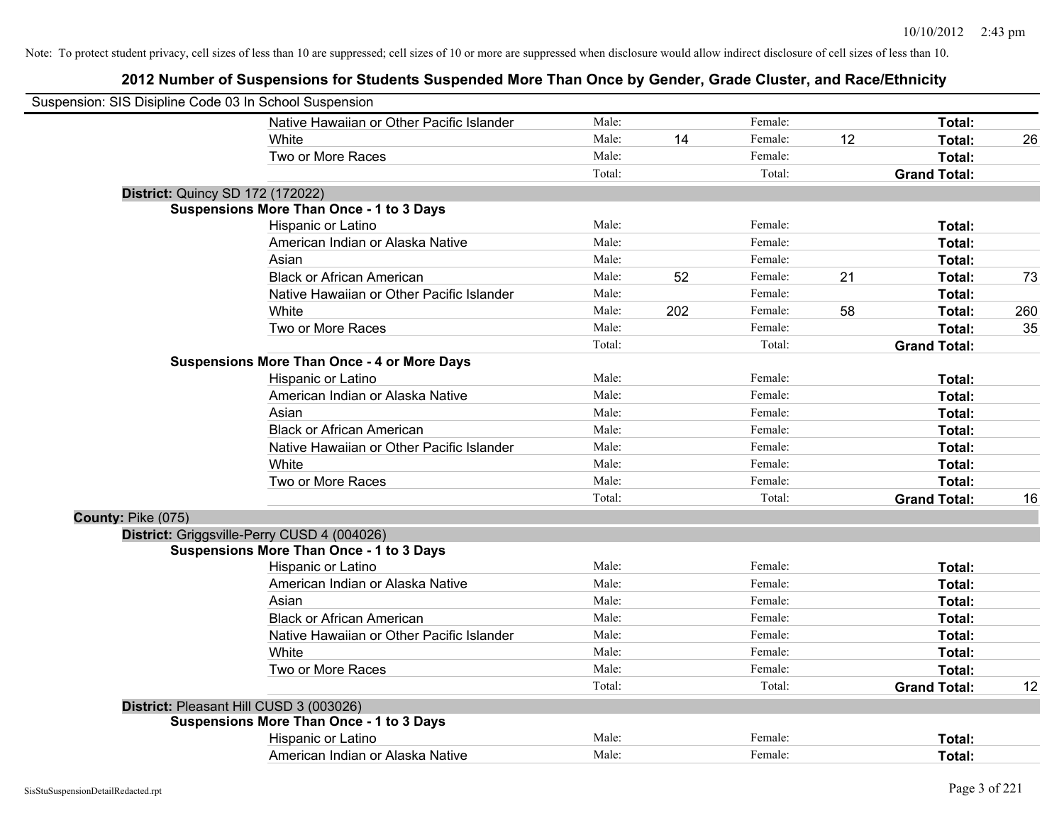Note: To protect student privacy, cell sizes of less than 10 are suppressed; cell sizes of 10 or more are suppressed when disclosure would allow indirect disclosure of cell sizes of less than 10.

# 2012 Number of Suspensions for Students Suspended More Than Once by Gender, Grade Cluster, and Race/Ethnicity

Suspension: SIS Disipline Code 03 In School Suspension

| | | | | | | | |
|---|---|---|---|---|---|---|---|
| | Native Hawaiian or Other Pacific Islander | Male: | | Female: | | **Total:** | |
| | White | Male: | 14 | Female: | 12 | **Total:** | 26 |
| | Two or More Races | Male: | | Female: | | **Total:** | |
| | | Total: | | Total: | | **Grand Total:** | |
| **District:** Quincy SD 172 (172022) | | | | | | | |
| **Suspensions More Than Once - 1 to 3 Days** | | | | | | | |
| | Hispanic or Latino | Male: | | Female: | | **Total:** | |
| | American Indian or Alaska Native | Male: | | Female: | | **Total:** | |
| | Asian | Male: | | Female: | | **Total:** | |
| | Black or African American | Male: | 52 | Female: | 21 | **Total:** | 73 |
| | Native Hawaiian or Other Pacific Islander | Male: | | Female: | | **Total:** | |
| | White | Male: | 202 | Female: | 58 | **Total:** | 260 |
| | Two or More Races | Male: | | Female: | | **Total:** | 35 |
| | | Total: | | Total: | | **Grand Total:** | |
| **Suspensions More Than Once - 4 or More Days** | | | | | | | |
| | Hispanic or Latino | Male: | | Female: | | **Total:** | |
| | American Indian or Alaska Native | Male: | | Female: | | **Total:** | |
| | Asian | Male: | | Female: | | **Total:** | |
| | Black or African American | Male: | | Female: | | **Total:** | |
| | Native Hawaiian or Other Pacific Islander | Male: | | Female: | | **Total:** | |
| | White | Male: | | Female: | | **Total:** | |
| | Two or More Races | Male: | | Female: | | **Total:** | |
| | | Total: | | Total: | | **Grand Total:** | 16 |
| **County:** Pike (075) | | | | | | | |
| **District:** Griggsville-Perry CUSD 4 (004026) | | | | | | | |
| **Suspensions More Than Once - 1 to 3 Days** | | | | | | | |
| | Hispanic or Latino | Male: | | Female: | | **Total:** | |
| | American Indian or Alaska Native | Male: | | Female: | | **Total:** | |
| | Asian | Male: | | Female: | | **Total:** | |
| | Black or African American | Male: | | Female: | | **Total:** | |
| | Native Hawaiian or Other Pacific Islander | Male: | | Female: | | **Total:** | |
| | White | Male: | | Female: | | **Total:** | |
| | Two or More Races | Male: | | Female: | | **Total:** | |
| | | Total: | | Total: | | **Grand Total:** | 12 |
| **District:** Pleasant Hill CUSD 3 (003026) | | | | | | | |
| **Suspensions More Than Once - 1 to 3 Days** | | | | | | | |
| | Hispanic or Latino | Male: | | Female: | | **Total:** | |
| | American Indian or Alaska Native | Male: | | Female: | | **Total:** | |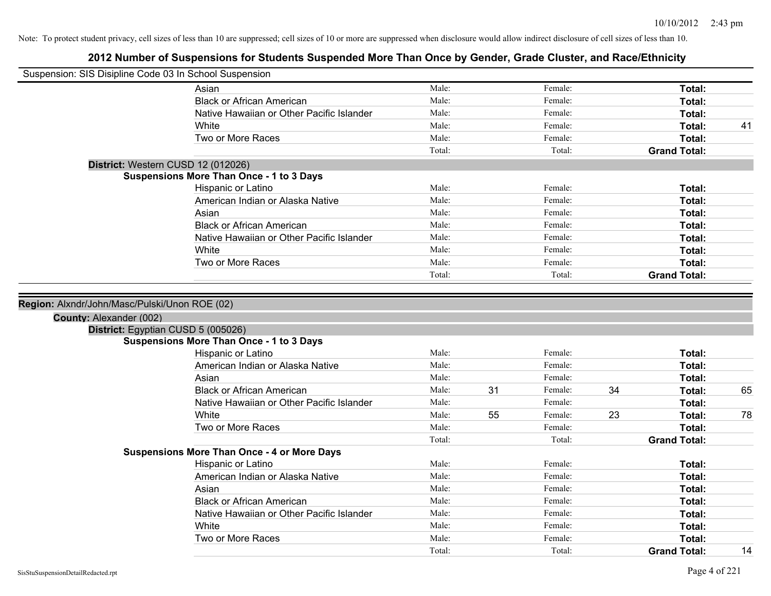Note: To protect student privacy, cell sizes of less than 10 are suppressed; cell sizes of 10 or more are suppressed when disclosure would allow indirect disclosure of cell sizes of less than 10.

## 2012 Number of Suspensions for Students Suspended More Than Once by Gender, Grade Cluster, and Race/Ethnicity

Suspension: SIS Disipline Code 03 In School Suspension

| | | | | | | |
|---|---|---|---|---|---|---|
| Asian | Male: | | Female: | | **Total:** | |
| Black or African American | Male: | | Female: | | **Total:** | |
| Native Hawaiian or Other Pacific Islander | Male: | | Female: | | **Total:** | |
| White | Male: | | Female: | | **Total:** | 41 |
| Two or More Races | Male: | | Female: | | **Total:** | |
| | Total: | | Total: | | **Grand Total:** | |

**District:** Western CUSD 12 (012026)

**Suspensions More Than Once - 1 to 3 Days**

| | | | | | | |
|---|---|---|---|---|---|---|
| Hispanic or Latino | Male: | | Female: | | **Total:** | |
| American Indian or Alaska Native | Male: | | Female: | | **Total:** | |
| Asian | Male: | | Female: | | **Total:** | |
| Black or African American | Male: | | Female: | | **Total:** | |
| Native Hawaiian or Other Pacific Islander | Male: | | Female: | | **Total:** | |
| White | Male: | | Female: | | **Total:** | |
| Two or More Races | Male: | | Female: | | **Total:** | |
| | Total: | | Total: | | **Grand Total:** | |

**Region:** Alxndr/John/Masc/Pulski/Unon ROE (02)

**County:** Alexander (002)

**District:** Egyptian CUSD 5 (005026)

**Suspensions More Than Once - 1 to 3 Days**

| | | | | | | |
|---|---|---|---|---|---|---|
| Hispanic or Latino | Male: | | Female: | | **Total:** | |
| American Indian or Alaska Native | Male: | | Female: | | **Total:** | |
| Asian | Male: | | Female: | | **Total:** | |
| Black or African American | Male: | 31 | Female: | 34 | **Total:** | 65 |
| Native Hawaiian or Other Pacific Islander | Male: | | Female: | | **Total:** | |
| White | Male: | 55 | Female: | 23 | **Total:** | 78 |
| Two or More Races | Male: | | Female: | | **Total:** | |
| | Total: | | Total: | | **Grand Total:** | |

**Suspensions More Than Once - 4 or More Days**

| | | | | | | |
|---|---|---|---|---|---|---|
| Hispanic or Latino | Male: | | Female: | | **Total:** | |
| American Indian or Alaska Native | Male: | | Female: | | **Total:** | |
| Asian | Male: | | Female: | | **Total:** | |
| Black or African American | Male: | | Female: | | **Total:** | |
| Native Hawaiian or Other Pacific Islander | Male: | | Female: | | **Total:** | |
| White | Male: | | Female: | | **Total:** | |
| Two or More Races | Male: | | Female: | | **Total:** | |
| | Total: | | Total: | | **Grand Total:** | 14 |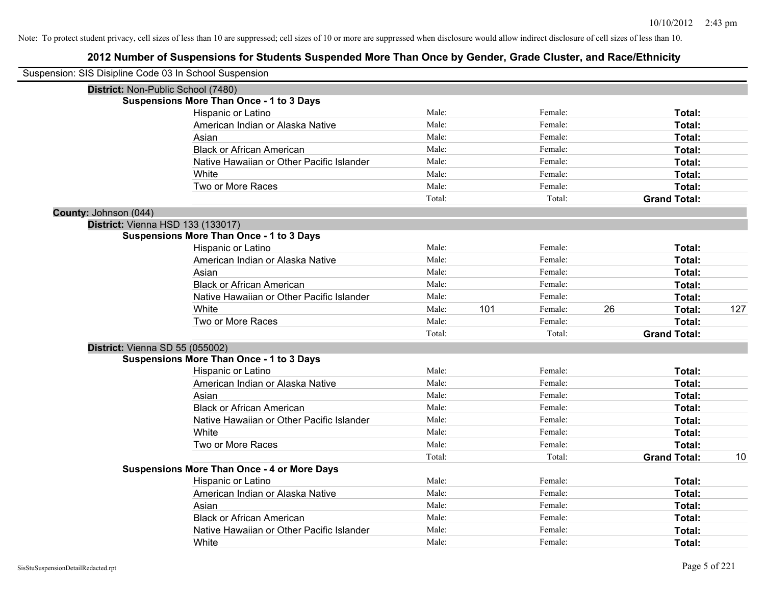Note: To protect student privacy, cell sizes of less than 10 are suppressed; cell sizes of 10 or more are suppressed when disclosure would allow indirect disclosure of cell sizes of less than 10.

## 2012 Number of Suspensions for Students Suspended More Than Once by Gender, Grade Cluster, and Race/Ethnicity

Suspension: SIS Disipline Code 03 In School Suspension

**District:** Non-Public School (7480)

**Suspensions More Than Once - 1 to 3 Days**

| Race/Ethnicity | | | | | | |
|---|---|---|---|---|---|---|
| Hispanic or Latino | Male: | | Female: | | Total: | |
| American Indian or Alaska Native | Male: | | Female: | | Total: | |
| Asian | Male: | | Female: | | Total: | |
| Black or African American | Male: | | Female: | | Total: | |
| Native Hawaiian or Other Pacific Islander | Male: | | Female: | | Total: | |
| White | Male: | | Female: | | Total: | |
| Two or More Races | Male: | | Female: | | Total: | |
| | Total: | | Total: | | Grand Total: | |

**County:** Johnson (044)

**District:** Vienna HSD 133 (133017)

**Suspensions More Than Once - 1 to 3 Days**

| Race/Ethnicity | | | | | | |
|---|---|---|---|---|---|---|
| Hispanic or Latino | Male: | | Female: | | Total: | |
| American Indian or Alaska Native | Male: | | Female: | | Total: | |
| Asian | Male: | | Female: | | Total: | |
| Black or African American | Male: | | Female: | | Total: | |
| Native Hawaiian or Other Pacific Islander | Male: | | Female: | | Total: | |
| White | Male: | 101 | Female: | 26 | Total: | 127 |
| Two or More Races | Male: | | Female: | | Total: | |
| | Total: | | Total: | | Grand Total: | |

**District:** Vienna SD 55 (055002)

**Suspensions More Than Once - 1 to 3 Days**

| Race/Ethnicity | | | | | | |
|---|---|---|---|---|---|---|
| Hispanic or Latino | Male: | | Female: | | Total: | |
| American Indian or Alaska Native | Male: | | Female: | | Total: | |
| Asian | Male: | | Female: | | Total: | |
| Black or African American | Male: | | Female: | | Total: | |
| Native Hawaiian or Other Pacific Islander | Male: | | Female: | | Total: | |
| White | Male: | | Female: | | Total: | |
| Two or More Races | Male: | | Female: | | Total: | |
| | Total: | | Total: | | Grand Total: | 10 |

**Suspensions More Than Once - 4 or More Days**

| Race/Ethnicity | | | | | | |
|---|---|---|---|---|---|---|
| Hispanic or Latino | Male: | | Female: | | Total: | |
| American Indian or Alaska Native | Male: | | Female: | | Total: | |
| Asian | Male: | | Female: | | Total: | |
| Black or African American | Male: | | Female: | | Total: | |
| Native Hawaiian or Other Pacific Islander | Male: | | Female: | | Total: | |
| White | Male: | | Female: | | Total: | |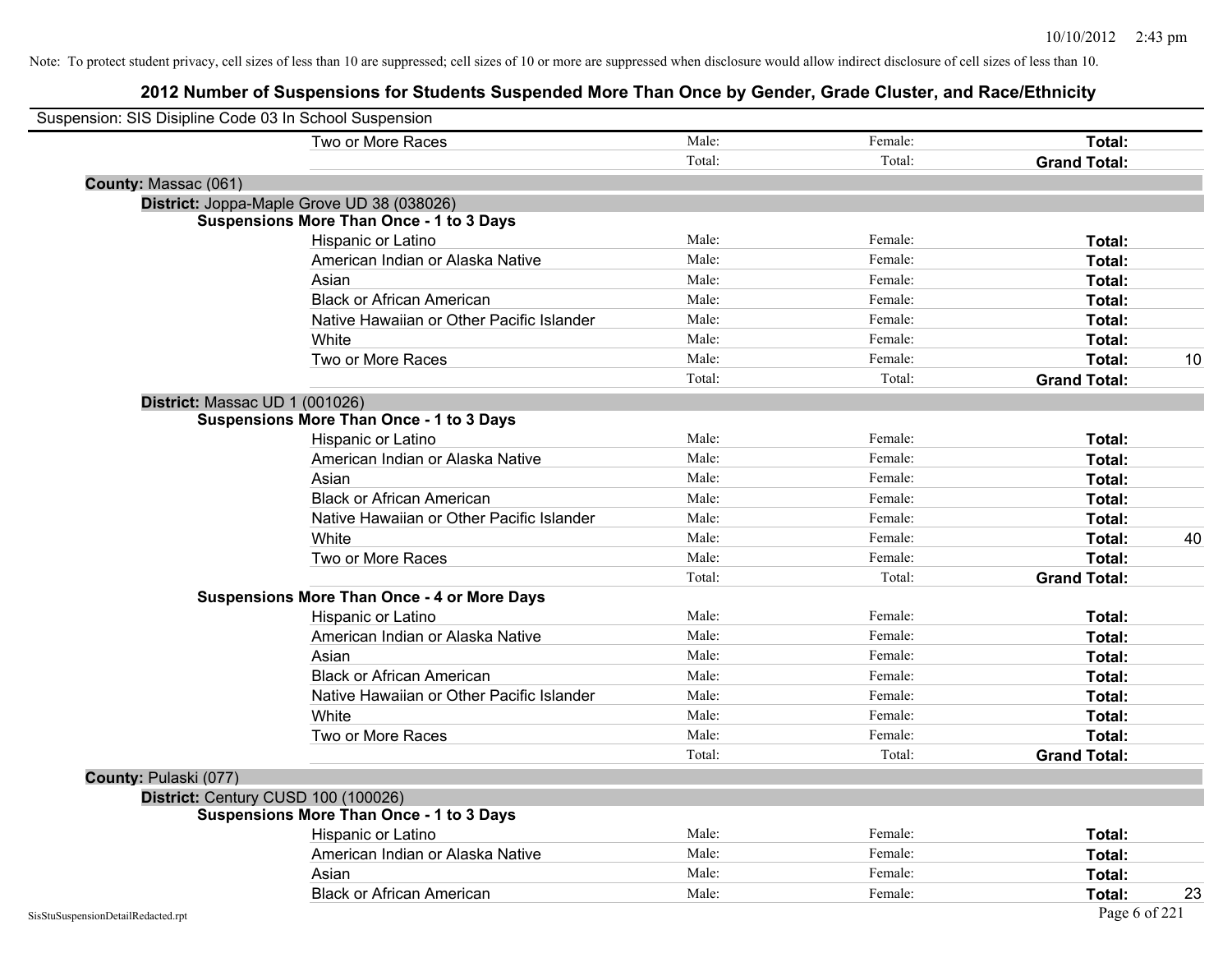Note: To protect student privacy, cell sizes of less than 10 are suppressed; cell sizes of 10 or more are suppressed when disclosure would allow indirect disclosure of cell sizes of less than 10.

# 2012 Number of Suspensions for Students Suspended More Than Once by Gender, Grade Cluster, and Race/Ethnicity

Suspension: SIS Disipline Code 03 In School Suspension

| | Male | Female | Total | |
|---|---|---|---|---|
| Two or More Races | Male: | Female: | **Total:** | |
| | Total: | Total: | **Grand Total:** | |

**County:** Massac (061)

**District:** Joppa-Maple Grove UD 38 (038026)

**Suspensions More Than Once - 1 to 3 Days**

| | Male | Female | Total | |
|---|---|---|---|---|
| Hispanic or Latino | Male: | Female: | **Total:** | |
| American Indian or Alaska Native | Male: | Female: | **Total:** | |
| Asian | Male: | Female: | **Total:** | |
| Black or African American | Male: | Female: | **Total:** | |
| Native Hawaiian or Other Pacific Islander | Male: | Female: | **Total:** | |
| White | Male: | Female: | **Total:** | |
| Two or More Races | Male: | Female: | **Total:** | 10 |
| | Total: | Total: | **Grand Total:** | |

**District:** Massac UD 1 (001026)

**Suspensions More Than Once - 1 to 3 Days**

| | Male | Female | Total | |
|---|---|---|---|---|
| Hispanic or Latino | Male: | Female: | **Total:** | |
| American Indian or Alaska Native | Male: | Female: | **Total:** | |
| Asian | Male: | Female: | **Total:** | |
| Black or African American | Male: | Female: | **Total:** | |
| Native Hawaiian or Other Pacific Islander | Male: | Female: | **Total:** | |
| White | Male: | Female: | **Total:** | 40 |
| Two or More Races | Male: | Female: | **Total:** | |
| | Total: | Total: | **Grand Total:** | |

**Suspensions More Than Once - 4 or More Days**

| | Male | Female | Total | |
|---|---|---|---|---|
| Hispanic or Latino | Male: | Female: | **Total:** | |
| American Indian or Alaska Native | Male: | Female: | **Total:** | |
| Asian | Male: | Female: | **Total:** | |
| Black or African American | Male: | Female: | **Total:** | |
| Native Hawaiian or Other Pacific Islander | Male: | Female: | **Total:** | |
| White | Male: | Female: | **Total:** | |
| Two or More Races | Male: | Female: | **Total:** | |
| | Total: | Total: | **Grand Total:** | |

**County:** Pulaski (077)

**District:** Century CUSD 100 (100026)

**Suspensions More Than Once - 1 to 3 Days**

| | Male | Female | Total | |
|---|---|---|---|---|
| Hispanic or Latino | Male: | Female: | **Total:** | |
| American Indian or Alaska Native | Male: | Female: | **Total:** | |
| Asian | Male: | Female: | **Total:** | |
| Black or African American | Male: | Female: | **Total:** | 23 |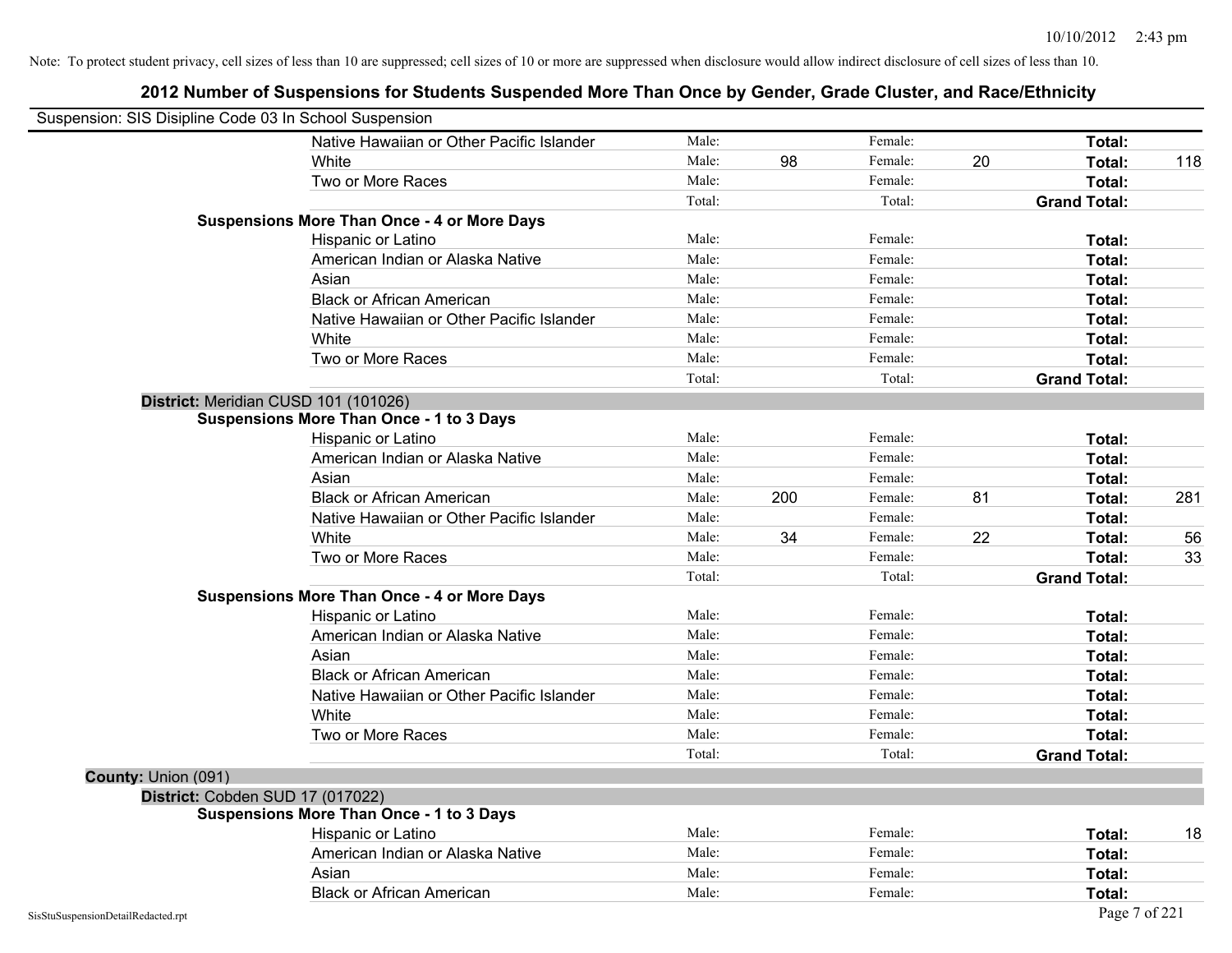Note: To protect student privacy, cell sizes of less than 10 are suppressed; cell sizes of 10 or more are suppressed when disclosure would allow indirect disclosure of cell sizes of less than 10.

## 2012 Number of Suspensions for Students Suspended More Than Once by Gender, Grade Cluster, and Race/Ethnicity

Suspension: SIS Disipline Code 03 In School Suspension

| | | | | | | |
|---|---|---|---|---|---|---|
| Native Hawaiian or Other Pacific Islander | Male: | | Female: | | **Total:** | |
| White | Male: | 98 | Female: | 20 | **Total:** | 118 |
| Two or More Races | Male: | | Female: | | **Total:** | |
| | Total: | | Total: | | **Grand Total:** | |

**Suspensions More Than Once - 4 or More Days**

| | | | | | | |
|---|---|---|---|---|---|---|
| Hispanic or Latino | Male: | | Female: | | **Total:** | |
| American Indian or Alaska Native | Male: | | Female: | | **Total:** | |
| Asian | Male: | | Female: | | **Total:** | |
| Black or African American | Male: | | Female: | | **Total:** | |
| Native Hawaiian or Other Pacific Islander | Male: | | Female: | | **Total:** | |
| White | Male: | | Female: | | **Total:** | |
| Two or More Races | Male: | | Female: | | **Total:** | |
| | Total: | | Total: | | **Grand Total:** | |

**District:** Meridian CUSD 101 (101026)

**Suspensions More Than Once - 1 to 3 Days**

| | | | | | | |
|---|---|---|---|---|---|---|
| Hispanic or Latino | Male: | | Female: | | **Total:** | |
| American Indian or Alaska Native | Male: | | Female: | | **Total:** | |
| Asian | Male: | | Female: | | **Total:** | |
| Black or African American | Male: | 200 | Female: | 81 | **Total:** | 281 |
| Native Hawaiian or Other Pacific Islander | Male: | | Female: | | **Total:** | |
| White | Male: | 34 | Female: | 22 | **Total:** | 56 |
| Two or More Races | Male: | | Female: | | **Total:** | 33 |
| | Total: | | Total: | | **Grand Total:** | |

**Suspensions More Than Once - 4 or More Days**

| | | | | | | |
|---|---|---|---|---|---|---|
| Hispanic or Latino | Male: | | Female: | | **Total:** | |
| American Indian or Alaska Native | Male: | | Female: | | **Total:** | |
| Asian | Male: | | Female: | | **Total:** | |
| Black or African American | Male: | | Female: | | **Total:** | |
| Native Hawaiian or Other Pacific Islander | Male: | | Female: | | **Total:** | |
| White | Male: | | Female: | | **Total:** | |
| Two or More Races | Male: | | Female: | | **Total:** | |
| | Total: | | Total: | | **Grand Total:** | |

**County:** Union (091)

**District:** Cobden SUD 17 (017022)

**Suspensions More Than Once - 1 to 3 Days**

| | | | | | | |
|---|---|---|---|---|---|---|
| Hispanic or Latino | Male: | | Female: | | **Total:** | 18 |
| American Indian or Alaska Native | Male: | | Female: | | **Total:** | |
| Asian | Male: | | Female: | | **Total:** | |
| Black or African American | Male: | | Female: | | **Total:** | |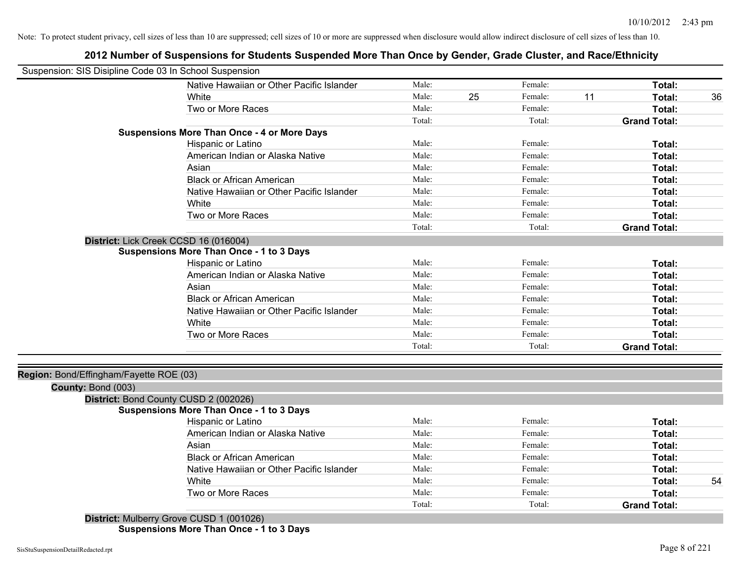Note: To protect student privacy, cell sizes of less than 10 are suppressed; cell sizes of 10 or more are suppressed when disclosure would allow indirect disclosure of cell sizes of less than 10.

# 2012 Number of Suspensions for Students Suspended More Than Once by Gender, Grade Cluster, and Race/Ethnicity

Suspension: SIS Disipline Code 03 In School Suspension

| | | | | | |
|---|---|---|---|---|---|
| Native Hawaiian or Other Pacific Islander | Male: | Female: | | **Total:** | |
| White | Male: 25 | Female: 11 | | **Total:** | 36 |
| Two or More Races | Male: | Female: | | **Total:** | |
| | Total: | Total: | | **Grand Total:** | |

**Suspensions More Than Once - 4 or More Days**

| | | | |
|---|---|---|---|
| Hispanic or Latino | Male: | Female: | **Total:** |
| American Indian or Alaska Native | Male: | Female: | **Total:** |
| Asian | Male: | Female: | **Total:** |
| Black or African American | Male: | Female: | **Total:** |
| Native Hawaiian or Other Pacific Islander | Male: | Female: | **Total:** |
| White | Male: | Female: | **Total:** |
| Two or More Races | Male: | Female: | **Total:** |
| | Total: | Total: | **Grand Total:** |

**District:** Lick Creek CCSD 16 (016004)

**Suspensions More Than Once - 1 to 3 Days**

| | | | |
|---|---|---|---|
| Hispanic or Latino | Male: | Female: | **Total:** |
| American Indian or Alaska Native | Male: | Female: | **Total:** |
| Asian | Male: | Female: | **Total:** |
| Black or African American | Male: | Female: | **Total:** |
| Native Hawaiian or Other Pacific Islander | Male: | Female: | **Total:** |
| White | Male: | Female: | **Total:** |
| Two or More Races | Male: | Female: | **Total:** |
| | Total: | Total: | **Grand Total:** |

**Region:** Bond/Effingham/Fayette ROE (03)

**County:** Bond (003)

**District:** Bond County CUSD 2 (002026)

**Suspensions More Than Once - 1 to 3 Days**

| | | | | |
|---|---|---|---|---|
| Hispanic or Latino | Male: | Female: | **Total:** | |
| American Indian or Alaska Native | Male: | Female: | **Total:** | |
| Asian | Male: | Female: | **Total:** | |
| Black or African American | Male: | Female: | **Total:** | |
| Native Hawaiian or Other Pacific Islander | Male: | Female: | **Total:** | |
| White | Male: | Female: | **Total:** | 54 |
| Two or More Races | Male: | Female: | **Total:** | |
| | Total: | Total: | **Grand Total:** | |

**District:** Mulberry Grove CUSD 1 (001026)

**Suspensions More Than Once - 1 to 3 Days**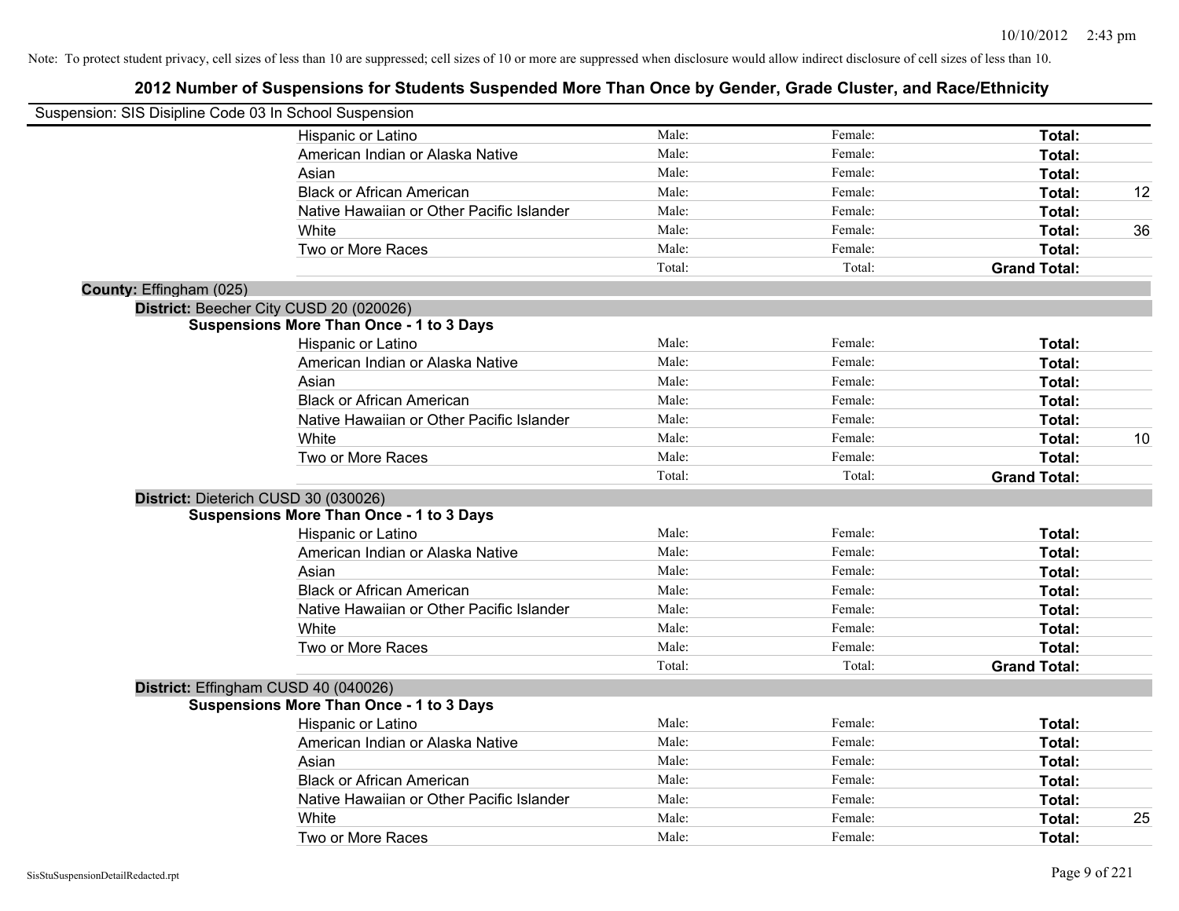Note: To protect student privacy, cell sizes of less than 10 are suppressed; cell sizes of 10 or more are suppressed when disclosure would allow indirect disclosure of cell sizes of less than 10.

## 2012 Number of Suspensions for Students Suspended More Than Once by Gender, Grade Cluster, and Race/Ethnicity

Suspension: SIS Disipline Code 03 In School Suspension

| | | | | |
|---|---|---|---|---|
| Hispanic or Latino | Male: | Female: | **Total:** | |
| American Indian or Alaska Native | Male: | Female: | **Total:** | |
| Asian | Male: | Female: | **Total:** | |
| Black or African American | Male: | Female: | **Total:** | 12 |
| Native Hawaiian or Other Pacific Islander | Male: | Female: | **Total:** | |
| White | Male: | Female: | **Total:** | 36 |
| Two or More Races | Male: | Female: | **Total:** | |
| | Total: | Total: | **Grand Total:** | |

**County:** Effingham (025)

**District:** Beecher City CUSD 20 (020026)

**Suspensions More Than Once - 1 to 3 Days**

| | | | | |
|---|---|---|---|---|
| Hispanic or Latino | Male: | Female: | **Total:** | |
| American Indian or Alaska Native | Male: | Female: | **Total:** | |
| Asian | Male: | Female: | **Total:** | |
| Black or African American | Male: | Female: | **Total:** | |
| Native Hawaiian or Other Pacific Islander | Male: | Female: | **Total:** | |
| White | Male: | Female: | **Total:** | 10 |
| Two or More Races | Male: | Female: | **Total:** | |
| | Total: | Total: | **Grand Total:** | |

**District:** Dieterich CUSD 30 (030026)

**Suspensions More Than Once - 1 to 3 Days**

| | | | | |
|---|---|---|---|---|
| Hispanic or Latino | Male: | Female: | **Total:** | |
| American Indian or Alaska Native | Male: | Female: | **Total:** | |
| Asian | Male: | Female: | **Total:** | |
| Black or African American | Male: | Female: | **Total:** | |
| Native Hawaiian or Other Pacific Islander | Male: | Female: | **Total:** | |
| White | Male: | Female: | **Total:** | |
| Two or More Races | Male: | Female: | **Total:** | |
| | Total: | Total: | **Grand Total:** | |

**District:** Effingham CUSD 40 (040026)

**Suspensions More Than Once - 1 to 3 Days**

| | | | | |
|---|---|---|---|---|
| Hispanic or Latino | Male: | Female: | **Total:** | |
| American Indian or Alaska Native | Male: | Female: | **Total:** | |
| Asian | Male: | Female: | **Total:** | |
| Black or African American | Male: | Female: | **Total:** | |
| Native Hawaiian or Other Pacific Islander | Male: | Female: | **Total:** | |
| White | Male: | Female: | **Total:** | 25 |
| Two or More Races | Male: | Female: | **Total:** | |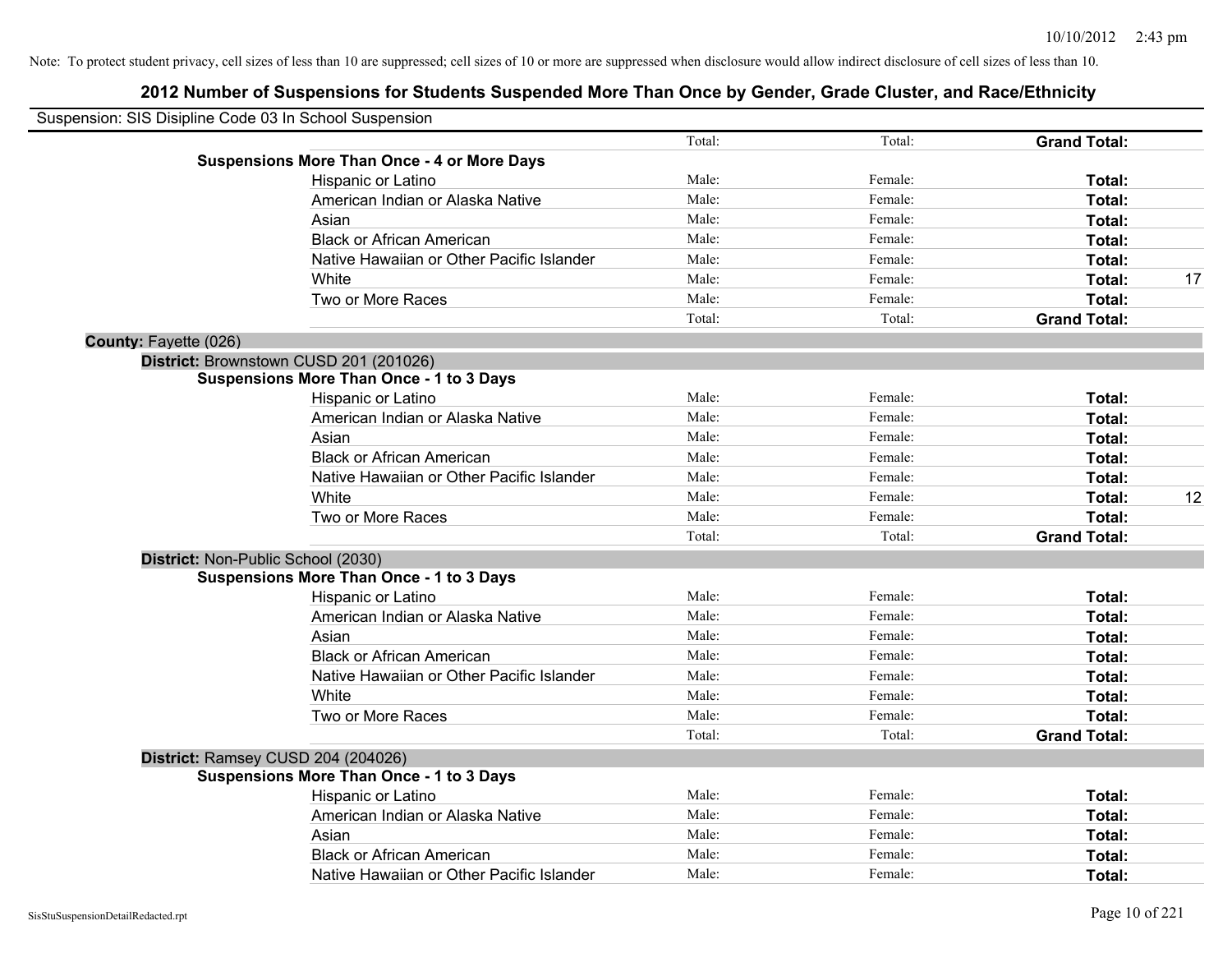Note: To protect student privacy, cell sizes of less than 10 are suppressed; cell sizes of 10 or more are suppressed when disclosure would allow indirect disclosure of cell sizes of less than 10.

# 2012 Number of Suspensions for Students Suspended More Than Once by Gender, Grade Cluster, and Race/Ethnicity

Suspension: SIS Disipline Code 03 In School Suspension

| | | | | | |
|---|---|---|---|---|---|
| | | Total: | Total: | **Grand Total:** | |
| **Suspensions More Than Once - 4 or More Days** | | | | | |
| | Hispanic or Latino | Male: | Female: | **Total:** | |
| | American Indian or Alaska Native | Male: | Female: | **Total:** | |
| | Asian | Male: | Female: | **Total:** | |
| | Black or African American | Male: | Female: | **Total:** | |
| | Native Hawaiian or Other Pacific Islander | Male: | Female: | **Total:** | |
| | White | Male: | Female: | **Total:** | 17 |
| | Two or More Races | Male: | Female: | **Total:** | |
| | | Total: | Total: | **Grand Total:** | |

**County:** Fayette (026)

**District:** Brownstown CUSD 201 (201026)

| | | | | | |
|---|---|---|---|---|---|
| **Suspensions More Than Once - 1 to 3 Days** | | | | | |
| | Hispanic or Latino | Male: | Female: | **Total:** | |
| | American Indian or Alaska Native | Male: | Female: | **Total:** | |
| | Asian | Male: | Female: | **Total:** | |
| | Black or African American | Male: | Female: | **Total:** | |
| | Native Hawaiian or Other Pacific Islander | Male: | Female: | **Total:** | |
| | White | Male: | Female: | **Total:** | 12 |
| | Two or More Races | Male: | Female: | **Total:** | |
| | | Total: | Total: | **Grand Total:** | |

**District:** Non-Public School (2030)

| | | | | | |
|---|---|---|---|---|---|
| **Suspensions More Than Once - 1 to 3 Days** | | | | | |
| | Hispanic or Latino | Male: | Female: | **Total:** | |
| | American Indian or Alaska Native | Male: | Female: | **Total:** | |
| | Asian | Male: | Female: | **Total:** | |
| | Black or African American | Male: | Female: | **Total:** | |
| | Native Hawaiian or Other Pacific Islander | Male: | Female: | **Total:** | |
| | White | Male: | Female: | **Total:** | |
| | Two or More Races | Male: | Female: | **Total:** | |
| | | Total: | Total: | **Grand Total:** | |

**District:** Ramsey CUSD 204 (204026)

| | | | | | |
|---|---|---|---|---|---|
| **Suspensions More Than Once - 1 to 3 Days** | | | | | |
| | Hispanic or Latino | Male: | Female: | **Total:** | |
| | American Indian or Alaska Native | Male: | Female: | **Total:** | |
| | Asian | Male: | Female: | **Total:** | |
| | Black or African American | Male: | Female: | **Total:** | |
| | Native Hawaiian or Other Pacific Islander | Male: | Female: | **Total:** | |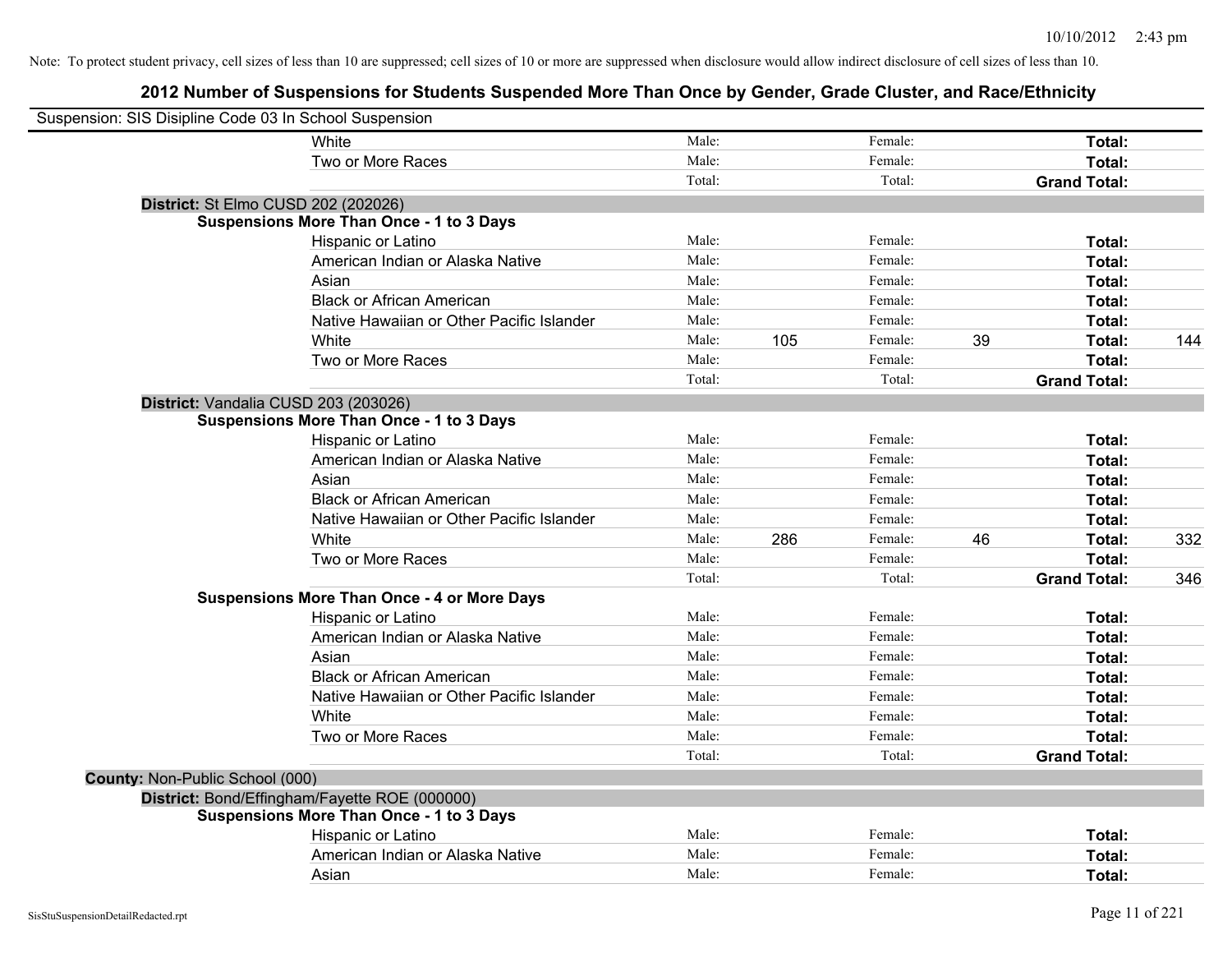Note: To protect student privacy, cell sizes of less than 10 are suppressed; cell sizes of 10 or more are suppressed when disclosure would allow indirect disclosure of cell sizes of less than 10.

# 2012 Number of Suspensions for Students Suspended More Than Once by Gender, Grade Cluster, and Race/Ethnicity

Suspension: SIS Disipline Code 03 In School Suspension

| | | | | | | |
|---|---|---|---|---|---|---|
| White | Male: | | Female: | | **Total:** | |
| Two or More Races | Male: | | Female: | | **Total:** | |
| | Total: | | Total: | | **Grand Total:** | |

**District:** St Elmo CUSD 202 (202026)

**Suspensions More Than Once - 1 to 3 Days**

| | | | | | | |
|---|---|---|---|---|---|---|
| Hispanic or Latino | Male: | | Female: | | **Total:** | |
| American Indian or Alaska Native | Male: | | Female: | | **Total:** | |
| Asian | Male: | | Female: | | **Total:** | |
| Black or African American | Male: | | Female: | | **Total:** | |
| Native Hawaiian or Other Pacific Islander | Male: | | Female: | | **Total:** | |
| White | Male: | 105 | Female: | 39 | **Total:** | 144 |
| Two or More Races | Male: | | Female: | | **Total:** | |
| | Total: | | Total: | | **Grand Total:** | |

**District:** Vandalia CUSD 203 (203026)

**Suspensions More Than Once - 1 to 3 Days**

| | | | | | | |
|---|---|---|---|---|---|---|
| Hispanic or Latino | Male: | | Female: | | **Total:** | |
| American Indian or Alaska Native | Male: | | Female: | | **Total:** | |
| Asian | Male: | | Female: | | **Total:** | |
| Black or African American | Male: | | Female: | | **Total:** | |
| Native Hawaiian or Other Pacific Islander | Male: | | Female: | | **Total:** | |
| White | Male: | 286 | Female: | 46 | **Total:** | 332 |
| Two or More Races | Male: | | Female: | | **Total:** | |
| | Total: | | Total: | | **Grand Total:** | 346 |

**Suspensions More Than Once - 4 or More Days**

| | | | | | | |
|---|---|---|---|---|---|---|
| Hispanic or Latino | Male: | | Female: | | **Total:** | |
| American Indian or Alaska Native | Male: | | Female: | | **Total:** | |
| Asian | Male: | | Female: | | **Total:** | |
| Black or African American | Male: | | Female: | | **Total:** | |
| Native Hawaiian or Other Pacific Islander | Male: | | Female: | | **Total:** | |
| White | Male: | | Female: | | **Total:** | |
| Two or More Races | Male: | | Female: | | **Total:** | |
| | Total: | | Total: | | **Grand Total:** | |

**County:** Non-Public School (000)

**District:** Bond/Effingham/Fayette ROE (000000)

**Suspensions More Than Once - 1 to 3 Days**

| | | | | | | |
|---|---|---|---|---|---|---|
| Hispanic or Latino | Male: | | Female: | | **Total:** | |
| American Indian or Alaska Native | Male: | | Female: | | **Total:** | |
| Asian | Male: | | Female: | | **Total:** | |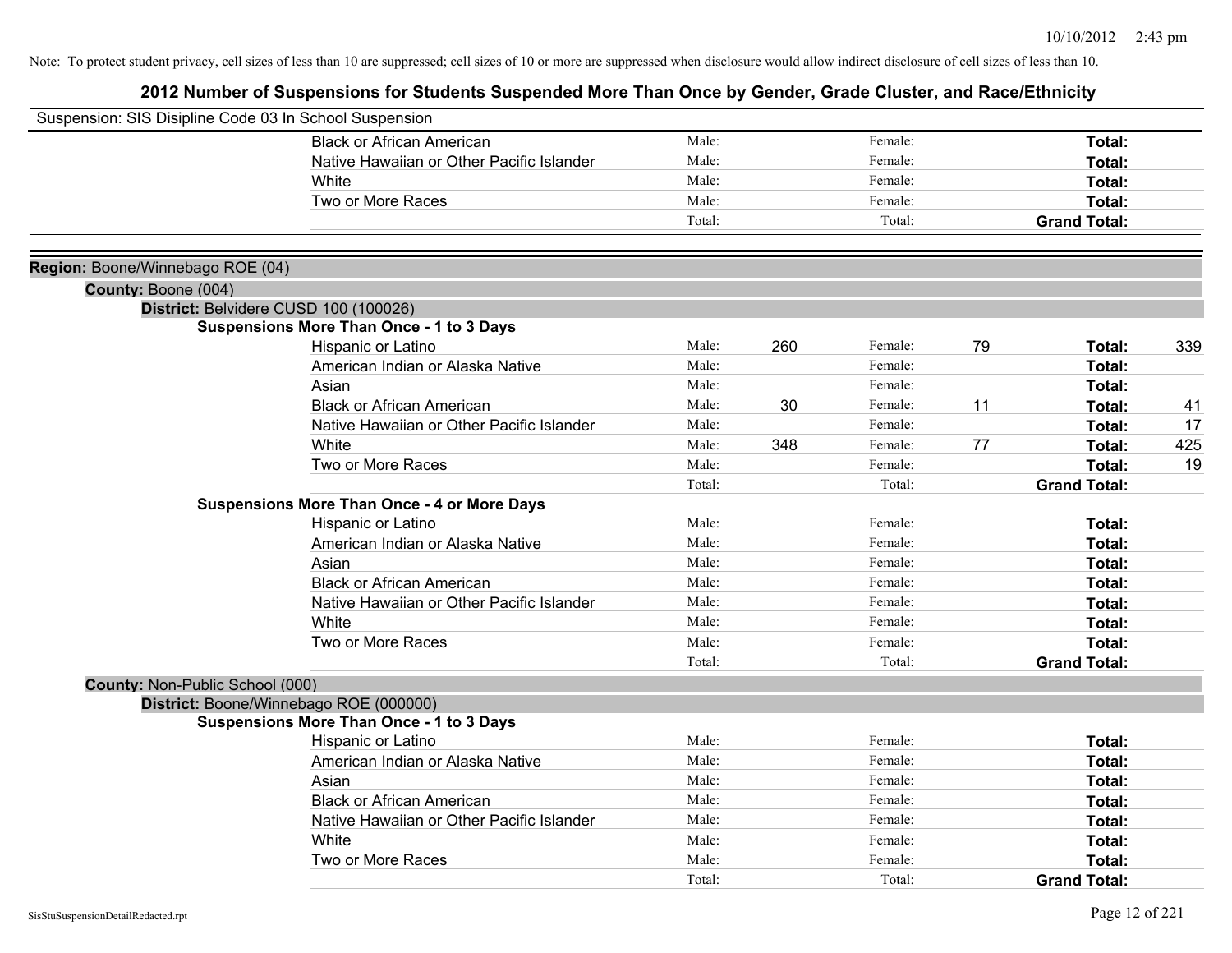Note: To protect student privacy, cell sizes of less than 10 are suppressed; cell sizes of 10 or more are suppressed when disclosure would allow indirect disclosure of cell sizes of less than 10.

# 2012 Number of Suspensions for Students Suspended More Than Once by Gender, Grade Cluster, and Race/Ethnicity

Suspension: SIS Disipline Code 03 In School Suspension

| | | | | | | |
|---|---|---|---|---|---|---|
| Black or African American | Male: | | Female: | | **Total:** | |
| Native Hawaiian or Other Pacific Islander | Male: | | Female: | | **Total:** | |
| White | Male: | | Female: | | **Total:** | |
| Two or More Races | Male: | | Female: | | **Total:** | |
| | Total: | | Total: | | **Grand Total:** | |

**Region:** Boone/Winnebago ROE (04)

**County:** Boone (004)

**District:** Belvidere CUSD 100 (100026)

**Suspensions More Than Once - 1 to 3 Days**

| | | | | | | |
|---|---|---|---|---|---|---|
| Hispanic or Latino | Male: | 260 | Female: | 79 | **Total:** | 339 |
| American Indian or Alaska Native | Male: | | Female: | | **Total:** | |
| Asian | Male: | | Female: | | **Total:** | |
| Black or African American | Male: | 30 | Female: | 11 | **Total:** | 41 |
| Native Hawaiian or Other Pacific Islander | Male: | | Female: | | **Total:** | 17 |
| White | Male: | 348 | Female: | 77 | **Total:** | 425 |
| Two or More Races | Male: | | Female: | | **Total:** | 19 |
| | Total: | | Total: | | **Grand Total:** | |

**Suspensions More Than Once - 4 or More Days**

| | | | | | | |
|---|---|---|---|---|---|---|
| Hispanic or Latino | Male: | | Female: | | **Total:** | |
| American Indian or Alaska Native | Male: | | Female: | | **Total:** | |
| Asian | Male: | | Female: | | **Total:** | |
| Black or African American | Male: | | Female: | | **Total:** | |
| Native Hawaiian or Other Pacific Islander | Male: | | Female: | | **Total:** | |
| White | Male: | | Female: | | **Total:** | |
| Two or More Races | Male: | | Female: | | **Total:** | |
| | Total: | | Total: | | **Grand Total:** | |

**County:** Non-Public School (000)

**District:** Boone/Winnebago ROE (000000)

**Suspensions More Than Once - 1 to 3 Days**

| | | | | | | |
|---|---|---|---|---|---|---|
| Hispanic or Latino | Male: | | Female: | | **Total:** | |
| American Indian or Alaska Native | Male: | | Female: | | **Total:** | |
| Asian | Male: | | Female: | | **Total:** | |
| Black or African American | Male: | | Female: | | **Total:** | |
| Native Hawaiian or Other Pacific Islander | Male: | | Female: | | **Total:** | |
| White | Male: | | Female: | | **Total:** | |
| Two or More Races | Male: | | Female: | | **Total:** | |
| | Total: | | Total: | | **Grand Total:** | |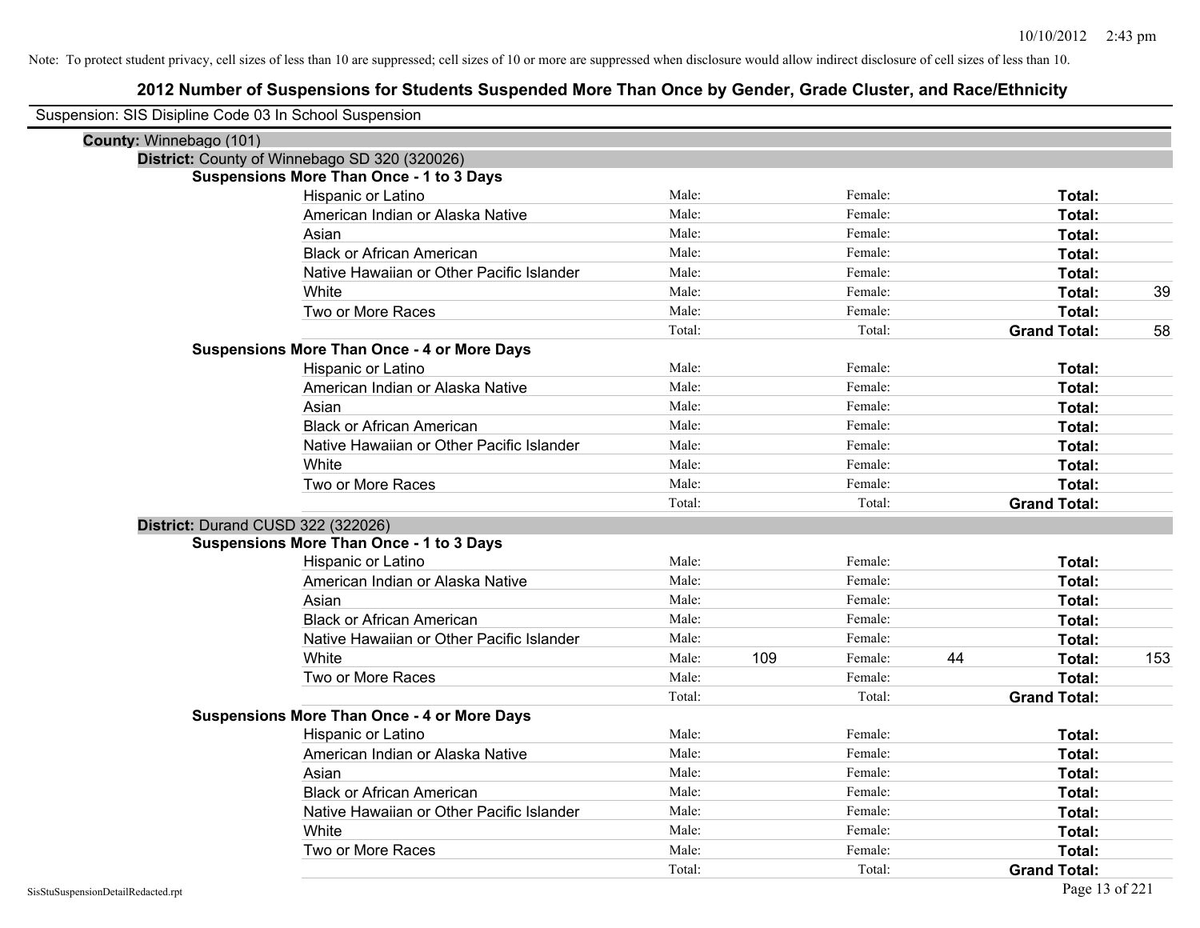Note: To protect student privacy, cell sizes of less than 10 are suppressed; cell sizes of 10 or more are suppressed when disclosure would allow indirect disclosure of cell sizes of less than 10.

# 2012 Number of Suspensions for Students Suspended More Than Once by Gender, Grade Cluster, and Race/Ethnicity

Suspension: SIS Disipline Code 03 In School Suspension

**County:** Winnebago (101)

**District:** County of Winnebago SD 320 (320026)

**Suspensions More Than Once - 1 to 3 Days**

| Race/Ethnicity | | Male | | Female | | |
|---|---|---|---|---|---|---|
| Hispanic or Latino | Male: | | Female: | | **Total:** | |
| American Indian or Alaska Native | Male: | | Female: | | **Total:** | |
| Asian | Male: | | Female: | | **Total:** | |
| Black or African American | Male: | | Female: | | **Total:** | |
| Native Hawaiian or Other Pacific Islander | Male: | | Female: | | **Total:** | |
| White | Male: | | Female: | | **Total:** | 39 |
| Two or More Races | Male: | | Female: | | **Total:** | |
| | Total: | | Total: | | **Grand Total:** | 58 |

**Suspensions More Than Once - 4 or More Days**

| Race/Ethnicity | | Male | | Female | | |
|---|---|---|---|---|---|---|
| Hispanic or Latino | Male: | | Female: | | **Total:** | |
| American Indian or Alaska Native | Male: | | Female: | | **Total:** | |
| Asian | Male: | | Female: | | **Total:** | |
| Black or African American | Male: | | Female: | | **Total:** | |
| Native Hawaiian or Other Pacific Islander | Male: | | Female: | | **Total:** | |
| White | Male: | | Female: | | **Total:** | |
| Two or More Races | Male: | | Female: | | **Total:** | |
| | Total: | | Total: | | **Grand Total:** | |

**District:** Durand CUSD 322 (322026)

**Suspensions More Than Once - 1 to 3 Days**

| Race/Ethnicity | | Male | | Female | | |
|---|---|---|---|---|---|---|
| Hispanic or Latino | Male: | | Female: | | **Total:** | |
| American Indian or Alaska Native | Male: | | Female: | | **Total:** | |
| Asian | Male: | | Female: | | **Total:** | |
| Black or African American | Male: | | Female: | | **Total:** | |
| Native Hawaiian or Other Pacific Islander | Male: | | Female: | | **Total:** | |
| White | Male: | 109 | Female: | 44 | **Total:** | 153 |
| Two or More Races | Male: | | Female: | | **Total:** | |
| | Total: | | Total: | | **Grand Total:** | |

**Suspensions More Than Once - 4 or More Days**

| Race/Ethnicity | | Male | | Female | | |
|---|---|---|---|---|---|---|
| Hispanic or Latino | Male: | | Female: | | **Total:** | |
| American Indian or Alaska Native | Male: | | Female: | | **Total:** | |
| Asian | Male: | | Female: | | **Total:** | |
| Black or African American | Male: | | Female: | | **Total:** | |
| Native Hawaiian or Other Pacific Islander | Male: | | Female: | | **Total:** | |
| White | Male: | | Female: | | **Total:** | |
| Two or More Races | Male: | | Female: | | **Total:** | |
| | Total: | | Total: | | **Grand Total:** | |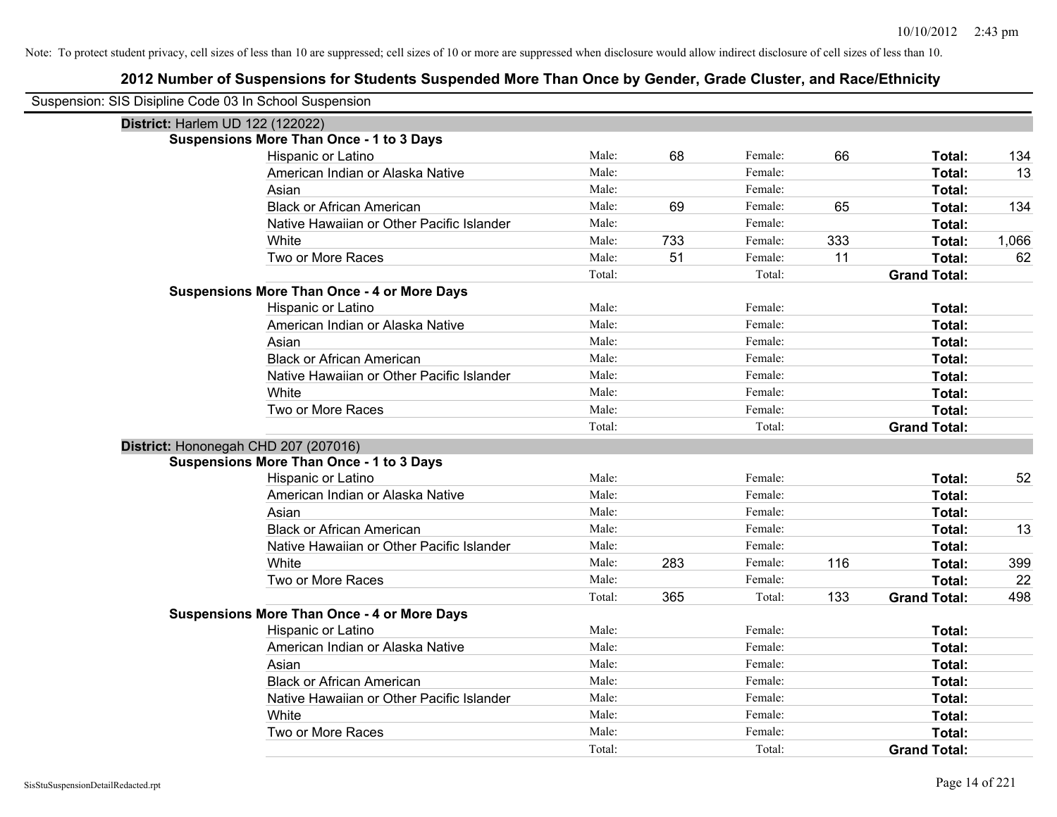Note: To protect student privacy, cell sizes of less than 10 are suppressed; cell sizes of 10 or more are suppressed when disclosure would allow indirect disclosure of cell sizes of less than 10.

# 2012 Number of Suspensions for Students Suspended More Than Once by Gender, Grade Cluster, and Race/Ethnicity

Suspension: SIS Disipline Code 03 In School Suspension

## District: Harlem UD 122 (122022)

### Suspensions More Than Once - 1 to 3 Days

| | | | | | | |
|---|---|---|---|---|---|---|
| Hispanic or Latino | Male: | 68 | Female: | 66 | **Total:** | 134 |
| American Indian or Alaska Native | Male: | | Female: | | **Total:** | 13 |
| Asian | Male: | | Female: | | **Total:** | |
| Black or African American | Male: | 69 | Female: | 65 | **Total:** | 134 |
| Native Hawaiian or Other Pacific Islander | Male: | | Female: | | **Total:** | |
| White | Male: | 733 | Female: | 333 | **Total:** | 1,066 |
| Two or More Races | Male: | 51 | Female: | 11 | **Total:** | 62 |
| | Total: | | Total: | | **Grand Total:** | |

### Suspensions More Than Once - 4 or More Days

| | | | | | | |
|---|---|---|---|---|---|---|
| Hispanic or Latino | Male: | | Female: | | **Total:** | |
| American Indian or Alaska Native | Male: | | Female: | | **Total:** | |
| Asian | Male: | | Female: | | **Total:** | |
| Black or African American | Male: | | Female: | | **Total:** | |
| Native Hawaiian or Other Pacific Islander | Male: | | Female: | | **Total:** | |
| White | Male: | | Female: | | **Total:** | |
| Two or More Races | Male: | | Female: | | **Total:** | |
| | Total: | | Total: | | **Grand Total:** | |

## District: Hononegah CHD 207 (207016)

### Suspensions More Than Once - 1 to 3 Days

| | | | | | | |
|---|---|---|---|---|---|---|
| Hispanic or Latino | Male: | | Female: | | **Total:** | 52 |
| American Indian or Alaska Native | Male: | | Female: | | **Total:** | |
| Asian | Male: | | Female: | | **Total:** | |
| Black or African American | Male: | | Female: | | **Total:** | 13 |
| Native Hawaiian or Other Pacific Islander | Male: | | Female: | | **Total:** | |
| White | Male: | 283 | Female: | 116 | **Total:** | 399 |
| Two or More Races | Male: | | Female: | | **Total:** | 22 |
| | Total: | 365 | Total: | 133 | **Grand Total:** | 498 |

### Suspensions More Than Once - 4 or More Days

| | | | | | | |
|---|---|---|---|---|---|---|
| Hispanic or Latino | Male: | | Female: | | **Total:** | |
| American Indian or Alaska Native | Male: | | Female: | | **Total:** | |
| Asian | Male: | | Female: | | **Total:** | |
| Black or African American | Male: | | Female: | | **Total:** | |
| Native Hawaiian or Other Pacific Islander | Male: | | Female: | | **Total:** | |
| White | Male: | | Female: | | **Total:** | |
| Two or More Races | Male: | | Female: | | **Total:** | |
| | Total: | | Total: | | **Grand Total:** | |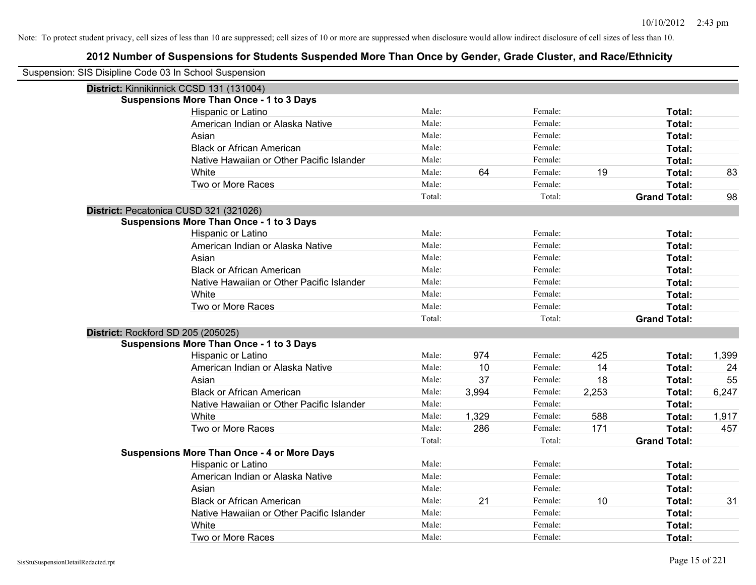Note: To protect student privacy, cell sizes of less than 10 are suppressed; cell sizes of 10 or more are suppressed when disclosure would allow indirect disclosure of cell sizes of less than 10.

# 2012 Number of Suspensions for Students Suspended More Than Once by Gender, Grade Cluster, and Race/Ethnicity

Suspension: SIS Disipline Code 03 In School Suspension

**District:** Kinnikinnick CCSD 131 (131004)

**Suspensions More Than Once - 1 to 3 Days**

| Race/Ethnicity | | | | | | |
|---|---|---|---|---|---|---|
| Hispanic or Latino | Male: | | Female: | | **Total:** | |
| American Indian or Alaska Native | Male: | | Female: | | **Total:** | |
| Asian | Male: | | Female: | | **Total:** | |
| Black or African American | Male: | | Female: | | **Total:** | |
| Native Hawaiian or Other Pacific Islander | Male: | | Female: | | **Total:** | |
| White | Male: | 64 | Female: | 19 | **Total:** | 83 |
| Two or More Races | Male: | | Female: | | **Total:** | |
| | Total: | | Total: | | **Grand Total:** | 98 |

**District:** Pecatonica CUSD 321 (321026)

**Suspensions More Than Once - 1 to 3 Days**

| Race/Ethnicity | | | | | | |
|---|---|---|---|---|---|---|
| Hispanic or Latino | Male: | | Female: | | **Total:** | |
| American Indian or Alaska Native | Male: | | Female: | | **Total:** | |
| Asian | Male: | | Female: | | **Total:** | |
| Black or African American | Male: | | Female: | | **Total:** | |
| Native Hawaiian or Other Pacific Islander | Male: | | Female: | | **Total:** | |
| White | Male: | | Female: | | **Total:** | |
| Two or More Races | Male: | | Female: | | **Total:** | |
| | Total: | | Total: | | **Grand Total:** | |

**District:** Rockford SD 205 (205025)

**Suspensions More Than Once - 1 to 3 Days**

| Race/Ethnicity | | | | | | |
|---|---|---|---|---|---|---|
| Hispanic or Latino | Male: | 974 | Female: | 425 | **Total:** | 1,399 |
| American Indian or Alaska Native | Male: | 10 | Female: | 14 | **Total:** | 24 |
| Asian | Male: | 37 | Female: | 18 | **Total:** | 55 |
| Black or African American | Male: | 3,994 | Female: | 2,253 | **Total:** | 6,247 |
| Native Hawaiian or Other Pacific Islander | Male: | | Female: | | **Total:** | |
| White | Male: | 1,329 | Female: | 588 | **Total:** | 1,917 |
| Two or More Races | Male: | 286 | Female: | 171 | **Total:** | 457 |
| | Total: | | Total: | | **Grand Total:** | |

**Suspensions More Than Once - 4 or More Days**

| Race/Ethnicity | | | | | | |
|---|---|---|---|---|---|---|
| Hispanic or Latino | Male: | | Female: | | **Total:** | |
| American Indian or Alaska Native | Male: | | Female: | | **Total:** | |
| Asian | Male: | | Female: | | **Total:** | |
| Black or African American | Male: | 21 | Female: | 10 | **Total:** | 31 |
| Native Hawaiian or Other Pacific Islander | Male: | | Female: | | **Total:** | |
| White | Male: | | Female: | | **Total:** | |
| Two or More Races | Male: | | Female: | | **Total:** | |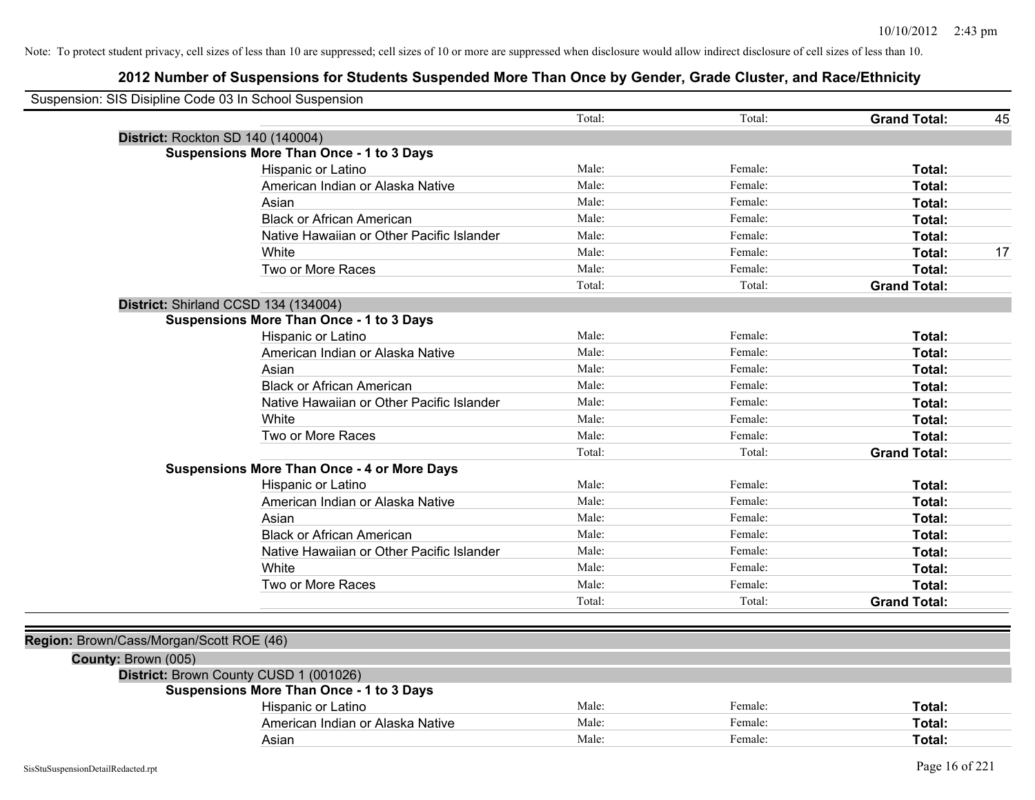Note: To protect student privacy, cell sizes of less than 10 are suppressed; cell sizes of 10 or more are suppressed when disclosure would allow indirect disclosure of cell sizes of less than 10.

## 2012 Number of Suspensions for Students Suspended More Than Once by Gender, Grade Cluster, and Race/Ethnicity

Suspension: SIS Disipline Code 03 In School Suspension

| | | | | |
|---|---|---|---|---|
| | Total: | Total: | **Grand Total:** | 45 |

**District:** Rockton SD 140 (140004)

**Suspensions More Than Once - 1 to 3 Days**

| | | | | |
|---|---|---|---|---|
| Hispanic or Latino | Male: | Female: | **Total:** | |
| American Indian or Alaska Native | Male: | Female: | **Total:** | |
| Asian | Male: | Female: | **Total:** | |
| Black or African American | Male: | Female: | **Total:** | |
| Native Hawaiian or Other Pacific Islander | Male: | Female: | **Total:** | |
| White | Male: | Female: | **Total:** | 17 |
| Two or More Races | Male: | Female: | **Total:** | |
| | Total: | Total: | **Grand Total:** | |

**District:** Shirland CCSD 134 (134004)

**Suspensions More Than Once - 1 to 3 Days**

| | | | | |
|---|---|---|---|---|
| Hispanic or Latino | Male: | Female: | **Total:** | |
| American Indian or Alaska Native | Male: | Female: | **Total:** | |
| Asian | Male: | Female: | **Total:** | |
| Black or African American | Male: | Female: | **Total:** | |
| Native Hawaiian or Other Pacific Islander | Male: | Female: | **Total:** | |
| White | Male: | Female: | **Total:** | |
| Two or More Races | Male: | Female: | **Total:** | |
| | Total: | Total: | **Grand Total:** | |

**Suspensions More Than Once - 4 or More Days**

| | | | | |
|---|---|---|---|---|
| Hispanic or Latino | Male: | Female: | **Total:** | |
| American Indian or Alaska Native | Male: | Female: | **Total:** | |
| Asian | Male: | Female: | **Total:** | |
| Black or African American | Male: | Female: | **Total:** | |
| Native Hawaiian or Other Pacific Islander | Male: | Female: | **Total:** | |
| White | Male: | Female: | **Total:** | |
| Two or More Races | Male: | Female: | **Total:** | |
| | Total: | Total: | **Grand Total:** | |

**Region:** Brown/Cass/Morgan/Scott ROE (46)

**County:** Brown (005)

**District:** Brown County CUSD 1 (001026)

**Suspensions More Than Once - 1 to 3 Days**

| | | | | |
|---|---|---|---|---|
| Hispanic or Latino | Male: | Female: | **Total:** | |
| American Indian or Alaska Native | Male: | Female: | **Total:** | |
| Asian | Male: | Female: | **Total:** | |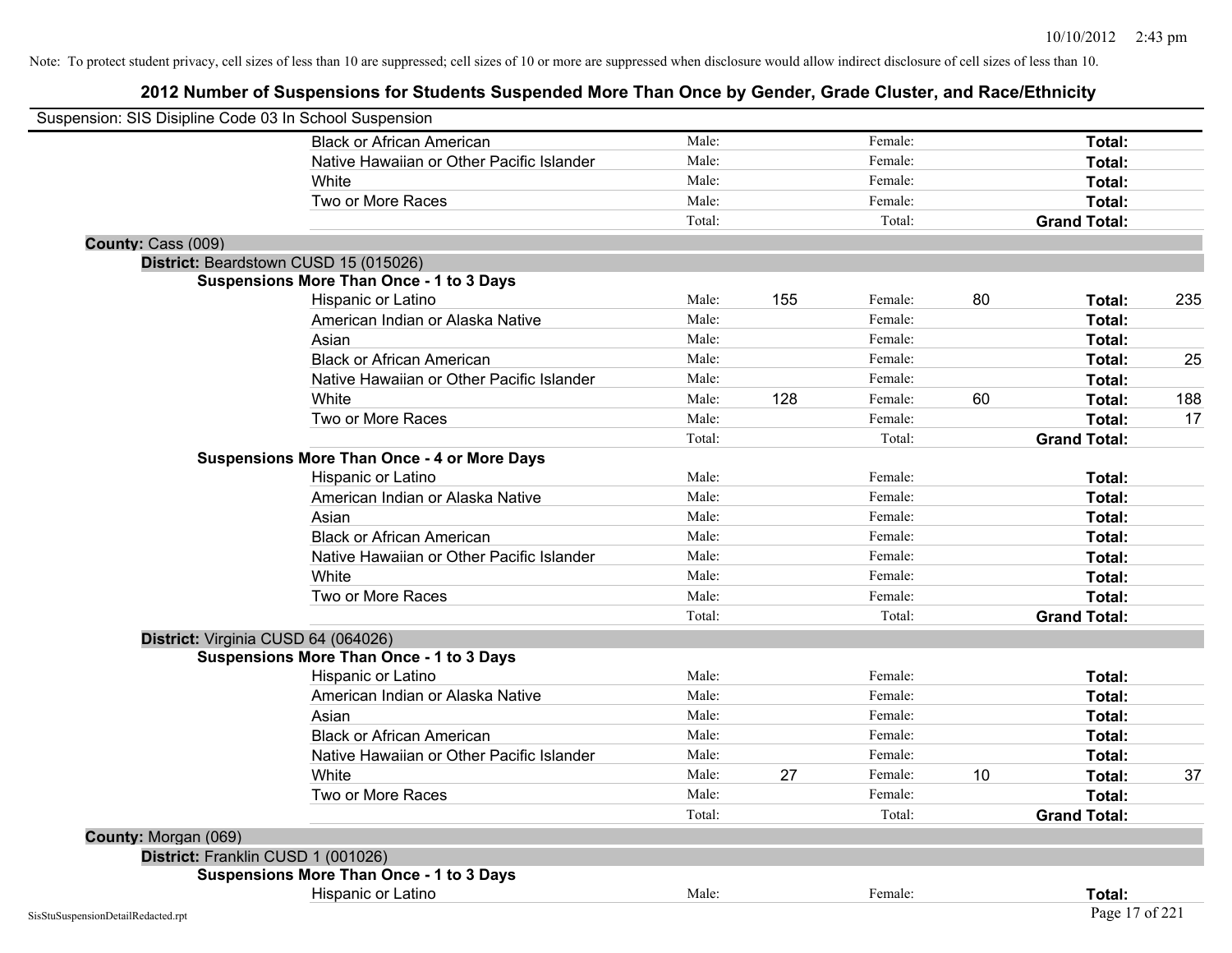Note: To protect student privacy, cell sizes of less than 10 are suppressed; cell sizes of 10 or more are suppressed when disclosure would allow indirect disclosure of cell sizes of less than 10.

## 2012 Number of Suspensions for Students Suspended More Than Once by Gender, Grade Cluster, and Race/Ethnicity

Suspension: SIS Disipline Code 03 In School Suspension

| | | | | | | | |
|---|---|---|---|---|---|---|---|
| | Black or African American | Male: | | Female: | | **Total:** | |
| | Native Hawaiian or Other Pacific Islander | Male: | | Female: | | **Total:** | |
| | White | Male: | | Female: | | **Total:** | |
| | Two or More Races | Male: | | Female: | | **Total:** | |
| | | Total: | | Total: | | **Grand Total:** | |

**County:** Cass (009)

**District:** Beardstown CUSD 15 (015026)

**Suspensions More Than Once - 1 to 3 Days**

| | | | | | | |
|---|---|---|---|---|---|---|
| Hispanic or Latino | Male: | 155 | Female: | 80 | **Total:** | 235 |
| American Indian or Alaska Native | Male: | | Female: | | **Total:** | |
| Asian | Male: | | Female: | | **Total:** | |
| Black or African American | Male: | | Female: | | **Total:** | 25 |
| Native Hawaiian or Other Pacific Islander | Male: | | Female: | | **Total:** | |
| White | Male: | 128 | Female: | 60 | **Total:** | 188 |
| Two or More Races | Male: | | Female: | | **Total:** | 17 |
| | Total: | | Total: | | **Grand Total:** | |

**Suspensions More Than Once - 4 or More Days**

| | | | | | | |
|---|---|---|---|---|---|---|
| Hispanic or Latino | Male: | | Female: | | **Total:** | |
| American Indian or Alaska Native | Male: | | Female: | | **Total:** | |
| Asian | Male: | | Female: | | **Total:** | |
| Black or African American | Male: | | Female: | | **Total:** | |
| Native Hawaiian or Other Pacific Islander | Male: | | Female: | | **Total:** | |
| White | Male: | | Female: | | **Total:** | |
| Two or More Races | Male: | | Female: | | **Total:** | |
| | Total: | | Total: | | **Grand Total:** | |

**District:** Virginia CUSD 64 (064026)

**Suspensions More Than Once - 1 to 3 Days**

| | | | | | | |
|---|---|---|---|---|---|---|
| Hispanic or Latino | Male: | | Female: | | **Total:** | |
| American Indian or Alaska Native | Male: | | Female: | | **Total:** | |
| Asian | Male: | | Female: | | **Total:** | |
| Black or African American | Male: | | Female: | | **Total:** | |
| Native Hawaiian or Other Pacific Islander | Male: | | Female: | | **Total:** | |
| White | Male: | 27 | Female: | 10 | **Total:** | 37 |
| Two or More Races | Male: | | Female: | | **Total:** | |
| | Total: | | Total: | | **Grand Total:** | |

**County:** Morgan (069)

**District:** Franklin CUSD 1 (001026)

**Suspensions More Than Once - 1 to 3 Days**

| | | | | | | |
|---|---|---|---|---|---|---|
| Hispanic or Latino | Male: | | Female: | | **Total:** | |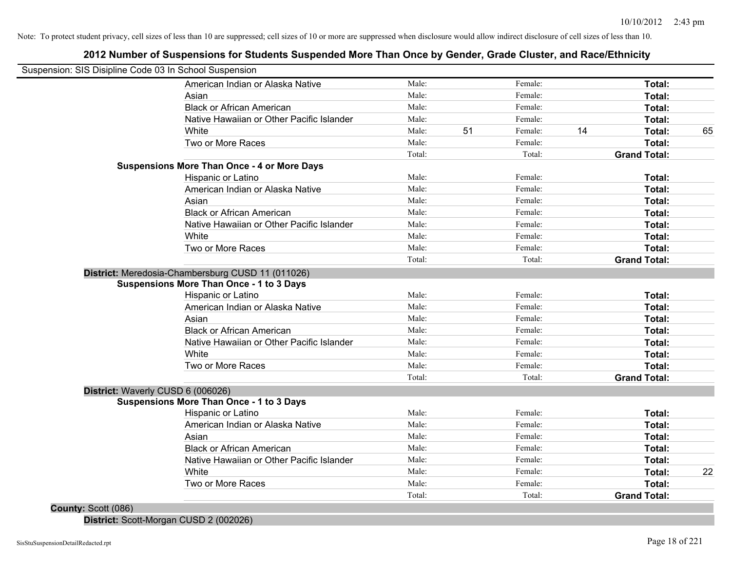Note: To protect student privacy, cell sizes of less than 10 are suppressed; cell sizes of 10 or more are suppressed when disclosure would allow indirect disclosure of cell sizes of less than 10.

## 2012 Number of Suspensions for Students Suspended More Than Once by Gender, Grade Cluster, and Race/Ethnicity

Suspension: SIS Disipline Code 03 In School Suspension

| | | | | | | |
|---|---|---|---|---|---|---|
| American Indian or Alaska Native | Male: | | Female: | | **Total:** | |
| Asian | Male: | | Female: | | **Total:** | |
| Black or African American | Male: | | Female: | | **Total:** | |
| Native Hawaiian or Other Pacific Islander | Male: | | Female: | | **Total:** | |
| White | Male: | 51 | Female: | 14 | **Total:** | 65 |
| Two or More Races | Male: | | Female: | | **Total:** | |
| | Total: | | Total: | | **Grand Total:** | |

**Suspensions More Than Once - 4 or More Days**

| | | | | | | |
|---|---|---|---|---|---|---|
| Hispanic or Latino | Male: | | Female: | | **Total:** | |
| American Indian or Alaska Native | Male: | | Female: | | **Total:** | |
| Asian | Male: | | Female: | | **Total:** | |
| Black or African American | Male: | | Female: | | **Total:** | |
| Native Hawaiian or Other Pacific Islander | Male: | | Female: | | **Total:** | |
| White | Male: | | Female: | | **Total:** | |
| Two or More Races | Male: | | Female: | | **Total:** | |
| | Total: | | Total: | | **Grand Total:** | |

**District:** Meredosia-Chambersburg CUSD 11 (011026)

**Suspensions More Than Once - 1 to 3 Days**

| | | | | | | |
|---|---|---|---|---|---|---|
| Hispanic or Latino | Male: | | Female: | | **Total:** | |
| American Indian or Alaska Native | Male: | | Female: | | **Total:** | |
| Asian | Male: | | Female: | | **Total:** | |
| Black or African American | Male: | | Female: | | **Total:** | |
| Native Hawaiian or Other Pacific Islander | Male: | | Female: | | **Total:** | |
| White | Male: | | Female: | | **Total:** | |
| Two or More Races | Male: | | Female: | | **Total:** | |
| | Total: | | Total: | | **Grand Total:** | |

**District:** Waverly CUSD 6 (006026)

**Suspensions More Than Once - 1 to 3 Days**

| | | | | | | |
|---|---|---|---|---|---|---|
| Hispanic or Latino | Male: | | Female: | | **Total:** | |
| American Indian or Alaska Native | Male: | | Female: | | **Total:** | |
| Asian | Male: | | Female: | | **Total:** | |
| Black or African American | Male: | | Female: | | **Total:** | |
| Native Hawaiian or Other Pacific Islander | Male: | | Female: | | **Total:** | |
| White | Male: | | Female: | | **Total:** | 22 |
| Two or More Races | Male: | | Female: | | **Total:** | |
| | Total: | | Total: | | **Grand Total:** | |

**County:** Scott (086)

**District:** Scott-Morgan CUSD 2 (002026)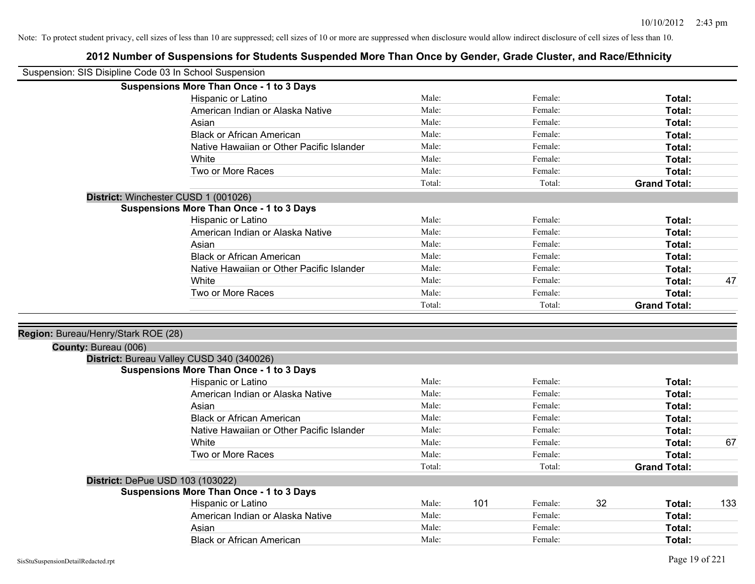Note: To protect student privacy, cell sizes of less than 10 are suppressed; cell sizes of 10 or more are suppressed when disclosure would allow indirect disclosure of cell sizes of less than 10.

## 2012 Number of Suspensions for Students Suspended More Than Once by Gender, Grade Cluster, and Race/Ethnicity

Suspension: SIS Disipline Code 03 In School Suspension

**Suspensions More Than Once - 1 to 3 Days**

| | Male: | | Female: | | Total: | |
|---|---|---|---|---|---|---|
| Hispanic or Latino | Male: | | Female: | | **Total:** | |
| American Indian or Alaska Native | Male: | | Female: | | **Total:** | |
| Asian | Male: | | Female: | | **Total:** | |
| Black or African American | Male: | | Female: | | **Total:** | |
| Native Hawaiian or Other Pacific Islander | Male: | | Female: | | **Total:** | |
| White | Male: | | Female: | | **Total:** | |
| Two or More Races | Male: | | Female: | | **Total:** | |
| | Total: | | Total: | | **Grand Total:** | |

**District:** Winchester CUSD 1 (001026)

**Suspensions More Than Once - 1 to 3 Days**

| | Male: | | Female: | | Total: | |
|---|---|---|---|---|---|---|
| Hispanic or Latino | Male: | | Female: | | **Total:** | |
| American Indian or Alaska Native | Male: | | Female: | | **Total:** | |
| Asian | Male: | | Female: | | **Total:** | |
| Black or African American | Male: | | Female: | | **Total:** | |
| Native Hawaiian or Other Pacific Islander | Male: | | Female: | | **Total:** | |
| White | Male: | | Female: | | **Total:** | 47 |
| Two or More Races | Male: | | Female: | | **Total:** | |
| | Total: | | Total: | | **Grand Total:** | |

**Region:** Bureau/Henry/Stark ROE (28)

**County:** Bureau (006)

**District:** Bureau Valley CUSD 340 (340026)

**Suspensions More Than Once - 1 to 3 Days**

| | Male: | | Female: | | Total: | |
|---|---|---|---|---|---|---|
| Hispanic or Latino | Male: | | Female: | | **Total:** | |
| American Indian or Alaska Native | Male: | | Female: | | **Total:** | |
| Asian | Male: | | Female: | | **Total:** | |
| Black or African American | Male: | | Female: | | **Total:** | |
| Native Hawaiian or Other Pacific Islander | Male: | | Female: | | **Total:** | |
| White | Male: | | Female: | | **Total:** | 67 |
| Two or More Races | Male: | | Female: | | **Total:** | |
| | Total: | | Total: | | **Grand Total:** | |

**District:** DePue USD 103 (103022)

**Suspensions More Than Once - 1 to 3 Days**

| | Male: | | Female: | | Total: | |
|---|---|---|---|---|---|---|
| Hispanic or Latino | Male: | 101 | Female: | 32 | **Total:** | 133 |
| American Indian or Alaska Native | Male: | | Female: | | **Total:** | |
| Asian | Male: | | Female: | | **Total:** | |
| Black or African American | Male: | | Female: | | **Total:** | |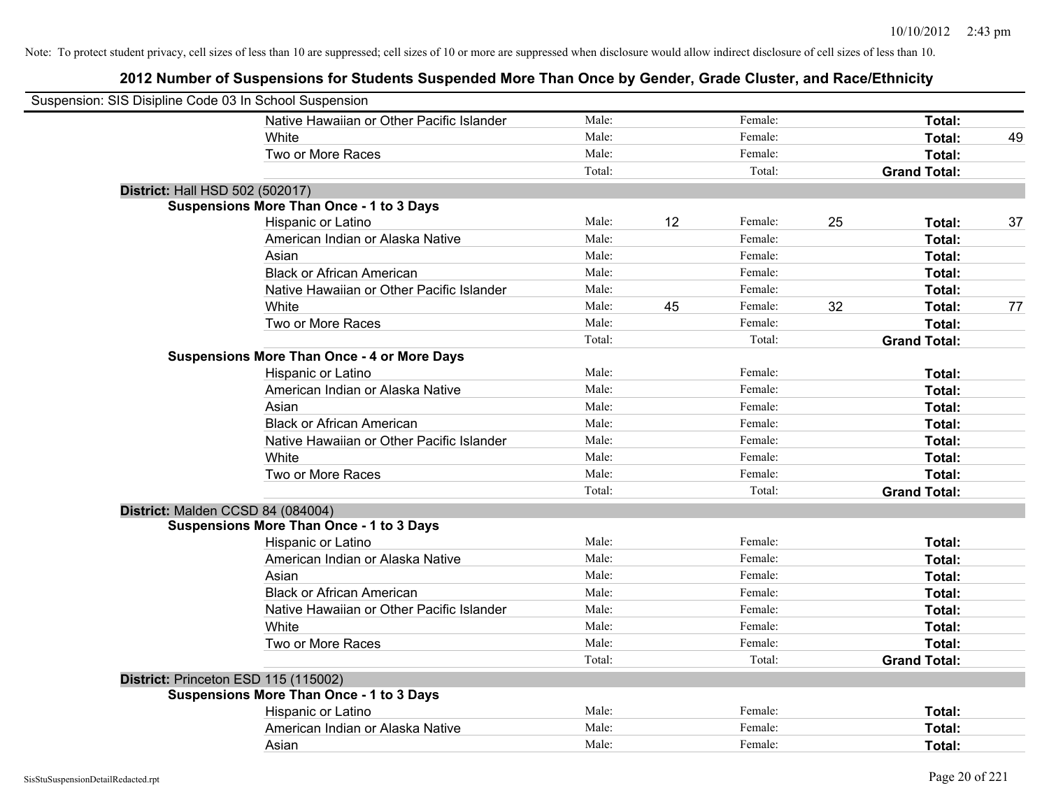Note: To protect student privacy, cell sizes of less than 10 are suppressed; cell sizes of 10 or more are suppressed when disclosure would allow indirect disclosure of cell sizes of less than 10.

## 2012 Number of Suspensions for Students Suspended More Than Once by Gender, Grade Cluster, and Race/Ethnicity

Suspension: SIS Disipline Code 03 In School Suspension

| | | | | | | | |
|---|---|---|---|---|---|---|---|
| Native Hawaiian or Other Pacific Islander | Male: | | Female: | | **Total:** | |
| White | Male: | | Female: | | **Total:** | 49 |
| Two or More Races | Male: | | Female: | | **Total:** | |
| | Total: | | Total: | | **Grand Total:** | |

**District:** Hall HSD 502 (502017)

**Suspensions More Than Once - 1 to 3 Days**

| | | | | | | |
|---|---|---|---|---|---|---|
| Hispanic or Latino | Male: | 12 | Female: | 25 | **Total:** | 37 |
| American Indian or Alaska Native | Male: | | Female: | | **Total:** | |
| Asian | Male: | | Female: | | **Total:** | |
| Black or African American | Male: | | Female: | | **Total:** | |
| Native Hawaiian or Other Pacific Islander | Male: | | Female: | | **Total:** | |
| White | Male: | 45 | Female: | 32 | **Total:** | 77 |
| Two or More Races | Male: | | Female: | | **Total:** | |
| | Total: | | Total: | | **Grand Total:** | |

**Suspensions More Than Once - 4 or More Days**

| | | | | | | |
|---|---|---|---|---|---|---|
| Hispanic or Latino | Male: | | Female: | | **Total:** | |
| American Indian or Alaska Native | Male: | | Female: | | **Total:** | |
| Asian | Male: | | Female: | | **Total:** | |
| Black or African American | Male: | | Female: | | **Total:** | |
| Native Hawaiian or Other Pacific Islander | Male: | | Female: | | **Total:** | |
| White | Male: | | Female: | | **Total:** | |
| Two or More Races | Male: | | Female: | | **Total:** | |
| | Total: | | Total: | | **Grand Total:** | |

**District:** Malden CCSD 84 (084004)

**Suspensions More Than Once - 1 to 3 Days**

| | | | | | | |
|---|---|---|---|---|---|---|
| Hispanic or Latino | Male: | | Female: | | **Total:** | |
| American Indian or Alaska Native | Male: | | Female: | | **Total:** | |
| Asian | Male: | | Female: | | **Total:** | |
| Black or African American | Male: | | Female: | | **Total:** | |
| Native Hawaiian or Other Pacific Islander | Male: | | Female: | | **Total:** | |
| White | Male: | | Female: | | **Total:** | |
| Two or More Races | Male: | | Female: | | **Total:** | |
| | Total: | | Total: | | **Grand Total:** | |

**District:** Princeton ESD 115 (115002)

**Suspensions More Than Once - 1 to 3 Days**

| | | | | | | |
|---|---|---|---|---|---|---|
| Hispanic or Latino | Male: | | Female: | | **Total:** | |
| American Indian or Alaska Native | Male: | | Female: | | **Total:** | |
| Asian | Male: | | Female: | | **Total:** | |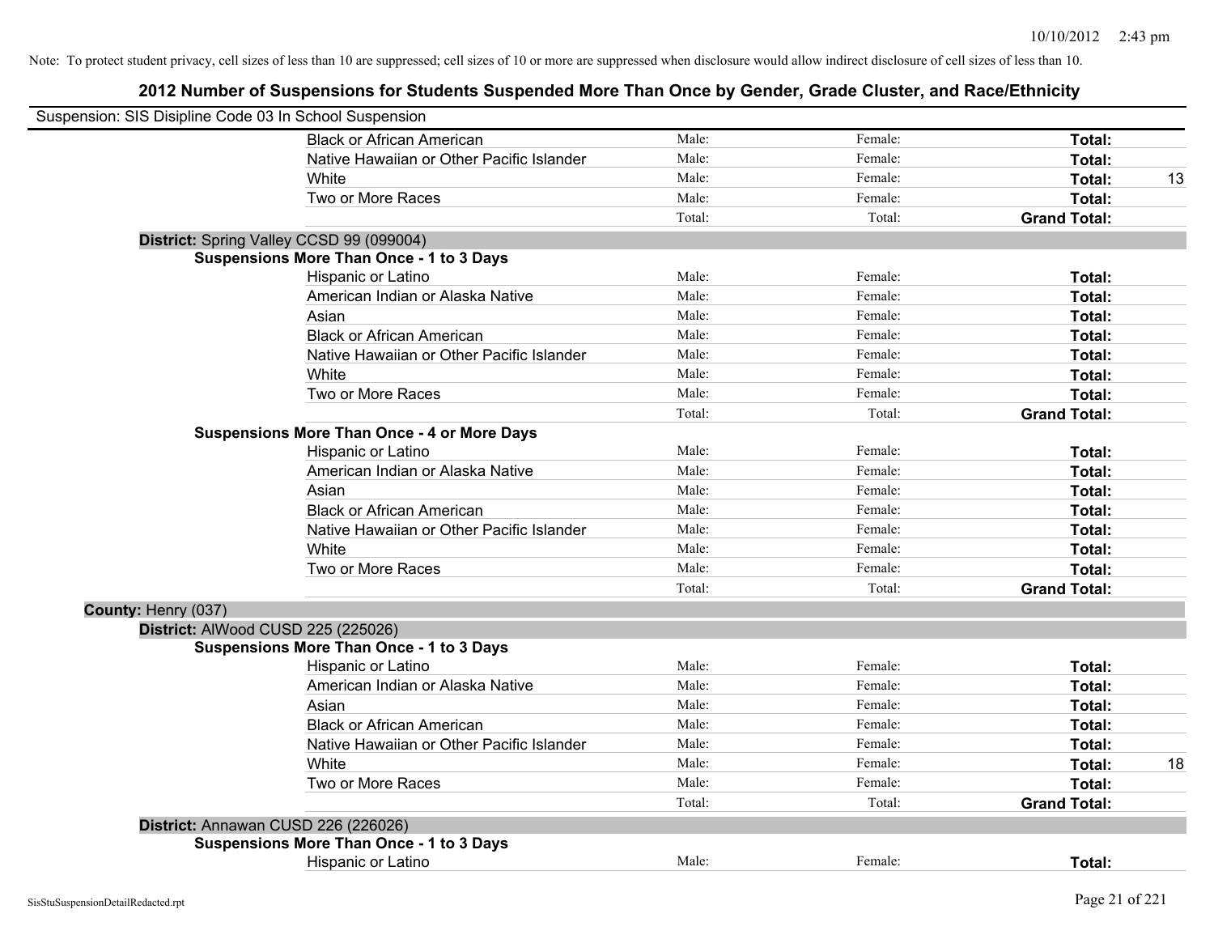Note: To protect student privacy, cell sizes of less than 10 are suppressed; cell sizes of 10 or more are suppressed when disclosure would allow indirect disclosure of cell sizes of less than 10.

# 2012 Number of Suspensions for Students Suspended More Than Once by Gender, Grade Cluster, and Race/Ethnicity

Suspension: SIS Disipline Code 03 In School Suspension

| | | | | |
|---|---|---|---|---|
| Black or African American | Male: | Female: | **Total:** | |
| Native Hawaiian or Other Pacific Islander | Male: | Female: | **Total:** | |
| White | Male: | Female: | **Total:** | 13 |
| Two or More Races | Male: | Female: | **Total:** | |
| | Total: | Total: | **Grand Total:** | |

**District:** Spring Valley CCSD 99 (099004)

**Suspensions More Than Once - 1 to 3 Days**

| | | | | |
|---|---|---|---|---|
| Hispanic or Latino | Male: | Female: | **Total:** | |
| American Indian or Alaska Native | Male: | Female: | **Total:** | |
| Asian | Male: | Female: | **Total:** | |
| Black or African American | Male: | Female: | **Total:** | |
| Native Hawaiian or Other Pacific Islander | Male: | Female: | **Total:** | |
| White | Male: | Female: | **Total:** | |
| Two or More Races | Male: | Female: | **Total:** | |
| | Total: | Total: | **Grand Total:** | |

**Suspensions More Than Once - 4 or More Days**

| | | | | |
|---|---|---|---|---|
| Hispanic or Latino | Male: | Female: | **Total:** | |
| American Indian or Alaska Native | Male: | Female: | **Total:** | |
| Asian | Male: | Female: | **Total:** | |
| Black or African American | Male: | Female: | **Total:** | |
| Native Hawaiian or Other Pacific Islander | Male: | Female: | **Total:** | |
| White | Male: | Female: | **Total:** | |
| Two or More Races | Male: | Female: | **Total:** | |
| | Total: | Total: | **Grand Total:** | |

**County:** Henry (037)

**District:** AlWood CUSD 225 (225026)

**Suspensions More Than Once - 1 to 3 Days**

| | | | | |
|---|---|---|---|---|
| Hispanic or Latino | Male: | Female: | **Total:** | |
| American Indian or Alaska Native | Male: | Female: | **Total:** | |
| Asian | Male: | Female: | **Total:** | |
| Black or African American | Male: | Female: | **Total:** | |
| Native Hawaiian or Other Pacific Islander | Male: | Female: | **Total:** | |
| White | Male: | Female: | **Total:** | 18 |
| Two or More Races | Male: | Female: | **Total:** | |
| | Total: | Total: | **Grand Total:** | |

**District:** Annawan CUSD 226 (226026)

**Suspensions More Than Once - 1 to 3 Days**

| | | | | |
|---|---|---|---|---|
| Hispanic or Latino | Male: | Female: | **Total:** | |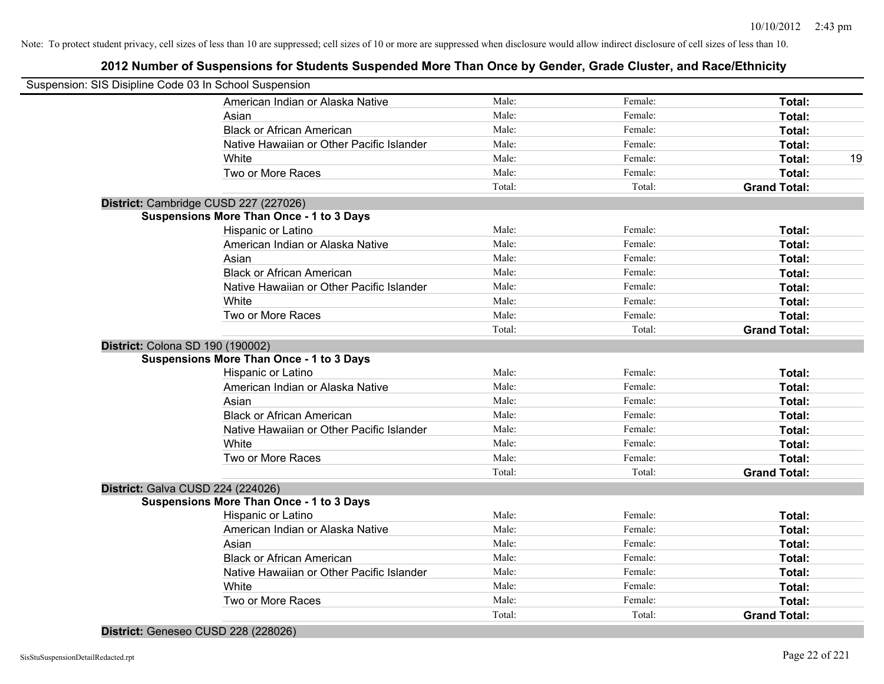Note: To protect student privacy, cell sizes of less than 10 are suppressed; cell sizes of 10 or more are suppressed when disclosure would allow indirect disclosure of cell sizes of less than 10.

## 2012 Number of Suspensions for Students Suspended More Than Once by Gender, Grade Cluster, and Race/Ethnicity

Suspension: SIS Disipline Code 03 In School Suspension

| | | | | |
|---|---|---|---|---|
| American Indian or Alaska Native | Male: | Female: | **Total:** | |
| Asian | Male: | Female: | **Total:** | |
| Black or African American | Male: | Female: | **Total:** | |
| Native Hawaiian or Other Pacific Islander | Male: | Female: | **Total:** | |
| White | Male: | Female: | **Total:** | 19 |
| Two or More Races | Male: | Female: | **Total:** | |
| | Total: | Total: | **Grand Total:** | |

**District:** Cambridge CUSD 227 (227026)

**Suspensions More Than Once - 1 to 3 Days**

| | | | | |
|---|---|---|---|---|
| Hispanic or Latino | Male: | Female: | **Total:** | |
| American Indian or Alaska Native | Male: | Female: | **Total:** | |
| Asian | Male: | Female: | **Total:** | |
| Black or African American | Male: | Female: | **Total:** | |
| Native Hawaiian or Other Pacific Islander | Male: | Female: | **Total:** | |
| White | Male: | Female: | **Total:** | |
| Two or More Races | Male: | Female: | **Total:** | |
| | Total: | Total: | **Grand Total:** | |

**District:** Colona SD 190 (190002)

**Suspensions More Than Once - 1 to 3 Days**

| | | | | |
|---|---|---|---|---|
| Hispanic or Latino | Male: | Female: | **Total:** | |
| American Indian or Alaska Native | Male: | Female: | **Total:** | |
| Asian | Male: | Female: | **Total:** | |
| Black or African American | Male: | Female: | **Total:** | |
| Native Hawaiian or Other Pacific Islander | Male: | Female: | **Total:** | |
| White | Male: | Female: | **Total:** | |
| Two or More Races | Male: | Female: | **Total:** | |
| | Total: | Total: | **Grand Total:** | |

**District:** Galva CUSD 224 (224026)

**Suspensions More Than Once - 1 to 3 Days**

| | | | | |
|---|---|---|---|---|
| Hispanic or Latino | Male: | Female: | **Total:** | |
| American Indian or Alaska Native | Male: | Female: | **Total:** | |
| Asian | Male: | Female: | **Total:** | |
| Black or African American | Male: | Female: | **Total:** | |
| Native Hawaiian or Other Pacific Islander | Male: | Female: | **Total:** | |
| White | Male: | Female: | **Total:** | |
| Two or More Races | Male: | Female: | **Total:** | |
| | Total: | Total: | **Grand Total:** | |

**District:** Geneseo CUSD 228 (228026)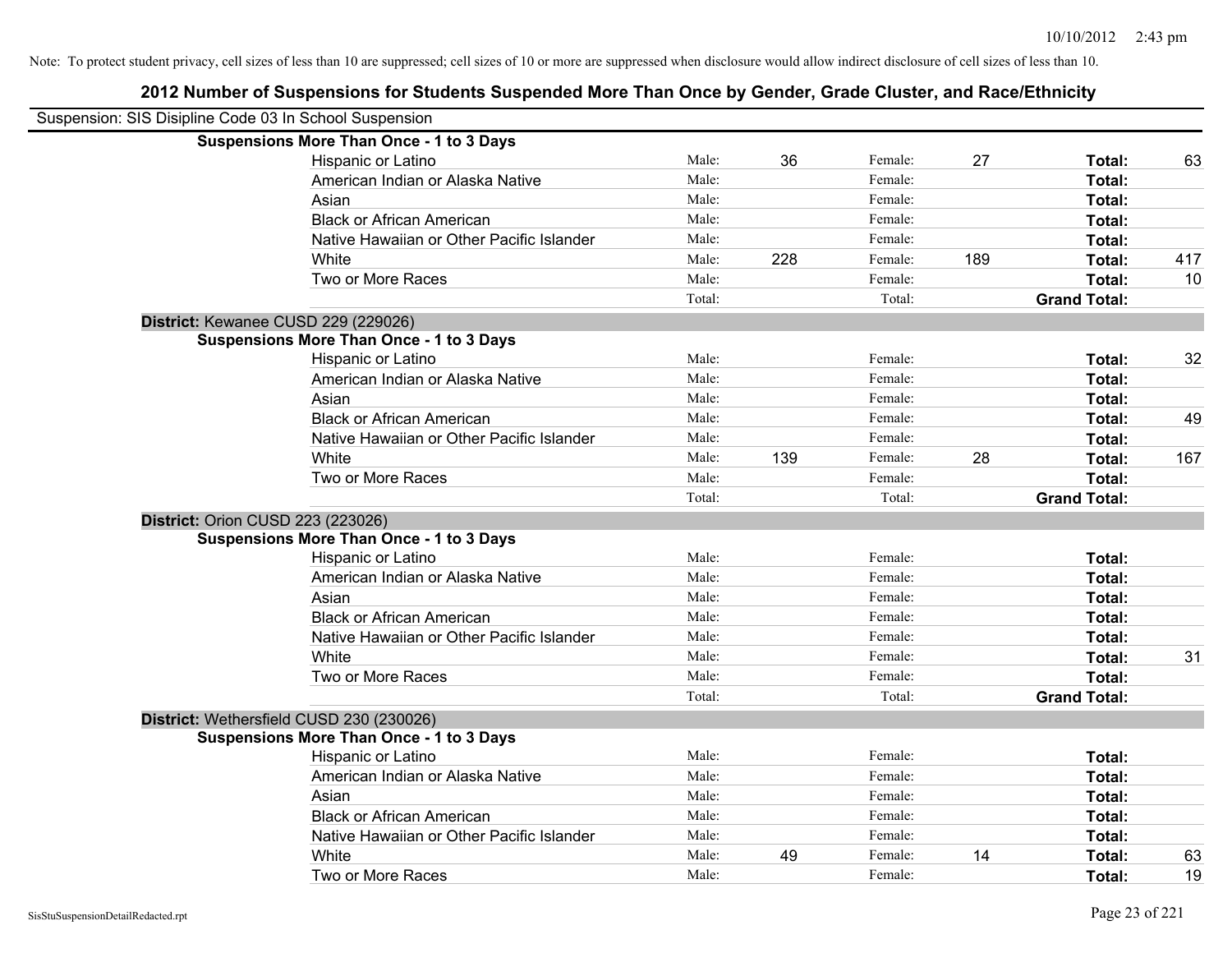Note: To protect student privacy, cell sizes of less than 10 are suppressed; cell sizes of 10 or more are suppressed when disclosure would allow indirect disclosure of cell sizes of less than 10.

# 2012 Number of Suspensions for Students Suspended More Than Once by Gender, Grade Cluster, and Race/Ethnicity

Suspension: SIS Disipline Code 03 In School Suspension

**Suspensions More Than Once - 1 to 3 Days**

| | | | | | | |
|---|---|---|---|---|---|---|
| Hispanic or Latino | Male: | 36 | Female: | 27 | **Total:** | 63 |
| American Indian or Alaska Native | Male: | | Female: | | **Total:** | |
| Asian | Male: | | Female: | | **Total:** | |
| Black or African American | Male: | | Female: | | **Total:** | |
| Native Hawaiian or Other Pacific Islander | Male: | | Female: | | **Total:** | |
| White | Male: | 228 | Female: | 189 | **Total:** | 417 |
| Two or More Races | Male: | | Female: | | **Total:** | 10 |
| | Total: | | Total: | | **Grand Total:** | |

**District:** Kewanee CUSD 229 (229026)

**Suspensions More Than Once - 1 to 3 Days**

| | | | | | | |
|---|---|---|---|---|---|---|
| Hispanic or Latino | Male: | | Female: | | **Total:** | 32 |
| American Indian or Alaska Native | Male: | | Female: | | **Total:** | |
| Asian | Male: | | Female: | | **Total:** | |
| Black or African American | Male: | | Female: | | **Total:** | 49 |
| Native Hawaiian or Other Pacific Islander | Male: | | Female: | | **Total:** | |
| White | Male: | 139 | Female: | 28 | **Total:** | 167 |
| Two or More Races | Male: | | Female: | | **Total:** | |
| | Total: | | Total: | | **Grand Total:** | |

**District:** Orion CUSD 223 (223026)

**Suspensions More Than Once - 1 to 3 Days**

| | | | | | | |
|---|---|---|---|---|---|---|
| Hispanic or Latino | Male: | | Female: | | **Total:** | |
| American Indian or Alaska Native | Male: | | Female: | | **Total:** | |
| Asian | Male: | | Female: | | **Total:** | |
| Black or African American | Male: | | Female: | | **Total:** | |
| Native Hawaiian or Other Pacific Islander | Male: | | Female: | | **Total:** | |
| White | Male: | | Female: | | **Total:** | 31 |
| Two or More Races | Male: | | Female: | | **Total:** | |
| | Total: | | Total: | | **Grand Total:** | |

**District:** Wethersfield CUSD 230 (230026)

**Suspensions More Than Once - 1 to 3 Days**

| | | | | | | |
|---|---|---|---|---|---|---|
| Hispanic or Latino | Male: | | Female: | | **Total:** | |
| American Indian or Alaska Native | Male: | | Female: | | **Total:** | |
| Asian | Male: | | Female: | | **Total:** | |
| Black or African American | Male: | | Female: | | **Total:** | |
| Native Hawaiian or Other Pacific Islander | Male: | | Female: | | **Total:** | |
| White | Male: | 49 | Female: | 14 | **Total:** | 63 |
| Two or More Races | Male: | | Female: | | **Total:** | 19 |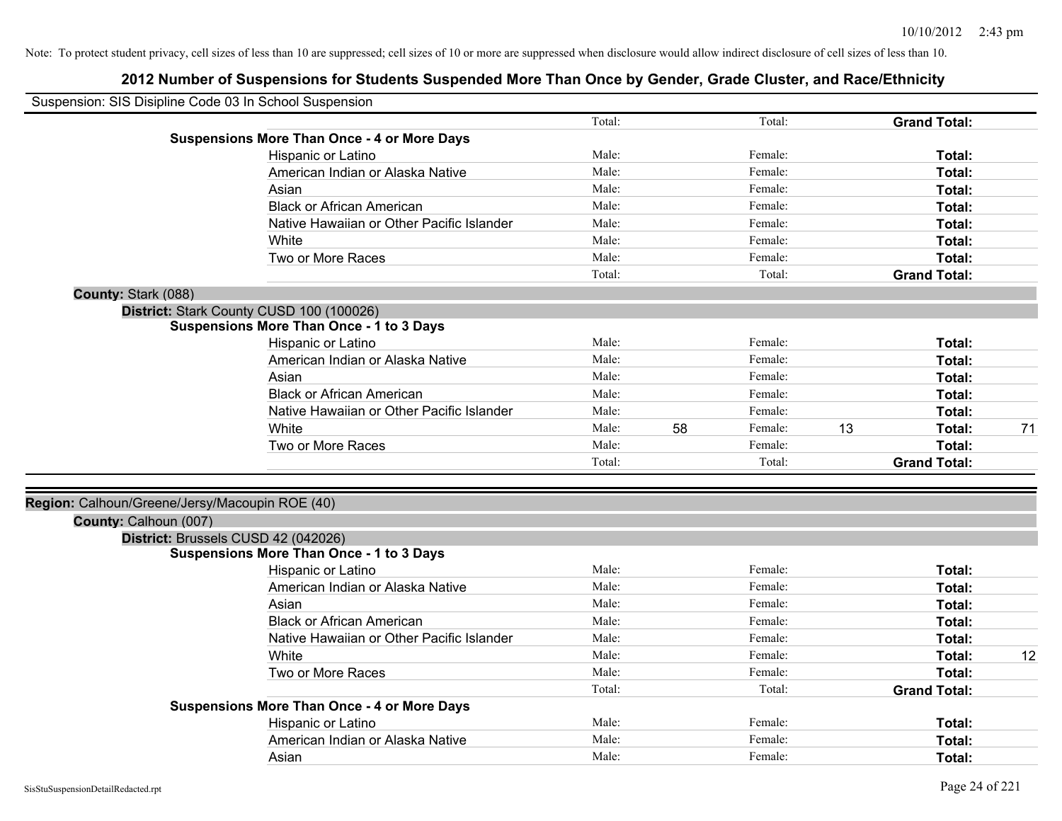Note: To protect student privacy, cell sizes of less than 10 are suppressed; cell sizes of 10 or more are suppressed when disclosure would allow indirect disclosure of cell sizes of less than 10.

# 2012 Number of Suspensions for Students Suspended More Than Once by Gender, Grade Cluster, and Race/Ethnicity

Suspension: SIS Disipline Code 03 In School Suspension

| | | | | | | |
|---|---|---|---|---|---|---|
| | Total: | | Total: | | **Grand Total:** | |
| **Suspensions More Than Once - 4 or More Days** | | | | | | |
| Hispanic or Latino | Male: | | Female: | | **Total:** | |
| American Indian or Alaska Native | Male: | | Female: | | **Total:** | |
| Asian | Male: | | Female: | | **Total:** | |
| Black or African American | Male: | | Female: | | **Total:** | |
| Native Hawaiian or Other Pacific Islander | Male: | | Female: | | **Total:** | |
| White | Male: | | Female: | | **Total:** | |
| Two or More Races | Male: | | Female: | | **Total:** | |
| | Total: | | Total: | | **Grand Total:** | |

**County:** Stark (088)

**District:** Stark County CUSD 100 (100026)

| | | | | | | |
|---|---|---|---|---|---|---|
| **Suspensions More Than Once - 1 to 3 Days** | | | | | | |
| Hispanic or Latino | Male: | | Female: | | **Total:** | |
| American Indian or Alaska Native | Male: | | Female: | | **Total:** | |
| Asian | Male: | | Female: | | **Total:** | |
| Black or African American | Male: | | Female: | | **Total:** | |
| Native Hawaiian or Other Pacific Islander | Male: | | Female: | | **Total:** | |
| White | Male: | 58 | Female: | 13 | **Total:** | 71 |
| Two or More Races | Male: | | Female: | | **Total:** | |
| | Total: | | Total: | | **Grand Total:** | |

**Region:** Calhoun/Greene/Jersy/Macoupin ROE (40)

**County:** Calhoun (007)

**District:** Brussels CUSD 42 (042026)

| | | | | | | |
|---|---|---|---|---|---|---|
| **Suspensions More Than Once - 1 to 3 Days** | | | | | | |
| Hispanic or Latino | Male: | | Female: | | **Total:** | |
| American Indian or Alaska Native | Male: | | Female: | | **Total:** | |
| Asian | Male: | | Female: | | **Total:** | |
| Black or African American | Male: | | Female: | | **Total:** | |
| Native Hawaiian or Other Pacific Islander | Male: | | Female: | | **Total:** | |
| White | Male: | | Female: | | **Total:** | 12 |
| Two or More Races | Male: | | Female: | | **Total:** | |
| | Total: | | Total: | | **Grand Total:** | |
| **Suspensions More Than Once - 4 or More Days** | | | | | | |
| Hispanic or Latino | Male: | | Female: | | **Total:** | |
| American Indian or Alaska Native | Male: | | Female: | | **Total:** | |
| Asian | Male: | | Female: | | **Total:** | |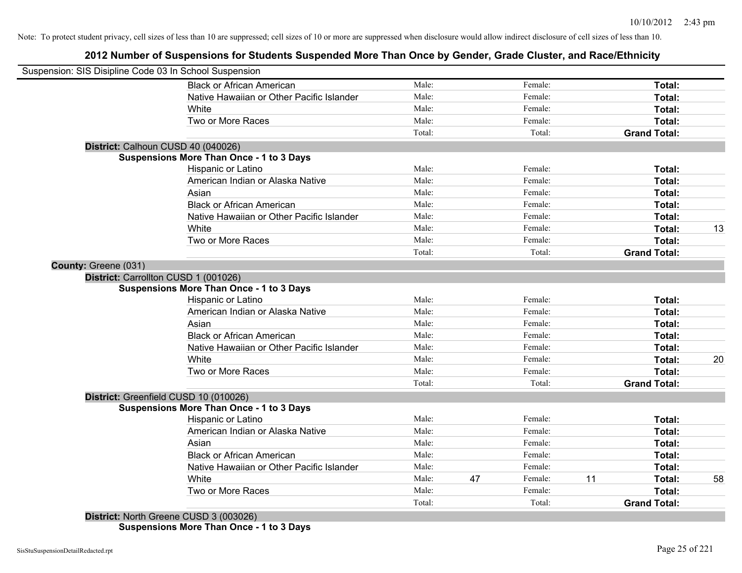Note: To protect student privacy, cell sizes of less than 10 are suppressed; cell sizes of 10 or more are suppressed when disclosure would allow indirect disclosure of cell sizes of less than 10.

## 2012 Number of Suspensions for Students Suspended More Than Once by Gender, Grade Cluster, and Race/Ethnicity

Suspension: SIS Disipline Code 03 In School Suspension

| | | | | | | | |
|---|---|---|---|---|---|---|---|
| Black or African American | Male: | | Female: | | **Total:** | |
| Native Hawaiian or Other Pacific Islander | Male: | | Female: | | **Total:** | |
| White | Male: | | Female: | | **Total:** | |
| Two or More Races | Male: | | Female: | | **Total:** | |
| | Total: | | Total: | | **Grand Total:** | |

**District:** Calhoun CUSD 40 (040026)

**Suspensions More Than Once - 1 to 3 Days**

| | | | | | | |
|---|---|---|---|---|---|---|
| Hispanic or Latino | Male: | | Female: | | **Total:** | |
| American Indian or Alaska Native | Male: | | Female: | | **Total:** | |
| Asian | Male: | | Female: | | **Total:** | |
| Black or African American | Male: | | Female: | | **Total:** | |
| Native Hawaiian or Other Pacific Islander | Male: | | Female: | | **Total:** | |
| White | Male: | | Female: | | **Total:** | 13 |
| Two or More Races | Male: | | Female: | | **Total:** | |
| | Total: | | Total: | | **Grand Total:** | |

**County:** Greene (031)

**District:** Carrollton CUSD 1 (001026)

**Suspensions More Than Once - 1 to 3 Days**

| | | | | | | |
|---|---|---|---|---|---|---|
| Hispanic or Latino | Male: | | Female: | | **Total:** | |
| American Indian or Alaska Native | Male: | | Female: | | **Total:** | |
| Asian | Male: | | Female: | | **Total:** | |
| Black or African American | Male: | | Female: | | **Total:** | |
| Native Hawaiian or Other Pacific Islander | Male: | | Female: | | **Total:** | |
| White | Male: | | Female: | | **Total:** | 20 |
| Two or More Races | Male: | | Female: | | **Total:** | |
| | Total: | | Total: | | **Grand Total:** | |

**District:** Greenfield CUSD 10 (010026)

**Suspensions More Than Once - 1 to 3 Days**

| | | | | | | |
|---|---|---|---|---|---|---|
| Hispanic or Latino | Male: | | Female: | | **Total:** | |
| American Indian or Alaska Native | Male: | | Female: | | **Total:** | |
| Asian | Male: | | Female: | | **Total:** | |
| Black or African American | Male: | | Female: | | **Total:** | |
| Native Hawaiian or Other Pacific Islander | Male: | | Female: | | **Total:** | |
| White | Male: | 47 | Female: | 11 | **Total:** | 58 |
| Two or More Races | Male: | | Female: | | **Total:** | |
| | Total: | | Total: | | **Grand Total:** | |

**District:** North Greene CUSD 3 (003026)

**Suspensions More Than Once - 1 to 3 Days**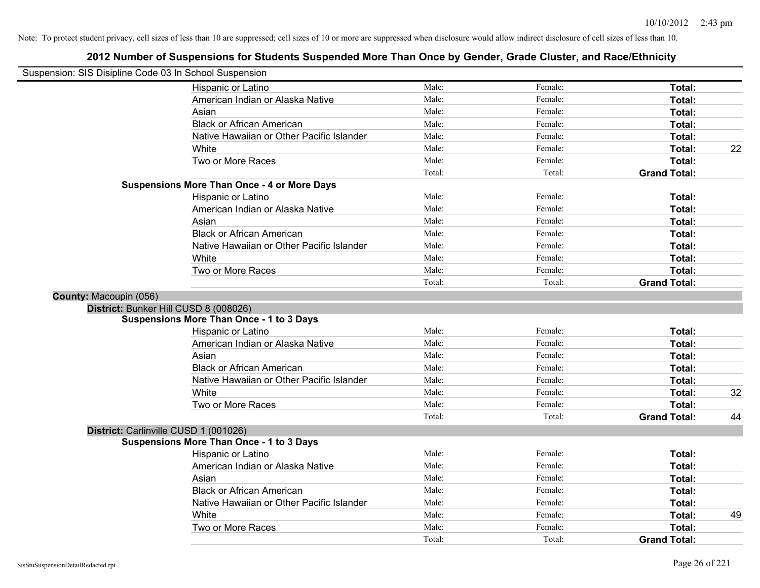Note: To protect student privacy, cell sizes of less than 10 are suppressed; cell sizes of 10 or more are suppressed when disclosure would allow indirect disclosure of cell sizes of less than 10.

## 2012 Number of Suspensions for Students Suspended More Than Once by Gender, Grade Cluster, and Race/Ethnicity

Suspension: SIS Disipline Code 03 In School Suspension

| | Male | Female | Total | |
|---|---|---|---|---|
| Hispanic or Latino | Male: | Female: | **Total:** | |
| American Indian or Alaska Native | Male: | Female: | **Total:** | |
| Asian | Male: | Female: | **Total:** | |
| Black or African American | Male: | Female: | **Total:** | |
| Native Hawaiian or Other Pacific Islander | Male: | Female: | **Total:** | |
| White | Male: | Female: | **Total:** | 22 |
| Two or More Races | Male: | Female: | **Total:** | |
| | Total: | Total: | **Grand Total:** | |

**Suspensions More Than Once - 4 or More Days**

| | Male | Female | Total | |
|---|---|---|---|---|
| Hispanic or Latino | Male: | Female: | **Total:** | |
| American Indian or Alaska Native | Male: | Female: | **Total:** | |
| Asian | Male: | Female: | **Total:** | |
| Black or African American | Male: | Female: | **Total:** | |
| Native Hawaiian or Other Pacific Islander | Male: | Female: | **Total:** | |
| White | Male: | Female: | **Total:** | |
| Two or More Races | Male: | Female: | **Total:** | |
| | Total: | Total: | **Grand Total:** | |

**County:** Macoupin (056)

**District:** Bunker Hill CUSD 8 (008026)

**Suspensions More Than Once - 1 to 3 Days**

| | Male | Female | Total | |
|---|---|---|---|---|
| Hispanic or Latino | Male: | Female: | **Total:** | |
| American Indian or Alaska Native | Male: | Female: | **Total:** | |
| Asian | Male: | Female: | **Total:** | |
| Black or African American | Male: | Female: | **Total:** | |
| Native Hawaiian or Other Pacific Islander | Male: | Female: | **Total:** | |
| White | Male: | Female: | **Total:** | 32 |
| Two or More Races | Male: | Female: | **Total:** | |
| | Total: | Total: | **Grand Total:** | 44 |

**District:** Carlinville CUSD 1 (001026)

**Suspensions More Than Once - 1 to 3 Days**

| | Male | Female | Total | |
|---|---|---|---|---|
| Hispanic or Latino | Male: | Female: | **Total:** | |
| American Indian or Alaska Native | Male: | Female: | **Total:** | |
| Asian | Male: | Female: | **Total:** | |
| Black or African American | Male: | Female: | **Total:** | |
| Native Hawaiian or Other Pacific Islander | Male: | Female: | **Total:** | |
| White | Male: | Female: | **Total:** | 49 |
| Two or More Races | Male: | Female: | **Total:** | |
| | Total: | Total: | **Grand Total:** | |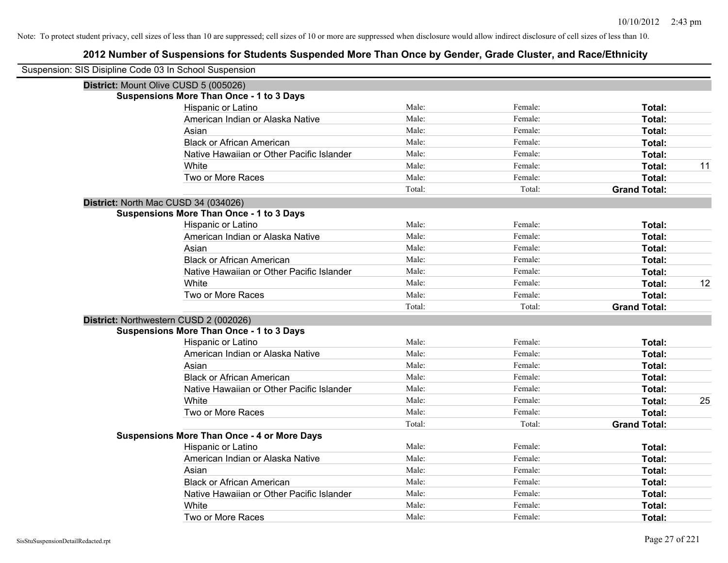Note: To protect student privacy, cell sizes of less than 10 are suppressed; cell sizes of 10 or more are suppressed when disclosure would allow indirect disclosure of cell sizes of less than 10.

# 2012 Number of Suspensions for Students Suspended More Than Once by Gender, Grade Cluster, and Race/Ethnicity

Suspension: SIS Disipline Code 03 In School Suspension

## District: Mount Olive CUSD 5 (005026)

### Suspensions More Than Once - 1 to 3 Days

| | | | | |
|---|---|---|---|---|
| Hispanic or Latino | Male: | Female: | **Total:** | |
| American Indian or Alaska Native | Male: | Female: | **Total:** | |
| Asian | Male: | Female: | **Total:** | |
| Black or African American | Male: | Female: | **Total:** | |
| Native Hawaiian or Other Pacific Islander | Male: | Female: | **Total:** | |
| White | Male: | Female: | **Total:** | 11 |
| Two or More Races | Male: | Female: | **Total:** | |
| | Total: | Total: | **Grand Total:** | |

## District: North Mac CUSD 34 (034026)

### Suspensions More Than Once - 1 to 3 Days

| | | | | |
|---|---|---|---|---|
| Hispanic or Latino | Male: | Female: | **Total:** | |
| American Indian or Alaska Native | Male: | Female: | **Total:** | |
| Asian | Male: | Female: | **Total:** | |
| Black or African American | Male: | Female: | **Total:** | |
| Native Hawaiian or Other Pacific Islander | Male: | Female: | **Total:** | |
| White | Male: | Female: | **Total:** | 12 |
| Two or More Races | Male: | Female: | **Total:** | |
| | Total: | Total: | **Grand Total:** | |

## District: Northwestern CUSD 2 (002026)

### Suspensions More Than Once - 1 to 3 Days

| | | | | |
|---|---|---|---|---|
| Hispanic or Latino | Male: | Female: | **Total:** | |
| American Indian or Alaska Native | Male: | Female: | **Total:** | |
| Asian | Male: | Female: | **Total:** | |
| Black or African American | Male: | Female: | **Total:** | |
| Native Hawaiian or Other Pacific Islander | Male: | Female: | **Total:** | |
| White | Male: | Female: | **Total:** | 25 |
| Two or More Races | Male: | Female: | **Total:** | |
| | Total: | Total: | **Grand Total:** | |

### Suspensions More Than Once - 4 or More Days

| | | | | |
|---|---|---|---|---|
| Hispanic or Latino | Male: | Female: | **Total:** | |
| American Indian or Alaska Native | Male: | Female: | **Total:** | |
| Asian | Male: | Female: | **Total:** | |
| Black or African American | Male: | Female: | **Total:** | |
| Native Hawaiian or Other Pacific Islander | Male: | Female: | **Total:** | |
| White | Male: | Female: | **Total:** | |
| Two or More Races | Male: | Female: | **Total:** | |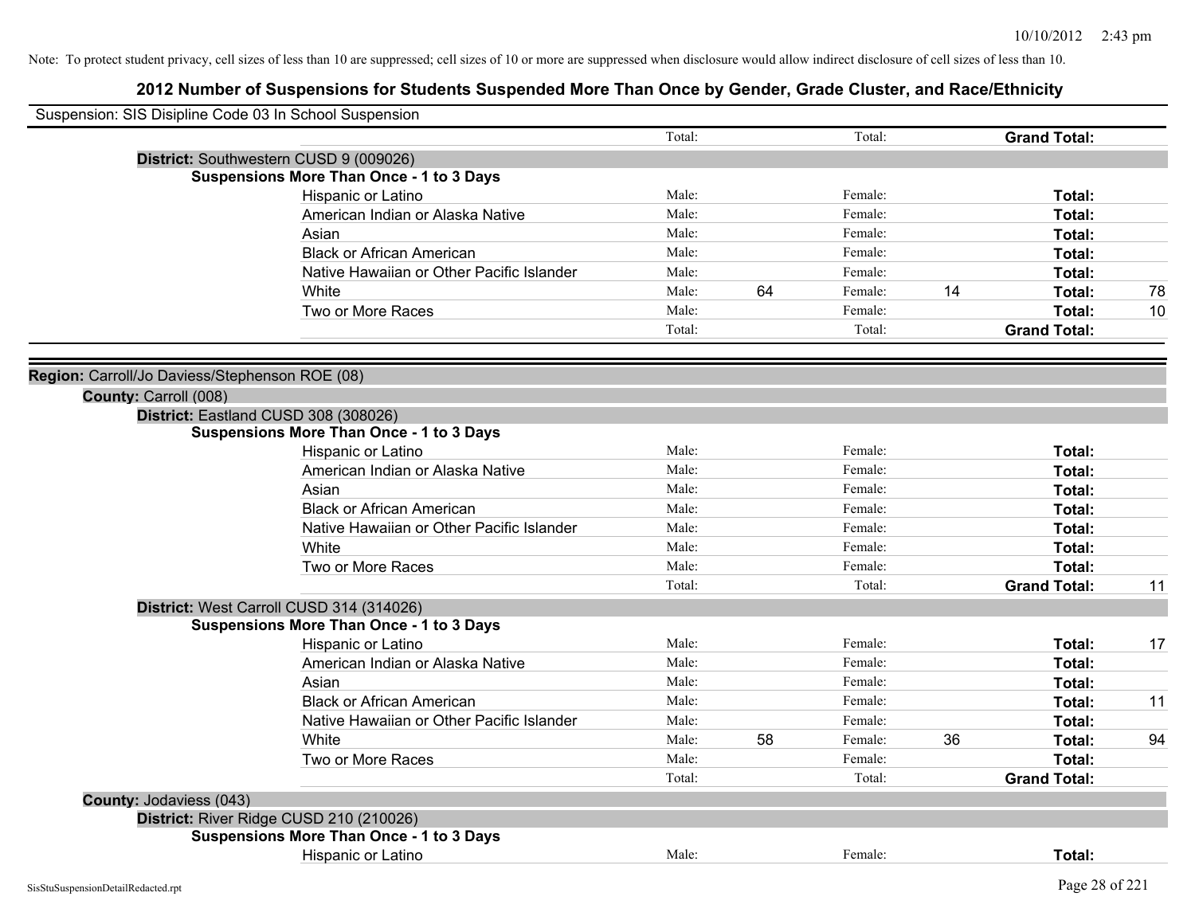Note: To protect student privacy, cell sizes of less than 10 are suppressed; cell sizes of 10 or more are suppressed when disclosure would allow indirect disclosure of cell sizes of less than 10.

# 2012 Number of Suspensions for Students Suspended More Than Once by Gender, Grade Cluster, and Race/Ethnicity

Suspension: SIS Disipline Code 03 In School Suspension

| | | | | | | | |
|---|---|---|---|---|---|---|---|
| | Total: | | Total: | | **Grand Total:** | |

**District:** Southwestern CUSD 9 (009026)

**Suspensions More Than Once - 1 to 3 Days**

| Race/Ethnicity | | | | | | |
|---|---|---|---|---|---|---|
| Hispanic or Latino | Male: | | Female: | | **Total:** | |
| American Indian or Alaska Native | Male: | | Female: | | **Total:** | |
| Asian | Male: | | Female: | | **Total:** | |
| Black or African American | Male: | | Female: | | **Total:** | |
| Native Hawaiian or Other Pacific Islander | Male: | | Female: | | **Total:** | |
| White | Male: | 64 | Female: | 14 | **Total:** | 78 |
| Two or More Races | Male: | | Female: | | **Total:** | 10 |
| | Total: | | Total: | | **Grand Total:** | |

**Region:** Carroll/Jo Daviess/Stephenson ROE (08)

**County:** Carroll (008)

**District:** Eastland CUSD 308 (308026)

**Suspensions More Than Once - 1 to 3 Days**

| Race/Ethnicity | | | | | | |
|---|---|---|---|---|---|---|
| Hispanic or Latino | Male: | | Female: | | **Total:** | |
| American Indian or Alaska Native | Male: | | Female: | | **Total:** | |
| Asian | Male: | | Female: | | **Total:** | |
| Black or African American | Male: | | Female: | | **Total:** | |
| Native Hawaiian or Other Pacific Islander | Male: | | Female: | | **Total:** | |
| White | Male: | | Female: | | **Total:** | |
| Two or More Races | Male: | | Female: | | **Total:** | |
| | Total: | | Total: | | **Grand Total:** | 11 |

**District:** West Carroll CUSD 314 (314026)

**Suspensions More Than Once - 1 to 3 Days**

| Race/Ethnicity | | | | | | |
|---|---|---|---|---|---|---|
| Hispanic or Latino | Male: | | Female: | | **Total:** | 17 |
| American Indian or Alaska Native | Male: | | Female: | | **Total:** | |
| Asian | Male: | | Female: | | **Total:** | |
| Black or African American | Male: | | Female: | | **Total:** | 11 |
| Native Hawaiian or Other Pacific Islander | Male: | | Female: | | **Total:** | |
| White | Male: | 58 | Female: | 36 | **Total:** | 94 |
| Two or More Races | Male: | | Female: | | **Total:** | |
| | Total: | | Total: | | **Grand Total:** | |

**County:** Jodaviess (043)

**District:** River Ridge CUSD 210 (210026)

**Suspensions More Than Once - 1 to 3 Days**

| Race/Ethnicity | | | | | | |
|---|---|---|---|---|---|---|
| Hispanic or Latino | Male: | | Female: | | **Total:** | |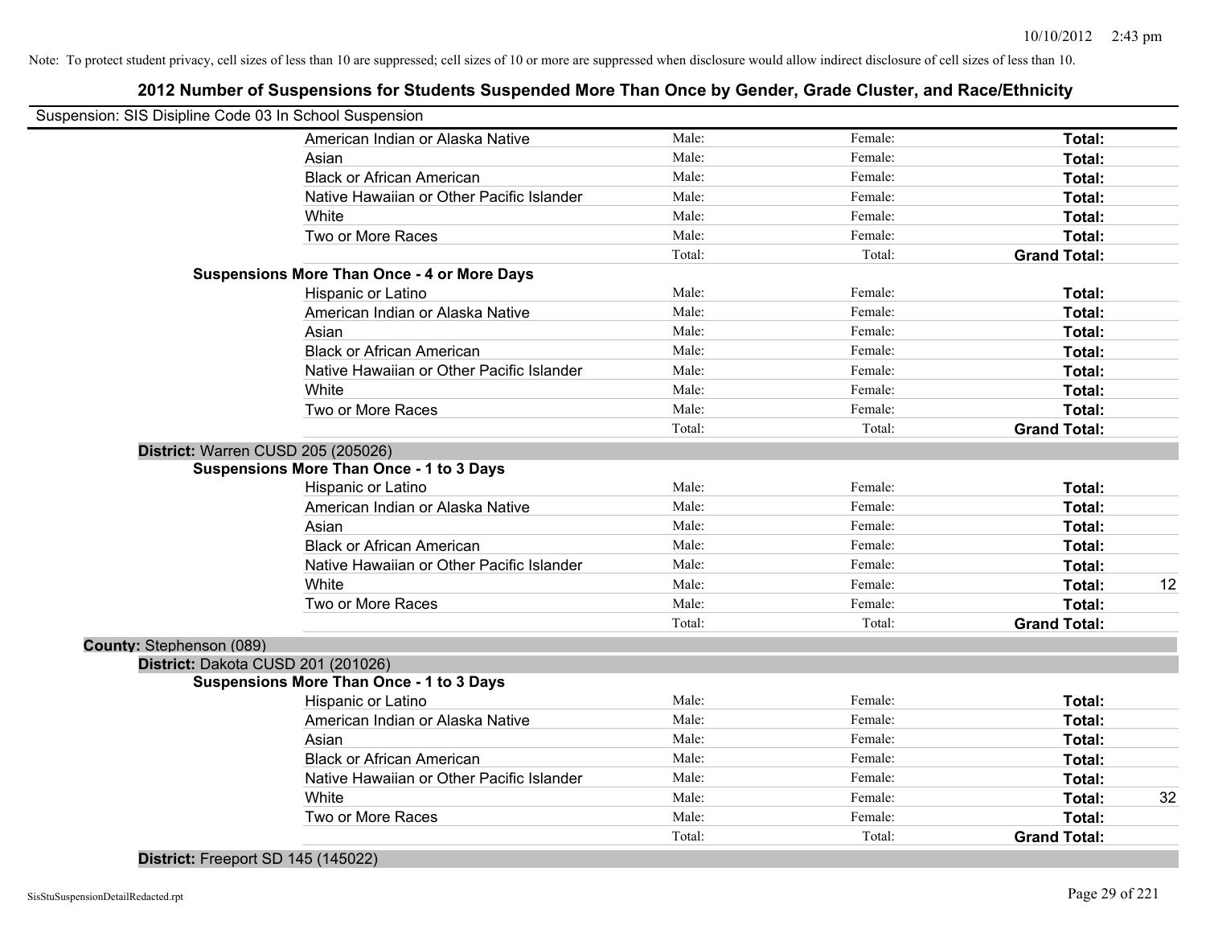Note: To protect student privacy, cell sizes of less than 10 are suppressed; cell sizes of 10 or more are suppressed when disclosure would allow indirect disclosure of cell sizes of less than 10.

# 2012 Number of Suspensions for Students Suspended More Than Once by Gender, Grade Cluster, and Race/Ethnicity

Suspension: SIS Disipline Code 03 In School Suspension

| | | | | |
|---|---|---|---|---|
| American Indian or Alaska Native | Male: | Female: | **Total:** | |
| Asian | Male: | Female: | **Total:** | |
| Black or African American | Male: | Female: | **Total:** | |
| Native Hawaiian or Other Pacific Islander | Male: | Female: | **Total:** | |
| White | Male: | Female: | **Total:** | |
| Two or More Races | Male: | Female: | **Total:** | |
| | Total: | Total: | **Grand Total:** | |

**Suspensions More Than Once - 4 or More Days**

| | | | | |
|---|---|---|---|---|
| Hispanic or Latino | Male: | Female: | **Total:** | |
| American Indian or Alaska Native | Male: | Female: | **Total:** | |
| Asian | Male: | Female: | **Total:** | |
| Black or African American | Male: | Female: | **Total:** | |
| Native Hawaiian or Other Pacific Islander | Male: | Female: | **Total:** | |
| White | Male: | Female: | **Total:** | |
| Two or More Races | Male: | Female: | **Total:** | |
| | Total: | Total: | **Grand Total:** | |

**District:** Warren CUSD 205 (205026)

**Suspensions More Than Once - 1 to 3 Days**

| | | | | |
|---|---|---|---|---|
| Hispanic or Latino | Male: | Female: | **Total:** | |
| American Indian or Alaska Native | Male: | Female: | **Total:** | |
| Asian | Male: | Female: | **Total:** | |
| Black or African American | Male: | Female: | **Total:** | |
| Native Hawaiian or Other Pacific Islander | Male: | Female: | **Total:** | |
| White | Male: | Female: | **Total:** | 12 |
| Two or More Races | Male: | Female: | **Total:** | |
| | Total: | Total: | **Grand Total:** | |

**County:** Stephenson (089)

**District:** Dakota CUSD 201 (201026)

**Suspensions More Than Once - 1 to 3 Days**

| | | | | |
|---|---|---|---|---|
| Hispanic or Latino | Male: | Female: | **Total:** | |
| American Indian or Alaska Native | Male: | Female: | **Total:** | |
| Asian | Male: | Female: | **Total:** | |
| Black or African American | Male: | Female: | **Total:** | |
| Native Hawaiian or Other Pacific Islander | Male: | Female: | **Total:** | |
| White | Male: | Female: | **Total:** | 32 |
| Two or More Races | Male: | Female: | **Total:** | |
| | Total: | Total: | **Grand Total:** | |

**District:** Freeport SD 145 (145022)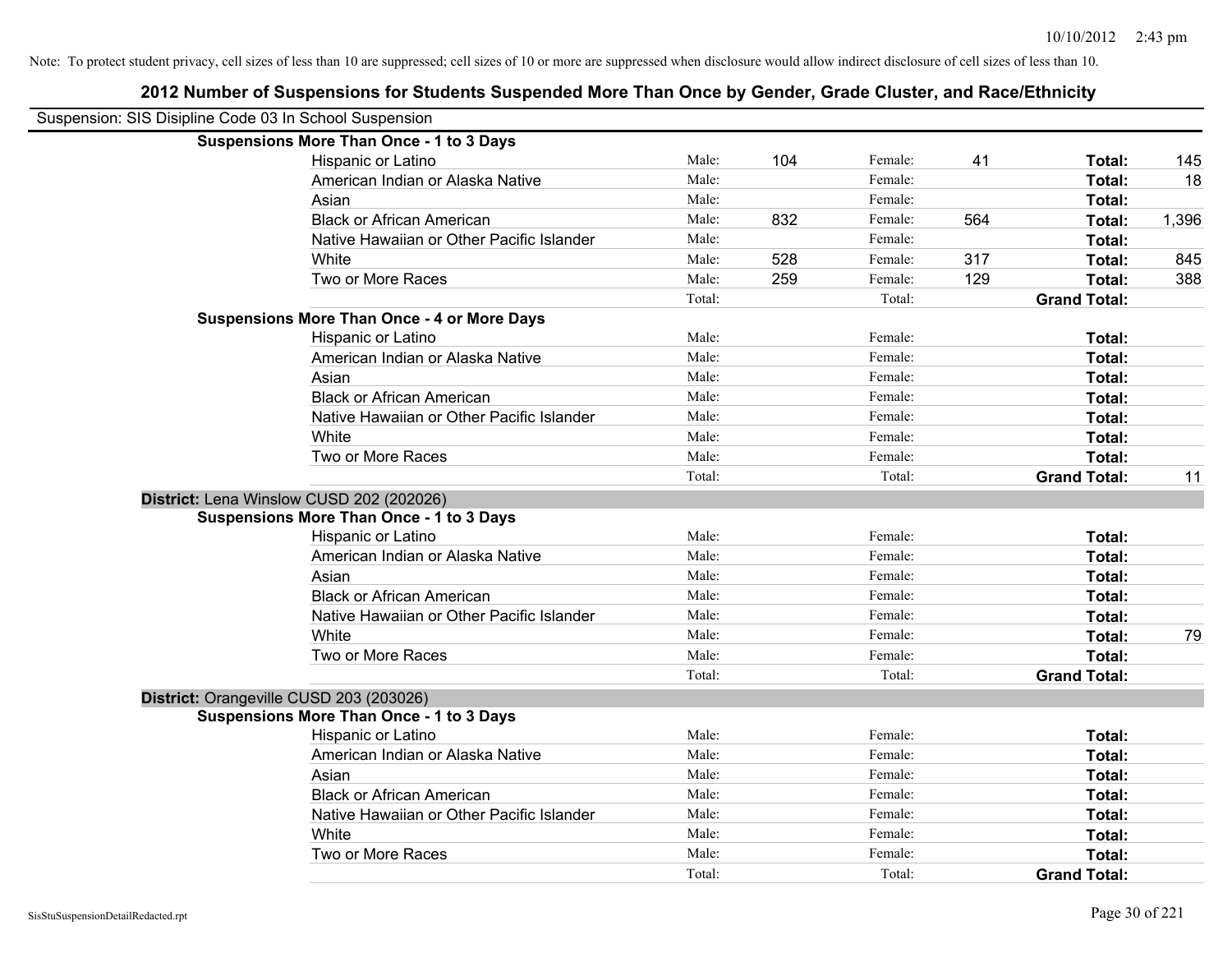Note: To protect student privacy, cell sizes of less than 10 are suppressed; cell sizes of 10 or more are suppressed when disclosure would allow indirect disclosure of cell sizes of less than 10.

## 2012 Number of Suspensions for Students Suspended More Than Once by Gender, Grade Cluster, and Race/Ethnicity

Suspension: SIS Disipline Code 03 In School Suspension

**Suspensions More Than Once - 1 to 3 Days**

| | | | | | | |
|---|---|---|---|---|---|---|
| Hispanic or Latino | Male: | 104 | Female: | 41 | **Total:** | 145 |
| American Indian or Alaska Native | Male: | | Female: | | **Total:** | 18 |
| Asian | Male: | | Female: | | **Total:** | |
| Black or African American | Male: | 832 | Female: | 564 | **Total:** | 1,396 |
| Native Hawaiian or Other Pacific Islander | Male: | | Female: | | **Total:** | |
| White | Male: | 528 | Female: | 317 | **Total:** | 845 |
| Two or More Races | Male: | 259 | Female: | 129 | **Total:** | 388 |
| | Total: | | Total: | | **Grand Total:** | |

**Suspensions More Than Once - 4 or More Days**

| | | | | | | |
|---|---|---|---|---|---|---|
| Hispanic or Latino | Male: | | Female: | | **Total:** | |
| American Indian or Alaska Native | Male: | | Female: | | **Total:** | |
| Asian | Male: | | Female: | | **Total:** | |
| Black or African American | Male: | | Female: | | **Total:** | |
| Native Hawaiian or Other Pacific Islander | Male: | | Female: | | **Total:** | |
| White | Male: | | Female: | | **Total:** | |
| Two or More Races | Male: | | Female: | | **Total:** | |
| | Total: | | Total: | | **Grand Total:** | 11 |

**District:** Lena Winslow CUSD 202 (202026)

**Suspensions More Than Once - 1 to 3 Days**

| | | | | | | |
|---|---|---|---|---|---|---|
| Hispanic or Latino | Male: | | Female: | | **Total:** | |
| American Indian or Alaska Native | Male: | | Female: | | **Total:** | |
| Asian | Male: | | Female: | | **Total:** | |
| Black or African American | Male: | | Female: | | **Total:** | |
| Native Hawaiian or Other Pacific Islander | Male: | | Female: | | **Total:** | |
| White | Male: | | Female: | | **Total:** | 79 |
| Two or More Races | Male: | | Female: | | **Total:** | |
| | Total: | | Total: | | **Grand Total:** | |

**District:** Orangeville CUSD 203 (203026)

**Suspensions More Than Once - 1 to 3 Days**

| | | | | | | |
|---|---|---|---|---|---|---|
| Hispanic or Latino | Male: | | Female: | | **Total:** | |
| American Indian or Alaska Native | Male: | | Female: | | **Total:** | |
| Asian | Male: | | Female: | | **Total:** | |
| Black or African American | Male: | | Female: | | **Total:** | |
| Native Hawaiian or Other Pacific Islander | Male: | | Female: | | **Total:** | |
| White | Male: | | Female: | | **Total:** | |
| Two or More Races | Male: | | Female: | | **Total:** | |
| | Total: | | Total: | | **Grand Total:** | |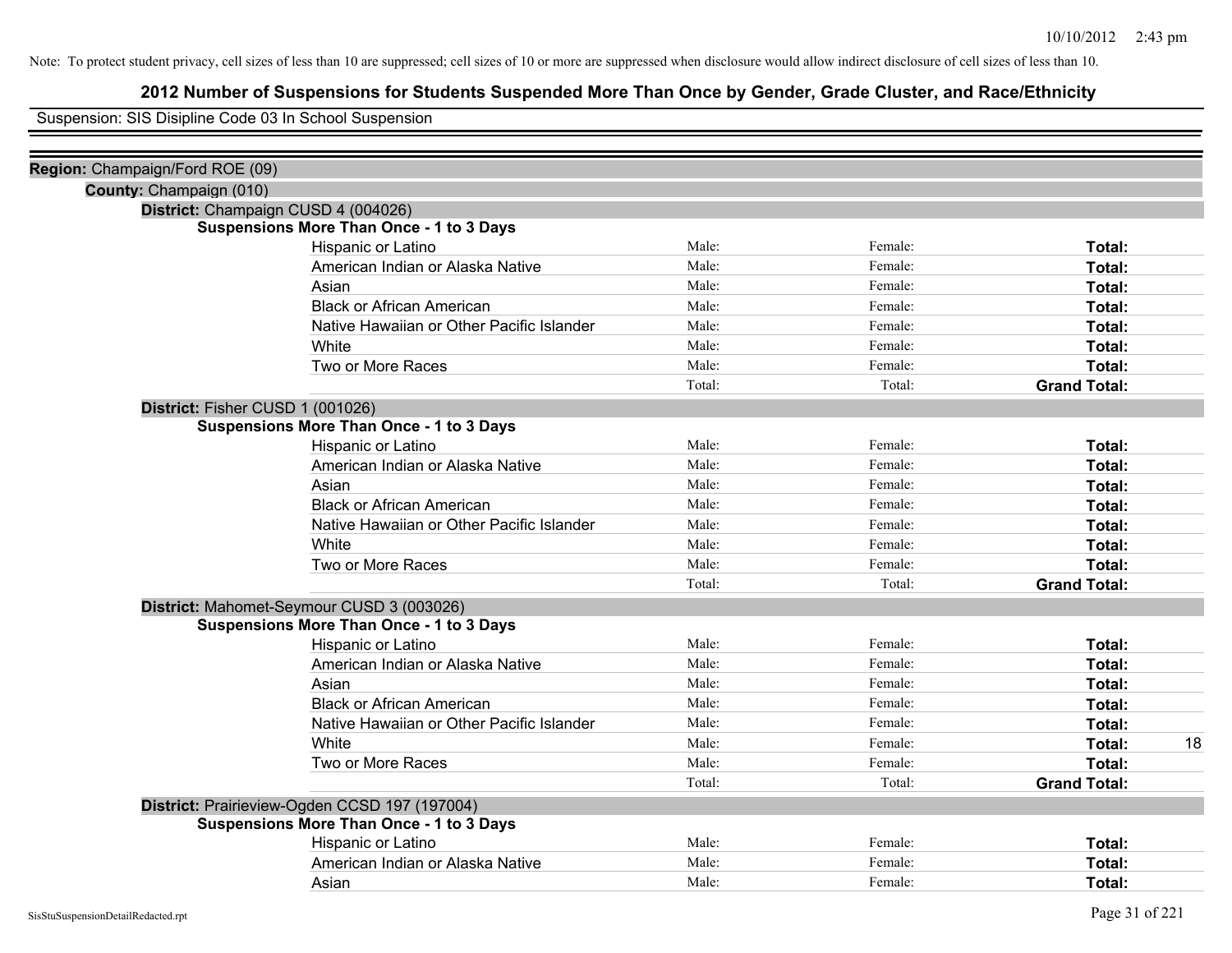Note: To protect student privacy, cell sizes of less than 10 are suppressed; cell sizes of 10 or more are suppressed when disclosure would allow indirect disclosure of cell sizes of less than 10.

# 2012 Number of Suspensions for Students Suspended More Than Once by Gender, Grade Cluster, and Race/Ethnicity

Suspension: SIS Disipline Code 03 In School Suspension

**Region:** Champaign/Ford ROE (09)

**County:** Champaign (010)

**District:** Champaign CUSD 4 (004026)

**Suspensions More Than Once - 1 to 3 Days**

| | | | | |
|---|---|---|---|---|
| Hispanic or Latino | Male: | Female: | **Total:** | |
| American Indian or Alaska Native | Male: | Female: | **Total:** | |
| Asian | Male: | Female: | **Total:** | |
| Black or African American | Male: | Female: | **Total:** | |
| Native Hawaiian or Other Pacific Islander | Male: | Female: | **Total:** | |
| White | Male: | Female: | **Total:** | |
| Two or More Races | Male: | Female: | **Total:** | |
| | Total: | Total: | **Grand Total:** | |

**District:** Fisher CUSD 1 (001026)

**Suspensions More Than Once - 1 to 3 Days**

| | | | | |
|---|---|---|---|---|
| Hispanic or Latino | Male: | Female: | **Total:** | |
| American Indian or Alaska Native | Male: | Female: | **Total:** | |
| Asian | Male: | Female: | **Total:** | |
| Black or African American | Male: | Female: | **Total:** | |
| Native Hawaiian or Other Pacific Islander | Male: | Female: | **Total:** | |
| White | Male: | Female: | **Total:** | |
| Two or More Races | Male: | Female: | **Total:** | |
| | Total: | Total: | **Grand Total:** | |

**District:** Mahomet-Seymour CUSD 3 (003026)

**Suspensions More Than Once - 1 to 3 Days**

| | | | | |
|---|---|---|---|---|
| Hispanic or Latino | Male: | Female: | **Total:** | |
| American Indian or Alaska Native | Male: | Female: | **Total:** | |
| Asian | Male: | Female: | **Total:** | |
| Black or African American | Male: | Female: | **Total:** | |
| Native Hawaiian or Other Pacific Islander | Male: | Female: | **Total:** | |
| White | Male: | Female: | **Total:** | 18 |
| Two or More Races | Male: | Female: | **Total:** | |
| | Total: | Total: | **Grand Total:** | |

**District:** Prairieview-Ogden CCSD 197 (197004)

**Suspensions More Than Once - 1 to 3 Days**

| | | | | |
|---|---|---|---|---|
| Hispanic or Latino | Male: | Female: | **Total:** | |
| American Indian or Alaska Native | Male: | Female: | **Total:** | |
| Asian | Male: | Female: | **Total:** | |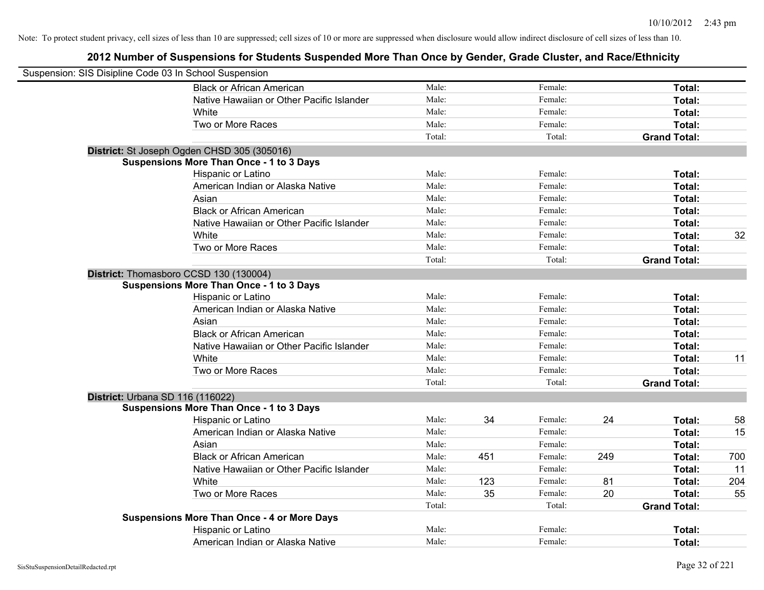Note: To protect student privacy, cell sizes of less than 10 are suppressed; cell sizes of 10 or more are suppressed when disclosure would allow indirect disclosure of cell sizes of less than 10.

## 2012 Number of Suspensions for Students Suspended More Than Once by Gender, Grade Cluster, and Race/Ethnicity

Suspension: SIS Disipline Code 03 In School Suspension

| | | | | | | | |
|---|---|---|---|---|---|---|---|
| Black or African American | Male: | | Female: | | **Total:** | |
| Native Hawaiian or Other Pacific Islander | Male: | | Female: | | **Total:** | |
| White | Male: | | Female: | | **Total:** | |
| Two or More Races | Male: | | Female: | | **Total:** | |
| | Total: | | Total: | | **Grand Total:** | |

**District:** St Joseph Ogden CHSD 305 (305016)

**Suspensions More Than Once - 1 to 3 Days**

| | | | | | | |
|---|---|---|---|---|---|---|
| Hispanic or Latino | Male: | | Female: | | **Total:** | |
| American Indian or Alaska Native | Male: | | Female: | | **Total:** | |
| Asian | Male: | | Female: | | **Total:** | |
| Black or African American | Male: | | Female: | | **Total:** | |
| Native Hawaiian or Other Pacific Islander | Male: | | Female: | | **Total:** | |
| White | Male: | | Female: | | **Total:** | 32 |
| Two or More Races | Male: | | Female: | | **Total:** | |
| | Total: | | Total: | | **Grand Total:** | |

**District:** Thomasboro CCSD 130 (130004)

**Suspensions More Than Once - 1 to 3 Days**

| | | | | | | |
|---|---|---|---|---|---|---|
| Hispanic or Latino | Male: | | Female: | | **Total:** | |
| American Indian or Alaska Native | Male: | | Female: | | **Total:** | |
| Asian | Male: | | Female: | | **Total:** | |
| Black or African American | Male: | | Female: | | **Total:** | |
| Native Hawaiian or Other Pacific Islander | Male: | | Female: | | **Total:** | |
| White | Male: | | Female: | | **Total:** | 11 |
| Two or More Races | Male: | | Female: | | **Total:** | |
| | Total: | | Total: | | **Grand Total:** | |

**District:** Urbana SD 116 (116022)

**Suspensions More Than Once - 1 to 3 Days**

| | | | | | | |
|---|---|---|---|---|---|---|
| Hispanic or Latino | Male: | 34 | Female: | 24 | **Total:** | 58 |
| American Indian or Alaska Native | Male: | | Female: | | **Total:** | 15 |
| Asian | Male: | | Female: | | **Total:** | |
| Black or African American | Male: | 451 | Female: | 249 | **Total:** | 700 |
| Native Hawaiian or Other Pacific Islander | Male: | | Female: | | **Total:** | 11 |
| White | Male: | 123 | Female: | 81 | **Total:** | 204 |
| Two or More Races | Male: | 35 | Female: | 20 | **Total:** | 55 |
| | Total: | | Total: | | **Grand Total:** | |

**Suspensions More Than Once - 4 or More Days**

| | | | | | | |
|---|---|---|---|---|---|---|
| Hispanic or Latino | Male: | | Female: | | **Total:** | |
| American Indian or Alaska Native | Male: | | Female: | | **Total:** | |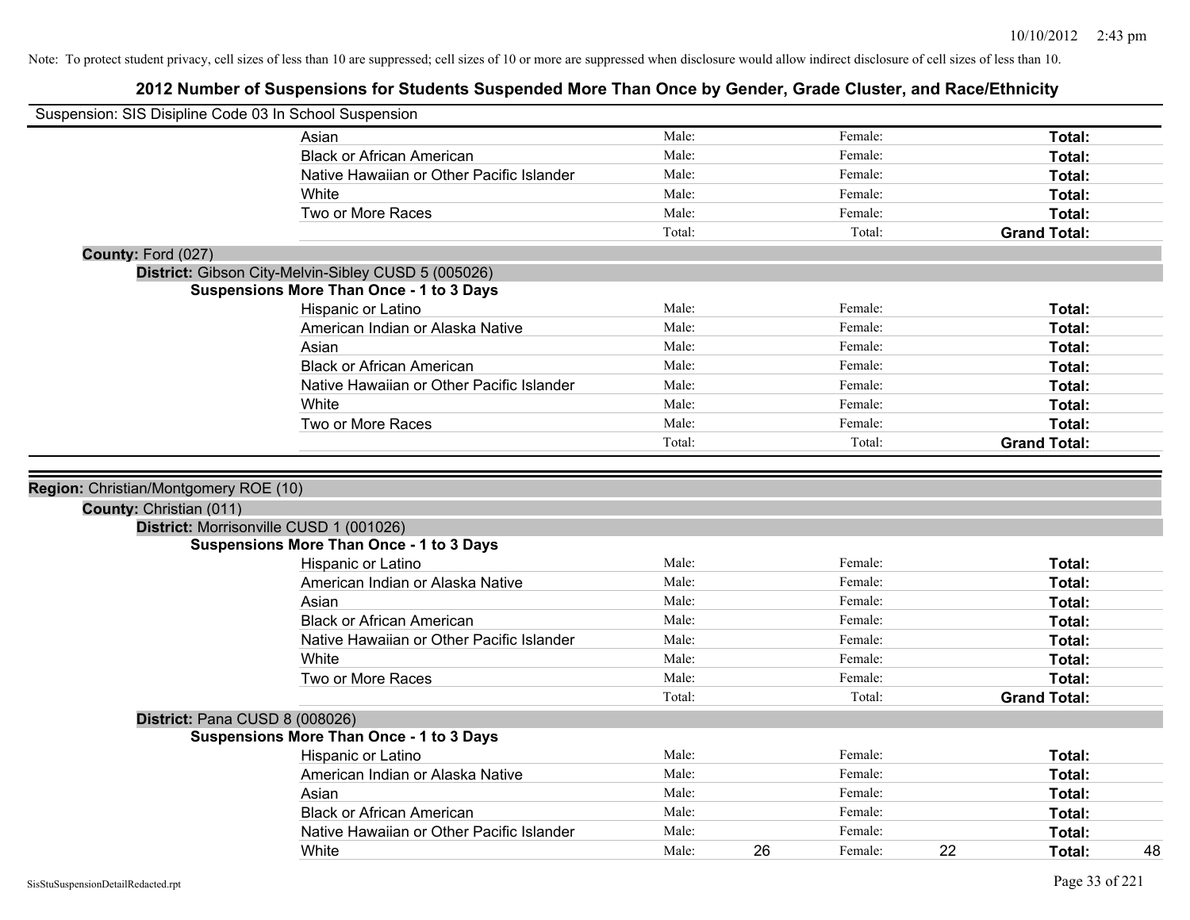Note: To protect student privacy, cell sizes of less than 10 are suppressed; cell sizes of 10 or more are suppressed when disclosure would allow indirect disclosure of cell sizes of less than 10.

## 2012 Number of Suspensions for Students Suspended More Than Once by Gender, Grade Cluster, and Race/Ethnicity

Suspension: SIS Disipline Code 03 In School Suspension

| | Male | | Female | | Total | |
|---|---|---|---|---|---|---|
| Asian | Male: | | Female: | | **Total:** | |
| Black or African American | Male: | | Female: | | **Total:** | |
| Native Hawaiian or Other Pacific Islander | Male: | | Female: | | **Total:** | |
| White | Male: | | Female: | | **Total:** | |
| Two or More Races | Male: | | Female: | | **Total:** | |
| | Total: | | Total: | | **Grand Total:** | |

**County:** Ford (027)

**District:** Gibson City-Melvin-Sibley CUSD 5 (005026)

**Suspensions More Than Once - 1 to 3 Days**

| | Male | | Female | | Total | |
|---|---|---|---|---|---|---|
| Hispanic or Latino | Male: | | Female: | | **Total:** | |
| American Indian or Alaska Native | Male: | | Female: | | **Total:** | |
| Asian | Male: | | Female: | | **Total:** | |
| Black or African American | Male: | | Female: | | **Total:** | |
| Native Hawaiian or Other Pacific Islander | Male: | | Female: | | **Total:** | |
| White | Male: | | Female: | | **Total:** | |
| Two or More Races | Male: | | Female: | | **Total:** | |
| | Total: | | Total: | | **Grand Total:** | |

**Region:** Christian/Montgomery ROE (10)

**County:** Christian (011)

**District:** Morrisonville CUSD 1 (001026)

**Suspensions More Than Once - 1 to 3 Days**

| | Male | | Female | | Total | |
|---|---|---|---|---|---|---|
| Hispanic or Latino | Male: | | Female: | | **Total:** | |
| American Indian or Alaska Native | Male: | | Female: | | **Total:** | |
| Asian | Male: | | Female: | | **Total:** | |
| Black or African American | Male: | | Female: | | **Total:** | |
| Native Hawaiian or Other Pacific Islander | Male: | | Female: | | **Total:** | |
| White | Male: | | Female: | | **Total:** | |
| Two or More Races | Male: | | Female: | | **Total:** | |
| | Total: | | Total: | | **Grand Total:** | |

**District:** Pana CUSD 8 (008026)

**Suspensions More Than Once - 1 to 3 Days**

| | Male | | Female | | Total | |
|---|---|---|---|---|---|---|
| Hispanic or Latino | Male: | | Female: | | **Total:** | |
| American Indian or Alaska Native | Male: | | Female: | | **Total:** | |
| Asian | Male: | | Female: | | **Total:** | |
| Black or African American | Male: | | Female: | | **Total:** | |
| Native Hawaiian or Other Pacific Islander | Male: | | Female: | | **Total:** | |
| White | Male: | 26 | Female: | 22 | **Total:** | 48 |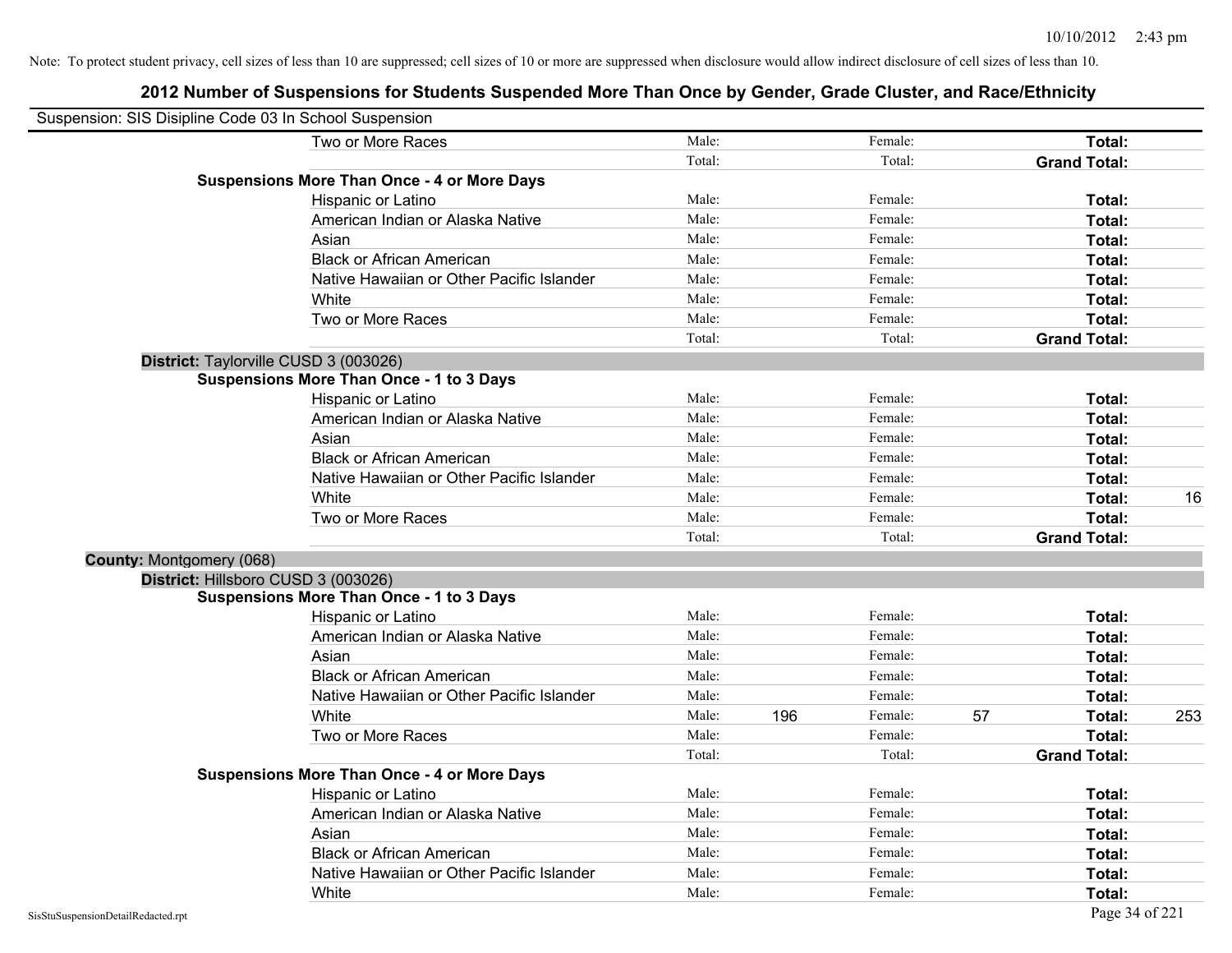Note: To protect student privacy, cell sizes of less than 10 are suppressed; cell sizes of 10 or more are suppressed when disclosure would allow indirect disclosure of cell sizes of less than 10.

# 2012 Number of Suspensions for Students Suspended More Than Once by Gender, Grade Cluster, and Race/Ethnicity

Suspension: SIS Disipline Code 03 In School Suspension

| | | | | | | |
|---|---|---|---|---|---|---|
| Two or More Races | Male: | | Female: | | **Total:** | |
| | Total: | | Total: | | **Grand Total:** | |
| **Suspensions More Than Once - 4 or More Days** | | | | | | |
| Hispanic or Latino | Male: | | Female: | | **Total:** | |
| American Indian or Alaska Native | Male: | | Female: | | **Total:** | |
| Asian | Male: | | Female: | | **Total:** | |
| Black or African American | Male: | | Female: | | **Total:** | |
| Native Hawaiian or Other Pacific Islander | Male: | | Female: | | **Total:** | |
| White | Male: | | Female: | | **Total:** | |
| Two or More Races | Male: | | Female: | | **Total:** | |
| | Total: | | Total: | | **Grand Total:** | |
| **District:** Taylorville CUSD 3 (003026) | | | | | | |
| **Suspensions More Than Once - 1 to 3 Days** | | | | | | |
| Hispanic or Latino | Male: | | Female: | | **Total:** | |
| American Indian or Alaska Native | Male: | | Female: | | **Total:** | |
| Asian | Male: | | Female: | | **Total:** | |
| Black or African American | Male: | | Female: | | **Total:** | |
| Native Hawaiian or Other Pacific Islander | Male: | | Female: | | **Total:** | |
| White | Male: | | Female: | | **Total:** | 16 |
| Two or More Races | Male: | | Female: | | **Total:** | |
| | Total: | | Total: | | **Grand Total:** | |
| **County:** Montgomery (068) | | | | | | |
| **District:** Hillsboro CUSD 3 (003026) | | | | | | |
| **Suspensions More Than Once - 1 to 3 Days** | | | | | | |
| Hispanic or Latino | Male: | | Female: | | **Total:** | |
| American Indian or Alaska Native | Male: | | Female: | | **Total:** | |
| Asian | Male: | | Female: | | **Total:** | |
| Black or African American | Male: | | Female: | | **Total:** | |
| Native Hawaiian or Other Pacific Islander | Male: | | Female: | | **Total:** | |
| White | Male: | 196 | Female: | 57 | **Total:** | 253 |
| Two or More Races | Male: | | Female: | | **Total:** | |
| | Total: | | Total: | | **Grand Total:** | |
| **Suspensions More Than Once - 4 or More Days** | | | | | | |
| Hispanic or Latino | Male: | | Female: | | **Total:** | |
| American Indian or Alaska Native | Male: | | Female: | | **Total:** | |
| Asian | Male: | | Female: | | **Total:** | |
| Black or African American | Male: | | Female: | | **Total:** | |
| Native Hawaiian or Other Pacific Islander | Male: | | Female: | | **Total:** | |
| White | Male: | | Female: | | **Total:** | |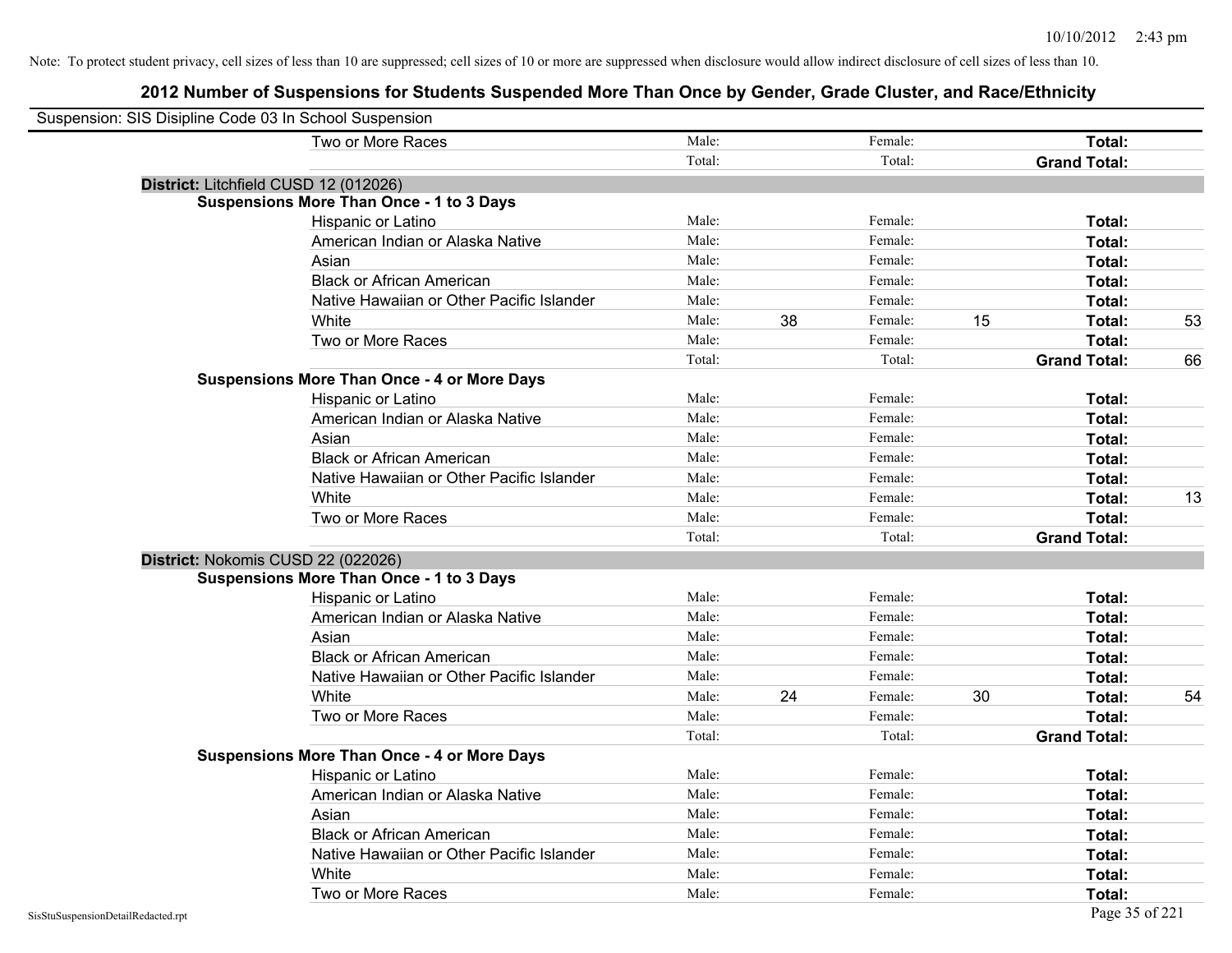Note: To protect student privacy, cell sizes of less than 10 are suppressed; cell sizes of 10 or more are suppressed when disclosure would allow indirect disclosure of cell sizes of less than 10.

## 2012 Number of Suspensions for Students Suspended More Than Once by Gender, Grade Cluster, and Race/Ethnicity

Suspension: SIS Disipline Code 03 In School Suspension

| | | | | | | |
|---|---|---|---|---|---|---|
| Two or More Races | Male: | | Female: | | **Total:** | |
| | Total: | | Total: | | **Grand Total:** | |

**District:** Litchfield CUSD 12 (012026)

**Suspensions More Than Once - 1 to 3 Days**

| | | | | | | |
|---|---|---|---|---|---|---|
| Hispanic or Latino | Male: | | Female: | | **Total:** | |
| American Indian or Alaska Native | Male: | | Female: | | **Total:** | |
| Asian | Male: | | Female: | | **Total:** | |
| Black or African American | Male: | | Female: | | **Total:** | |
| Native Hawaiian or Other Pacific Islander | Male: | | Female: | | **Total:** | |
| White | Male: | 38 | Female: | 15 | **Total:** | 53 |
| Two or More Races | Male: | | Female: | | **Total:** | |
| | Total: | | Total: | | **Grand Total:** | 66 |

**Suspensions More Than Once - 4 or More Days**

| | | | | | | |
|---|---|---|---|---|---|---|
| Hispanic or Latino | Male: | | Female: | | **Total:** | |
| American Indian or Alaska Native | Male: | | Female: | | **Total:** | |
| Asian | Male: | | Female: | | **Total:** | |
| Black or African American | Male: | | Female: | | **Total:** | |
| Native Hawaiian or Other Pacific Islander | Male: | | Female: | | **Total:** | |
| White | Male: | | Female: | | **Total:** | 13 |
| Two or More Races | Male: | | Female: | | **Total:** | |
| | Total: | | Total: | | **Grand Total:** | |

**District:** Nokomis CUSD 22 (022026)

**Suspensions More Than Once - 1 to 3 Days**

| | | | | | | |
|---|---|---|---|---|---|---|
| Hispanic or Latino | Male: | | Female: | | **Total:** | |
| American Indian or Alaska Native | Male: | | Female: | | **Total:** | |
| Asian | Male: | | Female: | | **Total:** | |
| Black or African American | Male: | | Female: | | **Total:** | |
| Native Hawaiian or Other Pacific Islander | Male: | | Female: | | **Total:** | |
| White | Male: | 24 | Female: | 30 | **Total:** | 54 |
| Two or More Races | Male: | | Female: | | **Total:** | |
| | Total: | | Total: | | **Grand Total:** | |

**Suspensions More Than Once - 4 or More Days**

| | | | | | | |
|---|---|---|---|---|---|---|
| Hispanic or Latino | Male: | | Female: | | **Total:** | |
| American Indian or Alaska Native | Male: | | Female: | | **Total:** | |
| Asian | Male: | | Female: | | **Total:** | |
| Black or African American | Male: | | Female: | | **Total:** | |
| Native Hawaiian or Other Pacific Islander | Male: | | Female: | | **Total:** | |
| White | Male: | | Female: | | **Total:** | |
| Two or More Races | Male: | | Female: | | **Total:** | |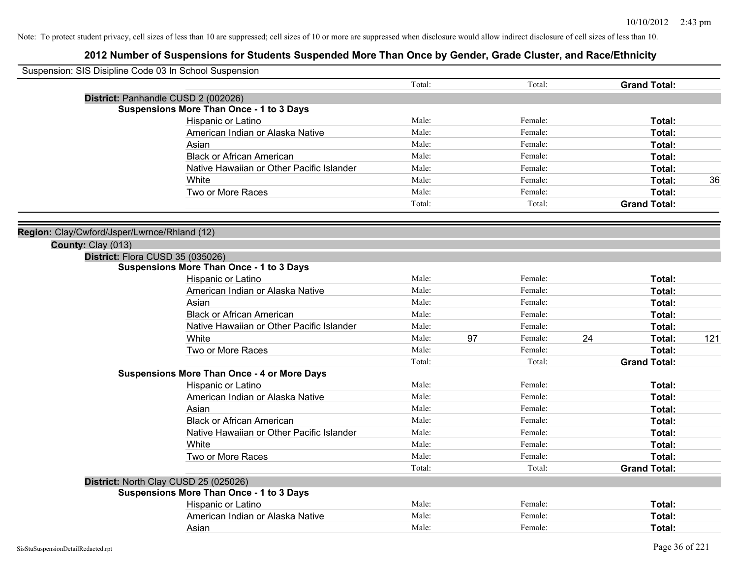Note: To protect student privacy, cell sizes of less than 10 are suppressed; cell sizes of 10 or more are suppressed when disclosure would allow indirect disclosure of cell sizes of less than 10.

# 2012 Number of Suspensions for Students Suspended More Than Once by Gender, Grade Cluster, and Race/Ethnicity

Suspension: SIS Disipline Code 03 In School Suspension

| | | | | | | |
|---|---|---|---|---|---|---|
| | Total: | | Total: | | **Grand Total:** | |

**District:** Panhandle CUSD 2 (002026)

**Suspensions More Than Once - 1 to 3 Days**

| Race/Ethnicity | Male: | | Female: | | Total: | |
|---|---|---|---|---|---|---|
| Hispanic or Latino | Male: | | Female: | | **Total:** | |
| American Indian or Alaska Native | Male: | | Female: | | **Total:** | |
| Asian | Male: | | Female: | | **Total:** | |
| Black or African American | Male: | | Female: | | **Total:** | |
| Native Hawaiian or Other Pacific Islander | Male: | | Female: | | **Total:** | |
| White | Male: | | Female: | | **Total:** | 36 |
| Two or More Races | Male: | | Female: | | **Total:** | |
| | Total: | | Total: | | **Grand Total:** | |

**Region:** Clay/Cwford/Jsper/Lwrnce/Rhland (12)

**County:** Clay (013)

**District:** Flora CUSD 35 (035026)

**Suspensions More Than Once - 1 to 3 Days**

| Race/Ethnicity | Male: | | Female: | | Total: | |
|---|---|---|---|---|---|---|
| Hispanic or Latino | Male: | | Female: | | **Total:** | |
| American Indian or Alaska Native | Male: | | Female: | | **Total:** | |
| Asian | Male: | | Female: | | **Total:** | |
| Black or African American | Male: | | Female: | | **Total:** | |
| Native Hawaiian or Other Pacific Islander | Male: | | Female: | | **Total:** | |
| White | Male: | 97 | Female: | 24 | **Total:** | 121 |
| Two or More Races | Male: | | Female: | | **Total:** | |
| | Total: | | Total: | | **Grand Total:** | |

**Suspensions More Than Once - 4 or More Days**

| Race/Ethnicity | Male: | | Female: | | Total: | |
|---|---|---|---|---|---|---|
| Hispanic or Latino | Male: | | Female: | | **Total:** | |
| American Indian or Alaska Native | Male: | | Female: | | **Total:** | |
| Asian | Male: | | Female: | | **Total:** | |
| Black or African American | Male: | | Female: | | **Total:** | |
| Native Hawaiian or Other Pacific Islander | Male: | | Female: | | **Total:** | |
| White | Male: | | Female: | | **Total:** | |
| Two or More Races | Male: | | Female: | | **Total:** | |
| | Total: | | Total: | | **Grand Total:** | |

**District:** North Clay CUSD 25 (025026)

**Suspensions More Than Once - 1 to 3 Days**

| Race/Ethnicity | Male: | | Female: | | Total: | |
|---|---|---|---|---|---|---|
| Hispanic or Latino | Male: | | Female: | | **Total:** | |
| American Indian or Alaska Native | Male: | | Female: | | **Total:** | |
| Asian | Male: | | Female: | | **Total:** | |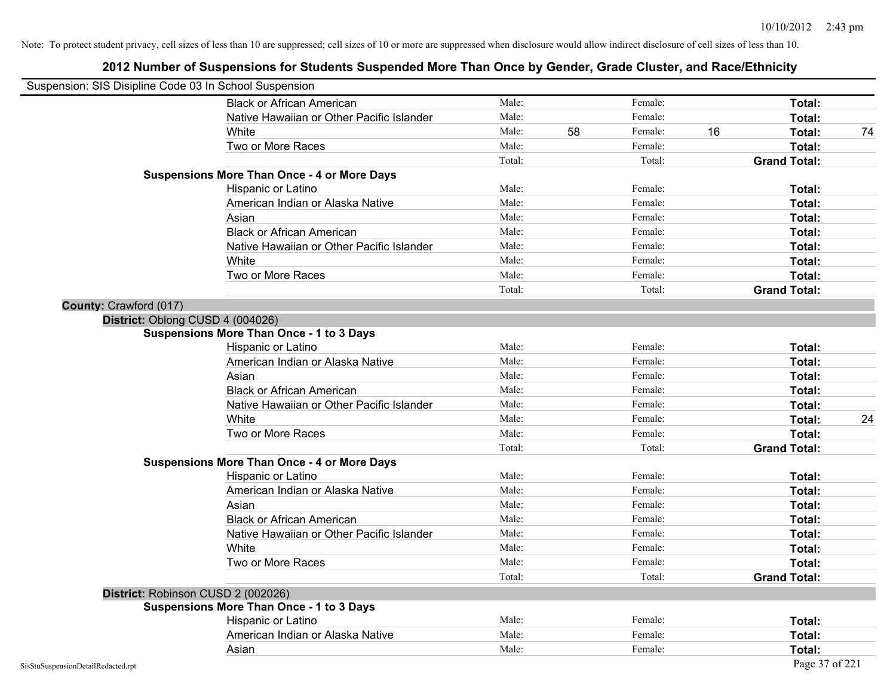Note: To protect student privacy, cell sizes of less than 10 are suppressed; cell sizes of 10 or more are suppressed when disclosure would allow indirect disclosure of cell sizes of less than 10.

# 2012 Number of Suspensions for Students Suspended More Than Once by Gender, Grade Cluster, and Race/Ethnicity

Suspension: SIS Disipline Code 03 In School Suspension

| | | | | | | |
|---|---|---|---|---|---|---|
| Black or African American | Male: | | Female: | | **Total:** | |
| Native Hawaiian or Other Pacific Islander | Male: | | Female: | | **Total:** | |
| White | Male: | 58 | Female: | 16 | **Total:** | 74 |
| Two or More Races | Male: | | Female: | | **Total:** | |
| | Total: | | Total: | | **Grand Total:** | |

**Suspensions More Than Once - 4 or More Days**

| | | | | | | |
|---|---|---|---|---|---|---|
| Hispanic or Latino | Male: | | Female: | | **Total:** | |
| American Indian or Alaska Native | Male: | | Female: | | **Total:** | |
| Asian | Male: | | Female: | | **Total:** | |
| Black or African American | Male: | | Female: | | **Total:** | |
| Native Hawaiian or Other Pacific Islander | Male: | | Female: | | **Total:** | |
| White | Male: | | Female: | | **Total:** | |
| Two or More Races | Male: | | Female: | | **Total:** | |
| | Total: | | Total: | | **Grand Total:** | |

**County:** Crawford (017)

**District:** Oblong CUSD 4 (004026)

**Suspensions More Than Once - 1 to 3 Days**

| | | | | | | |
|---|---|---|---|---|---|---|
| Hispanic or Latino | Male: | | Female: | | **Total:** | |
| American Indian or Alaska Native | Male: | | Female: | | **Total:** | |
| Asian | Male: | | Female: | | **Total:** | |
| Black or African American | Male: | | Female: | | **Total:** | |
| Native Hawaiian or Other Pacific Islander | Male: | | Female: | | **Total:** | |
| White | Male: | | Female: | | **Total:** | 24 |
| Two or More Races | Male: | | Female: | | **Total:** | |
| | Total: | | Total: | | **Grand Total:** | |

**Suspensions More Than Once - 4 or More Days**

| | | | | | | |
|---|---|---|---|---|---|---|
| Hispanic or Latino | Male: | | Female: | | **Total:** | |
| American Indian or Alaska Native | Male: | | Female: | | **Total:** | |
| Asian | Male: | | Female: | | **Total:** | |
| Black or African American | Male: | | Female: | | **Total:** | |
| Native Hawaiian or Other Pacific Islander | Male: | | Female: | | **Total:** | |
| White | Male: | | Female: | | **Total:** | |
| Two or More Races | Male: | | Female: | | **Total:** | |
| | Total: | | Total: | | **Grand Total:** | |

**District:** Robinson CUSD 2 (002026)

**Suspensions More Than Once - 1 to 3 Days**

| | | | | | | |
|---|---|---|---|---|---|---|
| Hispanic or Latino | Male: | | Female: | | **Total:** | |
| American Indian or Alaska Native | Male: | | Female: | | **Total:** | |
| Asian | Male: | | Female: | | **Total:** | |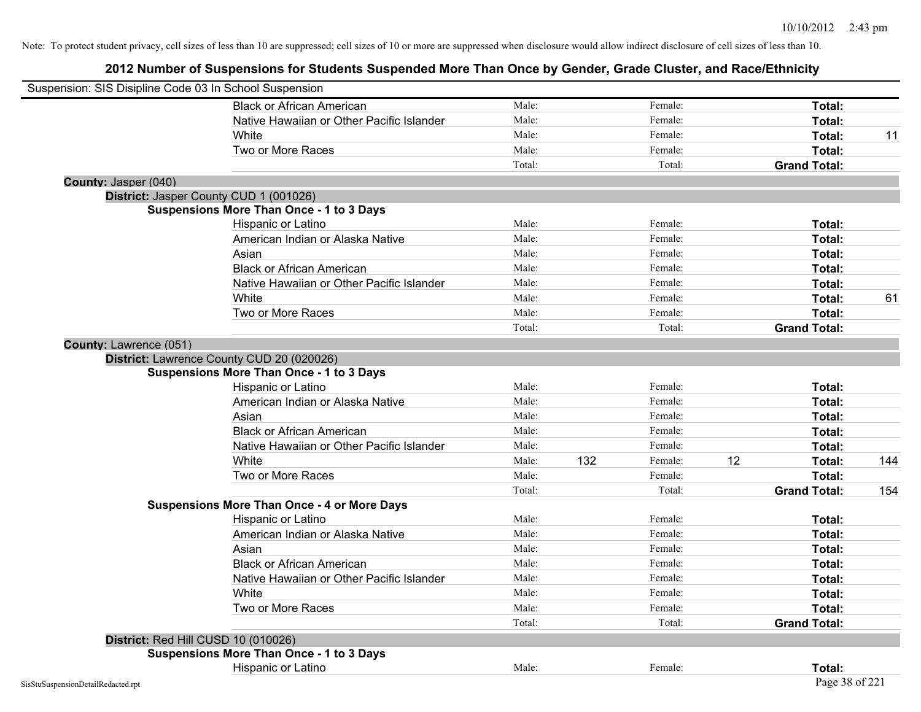Note: To protect student privacy, cell sizes of less than 10 are suppressed; cell sizes of 10 or more are suppressed when disclosure would allow indirect disclosure of cell sizes of less than 10.

# 2012 Number of Suspensions for Students Suspended More Than Once by Gender, Grade Cluster, and Race/Ethnicity

Suspension: SIS Disipline Code 03 In School Suspension

| | | | | | | |
|---|---|---|---|---|---|---|
| Black or African American | Male: | | Female: | | **Total:** | |
| Native Hawaiian or Other Pacific Islander | Male: | | Female: | | **Total:** | |
| White | Male: | | Female: | | **Total:** | 11 |
| Two or More Races | Male: | | Female: | | **Total:** | |
| | Total: | | Total: | | **Grand Total:** | |

**County:** Jasper (040)

**District:** Jasper County CUD 1 (001026)

**Suspensions More Than Once - 1 to 3 Days**

| | | | | | | |
|---|---|---|---|---|---|---|
| Hispanic or Latino | Male: | | Female: | | **Total:** | |
| American Indian or Alaska Native | Male: | | Female: | | **Total:** | |
| Asian | Male: | | Female: | | **Total:** | |
| Black or African American | Male: | | Female: | | **Total:** | |
| Native Hawaiian or Other Pacific Islander | Male: | | Female: | | **Total:** | |
| White | Male: | | Female: | | **Total:** | 61 |
| Two or More Races | Male: | | Female: | | **Total:** | |
| | Total: | | Total: | | **Grand Total:** | |

**County:** Lawrence (051)

**District:** Lawrence County CUD 20 (020026)

**Suspensions More Than Once - 1 to 3 Days**

| | | | | | | |
|---|---|---|---|---|---|---|
| Hispanic or Latino | Male: | | Female: | | **Total:** | |
| American Indian or Alaska Native | Male: | | Female: | | **Total:** | |
| Asian | Male: | | Female: | | **Total:** | |
| Black or African American | Male: | | Female: | | **Total:** | |
| Native Hawaiian or Other Pacific Islander | Male: | | Female: | | **Total:** | |
| White | Male: | 132 | Female: | 12 | **Total:** | 144 |
| Two or More Races | Male: | | Female: | | **Total:** | |
| | Total: | | Total: | | **Grand Total:** | 154 |

**Suspensions More Than Once - 4 or More Days**

| | | | | | | |
|---|---|---|---|---|---|---|
| Hispanic or Latino | Male: | | Female: | | **Total:** | |
| American Indian or Alaska Native | Male: | | Female: | | **Total:** | |
| Asian | Male: | | Female: | | **Total:** | |
| Black or African American | Male: | | Female: | | **Total:** | |
| Native Hawaiian or Other Pacific Islander | Male: | | Female: | | **Total:** | |
| White | Male: | | Female: | | **Total:** | |
| Two or More Races | Male: | | Female: | | **Total:** | |
| | Total: | | Total: | | **Grand Total:** | |

**District:** Red Hill CUSD 10 (010026)

**Suspensions More Than Once - 1 to 3 Days**

| | | | | | | |
|---|---|---|---|---|---|---|
| Hispanic or Latino | Male: | | Female: | | **Total:** | |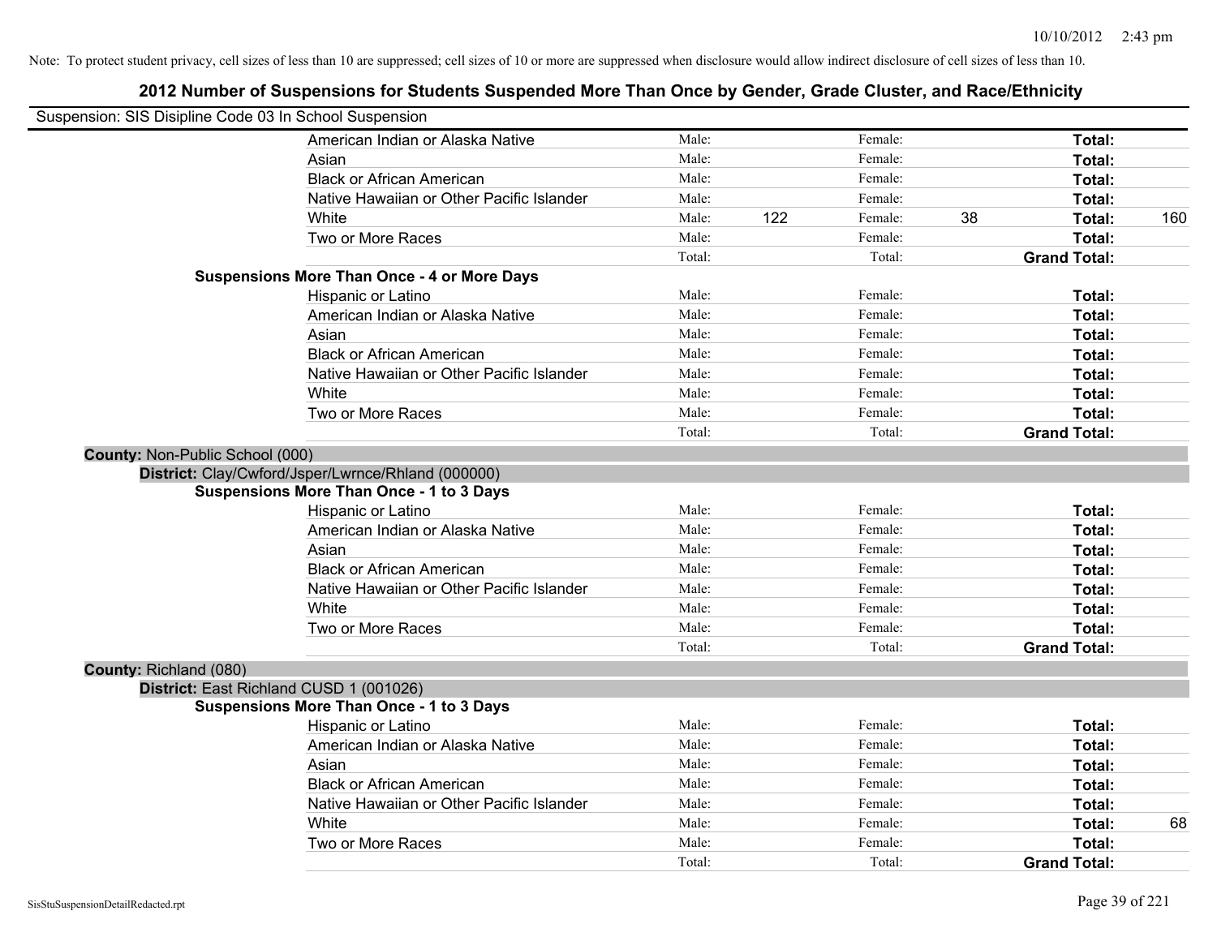Note: To protect student privacy, cell sizes of less than 10 are suppressed; cell sizes of 10 or more are suppressed when disclosure would allow indirect disclosure of cell sizes of less than 10.

## 2012 Number of Suspensions for Students Suspended More Than Once by Gender, Grade Cluster, and Race/Ethnicity

Suspension: SIS Disipline Code 03 In School Suspension

| | | | | | |
|---|---|---|---|---|---|
| American Indian or Alaska Native | Male: | | Female: | | **Total:** | |
| Asian | Male: | | Female: | | **Total:** | |
| Black or African American | Male: | | Female: | | **Total:** | |
| Native Hawaiian or Other Pacific Islander | Male: | | Female: | | **Total:** | |
| White | Male: | 122 | Female: | 38 | **Total:** | 160 |
| Two or More Races | Male: | | Female: | | **Total:** | |
| | Total: | | Total: | | **Grand Total:** | |

**Suspensions More Than Once - 4 or More Days**

| | | | | | | |
|---|---|---|---|---|---|---|
| Hispanic or Latino | Male: | | Female: | | **Total:** | |
| American Indian or Alaska Native | Male: | | Female: | | **Total:** | |
| Asian | Male: | | Female: | | **Total:** | |
| Black or African American | Male: | | Female: | | **Total:** | |
| Native Hawaiian or Other Pacific Islander | Male: | | Female: | | **Total:** | |
| White | Male: | | Female: | | **Total:** | |
| Two or More Races | Male: | | Female: | | **Total:** | |
| | Total: | | Total: | | **Grand Total:** | |

**County:** Non-Public School (000)

**District:** Clay/Cwford/Jsper/Lwrnce/Rhland (000000)

**Suspensions More Than Once - 1 to 3 Days**

| | | | | | | |
|---|---|---|---|---|---|---|
| Hispanic or Latino | Male: | | Female: | | **Total:** | |
| American Indian or Alaska Native | Male: | | Female: | | **Total:** | |
| Asian | Male: | | Female: | | **Total:** | |
| Black or African American | Male: | | Female: | | **Total:** | |
| Native Hawaiian or Other Pacific Islander | Male: | | Female: | | **Total:** | |
| White | Male: | | Female: | | **Total:** | |
| Two or More Races | Male: | | Female: | | **Total:** | |
| | Total: | | Total: | | **Grand Total:** | |

**County:** Richland (080)

**District:** East Richland CUSD 1 (001026)

**Suspensions More Than Once - 1 to 3 Days**

| | | | | | | |
|---|---|---|---|---|---|---|
| Hispanic or Latino | Male: | | Female: | | **Total:** | |
| American Indian or Alaska Native | Male: | | Female: | | **Total:** | |
| Asian | Male: | | Female: | | **Total:** | |
| Black or African American | Male: | | Female: | | **Total:** | |
| Native Hawaiian or Other Pacific Islander | Male: | | Female: | | **Total:** | |
| White | Male: | | Female: | | **Total:** | 68 |
| Two or More Races | Male: | | Female: | | **Total:** | |
| | Total: | | Total: | | **Grand Total:** | |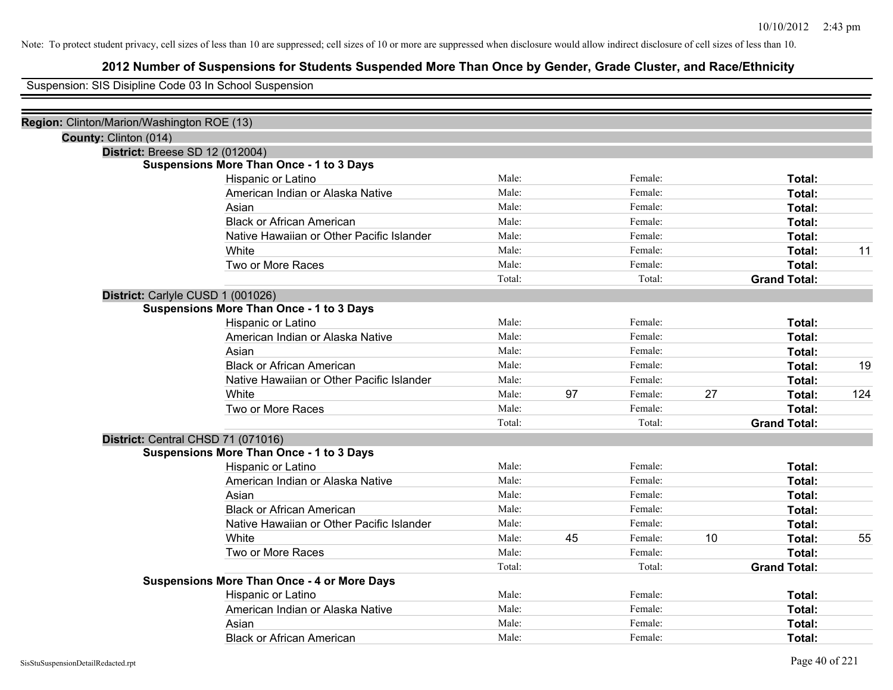Note: To protect student privacy, cell sizes of less than 10 are suppressed; cell sizes of 10 or more are suppressed when disclosure would allow indirect disclosure of cell sizes of less than 10.

# 2012 Number of Suspensions for Students Suspended More Than Once by Gender, Grade Cluster, and Race/Ethnicity

Suspension: SIS Disipline Code 03 In School Suspension

**Region:** Clinton/Marion/Washington ROE (13)

**County:** Clinton (014)

**District:** Breese SD 12 (012004)

**Suspensions More Than Once - 1 to 3 Days**

| | | | | | | |
|---|---|---|---|---|---|---|
| Hispanic or Latino | Male: | | Female: | | **Total:** | |
| American Indian or Alaska Native | Male: | | Female: | | **Total:** | |
| Asian | Male: | | Female: | | **Total:** | |
| Black or African American | Male: | | Female: | | **Total:** | |
| Native Hawaiian or Other Pacific Islander | Male: | | Female: | | **Total:** | |
| White | Male: | | Female: | | **Total:** | 11 |
| Two or More Races | Male: | | Female: | | **Total:** | |
| | Total: | | Total: | | **Grand Total:** | |

**District:** Carlyle CUSD 1 (001026)

**Suspensions More Than Once - 1 to 3 Days**

| | | | | | | |
|---|---|---|---|---|---|---|
| Hispanic or Latino | Male: | | Female: | | **Total:** | |
| American Indian or Alaska Native | Male: | | Female: | | **Total:** | |
| Asian | Male: | | Female: | | **Total:** | |
| Black or African American | Male: | | Female: | | **Total:** | 19 |
| Native Hawaiian or Other Pacific Islander | Male: | | Female: | | **Total:** | |
| White | Male: | 97 | Female: | 27 | **Total:** | 124 |
| Two or More Races | Male: | | Female: | | **Total:** | |
| | Total: | | Total: | | **Grand Total:** | |

**District:** Central CHSD 71 (071016)

**Suspensions More Than Once - 1 to 3 Days**

| | | | | | | |
|---|---|---|---|---|---|---|
| Hispanic or Latino | Male: | | Female: | | **Total:** | |
| American Indian or Alaska Native | Male: | | Female: | | **Total:** | |
| Asian | Male: | | Female: | | **Total:** | |
| Black or African American | Male: | | Female: | | **Total:** | |
| Native Hawaiian or Other Pacific Islander | Male: | | Female: | | **Total:** | |
| White | Male: | 45 | Female: | 10 | **Total:** | 55 |
| Two or More Races | Male: | | Female: | | **Total:** | |
| | Total: | | Total: | | **Grand Total:** | |

**Suspensions More Than Once - 4 or More Days**

| | | | | | | |
|---|---|---|---|---|---|---|
| Hispanic or Latino | Male: | | Female: | | **Total:** | |
| American Indian or Alaska Native | Male: | | Female: | | **Total:** | |
| Asian | Male: | | Female: | | **Total:** | |
| Black or African American | Male: | | Female: | | **Total:** | |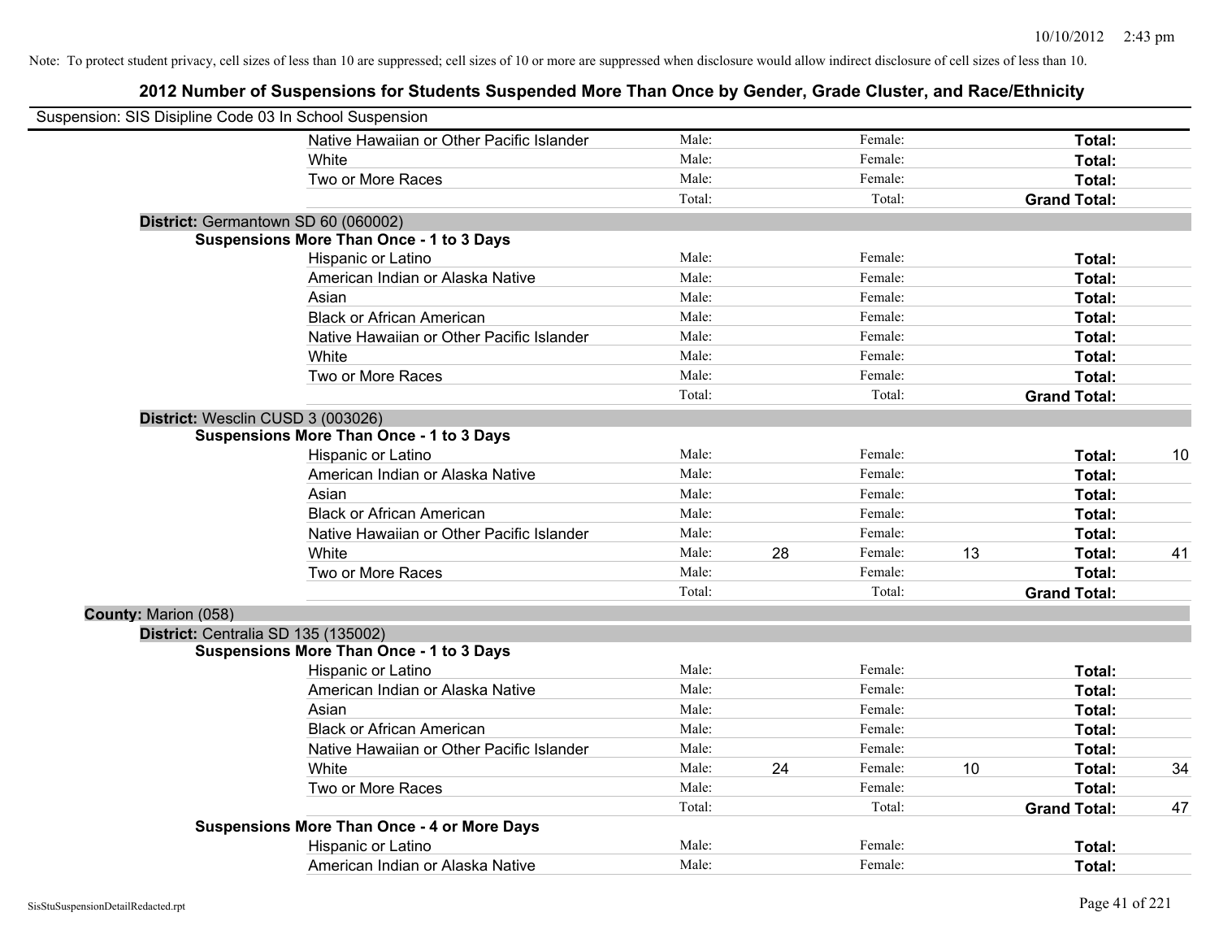Note: To protect student privacy, cell sizes of less than 10 are suppressed; cell sizes of 10 or more are suppressed when disclosure would allow indirect disclosure of cell sizes of less than 10.

## 2012 Number of Suspensions for Students Suspended More Than Once by Gender, Grade Cluster, and Race/Ethnicity

Suspension: SIS Disipline Code 03 In School Suspension

| | | | | | | |
|---|---|---|---|---|---|---|
| Native Hawaiian or Other Pacific Islander | Male: | | Female: | | **Total:** | |
| White | Male: | | Female: | | **Total:** | |
| Two or More Races | Male: | | Female: | | **Total:** | |
| | Total: | | Total: | | **Grand Total:** | |

**District:** Germantown SD 60 (060002)

**Suspensions More Than Once - 1 to 3 Days**

| | | | | | | |
|---|---|---|---|---|---|---|
| Hispanic or Latino | Male: | | Female: | | **Total:** | |
| American Indian or Alaska Native | Male: | | Female: | | **Total:** | |
| Asian | Male: | | Female: | | **Total:** | |
| Black or African American | Male: | | Female: | | **Total:** | |
| Native Hawaiian or Other Pacific Islander | Male: | | Female: | | **Total:** | |
| White | Male: | | Female: | | **Total:** | |
| Two or More Races | Male: | | Female: | | **Total:** | |
| | Total: | | Total: | | **Grand Total:** | |

**District:** Wesclin CUSD 3 (003026)

**Suspensions More Than Once - 1 to 3 Days**

| | | | | | | |
|---|---|---|---|---|---|---|
| Hispanic or Latino | Male: | | Female: | | **Total:** | 10 |
| American Indian or Alaska Native | Male: | | Female: | | **Total:** | |
| Asian | Male: | | Female: | | **Total:** | |
| Black or African American | Male: | | Female: | | **Total:** | |
| Native Hawaiian or Other Pacific Islander | Male: | | Female: | | **Total:** | |
| White | Male: | 28 | Female: | 13 | **Total:** | 41 |
| Two or More Races | Male: | | Female: | | **Total:** | |
| | Total: | | Total: | | **Grand Total:** | |

**County:** Marion (058)

**District:** Centralia SD 135 (135002)

**Suspensions More Than Once - 1 to 3 Days**

| | | | | | | |
|---|---|---|---|---|---|---|
| Hispanic or Latino | Male: | | Female: | | **Total:** | |
| American Indian or Alaska Native | Male: | | Female: | | **Total:** | |
| Asian | Male: | | Female: | | **Total:** | |
| Black or African American | Male: | | Female: | | **Total:** | |
| Native Hawaiian or Other Pacific Islander | Male: | | Female: | | **Total:** | |
| White | Male: | 24 | Female: | 10 | **Total:** | 34 |
| Two or More Races | Male: | | Female: | | **Total:** | |
| | Total: | | Total: | | **Grand Total:** | 47 |

**Suspensions More Than Once - 4 or More Days**

| | | | | | | |
|---|---|---|---|---|---|---|
| Hispanic or Latino | Male: | | Female: | | **Total:** | |
| American Indian or Alaska Native | Male: | | Female: | | **Total:** | |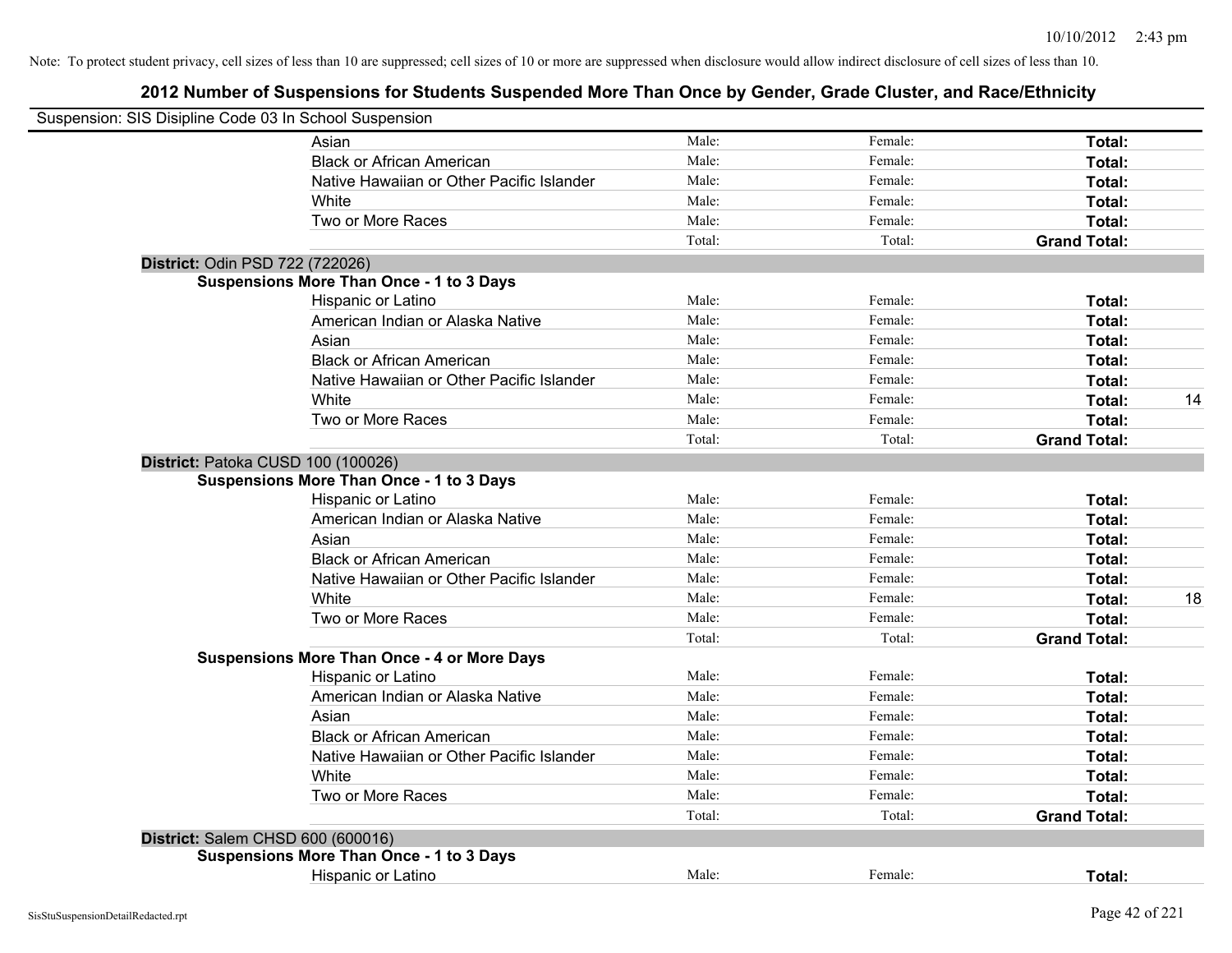Note: To protect student privacy, cell sizes of less than 10 are suppressed; cell sizes of 10 or more are suppressed when disclosure would allow indirect disclosure of cell sizes of less than 10.

# 2012 Number of Suspensions for Students Suspended More Than Once by Gender, Grade Cluster, and Race/Ethnicity

Suspension: SIS Disipline Code 03 In School Suspension

| | | | | |
|---|---|---|---|---|
| Asian | Male: | Female: | **Total:** | |
| Black or African American | Male: | Female: | **Total:** | |
| Native Hawaiian or Other Pacific Islander | Male: | Female: | **Total:** | |
| White | Male: | Female: | **Total:** | |
| Two or More Races | Male: | Female: | **Total:** | |
| | Total: | Total: | **Grand Total:** | |

**District:** Odin PSD 722 (722026)

**Suspensions More Than Once - 1 to 3 Days**

| | | | | |
|---|---|---|---|---|
| Hispanic or Latino | Male: | Female: | **Total:** | |
| American Indian or Alaska Native | Male: | Female: | **Total:** | |
| Asian | Male: | Female: | **Total:** | |
| Black or African American | Male: | Female: | **Total:** | |
| Native Hawaiian or Other Pacific Islander | Male: | Female: | **Total:** | |
| White | Male: | Female: | **Total:** | 14 |
| Two or More Races | Male: | Female: | **Total:** | |
| | Total: | Total: | **Grand Total:** | |

**District:** Patoka CUSD 100 (100026)

**Suspensions More Than Once - 1 to 3 Days**

| | | | | |
|---|---|---|---|---|
| Hispanic or Latino | Male: | Female: | **Total:** | |
| American Indian or Alaska Native | Male: | Female: | **Total:** | |
| Asian | Male: | Female: | **Total:** | |
| Black or African American | Male: | Female: | **Total:** | |
| Native Hawaiian or Other Pacific Islander | Male: | Female: | **Total:** | |
| White | Male: | Female: | **Total:** | 18 |
| Two or More Races | Male: | Female: | **Total:** | |
| | Total: | Total: | **Grand Total:** | |

**Suspensions More Than Once - 4 or More Days**

| | | | | |
|---|---|---|---|---|
| Hispanic or Latino | Male: | Female: | **Total:** | |
| American Indian or Alaska Native | Male: | Female: | **Total:** | |
| Asian | Male: | Female: | **Total:** | |
| Black or African American | Male: | Female: | **Total:** | |
| Native Hawaiian or Other Pacific Islander | Male: | Female: | **Total:** | |
| White | Male: | Female: | **Total:** | |
| Two or More Races | Male: | Female: | **Total:** | |
| | Total: | Total: | **Grand Total:** | |

**District:** Salem CHSD 600 (600016)

**Suspensions More Than Once - 1 to 3 Days**

| | | | | |
|---|---|---|---|---|
| Hispanic or Latino | Male: | Female: | **Total:** | |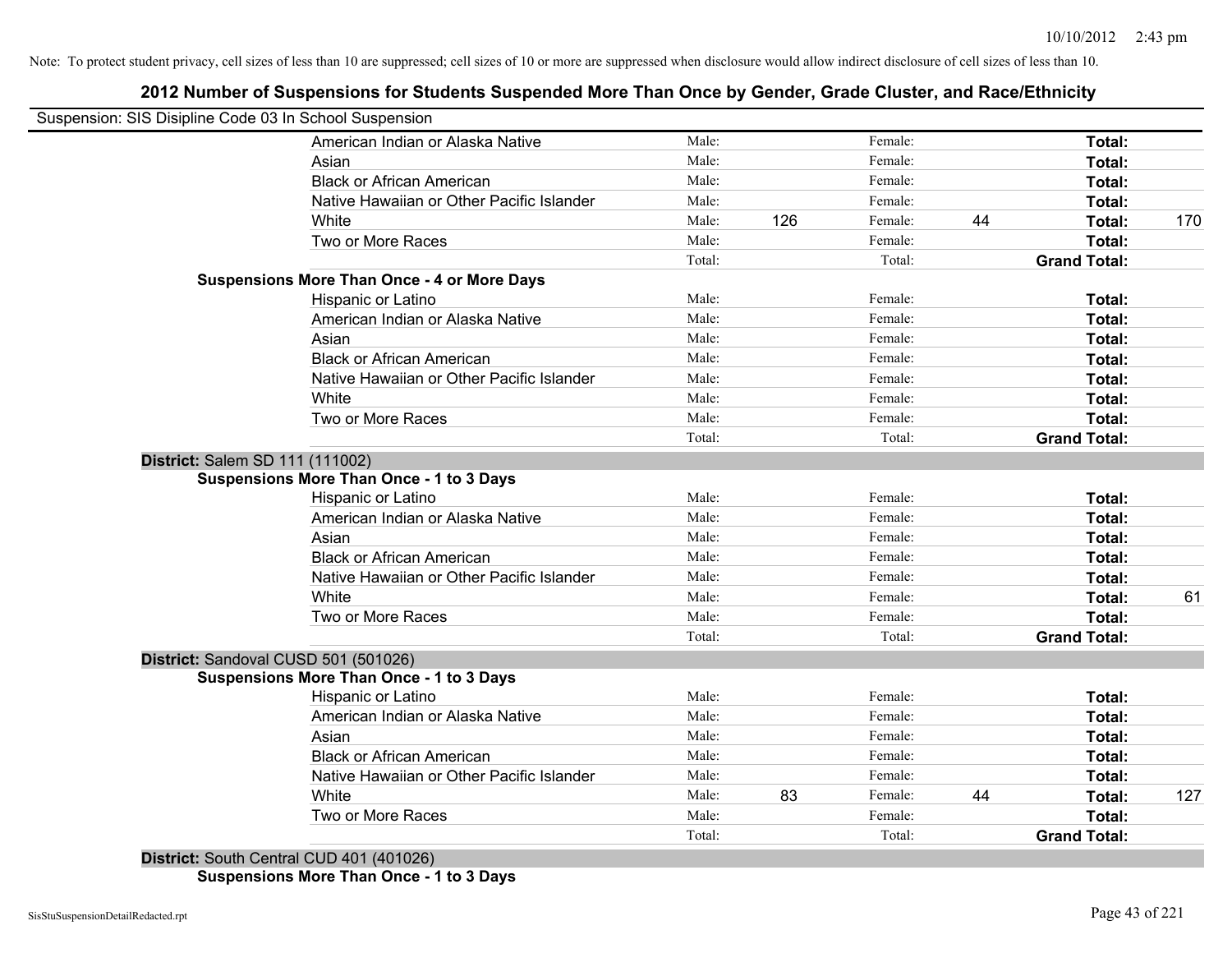Note: To protect student privacy, cell sizes of less than 10 are suppressed; cell sizes of 10 or more are suppressed when disclosure would allow indirect disclosure of cell sizes of less than 10.

## 2012 Number of Suspensions for Students Suspended More Than Once by Gender, Grade Cluster, and Race/Ethnicity

Suspension: SIS Disipline Code 03 In School Suspension

| | | | | | | |
|---|---|---|---|---|---|---|
| American Indian or Alaska Native | Male: | | Female: | | **Total:** | |
| Asian | Male: | | Female: | | **Total:** | |
| Black or African American | Male: | | Female: | | **Total:** | |
| Native Hawaiian or Other Pacific Islander | Male: | | Female: | | **Total:** | |
| White | Male: | 126 | Female: | 44 | **Total:** | 170 |
| Two or More Races | Male: | | Female: | | **Total:** | |
| | Total: | | Total: | | **Grand Total:** | |

**Suspensions More Than Once - 4 or More Days**

| | | | | | | |
|---|---|---|---|---|---|---|
| Hispanic or Latino | Male: | | Female: | | **Total:** | |
| American Indian or Alaska Native | Male: | | Female: | | **Total:** | |
| Asian | Male: | | Female: | | **Total:** | |
| Black or African American | Male: | | Female: | | **Total:** | |
| Native Hawaiian or Other Pacific Islander | Male: | | Female: | | **Total:** | |
| White | Male: | | Female: | | **Total:** | |
| Two or More Races | Male: | | Female: | | **Total:** | |
| | Total: | | Total: | | **Grand Total:** | |

**District:** Salem SD 111 (111002)

**Suspensions More Than Once - 1 to 3 Days**

| | | | | | | |
|---|---|---|---|---|---|---|
| Hispanic or Latino | Male: | | Female: | | **Total:** | |
| American Indian or Alaska Native | Male: | | Female: | | **Total:** | |
| Asian | Male: | | Female: | | **Total:** | |
| Black or African American | Male: | | Female: | | **Total:** | |
| Native Hawaiian or Other Pacific Islander | Male: | | Female: | | **Total:** | |
| White | Male: | | Female: | | **Total:** | 61 |
| Two or More Races | Male: | | Female: | | **Total:** | |
| | Total: | | Total: | | **Grand Total:** | |

**District:** Sandoval CUSD 501 (501026)

**Suspensions More Than Once - 1 to 3 Days**

| | | | | | | |
|---|---|---|---|---|---|---|
| Hispanic or Latino | Male: | | Female: | | **Total:** | |
| American Indian or Alaska Native | Male: | | Female: | | **Total:** | |
| Asian | Male: | | Female: | | **Total:** | |
| Black or African American | Male: | | Female: | | **Total:** | |
| Native Hawaiian or Other Pacific Islander | Male: | | Female: | | **Total:** | |
| White | Male: | 83 | Female: | 44 | **Total:** | 127 |
| Two or More Races | Male: | | Female: | | **Total:** | |
| | Total: | | Total: | | **Grand Total:** | |

**District:** South Central CUD 401 (401026)

**Suspensions More Than Once - 1 to 3 Days**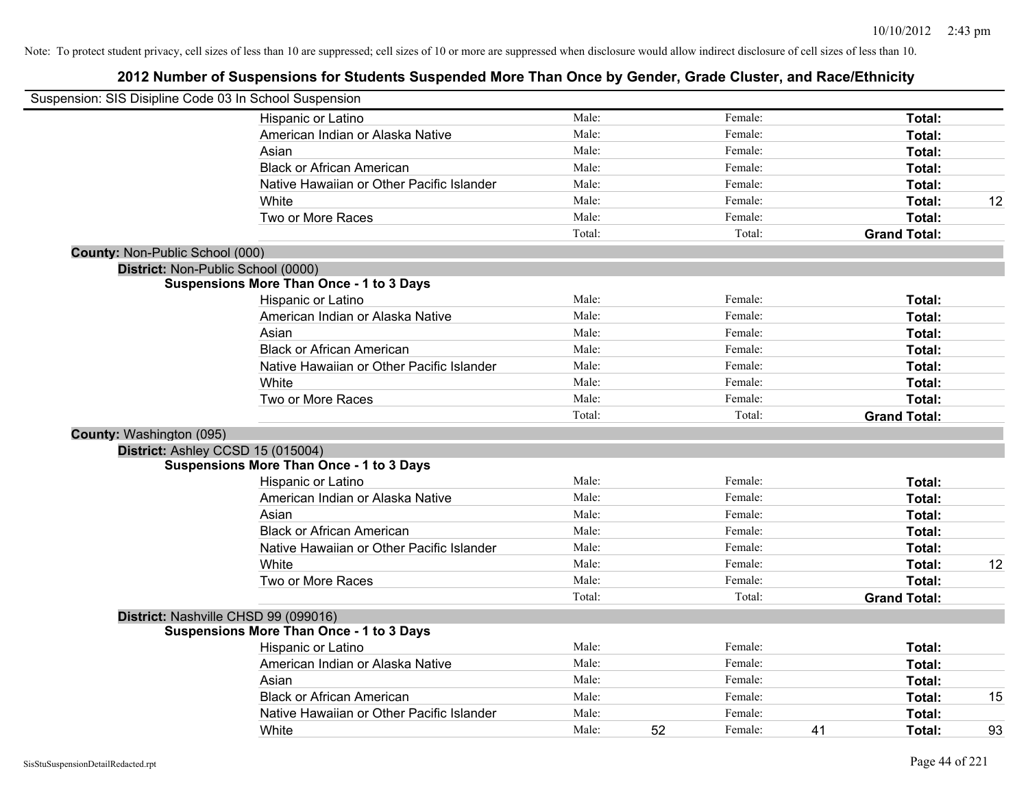Note: To protect student privacy, cell sizes of less than 10 are suppressed; cell sizes of 10 or more are suppressed when disclosure would allow indirect disclosure of cell sizes of less than 10.

# 2012 Number of Suspensions for Students Suspended More Than Once by Gender, Grade Cluster, and Race/Ethnicity

Suspension: SIS Disipline Code 03 In School Suspension

| | | | | | |
|---|---|---|---|---|---|
| Hispanic or Latino | Male: | | Female: | | **Total:** | |
| American Indian or Alaska Native | Male: | | Female: | | **Total:** | |
| Asian | Male: | | Female: | | **Total:** | |
| Black or African American | Male: | | Female: | | **Total:** | |
| Native Hawaiian or Other Pacific Islander | Male: | | Female: | | **Total:** | |
| White | Male: | | Female: | | **Total:** | 12 |
| Two or More Races | Male: | | Female: | | **Total:** | |
| | Total: | | Total: | | **Grand Total:** | |

**County:** Non-Public School (000)

**District:** Non-Public School (0000)

**Suspensions More Than Once - 1 to 3 Days**

| | | | | | | |
|---|---|---|---|---|---|---|
| Hispanic or Latino | Male: | | Female: | | **Total:** | |
| American Indian or Alaska Native | Male: | | Female: | | **Total:** | |
| Asian | Male: | | Female: | | **Total:** | |
| Black or African American | Male: | | Female: | | **Total:** | |
| Native Hawaiian or Other Pacific Islander | Male: | | Female: | | **Total:** | |
| White | Male: | | Female: | | **Total:** | |
| Two or More Races | Male: | | Female: | | **Total:** | |
| | Total: | | Total: | | **Grand Total:** | |

**County:** Washington (095)

**District:** Ashley CCSD 15 (015004)

**Suspensions More Than Once - 1 to 3 Days**

| | | | | | | |
|---|---|---|---|---|---|---|
| Hispanic or Latino | Male: | | Female: | | **Total:** | |
| American Indian or Alaska Native | Male: | | Female: | | **Total:** | |
| Asian | Male: | | Female: | | **Total:** | |
| Black or African American | Male: | | Female: | | **Total:** | |
| Native Hawaiian or Other Pacific Islander | Male: | | Female: | | **Total:** | |
| White | Male: | | Female: | | **Total:** | 12 |
| Two or More Races | Male: | | Female: | | **Total:** | |
| | Total: | | Total: | | **Grand Total:** | |

**District:** Nashville CHSD 99 (099016)

**Suspensions More Than Once - 1 to 3 Days**

| | | | | | | |
|---|---|---|---|---|---|---|
| Hispanic or Latino | Male: | | Female: | | **Total:** | |
| American Indian or Alaska Native | Male: | | Female: | | **Total:** | |
| Asian | Male: | | Female: | | **Total:** | |
| Black or African American | Male: | | Female: | | **Total:** | 15 |
| Native Hawaiian or Other Pacific Islander | Male: | | Female: | | **Total:** | |
| White | Male: | 52 | Female: | 41 | **Total:** | 93 |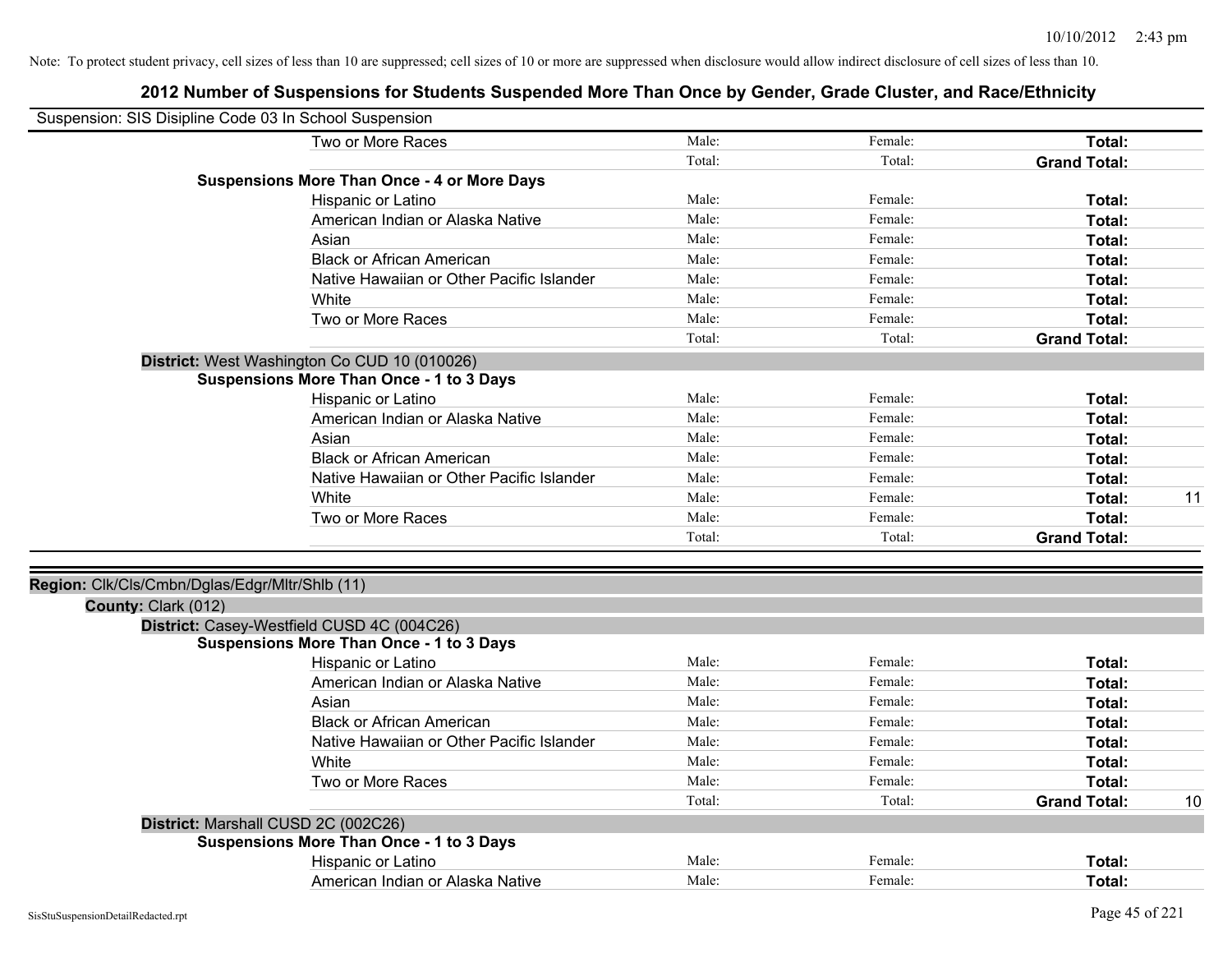Note: To protect student privacy, cell sizes of less than 10 are suppressed; cell sizes of 10 or more are suppressed when disclosure would allow indirect disclosure of cell sizes of less than 10.

# 2012 Number of Suspensions for Students Suspended More Than Once by Gender, Grade Cluster, and Race/Ethnicity

Suspension: SIS Disipline Code 03 In School Suspension

| | | | | |
|---|---|---|---|---|
| Two or More Races | Male: | Female: | **Total:** | |
| | Total: | Total: | **Grand Total:** | |
| **Suspensions More Than Once - 4 or More Days** | | | | |
| Hispanic or Latino | Male: | Female: | **Total:** | |
| American Indian or Alaska Native | Male: | Female: | **Total:** | |
| Asian | Male: | Female: | **Total:** | |
| Black or African American | Male: | Female: | **Total:** | |
| Native Hawaiian or Other Pacific Islander | Male: | Female: | **Total:** | |
| White | Male: | Female: | **Total:** | |
| Two or More Races | Male: | Female: | **Total:** | |
| | Total: | Total: | **Grand Total:** | |

**District:** West Washington Co CUD 10 (010026)

| | | | | |
|---|---|---|---|---|
| **Suspensions More Than Once - 1 to 3 Days** | | | | |
| Hispanic or Latino | Male: | Female: | **Total:** | |
| American Indian or Alaska Native | Male: | Female: | **Total:** | |
| Asian | Male: | Female: | **Total:** | |
| Black or African American | Male: | Female: | **Total:** | |
| Native Hawaiian or Other Pacific Islander | Male: | Female: | **Total:** | |
| White | Male: | Female: | **Total:** | 11 |
| Two or More Races | Male: | Female: | **Total:** | |
| | Total: | Total: | **Grand Total:** | |

**Region:** Clk/Cls/Cmbn/Dglas/Edgr/Mltr/Shlb (11)

**County:** Clark (012)

**District:** Casey-Westfield CUSD 4C (004C26)

| | | | | |
|---|---|---|---|---|
| **Suspensions More Than Once - 1 to 3 Days** | | | | |
| Hispanic or Latino | Male: | Female: | **Total:** | |
| American Indian or Alaska Native | Male: | Female: | **Total:** | |
| Asian | Male: | Female: | **Total:** | |
| Black or African American | Male: | Female: | **Total:** | |
| Native Hawaiian or Other Pacific Islander | Male: | Female: | **Total:** | |
| White | Male: | Female: | **Total:** | |
| Two or More Races | Male: | Female: | **Total:** | |
| | Total: | Total: | **Grand Total:** | 10 |

**District:** Marshall CUSD 2C (002C26)

| | | | | |
|---|---|---|---|---|
| **Suspensions More Than Once - 1 to 3 Days** | | | | |
| Hispanic or Latino | Male: | Female: | **Total:** | |
| American Indian or Alaska Native | Male: | Female: | **Total:** | |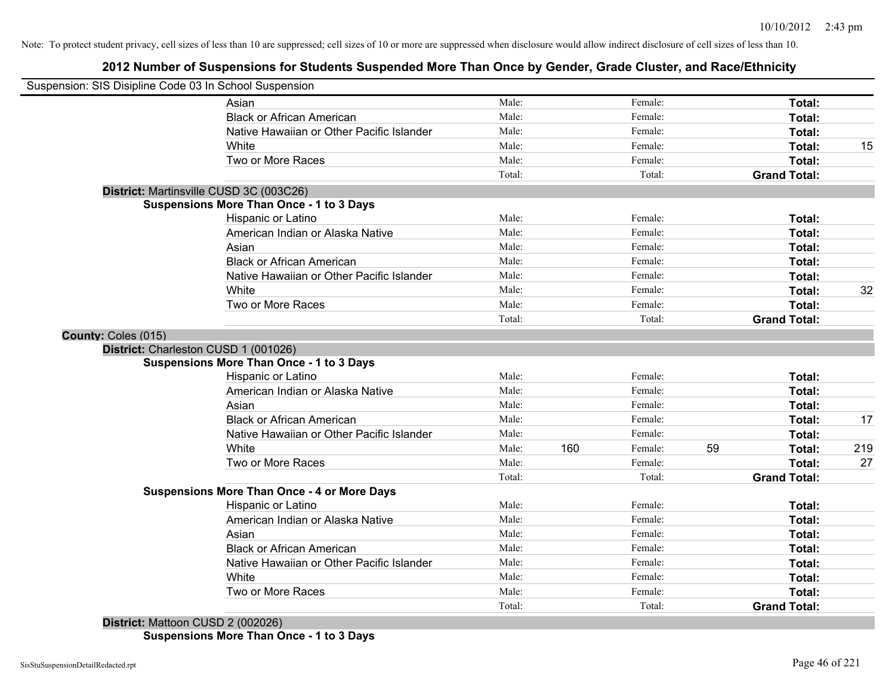Note: To protect student privacy, cell sizes of less than 10 are suppressed; cell sizes of 10 or more are suppressed when disclosure would allow indirect disclosure of cell sizes of less than 10.

# 2012 Number of Suspensions for Students Suspended More Than Once by Gender, Grade Cluster, and Race/Ethnicity

Suspension: SIS Disipline Code 03 In School Suspension

| | | | | | | |
|---|---|---|---|---|---|---|
| Asian | Male: | | Female: | | **Total:** | |
| Black or African American | Male: | | Female: | | **Total:** | |
| Native Hawaiian or Other Pacific Islander | Male: | | Female: | | **Total:** | |
| White | Male: | | Female: | | **Total:** | 15 |
| Two or More Races | Male: | | Female: | | **Total:** | |
| | Total: | | Total: | | **Grand Total:** | |

**District:** Martinsville CUSD 3C (003C26)

**Suspensions More Than Once - 1 to 3 Days**

| | | | | | | |
|---|---|---|---|---|---|---|
| Hispanic or Latino | Male: | | Female: | | **Total:** | |
| American Indian or Alaska Native | Male: | | Female: | | **Total:** | |
| Asian | Male: | | Female: | | **Total:** | |
| Black or African American | Male: | | Female: | | **Total:** | |
| Native Hawaiian or Other Pacific Islander | Male: | | Female: | | **Total:** | |
| White | Male: | | Female: | | **Total:** | 32 |
| Two or More Races | Male: | | Female: | | **Total:** | |
| | Total: | | Total: | | **Grand Total:** | |

**County:** Coles (015)

**District:** Charleston CUSD 1 (001026)

**Suspensions More Than Once - 1 to 3 Days**

| | | | | | | |
|---|---|---|---|---|---|---|
| Hispanic or Latino | Male: | | Female: | | **Total:** | |
| American Indian or Alaska Native | Male: | | Female: | | **Total:** | |
| Asian | Male: | | Female: | | **Total:** | |
| Black or African American | Male: | | Female: | | **Total:** | 17 |
| Native Hawaiian or Other Pacific Islander | Male: | | Female: | | **Total:** | |
| White | Male: | 160 | Female: | 59 | **Total:** | 219 |
| Two or More Races | Male: | | Female: | | **Total:** | 27 |
| | Total: | | Total: | | **Grand Total:** | |

**Suspensions More Than Once - 4 or More Days**

| | | | | | | |
|---|---|---|---|---|---|---|
| Hispanic or Latino | Male: | | Female: | | **Total:** | |
| American Indian or Alaska Native | Male: | | Female: | | **Total:** | |
| Asian | Male: | | Female: | | **Total:** | |
| Black or African American | Male: | | Female: | | **Total:** | |
| Native Hawaiian or Other Pacific Islander | Male: | | Female: | | **Total:** | |
| White | Male: | | Female: | | **Total:** | |
| Two or More Races | Male: | | Female: | | **Total:** | |
| | Total: | | Total: | | **Grand Total:** | |

**District:** Mattoon CUSD 2 (002026)

**Suspensions More Than Once - 1 to 3 Days**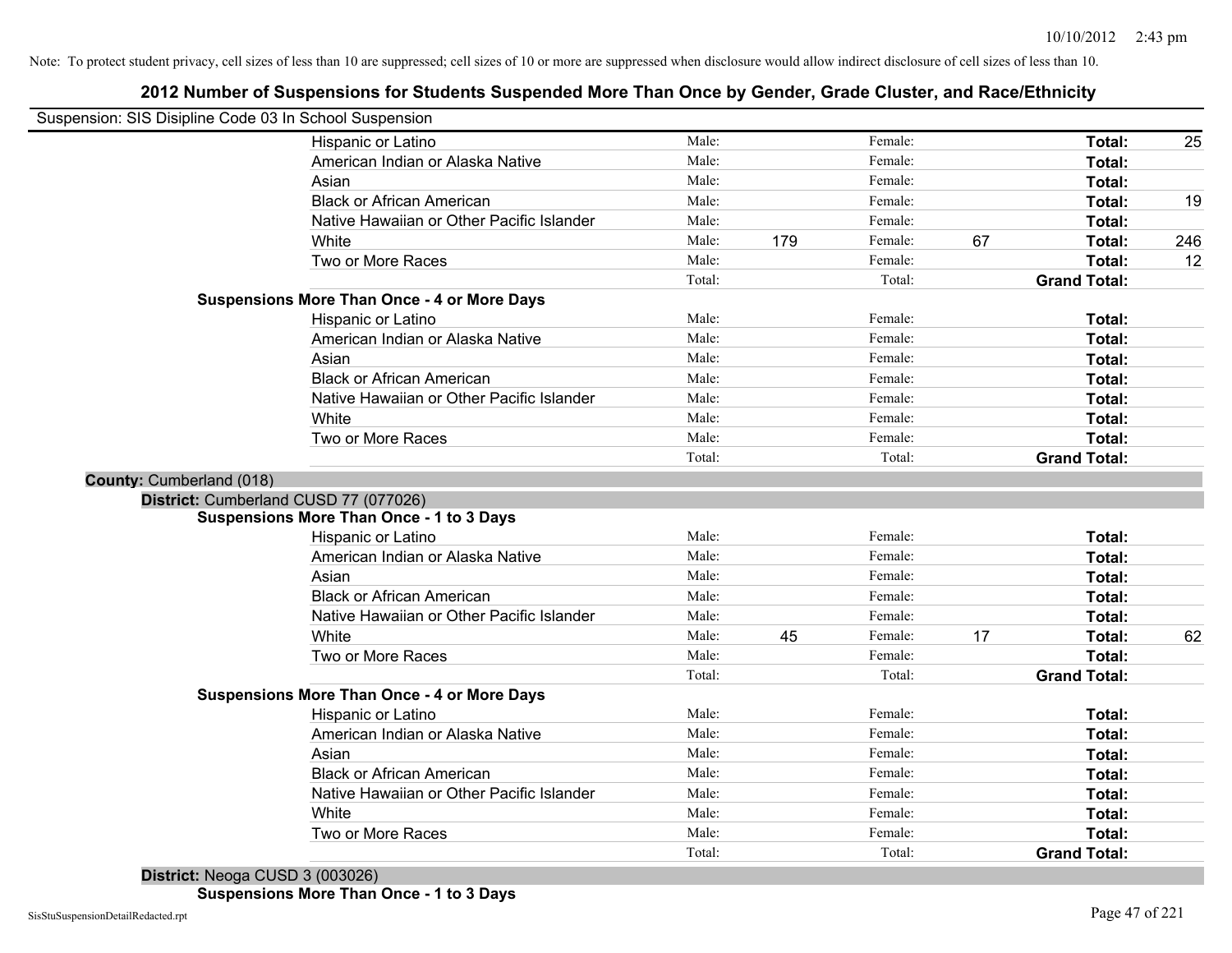Note: To protect student privacy, cell sizes of less than 10 are suppressed; cell sizes of 10 or more are suppressed when disclosure would allow indirect disclosure of cell sizes of less than 10.

# 2012 Number of Suspensions for Students Suspended More Than Once by Gender, Grade Cluster, and Race/Ethnicity

Suspension: SIS Disipline Code 03 In School Suspension

| | | | | | | |
|---|---|---|---|---|---|---|
| Hispanic or Latino | Male: | | Female: | | **Total:** | 25 |
| American Indian or Alaska Native | Male: | | Female: | | **Total:** | |
| Asian | Male: | | Female: | | **Total:** | |
| Black or African American | Male: | | Female: | | **Total:** | 19 |
| Native Hawaiian or Other Pacific Islander | Male: | | Female: | | **Total:** | |
| White | Male: | 179 | Female: | 67 | **Total:** | 246 |
| Two or More Races | Male: | | Female: | | **Total:** | 12 |
| | Total: | | Total: | | **Grand Total:** | |

**Suspensions More Than Once - 4 or More Days**

| | | | | | | |
|---|---|---|---|---|---|---|
| Hispanic or Latino | Male: | | Female: | | **Total:** | |
| American Indian or Alaska Native | Male: | | Female: | | **Total:** | |
| Asian | Male: | | Female: | | **Total:** | |
| Black or African American | Male: | | Female: | | **Total:** | |
| Native Hawaiian or Other Pacific Islander | Male: | | Female: | | **Total:** | |
| White | Male: | | Female: | | **Total:** | |
| Two or More Races | Male: | | Female: | | **Total:** | |
| | Total: | | Total: | | **Grand Total:** | |

**County:** Cumberland (018)

**District:** Cumberland CUSD 77 (077026)

**Suspensions More Than Once - 1 to 3 Days**

| | | | | | | |
|---|---|---|---|---|---|---|
| Hispanic or Latino | Male: | | Female: | | **Total:** | |
| American Indian or Alaska Native | Male: | | Female: | | **Total:** | |
| Asian | Male: | | Female: | | **Total:** | |
| Black or African American | Male: | | Female: | | **Total:** | |
| Native Hawaiian or Other Pacific Islander | Male: | | Female: | | **Total:** | |
| White | Male: | 45 | Female: | 17 | **Total:** | 62 |
| Two or More Races | Male: | | Female: | | **Total:** | |
| | Total: | | Total: | | **Grand Total:** | |

**Suspensions More Than Once - 4 or More Days**

| | | | | | | |
|---|---|---|---|---|---|---|
| Hispanic or Latino | Male: | | Female: | | **Total:** | |
| American Indian or Alaska Native | Male: | | Female: | | **Total:** | |
| Asian | Male: | | Female: | | **Total:** | |
| Black or African American | Male: | | Female: | | **Total:** | |
| Native Hawaiian or Other Pacific Islander | Male: | | Female: | | **Total:** | |
| White | Male: | | Female: | | **Total:** | |
| Two or More Races | Male: | | Female: | | **Total:** | |
| | Total: | | Total: | | **Grand Total:** | |

**District:** Neoga CUSD 3 (003026)

**Suspensions More Than Once - 1 to 3 Days**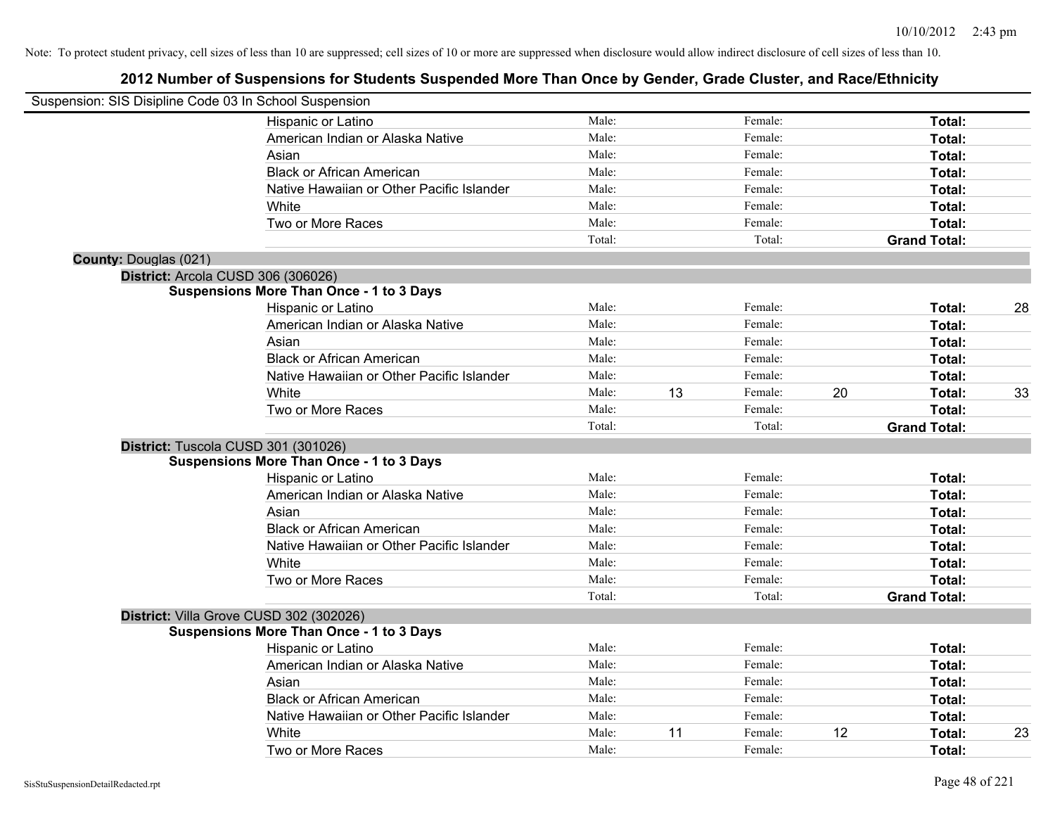Note: To protect student privacy, cell sizes of less than 10 are suppressed; cell sizes of 10 or more are suppressed when disclosure would allow indirect disclosure of cell sizes of less than 10.

## 2012 Number of Suspensions for Students Suspended More Than Once by Gender, Grade Cluster, and Race/Ethnicity

Suspension: SIS Disipline Code 03 In School Suspension

| | | | | | |
|---|---|---|---|---|---|
| Hispanic or Latino | Male: | | Female: | | Total: |
| American Indian or Alaska Native | Male: | | Female: | | Total: |
| Asian | Male: | | Female: | | Total: |
| Black or African American | Male: | | Female: | | Total: |
| Native Hawaiian or Other Pacific Islander | Male: | | Female: | | Total: |
| White | Male: | | Female: | | Total: |
| Two or More Races | Male: | | Female: | | Total: |
| | Total: | | Total: | | Grand Total: |

**County:** Douglas (021)

**District:** Arcola CUSD 306 (306026)

**Suspensions More Than Once - 1 to 3 Days**

| | | | | | | |
|---|---|---|---|---|---|---|
| Hispanic or Latino | Male: | | Female: | | Total: | 28 |
| American Indian or Alaska Native | Male: | | Female: | | Total: | |
| Asian | Male: | | Female: | | Total: | |
| Black or African American | Male: | | Female: | | Total: | |
| Native Hawaiian or Other Pacific Islander | Male: | | Female: | | Total: | |
| White | Male: | 13 | Female: | 20 | Total: | 33 |
| Two or More Races | Male: | | Female: | | Total: | |
| | Total: | | Total: | | Grand Total: | |

**District:** Tuscola CUSD 301 (301026)

**Suspensions More Than Once - 1 to 3 Days**

| | | | | | | |
|---|---|---|---|---|---|---|
| Hispanic or Latino | Male: | | Female: | | Total: | |
| American Indian or Alaska Native | Male: | | Female: | | Total: | |
| Asian | Male: | | Female: | | Total: | |
| Black or African American | Male: | | Female: | | Total: | |
| Native Hawaiian or Other Pacific Islander | Male: | | Female: | | Total: | |
| White | Male: | | Female: | | Total: | |
| Two or More Races | Male: | | Female: | | Total: | |
| | Total: | | Total: | | Grand Total: | |

**District:** Villa Grove CUSD 302 (302026)

**Suspensions More Than Once - 1 to 3 Days**

| | | | | | | |
|---|---|---|---|---|---|---|
| Hispanic or Latino | Male: | | Female: | | Total: | |
| American Indian or Alaska Native | Male: | | Female: | | Total: | |
| Asian | Male: | | Female: | | Total: | |
| Black or African American | Male: | | Female: | | Total: | |
| Native Hawaiian or Other Pacific Islander | Male: | | Female: | | Total: | |
| White | Male: | 11 | Female: | 12 | Total: | 23 |
| Two or More Races | Male: | | Female: | | Total: | |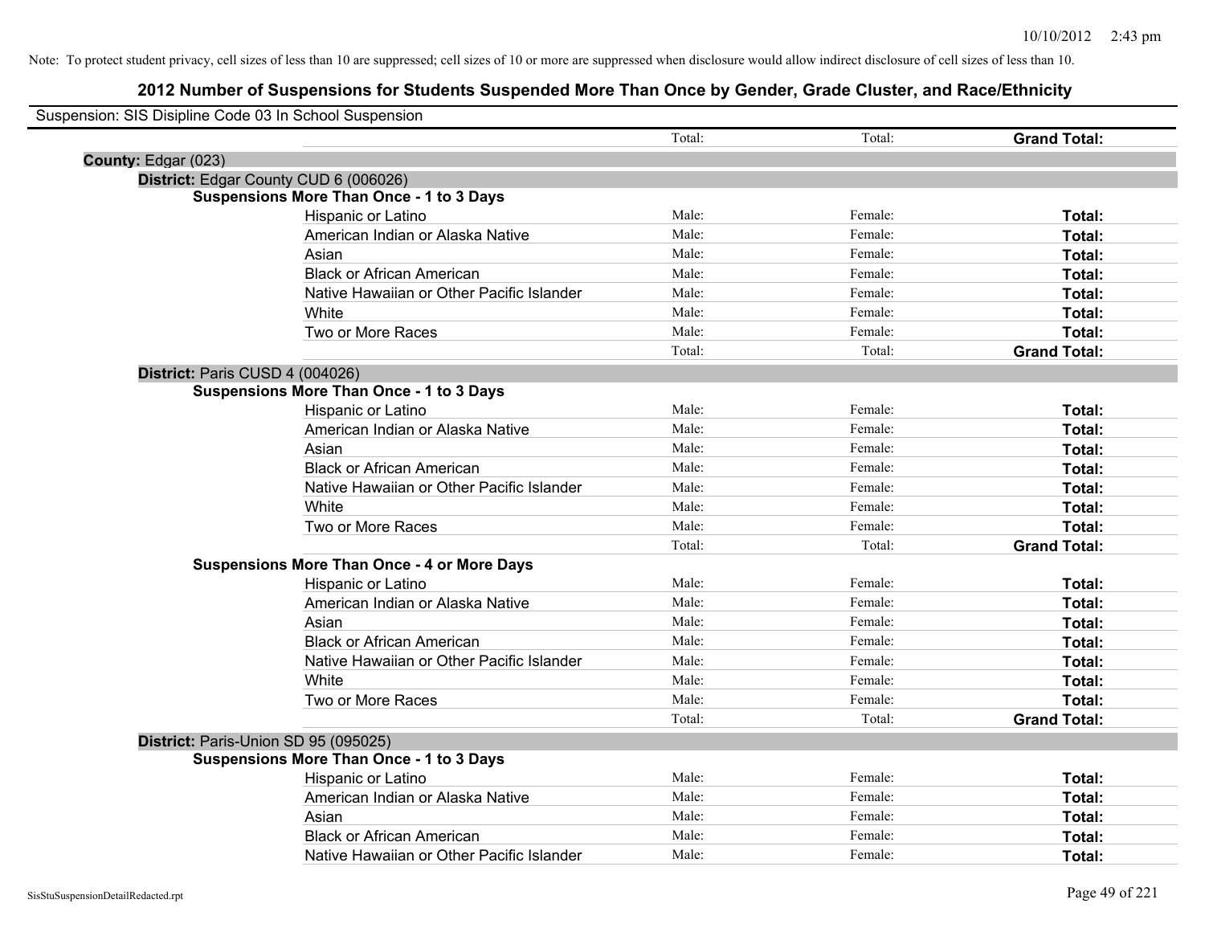Note: To protect student privacy, cell sizes of less than 10 are suppressed; cell sizes of 10 or more are suppressed when disclosure would allow indirect disclosure of cell sizes of less than 10.

## 2012 Number of Suspensions for Students Suspended More Than Once by Gender, Grade Cluster, and Race/Ethnicity

Suspension: SIS Disipline Code 03 In School Suspension

| | | | |
|---|---|---|---|
| | Total: | Total: | **Grand Total:** |
| **County:** Edgar (023) | | | |
| **District:** Edgar County CUD 6 (006026) | | | |
| **Suspensions More Than Once - 1 to 3 Days** | | | |
| Hispanic or Latino | Male: | Female: | **Total:** |
| American Indian or Alaska Native | Male: | Female: | **Total:** |
| Asian | Male: | Female: | **Total:** |
| Black or African American | Male: | Female: | **Total:** |
| Native Hawaiian or Other Pacific Islander | Male: | Female: | **Total:** |
| White | Male: | Female: | **Total:** |
| Two or More Races | Male: | Female: | **Total:** |
| | Total: | Total: | **Grand Total:** |
| **District:** Paris CUSD 4 (004026) | | | |
| **Suspensions More Than Once - 1 to 3 Days** | | | |
| Hispanic or Latino | Male: | Female: | **Total:** |
| American Indian or Alaska Native | Male: | Female: | **Total:** |
| Asian | Male: | Female: | **Total:** |
| Black or African American | Male: | Female: | **Total:** |
| Native Hawaiian or Other Pacific Islander | Male: | Female: | **Total:** |
| White | Male: | Female: | **Total:** |
| Two or More Races | Male: | Female: | **Total:** |
| | Total: | Total: | **Grand Total:** |
| **Suspensions More Than Once - 4 or More Days** | | | |
| Hispanic or Latino | Male: | Female: | **Total:** |
| American Indian or Alaska Native | Male: | Female: | **Total:** |
| Asian | Male: | Female: | **Total:** |
| Black or African American | Male: | Female: | **Total:** |
| Native Hawaiian or Other Pacific Islander | Male: | Female: | **Total:** |
| White | Male: | Female: | **Total:** |
| Two or More Races | Male: | Female: | **Total:** |
| | Total: | Total: | **Grand Total:** |
| **District:** Paris-Union SD 95 (095025) | | | |
| **Suspensions More Than Once - 1 to 3 Days** | | | |
| Hispanic or Latino | Male: | Female: | **Total:** |
| American Indian or Alaska Native | Male: | Female: | **Total:** |
| Asian | Male: | Female: | **Total:** |
| Black or African American | Male: | Female: | **Total:** |
| Native Hawaiian or Other Pacific Islander | Male: | Female: | **Total:** |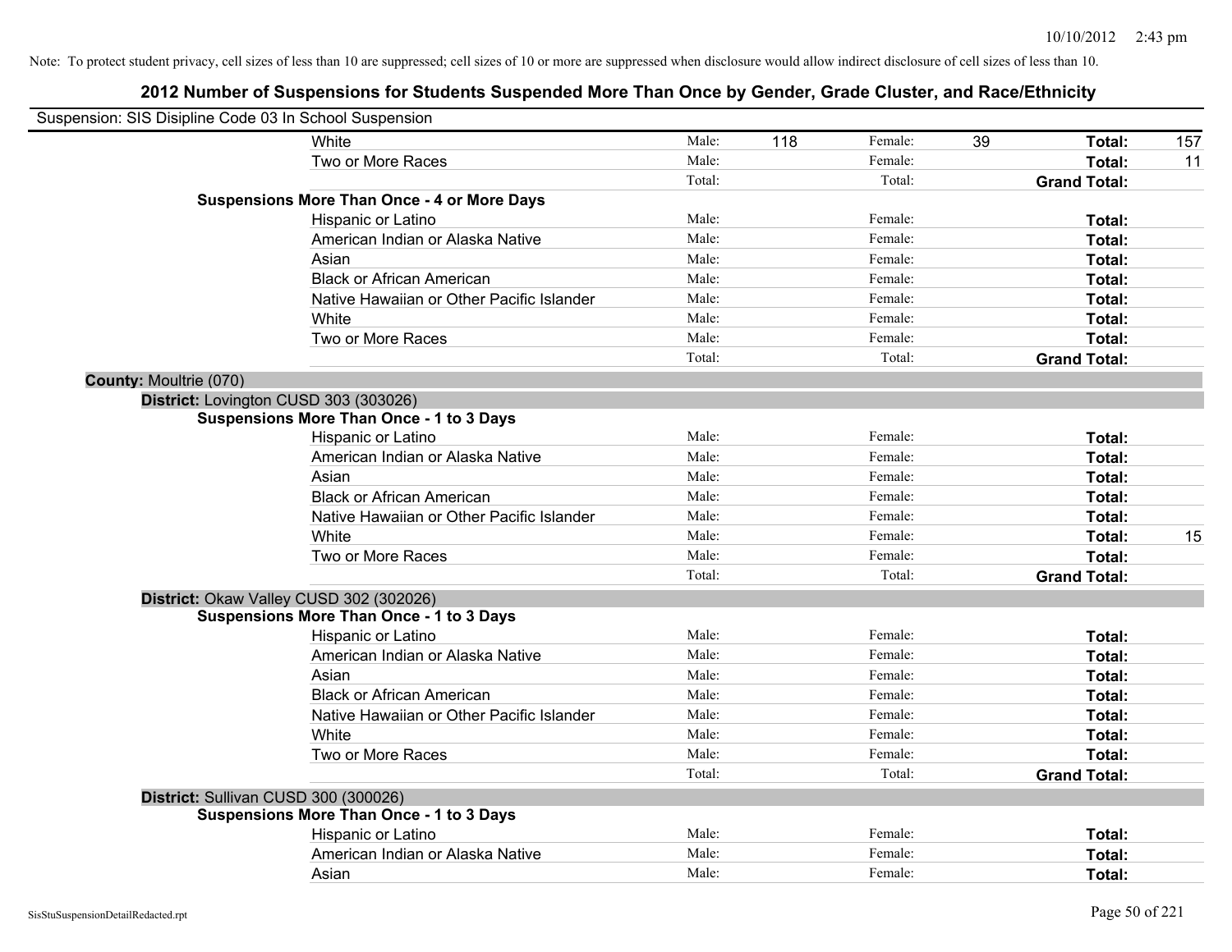Note: To protect student privacy, cell sizes of less than 10 are suppressed; cell sizes of 10 or more are suppressed when disclosure would allow indirect disclosure of cell sizes of less than 10.

# 2012 Number of Suspensions for Students Suspended More Than Once by Gender, Grade Cluster, and Race/Ethnicity

Suspension: SIS Disipline Code 03 In School Suspension

| | | | | | |
|---|---|---|---|---|---|
| White | Male: 118 | Female: 39 | | **Total:** | 157 |
| Two or More Races | Male: | Female: | | **Total:** | 11 |
| | Total: | Total: | | **Grand Total:** | |

**Suspensions More Than Once - 4 or More Days**

| | | | | |
|---|---|---|---|---|
| Hispanic or Latino | Male: | Female: | **Total:** | |
| American Indian or Alaska Native | Male: | Female: | **Total:** | |
| Asian | Male: | Female: | **Total:** | |
| Black or African American | Male: | Female: | **Total:** | |
| Native Hawaiian or Other Pacific Islander | Male: | Female: | **Total:** | |
| White | Male: | Female: | **Total:** | |
| Two or More Races | Male: | Female: | **Total:** | |
| | Total: | Total: | **Grand Total:** | |

**County:** Moultrie (070)

**District:** Lovington CUSD 303 (303026)

**Suspensions More Than Once - 1 to 3 Days**

| | | | | |
|---|---|---|---|---|
| Hispanic or Latino | Male: | Female: | **Total:** | |
| American Indian or Alaska Native | Male: | Female: | **Total:** | |
| Asian | Male: | Female: | **Total:** | |
| Black or African American | Male: | Female: | **Total:** | |
| Native Hawaiian or Other Pacific Islander | Male: | Female: | **Total:** | |
| White | Male: | Female: | **Total:** | 15 |
| Two or More Races | Male: | Female: | **Total:** | |
| | Total: | Total: | **Grand Total:** | |

**District:** Okaw Valley CUSD 302 (302026)

**Suspensions More Than Once - 1 to 3 Days**

| | | | | |
|---|---|---|---|---|
| Hispanic or Latino | Male: | Female: | **Total:** | |
| American Indian or Alaska Native | Male: | Female: | **Total:** | |
| Asian | Male: | Female: | **Total:** | |
| Black or African American | Male: | Female: | **Total:** | |
| Native Hawaiian or Other Pacific Islander | Male: | Female: | **Total:** | |
| White | Male: | Female: | **Total:** | |
| Two or More Races | Male: | Female: | **Total:** | |
| | Total: | Total: | **Grand Total:** | |

**District:** Sullivan CUSD 300 (300026)

**Suspensions More Than Once - 1 to 3 Days**

| | | | | |
|---|---|---|---|---|
| Hispanic or Latino | Male: | Female: | **Total:** | |
| American Indian or Alaska Native | Male: | Female: | **Total:** | |
| Asian | Male: | Female: | **Total:** | |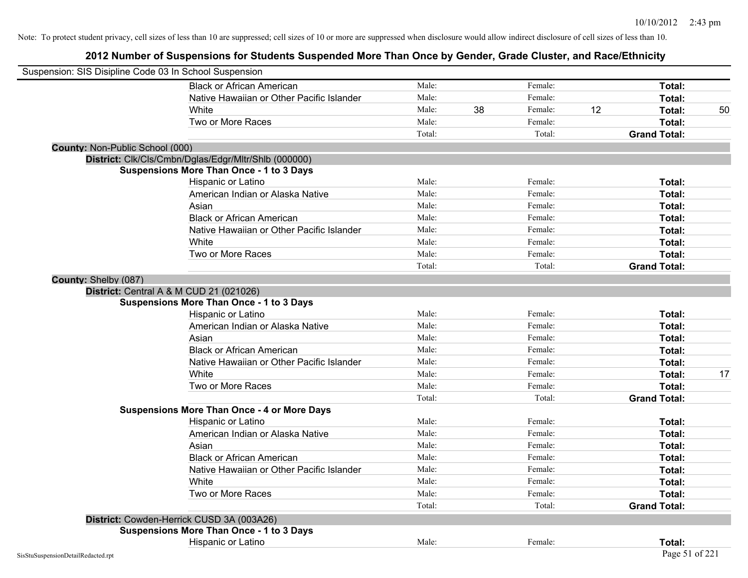Note: To protect student privacy, cell sizes of less than 10 are suppressed; cell sizes of 10 or more are suppressed when disclosure would allow indirect disclosure of cell sizes of less than 10.

## 2012 Number of Suspensions for Students Suspended More Than Once by Gender, Grade Cluster, and Race/Ethnicity

Suspension: SIS Disipline Code 03 In School Suspension

| | | | | | | |
|---|---|---|---|---|---|---|
| Black or African American | Male: | | Female: | | **Total:** | |
| Native Hawaiian or Other Pacific Islander | Male: | | Female: | | **Total:** | |
| White | Male: | 38 | Female: | 12 | **Total:** | 50 |
| Two or More Races | Male: | | Female: | | **Total:** | |
| | Total: | | Total: | | **Grand Total:** | |

**County:** Non-Public School (000)

**District:** Clk/Cls/Cmbn/Dglas/Edgr/Mltr/Shlb (000000)

**Suspensions More Than Once - 1 to 3 Days**

| | | | | | | |
|---|---|---|---|---|---|---|
| Hispanic or Latino | Male: | | Female: | | **Total:** | |
| American Indian or Alaska Native | Male: | | Female: | | **Total:** | |
| Asian | Male: | | Female: | | **Total:** | |
| Black or African American | Male: | | Female: | | **Total:** | |
| Native Hawaiian or Other Pacific Islander | Male: | | Female: | | **Total:** | |
| White | Male: | | Female: | | **Total:** | |
| Two or More Races | Male: | | Female: | | **Total:** | |
| | Total: | | Total: | | **Grand Total:** | |

**County:** Shelby (087)

**District:** Central A & M CUD 21 (021026)

**Suspensions More Than Once - 1 to 3 Days**

| | | | | | | |
|---|---|---|---|---|---|---|
| Hispanic or Latino | Male: | | Female: | | **Total:** | |
| American Indian or Alaska Native | Male: | | Female: | | **Total:** | |
| Asian | Male: | | Female: | | **Total:** | |
| Black or African American | Male: | | Female: | | **Total:** | |
| Native Hawaiian or Other Pacific Islander | Male: | | Female: | | **Total:** | |
| White | Male: | | Female: | | **Total:** | 17 |
| Two or More Races | Male: | | Female: | | **Total:** | |
| | Total: | | Total: | | **Grand Total:** | |

**Suspensions More Than Once - 4 or More Days**

| | | | | | | |
|---|---|---|---|---|---|---|
| Hispanic or Latino | Male: | | Female: | | **Total:** | |
| American Indian or Alaska Native | Male: | | Female: | | **Total:** | |
| Asian | Male: | | Female: | | **Total:** | |
| Black or African American | Male: | | Female: | | **Total:** | |
| Native Hawaiian or Other Pacific Islander | Male: | | Female: | | **Total:** | |
| White | Male: | | Female: | | **Total:** | |
| Two or More Races | Male: | | Female: | | **Total:** | |
| | Total: | | Total: | | **Grand Total:** | |

**District:** Cowden-Herrick CUSD 3A (003A26)

**Suspensions More Than Once - 1 to 3 Days**

| | | | | | | |
|---|---|---|---|---|---|---|
| Hispanic or Latino | Male: | | Female: | | **Total:** | |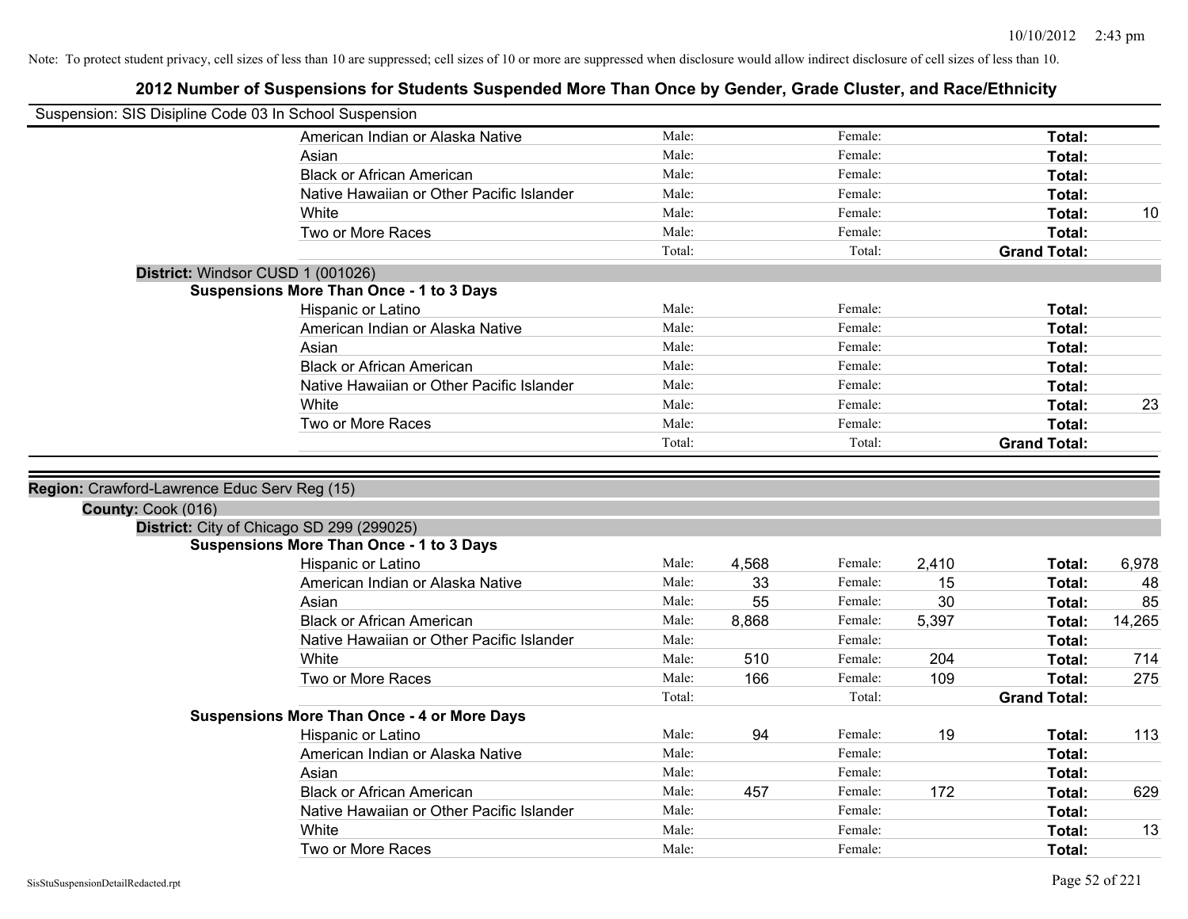Note: To protect student privacy, cell sizes of less than 10 are suppressed; cell sizes of 10 or more are suppressed when disclosure would allow indirect disclosure of cell sizes of less than 10.

# 2012 Number of Suspensions for Students Suspended More Than Once by Gender, Grade Cluster, and Race/Ethnicity

Suspension: SIS Disipline Code 03 In School Suspension

| Race/Ethnicity | | Male | | Female | | Total |
|---|---|---|---|---|---|---|
| American Indian or Alaska Native | Male: | | Female: | | Total: | |
| Asian | Male: | | Female: | | Total: | |
| Black or African American | Male: | | Female: | | Total: | |
| Native Hawaiian or Other Pacific Islander | Male: | | Female: | | Total: | |
| White | Male: | | Female: | | Total: | 10 |
| Two or More Races | Male: | | Female: | | Total: | |
| | Total: | | Total: | | Grand Total: | |

**District:** Windsor CUSD 1 (001026)

**Suspensions More Than Once - 1 to 3 Days**

| Race/Ethnicity | | Male | | Female | | Total |
|---|---|---|---|---|---|---|
| Hispanic or Latino | Male: | | Female: | | Total: | |
| American Indian or Alaska Native | Male: | | Female: | | Total: | |
| Asian | Male: | | Female: | | Total: | |
| Black or African American | Male: | | Female: | | Total: | |
| Native Hawaiian or Other Pacific Islander | Male: | | Female: | | Total: | |
| White | Male: | | Female: | | Total: | 23 |
| Two or More Races | Male: | | Female: | | Total: | |
| | Total: | | Total: | | Grand Total: | |

**Region:** Crawford-Lawrence Educ Serv Reg (15)

**County:** Cook (016)

**District:** City of Chicago SD 299 (299025)

**Suspensions More Than Once - 1 to 3 Days**

| Race/Ethnicity | | Male | | Female | | Total |
|---|---|---|---|---|---|---|
| Hispanic or Latino | Male: | 4,568 | Female: | 2,410 | Total: | 6,978 |
| American Indian or Alaska Native | Male: | 33 | Female: | 15 | Total: | 48 |
| Asian | Male: | 55 | Female: | 30 | Total: | 85 |
| Black or African American | Male: | 8,868 | Female: | 5,397 | Total: | 14,265 |
| Native Hawaiian or Other Pacific Islander | Male: | | Female: | | Total: | |
| White | Male: | 510 | Female: | 204 | Total: | 714 |
| Two or More Races | Male: | 166 | Female: | 109 | Total: | 275 |
| | Total: | | Total: | | Grand Total: | |

**Suspensions More Than Once - 4 or More Days**

| Race/Ethnicity | | Male | | Female | | Total |
|---|---|---|---|---|---|---|
| Hispanic or Latino | Male: | 94 | Female: | 19 | Total: | 113 |
| American Indian or Alaska Native | Male: | | Female: | | Total: | |
| Asian | Male: | | Female: | | Total: | |
| Black or African American | Male: | 457 | Female: | 172 | Total: | 629 |
| Native Hawaiian or Other Pacific Islander | Male: | | Female: | | Total: | |
| White | Male: | | Female: | | Total: | 13 |
| Two or More Races | Male: | | Female: | | Total: | |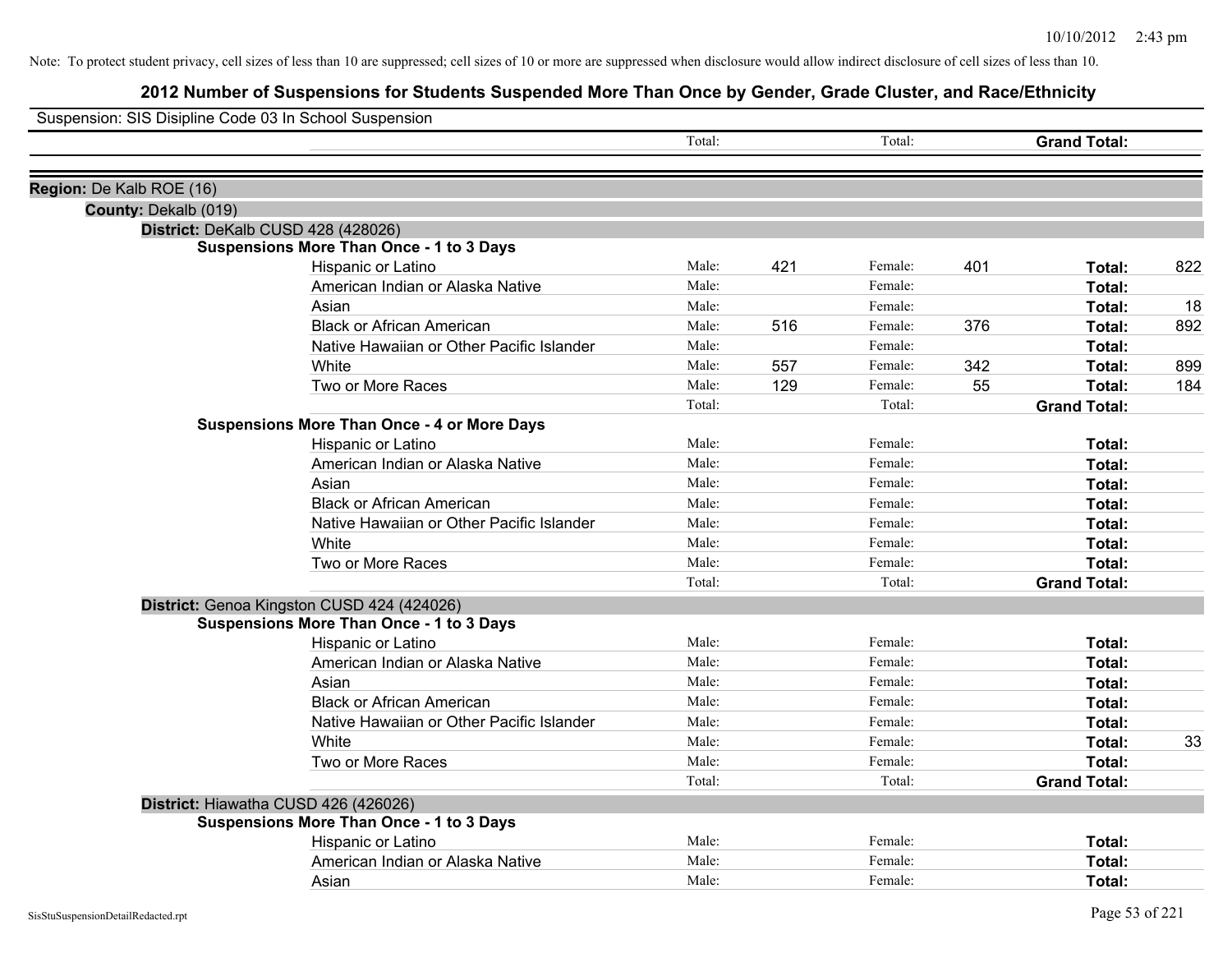Note: To protect student privacy, cell sizes of less than 10 are suppressed; cell sizes of 10 or more are suppressed when disclosure would allow indirect disclosure of cell sizes of less than 10.

# 2012 Number of Suspensions for Students Suspended More Than Once by Gender, Grade Cluster, and Race/Ethnicity

Suspension: SIS Disipline Code 03 In School Suspension

| | | Total: | | Total: | | **Grand Total:** | |
|---|---|---|---|---|---|---|---|
| **Region:** De Kalb ROE (16) | | | | | | | |
| **County:** Dekalb (019) | | | | | | | |
| **District:** DeKalb CUSD 428 (428026) | | | | | | | |
| **Suspensions More Than Once - 1 to 3 Days** | | | | | | | |
| | Hispanic or Latino | Male: | 421 | Female: | 401 | **Total:** | 822 |
| | American Indian or Alaska Native | Male: | | Female: | | **Total:** | |
| | Asian | Male: | | Female: | | **Total:** | 18 |
| | Black or African American | Male: | 516 | Female: | 376 | **Total:** | 892 |
| | Native Hawaiian or Other Pacific Islander | Male: | | Female: | | **Total:** | |
| | White | Male: | 557 | Female: | 342 | **Total:** | 899 |
| | Two or More Races | Male: | 129 | Female: | 55 | **Total:** | 184 |
| | | Total: | | Total: | | **Grand Total:** | |
| **Suspensions More Than Once - 4 or More Days** | | | | | | | |
| | Hispanic or Latino | Male: | | Female: | | **Total:** | |
| | American Indian or Alaska Native | Male: | | Female: | | **Total:** | |
| | Asian | Male: | | Female: | | **Total:** | |
| | Black or African American | Male: | | Female: | | **Total:** | |
| | Native Hawaiian or Other Pacific Islander | Male: | | Female: | | **Total:** | |
| | White | Male: | | Female: | | **Total:** | |
| | Two or More Races | Male: | | Female: | | **Total:** | |
| | | Total: | | Total: | | **Grand Total:** | |
| **District:** Genoa Kingston CUSD 424 (424026) | | | | | | | |
| **Suspensions More Than Once - 1 to 3 Days** | | | | | | | |
| | Hispanic or Latino | Male: | | Female: | | **Total:** | |
| | American Indian or Alaska Native | Male: | | Female: | | **Total:** | |
| | Asian | Male: | | Female: | | **Total:** | |
| | Black or African American | Male: | | Female: | | **Total:** | |
| | Native Hawaiian or Other Pacific Islander | Male: | | Female: | | **Total:** | |
| | White | Male: | | Female: | | **Total:** | 33 |
| | Two or More Races | Male: | | Female: | | **Total:** | |
| | | Total: | | Total: | | **Grand Total:** | |
| **District:** Hiawatha CUSD 426 (426026) | | | | | | | |
| **Suspensions More Than Once - 1 to 3 Days** | | | | | | | |
| | Hispanic or Latino | Male: | | Female: | | **Total:** | |
| | American Indian or Alaska Native | Male: | | Female: | | **Total:** | |
| | Asian | Male: | | Female: | | **Total:** | |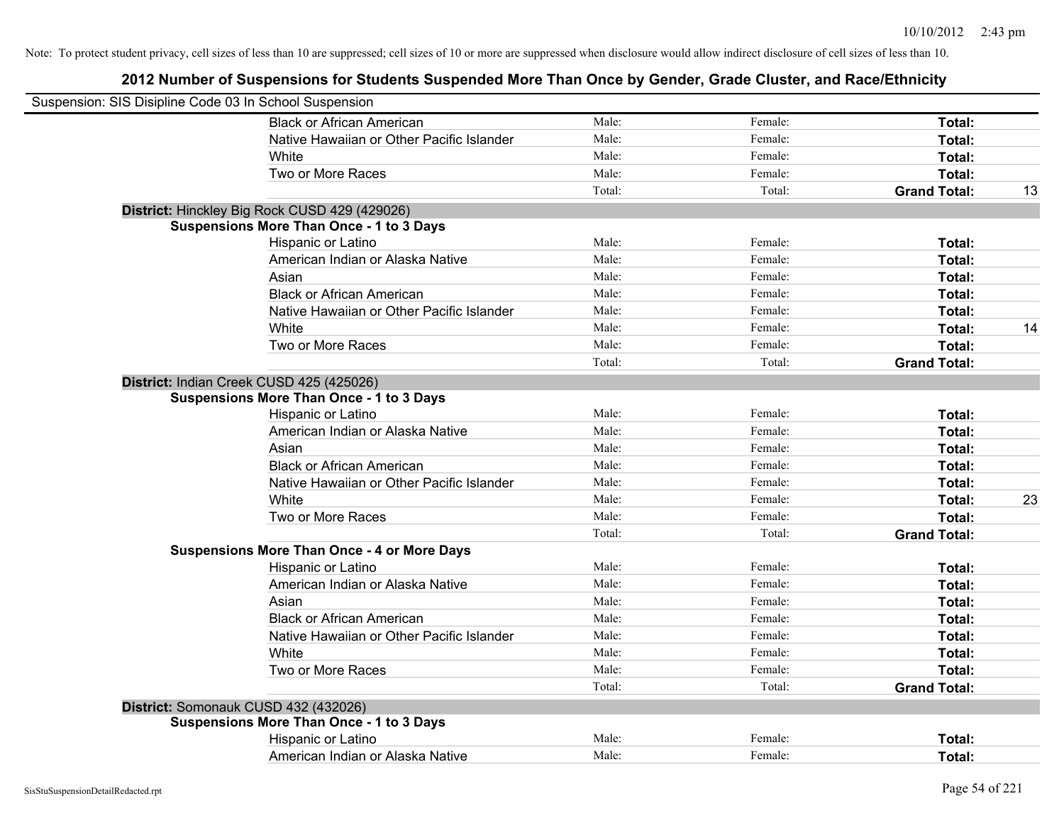Note: To protect student privacy, cell sizes of less than 10 are suppressed; cell sizes of 10 or more are suppressed when disclosure would allow indirect disclosure of cell sizes of less than 10.

## 2012 Number of Suspensions for Students Suspended More Than Once by Gender, Grade Cluster, and Race/Ethnicity

Suspension: SIS Disipline Code 03 In School Suspension

| | | | | |
|---|---|---|---|---|
| Black or African American | Male: | Female: | **Total:** | |
| Native Hawaiian or Other Pacific Islander | Male: | Female: | **Total:** | |
| White | Male: | Female: | **Total:** | |
| Two or More Races | Male: | Female: | **Total:** | |
| | Total: | Total: | **Grand Total:** | 13 |

**District:** Hinckley Big Rock CUSD 429 (429026)

**Suspensions More Than Once - 1 to 3 Days**

| | | | | |
|---|---|---|---|---|
| Hispanic or Latino | Male: | Female: | **Total:** | |
| American Indian or Alaska Native | Male: | Female: | **Total:** | |
| Asian | Male: | Female: | **Total:** | |
| Black or African American | Male: | Female: | **Total:** | |
| Native Hawaiian or Other Pacific Islander | Male: | Female: | **Total:** | |
| White | Male: | Female: | **Total:** | 14 |
| Two or More Races | Male: | Female: | **Total:** | |
| | Total: | Total: | **Grand Total:** | |

**District:** Indian Creek CUSD 425 (425026)

**Suspensions More Than Once - 1 to 3 Days**

| | | | | |
|---|---|---|---|---|
| Hispanic or Latino | Male: | Female: | **Total:** | |
| American Indian or Alaska Native | Male: | Female: | **Total:** | |
| Asian | Male: | Female: | **Total:** | |
| Black or African American | Male: | Female: | **Total:** | |
| Native Hawaiian or Other Pacific Islander | Male: | Female: | **Total:** | |
| White | Male: | Female: | **Total:** | 23 |
| Two or More Races | Male: | Female: | **Total:** | |
| | Total: | Total: | **Grand Total:** | |

**Suspensions More Than Once - 4 or More Days**

| | | | | |
|---|---|---|---|---|
| Hispanic or Latino | Male: | Female: | **Total:** | |
| American Indian or Alaska Native | Male: | Female: | **Total:** | |
| Asian | Male: | Female: | **Total:** | |
| Black or African American | Male: | Female: | **Total:** | |
| Native Hawaiian or Other Pacific Islander | Male: | Female: | **Total:** | |
| White | Male: | Female: | **Total:** | |
| Two or More Races | Male: | Female: | **Total:** | |
| | Total: | Total: | **Grand Total:** | |

**District:** Somonauk CUSD 432 (432026)

**Suspensions More Than Once - 1 to 3 Days**

| | | | | |
|---|---|---|---|---|
| Hispanic or Latino | Male: | Female: | **Total:** | |
| American Indian or Alaska Native | Male: | Female: | **Total:** | |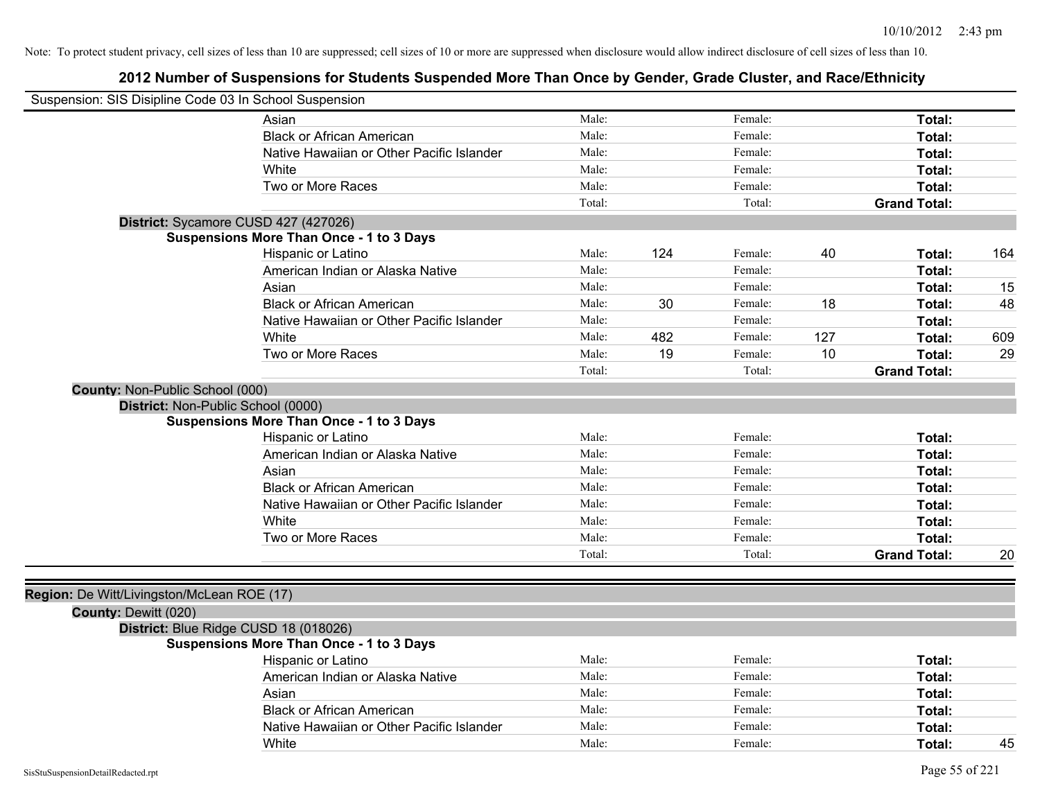Note: To protect student privacy, cell sizes of less than 10 are suppressed; cell sizes of 10 or more are suppressed when disclosure would allow indirect disclosure of cell sizes of less than 10.

## 2012 Number of Suspensions for Students Suspended More Than Once by Gender, Grade Cluster, and Race/Ethnicity

Suspension: SIS Disipline Code 03 In School Suspension

| | Male: | | Female: | | | |
|---|---|---|---|---|---|---|
| Asian | Male: | | Female: | | **Total:** | |
| Black or African American | Male: | | Female: | | **Total:** | |
| Native Hawaiian or Other Pacific Islander | Male: | | Female: | | **Total:** | |
| White | Male: | | Female: | | **Total:** | |
| Two or More Races | Male: | | Female: | | **Total:** | |
| | Total: | | Total: | | **Grand Total:** | |

**District:** Sycamore CUSD 427 (427026)

**Suspensions More Than Once - 1 to 3 Days**

| | | | | | | |
|---|---|---|---|---|---|---|
| Hispanic or Latino | Male: | 124 | Female: | 40 | **Total:** | 164 |
| American Indian or Alaska Native | Male: | | Female: | | **Total:** | |
| Asian | Male: | | Female: | | **Total:** | 15 |
| Black or African American | Male: | 30 | Female: | 18 | **Total:** | 48 |
| Native Hawaiian or Other Pacific Islander | Male: | | Female: | | **Total:** | |
| White | Male: | 482 | Female: | 127 | **Total:** | 609 |
| Two or More Races | Male: | 19 | Female: | 10 | **Total:** | 29 |
| | Total: | | Total: | | **Grand Total:** | |

**County:** Non-Public School (000)

**District:** Non-Public School (0000)

**Suspensions More Than Once - 1 to 3 Days**

| | | | | | | |
|---|---|---|---|---|---|---|
| Hispanic or Latino | Male: | | Female: | | **Total:** | |
| American Indian or Alaska Native | Male: | | Female: | | **Total:** | |
| Asian | Male: | | Female: | | **Total:** | |
| Black or African American | Male: | | Female: | | **Total:** | |
| Native Hawaiian or Other Pacific Islander | Male: | | Female: | | **Total:** | |
| White | Male: | | Female: | | **Total:** | |
| Two or More Races | Male: | | Female: | | **Total:** | |
| | Total: | | Total: | | **Grand Total:** | 20 |

**Region:** De Witt/Livingston/McLean ROE (17)

**County:** Dewitt (020)

**District:** Blue Ridge CUSD 18 (018026)

**Suspensions More Than Once - 1 to 3 Days**

| | | | | | | |
|---|---|---|---|---|---|---|
| Hispanic or Latino | Male: | | Female: | | **Total:** | |
| American Indian or Alaska Native | Male: | | Female: | | **Total:** | |
| Asian | Male: | | Female: | | **Total:** | |
| Black or African American | Male: | | Female: | | **Total:** | |
| Native Hawaiian or Other Pacific Islander | Male: | | Female: | | **Total:** | |
| White | Male: | | Female: | | **Total:** | 45 |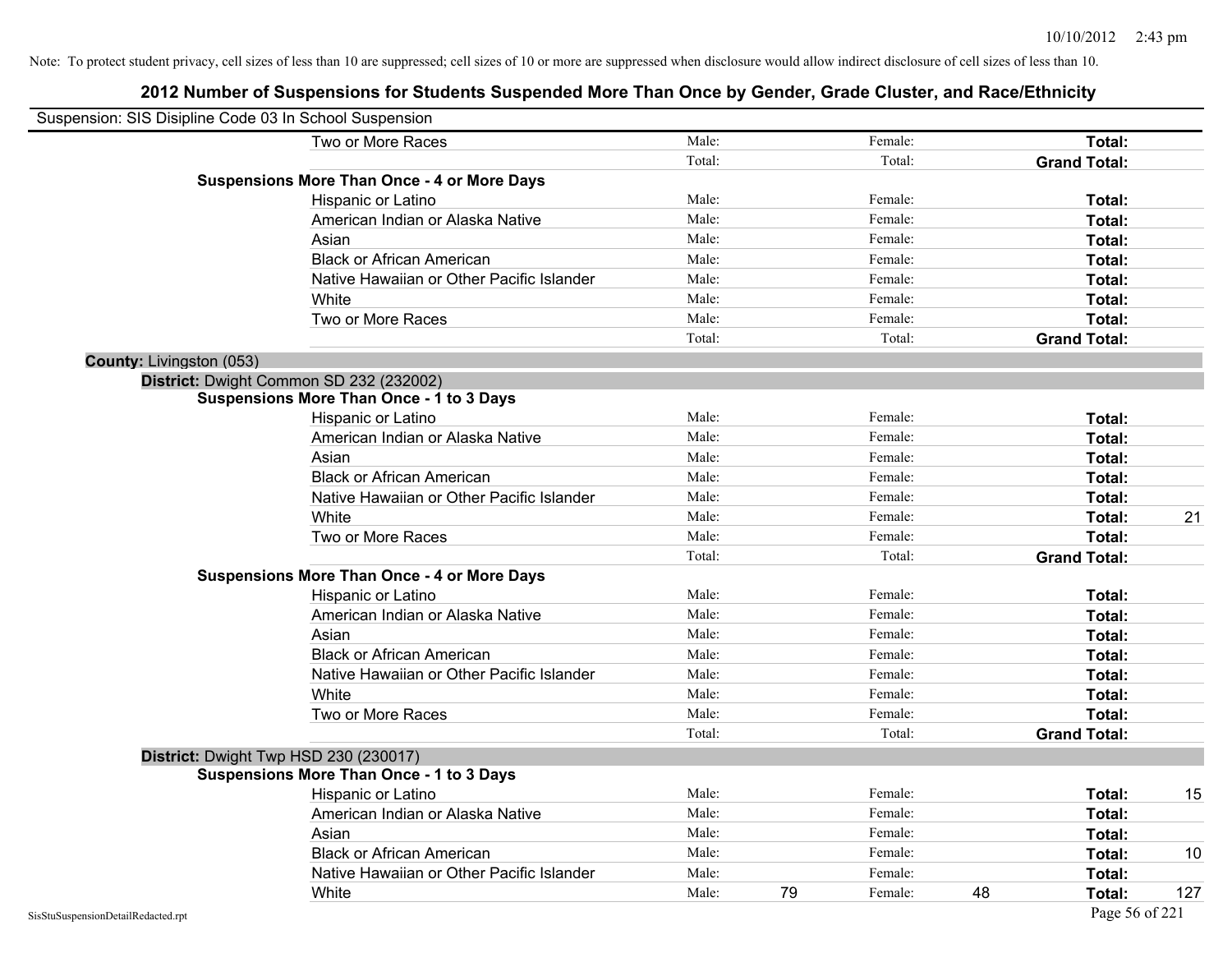Note: To protect student privacy, cell sizes of less than 10 are suppressed; cell sizes of 10 or more are suppressed when disclosure would allow indirect disclosure of cell sizes of less than 10.

## 2012 Number of Suspensions for Students Suspended More Than Once by Gender, Grade Cluster, and Race/Ethnicity

Suspension: SIS Disipline Code 03 In School Suspension

| | | | | | | |
|---|---|---|---|---|---|---|
| Two or More Races | Male: | | Female: | | **Total:** | |
| | Total: | | Total: | | **Grand Total:** | |
| **Suspensions More Than Once - 4 or More Days** | | | | | | |
| Hispanic or Latino | Male: | | Female: | | **Total:** | |
| American Indian or Alaska Native | Male: | | Female: | | **Total:** | |
| Asian | Male: | | Female: | | **Total:** | |
| Black or African American | Male: | | Female: | | **Total:** | |
| Native Hawaiian or Other Pacific Islander | Male: | | Female: | | **Total:** | |
| White | Male: | | Female: | | **Total:** | |
| Two or More Races | Male: | | Female: | | **Total:** | |
| | Total: | | Total: | | **Grand Total:** | |

**County:** Livingston (053)

**District:** Dwight Common SD 232 (232002)

| | | | | | | |
|---|---|---|---|---|---|---|
| **Suspensions More Than Once - 1 to 3 Days** | | | | | | |
| Hispanic or Latino | Male: | | Female: | | **Total:** | |
| American Indian or Alaska Native | Male: | | Female: | | **Total:** | |
| Asian | Male: | | Female: | | **Total:** | |
| Black or African American | Male: | | Female: | | **Total:** | |
| Native Hawaiian or Other Pacific Islander | Male: | | Female: | | **Total:** | |
| White | Male: | | Female: | | **Total:** | 21 |
| Two or More Races | Male: | | Female: | | **Total:** | |
| | Total: | | Total: | | **Grand Total:** | |
| **Suspensions More Than Once - 4 or More Days** | | | | | | |
| Hispanic or Latino | Male: | | Female: | | **Total:** | |
| American Indian or Alaska Native | Male: | | Female: | | **Total:** | |
| Asian | Male: | | Female: | | **Total:** | |
| Black or African American | Male: | | Female: | | **Total:** | |
| Native Hawaiian or Other Pacific Islander | Male: | | Female: | | **Total:** | |
| White | Male: | | Female: | | **Total:** | |
| Two or More Races | Male: | | Female: | | **Total:** | |
| | Total: | | Total: | | **Grand Total:** | |

**District:** Dwight Twp HSD 230 (230017)

| | | | | | | |
|---|---|---|---|---|---|---|
| **Suspensions More Than Once - 1 to 3 Days** | | | | | | |
| Hispanic or Latino | Male: | | Female: | | **Total:** | 15 |
| American Indian or Alaska Native | Male: | | Female: | | **Total:** | |
| Asian | Male: | | Female: | | **Total:** | |
| Black or African American | Male: | | Female: | | **Total:** | 10 |
| Native Hawaiian or Other Pacific Islander | Male: | | Female: | | **Total:** | |
| White | Male: | 79 | Female: | 48 | **Total:** | 127 |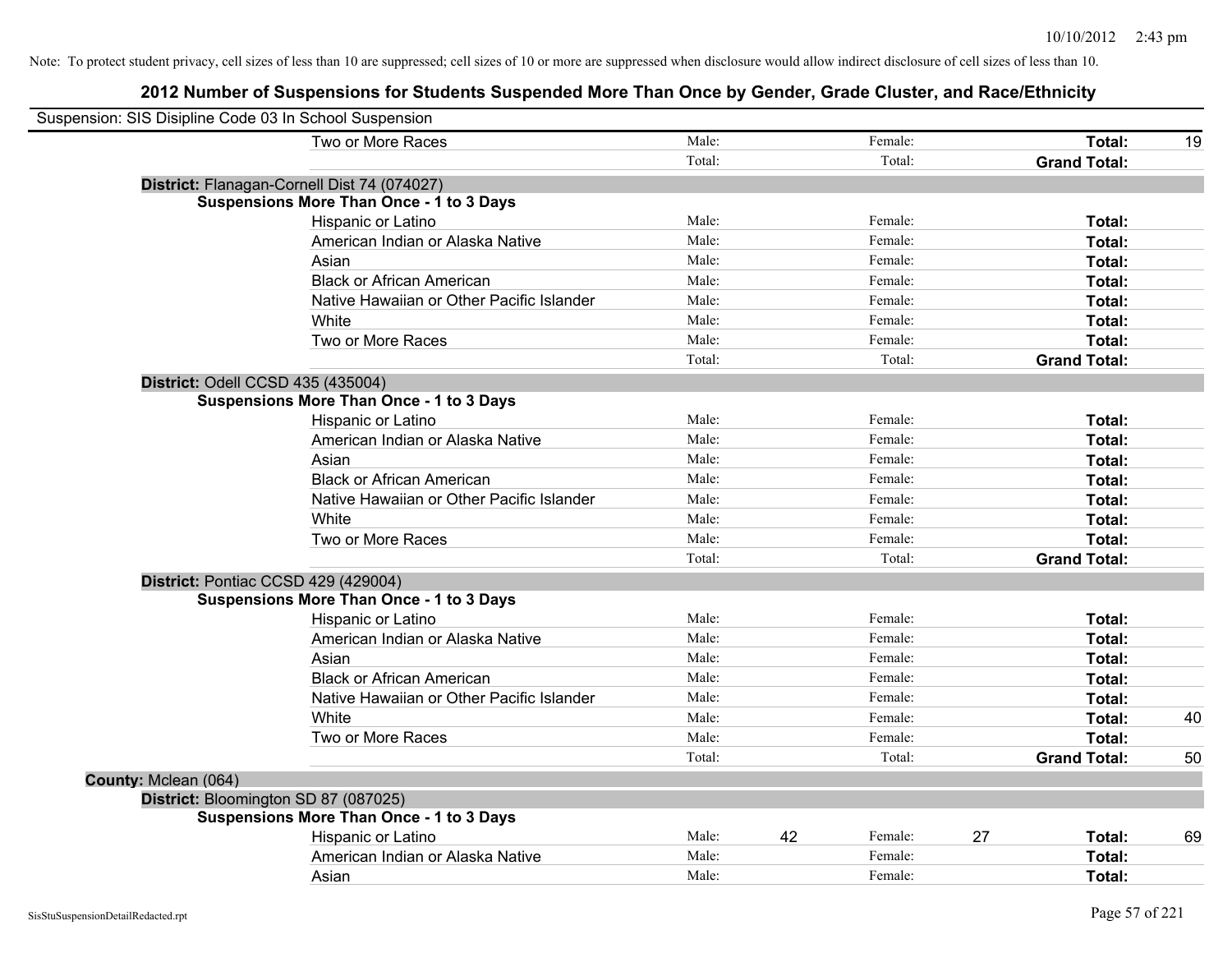Note: To protect student privacy, cell sizes of less than 10 are suppressed; cell sizes of 10 or more are suppressed when disclosure would allow indirect disclosure of cell sizes of less than 10.

## 2012 Number of Suspensions for Students Suspended More Than Once by Gender, Grade Cluster, and Race/Ethnicity

Suspension: SIS Disipline Code 03 In School Suspension

| | | | | | | |
|---|---|---|---|---|---|---|
| Two or More Races | Male: | | Female: | | **Total:** | 19 |
| | Total: | | Total: | | **Grand Total:** | |

**District:** Flanagan-Cornell Dist 74 (074027)

**Suspensions More Than Once - 1 to 3 Days**

| | | | | | | |
|---|---|---|---|---|---|---|
| Hispanic or Latino | Male: | | Female: | | **Total:** | |
| American Indian or Alaska Native | Male: | | Female: | | **Total:** | |
| Asian | Male: | | Female: | | **Total:** | |
| Black or African American | Male: | | Female: | | **Total:** | |
| Native Hawaiian or Other Pacific Islander | Male: | | Female: | | **Total:** | |
| White | Male: | | Female: | | **Total:** | |
| Two or More Races | Male: | | Female: | | **Total:** | |
| | Total: | | Total: | | **Grand Total:** | |

**District:** Odell CCSD 435 (435004)

**Suspensions More Than Once - 1 to 3 Days**

| | | | | | | |
|---|---|---|---|---|---|---|
| Hispanic or Latino | Male: | | Female: | | **Total:** | |
| American Indian or Alaska Native | Male: | | Female: | | **Total:** | |
| Asian | Male: | | Female: | | **Total:** | |
| Black or African American | Male: | | Female: | | **Total:** | |
| Native Hawaiian or Other Pacific Islander | Male: | | Female: | | **Total:** | |
| White | Male: | | Female: | | **Total:** | |
| Two or More Races | Male: | | Female: | | **Total:** | |
| | Total: | | Total: | | **Grand Total:** | |

**District:** Pontiac CCSD 429 (429004)

**Suspensions More Than Once - 1 to 3 Days**

| | | | | | | |
|---|---|---|---|---|---|---|
| Hispanic or Latino | Male: | | Female: | | **Total:** | |
| American Indian or Alaska Native | Male: | | Female: | | **Total:** | |
| Asian | Male: | | Female: | | **Total:** | |
| Black or African American | Male: | | Female: | | **Total:** | |
| Native Hawaiian or Other Pacific Islander | Male: | | Female: | | **Total:** | |
| White | Male: | | Female: | | **Total:** | 40 |
| Two or More Races | Male: | | Female: | | **Total:** | |
| | Total: | | Total: | | **Grand Total:** | 50 |

**County:** Mclean (064)

**District:** Bloomington SD 87 (087025)

**Suspensions More Than Once - 1 to 3 Days**

| | | | | | | |
|---|---|---|---|---|---|---|
| Hispanic or Latino | Male: | 42 | Female: | 27 | **Total:** | 69 |
| American Indian or Alaska Native | Male: | | Female: | | **Total:** | |
| Asian | Male: | | Female: | | **Total:** | |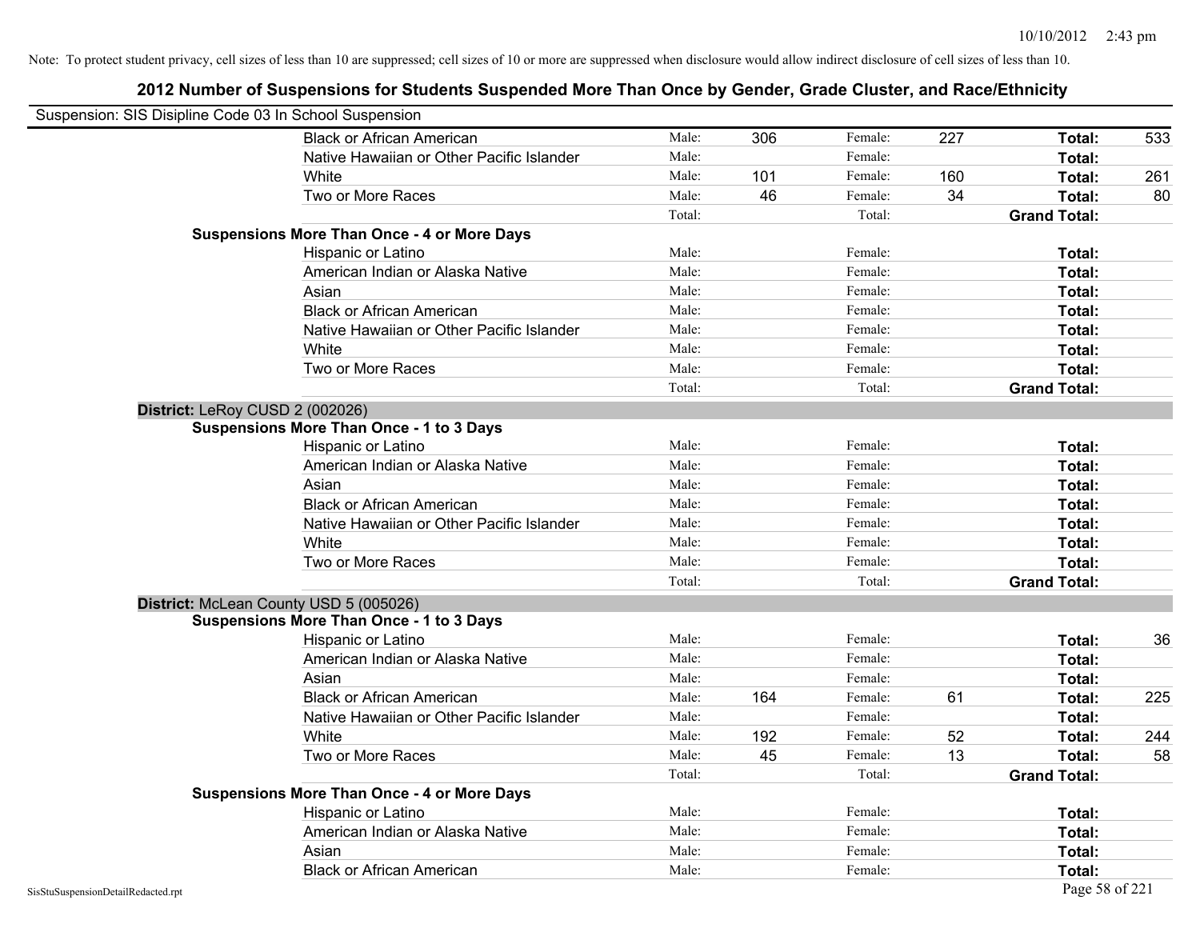Note: To protect student privacy, cell sizes of less than 10 are suppressed; cell sizes of 10 or more are suppressed when disclosure would allow indirect disclosure of cell sizes of less than 10.

# 2012 Number of Suspensions for Students Suspended More Than Once by Gender, Grade Cluster, and Race/Ethnicity

Suspension: SIS Disipline Code 03 In School Suspension

| | | | | | | |
|---|---|---|---|---|---|---|
| Black or African American | Male: | 306 | Female: | 227 | **Total:** | 533 |
| Native Hawaiian or Other Pacific Islander | Male: | | Female: | | **Total:** | |
| White | Male: | 101 | Female: | 160 | **Total:** | 261 |
| Two or More Races | Male: | 46 | Female: | 34 | **Total:** | 80 |
| | Total: | | Total: | | **Grand Total:** | |
| **Suspensions More Than Once - 4 or More Days** | | | | | | |
| Hispanic or Latino | Male: | | Female: | | **Total:** | |
| American Indian or Alaska Native | Male: | | Female: | | **Total:** | |
| Asian | Male: | | Female: | | **Total:** | |
| Black or African American | Male: | | Female: | | **Total:** | |
| Native Hawaiian or Other Pacific Islander | Male: | | Female: | | **Total:** | |
| White | Male: | | Female: | | **Total:** | |
| Two or More Races | Male: | | Female: | | **Total:** | |
| | Total: | | Total: | | **Grand Total:** | |

**District:** LeRoy CUSD 2 (002026)

| | | | | | | |
|---|---|---|---|---|---|---|
| **Suspensions More Than Once - 1 to 3 Days** | | | | | | |
| Hispanic or Latino | Male: | | Female: | | **Total:** | |
| American Indian or Alaska Native | Male: | | Female: | | **Total:** | |
| Asian | Male: | | Female: | | **Total:** | |
| Black or African American | Male: | | Female: | | **Total:** | |
| Native Hawaiian or Other Pacific Islander | Male: | | Female: | | **Total:** | |
| White | Male: | | Female: | | **Total:** | |
| Two or More Races | Male: | | Female: | | **Total:** | |
| | Total: | | Total: | | **Grand Total:** | |

**District:** McLean County USD 5 (005026)

| | | | | | | |
|---|---|---|---|---|---|---|
| **Suspensions More Than Once - 1 to 3 Days** | | | | | | |
| Hispanic or Latino | Male: | | Female: | | **Total:** | 36 |
| American Indian or Alaska Native | Male: | | Female: | | **Total:** | |
| Asian | Male: | | Female: | | **Total:** | |
| Black or African American | Male: | 164 | Female: | 61 | **Total:** | 225 |
| Native Hawaiian or Other Pacific Islander | Male: | | Female: | | **Total:** | |
| White | Male: | 192 | Female: | 52 | **Total:** | 244 |
| Two or More Races | Male: | 45 | Female: | 13 | **Total:** | 58 |
| | Total: | | Total: | | **Grand Total:** | |
| **Suspensions More Than Once - 4 or More Days** | | | | | | |
| Hispanic or Latino | Male: | | Female: | | **Total:** | |
| American Indian or Alaska Native | Male: | | Female: | | **Total:** | |
| Asian | Male: | | Female: | | **Total:** | |
| Black or African American | Male: | | Female: | | **Total:** | |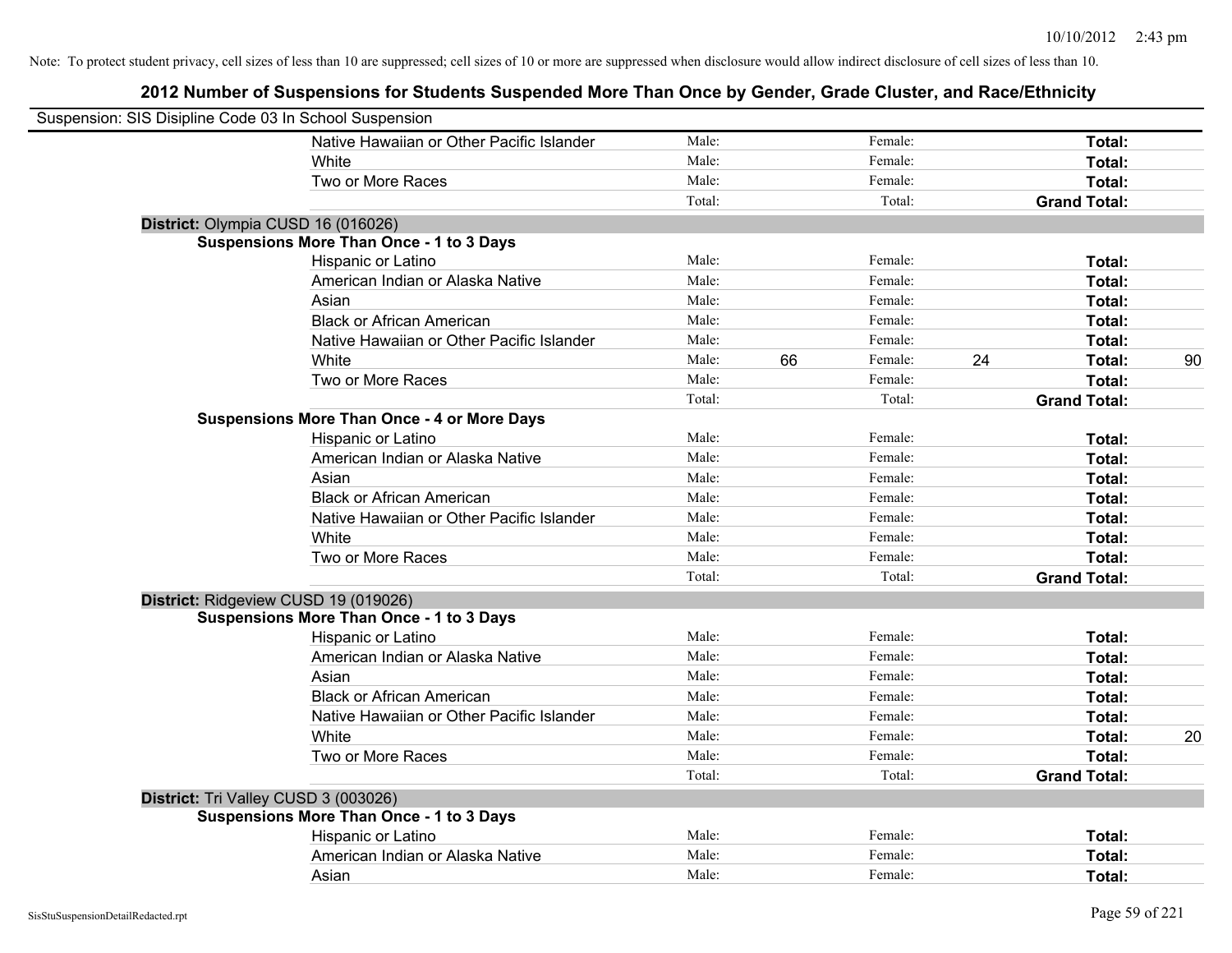Note: To protect student privacy, cell sizes of less than 10 are suppressed; cell sizes of 10 or more are suppressed when disclosure would allow indirect disclosure of cell sizes of less than 10.

## 2012 Number of Suspensions for Students Suspended More Than Once by Gender, Grade Cluster, and Race/Ethnicity

Suspension: SIS Disipline Code 03 In School Suspension

| | | | | | | | |
|---|---|---|---|---|---|---|---|
| Native Hawaiian or Other Pacific Islander | Male: | | Female: | | **Total:** | |
| White | Male: | | Female: | | **Total:** | |
| Two or More Races | Male: | | Female: | | **Total:** | |
| | Total: | | Total: | | **Grand Total:** | |

**District:** Olympia CUSD 16 (016026)

**Suspensions More Than Once - 1 to 3 Days**

| | | | | | | |
|---|---|---|---|---|---|---|
| Hispanic or Latino | Male: | | Female: | | **Total:** | |
| American Indian or Alaska Native | Male: | | Female: | | **Total:** | |
| Asian | Male: | | Female: | | **Total:** | |
| Black or African American | Male: | | Female: | | **Total:** | |
| Native Hawaiian or Other Pacific Islander | Male: | | Female: | | **Total:** | |
| White | Male: | 66 | Female: | 24 | **Total:** | 90 |
| Two or More Races | Male: | | Female: | | **Total:** | |
| | Total: | | Total: | | **Grand Total:** | |

**Suspensions More Than Once - 4 or More Days**

| | | | | | | |
|---|---|---|---|---|---|---|
| Hispanic or Latino | Male: | | Female: | | **Total:** | |
| American Indian or Alaska Native | Male: | | Female: | | **Total:** | |
| Asian | Male: | | Female: | | **Total:** | |
| Black or African American | Male: | | Female: | | **Total:** | |
| Native Hawaiian or Other Pacific Islander | Male: | | Female: | | **Total:** | |
| White | Male: | | Female: | | **Total:** | |
| Two or More Races | Male: | | Female: | | **Total:** | |
| | Total: | | Total: | | **Grand Total:** | |

**District:** Ridgeview CUSD 19 (019026)

**Suspensions More Than Once - 1 to 3 Days**

| | | | | | | |
|---|---|---|---|---|---|---|
| Hispanic or Latino | Male: | | Female: | | **Total:** | |
| American Indian or Alaska Native | Male: | | Female: | | **Total:** | |
| Asian | Male: | | Female: | | **Total:** | |
| Black or African American | Male: | | Female: | | **Total:** | |
| Native Hawaiian or Other Pacific Islander | Male: | | Female: | | **Total:** | |
| White | Male: | | Female: | | **Total:** | 20 |
| Two or More Races | Male: | | Female: | | **Total:** | |
| | Total: | | Total: | | **Grand Total:** | |

**District:** Tri Valley CUSD 3 (003026)

**Suspensions More Than Once - 1 to 3 Days**

| | | | | | | |
|---|---|---|---|---|---|---|
| Hispanic or Latino | Male: | | Female: | | **Total:** | |
| American Indian or Alaska Native | Male: | | Female: | | **Total:** | |
| Asian | Male: | | Female: | | **Total:** | |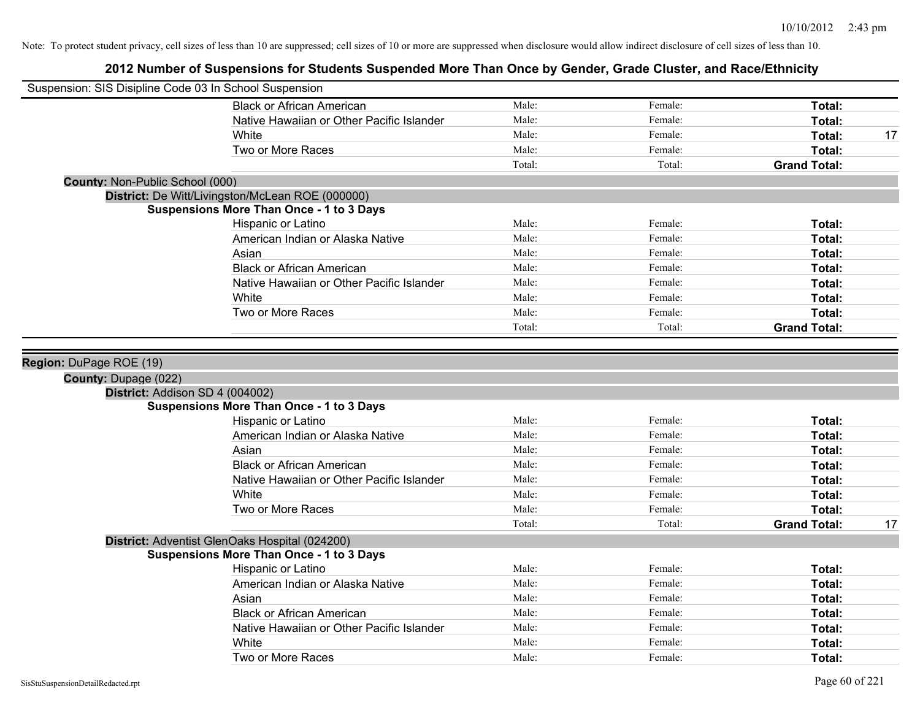Note: To protect student privacy, cell sizes of less than 10 are suppressed; cell sizes of 10 or more are suppressed when disclosure would allow indirect disclosure of cell sizes of less than 10.

# 2012 Number of Suspensions for Students Suspended More Than Once by Gender, Grade Cluster, and Race/Ethnicity

Suspension: SIS Disipline Code 03 In School Suspension

| | | | | |
|---|---|---|---|---|
| Black or African American | Male: | Female: | **Total:** | |
| Native Hawaiian or Other Pacific Islander | Male: | Female: | **Total:** | |
| White | Male: | Female: | **Total:** | 17 |
| Two or More Races | Male: | Female: | **Total:** | |
| | Total: | Total: | **Grand Total:** | |

**County:** Non-Public School (000)

**District:** De Witt/Livingston/McLean ROE (000000)

**Suspensions More Than Once - 1 to 3 Days**

| | | | | |
|---|---|---|---|---|
| Hispanic or Latino | Male: | Female: | **Total:** | |
| American Indian or Alaska Native | Male: | Female: | **Total:** | |
| Asian | Male: | Female: | **Total:** | |
| Black or African American | Male: | Female: | **Total:** | |
| Native Hawaiian or Other Pacific Islander | Male: | Female: | **Total:** | |
| White | Male: | Female: | **Total:** | |
| Two or More Races | Male: | Female: | **Total:** | |
| | Total: | Total: | **Grand Total:** | |

**Region:** DuPage ROE (19)

**County:** Dupage (022)

**District:** Addison SD 4 (004002)

**Suspensions More Than Once - 1 to 3 Days**

| | | | | |
|---|---|---|---|---|
| Hispanic or Latino | Male: | Female: | **Total:** | |
| American Indian or Alaska Native | Male: | Female: | **Total:** | |
| Asian | Male: | Female: | **Total:** | |
| Black or African American | Male: | Female: | **Total:** | |
| Native Hawaiian or Other Pacific Islander | Male: | Female: | **Total:** | |
| White | Male: | Female: | **Total:** | |
| Two or More Races | Male: | Female: | **Total:** | |
| | Total: | Total: | **Grand Total:** | 17 |

**District:** Adventist GlenOaks Hospital (024200)

**Suspensions More Than Once - 1 to 3 Days**

| | | | | |
|---|---|---|---|---|
| Hispanic or Latino | Male: | Female: | **Total:** | |
| American Indian or Alaska Native | Male: | Female: | **Total:** | |
| Asian | Male: | Female: | **Total:** | |
| Black or African American | Male: | Female: | **Total:** | |
| Native Hawaiian or Other Pacific Islander | Male: | Female: | **Total:** | |
| White | Male: | Female: | **Total:** | |
| Two or More Races | Male: | Female: | **Total:** | |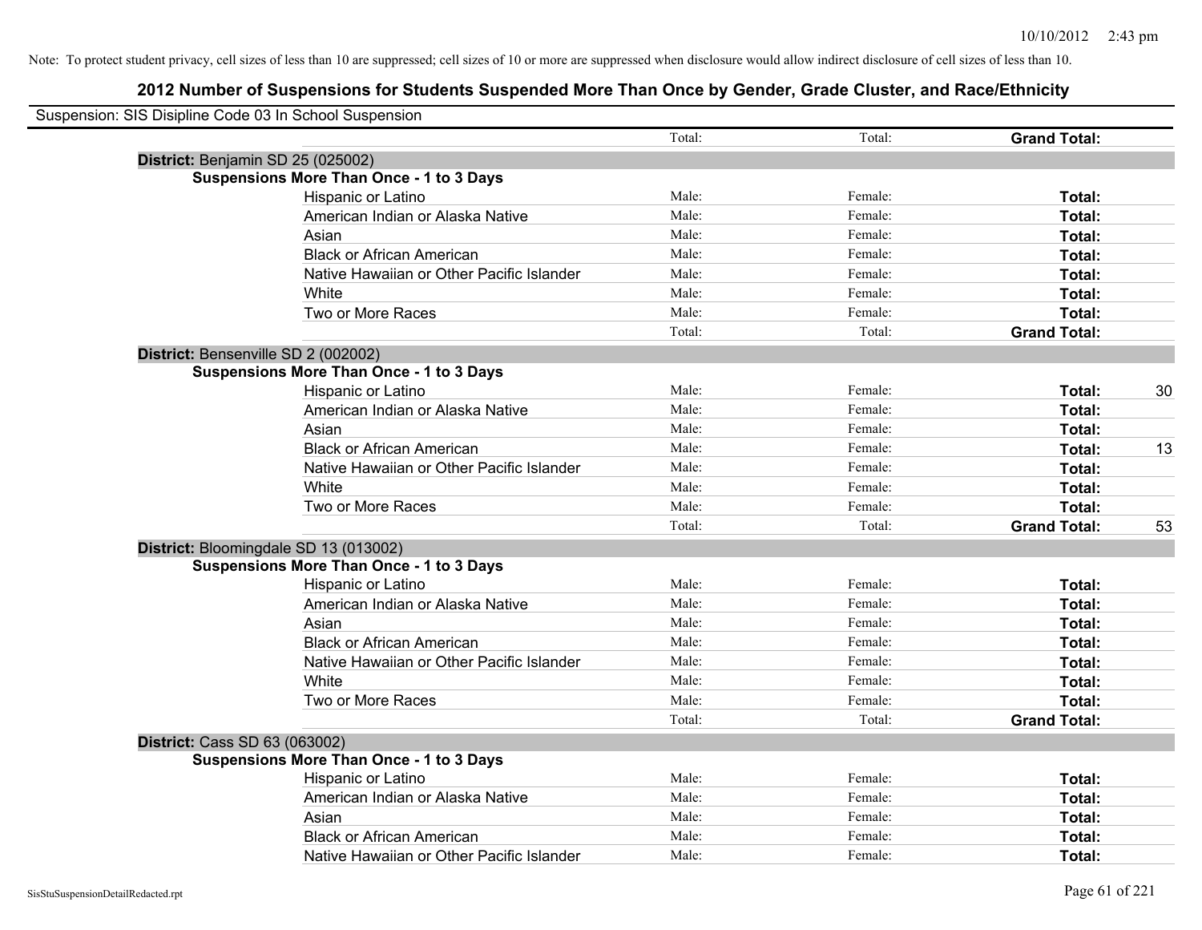Note: To protect student privacy, cell sizes of less than 10 are suppressed; cell sizes of 10 or more are suppressed when disclosure would allow indirect disclosure of cell sizes of less than 10.

# 2012 Number of Suspensions for Students Suspended More Than Once by Gender, Grade Cluster, and Race/Ethnicity

Suspension: SIS Disipline Code 03 In School Suspension

| | | | | | |
|---|---|---|---|---|---|
| | | Total: | Total: | **Grand Total:** | |
| **District:** Benjamin SD 25 (025002) | | | | | |
| **Suspensions More Than Once - 1 to 3 Days** | | | | | |
| | Hispanic or Latino | Male: | Female: | **Total:** | |
| | American Indian or Alaska Native | Male: | Female: | **Total:** | |
| | Asian | Male: | Female: | **Total:** | |
| | Black or African American | Male: | Female: | **Total:** | |
| | Native Hawaiian or Other Pacific Islander | Male: | Female: | **Total:** | |
| | White | Male: | Female: | **Total:** | |
| | Two or More Races | Male: | Female: | **Total:** | |
| | | Total: | Total: | **Grand Total:** | |
| **District:** Bensenville SD 2 (002002) | | | | | |
| **Suspensions More Than Once - 1 to 3 Days** | | | | | |
| | Hispanic or Latino | Male: | Female: | **Total:** | 30 |
| | American Indian or Alaska Native | Male: | Female: | **Total:** | |
| | Asian | Male: | Female: | **Total:** | |
| | Black or African American | Male: | Female: | **Total:** | 13 |
| | Native Hawaiian or Other Pacific Islander | Male: | Female: | **Total:** | |
| | White | Male: | Female: | **Total:** | |
| | Two or More Races | Male: | Female: | **Total:** | |
| | | Total: | Total: | **Grand Total:** | 53 |
| **District:** Bloomingdale SD 13 (013002) | | | | | |
| **Suspensions More Than Once - 1 to 3 Days** | | | | | |
| | Hispanic or Latino | Male: | Female: | **Total:** | |
| | American Indian or Alaska Native | Male: | Female: | **Total:** | |
| | Asian | Male: | Female: | **Total:** | |
| | Black or African American | Male: | Female: | **Total:** | |
| | Native Hawaiian or Other Pacific Islander | Male: | Female: | **Total:** | |
| | White | Male: | Female: | **Total:** | |
| | Two or More Races | Male: | Female: | **Total:** | |
| | | Total: | Total: | **Grand Total:** | |
| **District:** Cass SD 63 (063002) | | | | | |
| **Suspensions More Than Once - 1 to 3 Days** | | | | | |
| | Hispanic or Latino | Male: | Female: | **Total:** | |
| | American Indian or Alaska Native | Male: | Female: | **Total:** | |
| | Asian | Male: | Female: | **Total:** | |
| | Black or African American | Male: | Female: | **Total:** | |
| | Native Hawaiian or Other Pacific Islander | Male: | Female: | **Total:** | |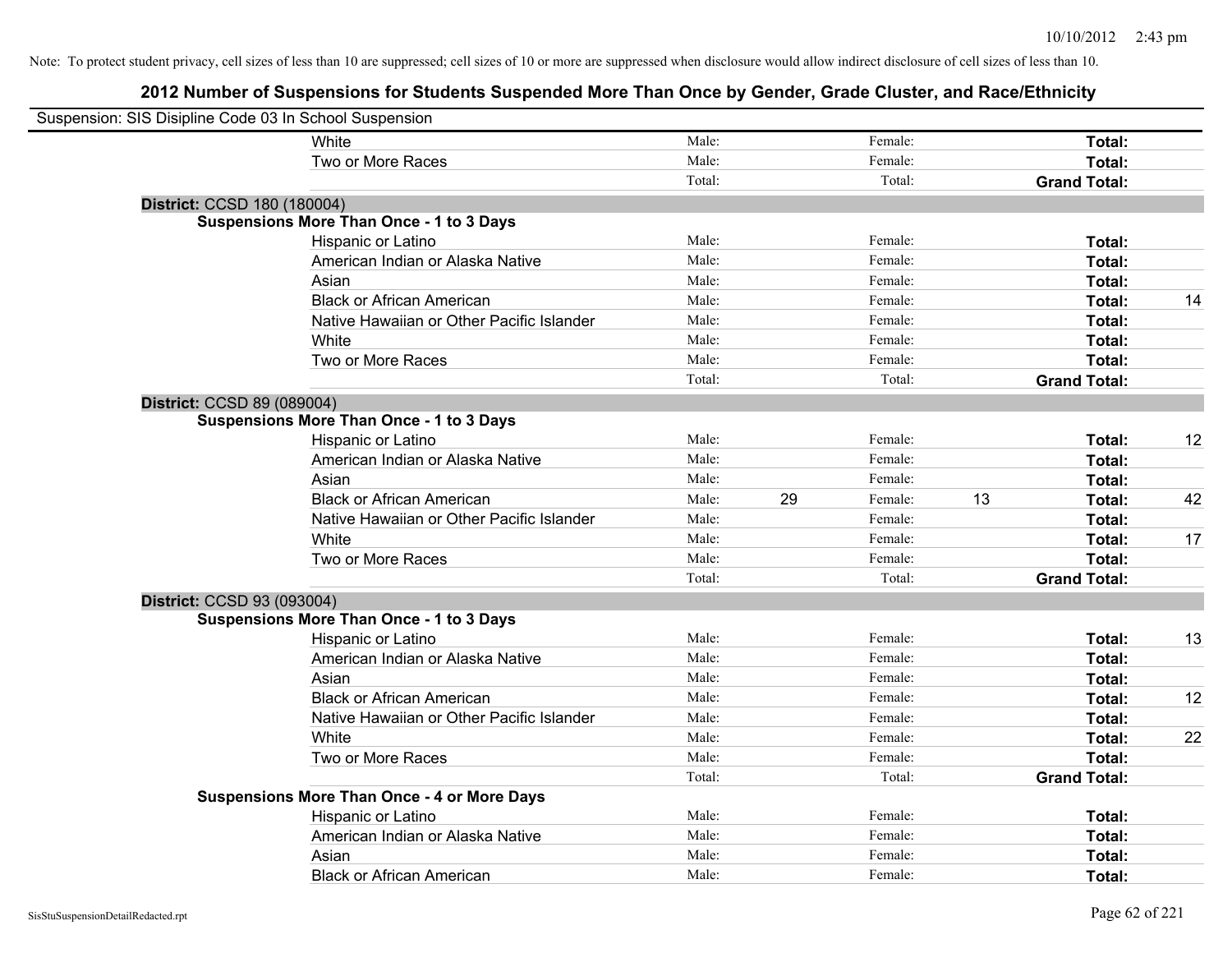Note: To protect student privacy, cell sizes of less than 10 are suppressed; cell sizes of 10 or more are suppressed when disclosure would allow indirect disclosure of cell sizes of less than 10.

## 2012 Number of Suspensions for Students Suspended More Than Once by Gender, Grade Cluster, and Race/Ethnicity

Suspension: SIS Disipline Code 03 In School Suspension

| | | | | | | |
|---|---|---|---|---|---|---|
| White | Male: | | Female: | | **Total:** | |
| Two or More Races | Male: | | Female: | | **Total:** | |
| | Total: | | Total: | | **Grand Total:** | |

**District:** CCSD 180 (180004)

**Suspensions More Than Once - 1 to 3 Days**

| | | | | | | |
|---|---|---|---|---|---|---|
| Hispanic or Latino | Male: | | Female: | | **Total:** | |
| American Indian or Alaska Native | Male: | | Female: | | **Total:** | |
| Asian | Male: | | Female: | | **Total:** | |
| Black or African American | Male: | | Female: | | **Total:** | 14 |
| Native Hawaiian or Other Pacific Islander | Male: | | Female: | | **Total:** | |
| White | Male: | | Female: | | **Total:** | |
| Two or More Races | Male: | | Female: | | **Total:** | |
| | Total: | | Total: | | **Grand Total:** | |

**District:** CCSD 89 (089004)

**Suspensions More Than Once - 1 to 3 Days**

| | | | | | | |
|---|---|---|---|---|---|---|
| Hispanic or Latino | Male: | | Female: | | **Total:** | 12 |
| American Indian or Alaska Native | Male: | | Female: | | **Total:** | |
| Asian | Male: | | Female: | | **Total:** | |
| Black or African American | Male: | 29 | Female: | 13 | **Total:** | 42 |
| Native Hawaiian or Other Pacific Islander | Male: | | Female: | | **Total:** | |
| White | Male: | | Female: | | **Total:** | 17 |
| Two or More Races | Male: | | Female: | | **Total:** | |
| | Total: | | Total: | | **Grand Total:** | |

**District:** CCSD 93 (093004)

**Suspensions More Than Once - 1 to 3 Days**

| | | | | | | |
|---|---|---|---|---|---|---|
| Hispanic or Latino | Male: | | Female: | | **Total:** | 13 |
| American Indian or Alaska Native | Male: | | Female: | | **Total:** | |
| Asian | Male: | | Female: | | **Total:** | |
| Black or African American | Male: | | Female: | | **Total:** | 12 |
| Native Hawaiian or Other Pacific Islander | Male: | | Female: | | **Total:** | |
| White | Male: | | Female: | | **Total:** | 22 |
| Two or More Races | Male: | | Female: | | **Total:** | |
| | Total: | | Total: | | **Grand Total:** | |

**Suspensions More Than Once - 4 or More Days**

| | | | | | | |
|---|---|---|---|---|---|---|
| Hispanic or Latino | Male: | | Female: | | **Total:** | |
| American Indian or Alaska Native | Male: | | Female: | | **Total:** | |
| Asian | Male: | | Female: | | **Total:** | |
| Black or African American | Male: | | Female: | | **Total:** | |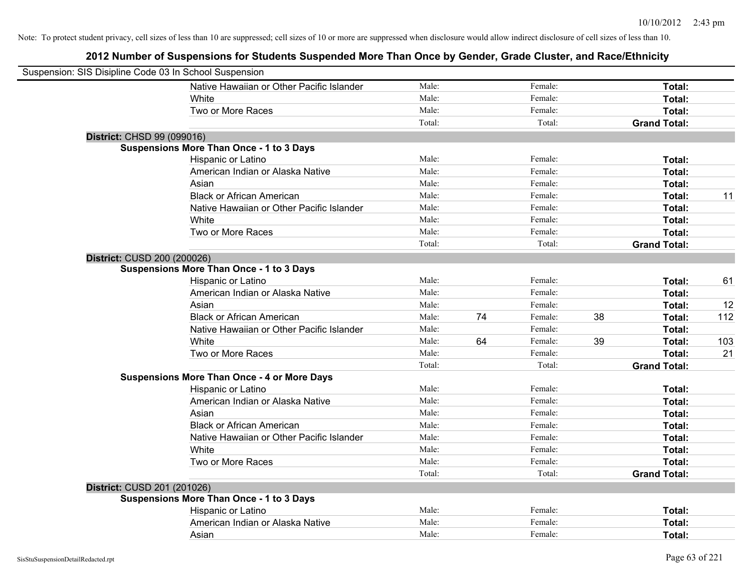Note: To protect student privacy, cell sizes of less than 10 are suppressed; cell sizes of 10 or more are suppressed when disclosure would allow indirect disclosure of cell sizes of less than 10.

## 2012 Number of Suspensions for Students Suspended More Than Once by Gender, Grade Cluster, and Race/Ethnicity

Suspension: SIS Disipline Code 03 In School Suspension

| | | | | | | | |
|---|---|---|---|---|---|---|---|
| Native Hawaiian or Other Pacific Islander | Male: | | Female: | | **Total:** | |
| White | Male: | | Female: | | **Total:** | |
| Two or More Races | Male: | | Female: | | **Total:** | |
| | Total: | | Total: | | **Grand Total:** | |

**District:** CHSD 99 (099016)

**Suspensions More Than Once - 1 to 3 Days**

| | | | | | | |
|---|---|---|---|---|---|---|
| Hispanic or Latino | Male: | | Female: | | **Total:** | |
| American Indian or Alaska Native | Male: | | Female: | | **Total:** | |
| Asian | Male: | | Female: | | **Total:** | |
| Black or African American | Male: | | Female: | | **Total:** | 11 |
| Native Hawaiian or Other Pacific Islander | Male: | | Female: | | **Total:** | |
| White | Male: | | Female: | | **Total:** | |
| Two or More Races | Male: | | Female: | | **Total:** | |
| | Total: | | Total: | | **Grand Total:** | |

**District:** CUSD 200 (200026)

**Suspensions More Than Once - 1 to 3 Days**

| | | | | | | |
|---|---|---|---|---|---|---|
| Hispanic or Latino | Male: | | Female: | | **Total:** | 61 |
| American Indian or Alaska Native | Male: | | Female: | | **Total:** | |
| Asian | Male: | | Female: | | **Total:** | 12 |
| Black or African American | Male: | 74 | Female: | 38 | **Total:** | 112 |
| Native Hawaiian or Other Pacific Islander | Male: | | Female: | | **Total:** | |
| White | Male: | 64 | Female: | 39 | **Total:** | 103 |
| Two or More Races | Male: | | Female: | | **Total:** | 21 |
| | Total: | | Total: | | **Grand Total:** | |

**Suspensions More Than Once - 4 or More Days**

| | | | | | | |
|---|---|---|---|---|---|---|
| Hispanic or Latino | Male: | | Female: | | **Total:** | |
| American Indian or Alaska Native | Male: | | Female: | | **Total:** | |
| Asian | Male: | | Female: | | **Total:** | |
| Black or African American | Male: | | Female: | | **Total:** | |
| Native Hawaiian or Other Pacific Islander | Male: | | Female: | | **Total:** | |
| White | Male: | | Female: | | **Total:** | |
| Two or More Races | Male: | | Female: | | **Total:** | |
| | Total: | | Total: | | **Grand Total:** | |

**District:** CUSD 201 (201026)

**Suspensions More Than Once - 1 to 3 Days**

| | | | | | | |
|---|---|---|---|---|---|---|
| Hispanic or Latino | Male: | | Female: | | **Total:** | |
| American Indian or Alaska Native | Male: | | Female: | | **Total:** | |
| Asian | Male: | | Female: | | **Total:** | |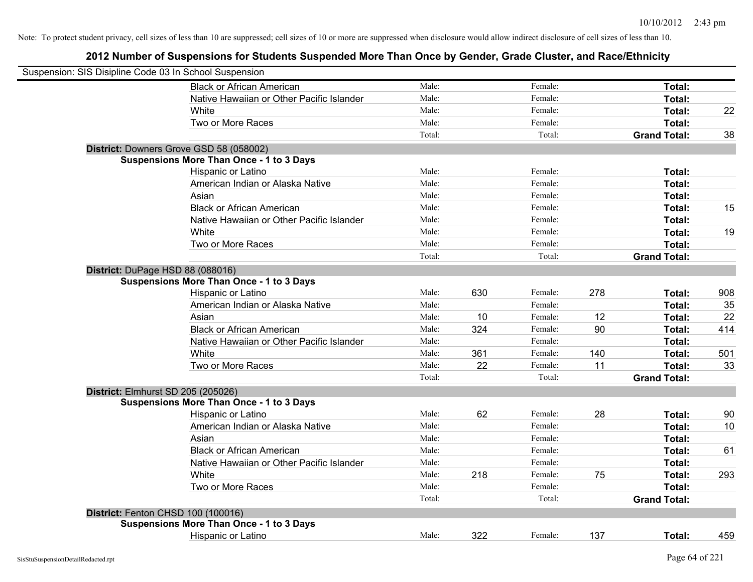Note: To protect student privacy, cell sizes of less than 10 are suppressed; cell sizes of 10 or more are suppressed when disclosure would allow indirect disclosure of cell sizes of less than 10.

## 2012 Number of Suspensions for Students Suspended More Than Once by Gender, Grade Cluster, and Race/Ethnicity

Suspension: SIS Disipline Code 03 In School Suspension

| | | | | | | |
|---|---|---|---|---|---|---|
| Black or African American | Male: | | Female: | | Total: | |
| Native Hawaiian or Other Pacific Islander | Male: | | Female: | | Total: | |
| White | Male: | | Female: | | Total: | 22 |
| Two or More Races | Male: | | Female: | | Total: | |
| | Total: | | Total: | | Grand Total: | 38 |

**District:** Downers Grove GSD 58 (058002)

**Suspensions More Than Once - 1 to 3 Days**

| | | | | | | |
|---|---|---|---|---|---|---|
| Hispanic or Latino | Male: | | Female: | | Total: | |
| American Indian or Alaska Native | Male: | | Female: | | Total: | |
| Asian | Male: | | Female: | | Total: | |
| Black or African American | Male: | | Female: | | Total: | 15 |
| Native Hawaiian or Other Pacific Islander | Male: | | Female: | | Total: | |
| White | Male: | | Female: | | Total: | 19 |
| Two or More Races | Male: | | Female: | | Total: | |
| | Total: | | Total: | | Grand Total: | |

**District:** DuPage HSD 88 (088016)

**Suspensions More Than Once - 1 to 3 Days**

| | | | | | | |
|---|---|---|---|---|---|---|
| Hispanic or Latino | Male: | 630 | Female: | 278 | Total: | 908 |
| American Indian or Alaska Native | Male: | | Female: | | Total: | 35 |
| Asian | Male: | 10 | Female: | 12 | Total: | 22 |
| Black or African American | Male: | 324 | Female: | 90 | Total: | 414 |
| Native Hawaiian or Other Pacific Islander | Male: | | Female: | | Total: | |
| White | Male: | 361 | Female: | 140 | Total: | 501 |
| Two or More Races | Male: | 22 | Female: | 11 | Total: | 33 |
| | Total: | | Total: | | Grand Total: | |

**District:** Elmhurst SD 205 (205026)

**Suspensions More Than Once - 1 to 3 Days**

| | | | | | | |
|---|---|---|---|---|---|---|
| Hispanic or Latino | Male: | 62 | Female: | 28 | Total: | 90 |
| American Indian or Alaska Native | Male: | | Female: | | Total: | 10 |
| Asian | Male: | | Female: | | Total: | |
| Black or African American | Male: | | Female: | | Total: | 61 |
| Native Hawaiian or Other Pacific Islander | Male: | | Female: | | Total: | |
| White | Male: | 218 | Female: | 75 | Total: | 293 |
| Two or More Races | Male: | | Female: | | Total: | |
| | Total: | | Total: | | Grand Total: | |

**District:** Fenton CHSD 100 (100016)

**Suspensions More Than Once - 1 to 3 Days**

| | | | | | | |
|---|---|---|---|---|---|---|
| Hispanic or Latino | Male: | 322 | Female: | 137 | Total: | 459 |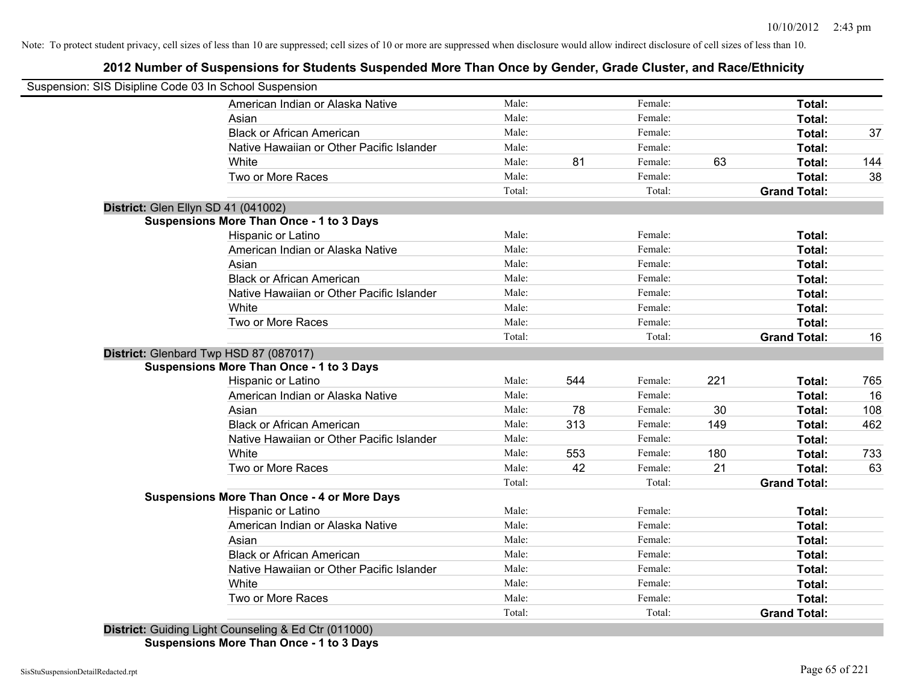Note: To protect student privacy, cell sizes of less than 10 are suppressed; cell sizes of 10 or more are suppressed when disclosure would allow indirect disclosure of cell sizes of less than 10.

## 2012 Number of Suspensions for Students Suspended More Than Once by Gender, Grade Cluster, and Race/Ethnicity

Suspension: SIS Disipline Code 03 In School Suspension

| | | | | | | |
|---|---|---|---|---|---|---|
| American Indian or Alaska Native | Male: | | Female: | | Total: | |
| Asian | Male: | | Female: | | Total: | |
| Black or African American | Male: | | Female: | | Total: | 37 |
| Native Hawaiian or Other Pacific Islander | Male: | | Female: | | Total: | |
| White | Male: | 81 | Female: | 63 | Total: | 144 |
| Two or More Races | Male: | | Female: | | Total: | 38 |
| | Total: | | Total: | | Grand Total: | |

**District:** Glen Ellyn SD 41 (041002)

**Suspensions More Than Once - 1 to 3 Days**

| | | | | | | |
|---|---|---|---|---|---|---|
| Hispanic or Latino | Male: | | Female: | | Total: | |
| American Indian or Alaska Native | Male: | | Female: | | Total: | |
| Asian | Male: | | Female: | | Total: | |
| Black or African American | Male: | | Female: | | Total: | |
| Native Hawaiian or Other Pacific Islander | Male: | | Female: | | Total: | |
| White | Male: | | Female: | | Total: | |
| Two or More Races | Male: | | Female: | | Total: | |
| | Total: | | Total: | | Grand Total: | 16 |

**District:** Glenbard Twp HSD 87 (087017)

**Suspensions More Than Once - 1 to 3 Days**

| | | | | | | |
|---|---|---|---|---|---|---|
| Hispanic or Latino | Male: | 544 | Female: | 221 | Total: | 765 |
| American Indian or Alaska Native | Male: | | Female: | | Total: | 16 |
| Asian | Male: | 78 | Female: | 30 | Total: | 108 |
| Black or African American | Male: | 313 | Female: | 149 | Total: | 462 |
| Native Hawaiian or Other Pacific Islander | Male: | | Female: | | Total: | |
| White | Male: | 553 | Female: | 180 | Total: | 733 |
| Two or More Races | Male: | 42 | Female: | 21 | Total: | 63 |
| | Total: | | Total: | | Grand Total: | |

**Suspensions More Than Once - 4 or More Days**

| | | | | | | |
|---|---|---|---|---|---|---|
| Hispanic or Latino | Male: | | Female: | | Total: | |
| American Indian or Alaska Native | Male: | | Female: | | Total: | |
| Asian | Male: | | Female: | | Total: | |
| Black or African American | Male: | | Female: | | Total: | |
| Native Hawaiian or Other Pacific Islander | Male: | | Female: | | Total: | |
| White | Male: | | Female: | | Total: | |
| Two or More Races | Male: | | Female: | | Total: | |
| | Total: | | Total: | | Grand Total: | |

**District:** Guiding Light Counseling & Ed Ctr (011000)

**Suspensions More Than Once - 1 to 3 Days**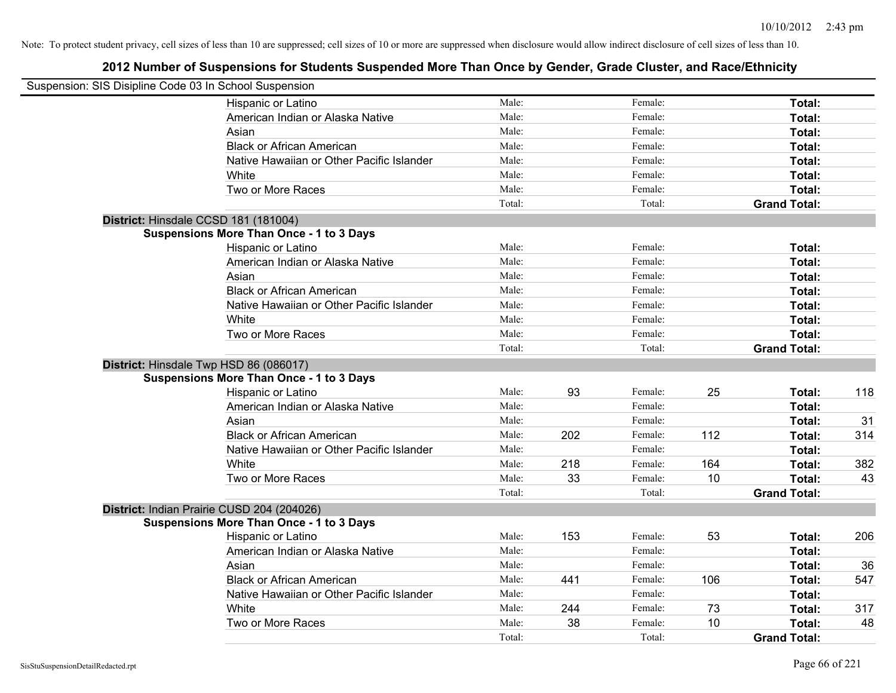Note: To protect student privacy, cell sizes of less than 10 are suppressed; cell sizes of 10 or more are suppressed when disclosure would allow indirect disclosure of cell sizes of less than 10.

## 2012 Number of Suspensions for Students Suspended More Than Once by Gender, Grade Cluster, and Race/Ethnicity

Suspension: SIS Disipline Code 03 In School Suspension

| | | | | | | |
|---|---|---|---|---|---|---|
| Hispanic or Latino | Male: | | Female: | | **Total:** | |
| American Indian or Alaska Native | Male: | | Female: | | **Total:** | |
| Asian | Male: | | Female: | | **Total:** | |
| Black or African American | Male: | | Female: | | **Total:** | |
| Native Hawaiian or Other Pacific Islander | Male: | | Female: | | **Total:** | |
| White | Male: | | Female: | | **Total:** | |
| Two or More Races | Male: | | Female: | | **Total:** | |
| | Total: | | Total: | | **Grand Total:** | |

**District:** Hinsdale CCSD 181 (181004)

**Suspensions More Than Once - 1 to 3 Days**

| | | | | | | |
|---|---|---|---|---|---|---|
| Hispanic or Latino | Male: | | Female: | | **Total:** | |
| American Indian or Alaska Native | Male: | | Female: | | **Total:** | |
| Asian | Male: | | Female: | | **Total:** | |
| Black or African American | Male: | | Female: | | **Total:** | |
| Native Hawaiian or Other Pacific Islander | Male: | | Female: | | **Total:** | |
| White | Male: | | Female: | | **Total:** | |
| Two or More Races | Male: | | Female: | | **Total:** | |
| | Total: | | Total: | | **Grand Total:** | |

**District:** Hinsdale Twp HSD 86 (086017)

**Suspensions More Than Once - 1 to 3 Days**

| | | | | | | |
|---|---|---|---|---|---|---|
| Hispanic or Latino | Male: | 93 | Female: | 25 | **Total:** | 118 |
| American Indian or Alaska Native | Male: | | Female: | | **Total:** | |
| Asian | Male: | | Female: | | **Total:** | 31 |
| Black or African American | Male: | 202 | Female: | 112 | **Total:** | 314 |
| Native Hawaiian or Other Pacific Islander | Male: | | Female: | | **Total:** | |
| White | Male: | 218 | Female: | 164 | **Total:** | 382 |
| Two or More Races | Male: | 33 | Female: | 10 | **Total:** | 43 |
| | Total: | | Total: | | **Grand Total:** | |

**District:** Indian Prairie CUSD 204 (204026)

**Suspensions More Than Once - 1 to 3 Days**

| | | | | | | |
|---|---|---|---|---|---|---|
| Hispanic or Latino | Male: | 153 | Female: | 53 | **Total:** | 206 |
| American Indian or Alaska Native | Male: | | Female: | | **Total:** | |
| Asian | Male: | | Female: | | **Total:** | 36 |
| Black or African American | Male: | 441 | Female: | 106 | **Total:** | 547 |
| Native Hawaiian or Other Pacific Islander | Male: | | Female: | | **Total:** | |
| White | Male: | 244 | Female: | 73 | **Total:** | 317 |
| Two or More Races | Male: | 38 | Female: | 10 | **Total:** | 48 |
| | Total: | | Total: | | **Grand Total:** | |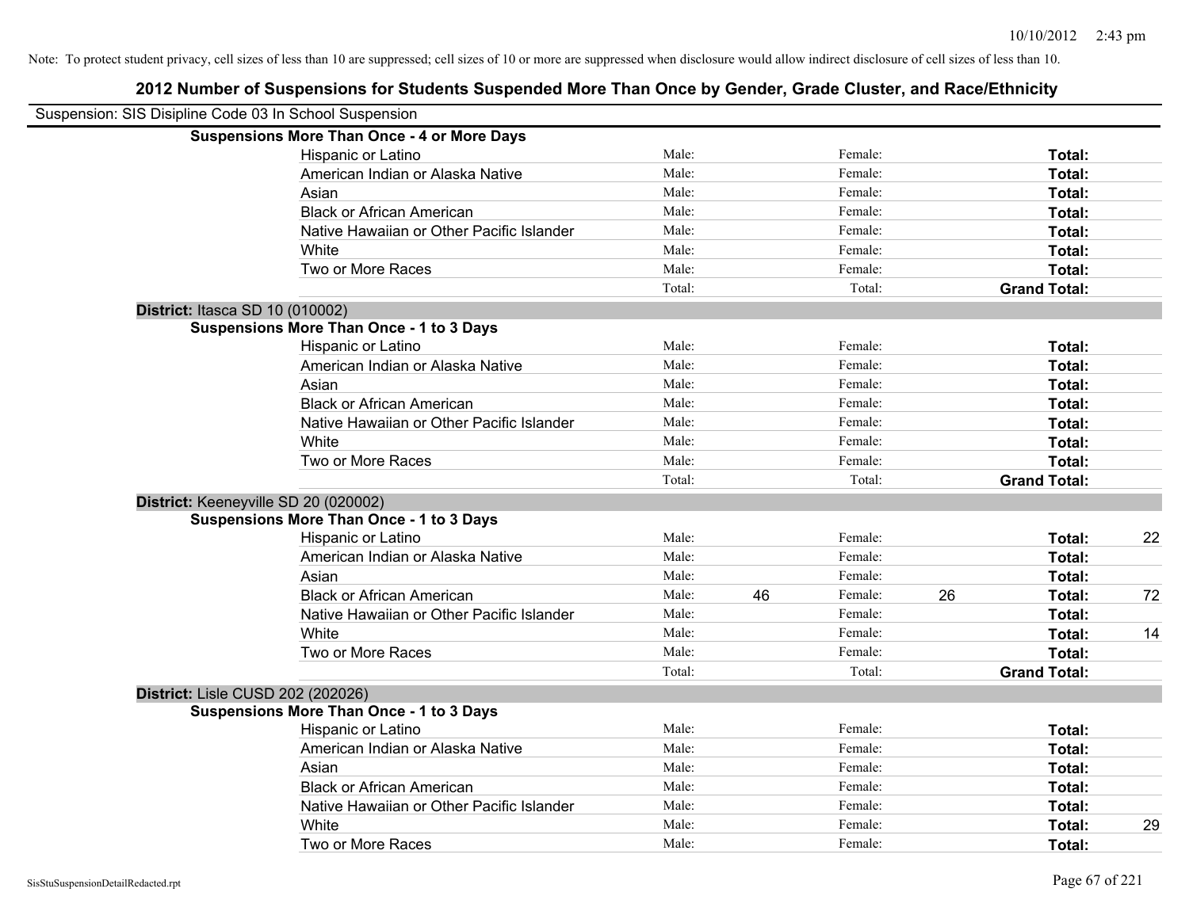Note: To protect student privacy, cell sizes of less than 10 are suppressed; cell sizes of 10 or more are suppressed when disclosure would allow indirect disclosure of cell sizes of less than 10.

# 2012 Number of Suspensions for Students Suspended More Than Once by Gender, Grade Cluster, and Race/Ethnicity

Suspension: SIS Disipline Code 03 In School Suspension

**Suspensions More Than Once - 4 or More Days**

| | | | | | | |
|---|---|---|---|---|---|---|
| Hispanic or Latino | Male: | | Female: | | **Total:** | |
| American Indian or Alaska Native | Male: | | Female: | | **Total:** | |
| Asian | Male: | | Female: | | **Total:** | |
| Black or African American | Male: | | Female: | | **Total:** | |
| Native Hawaiian or Other Pacific Islander | Male: | | Female: | | **Total:** | |
| White | Male: | | Female: | | **Total:** | |
| Two or More Races | Male: | | Female: | | **Total:** | |
| | Total: | | Total: | | **Grand Total:** | |

**District:** Itasca SD 10 (010002)

**Suspensions More Than Once - 1 to 3 Days**

| | | | | | | |
|---|---|---|---|---|---|---|
| Hispanic or Latino | Male: | | Female: | | **Total:** | |
| American Indian or Alaska Native | Male: | | Female: | | **Total:** | |
| Asian | Male: | | Female: | | **Total:** | |
| Black or African American | Male: | | Female: | | **Total:** | |
| Native Hawaiian or Other Pacific Islander | Male: | | Female: | | **Total:** | |
| White | Male: | | Female: | | **Total:** | |
| Two or More Races | Male: | | Female: | | **Total:** | |
| | Total: | | Total: | | **Grand Total:** | |

**District:** Keeneyville SD 20 (020002)

**Suspensions More Than Once - 1 to 3 Days**

| | | | | | | |
|---|---|---|---|---|---|---|
| Hispanic or Latino | Male: | | Female: | | **Total:** | 22 |
| American Indian or Alaska Native | Male: | | Female: | | **Total:** | |
| Asian | Male: | | Female: | | **Total:** | |
| Black or African American | Male: | 46 | Female: | 26 | **Total:** | 72 |
| Native Hawaiian or Other Pacific Islander | Male: | | Female: | | **Total:** | |
| White | Male: | | Female: | | **Total:** | 14 |
| Two or More Races | Male: | | Female: | | **Total:** | |
| | Total: | | Total: | | **Grand Total:** | |

**District:** Lisle CUSD 202 (202026)

**Suspensions More Than Once - 1 to 3 Days**

| | | | | | | |
|---|---|---|---|---|---|---|
| Hispanic or Latino | Male: | | Female: | | **Total:** | |
| American Indian or Alaska Native | Male: | | Female: | | **Total:** | |
| Asian | Male: | | Female: | | **Total:** | |
| Black or African American | Male: | | Female: | | **Total:** | |
| Native Hawaiian or Other Pacific Islander | Male: | | Female: | | **Total:** | |
| White | Male: | | Female: | | **Total:** | 29 |
| Two or More Races | Male: | | Female: | | **Total:** | |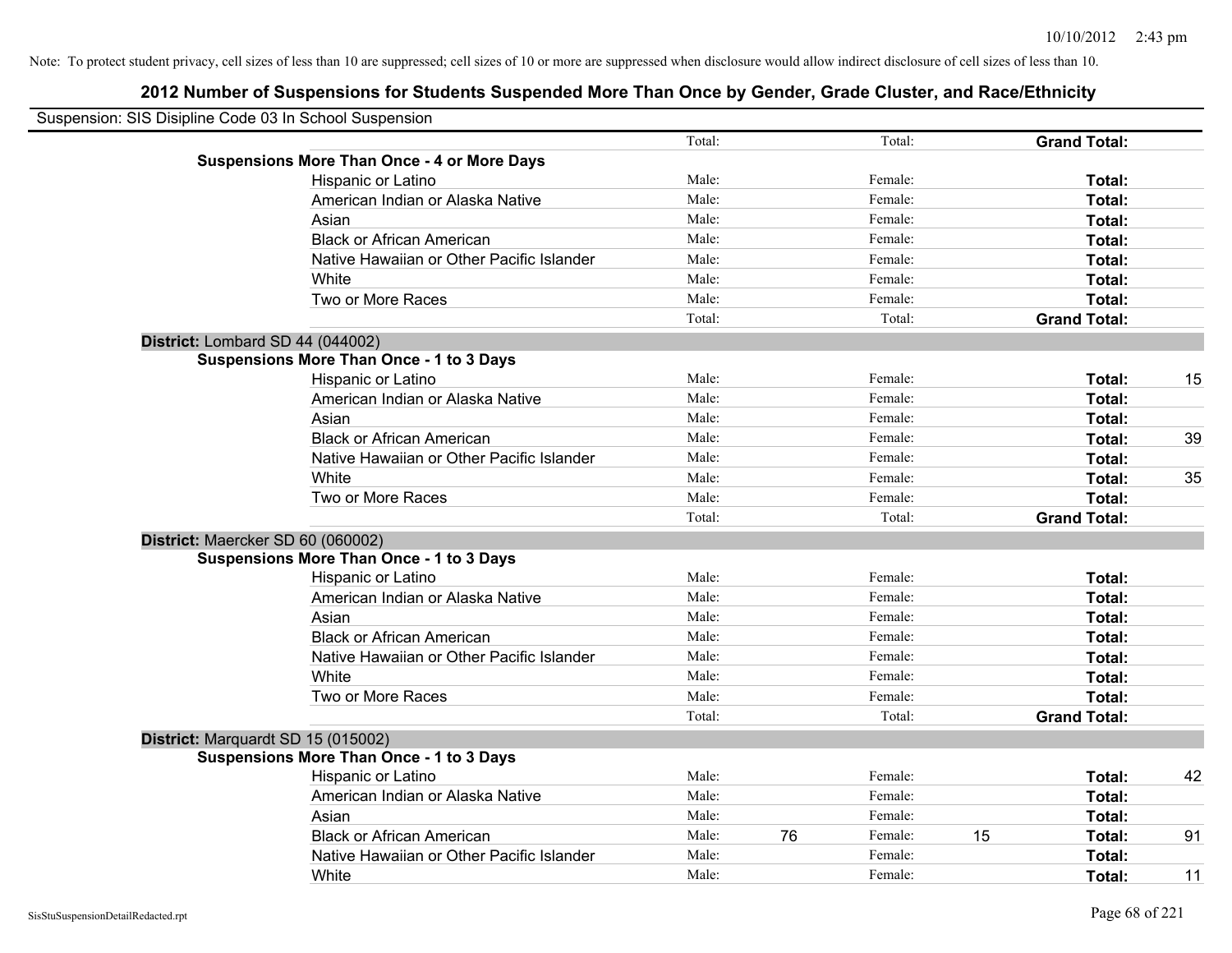Note: To protect student privacy, cell sizes of less than 10 are suppressed; cell sizes of 10 or more are suppressed when disclosure would allow indirect disclosure of cell sizes of less than 10.

## 2012 Number of Suspensions for Students Suspended More Than Once by Gender, Grade Cluster, and Race/Ethnicity

Suspension: SIS Disipline Code 03 In School Suspension

| | | | | | | |
|---|---|---|---|---|---|---|
| | Total: | | Total: | | **Grand Total:** | |
| **Suspensions More Than Once - 4 or More Days** | | | | | | |
| Hispanic or Latino | Male: | | Female: | | **Total:** | |
| American Indian or Alaska Native | Male: | | Female: | | **Total:** | |
| Asian | Male: | | Female: | | **Total:** | |
| Black or African American | Male: | | Female: | | **Total:** | |
| Native Hawaiian or Other Pacific Islander | Male: | | Female: | | **Total:** | |
| White | Male: | | Female: | | **Total:** | |
| Two or More Races | Male: | | Female: | | **Total:** | |
| | Total: | | Total: | | **Grand Total:** | |

**District:** Lombard SD 44 (044002)

| | | | | | | |
|---|---|---|---|---|---|---|
| **Suspensions More Than Once - 1 to 3 Days** | | | | | | |
| Hispanic or Latino | Male: | | Female: | | **Total:** | 15 |
| American Indian or Alaska Native | Male: | | Female: | | **Total:** | |
| Asian | Male: | | Female: | | **Total:** | |
| Black or African American | Male: | | Female: | | **Total:** | 39 |
| Native Hawaiian or Other Pacific Islander | Male: | | Female: | | **Total:** | |
| White | Male: | | Female: | | **Total:** | 35 |
| Two or More Races | Male: | | Female: | | **Total:** | |
| | Total: | | Total: | | **Grand Total:** | |

**District:** Maercker SD 60 (060002)

| | | | | | | |
|---|---|---|---|---|---|---|
| **Suspensions More Than Once - 1 to 3 Days** | | | | | | |
| Hispanic or Latino | Male: | | Female: | | **Total:** | |
| American Indian or Alaska Native | Male: | | Female: | | **Total:** | |
| Asian | Male: | | Female: | | **Total:** | |
| Black or African American | Male: | | Female: | | **Total:** | |
| Native Hawaiian or Other Pacific Islander | Male: | | Female: | | **Total:** | |
| White | Male: | | Female: | | **Total:** | |
| Two or More Races | Male: | | Female: | | **Total:** | |
| | Total: | | Total: | | **Grand Total:** | |

**District:** Marquardt SD 15 (015002)

| | | | | | | |
|---|---|---|---|---|---|---|
| **Suspensions More Than Once - 1 to 3 Days** | | | | | | |
| Hispanic or Latino | Male: | | Female: | | **Total:** | 42 |
| American Indian or Alaska Native | Male: | | Female: | | **Total:** | |
| Asian | Male: | | Female: | | **Total:** | |
| Black or African American | Male: | 76 | Female: | 15 | **Total:** | 91 |
| Native Hawaiian or Other Pacific Islander | Male: | | Female: | | **Total:** | |
| White | Male: | | Female: | | **Total:** | 11 |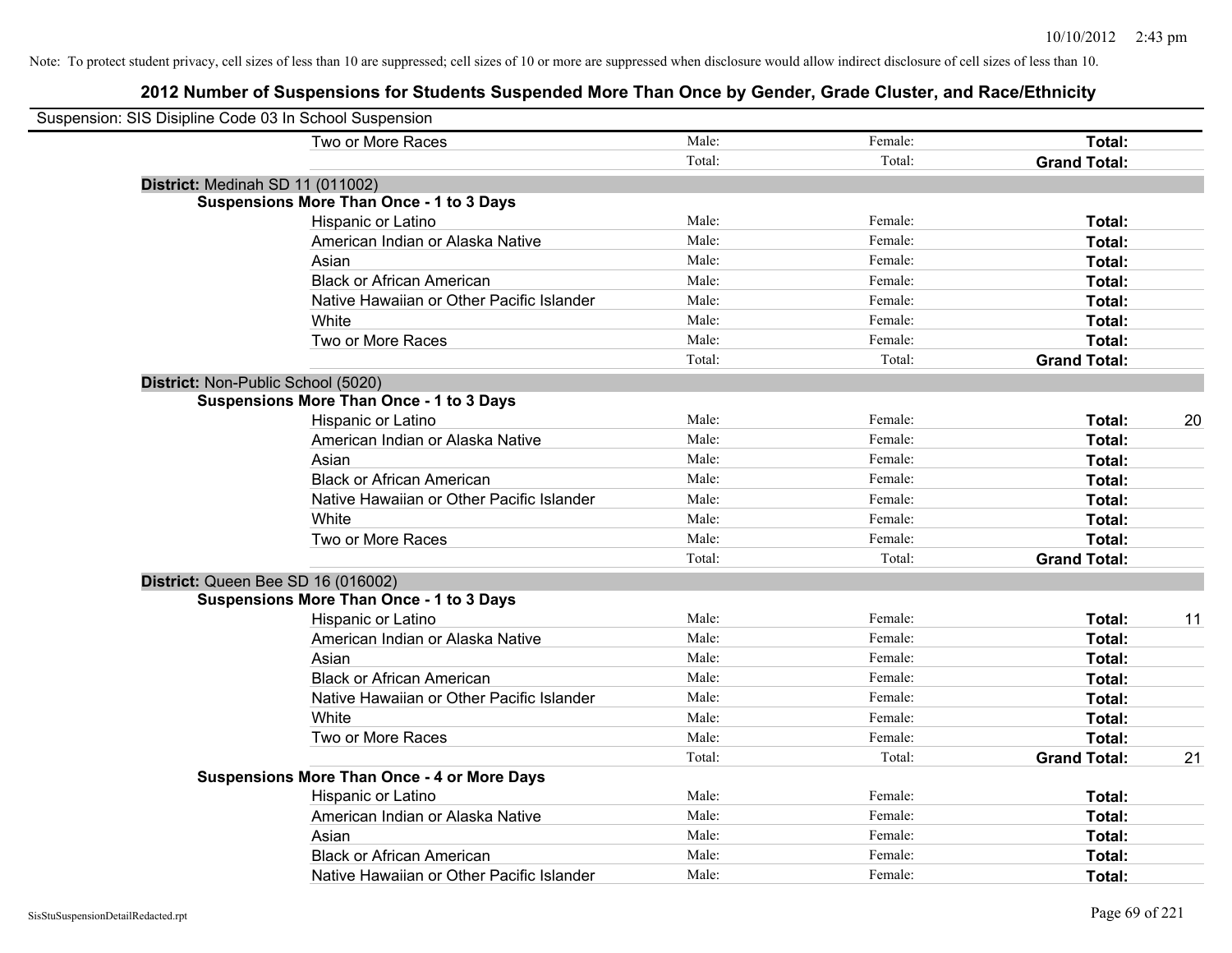Note: To protect student privacy, cell sizes of less than 10 are suppressed; cell sizes of 10 or more are suppressed when disclosure would allow indirect disclosure of cell sizes of less than 10.

## 2012 Number of Suspensions for Students Suspended More Than Once by Gender, Grade Cluster, and Race/Ethnicity

Suspension: SIS Disipline Code 03 In School Suspension

| | | | | |
|---|---|---|---|---|
| Two or More Races | Male: | Female: | **Total:** | |
| | Total: | Total: | **Grand Total:** | |
| **District:** Medinah SD 11 (011002) | | | | |
| **Suspensions More Than Once - 1 to 3 Days** | | | | |
| Hispanic or Latino | Male: | Female: | **Total:** | |
| American Indian or Alaska Native | Male: | Female: | **Total:** | |
| Asian | Male: | Female: | **Total:** | |
| Black or African American | Male: | Female: | **Total:** | |
| Native Hawaiian or Other Pacific Islander | Male: | Female: | **Total:** | |
| White | Male: | Female: | **Total:** | |
| Two or More Races | Male: | Female: | **Total:** | |
| | Total: | Total: | **Grand Total:** | |
| **District:** Non-Public School (5020) | | | | |
| **Suspensions More Than Once - 1 to 3 Days** | | | | |
| Hispanic or Latino | Male: | Female: | **Total:** | 20 |
| American Indian or Alaska Native | Male: | Female: | **Total:** | |
| Asian | Male: | Female: | **Total:** | |
| Black or African American | Male: | Female: | **Total:** | |
| Native Hawaiian or Other Pacific Islander | Male: | Female: | **Total:** | |
| White | Male: | Female: | **Total:** | |
| Two or More Races | Male: | Female: | **Total:** | |
| | Total: | Total: | **Grand Total:** | |
| **District:** Queen Bee SD 16 (016002) | | | | |
| **Suspensions More Than Once - 1 to 3 Days** | | | | |
| Hispanic or Latino | Male: | Female: | **Total:** | 11 |
| American Indian or Alaska Native | Male: | Female: | **Total:** | |
| Asian | Male: | Female: | **Total:** | |
| Black or African American | Male: | Female: | **Total:** | |
| Native Hawaiian or Other Pacific Islander | Male: | Female: | **Total:** | |
| White | Male: | Female: | **Total:** | |
| Two or More Races | Male: | Female: | **Total:** | |
| | Total: | Total: | **Grand Total:** | 21 |
| **Suspensions More Than Once - 4 or More Days** | | | | |
| Hispanic or Latino | Male: | Female: | **Total:** | |
| American Indian or Alaska Native | Male: | Female: | **Total:** | |
| Asian | Male: | Female: | **Total:** | |
| Black or African American | Male: | Female: | **Total:** | |
| Native Hawaiian or Other Pacific Islander | Male: | Female: | **Total:** | |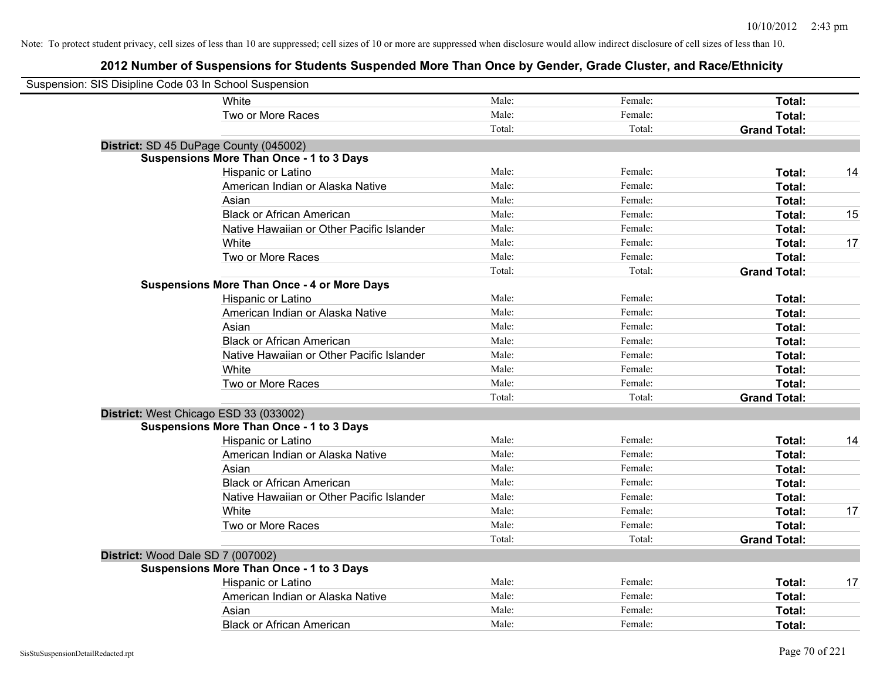Note: To protect student privacy, cell sizes of less than 10 are suppressed; cell sizes of 10 or more are suppressed when disclosure would allow indirect disclosure of cell sizes of less than 10.

## 2012 Number of Suspensions for Students Suspended More Than Once by Gender, Grade Cluster, and Race/Ethnicity

Suspension: SIS Disipline Code 03 In School Suspension

| | | | | |
|---|---|---|---|---|
| White | Male: | Female: | **Total:** | |
| Two or More Races | Male: | Female: | **Total:** | |
| | Total: | Total: | **Grand Total:** | |

**District:** SD 45 DuPage County (045002)

**Suspensions More Than Once - 1 to 3 Days**

| | | | | |
|---|---|---|---|---|
| Hispanic or Latino | Male: | Female: | **Total:** | 14 |
| American Indian or Alaska Native | Male: | Female: | **Total:** | |
| Asian | Male: | Female: | **Total:** | |
| Black or African American | Male: | Female: | **Total:** | 15 |
| Native Hawaiian or Other Pacific Islander | Male: | Female: | **Total:** | |
| White | Male: | Female: | **Total:** | 17 |
| Two or More Races | Male: | Female: | **Total:** | |
| | Total: | Total: | **Grand Total:** | |

**Suspensions More Than Once - 4 or More Days**

| | | | | |
|---|---|---|---|---|
| Hispanic or Latino | Male: | Female: | **Total:** | |
| American Indian or Alaska Native | Male: | Female: | **Total:** | |
| Asian | Male: | Female: | **Total:** | |
| Black or African American | Male: | Female: | **Total:** | |
| Native Hawaiian or Other Pacific Islander | Male: | Female: | **Total:** | |
| White | Male: | Female: | **Total:** | |
| Two or More Races | Male: | Female: | **Total:** | |
| | Total: | Total: | **Grand Total:** | |

**District:** West Chicago ESD 33 (033002)

**Suspensions More Than Once - 1 to 3 Days**

| | | | | |
|---|---|---|---|---|
| Hispanic or Latino | Male: | Female: | **Total:** | 14 |
| American Indian or Alaska Native | Male: | Female: | **Total:** | |
| Asian | Male: | Female: | **Total:** | |
| Black or African American | Male: | Female: | **Total:** | |
| Native Hawaiian or Other Pacific Islander | Male: | Female: | **Total:** | |
| White | Male: | Female: | **Total:** | 17 |
| Two or More Races | Male: | Female: | **Total:** | |
| | Total: | Total: | **Grand Total:** | |

**District:** Wood Dale SD 7 (007002)

**Suspensions More Than Once - 1 to 3 Days**

| | | | | |
|---|---|---|---|---|
| Hispanic or Latino | Male: | Female: | **Total:** | 17 |
| American Indian or Alaska Native | Male: | Female: | **Total:** | |
| Asian | Male: | Female: | **Total:** | |
| Black or African American | Male: | Female: | **Total:** | |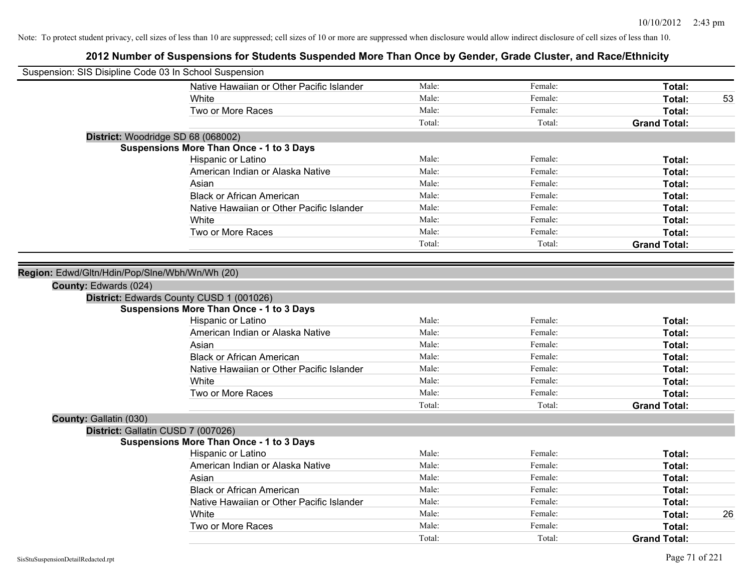Note: To protect student privacy, cell sizes of less than 10 are suppressed; cell sizes of 10 or more are suppressed when disclosure would allow indirect disclosure of cell sizes of less than 10.

## 2012 Number of Suspensions for Students Suspended More Than Once by Gender, Grade Cluster, and Race/Ethnicity

Suspension: SIS Disipline Code 03 In School Suspension

| | Male | Female | Total | |
|---|---|---|---|---|
| Native Hawaiian or Other Pacific Islander | Male: | Female: | **Total:** | |
| White | Male: | Female: | **Total:** | 53 |
| Two or More Races | Male: | Female: | **Total:** | |
| | Total: | Total: | **Grand Total:** | |

**District:** Woodridge SD 68 (068002)

**Suspensions More Than Once - 1 to 3 Days**

| | Male | Female | Total | |
|---|---|---|---|---|
| Hispanic or Latino | Male: | Female: | **Total:** | |
| American Indian or Alaska Native | Male: | Female: | **Total:** | |
| Asian | Male: | Female: | **Total:** | |
| Black or African American | Male: | Female: | **Total:** | |
| Native Hawaiian or Other Pacific Islander | Male: | Female: | **Total:** | |
| White | Male: | Female: | **Total:** | |
| Two or More Races | Male: | Female: | **Total:** | |
| | Total: | Total: | **Grand Total:** | |

**Region:** Edwd/Gltn/Hdin/Pop/Slne/Wbh/Wn/Wh (20)

**County:** Edwards (024)

**District:** Edwards County CUSD 1 (001026)

**Suspensions More Than Once - 1 to 3 Days**

| | Male | Female | Total | |
|---|---|---|---|---|
| Hispanic or Latino | Male: | Female: | **Total:** | |
| American Indian or Alaska Native | Male: | Female: | **Total:** | |
| Asian | Male: | Female: | **Total:** | |
| Black or African American | Male: | Female: | **Total:** | |
| Native Hawaiian or Other Pacific Islander | Male: | Female: | **Total:** | |
| White | Male: | Female: | **Total:** | |
| Two or More Races | Male: | Female: | **Total:** | |
| | Total: | Total: | **Grand Total:** | |

**County:** Gallatin (030)

**District:** Gallatin CUSD 7 (007026)

**Suspensions More Than Once - 1 to 3 Days**

| | Male | Female | Total | |
|---|---|---|---|---|
| Hispanic or Latino | Male: | Female: | **Total:** | |
| American Indian or Alaska Native | Male: | Female: | **Total:** | |
| Asian | Male: | Female: | **Total:** | |
| Black or African American | Male: | Female: | **Total:** | |
| Native Hawaiian or Other Pacific Islander | Male: | Female: | **Total:** | |
| White | Male: | Female: | **Total:** | 26 |
| Two or More Races | Male: | Female: | **Total:** | |
| | Total: | Total: | **Grand Total:** | |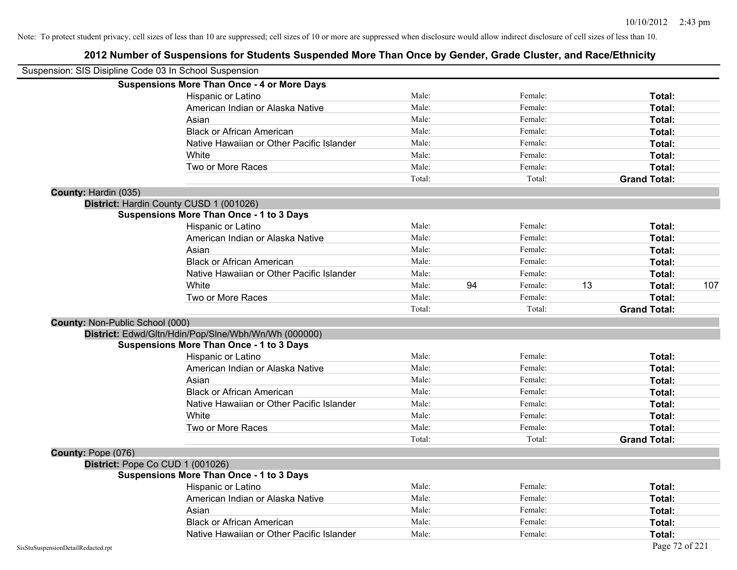10/10/2012 2:43 pm

Note: To protect student privacy, cell sizes of less than 10 are suppressed; cell sizes of 10 or more are suppressed when disclosure would allow indirect disclosure of cell sizes of less than 10.

## 2012 Number of Suspensions for Students Suspended More Than Once by Gender, Grade Cluster, and Race/Ethnicity

Suspension: SIS Disipline Code 03 In School Suspension

**Suspensions More Than Once - 4 or More Days**

| | Male: | | Female: | | Total: | |
|---|---|---|---|---|---|---|
| Hispanic or Latino | Male: | | Female: | | **Total:** | |
| American Indian or Alaska Native | Male: | | Female: | | **Total:** | |
| Asian | Male: | | Female: | | **Total:** | |
| Black or African American | Male: | | Female: | | **Total:** | |
| Native Hawaiian or Other Pacific Islander | Male: | | Female: | | **Total:** | |
| White | Male: | | Female: | | **Total:** | |
| Two or More Races | Male: | | Female: | | **Total:** | |
| | Total: | | Total: | | **Grand Total:** | |

**County:** Hardin (035)

**District:** Hardin County CUSD 1 (001026)

**Suspensions More Than Once - 1 to 3 Days**

| | Male: | | Female: | | Total: | |
|---|---|---|---|---|---|---|
| Hispanic or Latino | Male: | | Female: | | **Total:** | |
| American Indian or Alaska Native | Male: | | Female: | | **Total:** | |
| Asian | Male: | | Female: | | **Total:** | |
| Black or African American | Male: | | Female: | | **Total:** | |
| Native Hawaiian or Other Pacific Islander | Male: | | Female: | | **Total:** | |
| White | Male: | 94 | Female: | 13 | **Total:** | 107 |
| Two or More Races | Male: | | Female: | | **Total:** | |
| | Total: | | Total: | | **Grand Total:** | |

**County:** Non-Public School (000)

**District:** Edwd/Gltn/Hdin/Pop/Slne/Wbh/Wn/Wh (000000)

**Suspensions More Than Once - 1 to 3 Days**

| | Male: | | Female: | | Total: | |
|---|---|---|---|---|---|---|
| Hispanic or Latino | Male: | | Female: | | **Total:** | |
| American Indian or Alaska Native | Male: | | Female: | | **Total:** | |
| Asian | Male: | | Female: | | **Total:** | |
| Black or African American | Male: | | Female: | | **Total:** | |
| Native Hawaiian or Other Pacific Islander | Male: | | Female: | | **Total:** | |
| White | Male: | | Female: | | **Total:** | |
| Two or More Races | Male: | | Female: | | **Total:** | |
| | Total: | | Total: | | **Grand Total:** | |

**County:** Pope (076)

**District:** Pope Co CUD 1 (001026)

**Suspensions More Than Once - 1 to 3 Days**

| | Male: | | Female: | | Total: | |
|---|---|---|---|---|---|---|
| Hispanic or Latino | Male: | | Female: | | **Total:** | |
| American Indian or Alaska Native | Male: | | Female: | | **Total:** | |
| Asian | Male: | | Female: | | **Total:** | |
| Black or African American | Male: | | Female: | | **Total:** | |
| Native Hawaiian or Other Pacific Islander | Male: | | Female: | | **Total:** | |

SisStuSuspensionDetailRedacted.rpt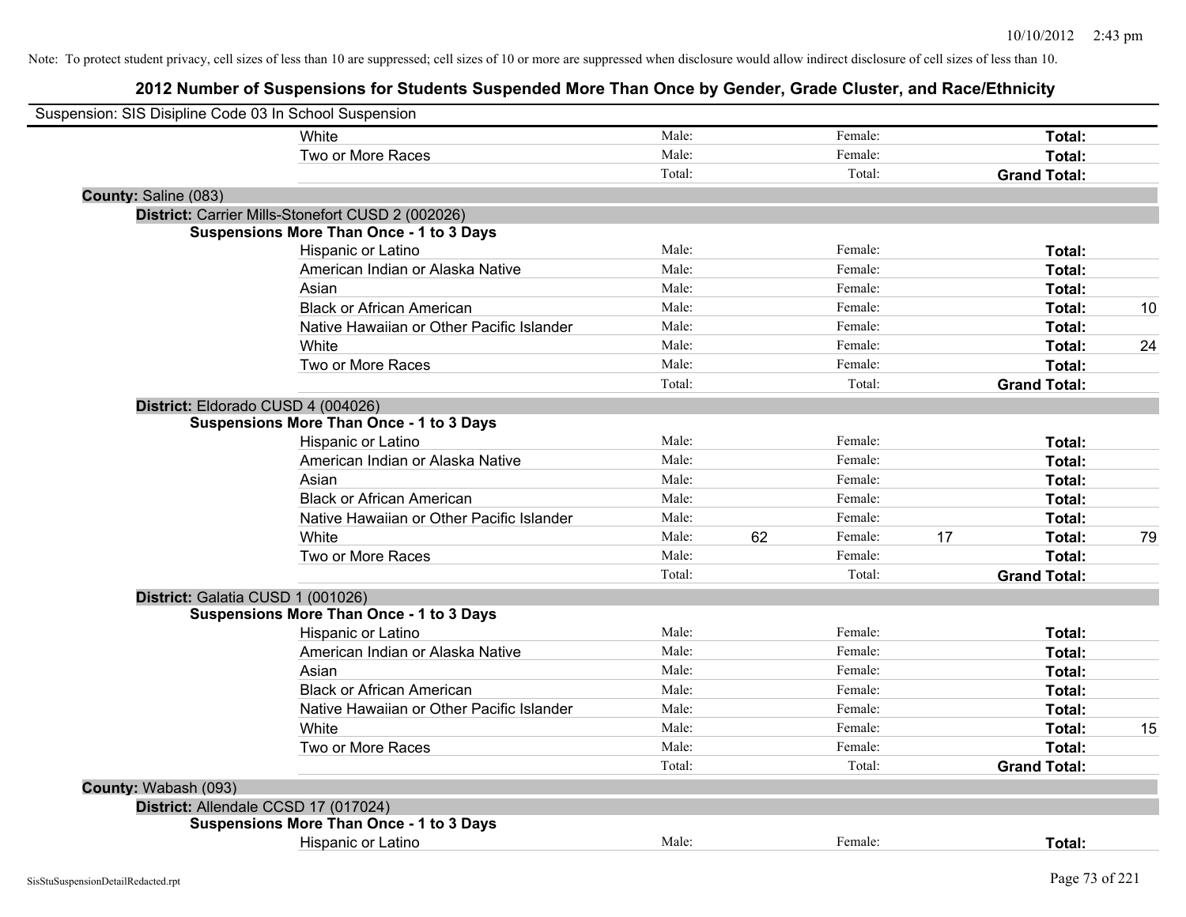Note: To protect student privacy, cell sizes of less than 10 are suppressed; cell sizes of 10 or more are suppressed when disclosure would allow indirect disclosure of cell sizes of less than 10.

## 2012 Number of Suspensions for Students Suspended More Than Once by Gender, Grade Cluster, and Race/Ethnicity

Suspension: SIS Disipline Code 03 In School Suspension

| | | | | | | |
|---|---|---|---|---|---|---|
| White | Male: | | Female: | | **Total:** | |
| Two or More Races | Male: | | Female: | | **Total:** | |
| | Total: | | Total: | | **Grand Total:** | |

**County:** Saline (083)

**District:** Carrier Mills-Stonefort CUSD 2 (002026)

**Suspensions More Than Once - 1 to 3 Days**

| | | | | | | |
|---|---|---|---|---|---|---|
| Hispanic or Latino | Male: | | Female: | | **Total:** | |
| American Indian or Alaska Native | Male: | | Female: | | **Total:** | |
| Asian | Male: | | Female: | | **Total:** | |
| Black or African American | Male: | | Female: | | **Total:** | 10 |
| Native Hawaiian or Other Pacific Islander | Male: | | Female: | | **Total:** | |
| White | Male: | | Female: | | **Total:** | 24 |
| Two or More Races | Male: | | Female: | | **Total:** | |
| | Total: | | Total: | | **Grand Total:** | |

**District:** Eldorado CUSD 4 (004026)

**Suspensions More Than Once - 1 to 3 Days**

| | | | | | | |
|---|---|---|---|---|---|---|
| Hispanic or Latino | Male: | | Female: | | **Total:** | |
| American Indian or Alaska Native | Male: | | Female: | | **Total:** | |
| Asian | Male: | | Female: | | **Total:** | |
| Black or African American | Male: | | Female: | | **Total:** | |
| Native Hawaiian or Other Pacific Islander | Male: | | Female: | | **Total:** | |
| White | Male: | 62 | Female: | 17 | **Total:** | 79 |
| Two or More Races | Male: | | Female: | | **Total:** | |
| | Total: | | Total: | | **Grand Total:** | |

**District:** Galatia CUSD 1 (001026)

**Suspensions More Than Once - 1 to 3 Days**

| | | | | | | |
|---|---|---|---|---|---|---|
| Hispanic or Latino | Male: | | Female: | | **Total:** | |
| American Indian or Alaska Native | Male: | | Female: | | **Total:** | |
| Asian | Male: | | Female: | | **Total:** | |
| Black or African American | Male: | | Female: | | **Total:** | |
| Native Hawaiian or Other Pacific Islander | Male: | | Female: | | **Total:** | |
| White | Male: | | Female: | | **Total:** | 15 |
| Two or More Races | Male: | | Female: | | **Total:** | |
| | Total: | | Total: | | **Grand Total:** | |

**County:** Wabash (093)

**District:** Allendale CCSD 17 (017024)

**Suspensions More Than Once - 1 to 3 Days**

| | | | | | | |
|---|---|---|---|---|---|---|
| Hispanic or Latino | Male: | | Female: | | **Total:** | |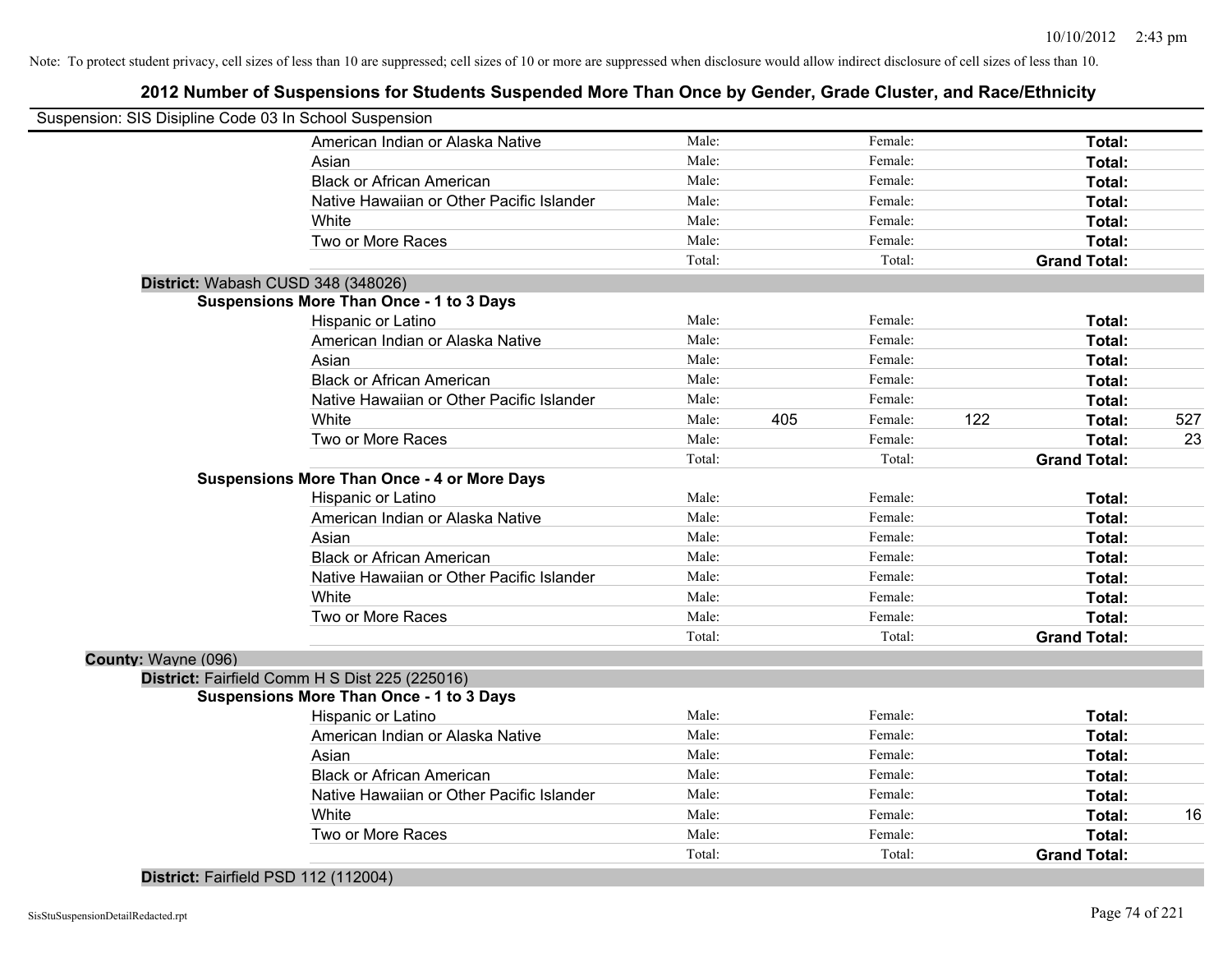Note: To protect student privacy, cell sizes of less than 10 are suppressed; cell sizes of 10 or more are suppressed when disclosure would allow indirect disclosure of cell sizes of less than 10.

## 2012 Number of Suspensions for Students Suspended More Than Once by Gender, Grade Cluster, and Race/Ethnicity

Suspension: SIS Disipline Code 03 In School Suspension

| | | | | | | |
|---|---|---|---|---|---|---|
| American Indian or Alaska Native | Male: | | Female: | | Total: | |
| Asian | Male: | | Female: | | Total: | |
| Black or African American | Male: | | Female: | | Total: | |
| Native Hawaiian or Other Pacific Islander | Male: | | Female: | | Total: | |
| White | Male: | | Female: | | Total: | |
| Two or More Races | Male: | | Female: | | Total: | |
| | Total: | | Total: | | Grand Total: | |

**District:** Wabash CUSD 348 (348026)

**Suspensions More Than Once - 1 to 3 Days**

| | | | | | | |
|---|---|---|---|---|---|---|
| Hispanic or Latino | Male: | | Female: | | Total: | |
| American Indian or Alaska Native | Male: | | Female: | | Total: | |
| Asian | Male: | | Female: | | Total: | |
| Black or African American | Male: | | Female: | | Total: | |
| Native Hawaiian or Other Pacific Islander | Male: | | Female: | | Total: | |
| White | Male: | 405 | Female: | 122 | Total: | 527 |
| Two or More Races | Male: | | Female: | | Total: | 23 |
| | Total: | | Total: | | Grand Total: | |

**Suspensions More Than Once - 4 or More Days**

| | | | | | | |
|---|---|---|---|---|---|---|
| Hispanic or Latino | Male: | | Female: | | Total: | |
| American Indian or Alaska Native | Male: | | Female: | | Total: | |
| Asian | Male: | | Female: | | Total: | |
| Black or African American | Male: | | Female: | | Total: | |
| Native Hawaiian or Other Pacific Islander | Male: | | Female: | | Total: | |
| White | Male: | | Female: | | Total: | |
| Two or More Races | Male: | | Female: | | Total: | |
| | Total: | | Total: | | Grand Total: | |

**County:** Wayne (096)

**District:** Fairfield Comm H S Dist 225 (225016)

**Suspensions More Than Once - 1 to 3 Days**

| | | | | | | |
|---|---|---|---|---|---|---|
| Hispanic or Latino | Male: | | Female: | | Total: | |
| American Indian or Alaska Native | Male: | | Female: | | Total: | |
| Asian | Male: | | Female: | | Total: | |
| Black or African American | Male: | | Female: | | Total: | |
| Native Hawaiian or Other Pacific Islander | Male: | | Female: | | Total: | |
| White | Male: | | Female: | | Total: | 16 |
| Two or More Races | Male: | | Female: | | Total: | |
| | Total: | | Total: | | Grand Total: | |

**District:** Fairfield PSD 112 (112004)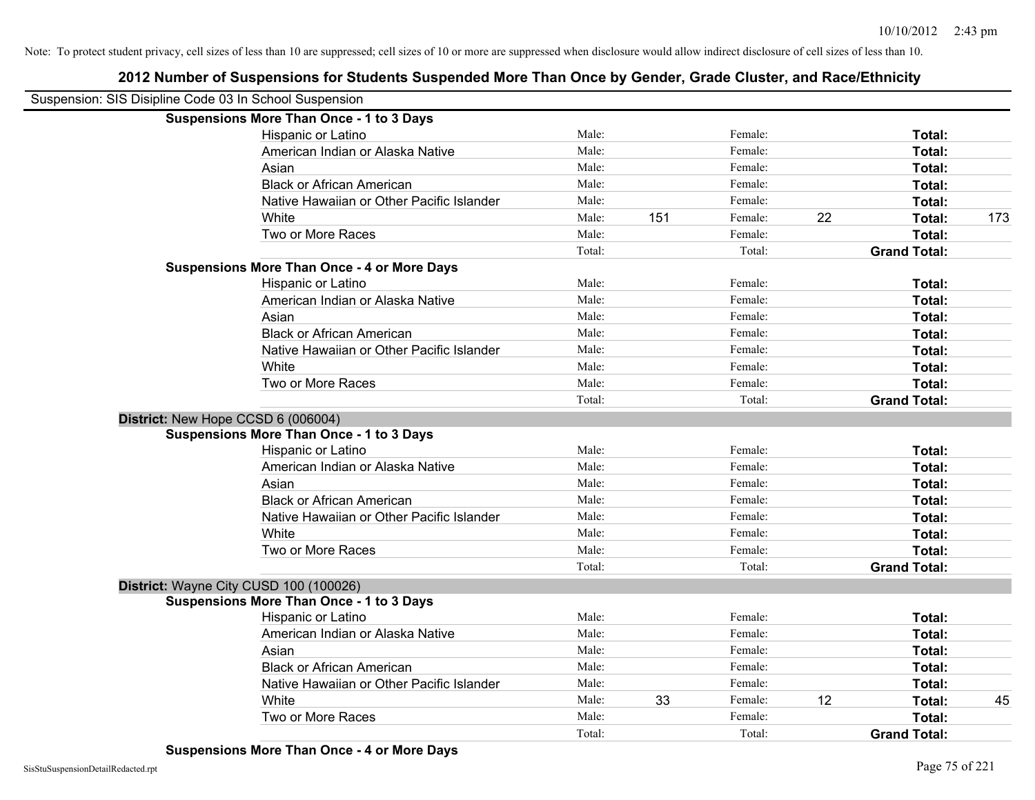Note: To protect student privacy, cell sizes of less than 10 are suppressed; cell sizes of 10 or more are suppressed when disclosure would allow indirect disclosure of cell sizes of less than 10.

# 2012 Number of Suspensions for Students Suspended More Than Once by Gender, Grade Cluster, and Race/Ethnicity

Suspension: SIS Disipline Code 03 In School Suspension

**Suspensions More Than Once - 1 to 3 Days**

| | | | | | | |
|---|---|---|---|---|---|---|
| Hispanic or Latino | Male: | | Female: | | **Total:** | |
| American Indian or Alaska Native | Male: | | Female: | | **Total:** | |
| Asian | Male: | | Female: | | **Total:** | |
| Black or African American | Male: | | Female: | | **Total:** | |
| Native Hawaiian or Other Pacific Islander | Male: | | Female: | | **Total:** | |
| White | Male: | 151 | Female: | 22 | **Total:** | 173 |
| Two or More Races | Male: | | Female: | | **Total:** | |
| | Total: | | Total: | | **Grand Total:** | |

**Suspensions More Than Once - 4 or More Days**

| | | | | | | |
|---|---|---|---|---|---|---|
| Hispanic or Latino | Male: | | Female: | | **Total:** | |
| American Indian or Alaska Native | Male: | | Female: | | **Total:** | |
| Asian | Male: | | Female: | | **Total:** | |
| Black or African American | Male: | | Female: | | **Total:** | |
| Native Hawaiian or Other Pacific Islander | Male: | | Female: | | **Total:** | |
| White | Male: | | Female: | | **Total:** | |
| Two or More Races | Male: | | Female: | | **Total:** | |
| | Total: | | Total: | | **Grand Total:** | |

**District:** New Hope CCSD 6 (006004)

**Suspensions More Than Once - 1 to 3 Days**

| | | | | | | |
|---|---|---|---|---|---|---|
| Hispanic or Latino | Male: | | Female: | | **Total:** | |
| American Indian or Alaska Native | Male: | | Female: | | **Total:** | |
| Asian | Male: | | Female: | | **Total:** | |
| Black or African American | Male: | | Female: | | **Total:** | |
| Native Hawaiian or Other Pacific Islander | Male: | | Female: | | **Total:** | |
| White | Male: | | Female: | | **Total:** | |
| Two or More Races | Male: | | Female: | | **Total:** | |
| | Total: | | Total: | | **Grand Total:** | |

**District:** Wayne City CUSD 100 (100026)

**Suspensions More Than Once - 1 to 3 Days**

| | | | | | | |
|---|---|---|---|---|---|---|
| Hispanic or Latino | Male: | | Female: | | **Total:** | |
| American Indian or Alaska Native | Male: | | Female: | | **Total:** | |
| Asian | Male: | | Female: | | **Total:** | |
| Black or African American | Male: | | Female: | | **Total:** | |
| Native Hawaiian or Other Pacific Islander | Male: | | Female: | | **Total:** | |
| White | Male: | 33 | Female: | 12 | **Total:** | 45 |
| Two or More Races | Male: | | Female: | | **Total:** | |
| | Total: | | Total: | | **Grand Total:** | |

**Suspensions More Than Once - 4 or More Days**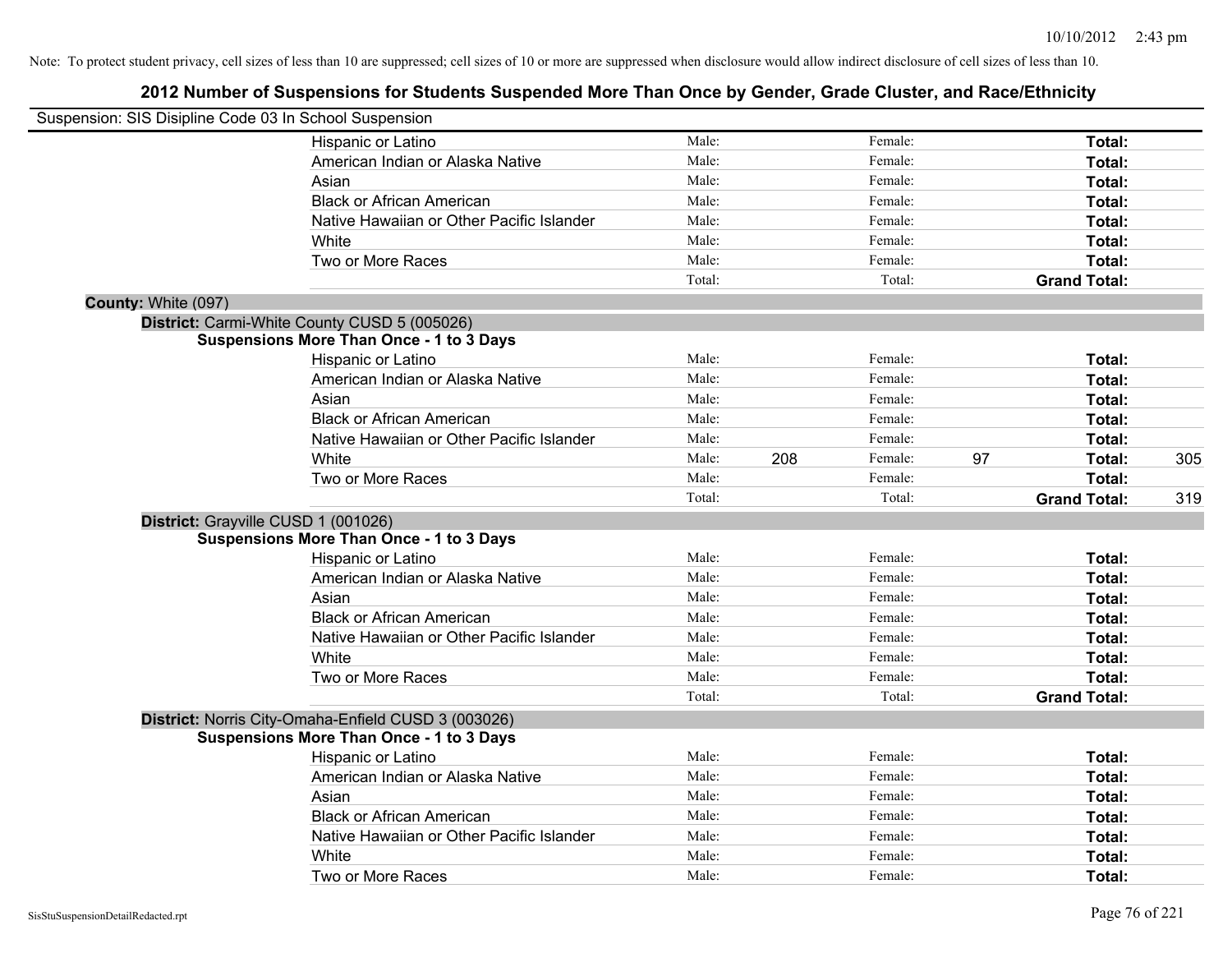10/10/2012 2:43 pm

Note: To protect student privacy, cell sizes of less than 10 are suppressed; cell sizes of 10 or more are suppressed when disclosure would allow indirect disclosure of cell sizes of less than 10.

## 2012 Number of Suspensions for Students Suspended More Than Once by Gender, Grade Cluster, and Race/Ethnicity

Suspension: SIS Disipline Code 03 In School Suspension

| | Male: | | Female: | | Total: | |
|---|---|---|---|---|---|---|
| Hispanic or Latino | Male: | | Female: | | **Total:** | |
| American Indian or Alaska Native | Male: | | Female: | | **Total:** | |
| Asian | Male: | | Female: | | **Total:** | |
| Black or African American | Male: | | Female: | | **Total:** | |
| Native Hawaiian or Other Pacific Islander | Male: | | Female: | | **Total:** | |
| White | Male: | | Female: | | **Total:** | |
| Two or More Races | Male: | | Female: | | **Total:** | |
| | Total: | | Total: | | **Grand Total:** | |

**County:** White (097)

**District:** Carmi-White County CUSD 5 (005026)

**Suspensions More Than Once - 1 to 3 Days**

| | Male: | | Female: | | Total: | |
|---|---|---|---|---|---|---|
| Hispanic or Latino | Male: | | Female: | | **Total:** | |
| American Indian or Alaska Native | Male: | | Female: | | **Total:** | |
| Asian | Male: | | Female: | | **Total:** | |
| Black or African American | Male: | | Female: | | **Total:** | |
| Native Hawaiian or Other Pacific Islander | Male: | | Female: | | **Total:** | |
| White | Male: | 208 | Female: | 97 | **Total:** | 305 |
| Two or More Races | Male: | | Female: | | **Total:** | |
| | Total: | | Total: | | **Grand Total:** | 319 |

**District:** Grayville CUSD 1 (001026)

**Suspensions More Than Once - 1 to 3 Days**

| | Male: | | Female: | | Total: | |
|---|---|---|---|---|---|---|
| Hispanic or Latino | Male: | | Female: | | **Total:** | |
| American Indian or Alaska Native | Male: | | Female: | | **Total:** | |
| Asian | Male: | | Female: | | **Total:** | |
| Black or African American | Male: | | Female: | | **Total:** | |
| Native Hawaiian or Other Pacific Islander | Male: | | Female: | | **Total:** | |
| White | Male: | | Female: | | **Total:** | |
| Two or More Races | Male: | | Female: | | **Total:** | |
| | Total: | | Total: | | **Grand Total:** | |

**District:** Norris City-Omaha-Enfield CUSD 3 (003026)

**Suspensions More Than Once - 1 to 3 Days**

| | Male: | | Female: | | Total: | |
|---|---|---|---|---|---|---|
| Hispanic or Latino | Male: | | Female: | | **Total:** | |
| American Indian or Alaska Native | Male: | | Female: | | **Total:** | |
| Asian | Male: | | Female: | | **Total:** | |
| Black or African American | Male: | | Female: | | **Total:** | |
| Native Hawaiian or Other Pacific Islander | Male: | | Female: | | **Total:** | |
| White | Male: | | Female: | | **Total:** | |
| Two or More Races | Male: | | Female: | | **Total:** | |

SisStuSuspensionDetailRedacted.rpt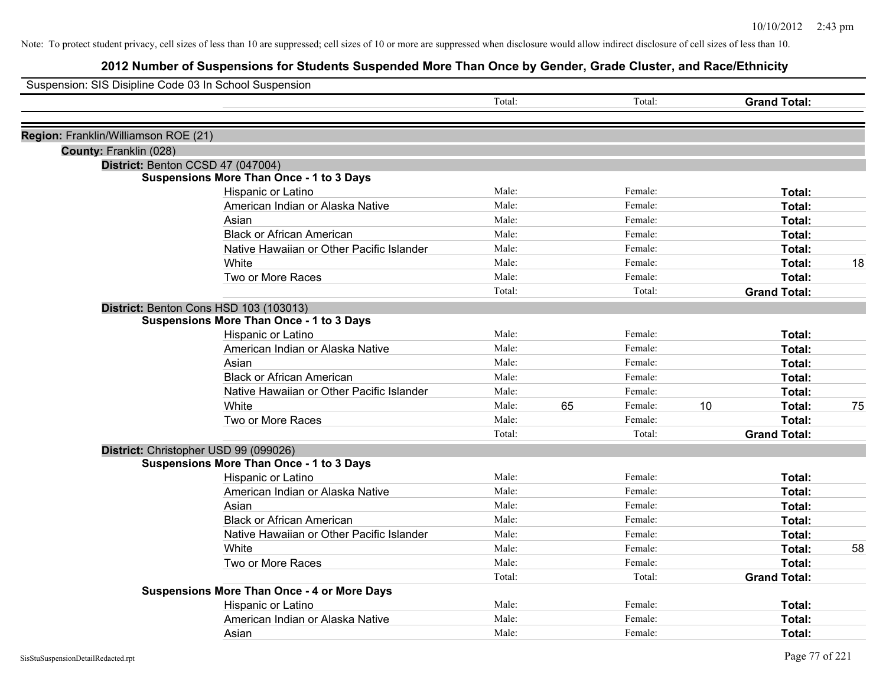Note: To protect student privacy, cell sizes of less than 10 are suppressed; cell sizes of 10 or more are suppressed when disclosure would allow indirect disclosure of cell sizes of less than 10.

# 2012 Number of Suspensions for Students Suspended More Than Once by Gender, Grade Cluster, and Race/Ethnicity

Suspension: SIS Disipline Code 03 In School Suspension

| | | Total: | | Total: | | Grand Total: | |
|---|---|---|---|---|---|---|---|

**Region:** Franklin/Williamson ROE (21)

**County:** Franklin (028)

**District:** Benton CCSD 47 (047004)

**Suspensions More Than Once - 1 to 3 Days**

| Race/Ethnicity | | | | | | |
|---|---|---|---|---|---|---|
| Hispanic or Latino | Male: | | Female: | | **Total:** | |
| American Indian or Alaska Native | Male: | | Female: | | **Total:** | |
| Asian | Male: | | Female: | | **Total:** | |
| Black or African American | Male: | | Female: | | **Total:** | |
| Native Hawaiian or Other Pacific Islander | Male: | | Female: | | **Total:** | |
| White | Male: | | Female: | | **Total:** | 18 |
| Two or More Races | Male: | | Female: | | **Total:** | |
| | Total: | | Total: | | **Grand Total:** | |

**District:** Benton Cons HSD 103 (103013)

**Suspensions More Than Once - 1 to 3 Days**

| Race/Ethnicity | | | | | | |
|---|---|---|---|---|---|---|
| Hispanic or Latino | Male: | | Female: | | **Total:** | |
| American Indian or Alaska Native | Male: | | Female: | | **Total:** | |
| Asian | Male: | | Female: | | **Total:** | |
| Black or African American | Male: | | Female: | | **Total:** | |
| Native Hawaiian or Other Pacific Islander | Male: | | Female: | | **Total:** | |
| White | Male: | 65 | Female: | 10 | **Total:** | 75 |
| Two or More Races | Male: | | Female: | | **Total:** | |
| | Total: | | Total: | | **Grand Total:** | |

**District:** Christopher USD 99 (099026)

**Suspensions More Than Once - 1 to 3 Days**

| Race/Ethnicity | | | | | | |
|---|---|---|---|---|---|---|
| Hispanic or Latino | Male: | | Female: | | **Total:** | |
| American Indian or Alaska Native | Male: | | Female: | | **Total:** | |
| Asian | Male: | | Female: | | **Total:** | |
| Black or African American | Male: | | Female: | | **Total:** | |
| Native Hawaiian or Other Pacific Islander | Male: | | Female: | | **Total:** | |
| White | Male: | | Female: | | **Total:** | 58 |
| Two or More Races | Male: | | Female: | | **Total:** | |
| | Total: | | Total: | | **Grand Total:** | |

**Suspensions More Than Once - 4 or More Days**

| Race/Ethnicity | | | | | | |
|---|---|---|---|---|---|---|
| Hispanic or Latino | Male: | | Female: | | **Total:** | |
| American Indian or Alaska Native | Male: | | Female: | | **Total:** | |
| Asian | Male: | | Female: | | **Total:** | |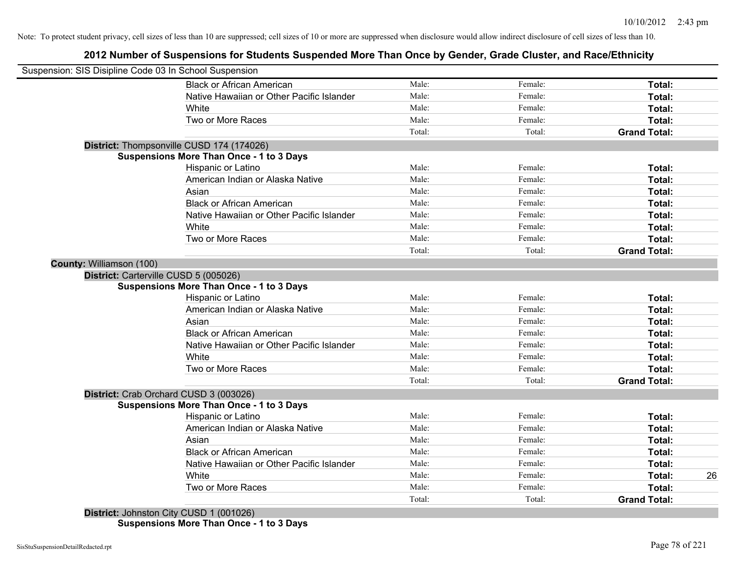Note: To protect student privacy, cell sizes of less than 10 are suppressed; cell sizes of 10 or more are suppressed when disclosure would allow indirect disclosure of cell sizes of less than 10.

## 2012 Number of Suspensions for Students Suspended More Than Once by Gender, Grade Cluster, and Race/Ethnicity

Suspension: SIS Disipline Code 03 In School Suspension

| | | | | |
|---|---|---|---|---|
| Black or African American | Male: | Female: | **Total:** | |
| Native Hawaiian or Other Pacific Islander | Male: | Female: | **Total:** | |
| White | Male: | Female: | **Total:** | |
| Two or More Races | Male: | Female: | **Total:** | |
| | Total: | Total: | **Grand Total:** | |

**District:** Thompsonville CUSD 174 (174026)

**Suspensions More Than Once - 1 to 3 Days**

| | | | | |
|---|---|---|---|---|
| Hispanic or Latino | Male: | Female: | **Total:** | |
| American Indian or Alaska Native | Male: | Female: | **Total:** | |
| Asian | Male: | Female: | **Total:** | |
| Black or African American | Male: | Female: | **Total:** | |
| Native Hawaiian or Other Pacific Islander | Male: | Female: | **Total:** | |
| White | Male: | Female: | **Total:** | |
| Two or More Races | Male: | Female: | **Total:** | |
| | Total: | Total: | **Grand Total:** | |

**County:** Williamson (100)

**District:** Carterville CUSD 5 (005026)

**Suspensions More Than Once - 1 to 3 Days**

| | | | | |
|---|---|---|---|---|
| Hispanic or Latino | Male: | Female: | **Total:** | |
| American Indian or Alaska Native | Male: | Female: | **Total:** | |
| Asian | Male: | Female: | **Total:** | |
| Black or African American | Male: | Female: | **Total:** | |
| Native Hawaiian or Other Pacific Islander | Male: | Female: | **Total:** | |
| White | Male: | Female: | **Total:** | |
| Two or More Races | Male: | Female: | **Total:** | |
| | Total: | Total: | **Grand Total:** | |

**District:** Crab Orchard CUSD 3 (003026)

**Suspensions More Than Once - 1 to 3 Days**

| | | | | |
|---|---|---|---|---|
| Hispanic or Latino | Male: | Female: | **Total:** | |
| American Indian or Alaska Native | Male: | Female: | **Total:** | |
| Asian | Male: | Female: | **Total:** | |
| Black or African American | Male: | Female: | **Total:** | |
| Native Hawaiian or Other Pacific Islander | Male: | Female: | **Total:** | |
| White | Male: | Female: | **Total:** | 26 |
| Two or More Races | Male: | Female: | **Total:** | |
| | Total: | Total: | **Grand Total:** | |

**District:** Johnston City CUSD 1 (001026)

**Suspensions More Than Once - 1 to 3 Days**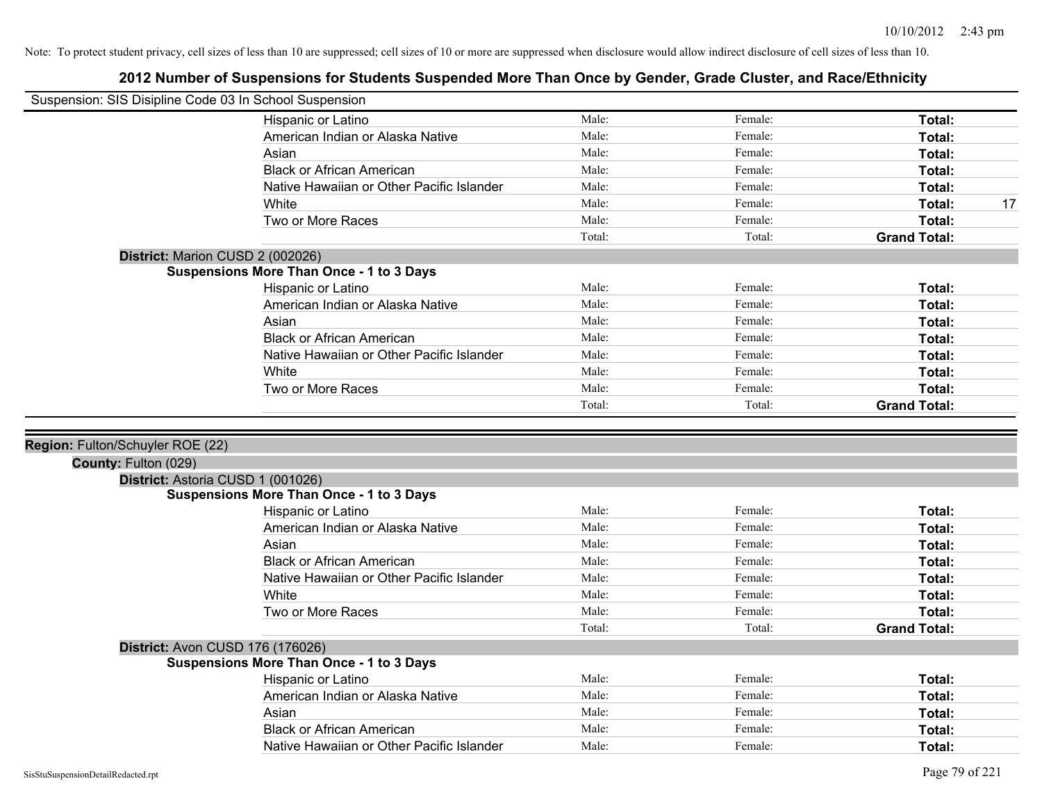Note: To protect student privacy, cell sizes of less than 10 are suppressed; cell sizes of 10 or more are suppressed when disclosure would allow indirect disclosure of cell sizes of less than 10.

# 2012 Number of Suspensions for Students Suspended More Than Once by Gender, Grade Cluster, and Race/Ethnicity

Suspension: SIS Disipline Code 03 In School Suspension

| | | | | |
|---|---|---|---|---|
| Hispanic or Latino | Male: | Female: | **Total:** | |
| American Indian or Alaska Native | Male: | Female: | **Total:** | |
| Asian | Male: | Female: | **Total:** | |
| Black or African American | Male: | Female: | **Total:** | |
| Native Hawaiian or Other Pacific Islander | Male: | Female: | **Total:** | |
| White | Male: | Female: | **Total:** | 17 |
| Two or More Races | Male: | Female: | **Total:** | |
| | Total: | Total: | **Grand Total:** | |

**District:** Marion CUSD 2 (002026)

**Suspensions More Than Once - 1 to 3 Days**

| | | | | |
|---|---|---|---|---|
| Hispanic or Latino | Male: | Female: | **Total:** | |
| American Indian or Alaska Native | Male: | Female: | **Total:** | |
| Asian | Male: | Female: | **Total:** | |
| Black or African American | Male: | Female: | **Total:** | |
| Native Hawaiian or Other Pacific Islander | Male: | Female: | **Total:** | |
| White | Male: | Female: | **Total:** | |
| Two or More Races | Male: | Female: | **Total:** | |
| | Total: | Total: | **Grand Total:** | |

**Region:** Fulton/Schuyler ROE (22)

**County:** Fulton (029)

**District:** Astoria CUSD 1 (001026)

**Suspensions More Than Once - 1 to 3 Days**

| | | | | |
|---|---|---|---|---|
| Hispanic or Latino | Male: | Female: | **Total:** | |
| American Indian or Alaska Native | Male: | Female: | **Total:** | |
| Asian | Male: | Female: | **Total:** | |
| Black or African American | Male: | Female: | **Total:** | |
| Native Hawaiian or Other Pacific Islander | Male: | Female: | **Total:** | |
| White | Male: | Female: | **Total:** | |
| Two or More Races | Male: | Female: | **Total:** | |
| | Total: | Total: | **Grand Total:** | |

**District:** Avon CUSD 176 (176026)

**Suspensions More Than Once - 1 to 3 Days**

| | | | | |
|---|---|---|---|---|
| Hispanic or Latino | Male: | Female: | **Total:** | |
| American Indian or Alaska Native | Male: | Female: | **Total:** | |
| Asian | Male: | Female: | **Total:** | |
| Black or African American | Male: | Female: | **Total:** | |
| Native Hawaiian or Other Pacific Islander | Male: | Female: | **Total:** | |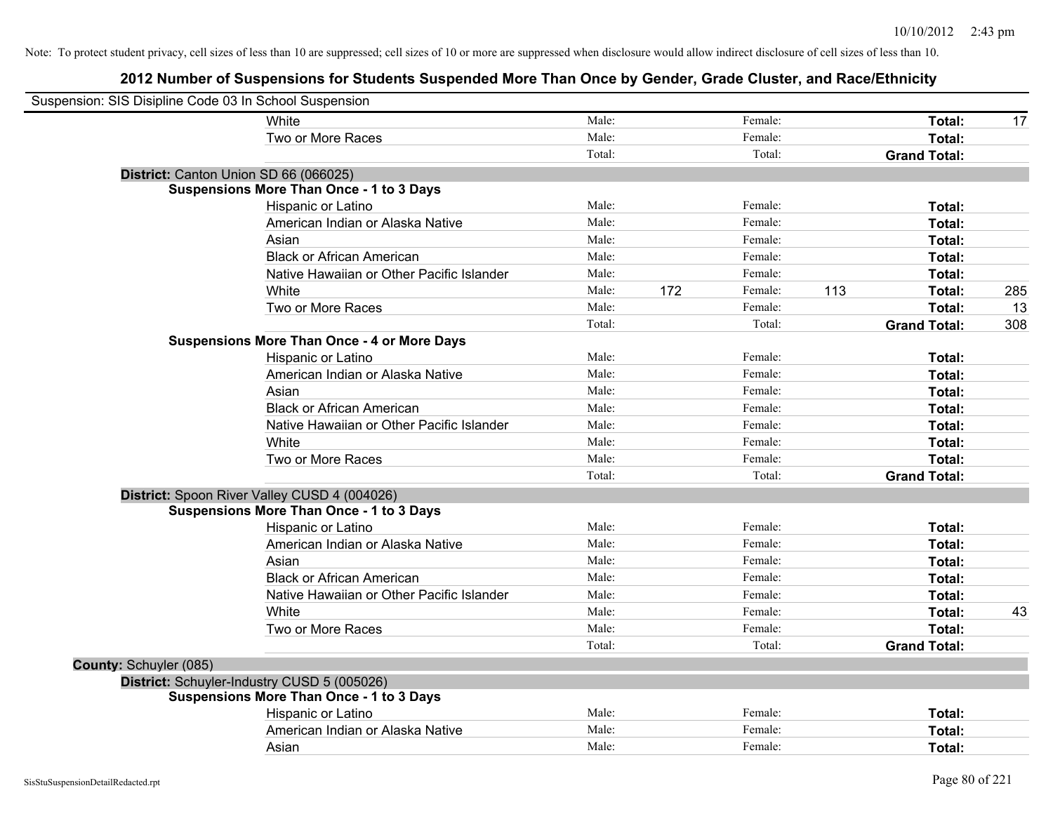Note: To protect student privacy, cell sizes of less than 10 are suppressed; cell sizes of 10 or more are suppressed when disclosure would allow indirect disclosure of cell sizes of less than 10.

## 2012 Number of Suspensions for Students Suspended More Than Once by Gender, Grade Cluster, and Race/Ethnicity

Suspension: SIS Disipline Code 03 In School Suspension

| | | | | | | |
|---|---|---|---|---|---|---|
| White | Male: | | Female: | | **Total:** | 17 |
| Two or More Races | Male: | | Female: | | **Total:** | |
| | Total: | | Total: | | **Grand Total:** | |

**District:** Canton Union SD 66 (066025)

**Suspensions More Than Once - 1 to 3 Days**

| | | | | | | |
|---|---|---|---|---|---|---|
| Hispanic or Latino | Male: | | Female: | | **Total:** | |
| American Indian or Alaska Native | Male: | | Female: | | **Total:** | |
| Asian | Male: | | Female: | | **Total:** | |
| Black or African American | Male: | | Female: | | **Total:** | |
| Native Hawaiian or Other Pacific Islander | Male: | | Female: | | **Total:** | |
| White | Male: | 172 | Female: | 113 | **Total:** | 285 |
| Two or More Races | Male: | | Female: | | **Total:** | 13 |
| | Total: | | Total: | | **Grand Total:** | 308 |

**Suspensions More Than Once - 4 or More Days**

| | | | | | | |
|---|---|---|---|---|---|---|
| Hispanic or Latino | Male: | | Female: | | **Total:** | |
| American Indian or Alaska Native | Male: | | Female: | | **Total:** | |
| Asian | Male: | | Female: | | **Total:** | |
| Black or African American | Male: | | Female: | | **Total:** | |
| Native Hawaiian or Other Pacific Islander | Male: | | Female: | | **Total:** | |
| White | Male: | | Female: | | **Total:** | |
| Two or More Races | Male: | | Female: | | **Total:** | |
| | Total: | | Total: | | **Grand Total:** | |

**District:** Spoon River Valley CUSD 4 (004026)

**Suspensions More Than Once - 1 to 3 Days**

| | | | | | | |
|---|---|---|---|---|---|---|
| Hispanic or Latino | Male: | | Female: | | **Total:** | |
| American Indian or Alaska Native | Male: | | Female: | | **Total:** | |
| Asian | Male: | | Female: | | **Total:** | |
| Black or African American | Male: | | Female: | | **Total:** | |
| Native Hawaiian or Other Pacific Islander | Male: | | Female: | | **Total:** | |
| White | Male: | | Female: | | **Total:** | 43 |
| Two or More Races | Male: | | Female: | | **Total:** | |
| | Total: | | Total: | | **Grand Total:** | |

**County:** Schuyler (085)

**District:** Schuyler-Industry CUSD 5 (005026)

**Suspensions More Than Once - 1 to 3 Days**

| | | | | | | |
|---|---|---|---|---|---|---|
| Hispanic or Latino | Male: | | Female: | | **Total:** | |
| American Indian or Alaska Native | Male: | | Female: | | **Total:** | |
| Asian | Male: | | Female: | | **Total:** | |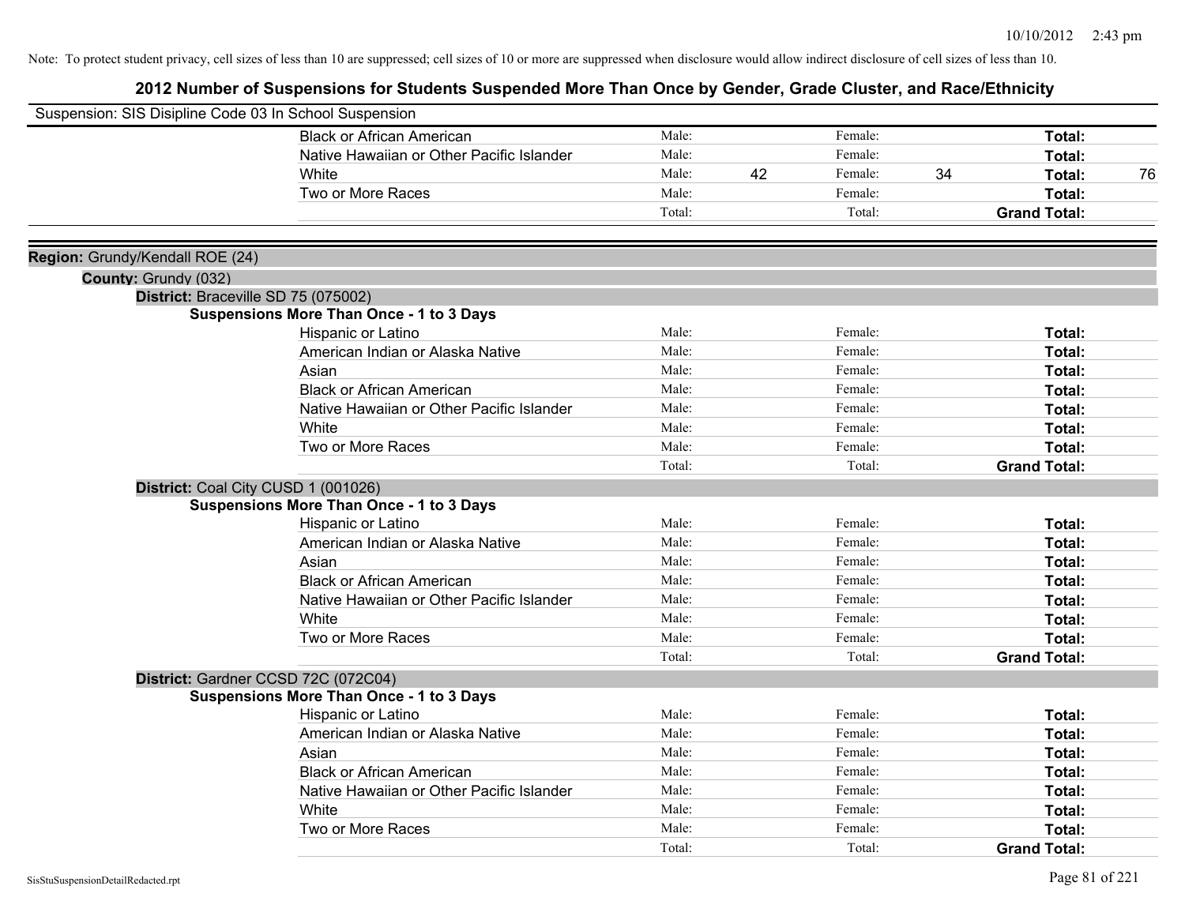Note: To protect student privacy, cell sizes of less than 10 are suppressed; cell sizes of 10 or more are suppressed when disclosure would allow indirect disclosure of cell sizes of less than 10.

# 2012 Number of Suspensions for Students Suspended More Than Once by Gender, Grade Cluster, and Race/Ethnicity

Suspension: SIS Disipline Code 03 In School Suspension

| | | | | | |
|---|---|---|---|---|---|
| Black or African American | Male: | | Female: | | Total: |
| Native Hawaiian or Other Pacific Islander | Male: | | Female: | | Total: |
| White | Male: | 42 | Female: | 34 | Total: 76 |
| Two or More Races | Male: | | Female: | | Total: |
| | Total: | | Total: | | Grand Total: |

**Region:** Grundy/Kendall ROE (24)

**County:** Grundy (032)

**District:** Braceville SD 75 (075002)

**Suspensions More Than Once - 1 to 3 Days**

| | | | | | |
|---|---|---|---|---|---|
| Hispanic or Latino | Male: | | Female: | | Total: |
| American Indian or Alaska Native | Male: | | Female: | | Total: |
| Asian | Male: | | Female: | | Total: |
| Black or African American | Male: | | Female: | | Total: |
| Native Hawaiian or Other Pacific Islander | Male: | | Female: | | Total: |
| White | Male: | | Female: | | Total: |
| Two or More Races | Male: | | Female: | | Total: |
| | Total: | | Total: | | Grand Total: |

**District:** Coal City CUSD 1 (001026)

**Suspensions More Than Once - 1 to 3 Days**

| | | | | | |
|---|---|---|---|---|---|
| Hispanic or Latino | Male: | | Female: | | Total: |
| American Indian or Alaska Native | Male: | | Female: | | Total: |
| Asian | Male: | | Female: | | Total: |
| Black or African American | Male: | | Female: | | Total: |
| Native Hawaiian or Other Pacific Islander | Male: | | Female: | | Total: |
| White | Male: | | Female: | | Total: |
| Two or More Races | Male: | | Female: | | Total: |
| | Total: | | Total: | | Grand Total: |

**District:** Gardner CCSD 72C (072C04)

**Suspensions More Than Once - 1 to 3 Days**

| | | | | | |
|---|---|---|---|---|---|
| Hispanic or Latino | Male: | | Female: | | Total: |
| American Indian or Alaska Native | Male: | | Female: | | Total: |
| Asian | Male: | | Female: | | Total: |
| Black or African American | Male: | | Female: | | Total: |
| Native Hawaiian or Other Pacific Islander | Male: | | Female: | | Total: |
| White | Male: | | Female: | | Total: |
| Two or More Races | Male: | | Female: | | Total: |
| | Total: | | Total: | | Grand Total: |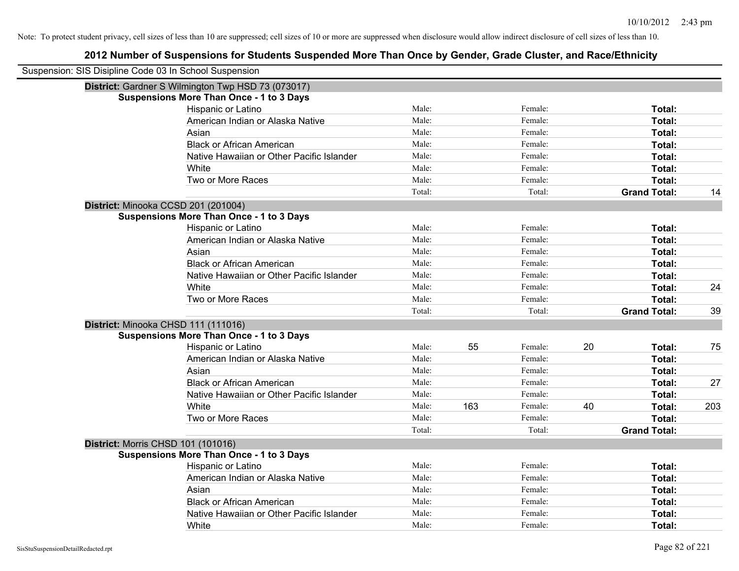Note: To protect student privacy, cell sizes of less than 10 are suppressed; cell sizes of 10 or more are suppressed when disclosure would allow indirect disclosure of cell sizes of less than 10.

## 2012 Number of Suspensions for Students Suspended More Than Once by Gender, Grade Cluster, and Race/Ethnicity

Suspension: SIS Disipline Code 03 In School Suspension

**District:** Gardner S Wilmington Twp HSD 73 (073017)

**Suspensions More Than Once - 1 to 3 Days**

| | | | | | | |
|---|---|---|---|---|---|---|
| Hispanic or Latino | Male: | | Female: | | **Total:** | |
| American Indian or Alaska Native | Male: | | Female: | | **Total:** | |
| Asian | Male: | | Female: | | **Total:** | |
| Black or African American | Male: | | Female: | | **Total:** | |
| Native Hawaiian or Other Pacific Islander | Male: | | Female: | | **Total:** | |
| White | Male: | | Female: | | **Total:** | |
| Two or More Races | Male: | | Female: | | **Total:** | |
| | Total: | | Total: | | **Grand Total:** | 14 |

**District:** Minooka CCSD 201 (201004)

**Suspensions More Than Once - 1 to 3 Days**

| | | | | | | |
|---|---|---|---|---|---|---|
| Hispanic or Latino | Male: | | Female: | | **Total:** | |
| American Indian or Alaska Native | Male: | | Female: | | **Total:** | |
| Asian | Male: | | Female: | | **Total:** | |
| Black or African American | Male: | | Female: | | **Total:** | |
| Native Hawaiian or Other Pacific Islander | Male: | | Female: | | **Total:** | |
| White | Male: | | Female: | | **Total:** | 24 |
| Two or More Races | Male: | | Female: | | **Total:** | |
| | Total: | | Total: | | **Grand Total:** | 39 |

**District:** Minooka CHSD 111 (111016)

**Suspensions More Than Once - 1 to 3 Days**

| | | | | | | |
|---|---|---|---|---|---|---|
| Hispanic or Latino | Male: | 55 | Female: | 20 | **Total:** | 75 |
| American Indian or Alaska Native | Male: | | Female: | | **Total:** | |
| Asian | Male: | | Female: | | **Total:** | |
| Black or African American | Male: | | Female: | | **Total:** | 27 |
| Native Hawaiian or Other Pacific Islander | Male: | | Female: | | **Total:** | |
| White | Male: | 163 | Female: | 40 | **Total:** | 203 |
| Two or More Races | Male: | | Female: | | **Total:** | |
| | Total: | | Total: | | **Grand Total:** | |

**District:** Morris CHSD 101 (101016)

**Suspensions More Than Once - 1 to 3 Days**

| | | | | | | |
|---|---|---|---|---|---|---|
| Hispanic or Latino | Male: | | Female: | | **Total:** | |
| American Indian or Alaska Native | Male: | | Female: | | **Total:** | |
| Asian | Male: | | Female: | | **Total:** | |
| Black or African American | Male: | | Female: | | **Total:** | |
| Native Hawaiian or Other Pacific Islander | Male: | | Female: | | **Total:** | |
| White | Male: | | Female: | | **Total:** | |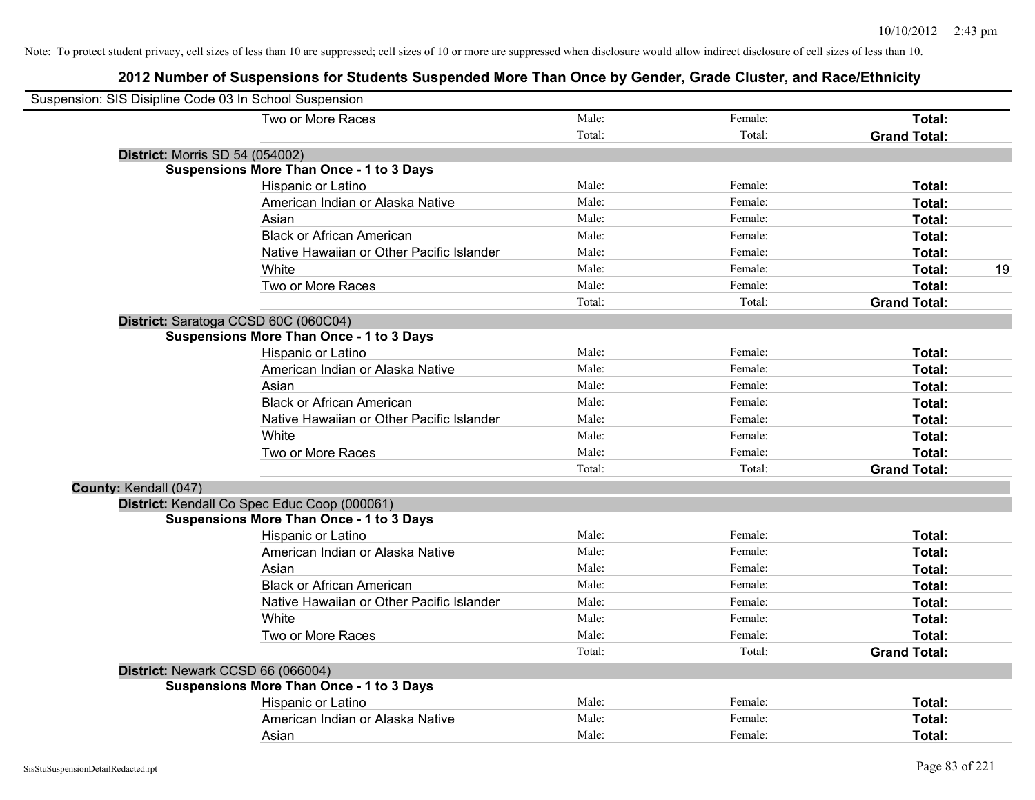10/10/2012 2:43 pm

Note: To protect student privacy, cell sizes of less than 10 are suppressed; cell sizes of 10 or more are suppressed when disclosure would allow indirect disclosure of cell sizes of less than 10.

## 2012 Number of Suspensions for Students Suspended More Than Once by Gender, Grade Cluster, and Race/Ethnicity

Suspension: SIS Disipline Code 03 In School Suspension

| | | | | |
|---|---|---|---|---|
| Two or More Races | Male: | Female: | **Total:** | |
| | Total: | Total: | **Grand Total:** | |

**District:** Morris SD 54 (054002)

**Suspensions More Than Once - 1 to 3 Days**

| | | | | |
|---|---|---|---|---|
| Hispanic or Latino | Male: | Female: | **Total:** | |
| American Indian or Alaska Native | Male: | Female: | **Total:** | |
| Asian | Male: | Female: | **Total:** | |
| Black or African American | Male: | Female: | **Total:** | |
| Native Hawaiian or Other Pacific Islander | Male: | Female: | **Total:** | |
| White | Male: | Female: | **Total:** | 19 |
| Two or More Races | Male: | Female: | **Total:** | |
| | Total: | Total: | **Grand Total:** | |

**District:** Saratoga CCSD 60C (060C04)

**Suspensions More Than Once - 1 to 3 Days**

| | | | | |
|---|---|---|---|---|
| Hispanic or Latino | Male: | Female: | **Total:** | |
| American Indian or Alaska Native | Male: | Female: | **Total:** | |
| Asian | Male: | Female: | **Total:** | |
| Black or African American | Male: | Female: | **Total:** | |
| Native Hawaiian or Other Pacific Islander | Male: | Female: | **Total:** | |
| White | Male: | Female: | **Total:** | |
| Two or More Races | Male: | Female: | **Total:** | |
| | Total: | Total: | **Grand Total:** | |

**County:** Kendall (047)

**District:** Kendall Co Spec Educ Coop (000061)

**Suspensions More Than Once - 1 to 3 Days**

| | | | | |
|---|---|---|---|---|
| Hispanic or Latino | Male: | Female: | **Total:** | |
| American Indian or Alaska Native | Male: | Female: | **Total:** | |
| Asian | Male: | Female: | **Total:** | |
| Black or African American | Male: | Female: | **Total:** | |
| Native Hawaiian or Other Pacific Islander | Male: | Female: | **Total:** | |
| White | Male: | Female: | **Total:** | |
| Two or More Races | Male: | Female: | **Total:** | |
| | Total: | Total: | **Grand Total:** | |

**District:** Newark CCSD 66 (066004)

**Suspensions More Than Once - 1 to 3 Days**

| | | | | |
|---|---|---|---|---|
| Hispanic or Latino | Male: | Female: | **Total:** | |
| American Indian or Alaska Native | Male: | Female: | **Total:** | |
| Asian | Male: | Female: | **Total:** | |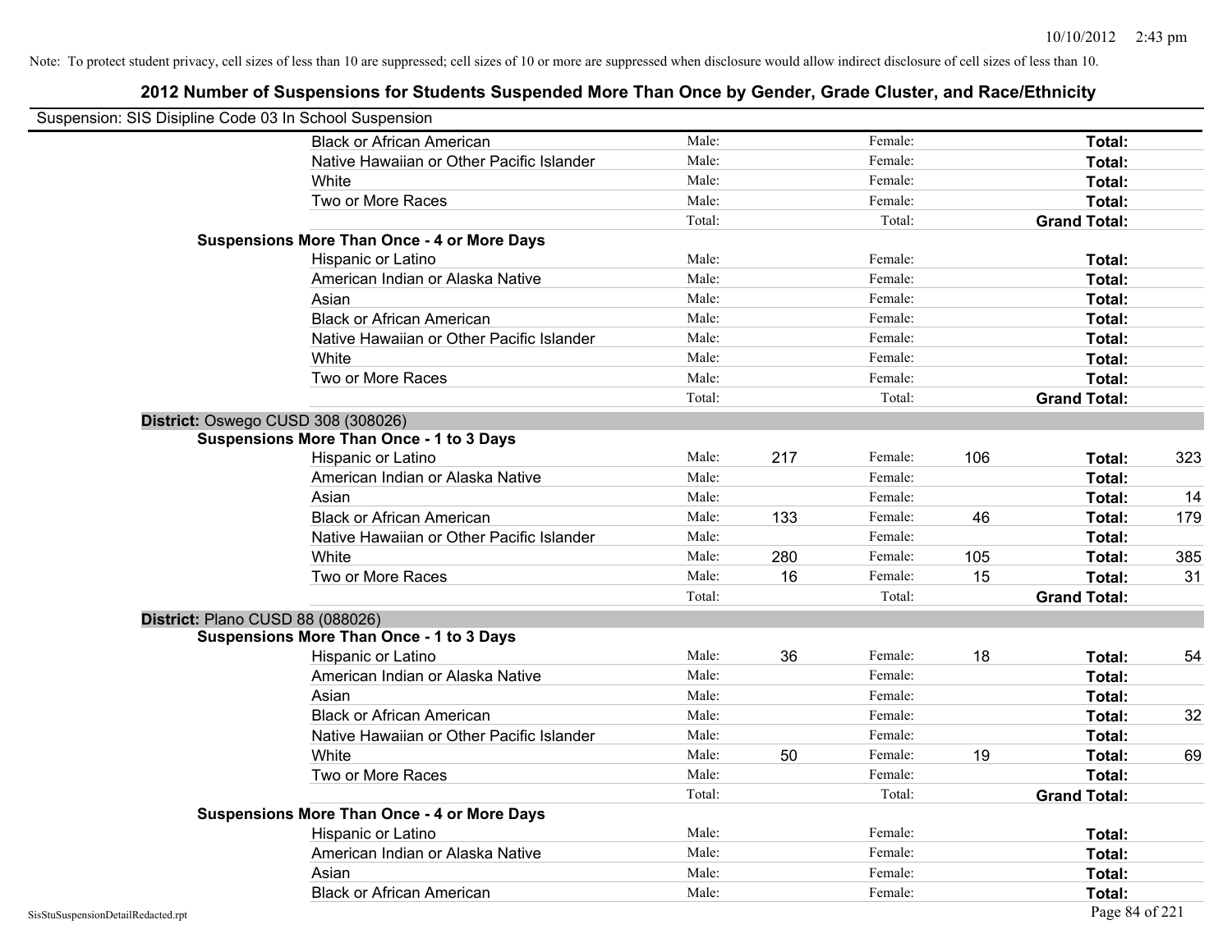Note: To protect student privacy, cell sizes of less than 10 are suppressed; cell sizes of 10 or more are suppressed when disclosure would allow indirect disclosure of cell sizes of less than 10.

# 2012 Number of Suspensions for Students Suspended More Than Once by Gender, Grade Cluster, and Race/Ethnicity

Suspension: SIS Disipline Code 03 In School Suspension

| | | | | | | |
|---|---|---|---|---|---|---|
| Black or African American | Male: | | Female: | | **Total:** | |
| Native Hawaiian or Other Pacific Islander | Male: | | Female: | | **Total:** | |
| White | Male: | | Female: | | **Total:** | |
| Two or More Races | Male: | | Female: | | **Total:** | |
| | Total: | | Total: | | **Grand Total:** | |
| **Suspensions More Than Once - 4 or More Days** | | | | | | |
| Hispanic or Latino | Male: | | Female: | | **Total:** | |
| American Indian or Alaska Native | Male: | | Female: | | **Total:** | |
| Asian | Male: | | Female: | | **Total:** | |
| Black or African American | Male: | | Female: | | **Total:** | |
| Native Hawaiian or Other Pacific Islander | Male: | | Female: | | **Total:** | |
| White | Male: | | Female: | | **Total:** | |
| Two or More Races | Male: | | Female: | | **Total:** | |
| | Total: | | Total: | | **Grand Total:** | |

**District:** Oswego CUSD 308 (308026)

| | | | | | | |
|---|---|---|---|---|---|---|
| **Suspensions More Than Once - 1 to 3 Days** | | | | | | |
| Hispanic or Latino | Male: | 217 | Female: | 106 | **Total:** | 323 |
| American Indian or Alaska Native | Male: | | Female: | | **Total:** | |
| Asian | Male: | | Female: | | **Total:** | 14 |
| Black or African American | Male: | 133 | Female: | 46 | **Total:** | 179 |
| Native Hawaiian or Other Pacific Islander | Male: | | Female: | | **Total:** | |
| White | Male: | 280 | Female: | 105 | **Total:** | 385 |
| Two or More Races | Male: | 16 | Female: | 15 | **Total:** | 31 |
| | Total: | | Total: | | **Grand Total:** | |

**District:** Plano CUSD 88 (088026)

| | | | | | | |
|---|---|---|---|---|---|---|
| **Suspensions More Than Once - 1 to 3 Days** | | | | | | |
| Hispanic or Latino | Male: | 36 | Female: | 18 | **Total:** | 54 |
| American Indian or Alaska Native | Male: | | Female: | | **Total:** | |
| Asian | Male: | | Female: | | **Total:** | |
| Black or African American | Male: | | Female: | | **Total:** | 32 |
| Native Hawaiian or Other Pacific Islander | Male: | | Female: | | **Total:** | |
| White | Male: | 50 | Female: | 19 | **Total:** | 69 |
| Two or More Races | Male: | | Female: | | **Total:** | |
| | Total: | | Total: | | **Grand Total:** | |
| **Suspensions More Than Once - 4 or More Days** | | | | | | |
| Hispanic or Latino | Male: | | Female: | | **Total:** | |
| American Indian or Alaska Native | Male: | | Female: | | **Total:** | |
| Asian | Male: | | Female: | | **Total:** | |
| Black or African American | Male: | | Female: | | **Total:** | |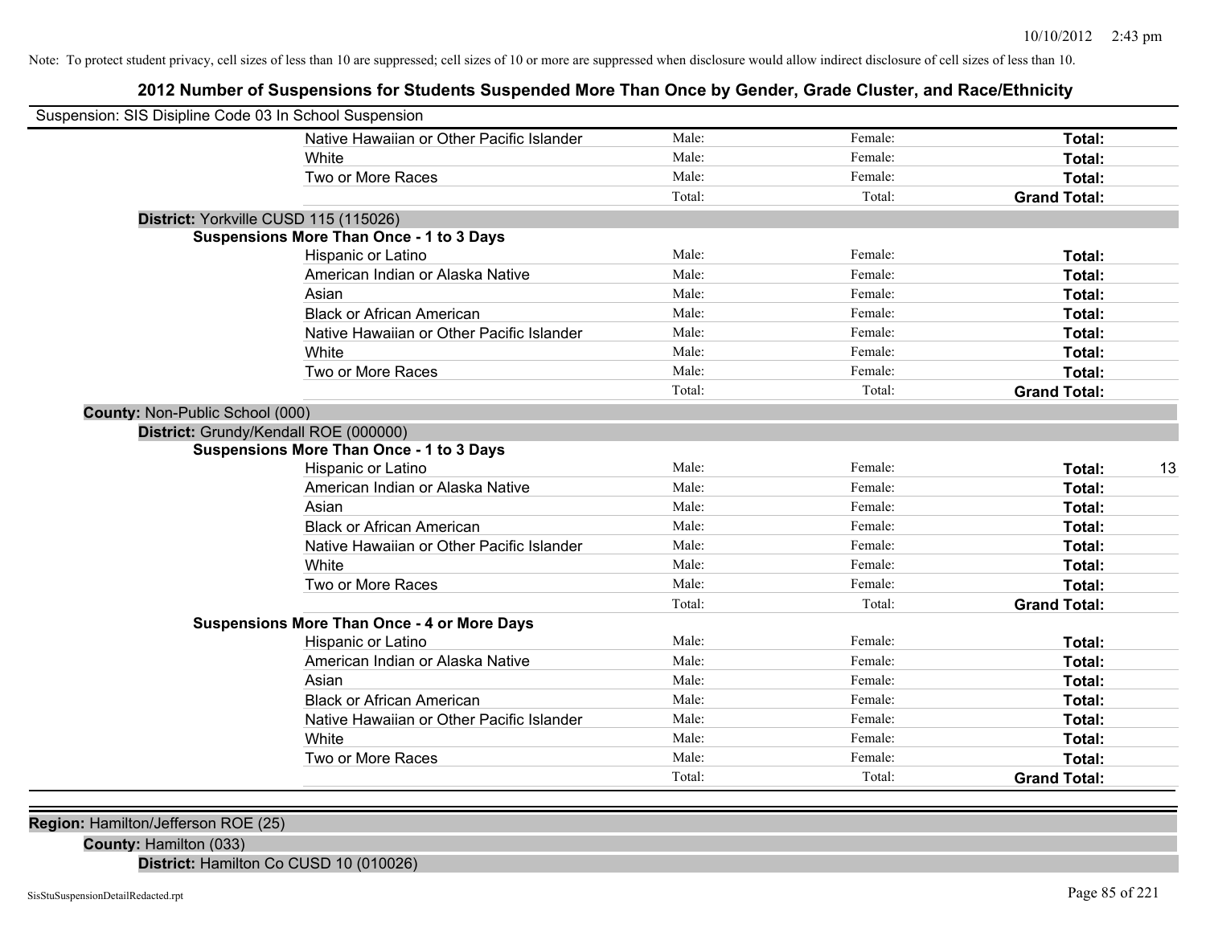Note: To protect student privacy, cell sizes of less than 10 are suppressed; cell sizes of 10 or more are suppressed when disclosure would allow indirect disclosure of cell sizes of less than 10.

## 2012 Number of Suspensions for Students Suspended More Than Once by Gender, Grade Cluster, and Race/Ethnicity

Suspension: SIS Disipline Code 03 In School Suspension

| | | | | |
|---|---|---|---|---|
| Native Hawaiian or Other Pacific Islander | Male: | Female: | **Total:** | |
| White | Male: | Female: | **Total:** | |
| Two or More Races | Male: | Female: | **Total:** | |
| | Total: | Total: | **Grand Total:** | |

**District:** Yorkville CUSD 115 (115026)

**Suspensions More Than Once - 1 to 3 Days**

| | | | | |
|---|---|---|---|---|
| Hispanic or Latino | Male: | Female: | **Total:** | |
| American Indian or Alaska Native | Male: | Female: | **Total:** | |
| Asian | Male: | Female: | **Total:** | |
| Black or African American | Male: | Female: | **Total:** | |
| Native Hawaiian or Other Pacific Islander | Male: | Female: | **Total:** | |
| White | Male: | Female: | **Total:** | |
| Two or More Races | Male: | Female: | **Total:** | |
| | Total: | Total: | **Grand Total:** | |

**County:** Non-Public School (000)

**District:** Grundy/Kendall ROE (000000)

**Suspensions More Than Once - 1 to 3 Days**

| | | | | |
|---|---|---|---|---|
| Hispanic or Latino | Male: | Female: | **Total:** | 13 |
| American Indian or Alaska Native | Male: | Female: | **Total:** | |
| Asian | Male: | Female: | **Total:** | |
| Black or African American | Male: | Female: | **Total:** | |
| Native Hawaiian or Other Pacific Islander | Male: | Female: | **Total:** | |
| White | Male: | Female: | **Total:** | |
| Two or More Races | Male: | Female: | **Total:** | |
| | Total: | Total: | **Grand Total:** | |

**Suspensions More Than Once - 4 or More Days**

| | | | | |
|---|---|---|---|---|
| Hispanic or Latino | Male: | Female: | **Total:** | |
| American Indian or Alaska Native | Male: | Female: | **Total:** | |
| Asian | Male: | Female: | **Total:** | |
| Black or African American | Male: | Female: | **Total:** | |
| Native Hawaiian or Other Pacific Islander | Male: | Female: | **Total:** | |
| White | Male: | Female: | **Total:** | |
| Two or More Races | Male: | Female: | **Total:** | |
| | Total: | Total: | **Grand Total:** | |

**Region:** Hamilton/Jefferson ROE (25)

**County:** Hamilton (033)

**District:** Hamilton Co CUSD 10 (010026)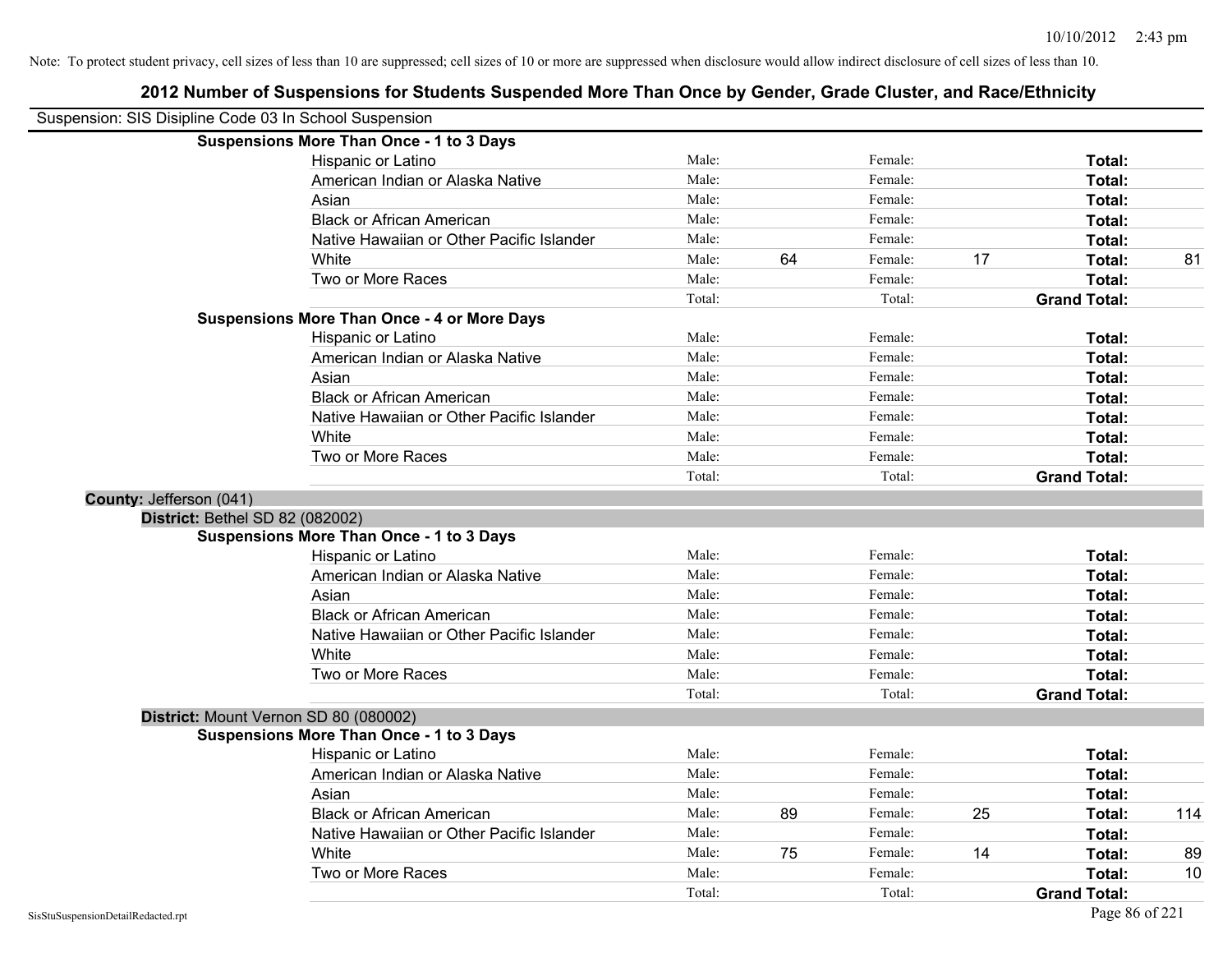Note: To protect student privacy, cell sizes of less than 10 are suppressed; cell sizes of 10 or more are suppressed when disclosure would allow indirect disclosure of cell sizes of less than 10.

# 2012 Number of Suspensions for Students Suspended More Than Once by Gender, Grade Cluster, and Race/Ethnicity

Suspension: SIS Disipline Code 03 In School Suspension

**Suspensions More Than Once - 1 to 3 Days**

| | | | | | | |
|---|---|---|---|---|---|---|
| Hispanic or Latino | Male: | | Female: | | **Total:** | |
| American Indian or Alaska Native | Male: | | Female: | | **Total:** | |
| Asian | Male: | | Female: | | **Total:** | |
| Black or African American | Male: | | Female: | | **Total:** | |
| Native Hawaiian or Other Pacific Islander | Male: | | Female: | | **Total:** | |
| White | Male: | 64 | Female: | 17 | **Total:** | 81 |
| Two or More Races | Male: | | Female: | | **Total:** | |
| | Total: | | Total: | | **Grand Total:** | |

**Suspensions More Than Once - 4 or More Days**

| | | | | | | |
|---|---|---|---|---|---|---|
| Hispanic or Latino | Male: | | Female: | | **Total:** | |
| American Indian or Alaska Native | Male: | | Female: | | **Total:** | |
| Asian | Male: | | Female: | | **Total:** | |
| Black or African American | Male: | | Female: | | **Total:** | |
| Native Hawaiian or Other Pacific Islander | Male: | | Female: | | **Total:** | |
| White | Male: | | Female: | | **Total:** | |
| Two or More Races | Male: | | Female: | | **Total:** | |
| | Total: | | Total: | | **Grand Total:** | |

**County:** Jefferson (041)

**District:** Bethel SD 82 (082002)

**Suspensions More Than Once - 1 to 3 Days**

| | | | | | | |
|---|---|---|---|---|---|---|
| Hispanic or Latino | Male: | | Female: | | **Total:** | |
| American Indian or Alaska Native | Male: | | Female: | | **Total:** | |
| Asian | Male: | | Female: | | **Total:** | |
| Black or African American | Male: | | Female: | | **Total:** | |
| Native Hawaiian or Other Pacific Islander | Male: | | Female: | | **Total:** | |
| White | Male: | | Female: | | **Total:** | |
| Two or More Races | Male: | | Female: | | **Total:** | |
| | Total: | | Total: | | **Grand Total:** | |

**District:** Mount Vernon SD 80 (080002)

**Suspensions More Than Once - 1 to 3 Days**

| | | | | | | |
|---|---|---|---|---|---|---|
| Hispanic or Latino | Male: | | Female: | | **Total:** | |
| American Indian or Alaska Native | Male: | | Female: | | **Total:** | |
| Asian | Male: | | Female: | | **Total:** | |
| Black or African American | Male: | 89 | Female: | 25 | **Total:** | 114 |
| Native Hawaiian or Other Pacific Islander | Male: | | Female: | | **Total:** | |
| White | Male: | 75 | Female: | 14 | **Total:** | 89 |
| Two or More Races | Male: | | Female: | | **Total:** | 10 |
| | Total: | | Total: | | **Grand Total:** | |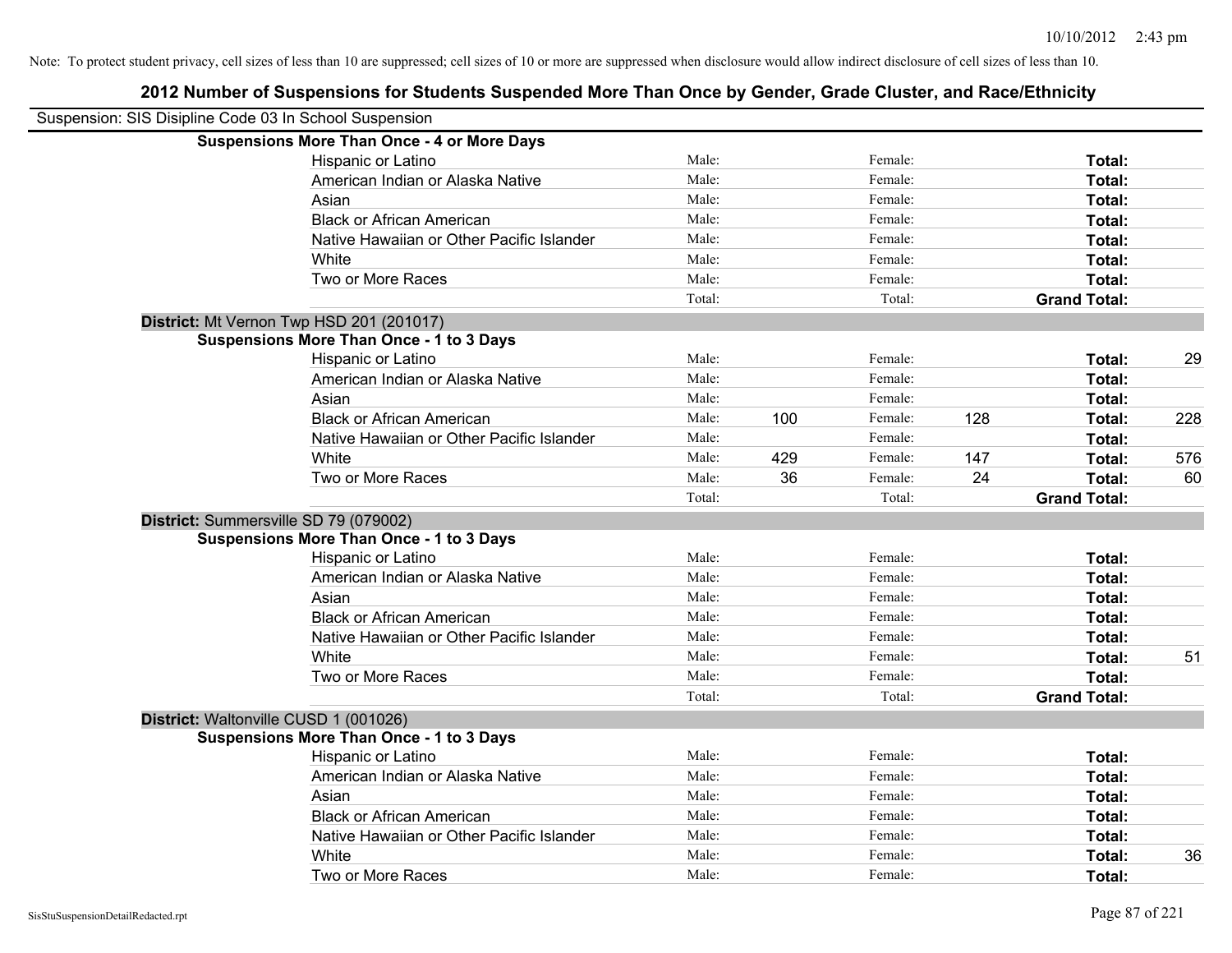Note: To protect student privacy, cell sizes of less than 10 are suppressed; cell sizes of 10 or more are suppressed when disclosure would allow indirect disclosure of cell sizes of less than 10.

# 2012 Number of Suspensions for Students Suspended More Than Once by Gender, Grade Cluster, and Race/Ethnicity

Suspension: SIS Disipline Code 03 In School Suspension

| | | | | | | |
|---|---|---|---|---|---|---|
| **Suspensions More Than Once - 4 or More Days** | | | | | | |
| Hispanic or Latino | Male: | | Female: | | **Total:** | |
| American Indian or Alaska Native | Male: | | Female: | | **Total:** | |
| Asian | Male: | | Female: | | **Total:** | |
| Black or African American | Male: | | Female: | | **Total:** | |
| Native Hawaiian or Other Pacific Islander | Male: | | Female: | | **Total:** | |
| White | Male: | | Female: | | **Total:** | |
| Two or More Races | Male: | | Female: | | **Total:** | |
| | Total: | | Total: | | **Grand Total:** | |
| **District:** Mt Vernon Twp HSD 201 (201017) | | | | | | |
| **Suspensions More Than Once - 1 to 3 Days** | | | | | | |
| Hispanic or Latino | Male: | | Female: | | **Total:** | 29 |
| American Indian or Alaska Native | Male: | | Female: | | **Total:** | |
| Asian | Male: | | Female: | | **Total:** | |
| Black or African American | Male: | 100 | Female: | 128 | **Total:** | 228 |
| Native Hawaiian or Other Pacific Islander | Male: | | Female: | | **Total:** | |
| White | Male: | 429 | Female: | 147 | **Total:** | 576 |
| Two or More Races | Male: | 36 | Female: | 24 | **Total:** | 60 |
| | Total: | | Total: | | **Grand Total:** | |
| **District:** Summersville SD 79 (079002) | | | | | | |
| **Suspensions More Than Once - 1 to 3 Days** | | | | | | |
| Hispanic or Latino | Male: | | Female: | | **Total:** | |
| American Indian or Alaska Native | Male: | | Female: | | **Total:** | |
| Asian | Male: | | Female: | | **Total:** | |
| Black or African American | Male: | | Female: | | **Total:** | |
| Native Hawaiian or Other Pacific Islander | Male: | | Female: | | **Total:** | |
| White | Male: | | Female: | | **Total:** | 51 |
| Two or More Races | Male: | | Female: | | **Total:** | |
| | Total: | | Total: | | **Grand Total:** | |
| **District:** Waltonville CUSD 1 (001026) | | | | | | |
| **Suspensions More Than Once - 1 to 3 Days** | | | | | | |
| Hispanic or Latino | Male: | | Female: | | **Total:** | |
| American Indian or Alaska Native | Male: | | Female: | | **Total:** | |
| Asian | Male: | | Female: | | **Total:** | |
| Black or African American | Male: | | Female: | | **Total:** | |
| Native Hawaiian or Other Pacific Islander | Male: | | Female: | | **Total:** | |
| White | Male: | | Female: | | **Total:** | 36 |
| Two or More Races | Male: | | Female: | | **Total:** | |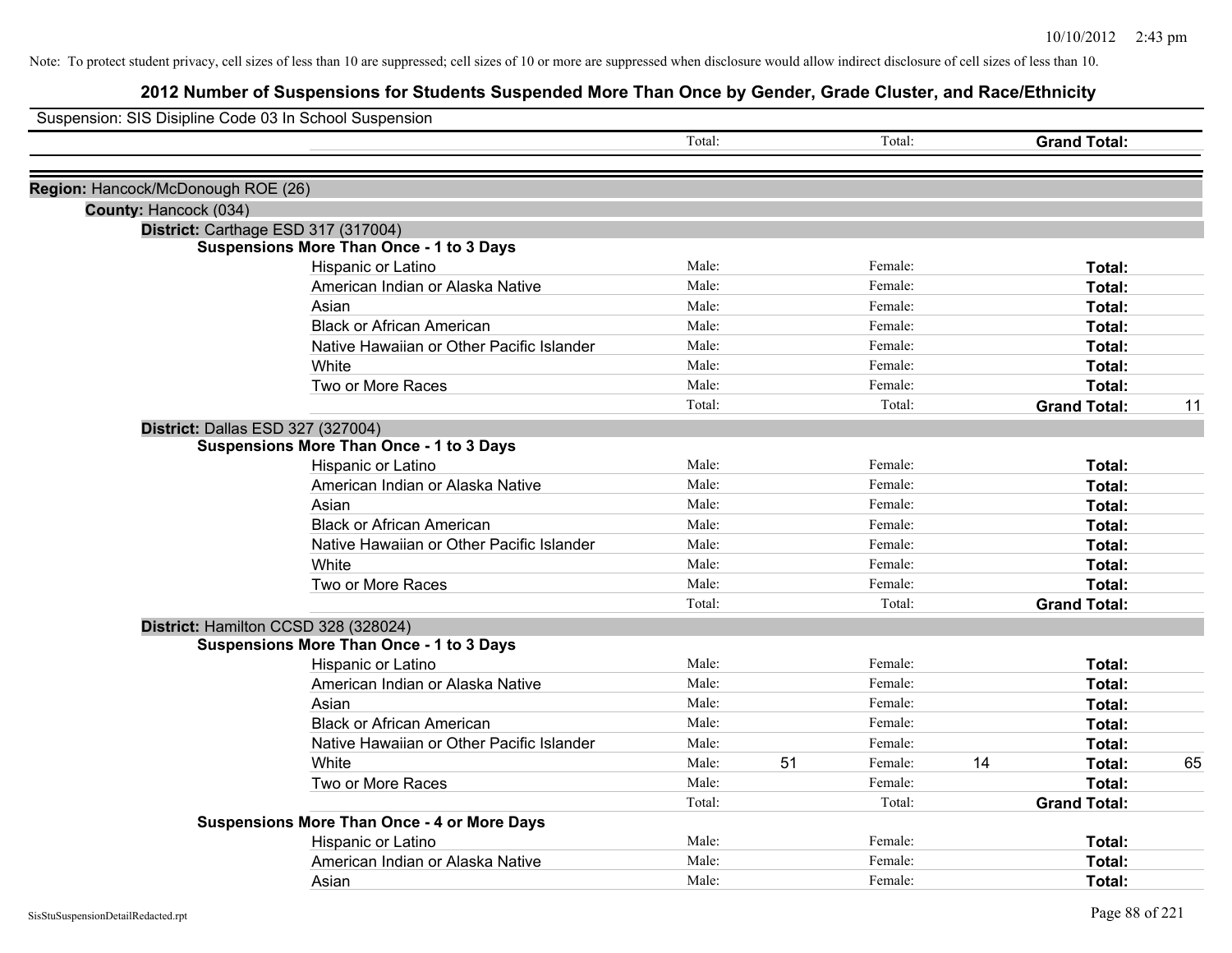Note: To protect student privacy, cell sizes of less than 10 are suppressed; cell sizes of 10 or more are suppressed when disclosure would allow indirect disclosure of cell sizes of less than 10.

# 2012 Number of Suspensions for Students Suspended More Than Once by Gender, Grade Cluster, and Race/Ethnicity

Suspension: SIS Disipline Code 03 In School Suspension

| | | Total: | | Total: | | Grand Total: | |
|---|---|---|---|---|---|---|---|
| **Region:** Hancock/McDonough ROE (26) | | | | | | | |
| **County:** Hancock (034) | | | | | | | |
| **District:** Carthage ESD 317 (317004) | | | | | | | |
| **Suspensions More Than Once - 1 to 3 Days** | | | | | | | |
| | Hispanic or Latino | Male: | | Female: | | **Total:** | |
| | American Indian or Alaska Native | Male: | | Female: | | **Total:** | |
| | Asian | Male: | | Female: | | **Total:** | |
| | Black or African American | Male: | | Female: | | **Total:** | |
| | Native Hawaiian or Other Pacific Islander | Male: | | Female: | | **Total:** | |
| | White | Male: | | Female: | | **Total:** | |
| | Two or More Races | Male: | | Female: | | **Total:** | |
| | | Total: | | Total: | | **Grand Total:** | 11 |
| **District:** Dallas ESD 327 (327004) | | | | | | | |
| **Suspensions More Than Once - 1 to 3 Days** | | | | | | | |
| | Hispanic or Latino | Male: | | Female: | | **Total:** | |
| | American Indian or Alaska Native | Male: | | Female: | | **Total:** | |
| | Asian | Male: | | Female: | | **Total:** | |
| | Black or African American | Male: | | Female: | | **Total:** | |
| | Native Hawaiian or Other Pacific Islander | Male: | | Female: | | **Total:** | |
| | White | Male: | | Female: | | **Total:** | |
| | Two or More Races | Male: | | Female: | | **Total:** | |
| | | Total: | | Total: | | **Grand Total:** | |
| **District:** Hamilton CCSD 328 (328024) | | | | | | | |
| **Suspensions More Than Once - 1 to 3 Days** | | | | | | | |
| | Hispanic or Latino | Male: | | Female: | | **Total:** | |
| | American Indian or Alaska Native | Male: | | Female: | | **Total:** | |
| | Asian | Male: | | Female: | | **Total:** | |
| | Black or African American | Male: | | Female: | | **Total:** | |
| | Native Hawaiian or Other Pacific Islander | Male: | | Female: | | **Total:** | |
| | White | Male: | 51 | Female: | 14 | **Total:** | 65 |
| | Two or More Races | Male: | | Female: | | **Total:** | |
| | | Total: | | Total: | | **Grand Total:** | |
| **Suspensions More Than Once - 4 or More Days** | | | | | | | |
| | Hispanic or Latino | Male: | | Female: | | **Total:** | |
| | American Indian or Alaska Native | Male: | | Female: | | **Total:** | |
| | Asian | Male: | | Female: | | **Total:** | |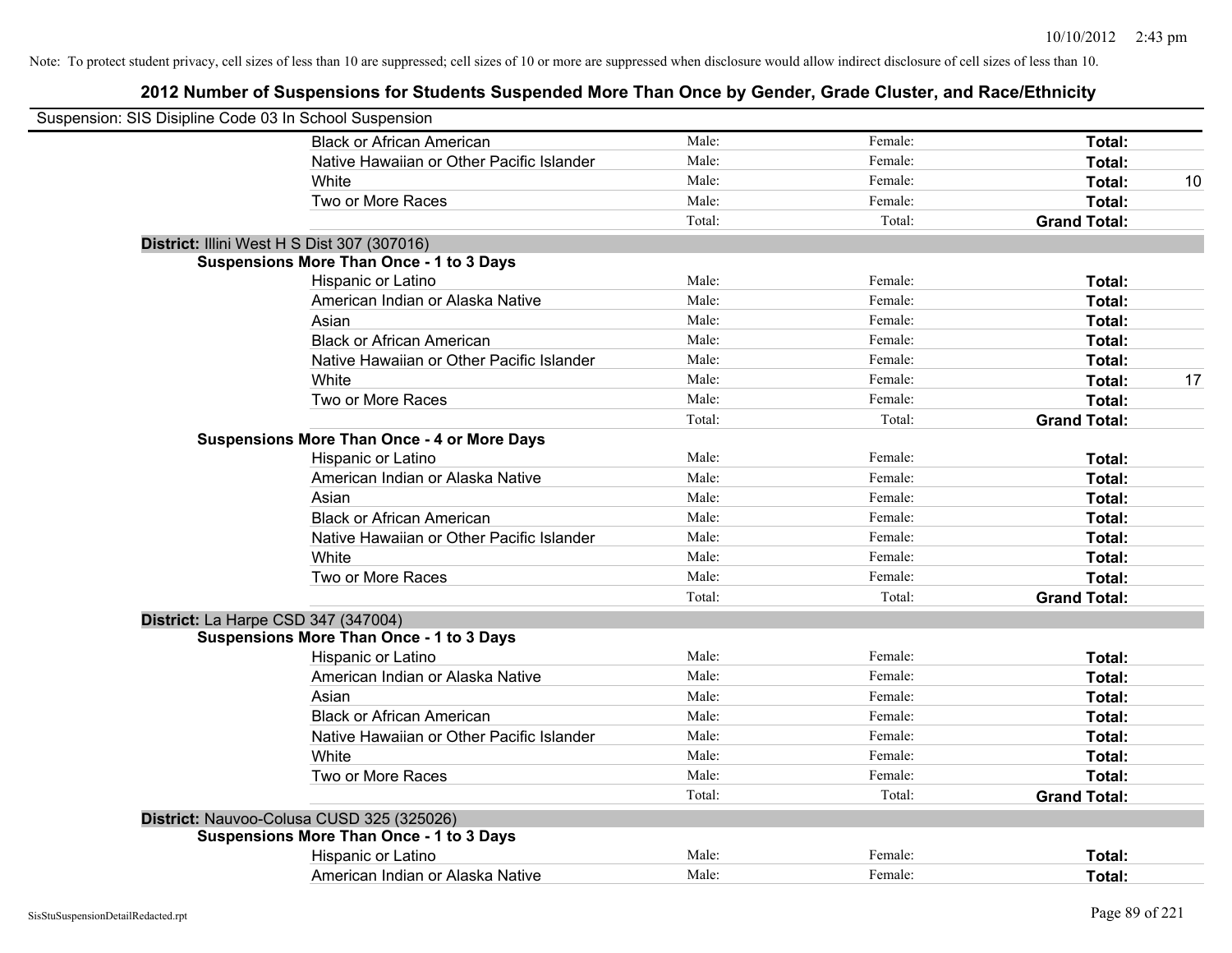10/10/2012 2:43 pm

Note: To protect student privacy, cell sizes of less than 10 are suppressed; cell sizes of 10 or more are suppressed when disclosure would allow indirect disclosure of cell sizes of less than 10.

## 2012 Number of Suspensions for Students Suspended More Than Once by Gender, Grade Cluster, and Race/Ethnicity

Suspension: SIS Disipline Code 03 In School Suspension

| | | | | |
|---|---|---|---|---|
| Black or African American | Male: | Female: | **Total:** | |
| Native Hawaiian or Other Pacific Islander | Male: | Female: | **Total:** | |
| White | Male: | Female: | **Total:** | 10 |
| Two or More Races | Male: | Female: | **Total:** | |
| | Total: | Total: | **Grand Total:** | |

**District:** Illini West H S Dist 307 (307016)

**Suspensions More Than Once - 1 to 3 Days**

| | | | | |
|---|---|---|---|---|
| Hispanic or Latino | Male: | Female: | **Total:** | |
| American Indian or Alaska Native | Male: | Female: | **Total:** | |
| Asian | Male: | Female: | **Total:** | |
| Black or African American | Male: | Female: | **Total:** | |
| Native Hawaiian or Other Pacific Islander | Male: | Female: | **Total:** | |
| White | Male: | Female: | **Total:** | 17 |
| Two or More Races | Male: | Female: | **Total:** | |
| | Total: | Total: | **Grand Total:** | |

**Suspensions More Than Once - 4 or More Days**

| | | | | |
|---|---|---|---|---|
| Hispanic or Latino | Male: | Female: | **Total:** | |
| American Indian or Alaska Native | Male: | Female: | **Total:** | |
| Asian | Male: | Female: | **Total:** | |
| Black or African American | Male: | Female: | **Total:** | |
| Native Hawaiian or Other Pacific Islander | Male: | Female: | **Total:** | |
| White | Male: | Female: | **Total:** | |
| Two or More Races | Male: | Female: | **Total:** | |
| | Total: | Total: | **Grand Total:** | |

**District:** La Harpe CSD 347 (347004)

**Suspensions More Than Once - 1 to 3 Days**

| | | | | |
|---|---|---|---|---|
| Hispanic or Latino | Male: | Female: | **Total:** | |
| American Indian or Alaska Native | Male: | Female: | **Total:** | |
| Asian | Male: | Female: | **Total:** | |
| Black or African American | Male: | Female: | **Total:** | |
| Native Hawaiian or Other Pacific Islander | Male: | Female: | **Total:** | |
| White | Male: | Female: | **Total:** | |
| Two or More Races | Male: | Female: | **Total:** | |
| | Total: | Total: | **Grand Total:** | |

**District:** Nauvoo-Colusa CUSD 325 (325026)

**Suspensions More Than Once - 1 to 3 Days**

| | | | | |
|---|---|---|---|---|
| Hispanic or Latino | Male: | Female: | **Total:** | |
| American Indian or Alaska Native | Male: | Female: | **Total:** | |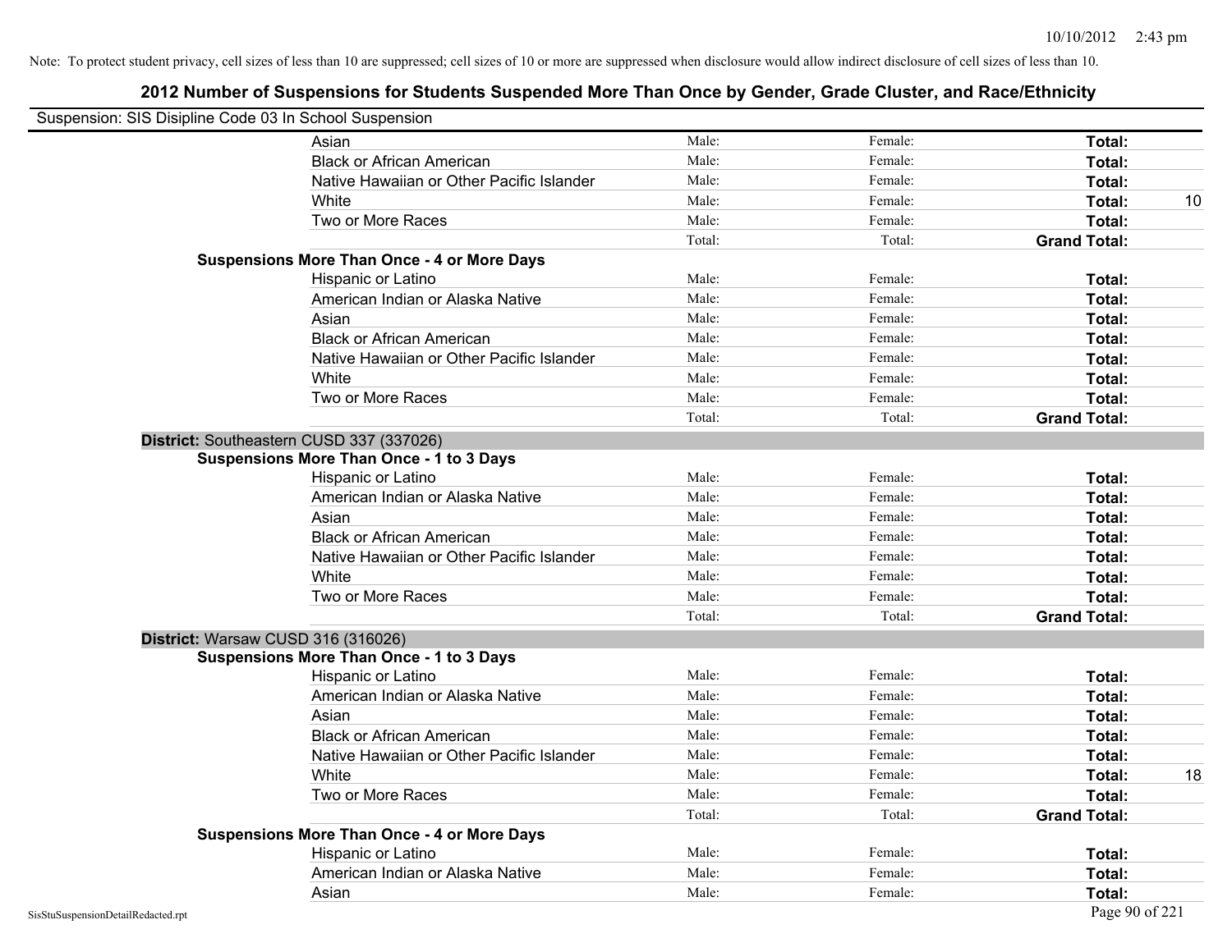Note: To protect student privacy, cell sizes of less than 10 are suppressed; cell sizes of 10 or more are suppressed when disclosure would allow indirect disclosure of cell sizes of less than 10.

## 2012 Number of Suspensions for Students Suspended More Than Once by Gender, Grade Cluster, and Race/Ethnicity

Suspension: SIS Disipline Code 03 In School Suspension

| | | | | |
|---|---|---|---|---|
| Asian | Male: | Female: | **Total:** | |
| Black or African American | Male: | Female: | **Total:** | |
| Native Hawaiian or Other Pacific Islander | Male: | Female: | **Total:** | |
| White | Male: | Female: | **Total:** | 10 |
| Two or More Races | Male: | Female: | **Total:** | |
| | Total: | Total: | **Grand Total:** | |

**Suspensions More Than Once - 4 or More Days**

| | | | | |
|---|---|---|---|---|
| Hispanic or Latino | Male: | Female: | **Total:** | |
| American Indian or Alaska Native | Male: | Female: | **Total:** | |
| Asian | Male: | Female: | **Total:** | |
| Black or African American | Male: | Female: | **Total:** | |
| Native Hawaiian or Other Pacific Islander | Male: | Female: | **Total:** | |
| White | Male: | Female: | **Total:** | |
| Two or More Races | Male: | Female: | **Total:** | |
| | Total: | Total: | **Grand Total:** | |

**District:** Southeastern CUSD 337 (337026)

**Suspensions More Than Once - 1 to 3 Days**

| | | | | |
|---|---|---|---|---|
| Hispanic or Latino | Male: | Female: | **Total:** | |
| American Indian or Alaska Native | Male: | Female: | **Total:** | |
| Asian | Male: | Female: | **Total:** | |
| Black or African American | Male: | Female: | **Total:** | |
| Native Hawaiian or Other Pacific Islander | Male: | Female: | **Total:** | |
| White | Male: | Female: | **Total:** | |
| Two or More Races | Male: | Female: | **Total:** | |
| | Total: | Total: | **Grand Total:** | |

**District:** Warsaw CUSD 316 (316026)

**Suspensions More Than Once - 1 to 3 Days**

| | | | | |
|---|---|---|---|---|
| Hispanic or Latino | Male: | Female: | **Total:** | |
| American Indian or Alaska Native | Male: | Female: | **Total:** | |
| Asian | Male: | Female: | **Total:** | |
| Black or African American | Male: | Female: | **Total:** | |
| Native Hawaiian or Other Pacific Islander | Male: | Female: | **Total:** | |
| White | Male: | Female: | **Total:** | 18 |
| Two or More Races | Male: | Female: | **Total:** | |
| | Total: | Total: | **Grand Total:** | |

**Suspensions More Than Once - 4 or More Days**

| | | | | |
|---|---|---|---|---|
| Hispanic or Latino | Male: | Female: | **Total:** | |
| American Indian or Alaska Native | Male: | Female: | **Total:** | |
| Asian | Male: | Female: | **Total:** | |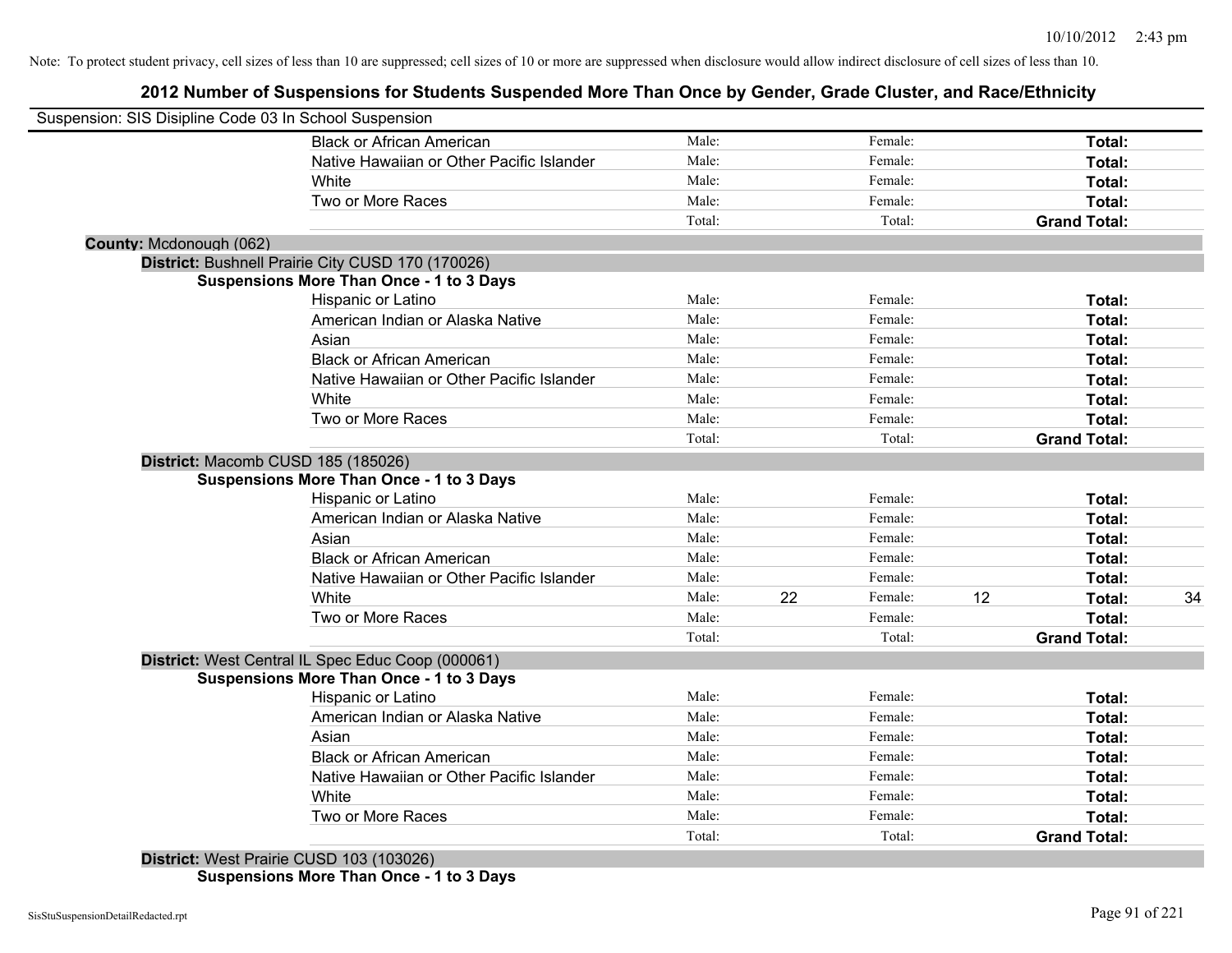Note: To protect student privacy, cell sizes of less than 10 are suppressed; cell sizes of 10 or more are suppressed when disclosure would allow indirect disclosure of cell sizes of less than 10.

## 2012 Number of Suspensions for Students Suspended More Than Once by Gender, Grade Cluster, and Race/Ethnicity

Suspension: SIS Disipline Code 03 In School Suspension

| | | | | | |
|---|---|---|---|---|---|
| Black or African American | Male: | | Female: | | **Total:** | |
| Native Hawaiian or Other Pacific Islander | Male: | | Female: | | **Total:** | |
| White | Male: | | Female: | | **Total:** | |
| Two or More Races | Male: | | Female: | | **Total:** | |
| | Total: | | Total: | | **Grand Total:** | |

**County:** Mcdonough (062)

**District:** Bushnell Prairie City CUSD 170 (170026)

**Suspensions More Than Once - 1 to 3 Days**

| | | | | | | |
|---|---|---|---|---|---|---|
| Hispanic or Latino | Male: | | Female: | | **Total:** | |
| American Indian or Alaska Native | Male: | | Female: | | **Total:** | |
| Asian | Male: | | Female: | | **Total:** | |
| Black or African American | Male: | | Female: | | **Total:** | |
| Native Hawaiian or Other Pacific Islander | Male: | | Female: | | **Total:** | |
| White | Male: | | Female: | | **Total:** | |
| Two or More Races | Male: | | Female: | | **Total:** | |
| | Total: | | Total: | | **Grand Total:** | |

**District:** Macomb CUSD 185 (185026)

**Suspensions More Than Once - 1 to 3 Days**

| | | | | | | |
|---|---|---|---|---|---|---|
| Hispanic or Latino | Male: | | Female: | | **Total:** | |
| American Indian or Alaska Native | Male: | | Female: | | **Total:** | |
| Asian | Male: | | Female: | | **Total:** | |
| Black or African American | Male: | | Female: | | **Total:** | |
| Native Hawaiian or Other Pacific Islander | Male: | | Female: | | **Total:** | |
| White | Male: | 22 | Female: | 12 | **Total:** | 34 |
| Two or More Races | Male: | | Female: | | **Total:** | |
| | Total: | | Total: | | **Grand Total:** | |

**District:** West Central IL Spec Educ Coop (000061)

**Suspensions More Than Once - 1 to 3 Days**

| | | | | | | |
|---|---|---|---|---|---|---|
| Hispanic or Latino | Male: | | Female: | | **Total:** | |
| American Indian or Alaska Native | Male: | | Female: | | **Total:** | |
| Asian | Male: | | Female: | | **Total:** | |
| Black or African American | Male: | | Female: | | **Total:** | |
| Native Hawaiian or Other Pacific Islander | Male: | | Female: | | **Total:** | |
| White | Male: | | Female: | | **Total:** | |
| Two or More Races | Male: | | Female: | | **Total:** | |
| | Total: | | Total: | | **Grand Total:** | |

**District:** West Prairie CUSD 103 (103026)

**Suspensions More Than Once - 1 to 3 Days**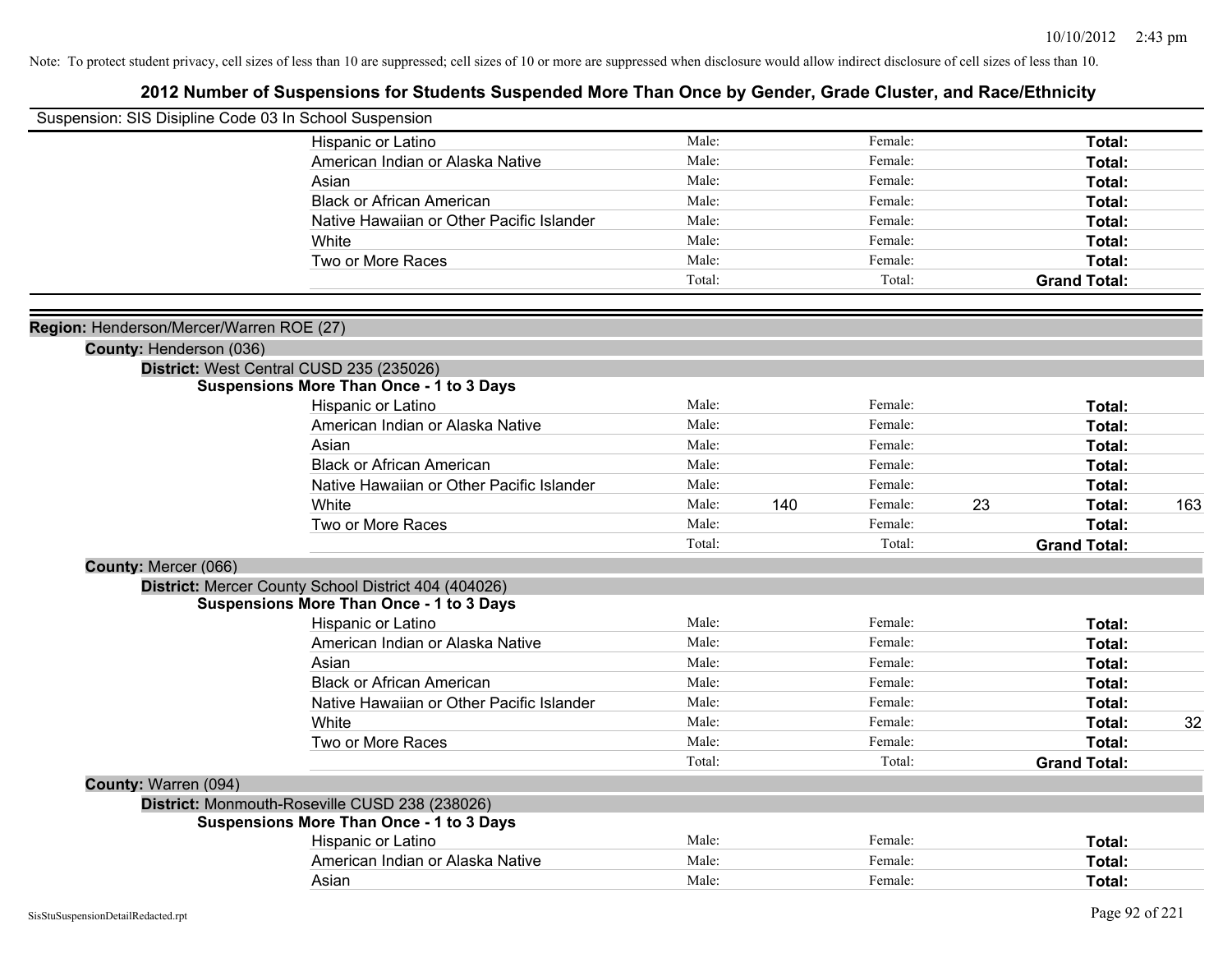Note: To protect student privacy, cell sizes of less than 10 are suppressed; cell sizes of 10 or more are suppressed when disclosure would allow indirect disclosure of cell sizes of less than 10.

# 2012 Number of Suspensions for Students Suspended More Than Once by Gender, Grade Cluster, and Race/Ethnicity

Suspension: SIS Disipline Code 03 In School Suspension

| | Male: | | Female: | | Total: | |
|---|---|---|---|---|---|---|
| Hispanic or Latino | Male: | | Female: | | **Total:** | |
| American Indian or Alaska Native | Male: | | Female: | | **Total:** | |
| Asian | Male: | | Female: | | **Total:** | |
| Black or African American | Male: | | Female: | | **Total:** | |
| Native Hawaiian or Other Pacific Islander | Male: | | Female: | | **Total:** | |
| White | Male: | | Female: | | **Total:** | |
| Two or More Races | Male: | | Female: | | **Total:** | |
| | Total: | | Total: | | **Grand Total:** | |

**Region:** Henderson/Mercer/Warren ROE (27)

**County:** Henderson (036)

**District:** West Central CUSD 235 (235026)

**Suspensions More Than Once - 1 to 3 Days**

| | | | | | | |
|---|---|---|---|---|---|---|
| Hispanic or Latino | Male: | | Female: | | **Total:** | |
| American Indian or Alaska Native | Male: | | Female: | | **Total:** | |
| Asian | Male: | | Female: | | **Total:** | |
| Black or African American | Male: | | Female: | | **Total:** | |
| Native Hawaiian or Other Pacific Islander | Male: | | Female: | | **Total:** | |
| White | Male: | 140 | Female: | 23 | **Total:** | 163 |
| Two or More Races | Male: | | Female: | | **Total:** | |
| | Total: | | Total: | | **Grand Total:** | |

**County:** Mercer (066)

**District:** Mercer County School District 404 (404026)

**Suspensions More Than Once - 1 to 3 Days**

| | | | | | | |
|---|---|---|---|---|---|---|
| Hispanic or Latino | Male: | | Female: | | **Total:** | |
| American Indian or Alaska Native | Male: | | Female: | | **Total:** | |
| Asian | Male: | | Female: | | **Total:** | |
| Black or African American | Male: | | Female: | | **Total:** | |
| Native Hawaiian or Other Pacific Islander | Male: | | Female: | | **Total:** | |
| White | Male: | | Female: | | **Total:** | 32 |
| Two or More Races | Male: | | Female: | | **Total:** | |
| | Total: | | Total: | | **Grand Total:** | |

**County:** Warren (094)

**District:** Monmouth-Roseville CUSD 238 (238026)

**Suspensions More Than Once - 1 to 3 Days**

| | | | | | | |
|---|---|---|---|---|---|---|
| Hispanic or Latino | Male: | | Female: | | **Total:** | |
| American Indian or Alaska Native | Male: | | Female: | | **Total:** | |
| Asian | Male: | | Female: | | **Total:** | |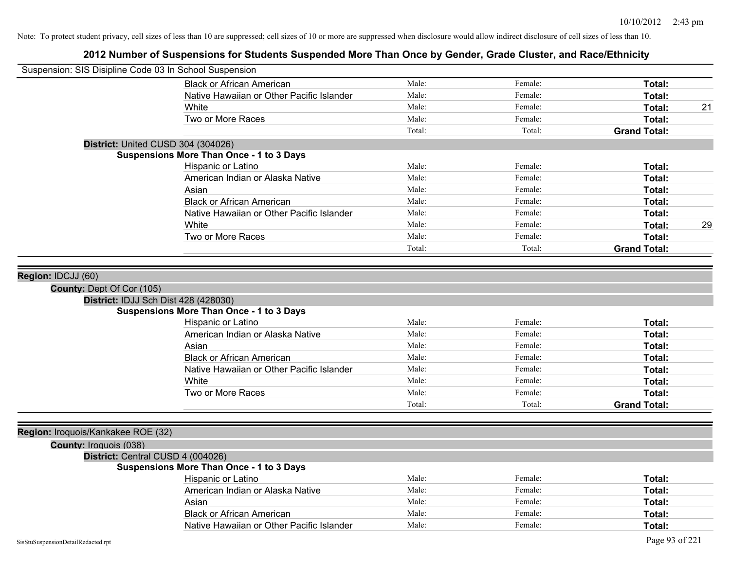Note: To protect student privacy, cell sizes of less than 10 are suppressed; cell sizes of 10 or more are suppressed when disclosure would allow indirect disclosure of cell sizes of less than 10.

# 2012 Number of Suspensions for Students Suspended More Than Once by Gender, Grade Cluster, and Race/Ethnicity

Suspension: SIS Disipline Code 03 In School Suspension

| | | | | |
|---|---|---|---|---|
| Black or African American | Male: | Female: | **Total:** | |
| Native Hawaiian or Other Pacific Islander | Male: | Female: | **Total:** | |
| White | Male: | Female: | **Total:** | 21 |
| Two or More Races | Male: | Female: | **Total:** | |
| | Total: | Total: | **Grand Total:** | |

**District:** United CUSD 304 (304026)

**Suspensions More Than Once - 1 to 3 Days**

| | | | | |
|---|---|---|---|---|
| Hispanic or Latino | Male: | Female: | **Total:** | |
| American Indian or Alaska Native | Male: | Female: | **Total:** | |
| Asian | Male: | Female: | **Total:** | |
| Black or African American | Male: | Female: | **Total:** | |
| Native Hawaiian or Other Pacific Islander | Male: | Female: | **Total:** | |
| White | Male: | Female: | **Total:** | 29 |
| Two or More Races | Male: | Female: | **Total:** | |
| | Total: | Total: | **Grand Total:** | |

**Region:** IDCJJ (60)

**County:** Dept Of Cor (105)

**District:** IDJJ Sch Dist 428 (428030)

**Suspensions More Than Once - 1 to 3 Days**

| | | | | |
|---|---|---|---|---|
| Hispanic or Latino | Male: | Female: | **Total:** | |
| American Indian or Alaska Native | Male: | Female: | **Total:** | |
| Asian | Male: | Female: | **Total:** | |
| Black or African American | Male: | Female: | **Total:** | |
| Native Hawaiian or Other Pacific Islander | Male: | Female: | **Total:** | |
| White | Male: | Female: | **Total:** | |
| Two or More Races | Male: | Female: | **Total:** | |
| | Total: | Total: | **Grand Total:** | |

**Region:** Iroquois/Kankakee ROE (32)

**County:** Iroquois (038)

**District:** Central CUSD 4 (004026)

**Suspensions More Than Once - 1 to 3 Days**

| | | | | |
|---|---|---|---|---|
| Hispanic or Latino | Male: | Female: | **Total:** | |
| American Indian or Alaska Native | Male: | Female: | **Total:** | |
| Asian | Male: | Female: | **Total:** | |
| Black or African American | Male: | Female: | **Total:** | |
| Native Hawaiian or Other Pacific Islander | Male: | Female: | **Total:** | |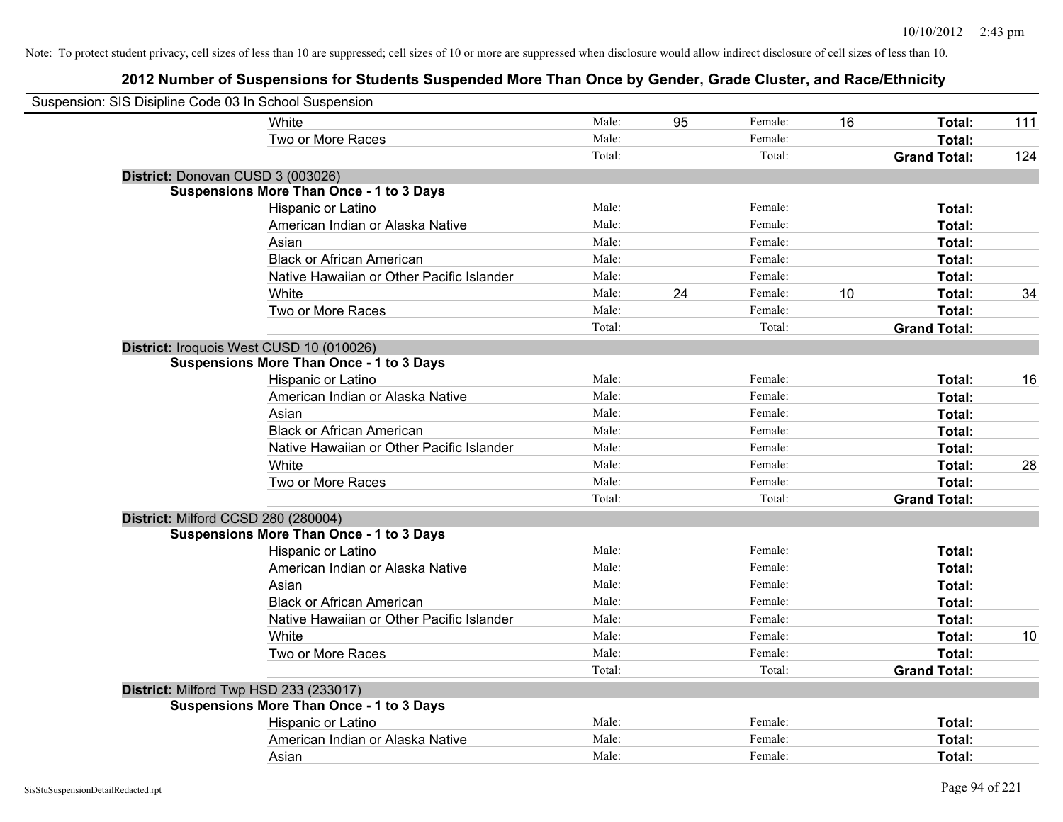Note: To protect student privacy, cell sizes of less than 10 are suppressed; cell sizes of 10 or more are suppressed when disclosure would allow indirect disclosure of cell sizes of less than 10.

## 2012 Number of Suspensions for Students Suspended More Than Once by Gender, Grade Cluster, and Race/Ethnicity

Suspension: SIS Disipline Code 03 In School Suspension

| | | | | | |
|---|---|---|---|---|---|
| White | Male: 95 | Female: 16 | **Total:** 111 |
| Two or More Races | Male: | Female: | **Total:** |
| | Total: | Total: | **Grand Total:** 124 |

**District:** Donovan CUSD 3 (003026)

**Suspensions More Than Once - 1 to 3 Days**

| | | | |
|---|---|---|---|
| Hispanic or Latino | Male: | Female: | **Total:** |
| American Indian or Alaska Native | Male: | Female: | **Total:** |
| Asian | Male: | Female: | **Total:** |
| Black or African American | Male: | Female: | **Total:** |
| Native Hawaiian or Other Pacific Islander | Male: | Female: | **Total:** |
| White | Male: 24 | Female: 10 | **Total:** 34 |
| Two or More Races | Male: | Female: | **Total:** |
| | Total: | Total: | **Grand Total:** |

**District:** Iroquois West CUSD 10 (010026)

**Suspensions More Than Once - 1 to 3 Days**

| | | | |
|---|---|---|---|
| Hispanic or Latino | Male: | Female: | **Total:** 16 |
| American Indian or Alaska Native | Male: | Female: | **Total:** |
| Asian | Male: | Female: | **Total:** |
| Black or African American | Male: | Female: | **Total:** |
| Native Hawaiian or Other Pacific Islander | Male: | Female: | **Total:** |
| White | Male: | Female: | **Total:** 28 |
| Two or More Races | Male: | Female: | **Total:** |
| | Total: | Total: | **Grand Total:** |

**District:** Milford CCSD 280 (280004)

**Suspensions More Than Once - 1 to 3 Days**

| | | | |
|---|---|---|---|
| Hispanic or Latino | Male: | Female: | **Total:** |
| American Indian or Alaska Native | Male: | Female: | **Total:** |
| Asian | Male: | Female: | **Total:** |
| Black or African American | Male: | Female: | **Total:** |
| Native Hawaiian or Other Pacific Islander | Male: | Female: | **Total:** |
| White | Male: | Female: | **Total:** 10 |
| Two or More Races | Male: | Female: | **Total:** |
| | Total: | Total: | **Grand Total:** |

**District:** Milford Twp HSD 233 (233017)

**Suspensions More Than Once - 1 to 3 Days**

| | | | |
|---|---|---|---|
| Hispanic or Latino | Male: | Female: | **Total:** |
| American Indian or Alaska Native | Male: | Female: | **Total:** |
| Asian | Male: | Female: | **Total:** |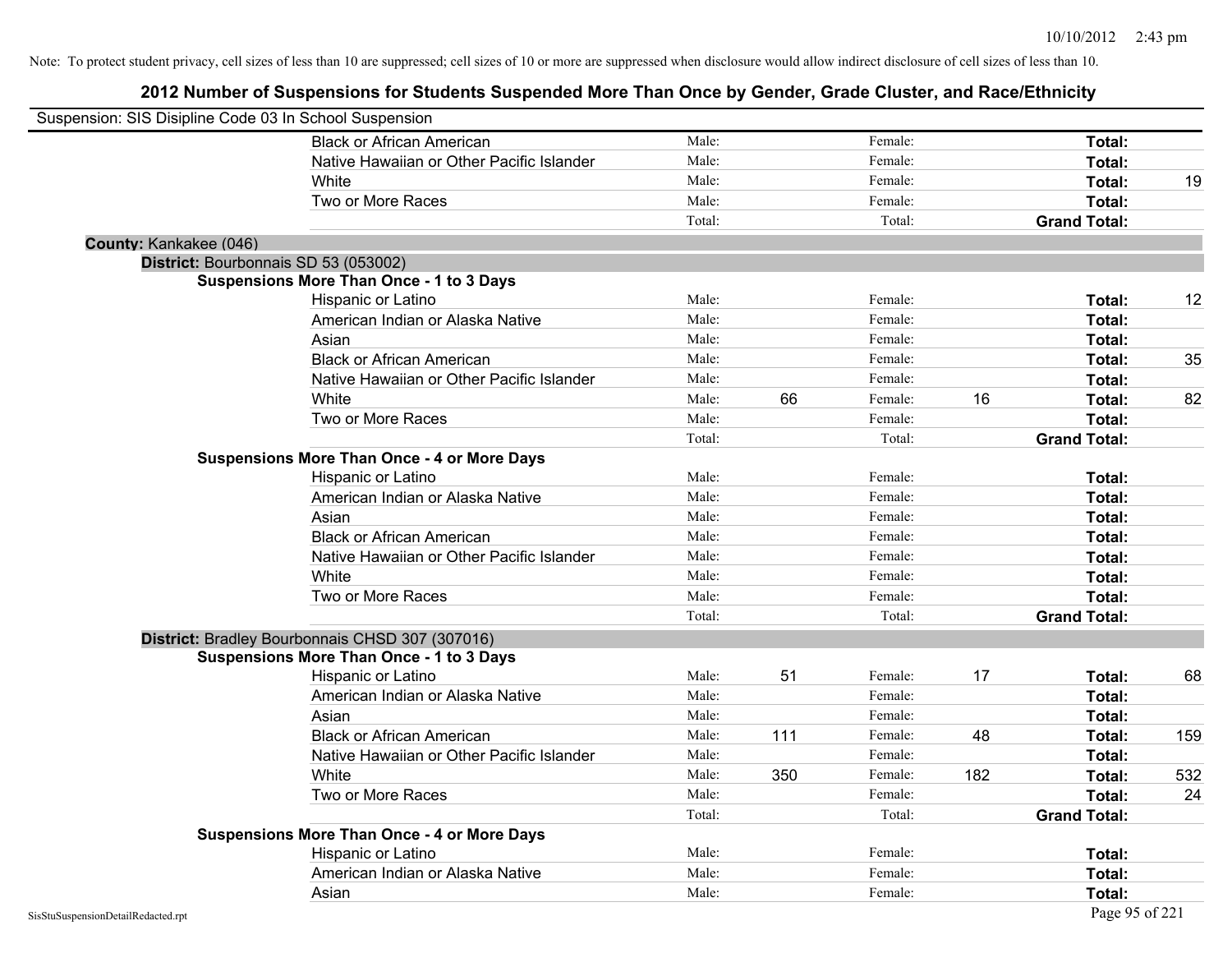Note: To protect student privacy, cell sizes of less than 10 are suppressed; cell sizes of 10 or more are suppressed when disclosure would allow indirect disclosure of cell sizes of less than 10.

# 2012 Number of Suspensions for Students Suspended More Than Once by Gender, Grade Cluster, and Race/Ethnicity

Suspension: SIS Disipline Code 03 In School Suspension

| | Male: | | Female: | | | |
|---|---|---|---|---|---|---|
| Black or African American | Male: | | Female: | | **Total:** | |
| Native Hawaiian or Other Pacific Islander | Male: | | Female: | | **Total:** | |
| White | Male: | | Female: | | **Total:** | 19 |
| Two or More Races | Male: | | Female: | | **Total:** | |
| | Total: | | Total: | | **Grand Total:** | |

**County:** Kankakee (046)

**District:** Bourbonnais SD 53 (053002)

**Suspensions More Than Once - 1 to 3 Days**

| | | | | | | |
|---|---|---|---|---|---|---|
| Hispanic or Latino | Male: | | Female: | | **Total:** | 12 |
| American Indian or Alaska Native | Male: | | Female: | | **Total:** | |
| Asian | Male: | | Female: | | **Total:** | |
| Black or African American | Male: | | Female: | | **Total:** | 35 |
| Native Hawaiian or Other Pacific Islander | Male: | | Female: | | **Total:** | |
| White | Male: | 66 | Female: | 16 | **Total:** | 82 |
| Two or More Races | Male: | | Female: | | **Total:** | |
| | Total: | | Total: | | **Grand Total:** | |

**Suspensions More Than Once - 4 or More Days**

| | | | | | | |
|---|---|---|---|---|---|---|
| Hispanic or Latino | Male: | | Female: | | **Total:** | |
| American Indian or Alaska Native | Male: | | Female: | | **Total:** | |
| Asian | Male: | | Female: | | **Total:** | |
| Black or African American | Male: | | Female: | | **Total:** | |
| Native Hawaiian or Other Pacific Islander | Male: | | Female: | | **Total:** | |
| White | Male: | | Female: | | **Total:** | |
| Two or More Races | Male: | | Female: | | **Total:** | |
| | Total: | | Total: | | **Grand Total:** | |

**District:** Bradley Bourbonnais CHSD 307 (307016)

**Suspensions More Than Once - 1 to 3 Days**

| | | | | | | |
|---|---|---|---|---|---|---|
| Hispanic or Latino | Male: | 51 | Female: | 17 | **Total:** | 68 |
| American Indian or Alaska Native | Male: | | Female: | | **Total:** | |
| Asian | Male: | | Female: | | **Total:** | |
| Black or African American | Male: | 111 | Female: | 48 | **Total:** | 159 |
| Native Hawaiian or Other Pacific Islander | Male: | | Female: | | **Total:** | |
| White | Male: | 350 | Female: | 182 | **Total:** | 532 |
| Two or More Races | Male: | | Female: | | **Total:** | 24 |
| | Total: | | Total: | | **Grand Total:** | |

**Suspensions More Than Once - 4 or More Days**

| | | | | | | |
|---|---|---|---|---|---|---|
| Hispanic or Latino | Male: | | Female: | | **Total:** | |
| American Indian or Alaska Native | Male: | | Female: | | **Total:** | |
| Asian | Male: | | Female: | | **Total:** | |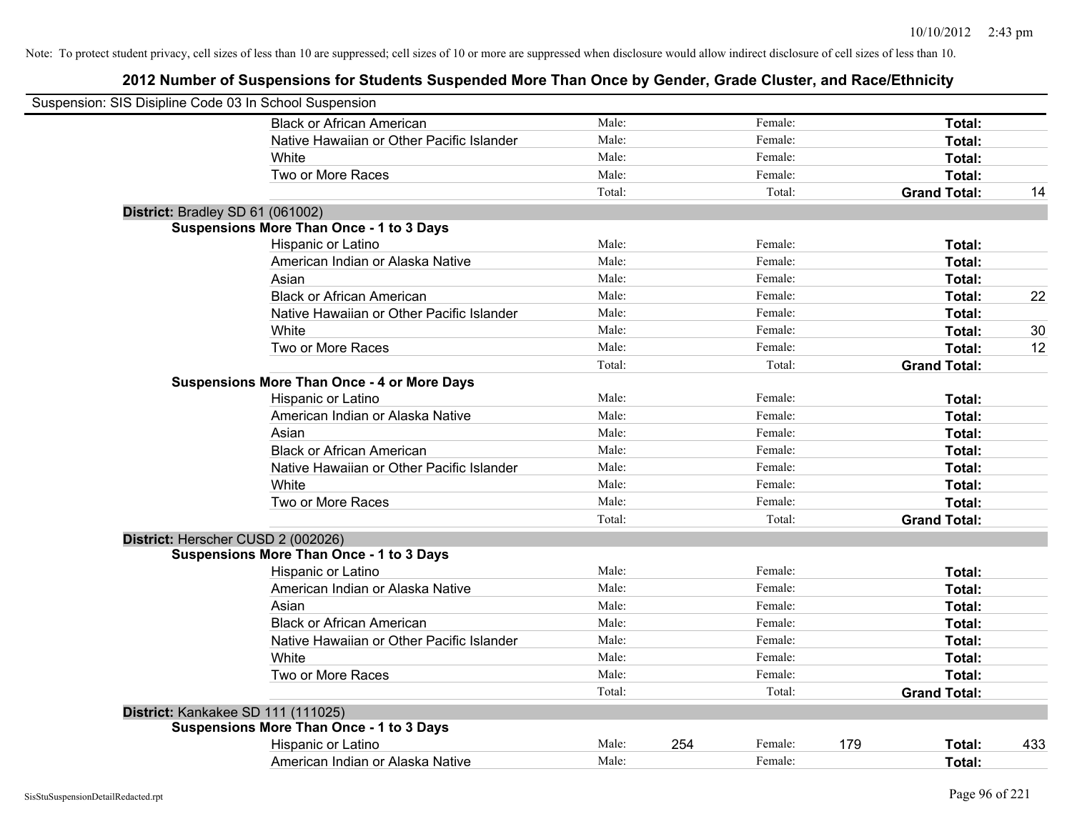Note: To protect student privacy, cell sizes of less than 10 are suppressed; cell sizes of 10 or more are suppressed when disclosure would allow indirect disclosure of cell sizes of less than 10.

## 2012 Number of Suspensions for Students Suspended More Than Once by Gender, Grade Cluster, and Race/Ethnicity

Suspension: SIS Disipline Code 03 In School Suspension

| | | | | | | |
|---|---|---|---|---|---|---|
| Black or African American | Male: | | Female: | | **Total:** | |
| Native Hawaiian or Other Pacific Islander | Male: | | Female: | | **Total:** | |
| White | Male: | | Female: | | **Total:** | |
| Two or More Races | Male: | | Female: | | **Total:** | |
| | Total: | | Total: | | **Grand Total:** | 14 |

**District:** Bradley SD 61 (061002)

**Suspensions More Than Once - 1 to 3 Days**

| | | | | | | |
|---|---|---|---|---|---|---|
| Hispanic or Latino | Male: | | Female: | | **Total:** | |
| American Indian or Alaska Native | Male: | | Female: | | **Total:** | |
| Asian | Male: | | Female: | | **Total:** | |
| Black or African American | Male: | | Female: | | **Total:** | 22 |
| Native Hawaiian or Other Pacific Islander | Male: | | Female: | | **Total:** | |
| White | Male: | | Female: | | **Total:** | 30 |
| Two or More Races | Male: | | Female: | | **Total:** | 12 |
| | Total: | | Total: | | **Grand Total:** | |

**Suspensions More Than Once - 4 or More Days**

| | | | | | | |
|---|---|---|---|---|---|---|
| Hispanic or Latino | Male: | | Female: | | **Total:** | |
| American Indian or Alaska Native | Male: | | Female: | | **Total:** | |
| Asian | Male: | | Female: | | **Total:** | |
| Black or African American | Male: | | Female: | | **Total:** | |
| Native Hawaiian or Other Pacific Islander | Male: | | Female: | | **Total:** | |
| White | Male: | | Female: | | **Total:** | |
| Two or More Races | Male: | | Female: | | **Total:** | |
| | Total: | | Total: | | **Grand Total:** | |

**District:** Herscher CUSD 2 (002026)

**Suspensions More Than Once - 1 to 3 Days**

| | | | | | | |
|---|---|---|---|---|---|---|
| Hispanic or Latino | Male: | | Female: | | **Total:** | |
| American Indian or Alaska Native | Male: | | Female: | | **Total:** | |
| Asian | Male: | | Female: | | **Total:** | |
| Black or African American | Male: | | Female: | | **Total:** | |
| Native Hawaiian or Other Pacific Islander | Male: | | Female: | | **Total:** | |
| White | Male: | | Female: | | **Total:** | |
| Two or More Races | Male: | | Female: | | **Total:** | |
| | Total: | | Total: | | **Grand Total:** | |

**District:** Kankakee SD 111 (111025)

**Suspensions More Than Once - 1 to 3 Days**

| | | | | | | |
|---|---|---|---|---|---|---|
| Hispanic or Latino | Male: | 254 | Female: | 179 | **Total:** | 433 |
| American Indian or Alaska Native | Male: | | Female: | | **Total:** | |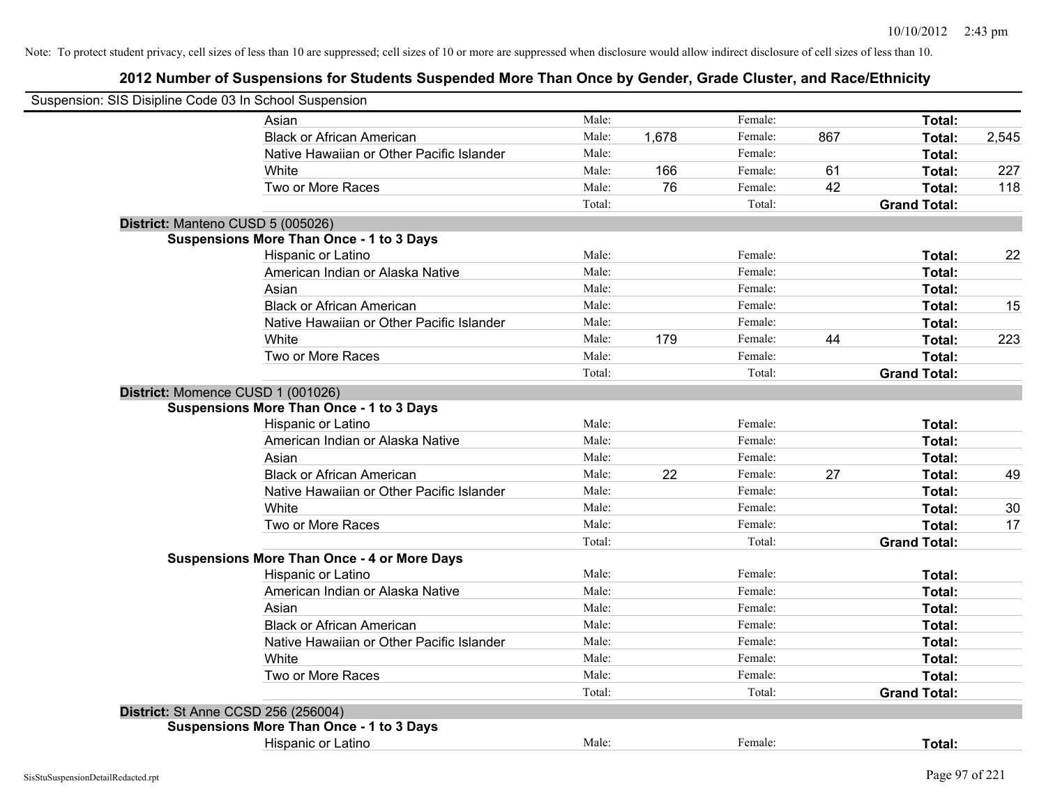Note: To protect student privacy, cell sizes of less than 10 are suppressed; cell sizes of 10 or more are suppressed when disclosure would allow indirect disclosure of cell sizes of less than 10.

# 2012 Number of Suspensions for Students Suspended More Than Once by Gender, Grade Cluster, and Race/Ethnicity

Suspension: SIS Disipline Code 03 In School Suspension

| | | | | | | |
|---|---|---|---|---|---|---|
| Asian | Male: | | Female: | | **Total:** | |
| Black or African American | Male: | 1,678 | Female: | 867 | **Total:** | 2,545 |
| Native Hawaiian or Other Pacific Islander | Male: | | Female: | | **Total:** | |
| White | Male: | 166 | Female: | 61 | **Total:** | 227 |
| Two or More Races | Male: | 76 | Female: | 42 | **Total:** | 118 |
| | Total: | | Total: | | **Grand Total:** | |

**District:** Manteno CUSD 5 (005026)

**Suspensions More Than Once - 1 to 3 Days**

| | | | | | | |
|---|---|---|---|---|---|---|
| Hispanic or Latino | Male: | | Female: | | **Total:** | 22 |
| American Indian or Alaska Native | Male: | | Female: | | **Total:** | |
| Asian | Male: | | Female: | | **Total:** | |
| Black or African American | Male: | | Female: | | **Total:** | 15 |
| Native Hawaiian or Other Pacific Islander | Male: | | Female: | | **Total:** | |
| White | Male: | 179 | Female: | 44 | **Total:** | 223 |
| Two or More Races | Male: | | Female: | | **Total:** | |
| | Total: | | Total: | | **Grand Total:** | |

**District:** Momence CUSD 1 (001026)

**Suspensions More Than Once - 1 to 3 Days**

| | | | | | | |
|---|---|---|---|---|---|---|
| Hispanic or Latino | Male: | | Female: | | **Total:** | |
| American Indian or Alaska Native | Male: | | Female: | | **Total:** | |
| Asian | Male: | | Female: | | **Total:** | |
| Black or African American | Male: | 22 | Female: | 27 | **Total:** | 49 |
| Native Hawaiian or Other Pacific Islander | Male: | | Female: | | **Total:** | |
| White | Male: | | Female: | | **Total:** | 30 |
| Two or More Races | Male: | | Female: | | **Total:** | 17 |
| | Total: | | Total: | | **Grand Total:** | |

**Suspensions More Than Once - 4 or More Days**

| | | | | | | |
|---|---|---|---|---|---|---|
| Hispanic or Latino | Male: | | Female: | | **Total:** | |
| American Indian or Alaska Native | Male: | | Female: | | **Total:** | |
| Asian | Male: | | Female: | | **Total:** | |
| Black or African American | Male: | | Female: | | **Total:** | |
| Native Hawaiian or Other Pacific Islander | Male: | | Female: | | **Total:** | |
| White | Male: | | Female: | | **Total:** | |
| Two or More Races | Male: | | Female: | | **Total:** | |
| | Total: | | Total: | | **Grand Total:** | |

**District:** St Anne CCSD 256 (256004)

**Suspensions More Than Once - 1 to 3 Days**

| | | | | | | |
|---|---|---|---|---|---|---|
| Hispanic or Latino | Male: | | Female: | | **Total:** | |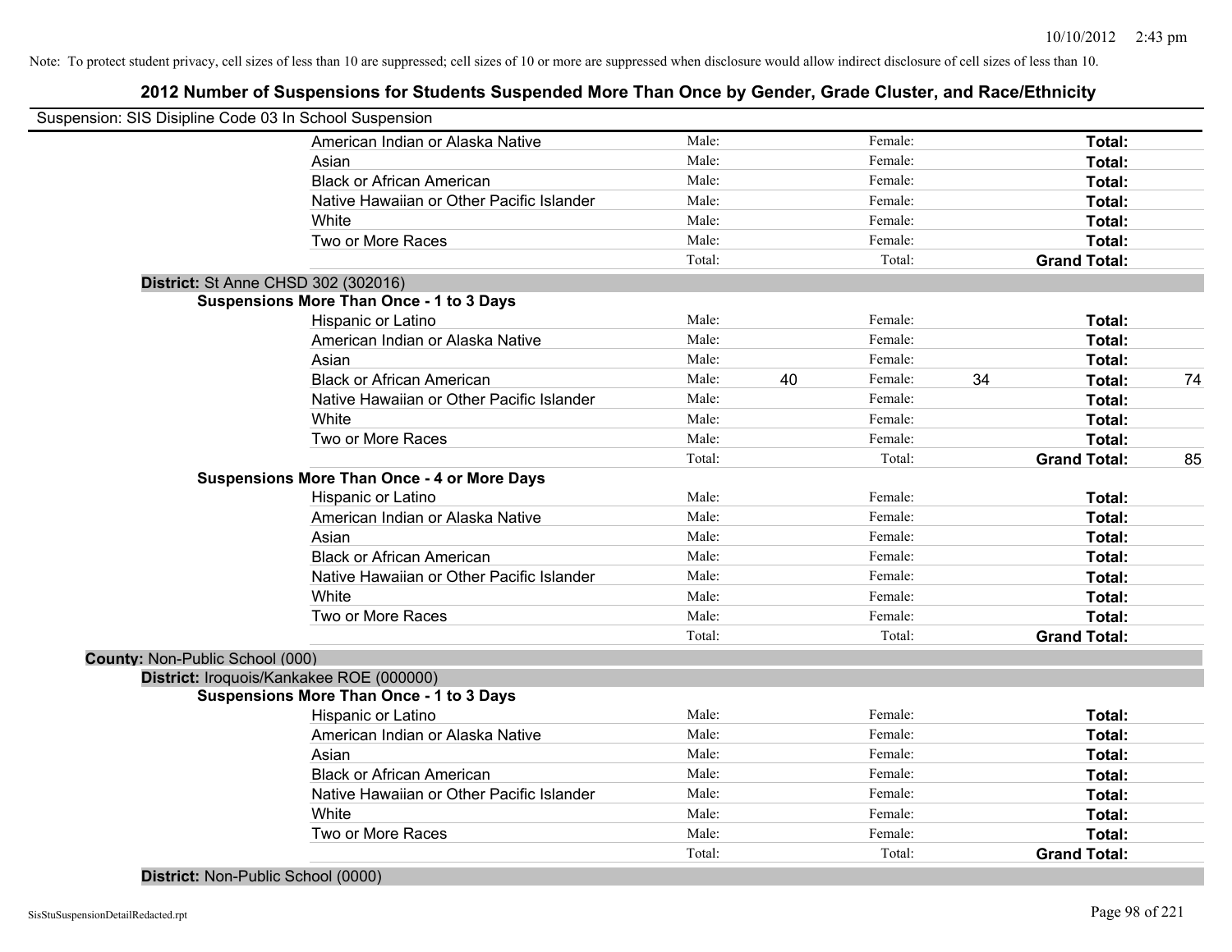Note: To protect student privacy, cell sizes of less than 10 are suppressed; cell sizes of 10 or more are suppressed when disclosure would allow indirect disclosure of cell sizes of less than 10.

## 2012 Number of Suspensions for Students Suspended More Than Once by Gender, Grade Cluster, and Race/Ethnicity

Suspension: SIS Disipline Code 03 In School Suspension

| | | | | | |
|---|---|---|---|---|---|
| American Indian or Alaska Native | Male: | | Female: | | Total: | |
| Asian | Male: | | Female: | | Total: | |
| Black or African American | Male: | | Female: | | Total: | |
| Native Hawaiian or Other Pacific Islander | Male: | | Female: | | Total: | |
| White | Male: | | Female: | | Total: | |
| Two or More Races | Male: | | Female: | | Total: | |
| | Total: | | Total: | | Grand Total: | |

**District:** St Anne CHSD 302 (302016)

**Suspensions More Than Once - 1 to 3 Days**

| | | | | | | |
|---|---|---|---|---|---|---|
| Hispanic or Latino | Male: | | Female: | | Total: | |
| American Indian or Alaska Native | Male: | | Female: | | Total: | |
| Asian | Male: | | Female: | | Total: | |
| Black or African American | Male: | 40 | Female: | 34 | Total: | 74 |
| Native Hawaiian or Other Pacific Islander | Male: | | Female: | | Total: | |
| White | Male: | | Female: | | Total: | |
| Two or More Races | Male: | | Female: | | Total: | |
| | Total: | | Total: | | Grand Total: | 85 |

**Suspensions More Than Once - 4 or More Days**

| | | | | | | |
|---|---|---|---|---|---|---|
| Hispanic or Latino | Male: | | Female: | | Total: | |
| American Indian or Alaska Native | Male: | | Female: | | Total: | |
| Asian | Male: | | Female: | | Total: | |
| Black or African American | Male: | | Female: | | Total: | |
| Native Hawaiian or Other Pacific Islander | Male: | | Female: | | Total: | |
| White | Male: | | Female: | | Total: | |
| Two or More Races | Male: | | Female: | | Total: | |
| | Total: | | Total: | | Grand Total: | |

**County:** Non-Public School (000)

**District:** Iroquois/Kankakee ROE (000000)

**Suspensions More Than Once - 1 to 3 Days**

| | | | | | | |
|---|---|---|---|---|---|---|
| Hispanic or Latino | Male: | | Female: | | Total: | |
| American Indian or Alaska Native | Male: | | Female: | | Total: | |
| Asian | Male: | | Female: | | Total: | |
| Black or African American | Male: | | Female: | | Total: | |
| Native Hawaiian or Other Pacific Islander | Male: | | Female: | | Total: | |
| White | Male: | | Female: | | Total: | |
| Two or More Races | Male: | | Female: | | Total: | |
| | Total: | | Total: | | Grand Total: | |

**District:** Non-Public School (0000)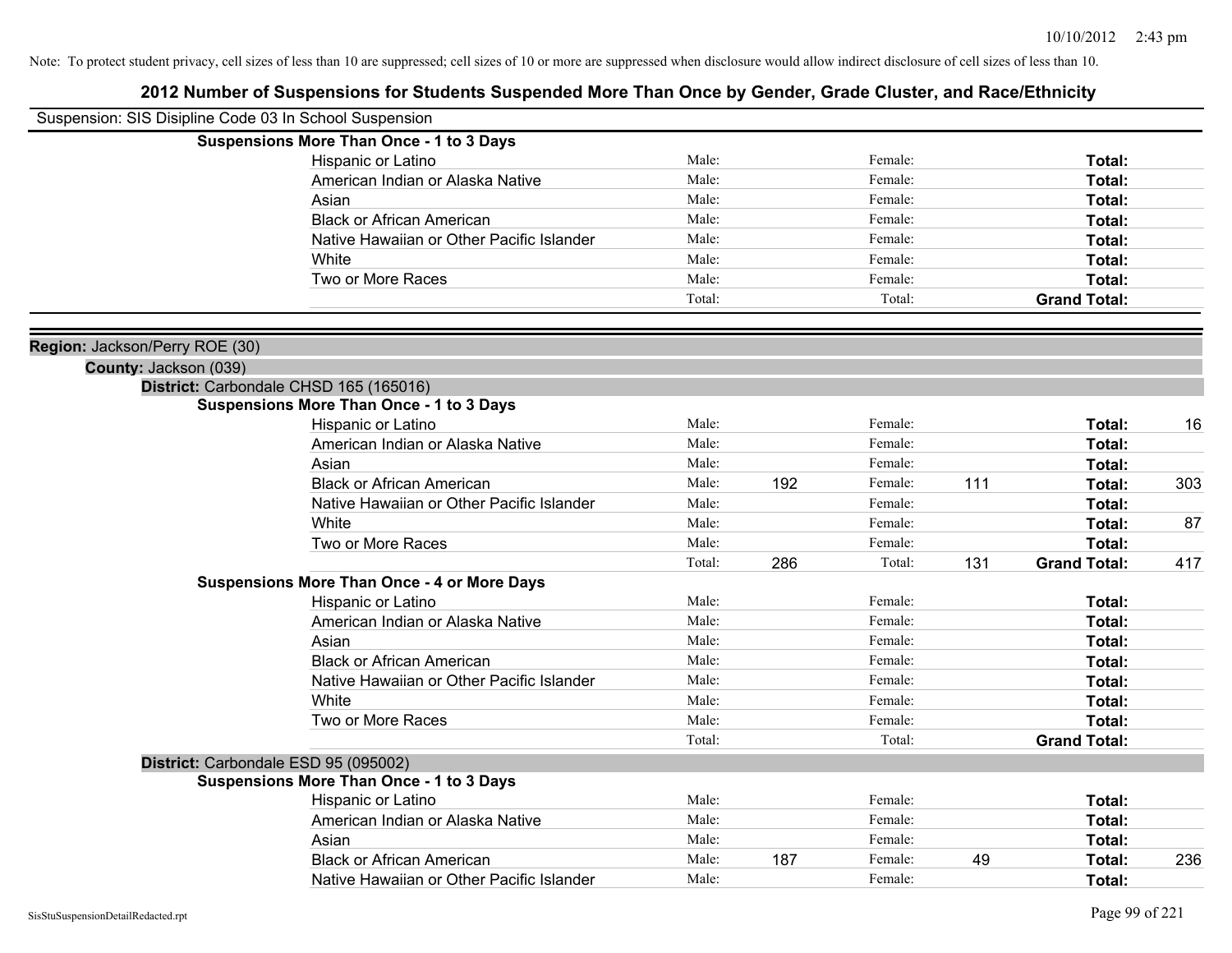Note: To protect student privacy, cell sizes of less than 10 are suppressed; cell sizes of 10 or more are suppressed when disclosure would allow indirect disclosure of cell sizes of less than 10.

# 2012 Number of Suspensions for Students Suspended More Than Once by Gender, Grade Cluster, and Race/Ethnicity

Suspension: SIS Disipline Code 03 In School Suspension

**Suspensions More Than Once - 1 to 3 Days**

| | | | | | | |
|---|---|---|---|---|---|---|
| Hispanic or Latino | Male: | | Female: | | **Total:** | |
| American Indian or Alaska Native | Male: | | Female: | | **Total:** | |
| Asian | Male: | | Female: | | **Total:** | |
| Black or African American | Male: | | Female: | | **Total:** | |
| Native Hawaiian or Other Pacific Islander | Male: | | Female: | | **Total:** | |
| White | Male: | | Female: | | **Total:** | |
| Two or More Races | Male: | | Female: | | **Total:** | |
| | Total: | | Total: | | **Grand Total:** | |

**Region:** Jackson/Perry ROE (30)

**County:** Jackson (039)

**District:** Carbondale CHSD 165 (165016)

**Suspensions More Than Once - 1 to 3 Days**

| | | | | | | |
|---|---|---|---|---|---|---|
| Hispanic or Latino | Male: | | Female: | | **Total:** | 16 |
| American Indian or Alaska Native | Male: | | Female: | | **Total:** | |
| Asian | Male: | | Female: | | **Total:** | |
| Black or African American | Male: | 192 | Female: | 111 | **Total:** | 303 |
| Native Hawaiian or Other Pacific Islander | Male: | | Female: | | **Total:** | |
| White | Male: | | Female: | | **Total:** | 87 |
| Two or More Races | Male: | | Female: | | **Total:** | |
| | Total: | 286 | Total: | 131 | **Grand Total:** | 417 |

**Suspensions More Than Once - 4 or More Days**

| | | | | | | |
|---|---|---|---|---|---|---|
| Hispanic or Latino | Male: | | Female: | | **Total:** | |
| American Indian or Alaska Native | Male: | | Female: | | **Total:** | |
| Asian | Male: | | Female: | | **Total:** | |
| Black or African American | Male: | | Female: | | **Total:** | |
| Native Hawaiian or Other Pacific Islander | Male: | | Female: | | **Total:** | |
| White | Male: | | Female: | | **Total:** | |
| Two or More Races | Male: | | Female: | | **Total:** | |
| | Total: | | Total: | | **Grand Total:** | |

**District:** Carbondale ESD 95 (095002)

**Suspensions More Than Once - 1 to 3 Days**

| | | | | | | |
|---|---|---|---|---|---|---|
| Hispanic or Latino | Male: | | Female: | | **Total:** | |
| American Indian or Alaska Native | Male: | | Female: | | **Total:** | |
| Asian | Male: | | Female: | | **Total:** | |
| Black or African American | Male: | 187 | Female: | 49 | **Total:** | 236 |
| Native Hawaiian or Other Pacific Islander | Male: | | Female: | | **Total:** | |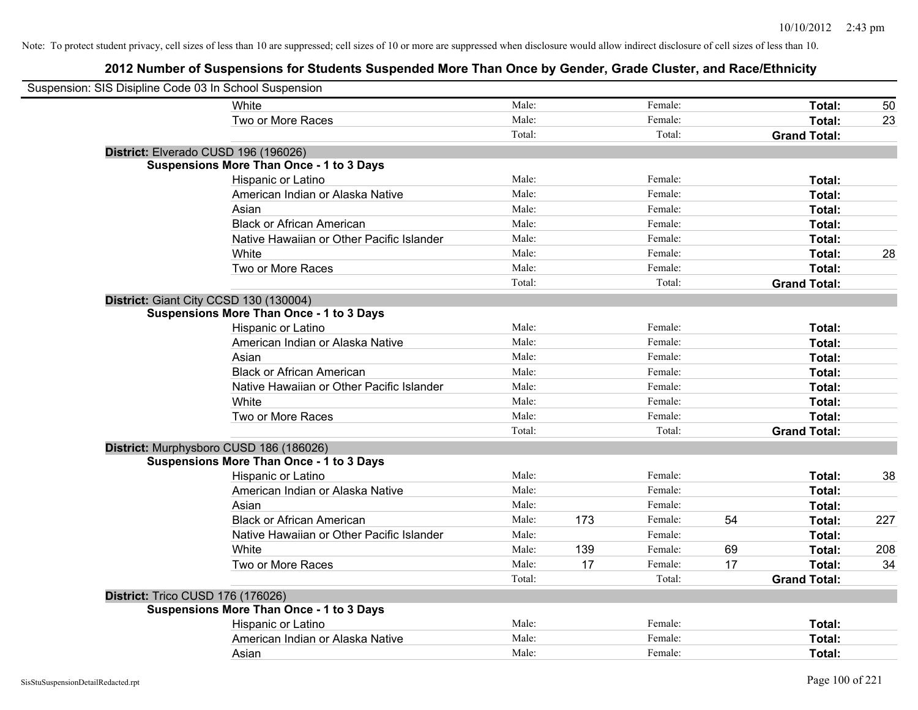Note: To protect student privacy, cell sizes of less than 10 are suppressed; cell sizes of 10 or more are suppressed when disclosure would allow indirect disclosure of cell sizes of less than 10.

## 2012 Number of Suspensions for Students Suspended More Than Once by Gender, Grade Cluster, and Race/Ethnicity

Suspension: SIS Disipline Code 03 In School Suspension

| | Male: | | Female: | | | |
|---|---|---|---|---|---|---|
| White | Male: | | Female: | | **Total:** | 50 |
| Two or More Races | Male: | | Female: | | **Total:** | 23 |
| | Total: | | Total: | | **Grand Total:** | |

**District:** Elverado CUSD 196 (196026)

**Suspensions More Than Once - 1 to 3 Days**

| | | | | | | |
|---|---|---|---|---|---|---|
| Hispanic or Latino | Male: | | Female: | | **Total:** | |
| American Indian or Alaska Native | Male: | | Female: | | **Total:** | |
| Asian | Male: | | Female: | | **Total:** | |
| Black or African American | Male: | | Female: | | **Total:** | |
| Native Hawaiian or Other Pacific Islander | Male: | | Female: | | **Total:** | |
| White | Male: | | Female: | | **Total:** | 28 |
| Two or More Races | Male: | | Female: | | **Total:** | |
| | Total: | | Total: | | **Grand Total:** | |

**District:** Giant City CCSD 130 (130004)

**Suspensions More Than Once - 1 to 3 Days**

| | | | | | | |
|---|---|---|---|---|---|---|
| Hispanic or Latino | Male: | | Female: | | **Total:** | |
| American Indian or Alaska Native | Male: | | Female: | | **Total:** | |
| Asian | Male: | | Female: | | **Total:** | |
| Black or African American | Male: | | Female: | | **Total:** | |
| Native Hawaiian or Other Pacific Islander | Male: | | Female: | | **Total:** | |
| White | Male: | | Female: | | **Total:** | |
| Two or More Races | Male: | | Female: | | **Total:** | |
| | Total: | | Total: | | **Grand Total:** | |

**District:** Murphysboro CUSD 186 (186026)

**Suspensions More Than Once - 1 to 3 Days**

| | | | | | | |
|---|---|---|---|---|---|---|
| Hispanic or Latino | Male: | | Female: | | **Total:** | 38 |
| American Indian or Alaska Native | Male: | | Female: | | **Total:** | |
| Asian | Male: | | Female: | | **Total:** | |
| Black or African American | Male: | 173 | Female: | 54 | **Total:** | 227 |
| Native Hawaiian or Other Pacific Islander | Male: | | Female: | | **Total:** | |
| White | Male: | 139 | Female: | 69 | **Total:** | 208 |
| Two or More Races | Male: | 17 | Female: | 17 | **Total:** | 34 |
| | Total: | | Total: | | **Grand Total:** | |

**District:** Trico CUSD 176 (176026)

**Suspensions More Than Once - 1 to 3 Days**

| | | | | | | |
|---|---|---|---|---|---|---|
| Hispanic or Latino | Male: | | Female: | | **Total:** | |
| American Indian or Alaska Native | Male: | | Female: | | **Total:** | |
| Asian | Male: | | Female: | | **Total:** | |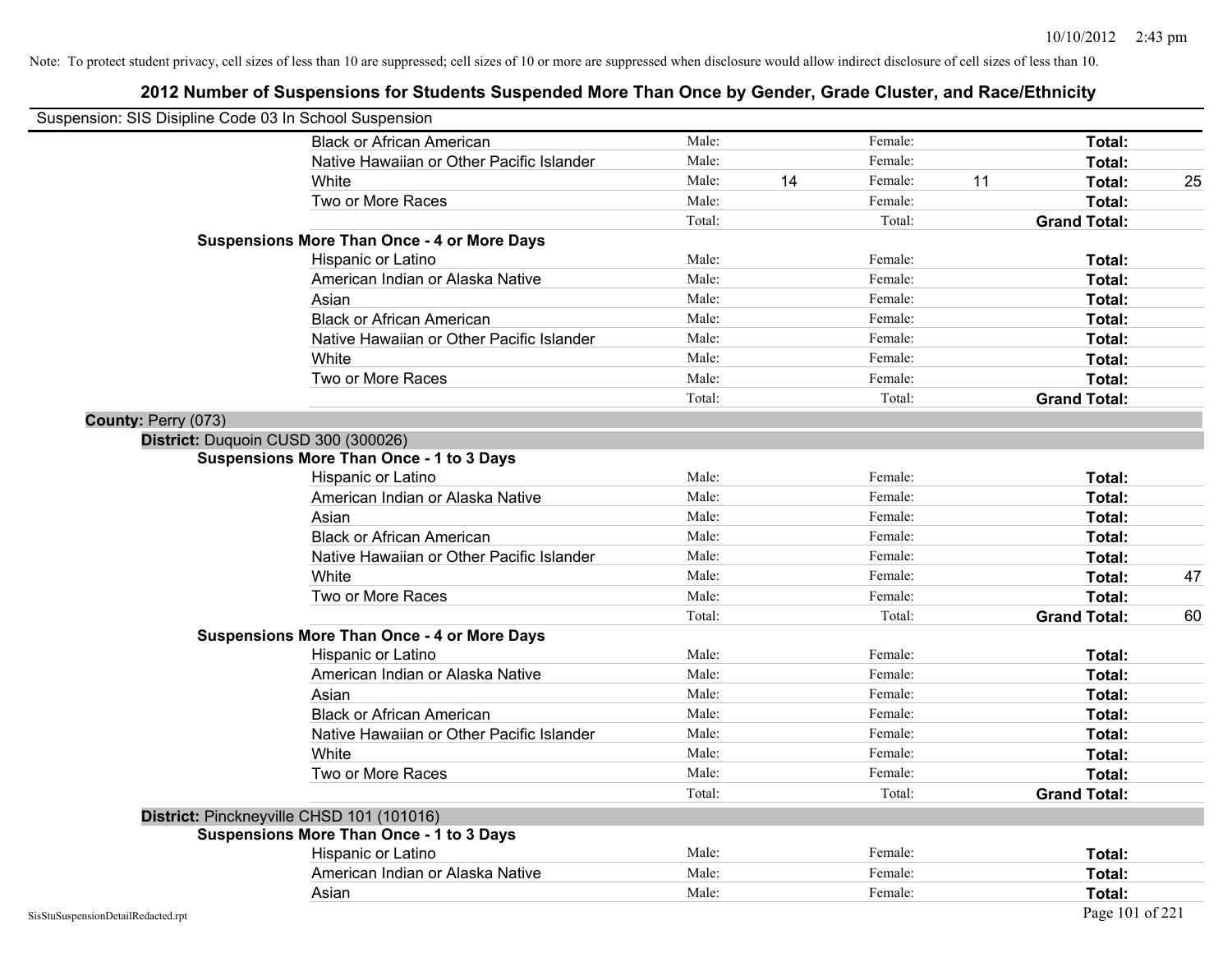Note: To protect student privacy, cell sizes of less than 10 are suppressed; cell sizes of 10 or more are suppressed when disclosure would allow indirect disclosure of cell sizes of less than 10.

# 2012 Number of Suspensions for Students Suspended More Than Once by Gender, Grade Cluster, and Race/Ethnicity

Suspension: SIS Disipline Code 03 In School Suspension

| | | | | | | |
|---|---|---|---|---|---|---|
| Black or African American | Male: | | Female: | | **Total:** | |
| Native Hawaiian or Other Pacific Islander | Male: | | Female: | | **Total:** | |
| White | Male: | 14 | Female: | 11 | **Total:** | 25 |
| Two or More Races | Male: | | Female: | | **Total:** | |
| | Total: | | Total: | | **Grand Total:** | |

**Suspensions More Than Once - 4 or More Days**

| | | | | | | |
|---|---|---|---|---|---|---|
| Hispanic or Latino | Male: | | Female: | | **Total:** | |
| American Indian or Alaska Native | Male: | | Female: | | **Total:** | |
| Asian | Male: | | Female: | | **Total:** | |
| Black or African American | Male: | | Female: | | **Total:** | |
| Native Hawaiian or Other Pacific Islander | Male: | | Female: | | **Total:** | |
| White | Male: | | Female: | | **Total:** | |
| Two or More Races | Male: | | Female: | | **Total:** | |
| | Total: | | Total: | | **Grand Total:** | |

## County: Perry (073)

### District: Duquoin CUSD 300 (300026)

**Suspensions More Than Once - 1 to 3 Days**

| | | | | | | |
|---|---|---|---|---|---|---|
| Hispanic or Latino | Male: | | Female: | | **Total:** | |
| American Indian or Alaska Native | Male: | | Female: | | **Total:** | |
| Asian | Male: | | Female: | | **Total:** | |
| Black or African American | Male: | | Female: | | **Total:** | |
| Native Hawaiian or Other Pacific Islander | Male: | | Female: | | **Total:** | |
| White | Male: | | Female: | | **Total:** | 47 |
| Two or More Races | Male: | | Female: | | **Total:** | |
| | Total: | | Total: | | **Grand Total:** | 60 |

**Suspensions More Than Once - 4 or More Days**

| | | | | | | |
|---|---|---|---|---|---|---|
| Hispanic or Latino | Male: | | Female: | | **Total:** | |
| American Indian or Alaska Native | Male: | | Female: | | **Total:** | |
| Asian | Male: | | Female: | | **Total:** | |
| Black or African American | Male: | | Female: | | **Total:** | |
| Native Hawaiian or Other Pacific Islander | Male: | | Female: | | **Total:** | |
| White | Male: | | Female: | | **Total:** | |
| Two or More Races | Male: | | Female: | | **Total:** | |
| | Total: | | Total: | | **Grand Total:** | |

### District: Pinckneyville CHSD 101 (101016)

**Suspensions More Than Once - 1 to 3 Days**

| | | | | | | |
|---|---|---|---|---|---|---|
| Hispanic or Latino | Male: | | Female: | | **Total:** | |
| American Indian or Alaska Native | Male: | | Female: | | **Total:** | |
| Asian | Male: | | Female: | | **Total:** | |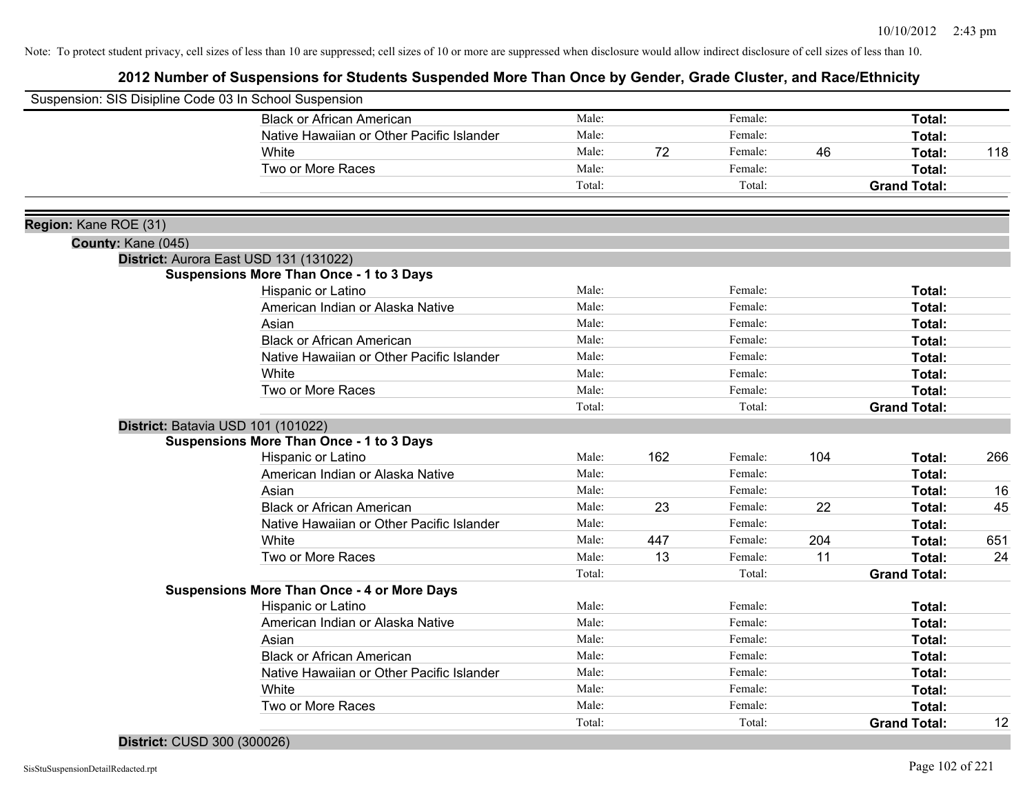Note: To protect student privacy, cell sizes of less than 10 are suppressed; cell sizes of 10 or more are suppressed when disclosure would allow indirect disclosure of cell sizes of less than 10.

## 2012 Number of Suspensions for Students Suspended More Than Once by Gender, Grade Cluster, and Race/Ethnicity

Suspension: SIS Disipline Code 03 In School Suspension

| | Male: | | Female: | | | |
|---|---|---|---|---|---|---|
| Black or African American | Male: | | Female: | | **Total:** | |
| Native Hawaiian or Other Pacific Islander | Male: | | Female: | | **Total:** | |
| White | Male: | 72 | Female: | 46 | **Total:** | 118 |
| Two or More Races | Male: | | Female: | | **Total:** | |
| | Total: | | Total: | | **Grand Total:** | |

**Region:** Kane ROE (31)

**County:** Kane (045)

**District:** Aurora East USD 131 (131022)

**Suspensions More Than Once - 1 to 3 Days**

| | | | | | | |
|---|---|---|---|---|---|---|
| Hispanic or Latino | Male: | | Female: | | **Total:** | |
| American Indian or Alaska Native | Male: | | Female: | | **Total:** | |
| Asian | Male: | | Female: | | **Total:** | |
| Black or African American | Male: | | Female: | | **Total:** | |
| Native Hawaiian or Other Pacific Islander | Male: | | Female: | | **Total:** | |
| White | Male: | | Female: | | **Total:** | |
| Two or More Races | Male: | | Female: | | **Total:** | |
| | Total: | | Total: | | **Grand Total:** | |

**District:** Batavia USD 101 (101022)

**Suspensions More Than Once - 1 to 3 Days**

| | | | | | | |
|---|---|---|---|---|---|---|
| Hispanic or Latino | Male: | 162 | Female: | 104 | **Total:** | 266 |
| American Indian or Alaska Native | Male: | | Female: | | **Total:** | |
| Asian | Male: | | Female: | | **Total:** | 16 |
| Black or African American | Male: | 23 | Female: | 22 | **Total:** | 45 |
| Native Hawaiian or Other Pacific Islander | Male: | | Female: | | **Total:** | |
| White | Male: | 447 | Female: | 204 | **Total:** | 651 |
| Two or More Races | Male: | 13 | Female: | 11 | **Total:** | 24 |
| | Total: | | Total: | | **Grand Total:** | |

**Suspensions More Than Once - 4 or More Days**

| | | | | | | |
|---|---|---|---|---|---|---|
| Hispanic or Latino | Male: | | Female: | | **Total:** | |
| American Indian or Alaska Native | Male: | | Female: | | **Total:** | |
| Asian | Male: | | Female: | | **Total:** | |
| Black or African American | Male: | | Female: | | **Total:** | |
| Native Hawaiian or Other Pacific Islander | Male: | | Female: | | **Total:** | |
| White | Male: | | Female: | | **Total:** | |
| Two or More Races | Male: | | Female: | | **Total:** | |
| | Total: | | Total: | | **Grand Total:** | 12 |

**District:** CUSD 300 (300026)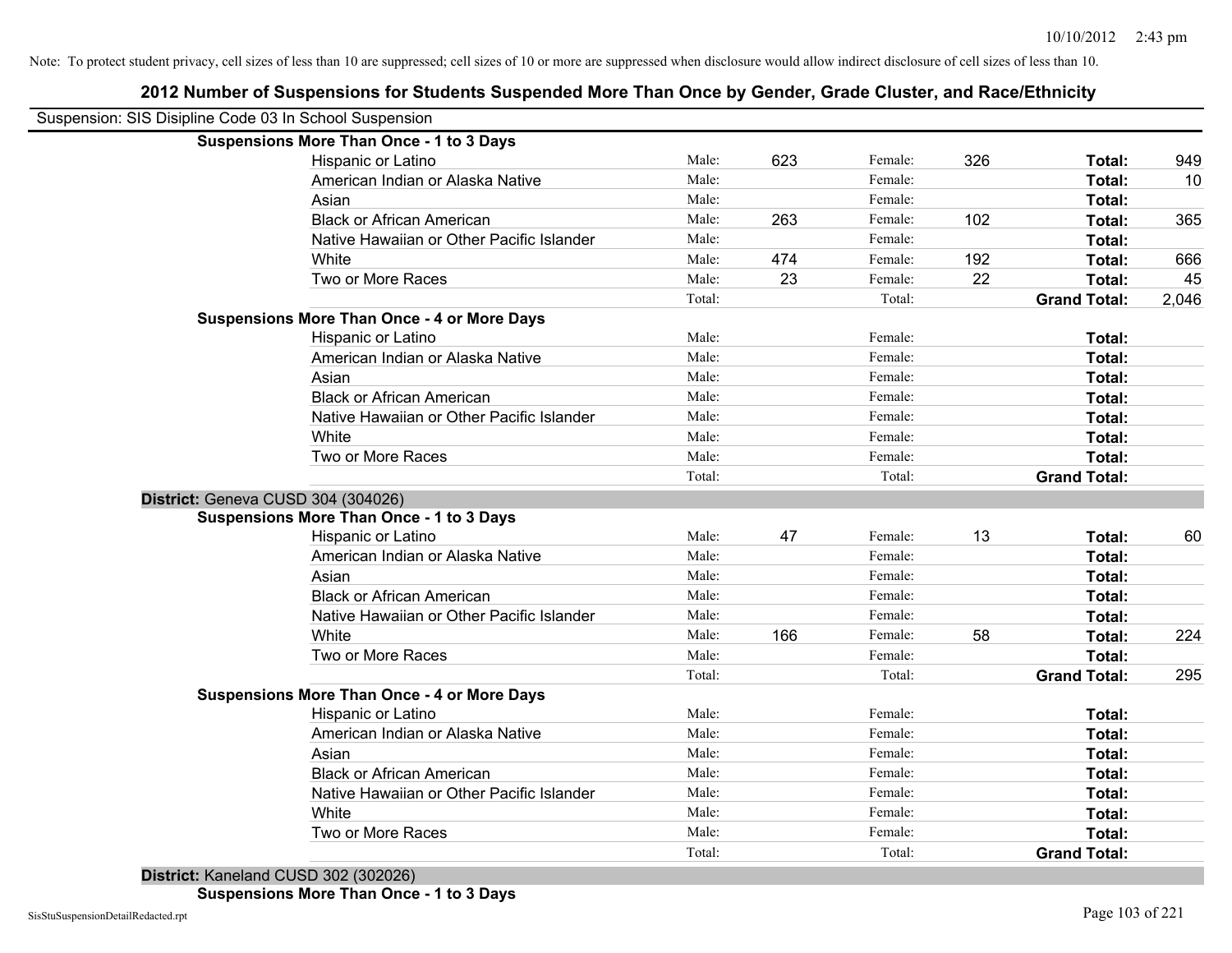Note: To protect student privacy, cell sizes of less than 10 are suppressed; cell sizes of 10 or more are suppressed when disclosure would allow indirect disclosure of cell sizes of less than 10.

## 2012 Number of Suspensions for Students Suspended More Than Once by Gender, Grade Cluster, and Race/Ethnicity

Suspension: SIS Disipline Code 03 In School Suspension

**Suspensions More Than Once - 1 to 3 Days**

| | | | | | | |
|---|---|---|---|---|---|---|
| Hispanic or Latino | Male: | 623 | Female: | 326 | **Total:** | 949 |
| American Indian or Alaska Native | Male: | | Female: | | **Total:** | 10 |
| Asian | Male: | | Female: | | **Total:** | |
| Black or African American | Male: | 263 | Female: | 102 | **Total:** | 365 |
| Native Hawaiian or Other Pacific Islander | Male: | | Female: | | **Total:** | |
| White | Male: | 474 | Female: | 192 | **Total:** | 666 |
| Two or More Races | Male: | 23 | Female: | 22 | **Total:** | 45 |
| | Total: | | Total: | | **Grand Total:** | 2,046 |

**Suspensions More Than Once - 4 or More Days**

| | | | | | | |
|---|---|---|---|---|---|---|
| Hispanic or Latino | Male: | | Female: | | **Total:** | |
| American Indian or Alaska Native | Male: | | Female: | | **Total:** | |
| Asian | Male: | | Female: | | **Total:** | |
| Black or African American | Male: | | Female: | | **Total:** | |
| Native Hawaiian or Other Pacific Islander | Male: | | Female: | | **Total:** | |
| White | Male: | | Female: | | **Total:** | |
| Two or More Races | Male: | | Female: | | **Total:** | |
| | Total: | | Total: | | **Grand Total:** | |

**District:** Geneva CUSD 304 (304026)

**Suspensions More Than Once - 1 to 3 Days**

| | | | | | | |
|---|---|---|---|---|---|---|
| Hispanic or Latino | Male: | 47 | Female: | 13 | **Total:** | 60 |
| American Indian or Alaska Native | Male: | | Female: | | **Total:** | |
| Asian | Male: | | Female: | | **Total:** | |
| Black or African American | Male: | | Female: | | **Total:** | |
| Native Hawaiian or Other Pacific Islander | Male: | | Female: | | **Total:** | |
| White | Male: | 166 | Female: | 58 | **Total:** | 224 |
| Two or More Races | Male: | | Female: | | **Total:** | |
| | Total: | | Total: | | **Grand Total:** | 295 |

**Suspensions More Than Once - 4 or More Days**

| | | | | | | |
|---|---|---|---|---|---|---|
| Hispanic or Latino | Male: | | Female: | | **Total:** | |
| American Indian or Alaska Native | Male: | | Female: | | **Total:** | |
| Asian | Male: | | Female: | | **Total:** | |
| Black or African American | Male: | | Female: | | **Total:** | |
| Native Hawaiian or Other Pacific Islander | Male: | | Female: | | **Total:** | |
| White | Male: | | Female: | | **Total:** | |
| Two or More Races | Male: | | Female: | | **Total:** | |
| | Total: | | Total: | | **Grand Total:** | |

**District:** Kaneland CUSD 302 (302026)

**Suspensions More Than Once - 1 to 3 Days**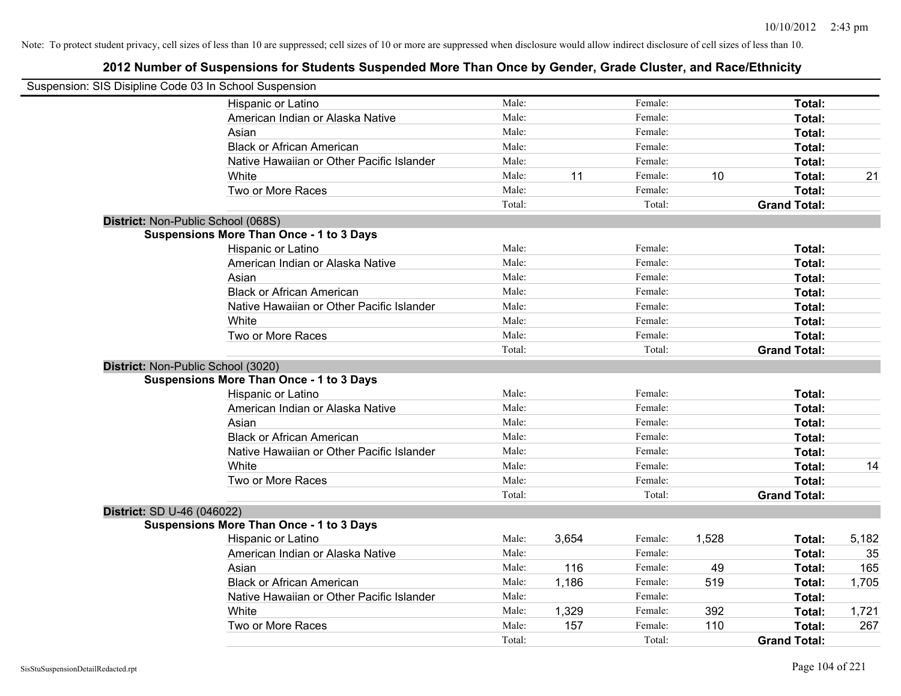Note: To protect student privacy, cell sizes of less than 10 are suppressed; cell sizes of 10 or more are suppressed when disclosure would allow indirect disclosure of cell sizes of less than 10.

# 2012 Number of Suspensions for Students Suspended More Than Once by Gender, Grade Cluster, and Race/Ethnicity

Suspension: SIS Disipline Code 03 In School Suspension

| | | | | | | |
|---|---|---|---|---|---|---|
| Hispanic or Latino | Male: | | Female: | | **Total:** | |
| American Indian or Alaska Native | Male: | | Female: | | **Total:** | |
| Asian | Male: | | Female: | | **Total:** | |
| Black or African American | Male: | | Female: | | **Total:** | |
| Native Hawaiian or Other Pacific Islander | Male: | | Female: | | **Total:** | |
| White | Male: | 11 | Female: | 10 | **Total:** | 21 |
| Two or More Races | Male: | | Female: | | **Total:** | |
| | Total: | | Total: | | **Grand Total:** | |

**District:** Non-Public School (068S)

**Suspensions More Than Once - 1 to 3 Days**

| | | | | | | |
|---|---|---|---|---|---|---|
| Hispanic or Latino | Male: | | Female: | | **Total:** | |
| American Indian or Alaska Native | Male: | | Female: | | **Total:** | |
| Asian | Male: | | Female: | | **Total:** | |
| Black or African American | Male: | | Female: | | **Total:** | |
| Native Hawaiian or Other Pacific Islander | Male: | | Female: | | **Total:** | |
| White | Male: | | Female: | | **Total:** | |
| Two or More Races | Male: | | Female: | | **Total:** | |
| | Total: | | Total: | | **Grand Total:** | |

**District:** Non-Public School (3020)

**Suspensions More Than Once - 1 to 3 Days**

| | | | | | | |
|---|---|---|---|---|---|---|
| Hispanic or Latino | Male: | | Female: | | **Total:** | |
| American Indian or Alaska Native | Male: | | Female: | | **Total:** | |
| Asian | Male: | | Female: | | **Total:** | |
| Black or African American | Male: | | Female: | | **Total:** | |
| Native Hawaiian or Other Pacific Islander | Male: | | Female: | | **Total:** | |
| White | Male: | | Female: | | **Total:** | 14 |
| Two or More Races | Male: | | Female: | | **Total:** | |
| | Total: | | Total: | | **Grand Total:** | |

**District:** SD U-46 (046022)

**Suspensions More Than Once - 1 to 3 Days**

| | | | | | | |
|---|---|---|---|---|---|---|
| Hispanic or Latino | Male: | 3,654 | Female: | 1,528 | **Total:** | 5,182 |
| American Indian or Alaska Native | Male: | | Female: | | **Total:** | 35 |
| Asian | Male: | 116 | Female: | 49 | **Total:** | 165 |
| Black or African American | Male: | 1,186 | Female: | 519 | **Total:** | 1,705 |
| Native Hawaiian or Other Pacific Islander | Male: | | Female: | | **Total:** | |
| White | Male: | 1,329 | Female: | 392 | **Total:** | 1,721 |
| Two or More Races | Male: | 157 | Female: | 110 | **Total:** | 267 |
| | Total: | | Total: | | **Grand Total:** | |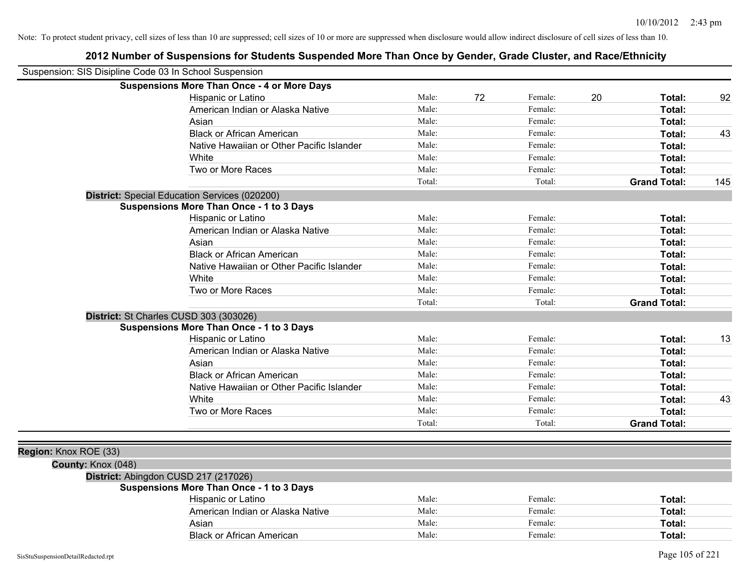Note: To protect student privacy, cell sizes of less than 10 are suppressed; cell sizes of 10 or more are suppressed when disclosure would allow indirect disclosure of cell sizes of less than 10.

# 2012 Number of Suspensions for Students Suspended More Than Once by Gender, Grade Cluster, and Race/Ethnicity

Suspension: SIS Disipline Code 03 In School Suspension

**Suspensions More Than Once - 4 or More Days**

| Race/Ethnicity | | Male | | Female | | Total |
|---|---|---|---|---|---|---|
| Hispanic or Latino | Male: | 72 | Female: | 20 | **Total:** | 92 |
| American Indian or Alaska Native | Male: | | Female: | | **Total:** | |
| Asian | Male: | | Female: | | **Total:** | |
| Black or African American | Male: | | Female: | | **Total:** | 43 |
| Native Hawaiian or Other Pacific Islander | Male: | | Female: | | **Total:** | |
| White | Male: | | Female: | | **Total:** | |
| Two or More Races | Male: | | Female: | | **Total:** | |
| | Total: | | Total: | | **Grand Total:** | 145 |

**District:** Special Education Services (020200)

**Suspensions More Than Once - 1 to 3 Days**

| Race/Ethnicity | | Male | | Female | | Total |
|---|---|---|---|---|---|---|
| Hispanic or Latino | Male: | | Female: | | **Total:** | |
| American Indian or Alaska Native | Male: | | Female: | | **Total:** | |
| Asian | Male: | | Female: | | **Total:** | |
| Black or African American | Male: | | Female: | | **Total:** | |
| Native Hawaiian or Other Pacific Islander | Male: | | Female: | | **Total:** | |
| White | Male: | | Female: | | **Total:** | |
| Two or More Races | Male: | | Female: | | **Total:** | |
| | Total: | | Total: | | **Grand Total:** | |

**District:** St Charles CUSD 303 (303026)

**Suspensions More Than Once - 1 to 3 Days**

| Race/Ethnicity | | Male | | Female | | Total |
|---|---|---|---|---|---|---|
| Hispanic or Latino | Male: | | Female: | | **Total:** | 13 |
| American Indian or Alaska Native | Male: | | Female: | | **Total:** | |
| Asian | Male: | | Female: | | **Total:** | |
| Black or African American | Male: | | Female: | | **Total:** | |
| Native Hawaiian or Other Pacific Islander | Male: | | Female: | | **Total:** | |
| White | Male: | | Female: | | **Total:** | 43 |
| Two or More Races | Male: | | Female: | | **Total:** | |
| | Total: | | Total: | | **Grand Total:** | |

**Region:** Knox ROE (33)

**County:** Knox (048)

**District:** Abingdon CUSD 217 (217026)

**Suspensions More Than Once - 1 to 3 Days**

| Race/Ethnicity | | Male | | Female | | Total |
|---|---|---|---|---|---|---|
| Hispanic or Latino | Male: | | Female: | | **Total:** | |
| American Indian or Alaska Native | Male: | | Female: | | **Total:** | |
| Asian | Male: | | Female: | | **Total:** | |
| Black or African American | Male: | | Female: | | **Total:** | |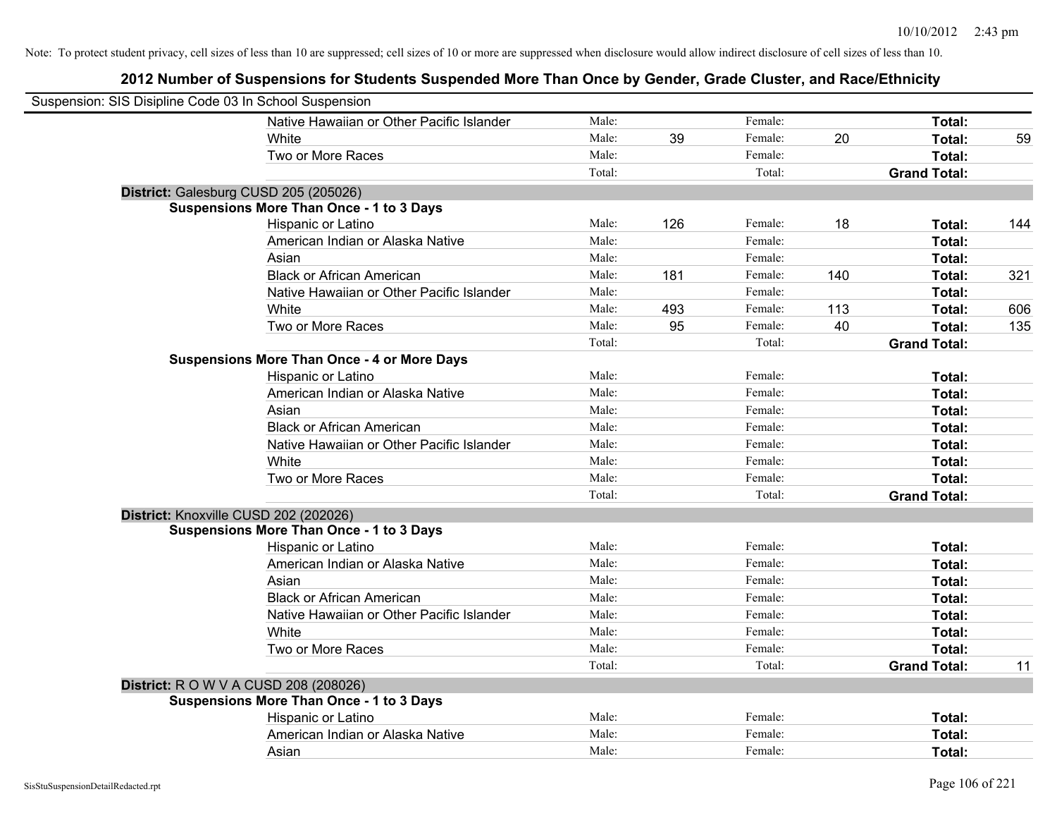Note: To protect student privacy, cell sizes of less than 10 are suppressed; cell sizes of 10 or more are suppressed when disclosure would allow indirect disclosure of cell sizes of less than 10.

## 2012 Number of Suspensions for Students Suspended More Than Once by Gender, Grade Cluster, and Race/Ethnicity

Suspension: SIS Disipline Code 03 In School Suspension

| | | | | | | |
|---|---|---|---|---|---|---|
| Native Hawaiian or Other Pacific Islander | Male: | | Female: | | Total: | |
| White | Male: | 39 | Female: | 20 | Total: | 59 |
| Two or More Races | Male: | | Female: | | Total: | |
| | Total: | | Total: | | Grand Total: | |

**District:** Galesburg CUSD 205 (205026)

**Suspensions More Than Once - 1 to 3 Days**

| | | | | | | |
|---|---|---|---|---|---|---|
| Hispanic or Latino | Male: | 126 | Female: | 18 | Total: | 144 |
| American Indian or Alaska Native | Male: | | Female: | | Total: | |
| Asian | Male: | | Female: | | Total: | |
| Black or African American | Male: | 181 | Female: | 140 | Total: | 321 |
| Native Hawaiian or Other Pacific Islander | Male: | | Female: | | Total: | |
| White | Male: | 493 | Female: | 113 | Total: | 606 |
| Two or More Races | Male: | 95 | Female: | 40 | Total: | 135 |
| | Total: | | Total: | | Grand Total: | |

**Suspensions More Than Once - 4 or More Days**

| | | | | | | |
|---|---|---|---|---|---|---|
| Hispanic or Latino | Male: | | Female: | | Total: | |
| American Indian or Alaska Native | Male: | | Female: | | Total: | |
| Asian | Male: | | Female: | | Total: | |
| Black or African American | Male: | | Female: | | Total: | |
| Native Hawaiian or Other Pacific Islander | Male: | | Female: | | Total: | |
| White | Male: | | Female: | | Total: | |
| Two or More Races | Male: | | Female: | | Total: | |
| | Total: | | Total: | | Grand Total: | |

**District:** Knoxville CUSD 202 (202026)

**Suspensions More Than Once - 1 to 3 Days**

| | | | | | | |
|---|---|---|---|---|---|---|
| Hispanic or Latino | Male: | | Female: | | Total: | |
| American Indian or Alaska Native | Male: | | Female: | | Total: | |
| Asian | Male: | | Female: | | Total: | |
| Black or African American | Male: | | Female: | | Total: | |
| Native Hawaiian or Other Pacific Islander | Male: | | Female: | | Total: | |
| White | Male: | | Female: | | Total: | |
| Two or More Races | Male: | | Female: | | Total: | |
| | Total: | | Total: | | Grand Total: | 11 |

**District:** R O W V A CUSD 208 (208026)

**Suspensions More Than Once - 1 to 3 Days**

| | | | | | | |
|---|---|---|---|---|---|---|
| Hispanic or Latino | Male: | | Female: | | Total: | |
| American Indian or Alaska Native | Male: | | Female: | | Total: | |
| Asian | Male: | | Female: | | Total: | |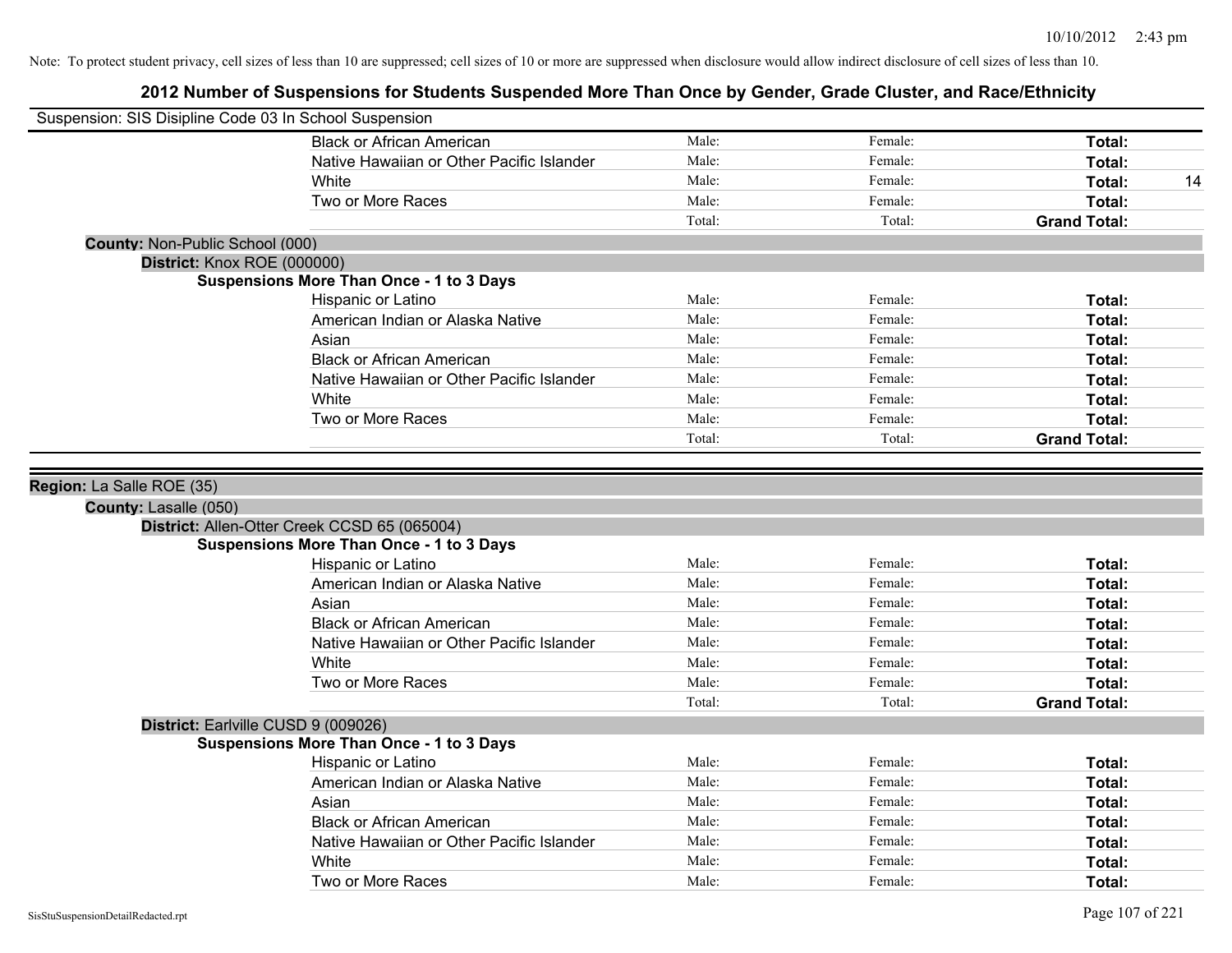Note: To protect student privacy, cell sizes of less than 10 are suppressed; cell sizes of 10 or more are suppressed when disclosure would allow indirect disclosure of cell sizes of less than 10.

# 2012 Number of Suspensions for Students Suspended More Than Once by Gender, Grade Cluster, and Race/Ethnicity

Suspension: SIS Disipline Code 03 In School Suspension

| | Male: | Female: | Total: |
|---|---|---|---|
| Black or African American | Male: | Female: | **Total:** |
| Native Hawaiian or Other Pacific Islander | Male: | Female: | **Total:** |
| White | Male: | Female: | **Total:** 14 |
| Two or More Races | Male: | Female: | **Total:** |
| | Total: | Total: | **Grand Total:** |

**County:** Non-Public School (000)

**District:** Knox ROE (000000)

**Suspensions More Than Once - 1 to 3 Days**

| | Male: | Female: | Total: |
|---|---|---|---|
| Hispanic or Latino | Male: | Female: | **Total:** |
| American Indian or Alaska Native | Male: | Female: | **Total:** |
| Asian | Male: | Female: | **Total:** |
| Black or African American | Male: | Female: | **Total:** |
| Native Hawaiian or Other Pacific Islander | Male: | Female: | **Total:** |
| White | Male: | Female: | **Total:** |
| Two or More Races | Male: | Female: | **Total:** |
| | Total: | Total: | **Grand Total:** |

**Region:** La Salle ROE (35)

**County:** Lasalle (050)

**District:** Allen-Otter Creek CCSD 65 (065004)

**Suspensions More Than Once - 1 to 3 Days**

| | Male: | Female: | Total: |
|---|---|---|---|
| Hispanic or Latino | Male: | Female: | **Total:** |
| American Indian or Alaska Native | Male: | Female: | **Total:** |
| Asian | Male: | Female: | **Total:** |
| Black or African American | Male: | Female: | **Total:** |
| Native Hawaiian or Other Pacific Islander | Male: | Female: | **Total:** |
| White | Male: | Female: | **Total:** |
| Two or More Races | Male: | Female: | **Total:** |
| | Total: | Total: | **Grand Total:** |

**District:** Earlville CUSD 9 (009026)

**Suspensions More Than Once - 1 to 3 Days**

| | Male: | Female: | Total: |
|---|---|---|---|
| Hispanic or Latino | Male: | Female: | **Total:** |
| American Indian or Alaska Native | Male: | Female: | **Total:** |
| Asian | Male: | Female: | **Total:** |
| Black or African American | Male: | Female: | **Total:** |
| Native Hawaiian or Other Pacific Islander | Male: | Female: | **Total:** |
| White | Male: | Female: | **Total:** |
| Two or More Races | Male: | Female: | **Total:** |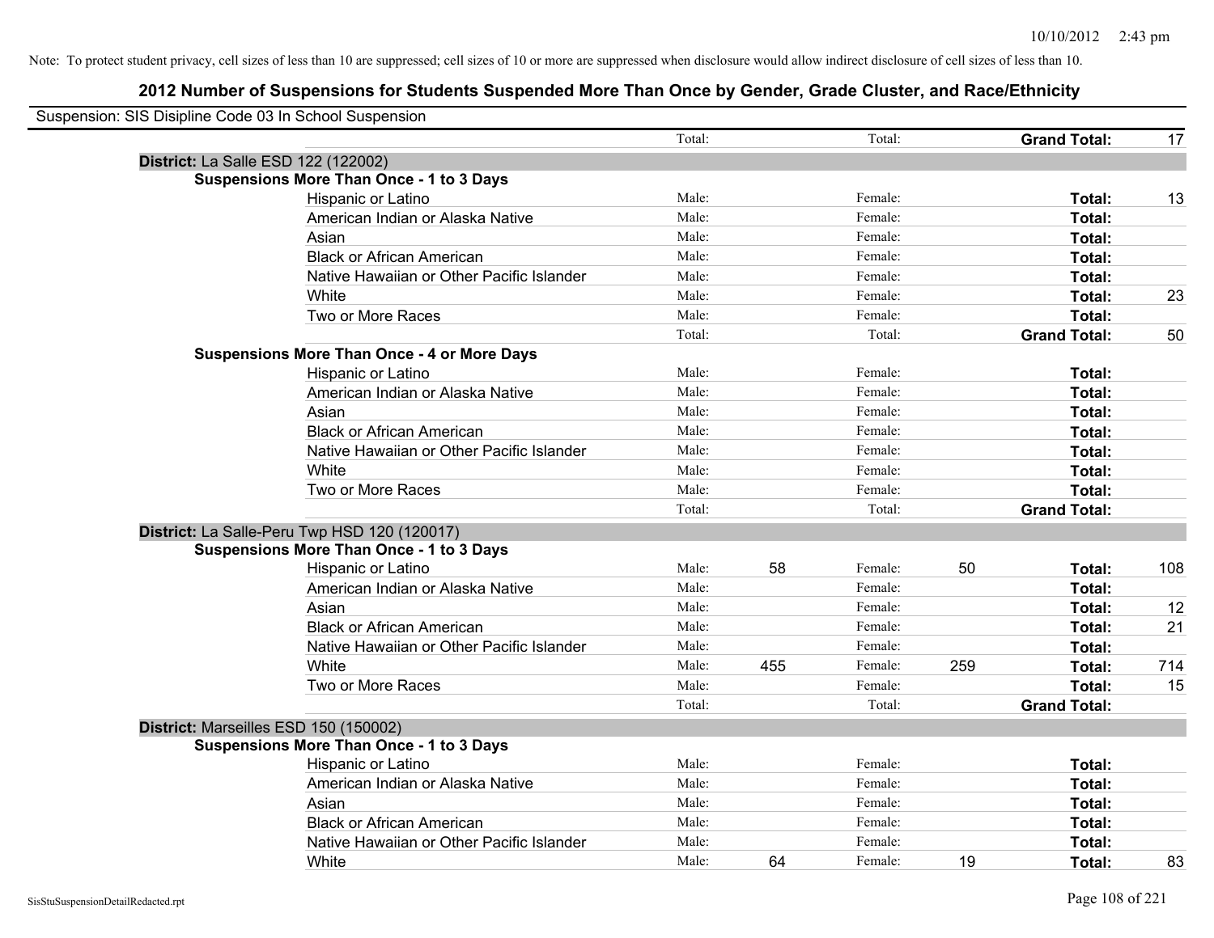Note: To protect student privacy, cell sizes of less than 10 are suppressed; cell sizes of 10 or more are suppressed when disclosure would allow indirect disclosure of cell sizes of less than 10.

# 2012 Number of Suspensions for Students Suspended More Than Once by Gender, Grade Cluster, and Race/Ethnicity

Suspension: SIS Disipline Code 03 In School Suspension

| | | | | | | | |
|---|---|---|---|---|---|---|---|
| | Total: | | Total: | | **Grand Total:** | 17 |

**District:** La Salle ESD 122 (122002)

**Suspensions More Than Once - 1 to 3 Days**

| Race/Ethnicity | Male: | | Female: | | Total: | |
|---|---|---|---|---|---|---|
| Hispanic or Latino | Male: | | Female: | | **Total:** | 13 |
| American Indian or Alaska Native | Male: | | Female: | | **Total:** | |
| Asian | Male: | | Female: | | **Total:** | |
| Black or African American | Male: | | Female: | | **Total:** | |
| Native Hawaiian or Other Pacific Islander | Male: | | Female: | | **Total:** | |
| White | Male: | | Female: | | **Total:** | 23 |
| Two or More Races | Male: | | Female: | | **Total:** | |
| | Total: | | Total: | | **Grand Total:** | 50 |

**Suspensions More Than Once - 4 or More Days**

| Race/Ethnicity | Male: | | Female: | | Total: | |
|---|---|---|---|---|---|---|
| Hispanic or Latino | Male: | | Female: | | **Total:** | |
| American Indian or Alaska Native | Male: | | Female: | | **Total:** | |
| Asian | Male: | | Female: | | **Total:** | |
| Black or African American | Male: | | Female: | | **Total:** | |
| Native Hawaiian or Other Pacific Islander | Male: | | Female: | | **Total:** | |
| White | Male: | | Female: | | **Total:** | |
| Two or More Races | Male: | | Female: | | **Total:** | |
| | Total: | | Total: | | **Grand Total:** | |

**District:** La Salle-Peru Twp HSD 120 (120017)

**Suspensions More Than Once - 1 to 3 Days**

| Race/Ethnicity | Male: | | Female: | | Total: | |
|---|---|---|---|---|---|---|
| Hispanic or Latino | Male: | 58 | Female: | 50 | **Total:** | 108 |
| American Indian or Alaska Native | Male: | | Female: | | **Total:** | |
| Asian | Male: | | Female: | | **Total:** | 12 |
| Black or African American | Male: | | Female: | | **Total:** | 21 |
| Native Hawaiian or Other Pacific Islander | Male: | | Female: | | **Total:** | |
| White | Male: | 455 | Female: | 259 | **Total:** | 714 |
| Two or More Races | Male: | | Female: | | **Total:** | 15 |
| | Total: | | Total: | | **Grand Total:** | |

**District:** Marseilles ESD 150 (150002)

**Suspensions More Than Once - 1 to 3 Days**

| Race/Ethnicity | Male: | | Female: | | Total: | |
|---|---|---|---|---|---|---|
| Hispanic or Latino | Male: | | Female: | | **Total:** | |
| American Indian or Alaska Native | Male: | | Female: | | **Total:** | |
| Asian | Male: | | Female: | | **Total:** | |
| Black or African American | Male: | | Female: | | **Total:** | |
| Native Hawaiian or Other Pacific Islander | Male: | | Female: | | **Total:** | |
| White | Male: | 64 | Female: | 19 | **Total:** | 83 |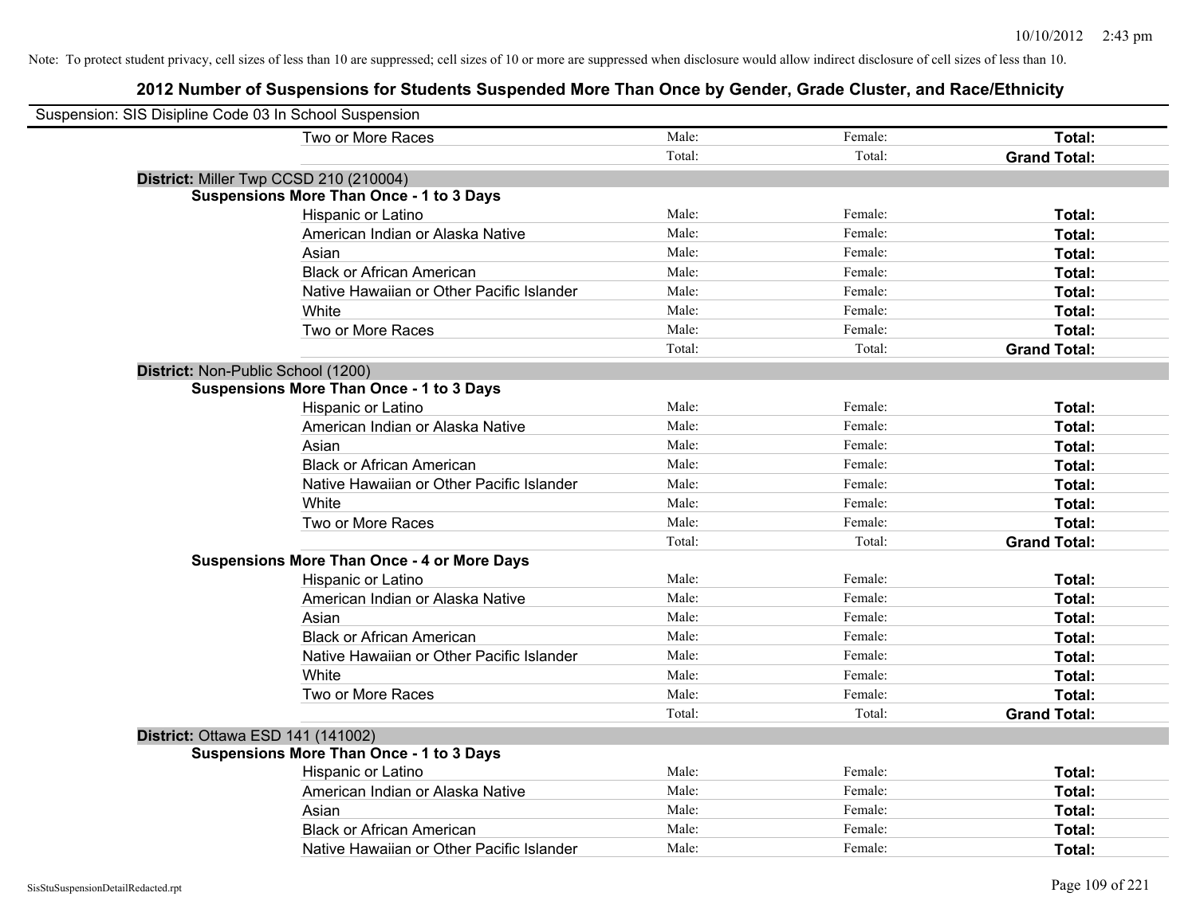Note: To protect student privacy, cell sizes of less than 10 are suppressed; cell sizes of 10 or more are suppressed when disclosure would allow indirect disclosure of cell sizes of less than 10.

## 2012 Number of Suspensions for Students Suspended More Than Once by Gender, Grade Cluster, and Race/Ethnicity

Suspension: SIS Disipline Code 03 In School Suspension

| | | | |
|---|---|---|---|
| Two or More Races | Male: | Female: | **Total:** |
| | Total: | Total: | **Grand Total:** |

**District:** Miller Twp CCSD 210 (210004)

**Suspensions More Than Once - 1 to 3 Days**

| | | | |
|---|---|---|---|
| Hispanic or Latino | Male: | Female: | **Total:** |
| American Indian or Alaska Native | Male: | Female: | **Total:** |
| Asian | Male: | Female: | **Total:** |
| Black or African American | Male: | Female: | **Total:** |
| Native Hawaiian or Other Pacific Islander | Male: | Female: | **Total:** |
| White | Male: | Female: | **Total:** |
| Two or More Races | Male: | Female: | **Total:** |
| | Total: | Total: | **Grand Total:** |

**District:** Non-Public School (1200)

**Suspensions More Than Once - 1 to 3 Days**

| | | | |
|---|---|---|---|
| Hispanic or Latino | Male: | Female: | **Total:** |
| American Indian or Alaska Native | Male: | Female: | **Total:** |
| Asian | Male: | Female: | **Total:** |
| Black or African American | Male: | Female: | **Total:** |
| Native Hawaiian or Other Pacific Islander | Male: | Female: | **Total:** |
| White | Male: | Female: | **Total:** |
| Two or More Races | Male: | Female: | **Total:** |
| | Total: | Total: | **Grand Total:** |

**Suspensions More Than Once - 4 or More Days**

| | | | |
|---|---|---|---|
| Hispanic or Latino | Male: | Female: | **Total:** |
| American Indian or Alaska Native | Male: | Female: | **Total:** |
| Asian | Male: | Female: | **Total:** |
| Black or African American | Male: | Female: | **Total:** |
| Native Hawaiian or Other Pacific Islander | Male: | Female: | **Total:** |
| White | Male: | Female: | **Total:** |
| Two or More Races | Male: | Female: | **Total:** |
| | Total: | Total: | **Grand Total:** |

**District:** Ottawa ESD 141 (141002)

**Suspensions More Than Once - 1 to 3 Days**

| | | | |
|---|---|---|---|
| Hispanic or Latino | Male: | Female: | **Total:** |
| American Indian or Alaska Native | Male: | Female: | **Total:** |
| Asian | Male: | Female: | **Total:** |
| Black or African American | Male: | Female: | **Total:** |
| Native Hawaiian or Other Pacific Islander | Male: | Female: | **Total:** |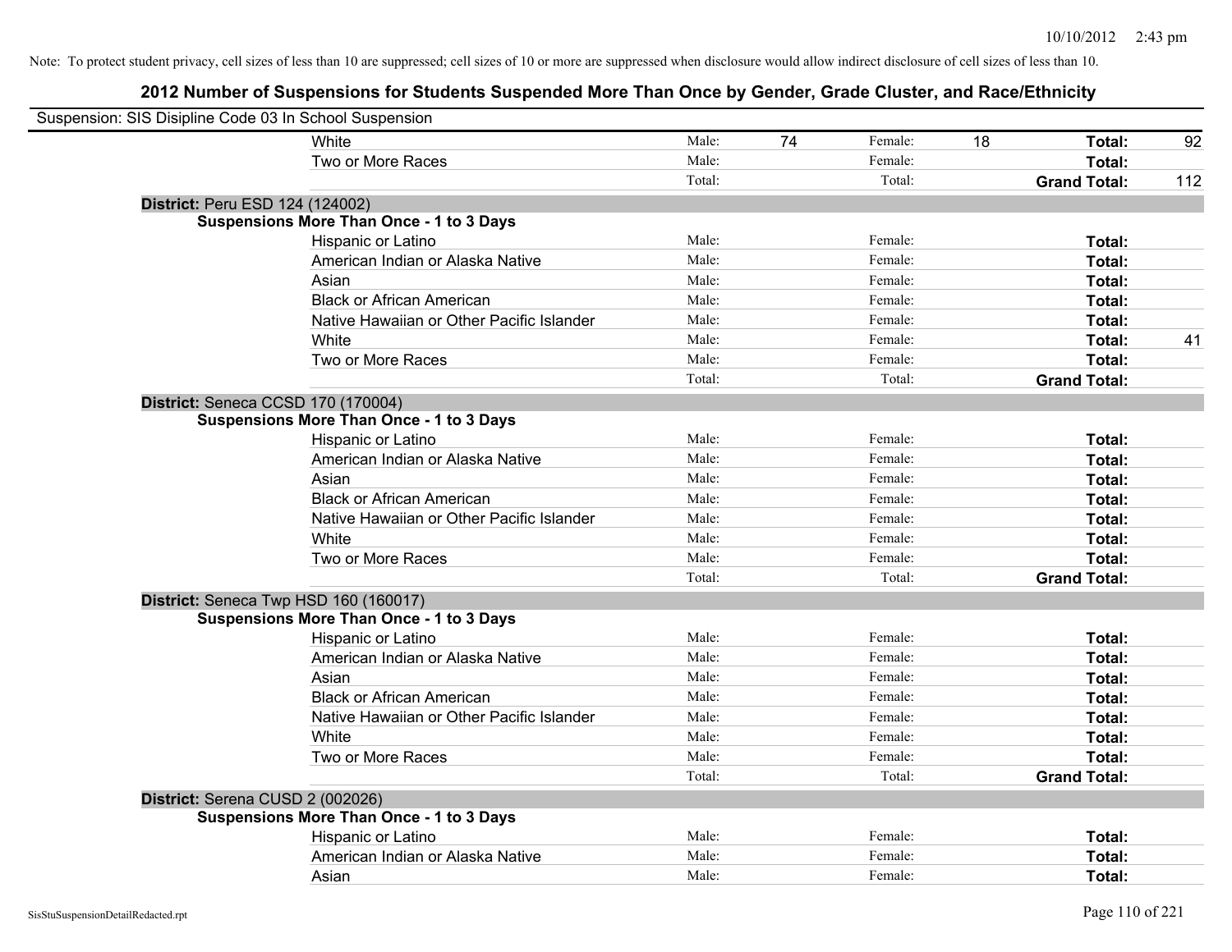Note: To protect student privacy, cell sizes of less than 10 are suppressed; cell sizes of 10 or more are suppressed when disclosure would allow indirect disclosure of cell sizes of less than 10.

## 2012 Number of Suspensions for Students Suspended More Than Once by Gender, Grade Cluster, and Race/Ethnicity

Suspension: SIS Disipline Code 03 In School Suspension

| | | | | | | |
|---|---|---|---|---|---|---|
| White | Male: | 74 | Female: | 18 | **Total:** | 92 |
| Two or More Races | Male: | | Female: | | **Total:** | |
| | Total: | | Total: | | **Grand Total:** | 112 |

**District:** Peru ESD 124 (124002)

**Suspensions More Than Once - 1 to 3 Days**

| | | | | | | |
|---|---|---|---|---|---|---|
| Hispanic or Latino | Male: | | Female: | | **Total:** | |
| American Indian or Alaska Native | Male: | | Female: | | **Total:** | |
| Asian | Male: | | Female: | | **Total:** | |
| Black or African American | Male: | | Female: | | **Total:** | |
| Native Hawaiian or Other Pacific Islander | Male: | | Female: | | **Total:** | |
| White | Male: | | Female: | | **Total:** | 41 |
| Two or More Races | Male: | | Female: | | **Total:** | |
| | Total: | | Total: | | **Grand Total:** | |

**District:** Seneca CCSD 170 (170004)

**Suspensions More Than Once - 1 to 3 Days**

| | | | | | | |
|---|---|---|---|---|---|---|
| Hispanic or Latino | Male: | | Female: | | **Total:** | |
| American Indian or Alaska Native | Male: | | Female: | | **Total:** | |
| Asian | Male: | | Female: | | **Total:** | |
| Black or African American | Male: | | Female: | | **Total:** | |
| Native Hawaiian or Other Pacific Islander | Male: | | Female: | | **Total:** | |
| White | Male: | | Female: | | **Total:** | |
| Two or More Races | Male: | | Female: | | **Total:** | |
| | Total: | | Total: | | **Grand Total:** | |

**District:** Seneca Twp HSD 160 (160017)

**Suspensions More Than Once - 1 to 3 Days**

| | | | | | | |
|---|---|---|---|---|---|---|
| Hispanic or Latino | Male: | | Female: | | **Total:** | |
| American Indian or Alaska Native | Male: | | Female: | | **Total:** | |
| Asian | Male: | | Female: | | **Total:** | |
| Black or African American | Male: | | Female: | | **Total:** | |
| Native Hawaiian or Other Pacific Islander | Male: | | Female: | | **Total:** | |
| White | Male: | | Female: | | **Total:** | |
| Two or More Races | Male: | | Female: | | **Total:** | |
| | Total: | | Total: | | **Grand Total:** | |

**District:** Serena CUSD 2 (002026)

**Suspensions More Than Once - 1 to 3 Days**

| | | | | | | |
|---|---|---|---|---|---|---|
| Hispanic or Latino | Male: | | Female: | | **Total:** | |
| American Indian or Alaska Native | Male: | | Female: | | **Total:** | |
| Asian | Male: | | Female: | | **Total:** | |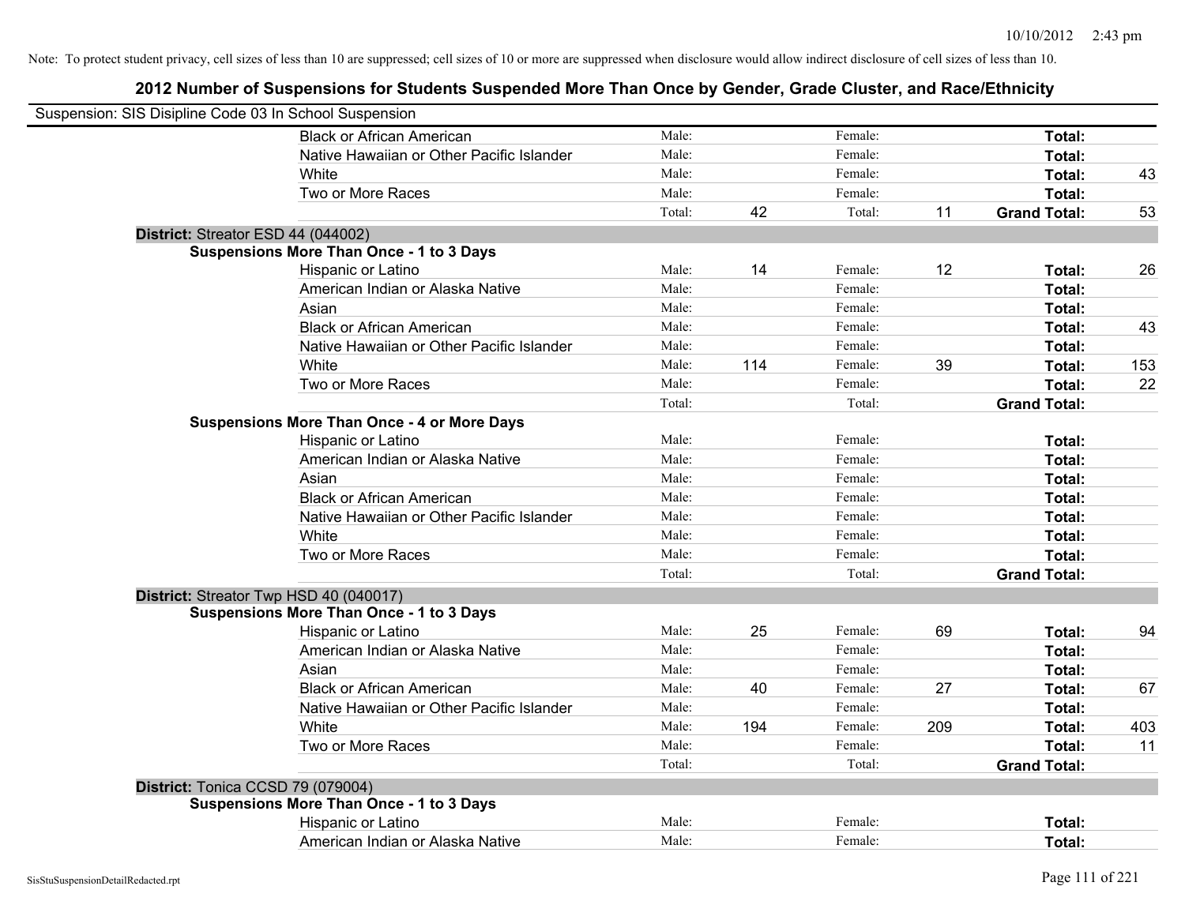Note: To protect student privacy, cell sizes of less than 10 are suppressed; cell sizes of 10 or more are suppressed when disclosure would allow indirect disclosure of cell sizes of less than 10.

# 2012 Number of Suspensions for Students Suspended More Than Once by Gender, Grade Cluster, and Race/Ethnicity

Suspension: SIS Disipline Code 03 In School Suspension

| | | | | | | | |
|---|---|---|---|---|---|---|---|
| Black or African American | Male: | | Female: | | **Total:** | |
| Native Hawaiian or Other Pacific Islander | Male: | | Female: | | **Total:** | |
| White | Male: | | Female: | | **Total:** | 43 |
| Two or More Races | Male: | | Female: | | **Total:** | |
| | Total: | 42 | Total: | 11 | **Grand Total:** | 53 |

**District:** Streator ESD 44 (044002)

**Suspensions More Than Once - 1 to 3 Days**

| | | | | | | |
|---|---|---|---|---|---|---|
| Hispanic or Latino | Male: | 14 | Female: | 12 | **Total:** | 26 |
| American Indian or Alaska Native | Male: | | Female: | | **Total:** | |
| Asian | Male: | | Female: | | **Total:** | |
| Black or African American | Male: | | Female: | | **Total:** | 43 |
| Native Hawaiian or Other Pacific Islander | Male: | | Female: | | **Total:** | |
| White | Male: | 114 | Female: | 39 | **Total:** | 153 |
| Two or More Races | Male: | | Female: | | **Total:** | 22 |
| | Total: | | Total: | | **Grand Total:** | |

**Suspensions More Than Once - 4 or More Days**

| | | | | | | |
|---|---|---|---|---|---|---|
| Hispanic or Latino | Male: | | Female: | | **Total:** | |
| American Indian or Alaska Native | Male: | | Female: | | **Total:** | |
| Asian | Male: | | Female: | | **Total:** | |
| Black or African American | Male: | | Female: | | **Total:** | |
| Native Hawaiian or Other Pacific Islander | Male: | | Female: | | **Total:** | |
| White | Male: | | Female: | | **Total:** | |
| Two or More Races | Male: | | Female: | | **Total:** | |
| | Total: | | Total: | | **Grand Total:** | |

**District:** Streator Twp HSD 40 (040017)

**Suspensions More Than Once - 1 to 3 Days**

| | | | | | | |
|---|---|---|---|---|---|---|
| Hispanic or Latino | Male: | 25 | Female: | 69 | **Total:** | 94 |
| American Indian or Alaska Native | Male: | | Female: | | **Total:** | |
| Asian | Male: | | Female: | | **Total:** | |
| Black or African American | Male: | 40 | Female: | 27 | **Total:** | 67 |
| Native Hawaiian or Other Pacific Islander | Male: | | Female: | | **Total:** | |
| White | Male: | 194 | Female: | 209 | **Total:** | 403 |
| Two or More Races | Male: | | Female: | | **Total:** | 11 |
| | Total: | | Total: | | **Grand Total:** | |

**District:** Tonica CCSD 79 (079004)

**Suspensions More Than Once - 1 to 3 Days**

| | | | | | | |
|---|---|---|---|---|---|---|
| Hispanic or Latino | Male: | | Female: | | **Total:** | |
| American Indian or Alaska Native | Male: | | Female: | | **Total:** | |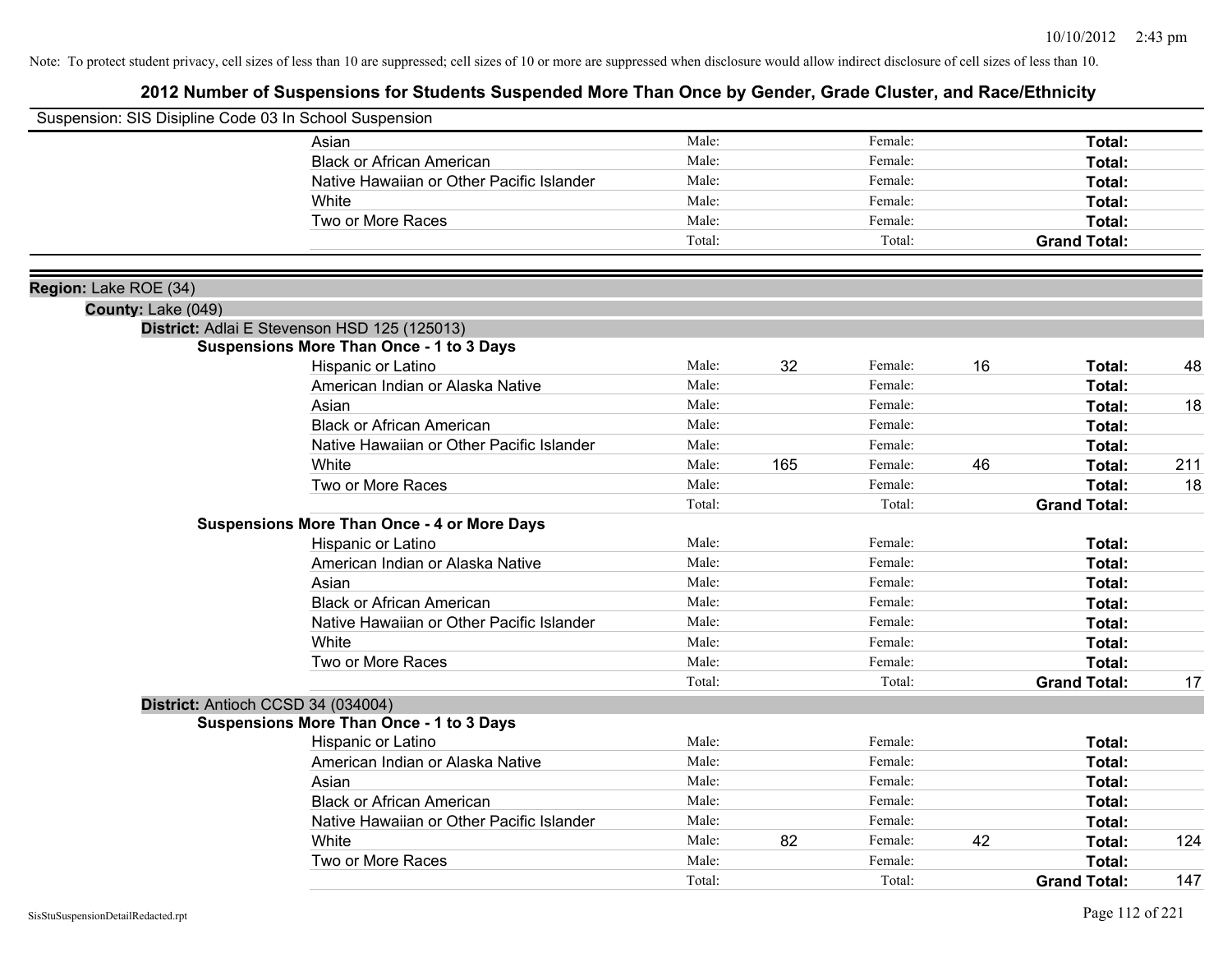Note: To protect student privacy, cell sizes of less than 10 are suppressed; cell sizes of 10 or more are suppressed when disclosure would allow indirect disclosure of cell sizes of less than 10.

# 2012 Number of Suspensions for Students Suspended More Than Once by Gender, Grade Cluster, and Race/Ethnicity

Suspension: SIS Disipline Code 03 In School Suspension

| | Male: | | Female: | | | |
|---|---|---|---|---|---|---|
| Asian | Male: | | Female: | | **Total:** | |
| Black or African American | Male: | | Female: | | **Total:** | |
| Native Hawaiian or Other Pacific Islander | Male: | | Female: | | **Total:** | |
| White | Male: | | Female: | | **Total:** | |
| Two or More Races | Male: | | Female: | | **Total:** | |
| | Total: | | Total: | | **Grand Total:** | |

**Region:** Lake ROE (34)

**County:** Lake (049)

**District:** Adlai E Stevenson HSD 125 (125013)

**Suspensions More Than Once - 1 to 3 Days**

| Race/Ethnicity | Male: | | Female: | | | |
|---|---|---|---|---|---|---|
| Hispanic or Latino | Male: | 32 | Female: | 16 | **Total:** | 48 |
| American Indian or Alaska Native | Male: | | Female: | | **Total:** | |
| Asian | Male: | | Female: | | **Total:** | 18 |
| Black or African American | Male: | | Female: | | **Total:** | |
| Native Hawaiian or Other Pacific Islander | Male: | | Female: | | **Total:** | |
| White | Male: | 165 | Female: | 46 | **Total:** | 211 |
| Two or More Races | Male: | | Female: | | **Total:** | 18 |
| | Total: | | Total: | | **Grand Total:** | |

**Suspensions More Than Once - 4 or More Days**

| Race/Ethnicity | Male: | | Female: | | | |
|---|---|---|---|---|---|---|
| Hispanic or Latino | Male: | | Female: | | **Total:** | |
| American Indian or Alaska Native | Male: | | Female: | | **Total:** | |
| Asian | Male: | | Female: | | **Total:** | |
| Black or African American | Male: | | Female: | | **Total:** | |
| Native Hawaiian or Other Pacific Islander | Male: | | Female: | | **Total:** | |
| White | Male: | | Female: | | **Total:** | |
| Two or More Races | Male: | | Female: | | **Total:** | |
| | Total: | | Total: | | **Grand Total:** | 17 |

**District:** Antioch CCSD 34 (034004)

**Suspensions More Than Once - 1 to 3 Days**

| Race/Ethnicity | Male: | | Female: | | | |
|---|---|---|---|---|---|---|
| Hispanic or Latino | Male: | | Female: | | **Total:** | |
| American Indian or Alaska Native | Male: | | Female: | | **Total:** | |
| Asian | Male: | | Female: | | **Total:** | |
| Black or African American | Male: | | Female: | | **Total:** | |
| Native Hawaiian or Other Pacific Islander | Male: | | Female: | | **Total:** | |
| White | Male: | 82 | Female: | 42 | **Total:** | 124 |
| Two or More Races | Male: | | Female: | | **Total:** | |
| | Total: | | Total: | | **Grand Total:** | 147 |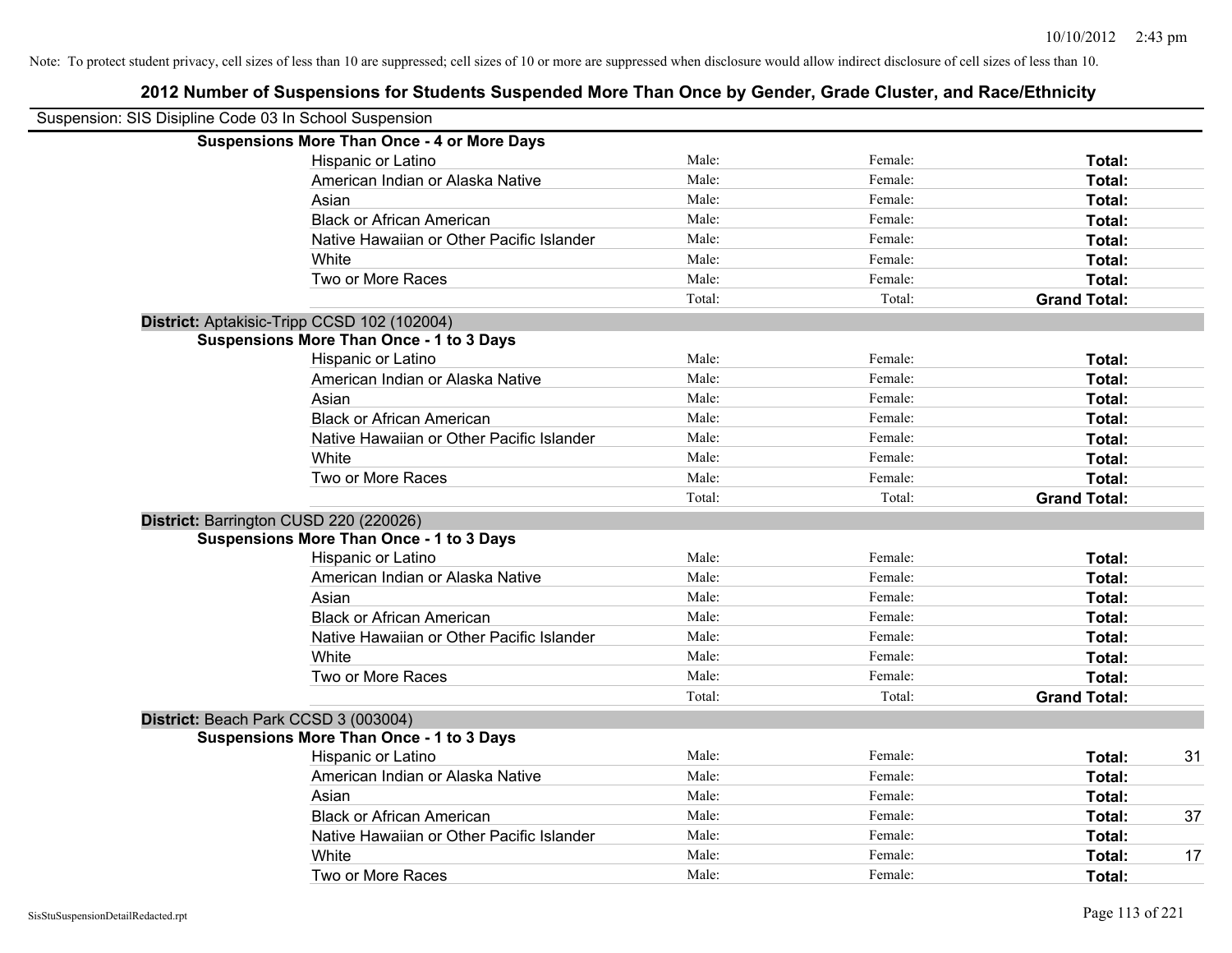Note: To protect student privacy, cell sizes of less than 10 are suppressed; cell sizes of 10 or more are suppressed when disclosure would allow indirect disclosure of cell sizes of less than 10.

# 2012 Number of Suspensions for Students Suspended More Than Once by Gender, Grade Cluster, and Race/Ethnicity

Suspension: SIS Disipline Code 03 In School Suspension

**Suspensions More Than Once - 4 or More Days**

| | | | | |
|---|---|---|---|---|
| Hispanic or Latino | Male: | Female: | **Total:** | |
| American Indian or Alaska Native | Male: | Female: | **Total:** | |
| Asian | Male: | Female: | **Total:** | |
| Black or African American | Male: | Female: | **Total:** | |
| Native Hawaiian or Other Pacific Islander | Male: | Female: | **Total:** | |
| White | Male: | Female: | **Total:** | |
| Two or More Races | Male: | Female: | **Total:** | |
| | Total: | Total: | **Grand Total:** | |

**District:** Aptakisic-Tripp CCSD 102 (102004)

**Suspensions More Than Once - 1 to 3 Days**

| | | | | |
|---|---|---|---|---|
| Hispanic or Latino | Male: | Female: | **Total:** | |
| American Indian or Alaska Native | Male: | Female: | **Total:** | |
| Asian | Male: | Female: | **Total:** | |
| Black or African American | Male: | Female: | **Total:** | |
| Native Hawaiian or Other Pacific Islander | Male: | Female: | **Total:** | |
| White | Male: | Female: | **Total:** | |
| Two or More Races | Male: | Female: | **Total:** | |
| | Total: | Total: | **Grand Total:** | |

**District:** Barrington CUSD 220 (220026)

**Suspensions More Than Once - 1 to 3 Days**

| | | | | |
|---|---|---|---|---|
| Hispanic or Latino | Male: | Female: | **Total:** | |
| American Indian or Alaska Native | Male: | Female: | **Total:** | |
| Asian | Male: | Female: | **Total:** | |
| Black or African American | Male: | Female: | **Total:** | |
| Native Hawaiian or Other Pacific Islander | Male: | Female: | **Total:** | |
| White | Male: | Female: | **Total:** | |
| Two or More Races | Male: | Female: | **Total:** | |
| | Total: | Total: | **Grand Total:** | |

**District:** Beach Park CCSD 3 (003004)

**Suspensions More Than Once - 1 to 3 Days**

| | | | | |
|---|---|---|---|---|
| Hispanic or Latino | Male: | Female: | **Total:** | 31 |
| American Indian or Alaska Native | Male: | Female: | **Total:** | |
| Asian | Male: | Female: | **Total:** | |
| Black or African American | Male: | Female: | **Total:** | 37 |
| Native Hawaiian or Other Pacific Islander | Male: | Female: | **Total:** | |
| White | Male: | Female: | **Total:** | 17 |
| Two or More Races | Male: | Female: | **Total:** | |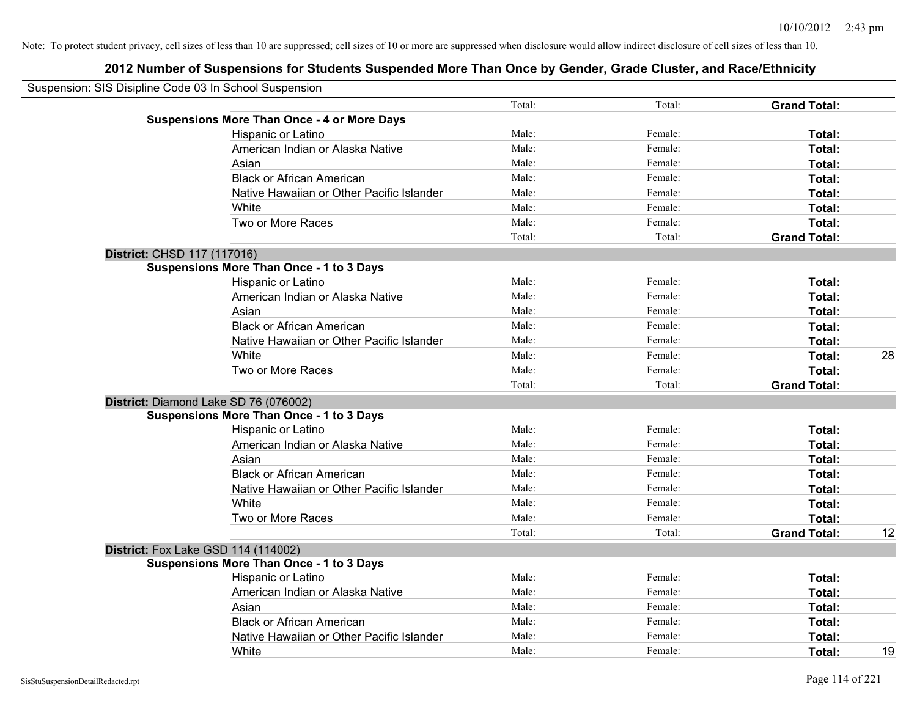Note: To protect student privacy, cell sizes of less than 10 are suppressed; cell sizes of 10 or more are suppressed when disclosure would allow indirect disclosure of cell sizes of less than 10.

## 2012 Number of Suspensions for Students Suspended More Than Once by Gender, Grade Cluster, and Race/Ethnicity

Suspension: SIS Disipline Code 03 In School Suspension

| | | | | |
|---|---|---|---|---|
| | Total: | Total: | **Grand Total:** | |
| **Suspensions More Than Once - 4 or More Days** | | | | |
| Hispanic or Latino | Male: | Female: | **Total:** | |
| American Indian or Alaska Native | Male: | Female: | **Total:** | |
| Asian | Male: | Female: | **Total:** | |
| Black or African American | Male: | Female: | **Total:** | |
| Native Hawaiian or Other Pacific Islander | Male: | Female: | **Total:** | |
| White | Male: | Female: | **Total:** | |
| Two or More Races | Male: | Female: | **Total:** | |
| | Total: | Total: | **Grand Total:** | |
| **District:** CHSD 117 (117016) | | | | |
| **Suspensions More Than Once - 1 to 3 Days** | | | | |
| Hispanic or Latino | Male: | Female: | **Total:** | |
| American Indian or Alaska Native | Male: | Female: | **Total:** | |
| Asian | Male: | Female: | **Total:** | |
| Black or African American | Male: | Female: | **Total:** | |
| Native Hawaiian or Other Pacific Islander | Male: | Female: | **Total:** | |
| White | Male: | Female: | **Total:** | 28 |
| Two or More Races | Male: | Female: | **Total:** | |
| | Total: | Total: | **Grand Total:** | |
| **District:** Diamond Lake SD 76 (076002) | | | | |
| **Suspensions More Than Once - 1 to 3 Days** | | | | |
| Hispanic or Latino | Male: | Female: | **Total:** | |
| American Indian or Alaska Native | Male: | Female: | **Total:** | |
| Asian | Male: | Female: | **Total:** | |
| Black or African American | Male: | Female: | **Total:** | |
| Native Hawaiian or Other Pacific Islander | Male: | Female: | **Total:** | |
| White | Male: | Female: | **Total:** | |
| Two or More Races | Male: | Female: | **Total:** | |
| | Total: | Total: | **Grand Total:** | 12 |
| **District:** Fox Lake GSD 114 (114002) | | | | |
| **Suspensions More Than Once - 1 to 3 Days** | | | | |
| Hispanic or Latino | Male: | Female: | **Total:** | |
| American Indian or Alaska Native | Male: | Female: | **Total:** | |
| Asian | Male: | Female: | **Total:** | |
| Black or African American | Male: | Female: | **Total:** | |
| Native Hawaiian or Other Pacific Islander | Male: | Female: | **Total:** | |
| White | Male: | Female: | **Total:** | 19 |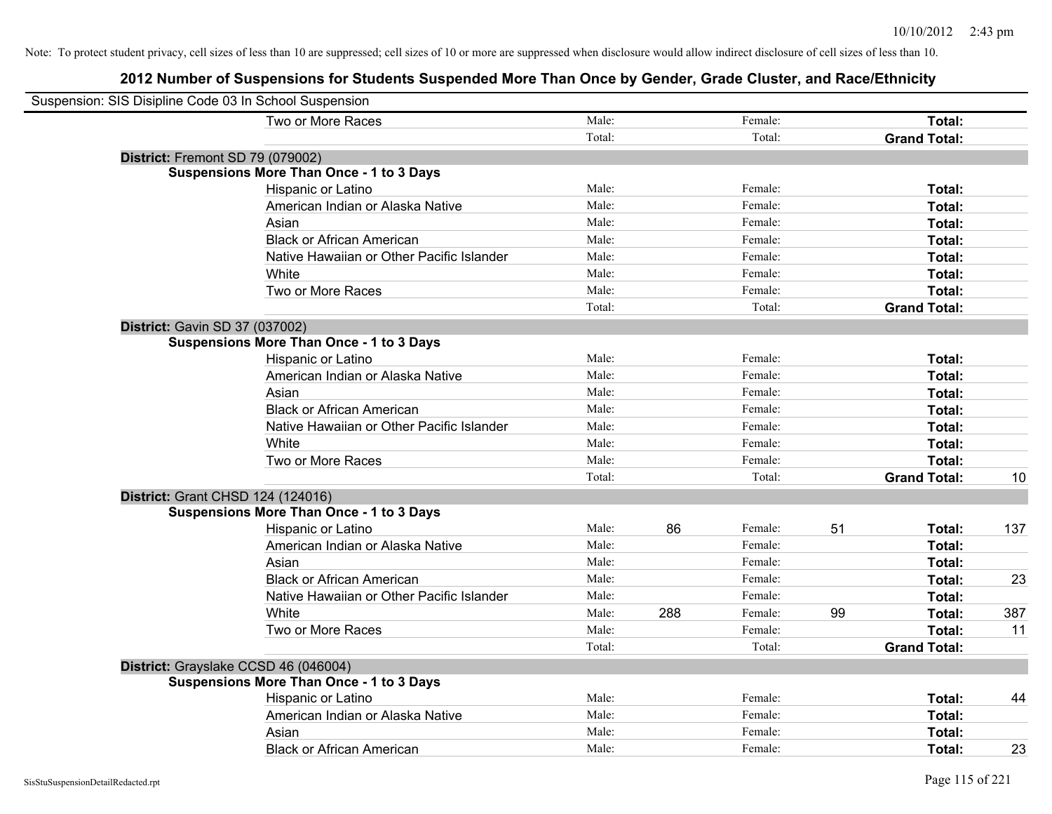Note: To protect student privacy, cell sizes of less than 10 are suppressed; cell sizes of 10 or more are suppressed when disclosure would allow indirect disclosure of cell sizes of less than 10.

# 2012 Number of Suspensions for Students Suspended More Than Once by Gender, Grade Cluster, and Race/Ethnicity

Suspension: SIS Disipline Code 03 In School Suspension

| | | | | | | |
|---|---|---|---|---|---|---|
| Two or More Races | Male: | | Female: | | **Total:** | |
| | Total: | | Total: | | **Grand Total:** | |

**District:** Fremont SD 79 (079002)

**Suspensions More Than Once - 1 to 3 Days**

| | | | | | | |
|---|---|---|---|---|---|---|
| Hispanic or Latino | Male: | | Female: | | **Total:** | |
| American Indian or Alaska Native | Male: | | Female: | | **Total:** | |
| Asian | Male: | | Female: | | **Total:** | |
| Black or African American | Male: | | Female: | | **Total:** | |
| Native Hawaiian or Other Pacific Islander | Male: | | Female: | | **Total:** | |
| White | Male: | | Female: | | **Total:** | |
| Two or More Races | Male: | | Female: | | **Total:** | |
| | Total: | | Total: | | **Grand Total:** | |

**District:** Gavin SD 37 (037002)

**Suspensions More Than Once - 1 to 3 Days**

| | | | | | | |
|---|---|---|---|---|---|---|
| Hispanic or Latino | Male: | | Female: | | **Total:** | |
| American Indian or Alaska Native | Male: | | Female: | | **Total:** | |
| Asian | Male: | | Female: | | **Total:** | |
| Black or African American | Male: | | Female: | | **Total:** | |
| Native Hawaiian or Other Pacific Islander | Male: | | Female: | | **Total:** | |
| White | Male: | | Female: | | **Total:** | |
| Two or More Races | Male: | | Female: | | **Total:** | |
| | Total: | | Total: | | **Grand Total:** | 10 |

**District:** Grant CHSD 124 (124016)

**Suspensions More Than Once - 1 to 3 Days**

| | | | | | | |
|---|---|---|---|---|---|---|
| Hispanic or Latino | Male: | 86 | Female: | 51 | **Total:** | 137 |
| American Indian or Alaska Native | Male: | | Female: | | **Total:** | |
| Asian | Male: | | Female: | | **Total:** | |
| Black or African American | Male: | | Female: | | **Total:** | 23 |
| Native Hawaiian or Other Pacific Islander | Male: | | Female: | | **Total:** | |
| White | Male: | 288 | Female: | 99 | **Total:** | 387 |
| Two or More Races | Male: | | Female: | | **Total:** | 11 |
| | Total: | | Total: | | **Grand Total:** | |

**District:** Grayslake CCSD 46 (046004)

**Suspensions More Than Once - 1 to 3 Days**

| | | | | | | |
|---|---|---|---|---|---|---|
| Hispanic or Latino | Male: | | Female: | | **Total:** | 44 |
| American Indian or Alaska Native | Male: | | Female: | | **Total:** | |
| Asian | Male: | | Female: | | **Total:** | |
| Black or African American | Male: | | Female: | | **Total:** | 23 |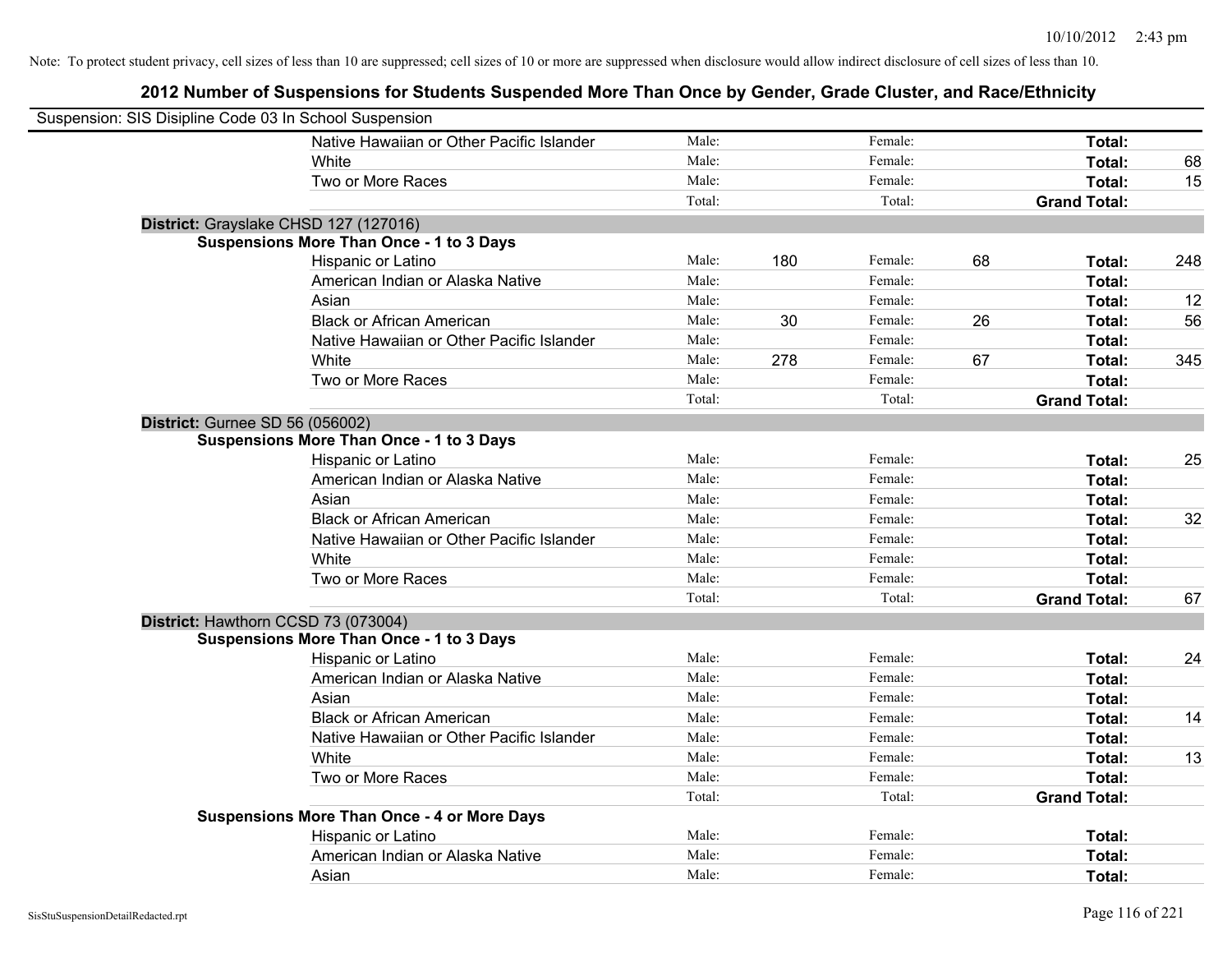Note: To protect student privacy, cell sizes of less than 10 are suppressed; cell sizes of 10 or more are suppressed when disclosure would allow indirect disclosure of cell sizes of less than 10.

# 2012 Number of Suspensions for Students Suspended More Than Once by Gender, Grade Cluster, and Race/Ethnicity

Suspension: SIS Disipline Code 03 In School Suspension

| | | | | | | |
|---|---|---|---|---|---|---|
| Native Hawaiian or Other Pacific Islander | Male: | | Female: | | Total: | |
| White | Male: | | Female: | | Total: | 68 |
| Two or More Races | Male: | | Female: | | Total: | 15 |
| | Total: | | Total: | | Grand Total: | |

**District:** Grayslake CHSD 127 (127016)

**Suspensions More Than Once - 1 to 3 Days**

| | | | | | | |
|---|---|---|---|---|---|---|
| Hispanic or Latino | Male: | 180 | Female: | 68 | Total: | 248 |
| American Indian or Alaska Native | Male: | | Female: | | Total: | |
| Asian | Male: | | Female: | | Total: | 12 |
| Black or African American | Male: | 30 | Female: | 26 | Total: | 56 |
| Native Hawaiian or Other Pacific Islander | Male: | | Female: | | Total: | |
| White | Male: | 278 | Female: | 67 | Total: | 345 |
| Two or More Races | Male: | | Female: | | Total: | |
| | Total: | | Total: | | Grand Total: | |

**District:** Gurnee SD 56 (056002)

**Suspensions More Than Once - 1 to 3 Days**

| | | | | | | |
|---|---|---|---|---|---|---|
| Hispanic or Latino | Male: | | Female: | | Total: | 25 |
| American Indian or Alaska Native | Male: | | Female: | | Total: | |
| Asian | Male: | | Female: | | Total: | |
| Black or African American | Male: | | Female: | | Total: | 32 |
| Native Hawaiian or Other Pacific Islander | Male: | | Female: | | Total: | |
| White | Male: | | Female: | | Total: | |
| Two or More Races | Male: | | Female: | | Total: | |
| | Total: | | Total: | | Grand Total: | 67 |

**District:** Hawthorn CCSD 73 (073004)

**Suspensions More Than Once - 1 to 3 Days**

| | | | | | | |
|---|---|---|---|---|---|---|
| Hispanic or Latino | Male: | | Female: | | Total: | 24 |
| American Indian or Alaska Native | Male: | | Female: | | Total: | |
| Asian | Male: | | Female: | | Total: | |
| Black or African American | Male: | | Female: | | Total: | 14 |
| Native Hawaiian or Other Pacific Islander | Male: | | Female: | | Total: | |
| White | Male: | | Female: | | Total: | 13 |
| Two or More Races | Male: | | Female: | | Total: | |
| | Total: | | Total: | | Grand Total: | |

**Suspensions More Than Once - 4 or More Days**

| | | | | | | |
|---|---|---|---|---|---|---|
| Hispanic or Latino | Male: | | Female: | | Total: | |
| American Indian or Alaska Native | Male: | | Female: | | Total: | |
| Asian | Male: | | Female: | | Total: | |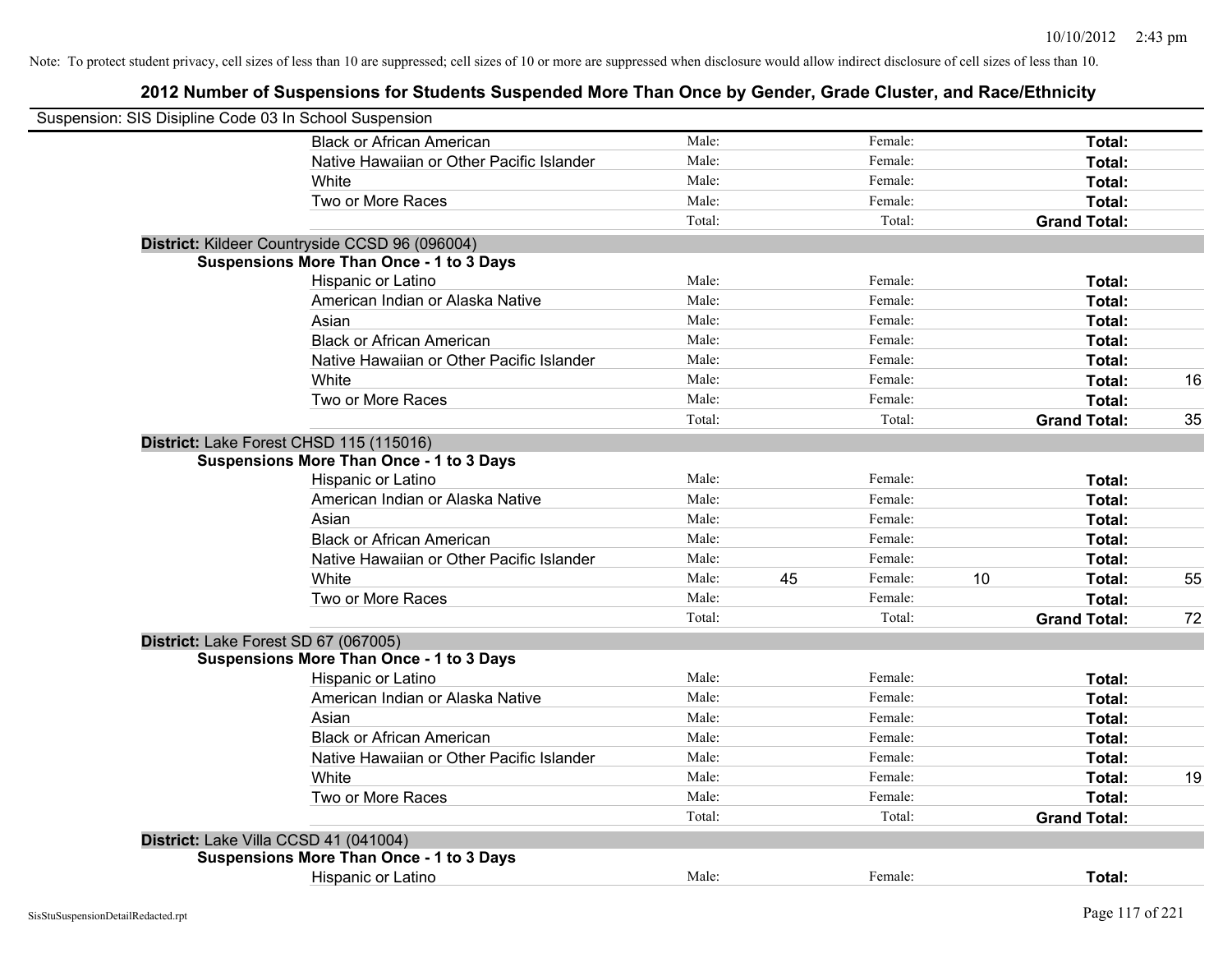Note: To protect student privacy, cell sizes of less than 10 are suppressed; cell sizes of 10 or more are suppressed when disclosure would allow indirect disclosure of cell sizes of less than 10.

## 2012 Number of Suspensions for Students Suspended More Than Once by Gender, Grade Cluster, and Race/Ethnicity

Suspension: SIS Disipline Code 03 In School Suspension

| | | | | | | |
|---|---|---|---|---|---|---|
| Black or African American | Male: | | Female: | | **Total:** | |
| Native Hawaiian or Other Pacific Islander | Male: | | Female: | | **Total:** | |
| White | Male: | | Female: | | **Total:** | |
| Two or More Races | Male: | | Female: | | **Total:** | |
| | Total: | | Total: | | **Grand Total:** | |

**District:** Kildeer Countryside CCSD 96 (096004)

**Suspensions More Than Once - 1 to 3 Days**

| | | | | | | |
|---|---|---|---|---|---|---|
| Hispanic or Latino | Male: | | Female: | | **Total:** | |
| American Indian or Alaska Native | Male: | | Female: | | **Total:** | |
| Asian | Male: | | Female: | | **Total:** | |
| Black or African American | Male: | | Female: | | **Total:** | |
| Native Hawaiian or Other Pacific Islander | Male: | | Female: | | **Total:** | |
| White | Male: | | Female: | | **Total:** | 16 |
| Two or More Races | Male: | | Female: | | **Total:** | |
| | Total: | | Total: | | **Grand Total:** | 35 |

**District:** Lake Forest CHSD 115 (115016)

**Suspensions More Than Once - 1 to 3 Days**

| | | | | | | |
|---|---|---|---|---|---|---|
| Hispanic or Latino | Male: | | Female: | | **Total:** | |
| American Indian or Alaska Native | Male: | | Female: | | **Total:** | |
| Asian | Male: | | Female: | | **Total:** | |
| Black or African American | Male: | | Female: | | **Total:** | |
| Native Hawaiian or Other Pacific Islander | Male: | | Female: | | **Total:** | |
| White | Male: | 45 | Female: | 10 | **Total:** | 55 |
| Two or More Races | Male: | | Female: | | **Total:** | |
| | Total: | | Total: | | **Grand Total:** | 72 |

**District:** Lake Forest SD 67 (067005)

**Suspensions More Than Once - 1 to 3 Days**

| | | | | | | |
|---|---|---|---|---|---|---|
| Hispanic or Latino | Male: | | Female: | | **Total:** | |
| American Indian or Alaska Native | Male: | | Female: | | **Total:** | |
| Asian | Male: | | Female: | | **Total:** | |
| Black or African American | Male: | | Female: | | **Total:** | |
| Native Hawaiian or Other Pacific Islander | Male: | | Female: | | **Total:** | |
| White | Male: | | Female: | | **Total:** | 19 |
| Two or More Races | Male: | | Female: | | **Total:** | |
| | Total: | | Total: | | **Grand Total:** | |

**District:** Lake Villa CCSD 41 (041004)

**Suspensions More Than Once - 1 to 3 Days**

| | | | | | | |
|---|---|---|---|---|---|---|
| Hispanic or Latino | Male: | | Female: | | **Total:** | |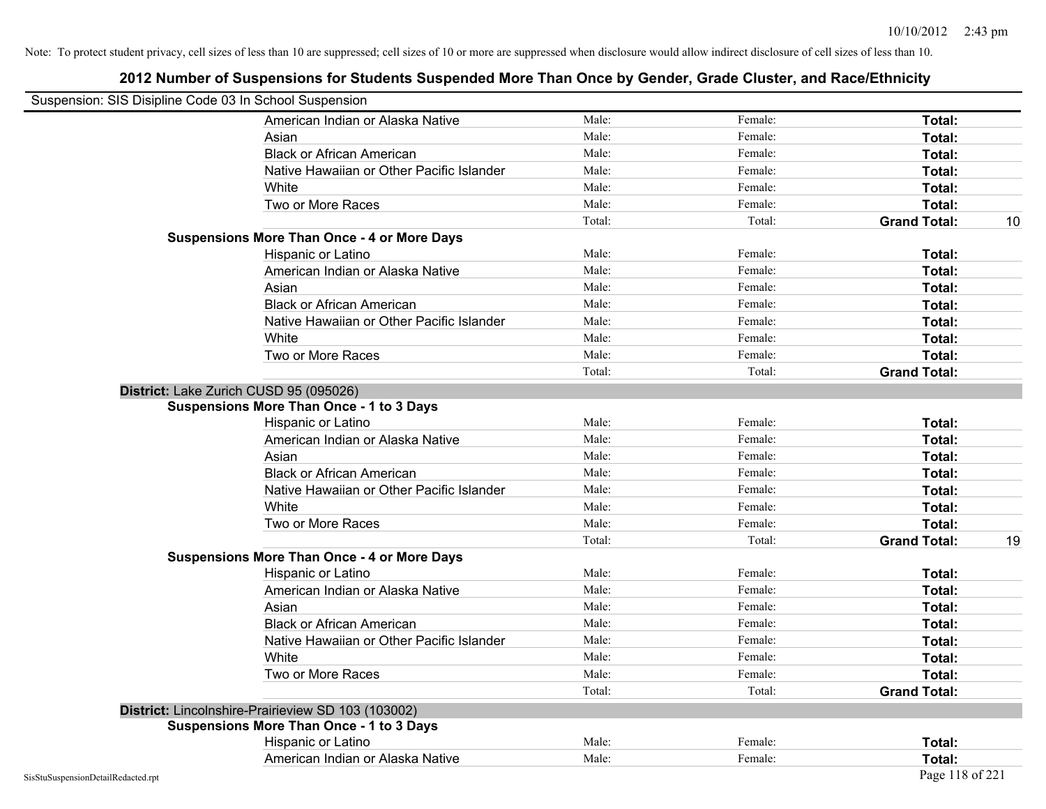Note: To protect student privacy, cell sizes of less than 10 are suppressed; cell sizes of 10 or more are suppressed when disclosure would allow indirect disclosure of cell sizes of less than 10.

## 2012 Number of Suspensions for Students Suspended More Than Once by Gender, Grade Cluster, and Race/Ethnicity

Suspension: SIS Disipline Code 03 In School Suspension

| | Male: | Female: | Total: | |
|---|---|---|---|---|
| American Indian or Alaska Native | Male: | Female: | **Total:** | |
| Asian | Male: | Female: | **Total:** | |
| Black or African American | Male: | Female: | **Total:** | |
| Native Hawaiian or Other Pacific Islander | Male: | Female: | **Total:** | |
| White | Male: | Female: | **Total:** | |
| Two or More Races | Male: | Female: | **Total:** | |
| | Total: | Total: | **Grand Total:** | 10 |
| **Suspensions More Than Once - 4 or More Days** | | | | |
| Hispanic or Latino | Male: | Female: | **Total:** | |
| American Indian or Alaska Native | Male: | Female: | **Total:** | |
| Asian | Male: | Female: | **Total:** | |
| Black or African American | Male: | Female: | **Total:** | |
| Native Hawaiian or Other Pacific Islander | Male: | Female: | **Total:** | |
| White | Male: | Female: | **Total:** | |
| Two or More Races | Male: | Female: | **Total:** | |
| | Total: | Total: | **Grand Total:** | |
| **District:** Lake Zurich CUSD 95 (095026) | | | | |
| **Suspensions More Than Once - 1 to 3 Days** | | | | |
| Hispanic or Latino | Male: | Female: | **Total:** | |
| American Indian or Alaska Native | Male: | Female: | **Total:** | |
| Asian | Male: | Female: | **Total:** | |
| Black or African American | Male: | Female: | **Total:** | |
| Native Hawaiian or Other Pacific Islander | Male: | Female: | **Total:** | |
| White | Male: | Female: | **Total:** | |
| Two or More Races | Male: | Female: | **Total:** | |
| | Total: | Total: | **Grand Total:** | 19 |
| **Suspensions More Than Once - 4 or More Days** | | | | |
| Hispanic or Latino | Male: | Female: | **Total:** | |
| American Indian or Alaska Native | Male: | Female: | **Total:** | |
| Asian | Male: | Female: | **Total:** | |
| Black or African American | Male: | Female: | **Total:** | |
| Native Hawaiian or Other Pacific Islander | Male: | Female: | **Total:** | |
| White | Male: | Female: | **Total:** | |
| Two or More Races | Male: | Female: | **Total:** | |
| | Total: | Total: | **Grand Total:** | |
| **District:** Lincolnshire-Prairieview SD 103 (103002) | | | | |
| **Suspensions More Than Once - 1 to 3 Days** | | | | |
| Hispanic or Latino | Male: | Female: | **Total:** | |
| American Indian or Alaska Native | Male: | Female: | **Total:** | |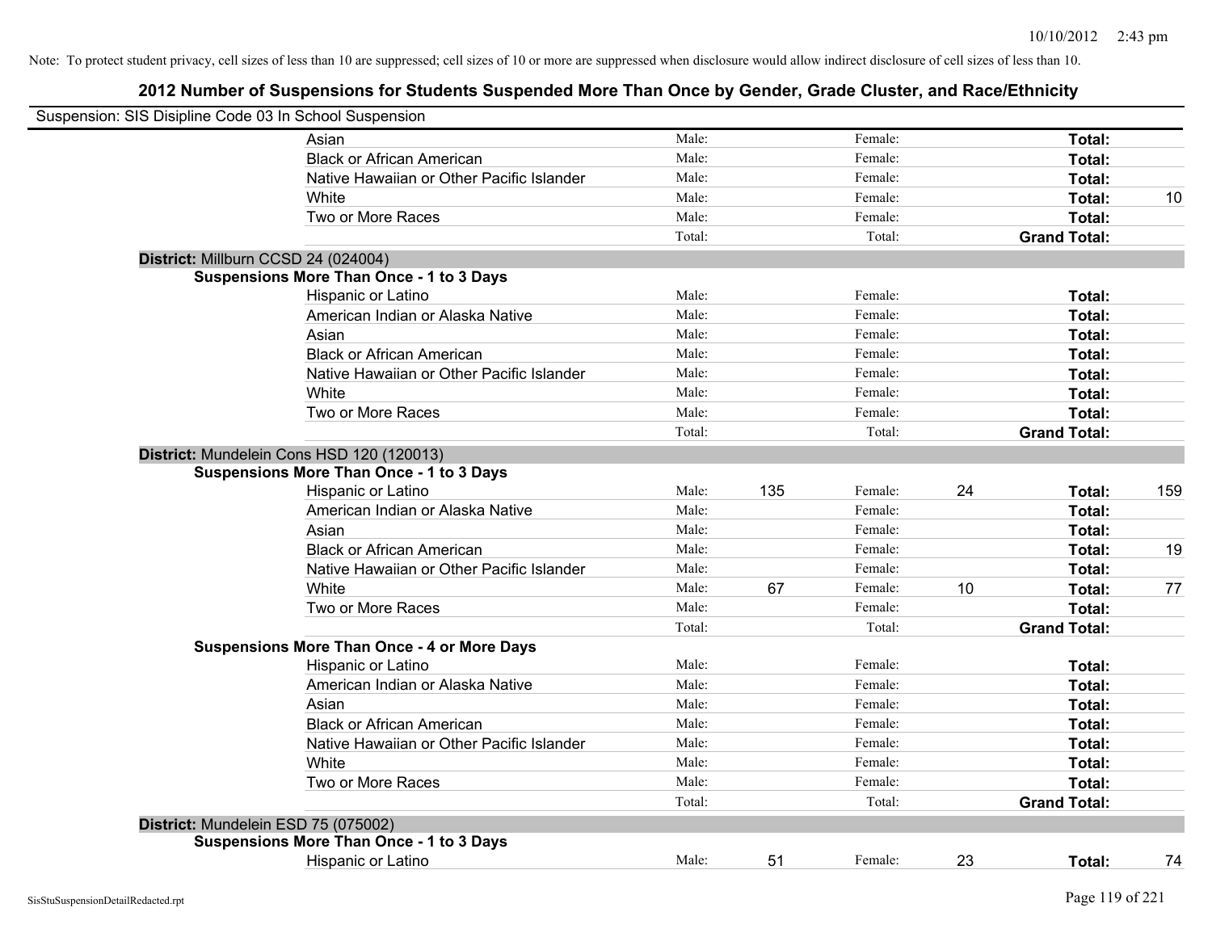Note: To protect student privacy, cell sizes of less than 10 are suppressed; cell sizes of 10 or more are suppressed when disclosure would allow indirect disclosure of cell sizes of less than 10.

# 2012 Number of Suspensions for Students Suspended More Than Once by Gender, Grade Cluster, and Race/Ethnicity

Suspension: SIS Disipline Code 03 In School Suspension

| | | | | | | |
|---|---|---|---|---|---|---|
| Asian | Male: | | Female: | | **Total:** | |
| Black or African American | Male: | | Female: | | **Total:** | |
| Native Hawaiian or Other Pacific Islander | Male: | | Female: | | **Total:** | |
| White | Male: | | Female: | | **Total:** | 10 |
| Two or More Races | Male: | | Female: | | **Total:** | |
| | Total: | | Total: | | **Grand Total:** | |

**District:** Millburn CCSD 24 (024004)

**Suspensions More Than Once - 1 to 3 Days**

| | | | | | | |
|---|---|---|---|---|---|---|
| Hispanic or Latino | Male: | | Female: | | **Total:** | |
| American Indian or Alaska Native | Male: | | Female: | | **Total:** | |
| Asian | Male: | | Female: | | **Total:** | |
| Black or African American | Male: | | Female: | | **Total:** | |
| Native Hawaiian or Other Pacific Islander | Male: | | Female: | | **Total:** | |
| White | Male: | | Female: | | **Total:** | |
| Two or More Races | Male: | | Female: | | **Total:** | |
| | Total: | | Total: | | **Grand Total:** | |

**District:** Mundelein Cons HSD 120 (120013)

**Suspensions More Than Once - 1 to 3 Days**

| | | | | | | |
|---|---|---|---|---|---|---|
| Hispanic or Latino | Male: | 135 | Female: | 24 | **Total:** | 159 |
| American Indian or Alaska Native | Male: | | Female: | | **Total:** | |
| Asian | Male: | | Female: | | **Total:** | |
| Black or African American | Male: | | Female: | | **Total:** | 19 |
| Native Hawaiian or Other Pacific Islander | Male: | | Female: | | **Total:** | |
| White | Male: | 67 | Female: | 10 | **Total:** | 77 |
| Two or More Races | Male: | | Female: | | **Total:** | |
| | Total: | | Total: | | **Grand Total:** | |

**Suspensions More Than Once - 4 or More Days**

| | | | | | | |
|---|---|---|---|---|---|---|
| Hispanic or Latino | Male: | | Female: | | **Total:** | |
| American Indian or Alaska Native | Male: | | Female: | | **Total:** | |
| Asian | Male: | | Female: | | **Total:** | |
| Black or African American | Male: | | Female: | | **Total:** | |
| Native Hawaiian or Other Pacific Islander | Male: | | Female: | | **Total:** | |
| White | Male: | | Female: | | **Total:** | |
| Two or More Races | Male: | | Female: | | **Total:** | |
| | Total: | | Total: | | **Grand Total:** | |

**District:** Mundelein ESD 75 (075002)

**Suspensions More Than Once - 1 to 3 Days**

| | | | | | | |
|---|---|---|---|---|---|---|
| Hispanic or Latino | Male: | 51 | Female: | 23 | **Total:** | 74 |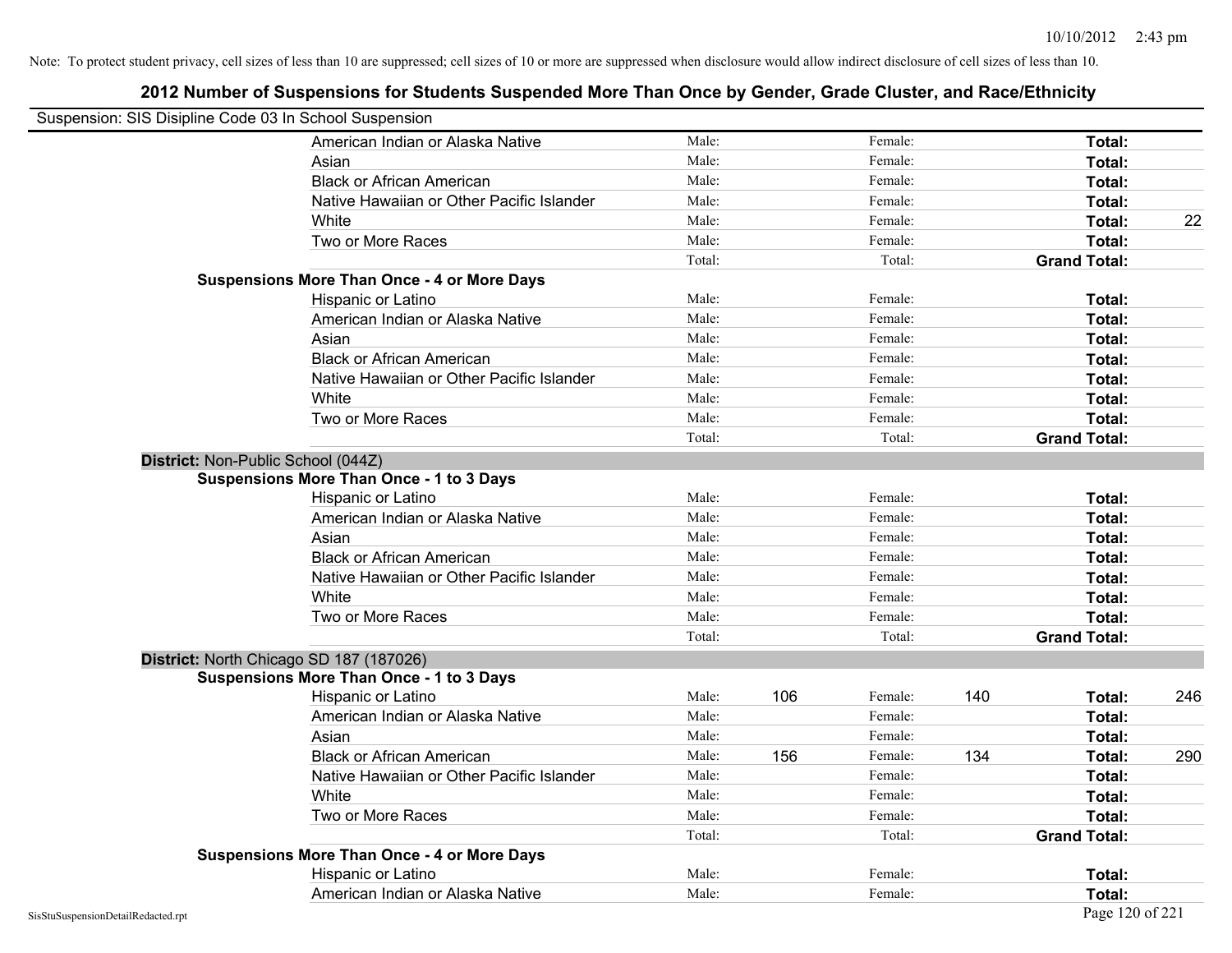Note: To protect student privacy, cell sizes of less than 10 are suppressed; cell sizes of 10 or more are suppressed when disclosure would allow indirect disclosure of cell sizes of less than 10.

## 2012 Number of Suspensions for Students Suspended More Than Once by Gender, Grade Cluster, and Race/Ethnicity

Suspension: SIS Disipline Code 03 In School Suspension

| | | | | | | |
|---|---|---|---|---|---|---|
| American Indian or Alaska Native | Male: | | Female: | | **Total:** | |
| Asian | Male: | | Female: | | **Total:** | |
| Black or African American | Male: | | Female: | | **Total:** | |
| Native Hawaiian or Other Pacific Islander | Male: | | Female: | | **Total:** | |
| White | Male: | | Female: | | **Total:** | 22 |
| Two or More Races | Male: | | Female: | | **Total:** | |
| | Total: | | Total: | | **Grand Total:** | |
| **Suspensions More Than Once - 4 or More Days** | | | | | | |
| Hispanic or Latino | Male: | | Female: | | **Total:** | |
| American Indian or Alaska Native | Male: | | Female: | | **Total:** | |
| Asian | Male: | | Female: | | **Total:** | |
| Black or African American | Male: | | Female: | | **Total:** | |
| Native Hawaiian or Other Pacific Islander | Male: | | Female: | | **Total:** | |
| White | Male: | | Female: | | **Total:** | |
| Two or More Races | Male: | | Female: | | **Total:** | |
| | Total: | | Total: | | **Grand Total:** | |

**District:** Non-Public School (044Z)

| | | | | | | |
|---|---|---|---|---|---|---|
| **Suspensions More Than Once - 1 to 3 Days** | | | | | | |
| Hispanic or Latino | Male: | | Female: | | **Total:** | |
| American Indian or Alaska Native | Male: | | Female: | | **Total:** | |
| Asian | Male: | | Female: | | **Total:** | |
| Black or African American | Male: | | Female: | | **Total:** | |
| Native Hawaiian or Other Pacific Islander | Male: | | Female: | | **Total:** | |
| White | Male: | | Female: | | **Total:** | |
| Two or More Races | Male: | | Female: | | **Total:** | |
| | Total: | | Total: | | **Grand Total:** | |

**District:** North Chicago SD 187 (187026)

| | | | | | | |
|---|---|---|---|---|---|---|
| **Suspensions More Than Once - 1 to 3 Days** | | | | | | |
| Hispanic or Latino | Male: | 106 | Female: | 140 | **Total:** | 246 |
| American Indian or Alaska Native | Male: | | Female: | | **Total:** | |
| Asian | Male: | | Female: | | **Total:** | |
| Black or African American | Male: | 156 | Female: | 134 | **Total:** | 290 |
| Native Hawaiian or Other Pacific Islander | Male: | | Female: | | **Total:** | |
| White | Male: | | Female: | | **Total:** | |
| Two or More Races | Male: | | Female: | | **Total:** | |
| | Total: | | Total: | | **Grand Total:** | |
| **Suspensions More Than Once - 4 or More Days** | | | | | | |
| Hispanic or Latino | Male: | | Female: | | **Total:** | |
| American Indian or Alaska Native | Male: | | Female: | | **Total:** | |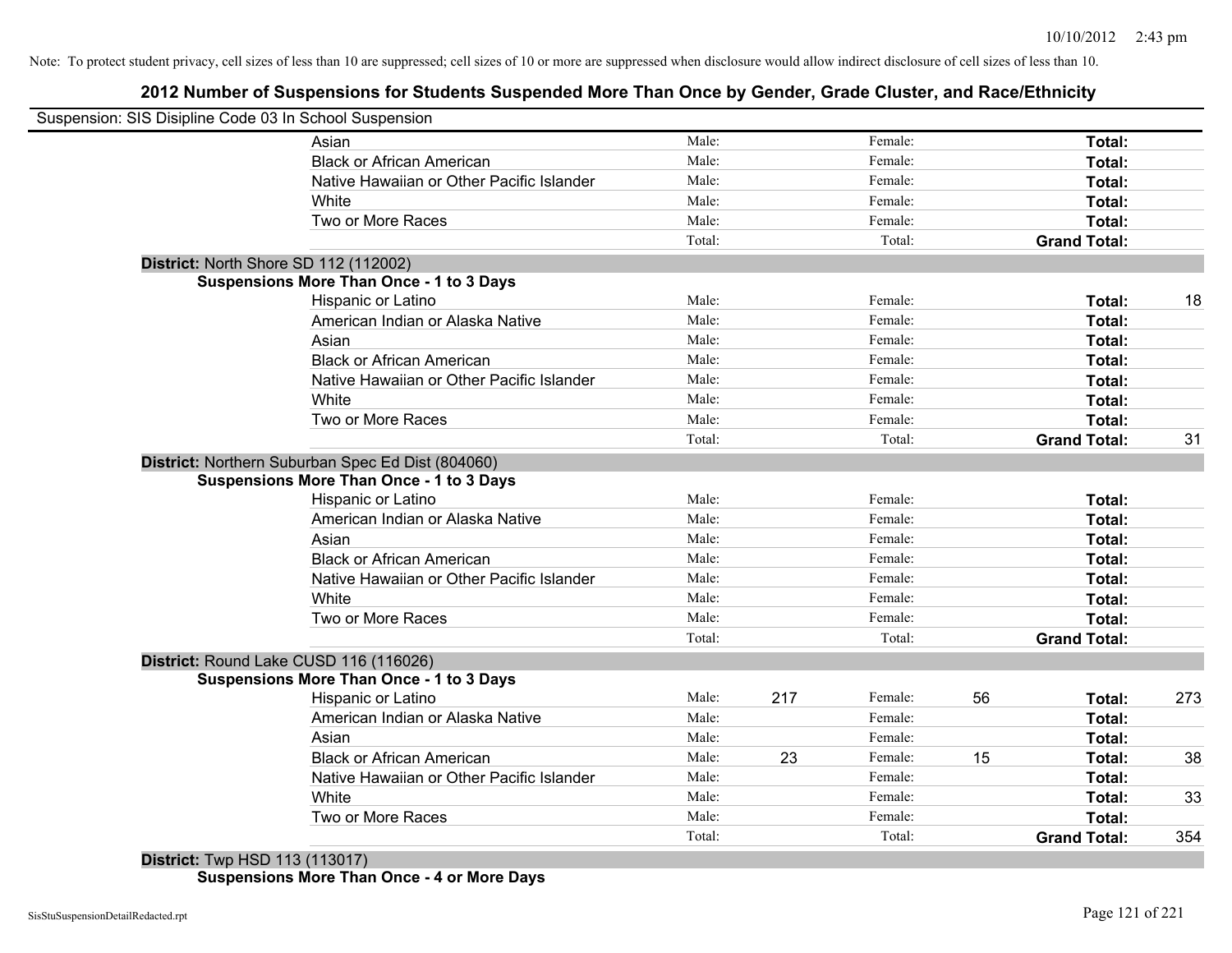Note: To protect student privacy, cell sizes of less than 10 are suppressed; cell sizes of 10 or more are suppressed when disclosure would allow indirect disclosure of cell sizes of less than 10.

## 2012 Number of Suspensions for Students Suspended More Than Once by Gender, Grade Cluster, and Race/Ethnicity

Suspension: SIS Disipline Code 03 In School Suspension

| | | | | | | |
|---|---|---|---|---|---|---|
| Asian | Male: | | Female: | | **Total:** | |
| Black or African American | Male: | | Female: | | **Total:** | |
| Native Hawaiian or Other Pacific Islander | Male: | | Female: | | **Total:** | |
| White | Male: | | Female: | | **Total:** | |
| Two or More Races | Male: | | Female: | | **Total:** | |
| | Total: | | Total: | | **Grand Total:** | |

**District:** North Shore SD 112 (112002)

**Suspensions More Than Once - 1 to 3 Days**

| | | | | | | |
|---|---|---|---|---|---|---|
| Hispanic or Latino | Male: | | Female: | | **Total:** | 18 |
| American Indian or Alaska Native | Male: | | Female: | | **Total:** | |
| Asian | Male: | | Female: | | **Total:** | |
| Black or African American | Male: | | Female: | | **Total:** | |
| Native Hawaiian or Other Pacific Islander | Male: | | Female: | | **Total:** | |
| White | Male: | | Female: | | **Total:** | |
| Two or More Races | Male: | | Female: | | **Total:** | |
| | Total: | | Total: | | **Grand Total:** | 31 |

**District:** Northern Suburban Spec Ed Dist (804060)

**Suspensions More Than Once - 1 to 3 Days**

| | | | | | | |
|---|---|---|---|---|---|---|
| Hispanic or Latino | Male: | | Female: | | **Total:** | |
| American Indian or Alaska Native | Male: | | Female: | | **Total:** | |
| Asian | Male: | | Female: | | **Total:** | |
| Black or African American | Male: | | Female: | | **Total:** | |
| Native Hawaiian or Other Pacific Islander | Male: | | Female: | | **Total:** | |
| White | Male: | | Female: | | **Total:** | |
| Two or More Races | Male: | | Female: | | **Total:** | |
| | Total: | | Total: | | **Grand Total:** | |

**District:** Round Lake CUSD 116 (116026)

**Suspensions More Than Once - 1 to 3 Days**

| | | | | | | |
|---|---|---|---|---|---|---|
| Hispanic or Latino | Male: | 217 | Female: | 56 | **Total:** | 273 |
| American Indian or Alaska Native | Male: | | Female: | | **Total:** | |
| Asian | Male: | | Female: | | **Total:** | |
| Black or African American | Male: | 23 | Female: | 15 | **Total:** | 38 |
| Native Hawaiian or Other Pacific Islander | Male: | | Female: | | **Total:** | |
| White | Male: | | Female: | | **Total:** | 33 |
| Two or More Races | Male: | | Female: | | **Total:** | |
| | Total: | | Total: | | **Grand Total:** | 354 |

**District:** Twp HSD 113 (113017)

**Suspensions More Than Once - 4 or More Days**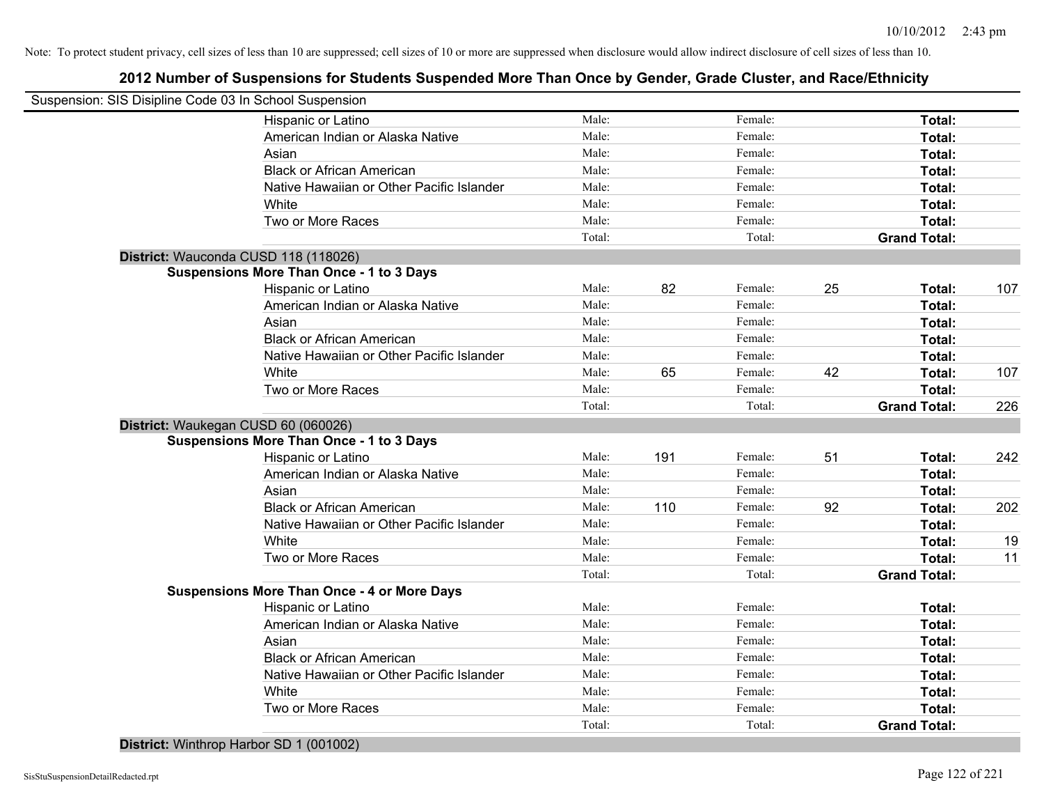Note: To protect student privacy, cell sizes of less than 10 are suppressed; cell sizes of 10 or more are suppressed when disclosure would allow indirect disclosure of cell sizes of less than 10.

## 2012 Number of Suspensions for Students Suspended More Than Once by Gender, Grade Cluster, and Race/Ethnicity

Suspension: SIS Disipline Code 03 In School Suspension

| | | | | | | |
|---|---|---|---|---|---|---|
| Hispanic or Latino | Male: | | Female: | | **Total:** | |
| American Indian or Alaska Native | Male: | | Female: | | **Total:** | |
| Asian | Male: | | Female: | | **Total:** | |
| Black or African American | Male: | | Female: | | **Total:** | |
| Native Hawaiian or Other Pacific Islander | Male: | | Female: | | **Total:** | |
| White | Male: | | Female: | | **Total:** | |
| Two or More Races | Male: | | Female: | | **Total:** | |
| | Total: | | Total: | | **Grand Total:** | |

**District:** Wauconda CUSD 118 (118026)

**Suspensions More Than Once - 1 to 3 Days**

| | | | | | | |
|---|---|---|---|---|---|---|
| Hispanic or Latino | Male: | 82 | Female: | 25 | **Total:** | 107 |
| American Indian or Alaska Native | Male: | | Female: | | **Total:** | |
| Asian | Male: | | Female: | | **Total:** | |
| Black or African American | Male: | | Female: | | **Total:** | |
| Native Hawaiian or Other Pacific Islander | Male: | | Female: | | **Total:** | |
| White | Male: | 65 | Female: | 42 | **Total:** | 107 |
| Two or More Races | Male: | | Female: | | **Total:** | |
| | Total: | | Total: | | **Grand Total:** | 226 |

**District:** Waukegan CUSD 60 (060026)

**Suspensions More Than Once - 1 to 3 Days**

| | | | | | | |
|---|---|---|---|---|---|---|
| Hispanic or Latino | Male: | 191 | Female: | 51 | **Total:** | 242 |
| American Indian or Alaska Native | Male: | | Female: | | **Total:** | |
| Asian | Male: | | Female: | | **Total:** | |
| Black or African American | Male: | 110 | Female: | 92 | **Total:** | 202 |
| Native Hawaiian or Other Pacific Islander | Male: | | Female: | | **Total:** | |
| White | Male: | | Female: | | **Total:** | 19 |
| Two or More Races | Male: | | Female: | | **Total:** | 11 |
| | Total: | | Total: | | **Grand Total:** | |

**Suspensions More Than Once - 4 or More Days**

| | | | | | | |
|---|---|---|---|---|---|---|
| Hispanic or Latino | Male: | | Female: | | **Total:** | |
| American Indian or Alaska Native | Male: | | Female: | | **Total:** | |
| Asian | Male: | | Female: | | **Total:** | |
| Black or African American | Male: | | Female: | | **Total:** | |
| Native Hawaiian or Other Pacific Islander | Male: | | Female: | | **Total:** | |
| White | Male: | | Female: | | **Total:** | |
| Two or More Races | Male: | | Female: | | **Total:** | |
| | Total: | | Total: | | **Grand Total:** | |

**District:** Winthrop Harbor SD 1 (001002)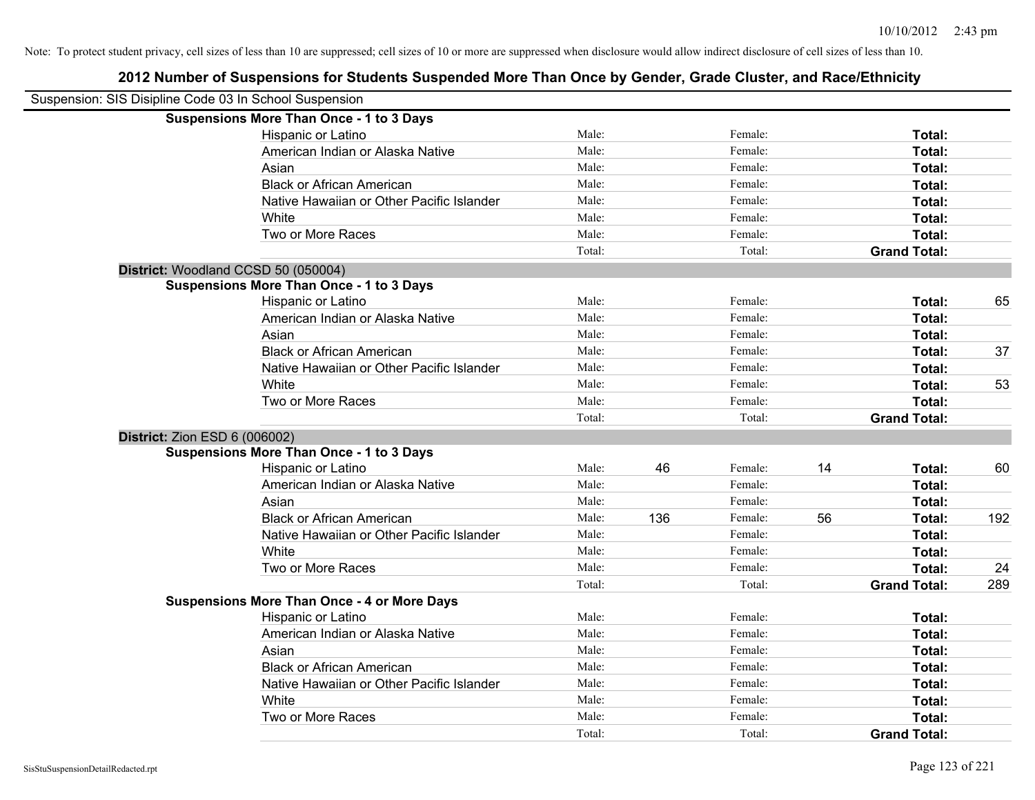Note: To protect student privacy, cell sizes of less than 10 are suppressed; cell sizes of 10 or more are suppressed when disclosure would allow indirect disclosure of cell sizes of less than 10.

## 2012 Number of Suspensions for Students Suspended More Than Once by Gender, Grade Cluster, and Race/Ethnicity

Suspension: SIS Disipline Code 03 In School Suspension

| | | | | | | |
|---|---|---|---|---|---|---|
| **Suspensions More Than Once - 1 to 3 Days** | | | | | | |
| Hispanic or Latino | Male: | | Female: | | **Total:** | |
| American Indian or Alaska Native | Male: | | Female: | | **Total:** | |
| Asian | Male: | | Female: | | **Total:** | |
| Black or African American | Male: | | Female: | | **Total:** | |
| Native Hawaiian or Other Pacific Islander | Male: | | Female: | | **Total:** | |
| White | Male: | | Female: | | **Total:** | |
| Two or More Races | Male: | | Female: | | **Total:** | |
| | Total: | | Total: | | **Grand Total:** | |

**District:** Woodland CCSD 50 (050004)

| | | | | | | |
|---|---|---|---|---|---|---|
| **Suspensions More Than Once - 1 to 3 Days** | | | | | | |
| Hispanic or Latino | Male: | | Female: | | **Total:** | 65 |
| American Indian or Alaska Native | Male: | | Female: | | **Total:** | |
| Asian | Male: | | Female: | | **Total:** | |
| Black or African American | Male: | | Female: | | **Total:** | 37 |
| Native Hawaiian or Other Pacific Islander | Male: | | Female: | | **Total:** | |
| White | Male: | | Female: | | **Total:** | 53 |
| Two or More Races | Male: | | Female: | | **Total:** | |
| | Total: | | Total: | | **Grand Total:** | |

**District:** Zion ESD 6 (006002)

| | | | | | | |
|---|---|---|---|---|---|---|
| **Suspensions More Than Once - 1 to 3 Days** | | | | | | |
| Hispanic or Latino | Male: | 46 | Female: | 14 | **Total:** | 60 |
| American Indian or Alaska Native | Male: | | Female: | | **Total:** | |
| Asian | Male: | | Female: | | **Total:** | |
| Black or African American | Male: | 136 | Female: | 56 | **Total:** | 192 |
| Native Hawaiian or Other Pacific Islander | Male: | | Female: | | **Total:** | |
| White | Male: | | Female: | | **Total:** | |
| Two or More Races | Male: | | Female: | | **Total:** | 24 |
| | Total: | | Total: | | **Grand Total:** | 289 |
| **Suspensions More Than Once - 4 or More Days** | | | | | | |
| Hispanic or Latino | Male: | | Female: | | **Total:** | |
| American Indian or Alaska Native | Male: | | Female: | | **Total:** | |
| Asian | Male: | | Female: | | **Total:** | |
| Black or African American | Male: | | Female: | | **Total:** | |
| Native Hawaiian or Other Pacific Islander | Male: | | Female: | | **Total:** | |
| White | Male: | | Female: | | **Total:** | |
| Two or More Races | Male: | | Female: | | **Total:** | |
| | Total: | | Total: | | **Grand Total:** | |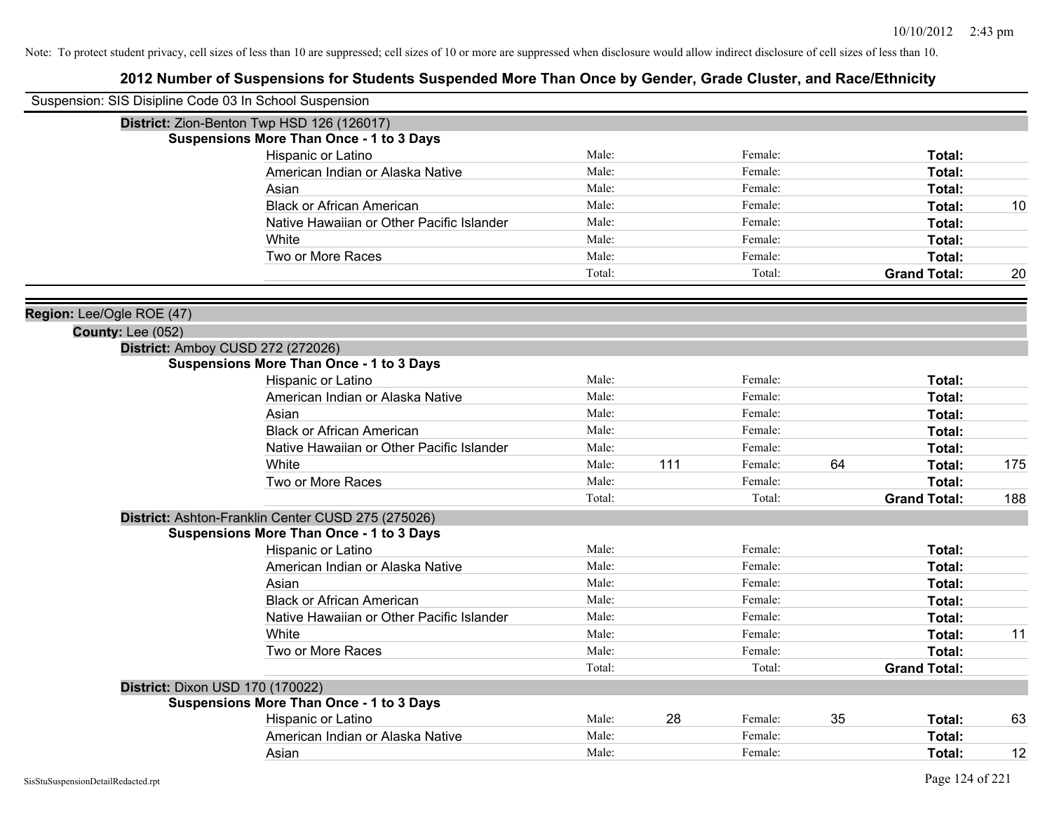Note: To protect student privacy, cell sizes of less than 10 are suppressed; cell sizes of 10 or more are suppressed when disclosure would allow indirect disclosure of cell sizes of less than 10.

## 2012 Number of Suspensions for Students Suspended More Than Once by Gender, Grade Cluster, and Race/Ethnicity

Suspension: SIS Disipline Code 03 In School Suspension

**District:** Zion-Benton Twp HSD 126 (126017)

**Suspensions More Than Once - 1 to 3 Days**

| Race/Ethnicity | Male: | | Female: | | Total: | |
|---|---|---|---|---|---|---|
| Hispanic or Latino | Male: | | Female: | | **Total:** | |
| American Indian or Alaska Native | Male: | | Female: | | **Total:** | |
| Asian | Male: | | Female: | | **Total:** | |
| Black or African American | Male: | | Female: | | **Total:** | 10 |
| Native Hawaiian or Other Pacific Islander | Male: | | Female: | | **Total:** | |
| White | Male: | | Female: | | **Total:** | |
| Two or More Races | Male: | | Female: | | **Total:** | |
| | Total: | | Total: | | **Grand Total:** | 20 |

**Region:** Lee/Ogle ROE (47)

**County:** Lee (052)

**District:** Amboy CUSD 272 (272026)

**Suspensions More Than Once - 1 to 3 Days**

| Race/Ethnicity | Male: | | Female: | | Total: | |
|---|---|---|---|---|---|---|
| Hispanic or Latino | Male: | | Female: | | **Total:** | |
| American Indian or Alaska Native | Male: | | Female: | | **Total:** | |
| Asian | Male: | | Female: | | **Total:** | |
| Black or African American | Male: | | Female: | | **Total:** | |
| Native Hawaiian or Other Pacific Islander | Male: | | Female: | | **Total:** | |
| White | Male: | 111 | Female: | 64 | **Total:** | 175 |
| Two or More Races | Male: | | Female: | | **Total:** | |
| | Total: | | Total: | | **Grand Total:** | 188 |

**District:** Ashton-Franklin Center CUSD 275 (275026)

**Suspensions More Than Once - 1 to 3 Days**

| Race/Ethnicity | Male: | | Female: | | Total: | |
|---|---|---|---|---|---|---|
| Hispanic or Latino | Male: | | Female: | | **Total:** | |
| American Indian or Alaska Native | Male: | | Female: | | **Total:** | |
| Asian | Male: | | Female: | | **Total:** | |
| Black or African American | Male: | | Female: | | **Total:** | |
| Native Hawaiian or Other Pacific Islander | Male: | | Female: | | **Total:** | |
| White | Male: | | Female: | | **Total:** | 11 |
| Two or More Races | Male: | | Female: | | **Total:** | |
| | Total: | | Total: | | **Grand Total:** | |

**District:** Dixon USD 170 (170022)

**Suspensions More Than Once - 1 to 3 Days**

| Race/Ethnicity | Male: | | Female: | | Total: | |
|---|---|---|---|---|---|---|
| Hispanic or Latino | Male: | 28 | Female: | 35 | **Total:** | 63 |
| American Indian or Alaska Native | Male: | | Female: | | **Total:** | |
| Asian | Male: | | Female: | | **Total:** | 12 |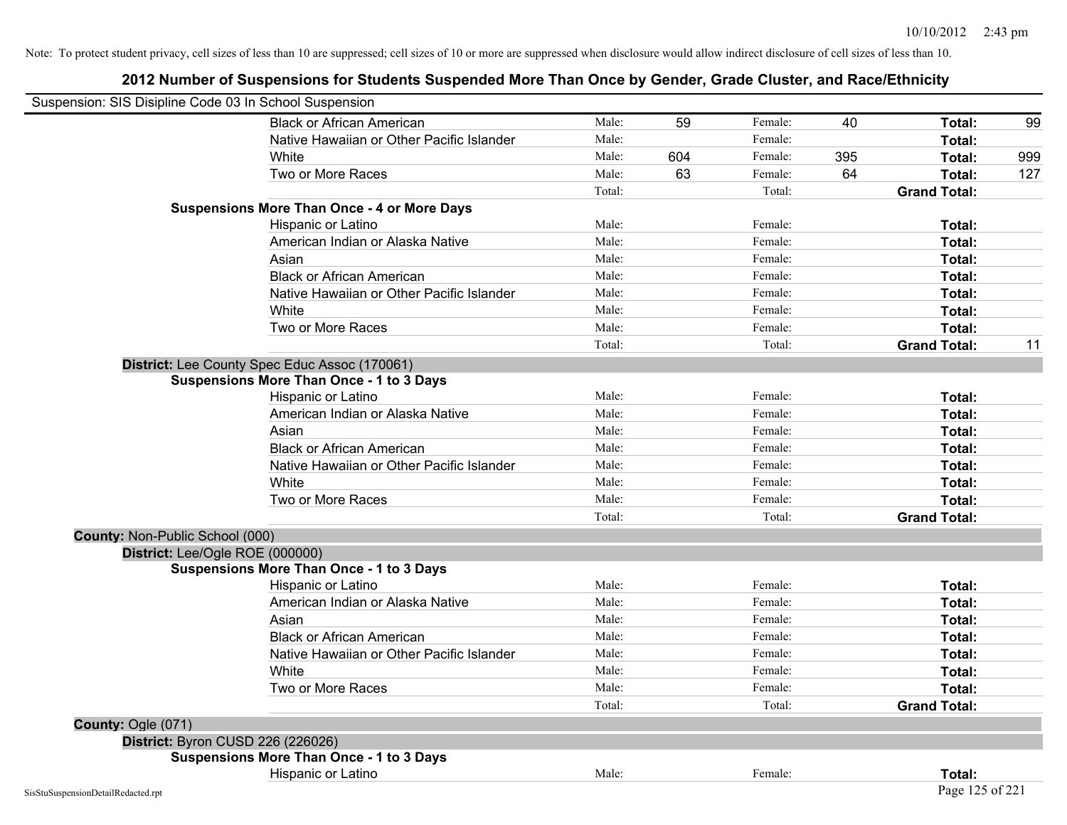Note: To protect student privacy, cell sizes of less than 10 are suppressed; cell sizes of 10 or more are suppressed when disclosure would allow indirect disclosure of cell sizes of less than 10.

# 2012 Number of Suspensions for Students Suspended More Than Once by Gender, Grade Cluster, and Race/Ethnicity

Suspension: SIS Disipline Code 03 In School Suspension

| | | | | | | |
|---|---|---|---|---|---|---|
| Black or African American | Male: | 59 | Female: | 40 | **Total:** | 99 |
| Native Hawaiian or Other Pacific Islander | Male: | | Female: | | **Total:** | |
| White | Male: | 604 | Female: | 395 | **Total:** | 999 |
| Two or More Races | Male: | 63 | Female: | 64 | **Total:** | 127 |
| | Total: | | Total: | | **Grand Total:** | |

**Suspensions More Than Once - 4 or More Days**

| | | | | | | |
|---|---|---|---|---|---|---|
| Hispanic or Latino | Male: | | Female: | | **Total:** | |
| American Indian or Alaska Native | Male: | | Female: | | **Total:** | |
| Asian | Male: | | Female: | | **Total:** | |
| Black or African American | Male: | | Female: | | **Total:** | |
| Native Hawaiian or Other Pacific Islander | Male: | | Female: | | **Total:** | |
| White | Male: | | Female: | | **Total:** | |
| Two or More Races | Male: | | Female: | | **Total:** | |
| | Total: | | Total: | | **Grand Total:** | 11 |

**District:** Lee County Spec Educ Assoc (170061)

**Suspensions More Than Once - 1 to 3 Days**

| | | | | | | |
|---|---|---|---|---|---|---|
| Hispanic or Latino | Male: | | Female: | | **Total:** | |
| American Indian or Alaska Native | Male: | | Female: | | **Total:** | |
| Asian | Male: | | Female: | | **Total:** | |
| Black or African American | Male: | | Female: | | **Total:** | |
| Native Hawaiian or Other Pacific Islander | Male: | | Female: | | **Total:** | |
| White | Male: | | Female: | | **Total:** | |
| Two or More Races | Male: | | Female: | | **Total:** | |
| | Total: | | Total: | | **Grand Total:** | |

**County:** Non-Public School (000)

**District:** Lee/Ogle ROE (000000)

**Suspensions More Than Once - 1 to 3 Days**

| | | | | | | |
|---|---|---|---|---|---|---|
| Hispanic or Latino | Male: | | Female: | | **Total:** | |
| American Indian or Alaska Native | Male: | | Female: | | **Total:** | |
| Asian | Male: | | Female: | | **Total:** | |
| Black or African American | Male: | | Female: | | **Total:** | |
| Native Hawaiian or Other Pacific Islander | Male: | | Female: | | **Total:** | |
| White | Male: | | Female: | | **Total:** | |
| Two or More Races | Male: | | Female: | | **Total:** | |
| | Total: | | Total: | | **Grand Total:** | |

**County:** Ogle (071)

**District:** Byron CUSD 226 (226026)

**Suspensions More Than Once - 1 to 3 Days**

| | | | | | | |
|---|---|---|---|---|---|---|
| Hispanic or Latino | Male: | | Female: | | **Total:** | |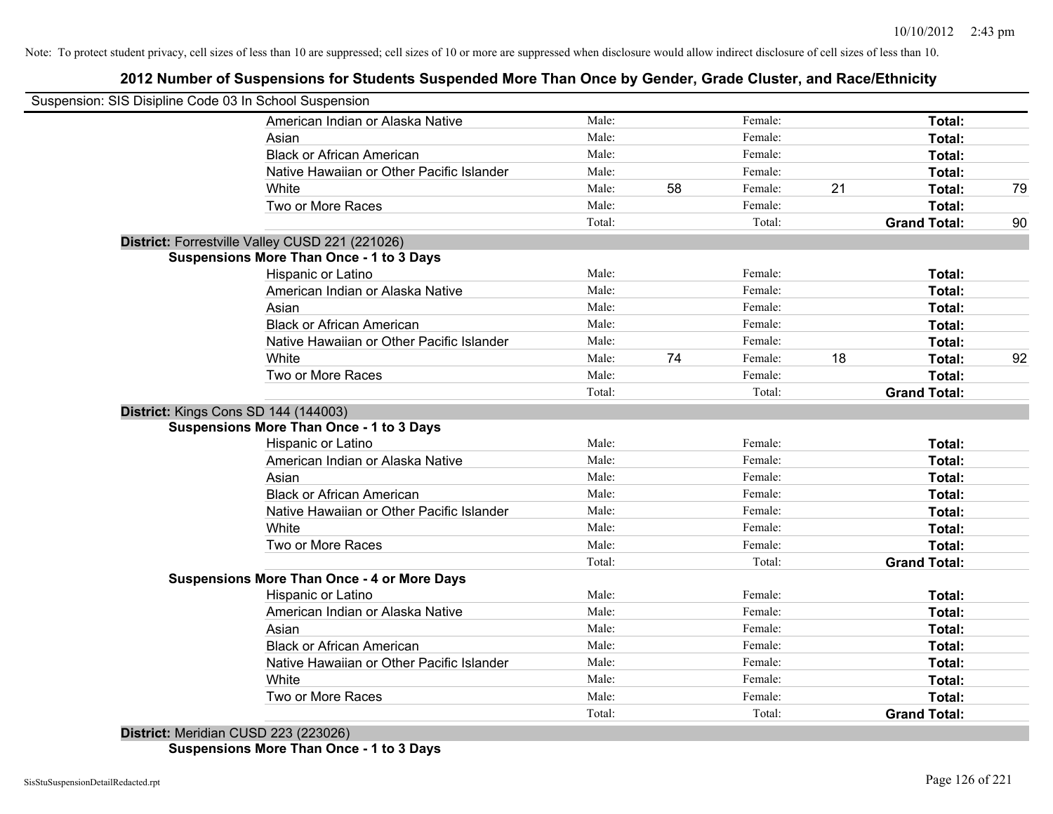Note: To protect student privacy, cell sizes of less than 10 are suppressed; cell sizes of 10 or more are suppressed when disclosure would allow indirect disclosure of cell sizes of less than 10.

## 2012 Number of Suspensions for Students Suspended More Than Once by Gender, Grade Cluster, and Race/Ethnicity

Suspension: SIS Disipline Code 03 In School Suspension

| | | | | | | |
|---|---|---|---|---|---|---|
| American Indian or Alaska Native | Male: | | Female: | | **Total:** | |
| Asian | Male: | | Female: | | **Total:** | |
| Black or African American | Male: | | Female: | | **Total:** | |
| Native Hawaiian or Other Pacific Islander | Male: | | Female: | | **Total:** | |
| White | Male: | 58 | Female: | 21 | **Total:** | 79 |
| Two or More Races | Male: | | Female: | | **Total:** | |
| | Total: | | Total: | | **Grand Total:** | 90 |

**District:** Forrestville Valley CUSD 221 (221026)

**Suspensions More Than Once - 1 to 3 Days**

| | | | | | | |
|---|---|---|---|---|---|---|
| Hispanic or Latino | Male: | | Female: | | **Total:** | |
| American Indian or Alaska Native | Male: | | Female: | | **Total:** | |
| Asian | Male: | | Female: | | **Total:** | |
| Black or African American | Male: | | Female: | | **Total:** | |
| Native Hawaiian or Other Pacific Islander | Male: | | Female: | | **Total:** | |
| White | Male: | 74 | Female: | 18 | **Total:** | 92 |
| Two or More Races | Male: | | Female: | | **Total:** | |
| | Total: | | Total: | | **Grand Total:** | |

**District:** Kings Cons SD 144 (144003)

**Suspensions More Than Once - 1 to 3 Days**

| | | | | | | |
|---|---|---|---|---|---|---|
| Hispanic or Latino | Male: | | Female: | | **Total:** | |
| American Indian or Alaska Native | Male: | | Female: | | **Total:** | |
| Asian | Male: | | Female: | | **Total:** | |
| Black or African American | Male: | | Female: | | **Total:** | |
| Native Hawaiian or Other Pacific Islander | Male: | | Female: | | **Total:** | |
| White | Male: | | Female: | | **Total:** | |
| Two or More Races | Male: | | Female: | | **Total:** | |
| | Total: | | Total: | | **Grand Total:** | |

**Suspensions More Than Once - 4 or More Days**

| | | | | | | |
|---|---|---|---|---|---|---|
| Hispanic or Latino | Male: | | Female: | | **Total:** | |
| American Indian or Alaska Native | Male: | | Female: | | **Total:** | |
| Asian | Male: | | Female: | | **Total:** | |
| Black or African American | Male: | | Female: | | **Total:** | |
| Native Hawaiian or Other Pacific Islander | Male: | | Female: | | **Total:** | |
| White | Male: | | Female: | | **Total:** | |
| Two or More Races | Male: | | Female: | | **Total:** | |
| | Total: | | Total: | | **Grand Total:** | |

**District:** Meridian CUSD 223 (223026)

**Suspensions More Than Once - 1 to 3 Days**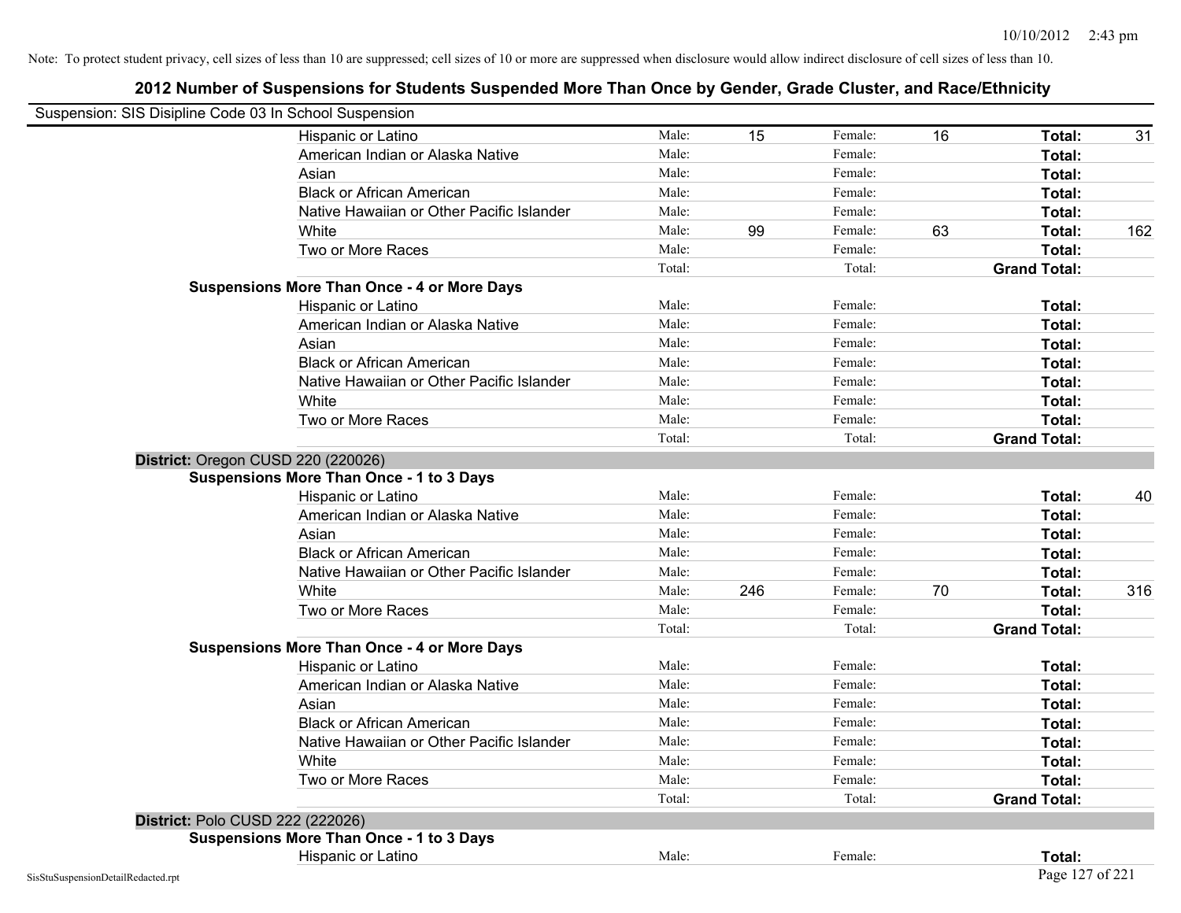Note: To protect student privacy, cell sizes of less than 10 are suppressed; cell sizes of 10 or more are suppressed when disclosure would allow indirect disclosure of cell sizes of less than 10.

# 2012 Number of Suspensions for Students Suspended More Than Once by Gender, Grade Cluster, and Race/Ethnicity

Suspension: SIS Disipline Code 03 In School Suspension

| | | | | | | |
|---|---|---|---|---|---|---|
| Hispanic or Latino | Male: | 15 | Female: | 16 | **Total:** | 31 |
| American Indian or Alaska Native | Male: | | Female: | | **Total:** | |
| Asian | Male: | | Female: | | **Total:** | |
| Black or African American | Male: | | Female: | | **Total:** | |
| Native Hawaiian or Other Pacific Islander | Male: | | Female: | | **Total:** | |
| White | Male: | 99 | Female: | 63 | **Total:** | 162 |
| Two or More Races | Male: | | Female: | | **Total:** | |
| | Total: | | Total: | | **Grand Total:** | |

**Suspensions More Than Once - 4 or More Days**

| | | | | | | |
|---|---|---|---|---|---|---|
| Hispanic or Latino | Male: | | Female: | | **Total:** | |
| American Indian or Alaska Native | Male: | | Female: | | **Total:** | |
| Asian | Male: | | Female: | | **Total:** | |
| Black or African American | Male: | | Female: | | **Total:** | |
| Native Hawaiian or Other Pacific Islander | Male: | | Female: | | **Total:** | |
| White | Male: | | Female: | | **Total:** | |
| Two or More Races | Male: | | Female: | | **Total:** | |
| | Total: | | Total: | | **Grand Total:** | |

## District: Oregon CUSD 220 (220026)

**Suspensions More Than Once - 1 to 3 Days**

| | | | | | | |
|---|---|---|---|---|---|---|
| Hispanic or Latino | Male: | | Female: | | **Total:** | 40 |
| American Indian or Alaska Native | Male: | | Female: | | **Total:** | |
| Asian | Male: | | Female: | | **Total:** | |
| Black or African American | Male: | | Female: | | **Total:** | |
| Native Hawaiian or Other Pacific Islander | Male: | | Female: | | **Total:** | |
| White | Male: | 246 | Female: | 70 | **Total:** | 316 |
| Two or More Races | Male: | | Female: | | **Total:** | |
| | Total: | | Total: | | **Grand Total:** | |

**Suspensions More Than Once - 4 or More Days**

| | | | | | | |
|---|---|---|---|---|---|---|
| Hispanic or Latino | Male: | | Female: | | **Total:** | |
| American Indian or Alaska Native | Male: | | Female: | | **Total:** | |
| Asian | Male: | | Female: | | **Total:** | |
| Black or African American | Male: | | Female: | | **Total:** | |
| Native Hawaiian or Other Pacific Islander | Male: | | Female: | | **Total:** | |
| White | Male: | | Female: | | **Total:** | |
| Two or More Races | Male: | | Female: | | **Total:** | |
| | Total: | | Total: | | **Grand Total:** | |

## District: Polo CUSD 222 (222026)

**Suspensions More Than Once - 1 to 3 Days**

| | | | | | | |
|---|---|---|---|---|---|---|
| Hispanic or Latino | Male: | | Female: | | **Total:** | |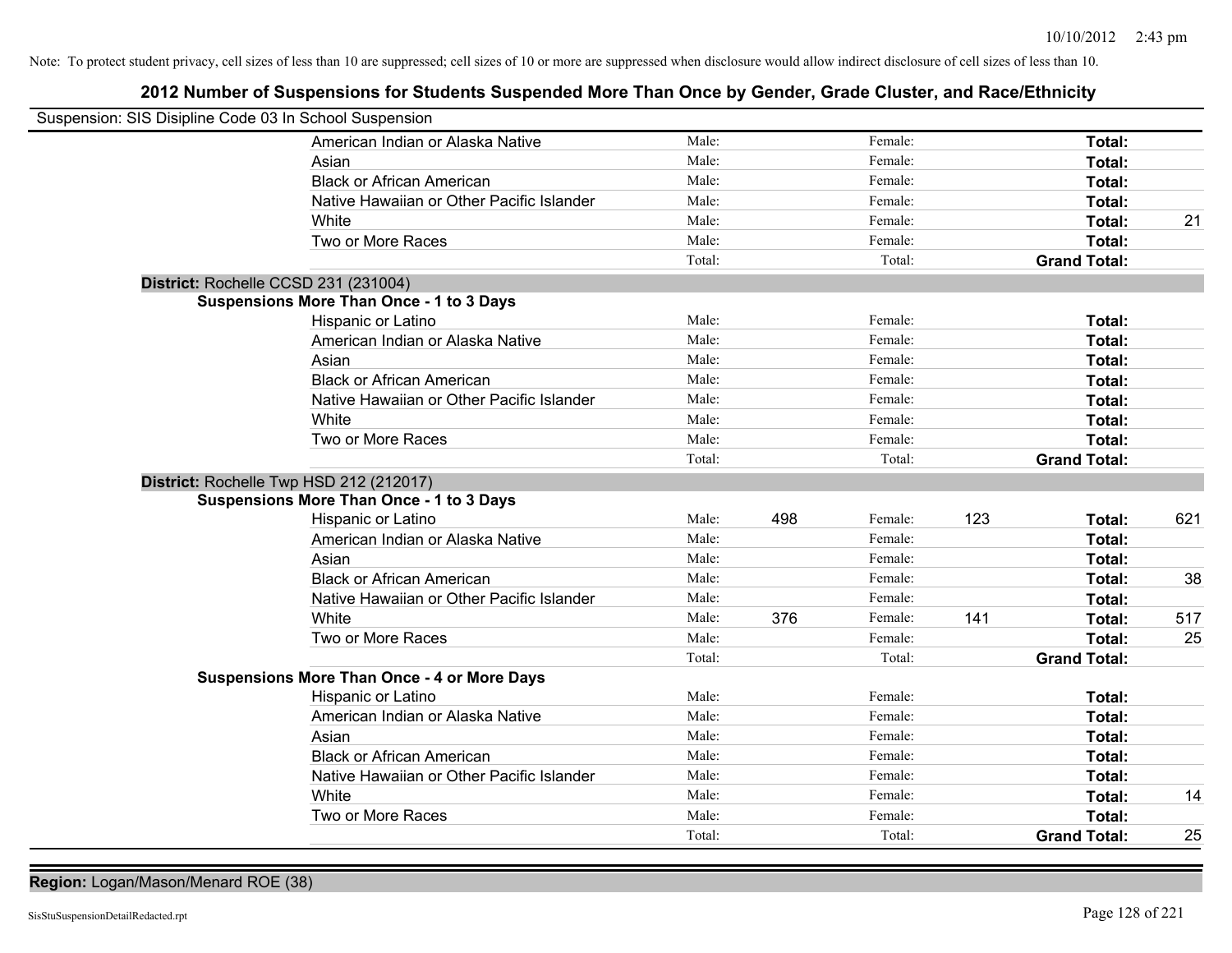Note: To protect student privacy, cell sizes of less than 10 are suppressed; cell sizes of 10 or more are suppressed when disclosure would allow indirect disclosure of cell sizes of less than 10.

## 2012 Number of Suspensions for Students Suspended More Than Once by Gender, Grade Cluster, and Race/Ethnicity

Suspension: SIS Disipline Code 03 In School Suspension

| | | | | | | |
|---|---|---|---|---|---|---|
| American Indian or Alaska Native | Male: | | Female: | | **Total:** | |
| Asian | Male: | | Female: | | **Total:** | |
| Black or African American | Male: | | Female: | | **Total:** | |
| Native Hawaiian or Other Pacific Islander | Male: | | Female: | | **Total:** | |
| White | Male: | | Female: | | **Total:** | 21 |
| Two or More Races | Male: | | Female: | | **Total:** | |
| | Total: | | Total: | | **Grand Total:** | |

**District:** Rochelle CCSD 231 (231004)

**Suspensions More Than Once - 1 to 3 Days**

| | | | | | | |
|---|---|---|---|---|---|---|
| Hispanic or Latino | Male: | | Female: | | **Total:** | |
| American Indian or Alaska Native | Male: | | Female: | | **Total:** | |
| Asian | Male: | | Female: | | **Total:** | |
| Black or African American | Male: | | Female: | | **Total:** | |
| Native Hawaiian or Other Pacific Islander | Male: | | Female: | | **Total:** | |
| White | Male: | | Female: | | **Total:** | |
| Two or More Races | Male: | | Female: | | **Total:** | |
| | Total: | | Total: | | **Grand Total:** | |

**District:** Rochelle Twp HSD 212 (212017)

**Suspensions More Than Once - 1 to 3 Days**

| | | | | | | |
|---|---|---|---|---|---|---|
| Hispanic or Latino | Male: | 498 | Female: | 123 | **Total:** | 621 |
| American Indian or Alaska Native | Male: | | Female: | | **Total:** | |
| Asian | Male: | | Female: | | **Total:** | |
| Black or African American | Male: | | Female: | | **Total:** | 38 |
| Native Hawaiian or Other Pacific Islander | Male: | | Female: | | **Total:** | |
| White | Male: | 376 | Female: | 141 | **Total:** | 517 |
| Two or More Races | Male: | | Female: | | **Total:** | 25 |
| | Total: | | Total: | | **Grand Total:** | |

**Suspensions More Than Once - 4 or More Days**

| | | | | | | |
|---|---|---|---|---|---|---|
| Hispanic or Latino | Male: | | Female: | | **Total:** | |
| American Indian or Alaska Native | Male: | | Female: | | **Total:** | |
| Asian | Male: | | Female: | | **Total:** | |
| Black or African American | Male: | | Female: | | **Total:** | |
| Native Hawaiian or Other Pacific Islander | Male: | | Female: | | **Total:** | |
| White | Male: | | Female: | | **Total:** | 14 |
| Two or More Races | Male: | | Female: | | **Total:** | |
| | Total: | | Total: | | **Grand Total:** | 25 |

**Region:** Logan/Mason/Menard ROE (38)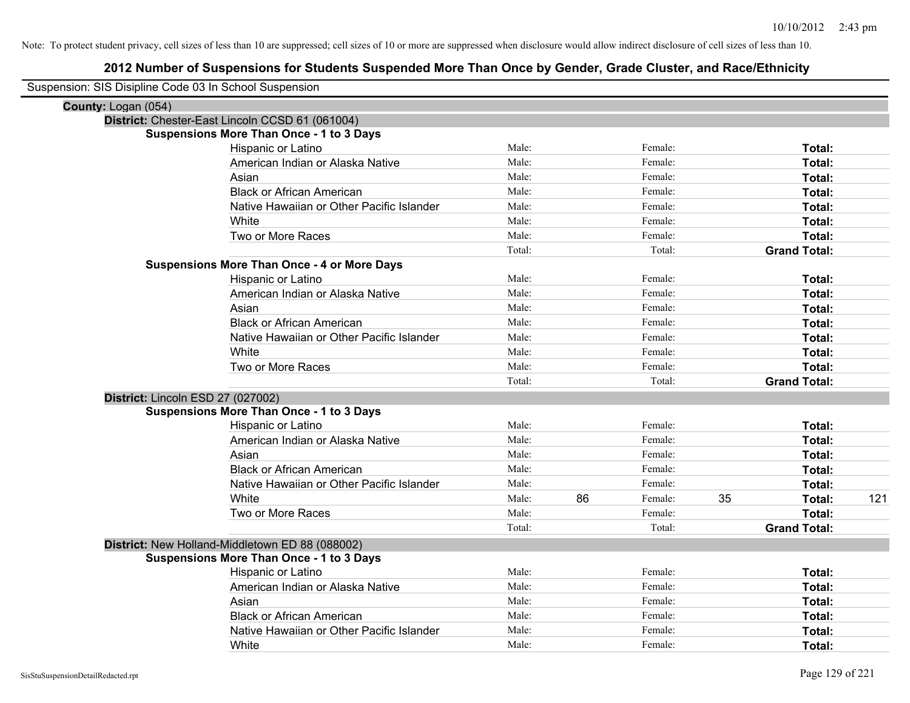Note: To protect student privacy, cell sizes of less than 10 are suppressed; cell sizes of 10 or more are suppressed when disclosure would allow indirect disclosure of cell sizes of less than 10.

# 2012 Number of Suspensions for Students Suspended More Than Once by Gender, Grade Cluster, and Race/Ethnicity

Suspension: SIS Disipline Code 03 In School Suspension

**County:** Logan (054)

**District:** Chester-East Lincoln CCSD 61 (061004)

**Suspensions More Than Once - 1 to 3 Days**

| | | | | | | |
|---|---|---|---|---|---|---|
| Hispanic or Latino | Male: | | Female: | | **Total:** | |
| American Indian or Alaska Native | Male: | | Female: | | **Total:** | |
| Asian | Male: | | Female: | | **Total:** | |
| Black or African American | Male: | | Female: | | **Total:** | |
| Native Hawaiian or Other Pacific Islander | Male: | | Female: | | **Total:** | |
| White | Male: | | Female: | | **Total:** | |
| Two or More Races | Male: | | Female: | | **Total:** | |
| | Total: | | Total: | | **Grand Total:** | |

**Suspensions More Than Once - 4 or More Days**

| | | | | | | |
|---|---|---|---|---|---|---|
| Hispanic or Latino | Male: | | Female: | | **Total:** | |
| American Indian or Alaska Native | Male: | | Female: | | **Total:** | |
| Asian | Male: | | Female: | | **Total:** | |
| Black or African American | Male: | | Female: | | **Total:** | |
| Native Hawaiian or Other Pacific Islander | Male: | | Female: | | **Total:** | |
| White | Male: | | Female: | | **Total:** | |
| Two or More Races | Male: | | Female: | | **Total:** | |
| | Total: | | Total: | | **Grand Total:** | |

**District:** Lincoln ESD 27 (027002)

**Suspensions More Than Once - 1 to 3 Days**

| | | | | | | |
|---|---|---|---|---|---|---|
| Hispanic or Latino | Male: | | Female: | | **Total:** | |
| American Indian or Alaska Native | Male: | | Female: | | **Total:** | |
| Asian | Male: | | Female: | | **Total:** | |
| Black or African American | Male: | | Female: | | **Total:** | |
| Native Hawaiian or Other Pacific Islander | Male: | | Female: | | **Total:** | |
| White | Male: | 86 | Female: | 35 | **Total:** | 121 |
| Two or More Races | Male: | | Female: | | **Total:** | |
| | Total: | | Total: | | **Grand Total:** | |

**District:** New Holland-Middletown ED 88 (088002)

**Suspensions More Than Once - 1 to 3 Days**

| | | | | | | |
|---|---|---|---|---|---|---|
| Hispanic or Latino | Male: | | Female: | | **Total:** | |
| American Indian or Alaska Native | Male: | | Female: | | **Total:** | |
| Asian | Male: | | Female: | | **Total:** | |
| Black or African American | Male: | | Female: | | **Total:** | |
| Native Hawaiian or Other Pacific Islander | Male: | | Female: | | **Total:** | |
| White | Male: | | Female: | | **Total:** | |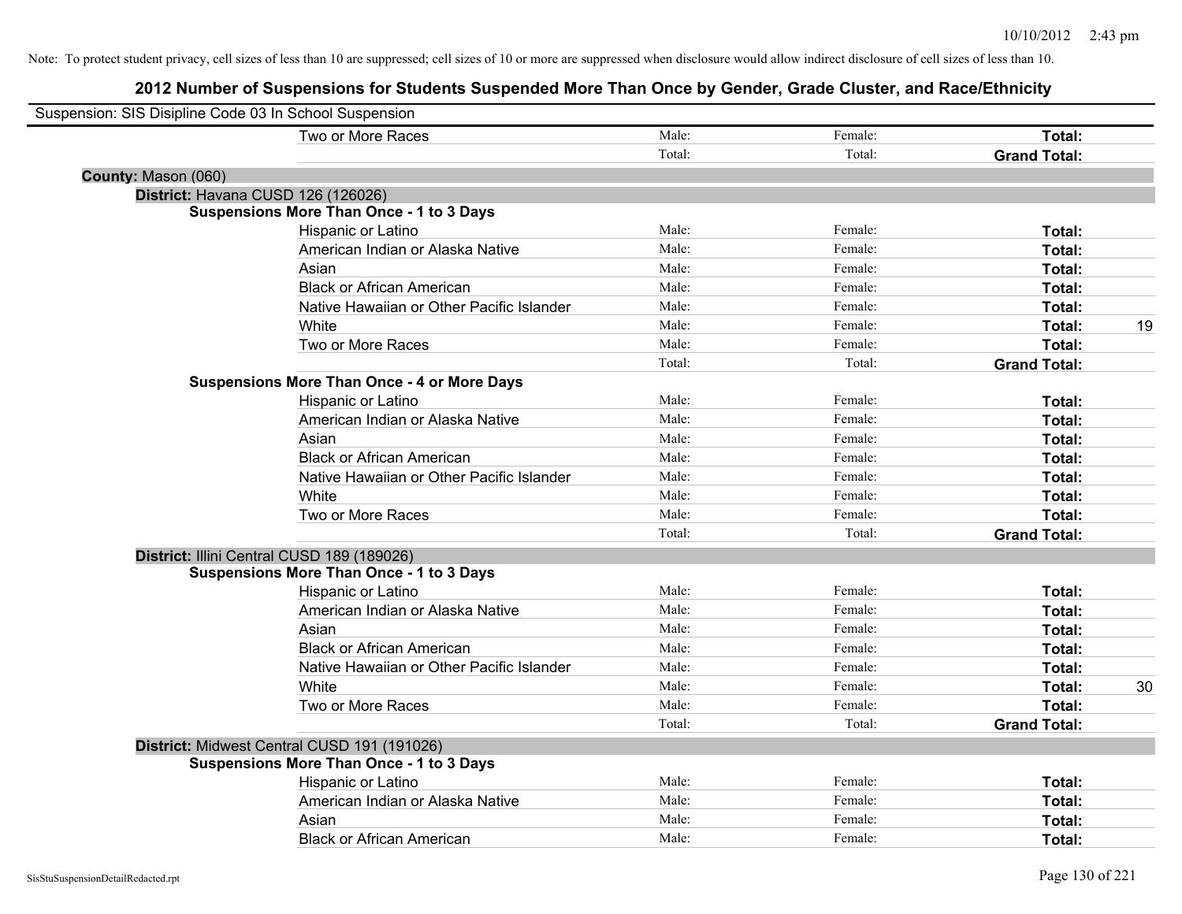Note: To protect student privacy, cell sizes of less than 10 are suppressed; cell sizes of 10 or more are suppressed when disclosure would allow indirect disclosure of cell sizes of less than 10.

## 2012 Number of Suspensions for Students Suspended More Than Once by Gender, Grade Cluster, and Race/Ethnicity

Suspension: SIS Disipline Code 03 In School Suspension

| | | | | | |
|---|---|---|---|---|---|
| | Two or More Races | Male: | Female: | **Total:** | |
| | | Total: | Total: | **Grand Total:** | |
| **County:** Mason (060) | | | | | |
| **District:** Havana CUSD 126 (126026) | | | | | |
| **Suspensions More Than Once - 1 to 3 Days** | | | | | |
| | Hispanic or Latino | Male: | Female: | **Total:** | |
| | American Indian or Alaska Native | Male: | Female: | **Total:** | |
| | Asian | Male: | Female: | **Total:** | |
| | Black or African American | Male: | Female: | **Total:** | |
| | Native Hawaiian or Other Pacific Islander | Male: | Female: | **Total:** | |
| | White | Male: | Female: | **Total:** | 19 |
| | Two or More Races | Male: | Female: | **Total:** | |
| | | Total: | Total: | **Grand Total:** | |
| **Suspensions More Than Once - 4 or More Days** | | | | | |
| | Hispanic or Latino | Male: | Female: | **Total:** | |
| | American Indian or Alaska Native | Male: | Female: | **Total:** | |
| | Asian | Male: | Female: | **Total:** | |
| | Black or African American | Male: | Female: | **Total:** | |
| | Native Hawaiian or Other Pacific Islander | Male: | Female: | **Total:** | |
| | White | Male: | Female: | **Total:** | |
| | Two or More Races | Male: | Female: | **Total:** | |
| | | Total: | Total: | **Grand Total:** | |
| **District:** Illini Central CUSD 189 (189026) | | | | | |
| **Suspensions More Than Once - 1 to 3 Days** | | | | | |
| | Hispanic or Latino | Male: | Female: | **Total:** | |
| | American Indian or Alaska Native | Male: | Female: | **Total:** | |
| | Asian | Male: | Female: | **Total:** | |
| | Black or African American | Male: | Female: | **Total:** | |
| | Native Hawaiian or Other Pacific Islander | Male: | Female: | **Total:** | |
| | White | Male: | Female: | **Total:** | 30 |
| | Two or More Races | Male: | Female: | **Total:** | |
| | | Total: | Total: | **Grand Total:** | |
| **District:** Midwest Central CUSD 191 (191026) | | | | | |
| **Suspensions More Than Once - 1 to 3 Days** | | | | | |
| | Hispanic or Latino | Male: | Female: | **Total:** | |
| | American Indian or Alaska Native | Male: | Female: | **Total:** | |
| | Asian | Male: | Female: | **Total:** | |
| | Black or African American | Male: | Female: | **Total:** | |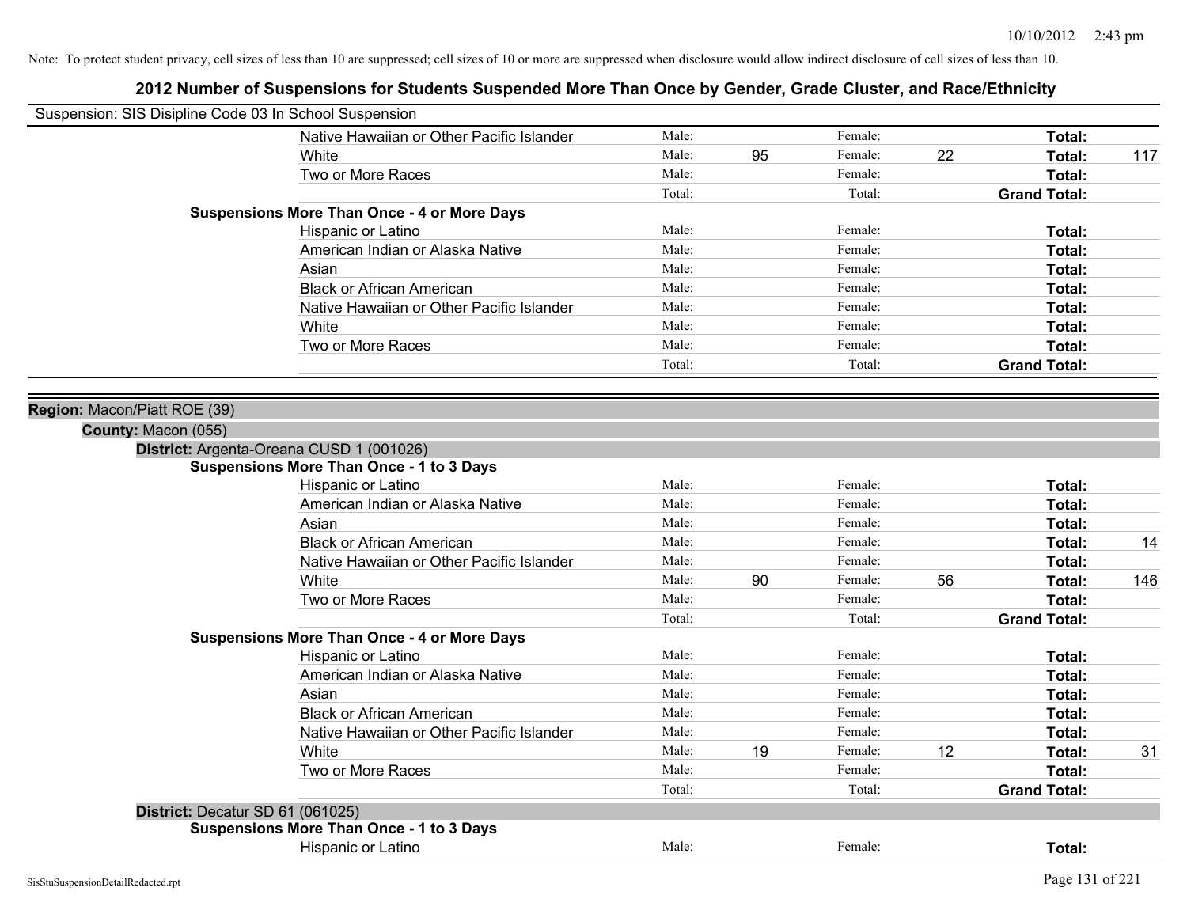Note: To protect student privacy, cell sizes of less than 10 are suppressed; cell sizes of 10 or more are suppressed when disclosure would allow indirect disclosure of cell sizes of less than 10.

## 2012 Number of Suspensions for Students Suspended More Than Once by Gender, Grade Cluster, and Race/Ethnicity

Suspension: SIS Disipline Code 03 In School Suspension

| | | | | | | |
|---|---|---|---|---|---|---|
| Native Hawaiian or Other Pacific Islander | Male: | | Female: | | **Total:** | |
| White | Male: | 95 | Female: | 22 | **Total:** | 117 |
| Two or More Races | Male: | | Female: | | **Total:** | |
| | Total: | | Total: | | **Grand Total:** | |
| **Suspensions More Than Once - 4 or More Days** | | | | | | |
| Hispanic or Latino | Male: | | Female: | | **Total:** | |
| American Indian or Alaska Native | Male: | | Female: | | **Total:** | |
| Asian | Male: | | Female: | | **Total:** | |
| Black or African American | Male: | | Female: | | **Total:** | |
| Native Hawaiian or Other Pacific Islander | Male: | | Female: | | **Total:** | |
| White | Male: | | Female: | | **Total:** | |
| Two or More Races | Male: | | Female: | | **Total:** | |
| | Total: | | Total: | | **Grand Total:** | |

**Region:** Macon/Piatt ROE (39)

**County:** Macon (055)

**District:** Argenta-Oreana CUSD 1 (001026)

| | | | | | | |
|---|---|---|---|---|---|---|
| **Suspensions More Than Once - 1 to 3 Days** | | | | | | |
| Hispanic or Latino | Male: | | Female: | | **Total:** | |
| American Indian or Alaska Native | Male: | | Female: | | **Total:** | |
| Asian | Male: | | Female: | | **Total:** | |
| Black or African American | Male: | | Female: | | **Total:** | 14 |
| Native Hawaiian or Other Pacific Islander | Male: | | Female: | | **Total:** | |
| White | Male: | 90 | Female: | 56 | **Total:** | 146 |
| Two or More Races | Male: | | Female: | | **Total:** | |
| | Total: | | Total: | | **Grand Total:** | |
| **Suspensions More Than Once - 4 or More Days** | | | | | | |
| Hispanic or Latino | Male: | | Female: | | **Total:** | |
| American Indian or Alaska Native | Male: | | Female: | | **Total:** | |
| Asian | Male: | | Female: | | **Total:** | |
| Black or African American | Male: | | Female: | | **Total:** | |
| Native Hawaiian or Other Pacific Islander | Male: | | Female: | | **Total:** | |
| White | Male: | 19 | Female: | 12 | **Total:** | 31 |
| Two or More Races | Male: | | Female: | | **Total:** | |
| | Total: | | Total: | | **Grand Total:** | |

**District:** Decatur SD 61 (061025)

| | | | | | | |
|---|---|---|---|---|---|---|
| **Suspensions More Than Once - 1 to 3 Days** | | | | | | |
| Hispanic or Latino | Male: | | Female: | | **Total:** | |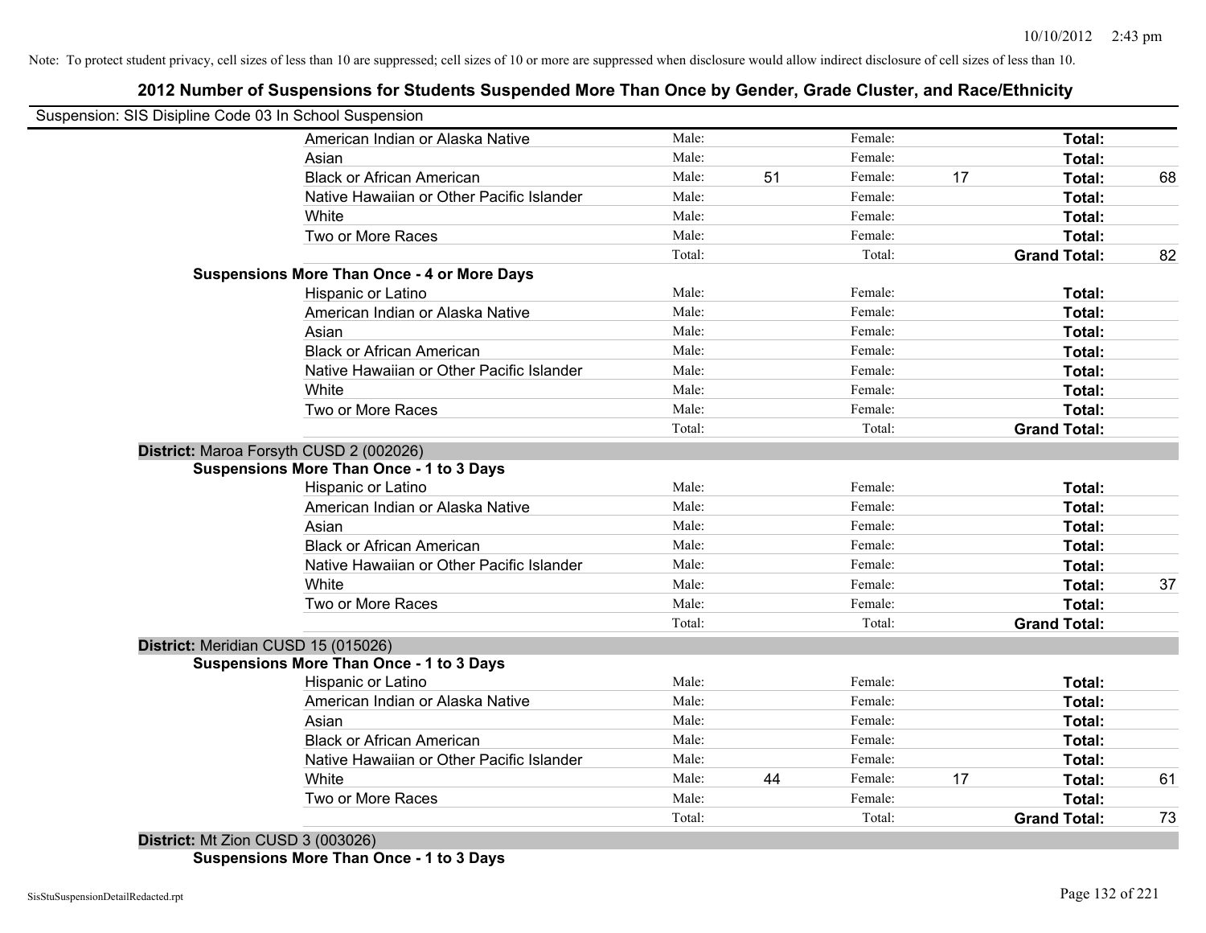Note: To protect student privacy, cell sizes of less than 10 are suppressed; cell sizes of 10 or more are suppressed when disclosure would allow indirect disclosure of cell sizes of less than 10.

## 2012 Number of Suspensions for Students Suspended More Than Once by Gender, Grade Cluster, and Race/Ethnicity

Suspension: SIS Disipline Code 03 In School Suspension

| | | | | | | |
|---|---|---|---|---|---|---|
| American Indian or Alaska Native | Male: | | Female: | | **Total:** | |
| Asian | Male: | | Female: | | **Total:** | |
| Black or African American | Male: | 51 | Female: | 17 | **Total:** | 68 |
| Native Hawaiian or Other Pacific Islander | Male: | | Female: | | **Total:** | |
| White | Male: | | Female: | | **Total:** | |
| Two or More Races | Male: | | Female: | | **Total:** | |
| | Total: | | Total: | | **Grand Total:** | 82 |

**Suspensions More Than Once - 4 or More Days**

| | | | | | | |
|---|---|---|---|---|---|---|
| Hispanic or Latino | Male: | | Female: | | **Total:** | |
| American Indian or Alaska Native | Male: | | Female: | | **Total:** | |
| Asian | Male: | | Female: | | **Total:** | |
| Black or African American | Male: | | Female: | | **Total:** | |
| Native Hawaiian or Other Pacific Islander | Male: | | Female: | | **Total:** | |
| White | Male: | | Female: | | **Total:** | |
| Two or More Races | Male: | | Female: | | **Total:** | |
| | Total: | | Total: | | **Grand Total:** | |

**District:** Maroa Forsyth CUSD 2 (002026)

**Suspensions More Than Once - 1 to 3 Days**

| | | | | | | |
|---|---|---|---|---|---|---|
| Hispanic or Latino | Male: | | Female: | | **Total:** | |
| American Indian or Alaska Native | Male: | | Female: | | **Total:** | |
| Asian | Male: | | Female: | | **Total:** | |
| Black or African American | Male: | | Female: | | **Total:** | |
| Native Hawaiian or Other Pacific Islander | Male: | | Female: | | **Total:** | |
| White | Male: | | Female: | | **Total:** | 37 |
| Two or More Races | Male: | | Female: | | **Total:** | |
| | Total: | | Total: | | **Grand Total:** | |

**District:** Meridian CUSD 15 (015026)

**Suspensions More Than Once - 1 to 3 Days**

| | | | | | | |
|---|---|---|---|---|---|---|
| Hispanic or Latino | Male: | | Female: | | **Total:** | |
| American Indian or Alaska Native | Male: | | Female: | | **Total:** | |
| Asian | Male: | | Female: | | **Total:** | |
| Black or African American | Male: | | Female: | | **Total:** | |
| Native Hawaiian or Other Pacific Islander | Male: | | Female: | | **Total:** | |
| White | Male: | 44 | Female: | 17 | **Total:** | 61 |
| Two or More Races | Male: | | Female: | | **Total:** | |
| | Total: | | Total: | | **Grand Total:** | 73 |

**District:** Mt Zion CUSD 3 (003026)

**Suspensions More Than Once - 1 to 3 Days**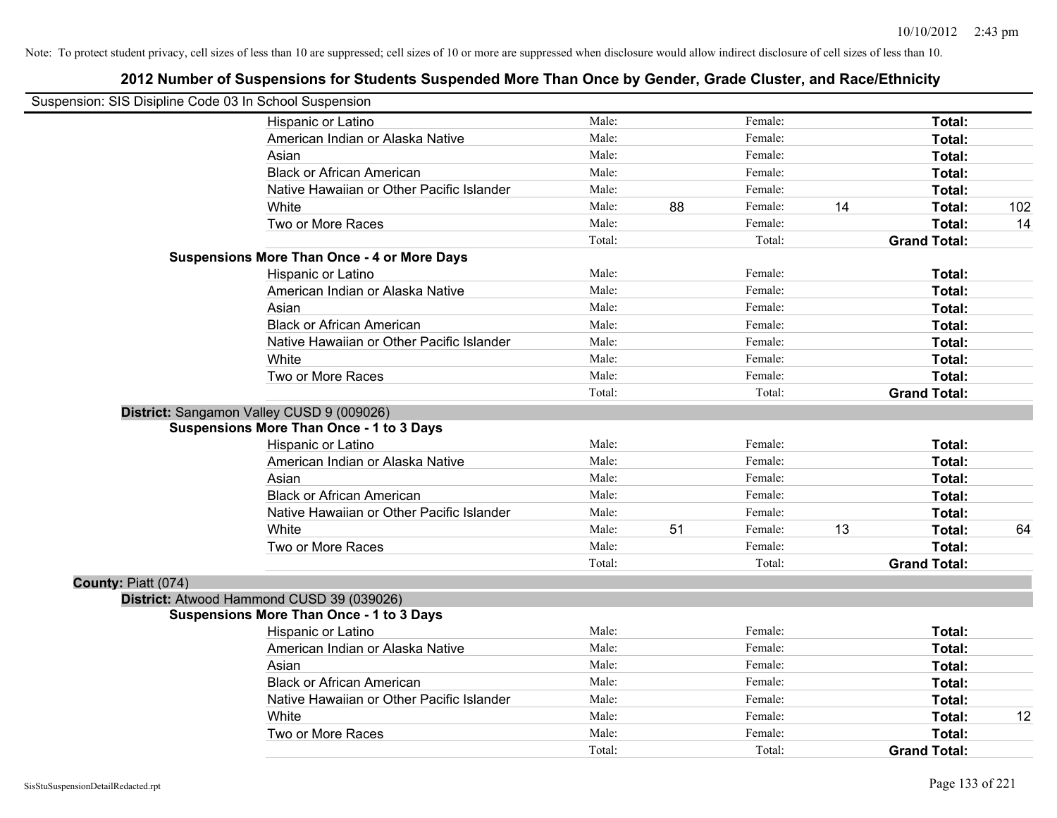Note: To protect student privacy, cell sizes of less than 10 are suppressed; cell sizes of 10 or more are suppressed when disclosure would allow indirect disclosure of cell sizes of less than 10.

## 2012 Number of Suspensions for Students Suspended More Than Once by Gender, Grade Cluster, and Race/Ethnicity

Suspension: SIS Disipline Code 03 In School Suspension

| | | | | | | |
|---|---|---|---|---|---|---|
| Hispanic or Latino | Male: | | Female: | | **Total:** | |
| American Indian or Alaska Native | Male: | | Female: | | **Total:** | |
| Asian | Male: | | Female: | | **Total:** | |
| Black or African American | Male: | | Female: | | **Total:** | |
| Native Hawaiian or Other Pacific Islander | Male: | | Female: | | **Total:** | |
| White | Male: | 88 | Female: | 14 | **Total:** | 102 |
| Two or More Races | Male: | | Female: | | **Total:** | 14 |
| | Total: | | Total: | | **Grand Total:** | |

**Suspensions More Than Once - 4 or More Days**

| | | | | | | |
|---|---|---|---|---|---|---|
| Hispanic or Latino | Male: | | Female: | | **Total:** | |
| American Indian or Alaska Native | Male: | | Female: | | **Total:** | |
| Asian | Male: | | Female: | | **Total:** | |
| Black or African American | Male: | | Female: | | **Total:** | |
| Native Hawaiian or Other Pacific Islander | Male: | | Female: | | **Total:** | |
| White | Male: | | Female: | | **Total:** | |
| Two or More Races | Male: | | Female: | | **Total:** | |
| | Total: | | Total: | | **Grand Total:** | |

**District:** Sangamon Valley CUSD 9 (009026)

**Suspensions More Than Once - 1 to 3 Days**

| | | | | | | |
|---|---|---|---|---|---|---|
| Hispanic or Latino | Male: | | Female: | | **Total:** | |
| American Indian or Alaska Native | Male: | | Female: | | **Total:** | |
| Asian | Male: | | Female: | | **Total:** | |
| Black or African American | Male: | | Female: | | **Total:** | |
| Native Hawaiian or Other Pacific Islander | Male: | | Female: | | **Total:** | |
| White | Male: | 51 | Female: | 13 | **Total:** | 64 |
| Two or More Races | Male: | | Female: | | **Total:** | |
| | Total: | | Total: | | **Grand Total:** | |

**County:** Piatt (074)

**District:** Atwood Hammond CUSD 39 (039026)

**Suspensions More Than Once - 1 to 3 Days**

| | | | | | | |
|---|---|---|---|---|---|---|
| Hispanic or Latino | Male: | | Female: | | **Total:** | |
| American Indian or Alaska Native | Male: | | Female: | | **Total:** | |
| Asian | Male: | | Female: | | **Total:** | |
| Black or African American | Male: | | Female: | | **Total:** | |
| Native Hawaiian or Other Pacific Islander | Male: | | Female: | | **Total:** | |
| White | Male: | | Female: | | **Total:** | 12 |
| Two or More Races | Male: | | Female: | | **Total:** | |
| | Total: | | Total: | | **Grand Total:** | |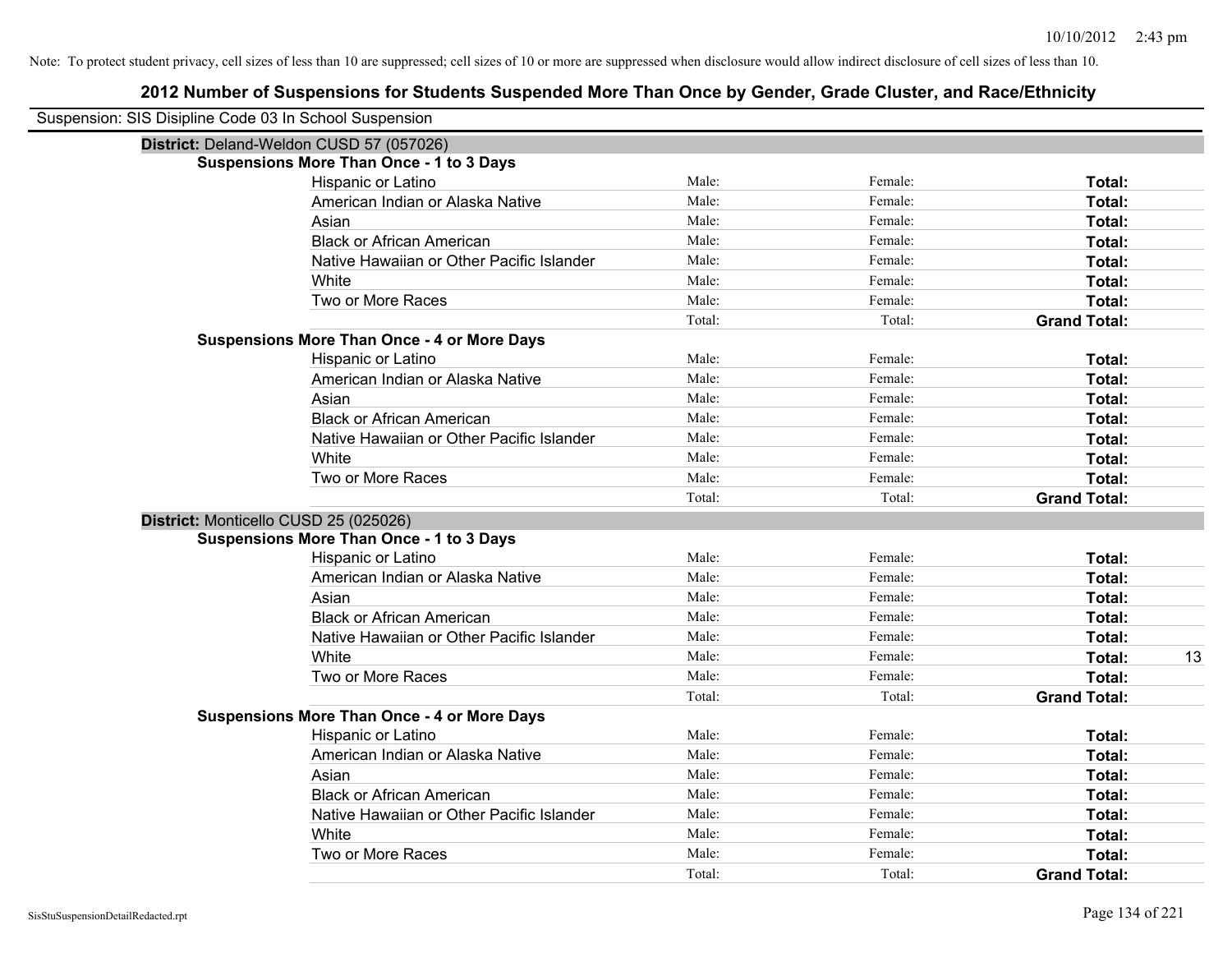Note: To protect student privacy, cell sizes of less than 10 are suppressed; cell sizes of 10 or more are suppressed when disclosure would allow indirect disclosure of cell sizes of less than 10.

## 2012 Number of Suspensions for Students Suspended More Than Once by Gender, Grade Cluster, and Race/Ethnicity

Suspension: SIS Disipline Code 03 In School Suspension

**District:** Deland-Weldon CUSD 57 (057026)

**Suspensions More Than Once - 1 to 3 Days**

| | | | | |
|---|---|---|---|---|
| Hispanic or Latino | Male: | Female: | **Total:** | |
| American Indian or Alaska Native | Male: | Female: | **Total:** | |
| Asian | Male: | Female: | **Total:** | |
| Black or African American | Male: | Female: | **Total:** | |
| Native Hawaiian or Other Pacific Islander | Male: | Female: | **Total:** | |
| White | Male: | Female: | **Total:** | |
| Two or More Races | Male: | Female: | **Total:** | |
| | Total: | Total: | **Grand Total:** | |

**Suspensions More Than Once - 4 or More Days**

| | | | | |
|---|---|---|---|---|
| Hispanic or Latino | Male: | Female: | **Total:** | |
| American Indian or Alaska Native | Male: | Female: | **Total:** | |
| Asian | Male: | Female: | **Total:** | |
| Black or African American | Male: | Female: | **Total:** | |
| Native Hawaiian or Other Pacific Islander | Male: | Female: | **Total:** | |
| White | Male: | Female: | **Total:** | |
| Two or More Races | Male: | Female: | **Total:** | |
| | Total: | Total: | **Grand Total:** | |

**District:** Monticello CUSD 25 (025026)

**Suspensions More Than Once - 1 to 3 Days**

| | | | | |
|---|---|---|---|---|
| Hispanic or Latino | Male: | Female: | **Total:** | |
| American Indian or Alaska Native | Male: | Female: | **Total:** | |
| Asian | Male: | Female: | **Total:** | |
| Black or African American | Male: | Female: | **Total:** | |
| Native Hawaiian or Other Pacific Islander | Male: | Female: | **Total:** | |
| White | Male: | Female: | **Total:** | 13 |
| Two or More Races | Male: | Female: | **Total:** | |
| | Total: | Total: | **Grand Total:** | |

**Suspensions More Than Once - 4 or More Days**

| | | | | |
|---|---|---|---|---|
| Hispanic or Latino | Male: | Female: | **Total:** | |
| American Indian or Alaska Native | Male: | Female: | **Total:** | |
| Asian | Male: | Female: | **Total:** | |
| Black or African American | Male: | Female: | **Total:** | |
| Native Hawaiian or Other Pacific Islander | Male: | Female: | **Total:** | |
| White | Male: | Female: | **Total:** | |
| Two or More Races | Male: | Female: | **Total:** | |
| | Total: | Total: | **Grand Total:** | |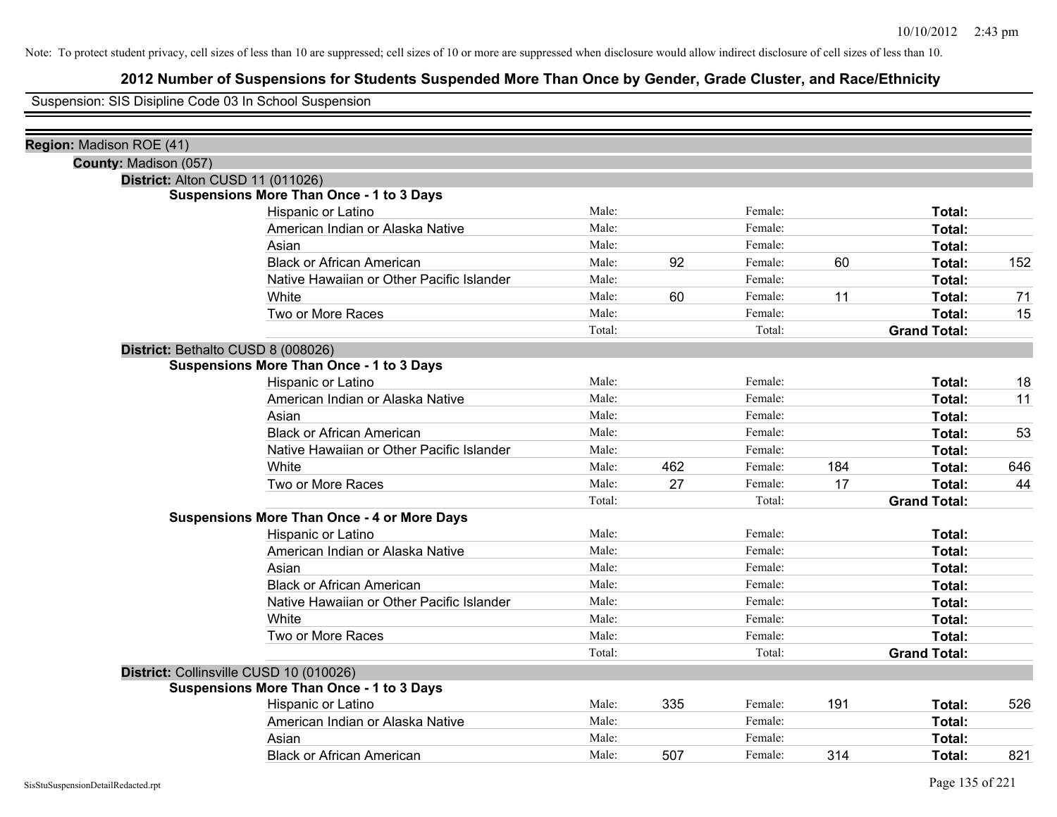Note: To protect student privacy, cell sizes of less than 10 are suppressed; cell sizes of 10 or more are suppressed when disclosure would allow indirect disclosure of cell sizes of less than 10.

# 2012 Number of Suspensions for Students Suspended More Than Once by Gender, Grade Cluster, and Race/Ethnicity

Suspension: SIS Disipline Code 03 In School Suspension

**Region:** Madison ROE (41)

**County:** Madison (057)

**District:** Alton CUSD 11 (011026)

**Suspensions More Than Once - 1 to 3 Days**

| | | | | | | |
|---|---|---|---|---|---|---|
| Hispanic or Latino | Male: | | Female: | | **Total:** | |
| American Indian or Alaska Native | Male: | | Female: | | **Total:** | |
| Asian | Male: | | Female: | | **Total:** | |
| Black or African American | Male: | 92 | Female: | 60 | **Total:** | 152 |
| Native Hawaiian or Other Pacific Islander | Male: | | Female: | | **Total:** | |
| White | Male: | 60 | Female: | 11 | **Total:** | 71 |
| Two or More Races | Male: | | Female: | | **Total:** | 15 |
| | Total: | | Total: | | **Grand Total:** | |

**District:** Bethalto CUSD 8 (008026)

**Suspensions More Than Once - 1 to 3 Days**

| | | | | | | |
|---|---|---|---|---|---|---|
| Hispanic or Latino | Male: | | Female: | | **Total:** | 18 |
| American Indian or Alaska Native | Male: | | Female: | | **Total:** | 11 |
| Asian | Male: | | Female: | | **Total:** | |
| Black or African American | Male: | | Female: | | **Total:** | 53 |
| Native Hawaiian or Other Pacific Islander | Male: | | Female: | | **Total:** | |
| White | Male: | 462 | Female: | 184 | **Total:** | 646 |
| Two or More Races | Male: | 27 | Female: | 17 | **Total:** | 44 |
| | Total: | | Total: | | **Grand Total:** | |

**Suspensions More Than Once - 4 or More Days**

| | | | | | | |
|---|---|---|---|---|---|---|
| Hispanic or Latino | Male: | | Female: | | **Total:** | |
| American Indian or Alaska Native | Male: | | Female: | | **Total:** | |
| Asian | Male: | | Female: | | **Total:** | |
| Black or African American | Male: | | Female: | | **Total:** | |
| Native Hawaiian or Other Pacific Islander | Male: | | Female: | | **Total:** | |
| White | Male: | | Female: | | **Total:** | |
| Two or More Races | Male: | | Female: | | **Total:** | |
| | Total: | | Total: | | **Grand Total:** | |

**District:** Collinsville CUSD 10 (010026)

**Suspensions More Than Once - 1 to 3 Days**

| | | | | | | |
|---|---|---|---|---|---|---|
| Hispanic or Latino | Male: | 335 | Female: | 191 | **Total:** | 526 |
| American Indian or Alaska Native | Male: | | Female: | | **Total:** | |
| Asian | Male: | | Female: | | **Total:** | |
| Black or African American | Male: | 507 | Female: | 314 | **Total:** | 821 |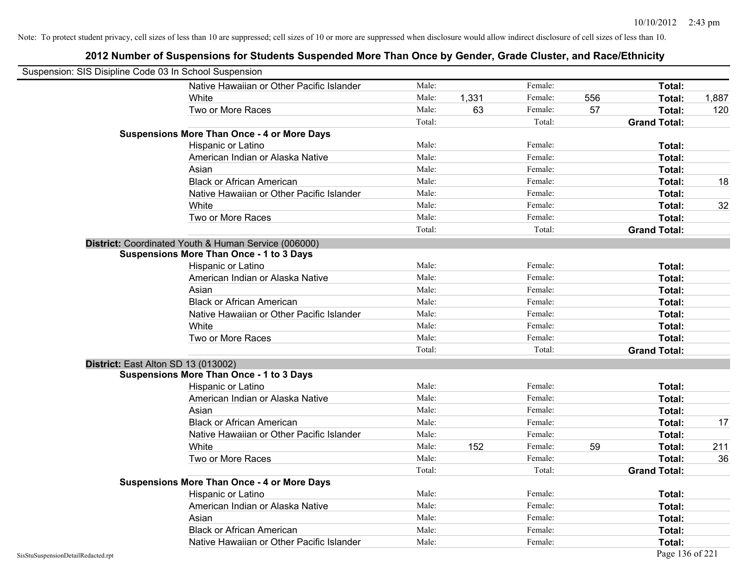Note: To protect student privacy, cell sizes of less than 10 are suppressed; cell sizes of 10 or more are suppressed when disclosure would allow indirect disclosure of cell sizes of less than 10.

## 2012 Number of Suspensions for Students Suspended More Than Once by Gender, Grade Cluster, and Race/Ethnicity

Suspension: SIS Disipline Code 03 In School Suspension

| | | | | | | |
|---|---|---|---|---|---|---|
| Native Hawaiian or Other Pacific Islander | Male: | | Female: | | **Total:** | |
| White | Male: | 1,331 | Female: | 556 | **Total:** | 1,887 |
| Two or More Races | Male: | 63 | Female: | 57 | **Total:** | 120 |
| | Total: | | Total: | | **Grand Total:** | |
| **Suspensions More Than Once - 4 or More Days** | | | | | | |
| Hispanic or Latino | Male: | | Female: | | **Total:** | |
| American Indian or Alaska Native | Male: | | Female: | | **Total:** | |
| Asian | Male: | | Female: | | **Total:** | |
| Black or African American | Male: | | Female: | | **Total:** | 18 |
| Native Hawaiian or Other Pacific Islander | Male: | | Female: | | **Total:** | |
| White | Male: | | Female: | | **Total:** | 32 |
| Two or More Races | Male: | | Female: | | **Total:** | |
| | Total: | | Total: | | **Grand Total:** | |

**District:** Coordinated Youth & Human Service (006000)

| | | | | | | |
|---|---|---|---|---|---|---|
| **Suspensions More Than Once - 1 to 3 Days** | | | | | | |
| Hispanic or Latino | Male: | | Female: | | **Total:** | |
| American Indian or Alaska Native | Male: | | Female: | | **Total:** | |
| Asian | Male: | | Female: | | **Total:** | |
| Black or African American | Male: | | Female: | | **Total:** | |
| Native Hawaiian or Other Pacific Islander | Male: | | Female: | | **Total:** | |
| White | Male: | | Female: | | **Total:** | |
| Two or More Races | Male: | | Female: | | **Total:** | |
| | Total: | | Total: | | **Grand Total:** | |

**District:** East Alton SD 13 (013002)

| | | | | | | |
|---|---|---|---|---|---|---|
| **Suspensions More Than Once - 1 to 3 Days** | | | | | | |
| Hispanic or Latino | Male: | | Female: | | **Total:** | |
| American Indian or Alaska Native | Male: | | Female: | | **Total:** | |
| Asian | Male: | | Female: | | **Total:** | |
| Black or African American | Male: | | Female: | | **Total:** | 17 |
| Native Hawaiian or Other Pacific Islander | Male: | | Female: | | **Total:** | |
| White | Male: | 152 | Female: | 59 | **Total:** | 211 |
| Two or More Races | Male: | | Female: | | **Total:** | 36 |
| | Total: | | Total: | | **Grand Total:** | |
| **Suspensions More Than Once - 4 or More Days** | | | | | | |
| Hispanic or Latino | Male: | | Female: | | **Total:** | |
| American Indian or Alaska Native | Male: | | Female: | | **Total:** | |
| Asian | Male: | | Female: | | **Total:** | |
| Black or African American | Male: | | Female: | | **Total:** | |
| Native Hawaiian or Other Pacific Islander | Male: | | Female: | | **Total:** | |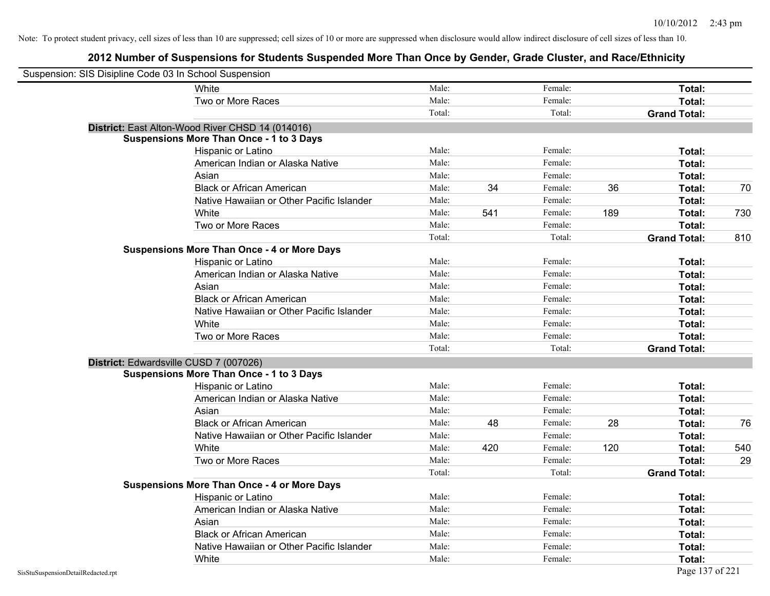Note: To protect student privacy, cell sizes of less than 10 are suppressed; cell sizes of 10 or more are suppressed when disclosure would allow indirect disclosure of cell sizes of less than 10.

# 2012 Number of Suspensions for Students Suspended More Than Once by Gender, Grade Cluster, and Race/Ethnicity

Suspension: SIS Disipline Code 03 In School Suspension

| | | | | | | | |
|---|---|---|---|---|---|---|---|
| White | Male: | | Female: | | **Total:** | |
| Two or More Races | Male: | | Female: | | **Total:** | |
| | Total: | | Total: | | **Grand Total:** | |

**District:** East Alton-Wood River CHSD 14 (014016)

**Suspensions More Than Once - 1 to 3 Days**

| | | | | | | |
|---|---|---|---|---|---|---|
| Hispanic or Latino | Male: | | Female: | | **Total:** | |
| American Indian or Alaska Native | Male: | | Female: | | **Total:** | |
| Asian | Male: | | Female: | | **Total:** | |
| Black or African American | Male: | 34 | Female: | 36 | **Total:** | 70 |
| Native Hawaiian or Other Pacific Islander | Male: | | Female: | | **Total:** | |
| White | Male: | 541 | Female: | 189 | **Total:** | 730 |
| Two or More Races | Male: | | Female: | | **Total:** | |
| | Total: | | Total: | | **Grand Total:** | 810 |

**Suspensions More Than Once - 4 or More Days**

| | | | | | | |
|---|---|---|---|---|---|---|
| Hispanic or Latino | Male: | | Female: | | **Total:** | |
| American Indian or Alaska Native | Male: | | Female: | | **Total:** | |
| Asian | Male: | | Female: | | **Total:** | |
| Black or African American | Male: | | Female: | | **Total:** | |
| Native Hawaiian or Other Pacific Islander | Male: | | Female: | | **Total:** | |
| White | Male: | | Female: | | **Total:** | |
| Two or More Races | Male: | | Female: | | **Total:** | |
| | Total: | | Total: | | **Grand Total:** | |

**District:** Edwardsville CUSD 7 (007026)

**Suspensions More Than Once - 1 to 3 Days**

| | | | | | | |
|---|---|---|---|---|---|---|
| Hispanic or Latino | Male: | | Female: | | **Total:** | |
| American Indian or Alaska Native | Male: | | Female: | | **Total:** | |
| Asian | Male: | | Female: | | **Total:** | |
| Black or African American | Male: | 48 | Female: | 28 | **Total:** | 76 |
| Native Hawaiian or Other Pacific Islander | Male: | | Female: | | **Total:** | |
| White | Male: | 420 | Female: | 120 | **Total:** | 540 |
| Two or More Races | Male: | | Female: | | **Total:** | 29 |
| | Total: | | Total: | | **Grand Total:** | |

**Suspensions More Than Once - 4 or More Days**

| | | | | | | |
|---|---|---|---|---|---|---|
| Hispanic or Latino | Male: | | Female: | | **Total:** | |
| American Indian or Alaska Native | Male: | | Female: | | **Total:** | |
| Asian | Male: | | Female: | | **Total:** | |
| Black or African American | Male: | | Female: | | **Total:** | |
| Native Hawaiian or Other Pacific Islander | Male: | | Female: | | **Total:** | |
| White | Male: | | Female: | | **Total:** | |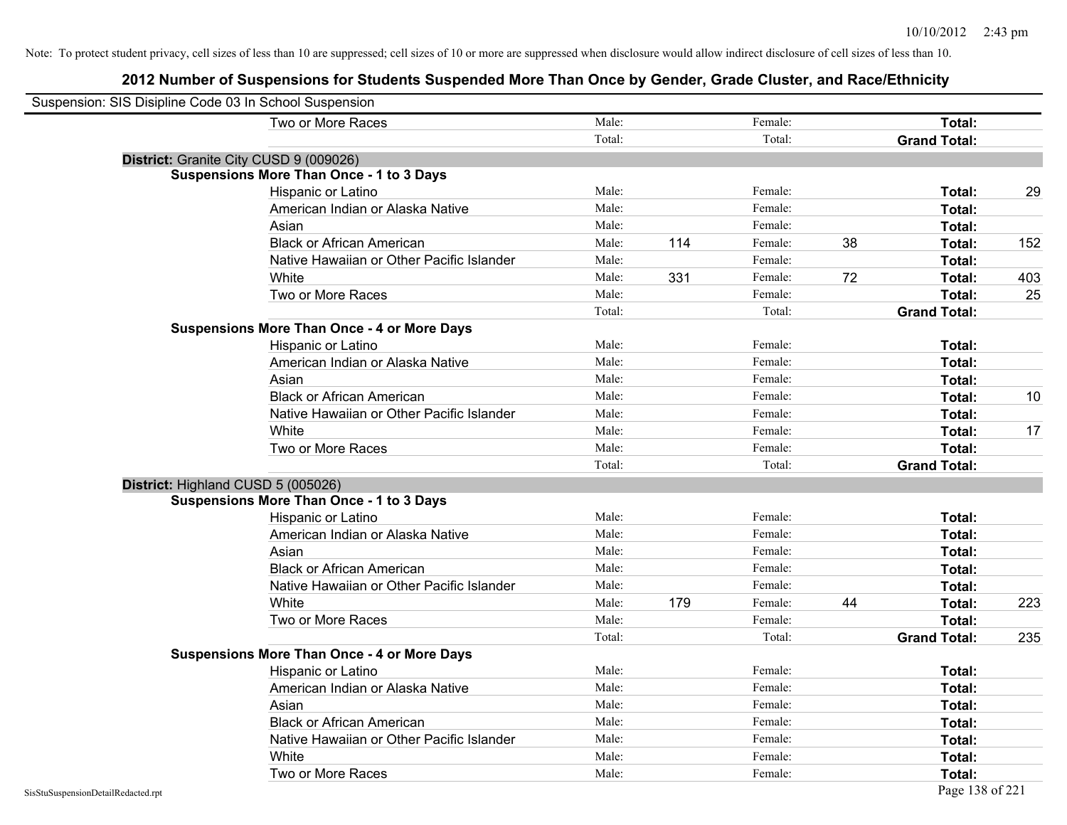Note: To protect student privacy, cell sizes of less than 10 are suppressed; cell sizes of 10 or more are suppressed when disclosure would allow indirect disclosure of cell sizes of less than 10.

# 2012 Number of Suspensions for Students Suspended More Than Once by Gender, Grade Cluster, and Race/Ethnicity

Suspension: SIS Disipline Code 03 In School Suspension

| | | | | | | |
|---|---|---|---|---|---|---|
| Two or More Races | Male: | | Female: | | **Total:** | |
| | Total: | | Total: | | **Grand Total:** | |

**District:** Granite City CUSD 9 (009026)

**Suspensions More Than Once - 1 to 3 Days**

| | | | | | | |
|---|---|---|---|---|---|---|
| Hispanic or Latino | Male: | | Female: | | **Total:** | 29 |
| American Indian or Alaska Native | Male: | | Female: | | **Total:** | |
| Asian | Male: | | Female: | | **Total:** | |
| Black or African American | Male: | 114 | Female: | 38 | **Total:** | 152 |
| Native Hawaiian or Other Pacific Islander | Male: | | Female: | | **Total:** | |
| White | Male: | 331 | Female: | 72 | **Total:** | 403 |
| Two or More Races | Male: | | Female: | | **Total:** | 25 |
| | Total: | | Total: | | **Grand Total:** | |

**Suspensions More Than Once - 4 or More Days**

| | | | | | | |
|---|---|---|---|---|---|---|
| Hispanic or Latino | Male: | | Female: | | **Total:** | |
| American Indian or Alaska Native | Male: | | Female: | | **Total:** | |
| Asian | Male: | | Female: | | **Total:** | |
| Black or African American | Male: | | Female: | | **Total:** | 10 |
| Native Hawaiian or Other Pacific Islander | Male: | | Female: | | **Total:** | |
| White | Male: | | Female: | | **Total:** | 17 |
| Two or More Races | Male: | | Female: | | **Total:** | |
| | Total: | | Total: | | **Grand Total:** | |

**District:** Highland CUSD 5 (005026)

**Suspensions More Than Once - 1 to 3 Days**

| | | | | | | |
|---|---|---|---|---|---|---|
| Hispanic or Latino | Male: | | Female: | | **Total:** | |
| American Indian or Alaska Native | Male: | | Female: | | **Total:** | |
| Asian | Male: | | Female: | | **Total:** | |
| Black or African American | Male: | | Female: | | **Total:** | |
| Native Hawaiian or Other Pacific Islander | Male: | | Female: | | **Total:** | |
| White | Male: | 179 | Female: | 44 | **Total:** | 223 |
| Two or More Races | Male: | | Female: | | **Total:** | |
| | Total: | | Total: | | **Grand Total:** | 235 |

**Suspensions More Than Once - 4 or More Days**

| | | | | | | |
|---|---|---|---|---|---|---|
| Hispanic or Latino | Male: | | Female: | | **Total:** | |
| American Indian or Alaska Native | Male: | | Female: | | **Total:** | |
| Asian | Male: | | Female: | | **Total:** | |
| Black or African American | Male: | | Female: | | **Total:** | |
| Native Hawaiian or Other Pacific Islander | Male: | | Female: | | **Total:** | |
| White | Male: | | Female: | | **Total:** | |
| Two or More Races | Male: | | Female: | | **Total:** | |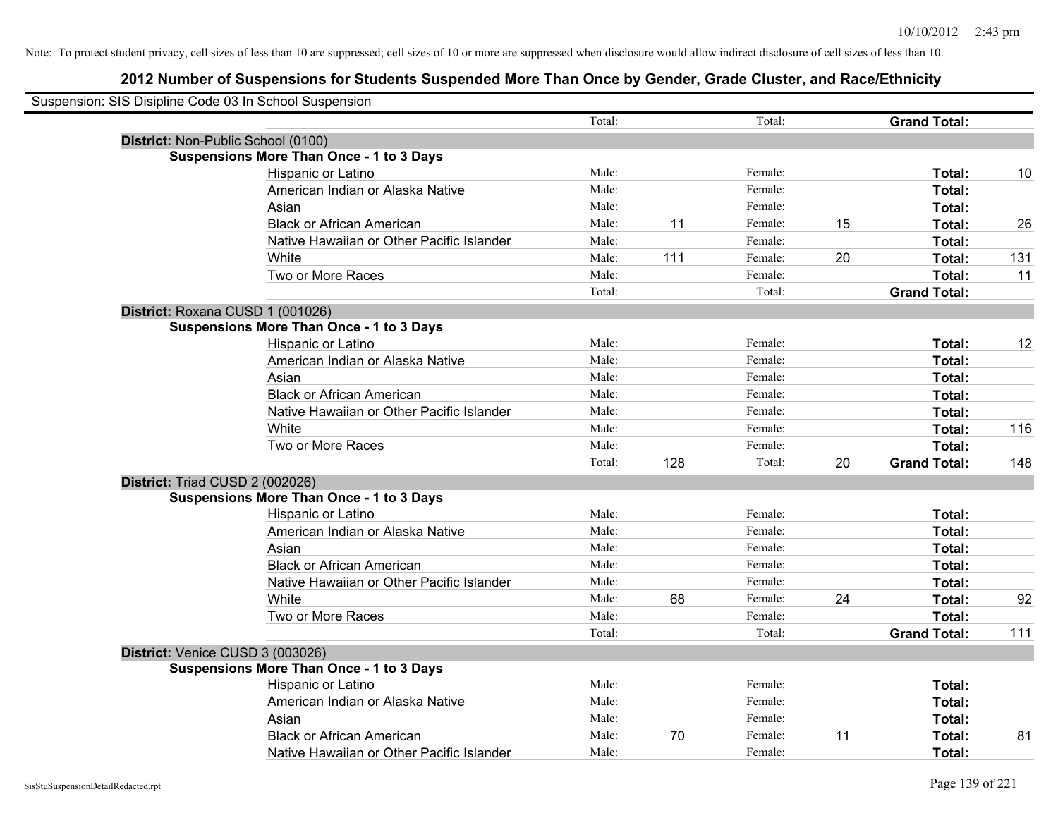Note: To protect student privacy, cell sizes of less than 10 are suppressed; cell sizes of 10 or more are suppressed when disclosure would allow indirect disclosure of cell sizes of less than 10.

## 2012 Number of Suspensions for Students Suspended More Than Once by Gender, Grade Cluster, and Race/Ethnicity

Suspension: SIS Disipline Code 03 In School Suspension

| | | | | | | | |
|---|---|---|---|---|---|---|---|
| | Total: | | Total: | | **Grand Total:** | |

**District:** Non-Public School (0100)

**Suspensions More Than Once - 1 to 3 Days**

| | | | | | | |
|---|---|---|---|---|---|---|
| Hispanic or Latino | Male: | | Female: | | **Total:** | 10 |
| American Indian or Alaska Native | Male: | | Female: | | **Total:** | |
| Asian | Male: | | Female: | | **Total:** | |
| Black or African American | Male: | 11 | Female: | 15 | **Total:** | 26 |
| Native Hawaiian or Other Pacific Islander | Male: | | Female: | | **Total:** | |
| White | Male: | 111 | Female: | 20 | **Total:** | 131 |
| Two or More Races | Male: | | Female: | | **Total:** | 11 |
| | Total: | | Total: | | **Grand Total:** | |

**District:** Roxana CUSD 1 (001026)

**Suspensions More Than Once - 1 to 3 Days**

| | | | | | | |
|---|---|---|---|---|---|---|
| Hispanic or Latino | Male: | | Female: | | **Total:** | 12 |
| American Indian or Alaska Native | Male: | | Female: | | **Total:** | |
| Asian | Male: | | Female: | | **Total:** | |
| Black or African American | Male: | | Female: | | **Total:** | |
| Native Hawaiian or Other Pacific Islander | Male: | | Female: | | **Total:** | |
| White | Male: | | Female: | | **Total:** | 116 |
| Two or More Races | Male: | | Female: | | **Total:** | |
| | Total: | 128 | Total: | 20 | **Grand Total:** | 148 |

**District:** Triad CUSD 2 (002026)

**Suspensions More Than Once - 1 to 3 Days**

| | | | | | | |
|---|---|---|---|---|---|---|
| Hispanic or Latino | Male: | | Female: | | **Total:** | |
| American Indian or Alaska Native | Male: | | Female: | | **Total:** | |
| Asian | Male: | | Female: | | **Total:** | |
| Black or African American | Male: | | Female: | | **Total:** | |
| Native Hawaiian or Other Pacific Islander | Male: | | Female: | | **Total:** | |
| White | Male: | 68 | Female: | 24 | **Total:** | 92 |
| Two or More Races | Male: | | Female: | | **Total:** | |
| | Total: | | Total: | | **Grand Total:** | 111 |

**District:** Venice CUSD 3 (003026)

**Suspensions More Than Once - 1 to 3 Days**

| | | | | | | |
|---|---|---|---|---|---|---|
| Hispanic or Latino | Male: | | Female: | | **Total:** | |
| American Indian or Alaska Native | Male: | | Female: | | **Total:** | |
| Asian | Male: | | Female: | | **Total:** | |
| Black or African American | Male: | 70 | Female: | 11 | **Total:** | 81 |
| Native Hawaiian or Other Pacific Islander | Male: | | Female: | | **Total:** | |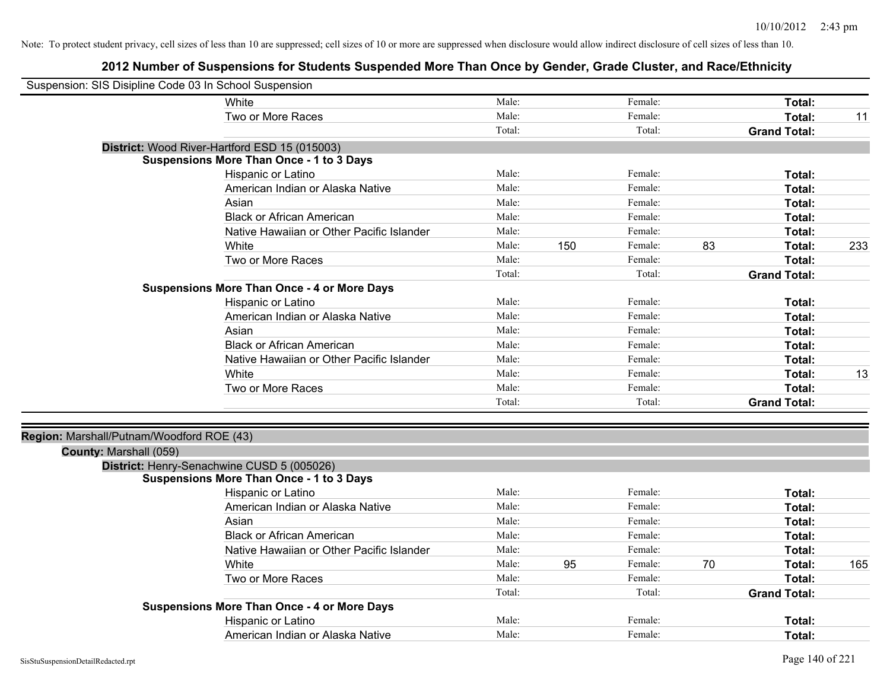Note: To protect student privacy, cell sizes of less than 10 are suppressed; cell sizes of 10 or more are suppressed when disclosure would allow indirect disclosure of cell sizes of less than 10.

## 2012 Number of Suspensions for Students Suspended More Than Once by Gender, Grade Cluster, and Race/Ethnicity

Suspension: SIS Disipline Code 03 In School Suspension

| | | | | | | |
|---|---|---|---|---|---|---|
| White | Male: | | Female: | | **Total:** | |
| Two or More Races | Male: | | Female: | | **Total:** | 11 |
| | Total: | | Total: | | **Grand Total:** | |

**District:** Wood River-Hartford ESD 15 (015003)

**Suspensions More Than Once - 1 to 3 Days**

| | | | | | | |
|---|---|---|---|---|---|---|
| Hispanic or Latino | Male: | | Female: | | **Total:** | |
| American Indian or Alaska Native | Male: | | Female: | | **Total:** | |
| Asian | Male: | | Female: | | **Total:** | |
| Black or African American | Male: | | Female: | | **Total:** | |
| Native Hawaiian or Other Pacific Islander | Male: | | Female: | | **Total:** | |
| White | Male: | 150 | Female: | 83 | **Total:** | 233 |
| Two or More Races | Male: | | Female: | | **Total:** | |
| | Total: | | Total: | | **Grand Total:** | |

**Suspensions More Than Once - 4 or More Days**

| | | | | | | |
|---|---|---|---|---|---|---|
| Hispanic or Latino | Male: | | Female: | | **Total:** | |
| American Indian or Alaska Native | Male: | | Female: | | **Total:** | |
| Asian | Male: | | Female: | | **Total:** | |
| Black or African American | Male: | | Female: | | **Total:** | |
| Native Hawaiian or Other Pacific Islander | Male: | | Female: | | **Total:** | |
| White | Male: | | Female: | | **Total:** | 13 |
| Two or More Races | Male: | | Female: | | **Total:** | |
| | Total: | | Total: | | **Grand Total:** | |

**Region:** Marshall/Putnam/Woodford ROE (43)

**County:** Marshall (059)

**District:** Henry-Senachwine CUSD 5 (005026)

**Suspensions More Than Once - 1 to 3 Days**

| | | | | | | |
|---|---|---|---|---|---|---|
| Hispanic or Latino | Male: | | Female: | | **Total:** | |
| American Indian or Alaska Native | Male: | | Female: | | **Total:** | |
| Asian | Male: | | Female: | | **Total:** | |
| Black or African American | Male: | | Female: | | **Total:** | |
| Native Hawaiian or Other Pacific Islander | Male: | | Female: | | **Total:** | |
| White | Male: | 95 | Female: | 70 | **Total:** | 165 |
| Two or More Races | Male: | | Female: | | **Total:** | |
| | Total: | | Total: | | **Grand Total:** | |

**Suspensions More Than Once - 4 or More Days**

| | | | | | | |
|---|---|---|---|---|---|---|
| Hispanic or Latino | Male: | | Female: | | **Total:** | |
| American Indian or Alaska Native | Male: | | Female: | | **Total:** | |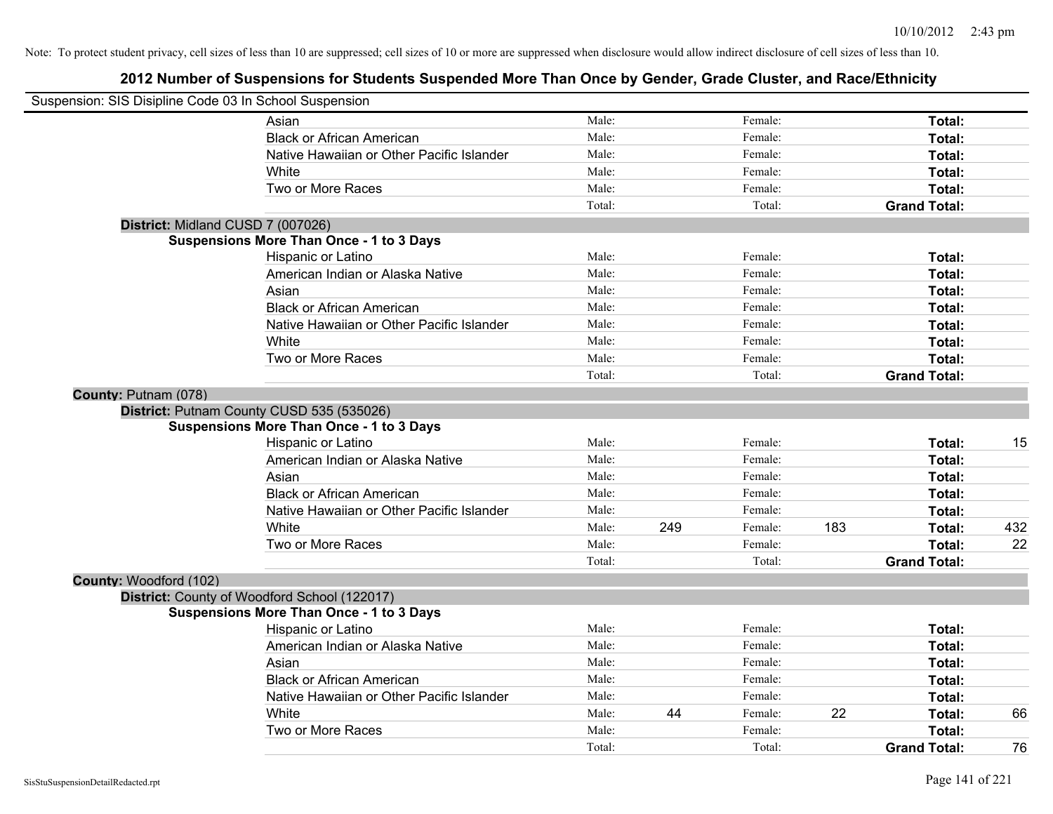Note: To protect student privacy, cell sizes of less than 10 are suppressed; cell sizes of 10 or more are suppressed when disclosure would allow indirect disclosure of cell sizes of less than 10.

## 2012 Number of Suspensions for Students Suspended More Than Once by Gender, Grade Cluster, and Race/Ethnicity

Suspension: SIS Disipline Code 03 In School Suspension

| | | | | | | | |
|---|---|---|---|---|---|---|---|
| | Asian | Male: | | Female: | | **Total:** | |
| | Black or African American | Male: | | Female: | | **Total:** | |
| | Native Hawaiian or Other Pacific Islander | Male: | | Female: | | **Total:** | |
| | White | Male: | | Female: | | **Total:** | |
| | Two or More Races | Male: | | Female: | | **Total:** | |
| | | Total: | | Total: | | **Grand Total:** | |
| **District:** Midland CUSD 7 (007026) | | | | | | | |
| **Suspensions More Than Once - 1 to 3 Days** | | | | | | | |
| | Hispanic or Latino | Male: | | Female: | | **Total:** | |
| | American Indian or Alaska Native | Male: | | Female: | | **Total:** | |
| | Asian | Male: | | Female: | | **Total:** | |
| | Black or African American | Male: | | Female: | | **Total:** | |
| | Native Hawaiian or Other Pacific Islander | Male: | | Female: | | **Total:** | |
| | White | Male: | | Female: | | **Total:** | |
| | Two or More Races | Male: | | Female: | | **Total:** | |
| | | Total: | | Total: | | **Grand Total:** | |
| **County:** Putnam (078) | | | | | | | |
| **District:** Putnam County CUSD 535 (535026) | | | | | | | |
| **Suspensions More Than Once - 1 to 3 Days** | | | | | | | |
| | Hispanic or Latino | Male: | | Female: | | **Total:** | 15 |
| | American Indian or Alaska Native | Male: | | Female: | | **Total:** | |
| | Asian | Male: | | Female: | | **Total:** | |
| | Black or African American | Male: | | Female: | | **Total:** | |
| | Native Hawaiian or Other Pacific Islander | Male: | | Female: | | **Total:** | |
| | White | Male: | 249 | Female: | 183 | **Total:** | 432 |
| | Two or More Races | Male: | | Female: | | **Total:** | 22 |
| | | Total: | | Total: | | **Grand Total:** | |
| **County:** Woodford (102) | | | | | | | |
| **District:** County of Woodford School (122017) | | | | | | | |
| **Suspensions More Than Once - 1 to 3 Days** | | | | | | | |
| | Hispanic or Latino | Male: | | Female: | | **Total:** | |
| | American Indian or Alaska Native | Male: | | Female: | | **Total:** | |
| | Asian | Male: | | Female: | | **Total:** | |
| | Black or African American | Male: | | Female: | | **Total:** | |
| | Native Hawaiian or Other Pacific Islander | Male: | | Female: | | **Total:** | |
| | White | Male: | 44 | Female: | 22 | **Total:** | 66 |
| | Two or More Races | Male: | | Female: | | **Total:** | |
| | | Total: | | Total: | | **Grand Total:** | 76 |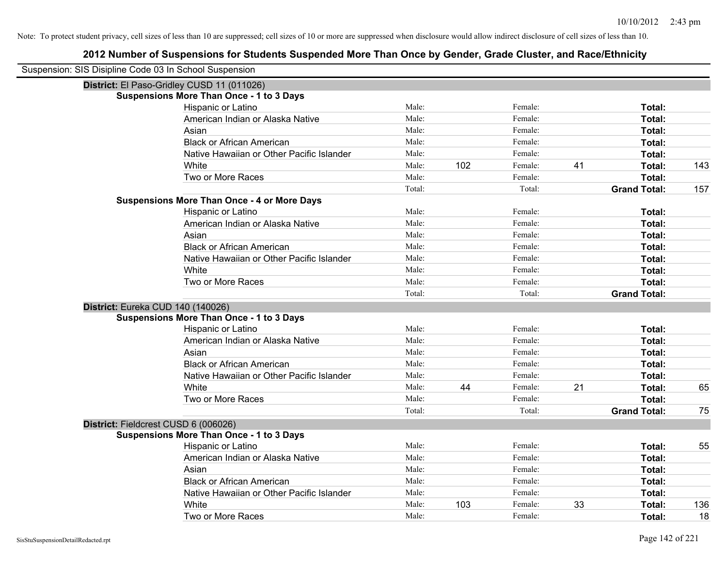Note: To protect student privacy, cell sizes of less than 10 are suppressed; cell sizes of 10 or more are suppressed when disclosure would allow indirect disclosure of cell sizes of less than 10.

## 2012 Number of Suspensions for Students Suspended More Than Once by Gender, Grade Cluster, and Race/Ethnicity

Suspension: SIS Disipline Code 03 In School Suspension

**District:** El Paso-Gridley CUSD 11 (011026)

**Suspensions More Than Once - 1 to 3 Days**

| | | | | | | |
|---|---|---|---|---|---|---|
| Hispanic or Latino | Male: | | Female: | | **Total:** | |
| American Indian or Alaska Native | Male: | | Female: | | **Total:** | |
| Asian | Male: | | Female: | | **Total:** | |
| Black or African American | Male: | | Female: | | **Total:** | |
| Native Hawaiian or Other Pacific Islander | Male: | | Female: | | **Total:** | |
| White | Male: | 102 | Female: | 41 | **Total:** | 143 |
| Two or More Races | Male: | | Female: | | **Total:** | |
| | Total: | | Total: | | **Grand Total:** | 157 |

**Suspensions More Than Once - 4 or More Days**

| | | | | | | |
|---|---|---|---|---|---|---|
| Hispanic or Latino | Male: | | Female: | | **Total:** | |
| American Indian or Alaska Native | Male: | | Female: | | **Total:** | |
| Asian | Male: | | Female: | | **Total:** | |
| Black or African American | Male: | | Female: | | **Total:** | |
| Native Hawaiian or Other Pacific Islander | Male: | | Female: | | **Total:** | |
| White | Male: | | Female: | | **Total:** | |
| Two or More Races | Male: | | Female: | | **Total:** | |
| | Total: | | Total: | | **Grand Total:** | |

**District:** Eureka CUD 140 (140026)

**Suspensions More Than Once - 1 to 3 Days**

| | | | | | | |
|---|---|---|---|---|---|---|
| Hispanic or Latino | Male: | | Female: | | **Total:** | |
| American Indian or Alaska Native | Male: | | Female: | | **Total:** | |
| Asian | Male: | | Female: | | **Total:** | |
| Black or African American | Male: | | Female: | | **Total:** | |
| Native Hawaiian or Other Pacific Islander | Male: | | Female: | | **Total:** | |
| White | Male: | 44 | Female: | 21 | **Total:** | 65 |
| Two or More Races | Male: | | Female: | | **Total:** | |
| | Total: | | Total: | | **Grand Total:** | 75 |

**District:** Fieldcrest CUSD 6 (006026)

**Suspensions More Than Once - 1 to 3 Days**

| | | | | | | |
|---|---|---|---|---|---|---|
| Hispanic or Latino | Male: | | Female: | | **Total:** | 55 |
| American Indian or Alaska Native | Male: | | Female: | | **Total:** | |
| Asian | Male: | | Female: | | **Total:** | |
| Black or African American | Male: | | Female: | | **Total:** | |
| Native Hawaiian or Other Pacific Islander | Male: | | Female: | | **Total:** | |
| White | Male: | 103 | Female: | 33 | **Total:** | 136 |
| Two or More Races | Male: | | Female: | | **Total:** | 18 |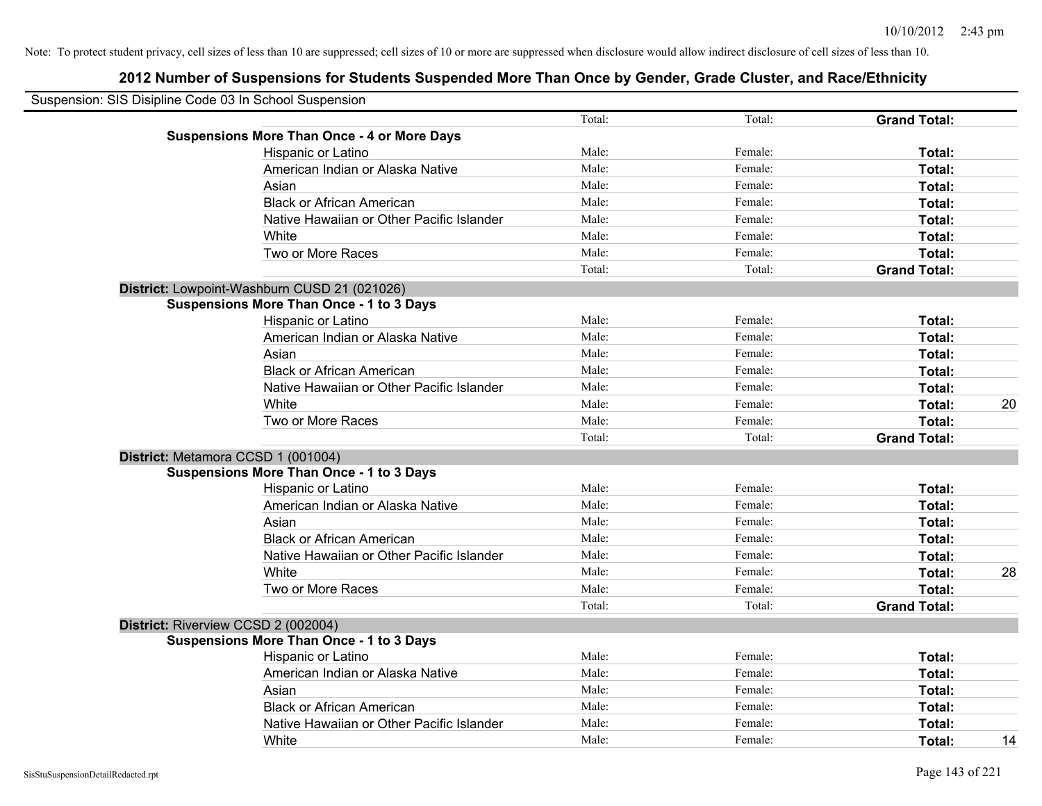Note: To protect student privacy, cell sizes of less than 10 are suppressed; cell sizes of 10 or more are suppressed when disclosure would allow indirect disclosure of cell sizes of less than 10.

## 2012 Number of Suspensions for Students Suspended More Than Once by Gender, Grade Cluster, and Race/Ethnicity

Suspension: SIS Disipline Code 03 In School Suspension

| | | | | |
|---|---|---|---|---|
| | Total: | Total: | **Grand Total:** | |
| **Suspensions More Than Once - 4 or More Days** | | | | |
| Hispanic or Latino | Male: | Female: | **Total:** | |
| American Indian or Alaska Native | Male: | Female: | **Total:** | |
| Asian | Male: | Female: | **Total:** | |
| Black or African American | Male: | Female: | **Total:** | |
| Native Hawaiian or Other Pacific Islander | Male: | Female: | **Total:** | |
| White | Male: | Female: | **Total:** | |
| Two or More Races | Male: | Female: | **Total:** | |
| | Total: | Total: | **Grand Total:** | |
| **District:** Lowpoint-Washburn CUSD 21 (021026) | | | | |
| **Suspensions More Than Once - 1 to 3 Days** | | | | |
| Hispanic or Latino | Male: | Female: | **Total:** | |
| American Indian or Alaska Native | Male: | Female: | **Total:** | |
| Asian | Male: | Female: | **Total:** | |
| Black or African American | Male: | Female: | **Total:** | |
| Native Hawaiian or Other Pacific Islander | Male: | Female: | **Total:** | |
| White | Male: | Female: | **Total:** | 20 |
| Two or More Races | Male: | Female: | **Total:** | |
| | Total: | Total: | **Grand Total:** | |
| **District:** Metamora CCSD 1 (001004) | | | | |
| **Suspensions More Than Once - 1 to 3 Days** | | | | |
| Hispanic or Latino | Male: | Female: | **Total:** | |
| American Indian or Alaska Native | Male: | Female: | **Total:** | |
| Asian | Male: | Female: | **Total:** | |
| Black or African American | Male: | Female: | **Total:** | |
| Native Hawaiian or Other Pacific Islander | Male: | Female: | **Total:** | |
| White | Male: | Female: | **Total:** | 28 |
| Two or More Races | Male: | Female: | **Total:** | |
| | Total: | Total: | **Grand Total:** | |
| **District:** Riverview CCSD 2 (002004) | | | | |
| **Suspensions More Than Once - 1 to 3 Days** | | | | |
| Hispanic or Latino | Male: | Female: | **Total:** | |
| American Indian or Alaska Native | Male: | Female: | **Total:** | |
| Asian | Male: | Female: | **Total:** | |
| Black or African American | Male: | Female: | **Total:** | |
| Native Hawaiian or Other Pacific Islander | Male: | Female: | **Total:** | |
| White | Male: | Female: | **Total:** | 14 |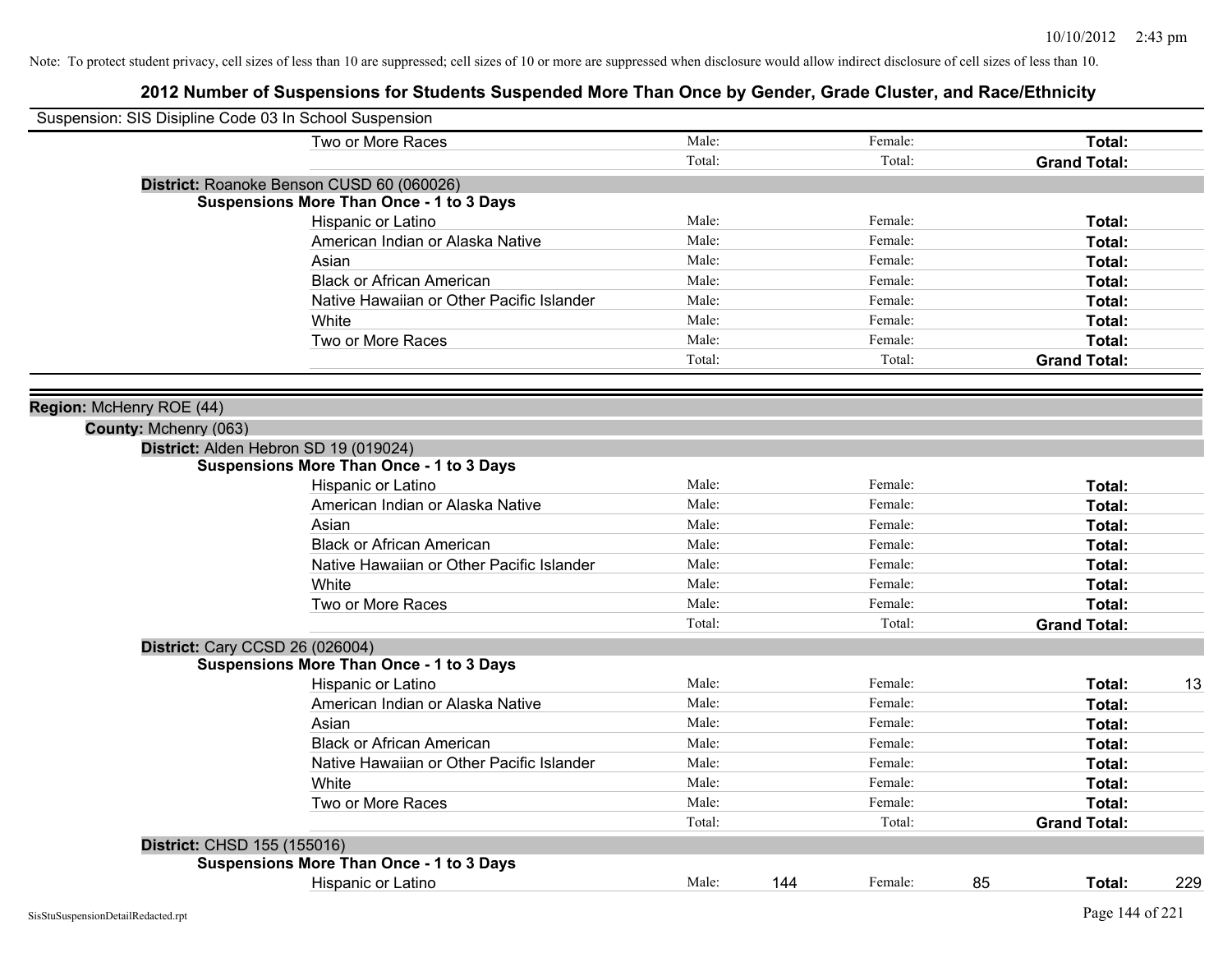Note: To protect student privacy, cell sizes of less than 10 are suppressed; cell sizes of 10 or more are suppressed when disclosure would allow indirect disclosure of cell sizes of less than 10.

## 2012 Number of Suspensions for Students Suspended More Than Once by Gender, Grade Cluster, and Race/Ethnicity

Suspension: SIS Disipline Code 03 In School Suspension

| | | | | | |
|---|---|---|---|---|---|
| Two or More Races | Male: | | Female: | | **Total:** |
| | Total: | | Total: | | **Grand Total:** |

**District:** Roanoke Benson CUSD 60 (060026)

**Suspensions More Than Once - 1 to 3 Days**

| | | | | | | |
|---|---|---|---|---|---|---|
| Hispanic or Latino | Male: | | Female: | | **Total:** | |
| American Indian or Alaska Native | Male: | | Female: | | **Total:** | |
| Asian | Male: | | Female: | | **Total:** | |
| Black or African American | Male: | | Female: | | **Total:** | |
| Native Hawaiian or Other Pacific Islander | Male: | | Female: | | **Total:** | |
| White | Male: | | Female: | | **Total:** | |
| Two or More Races | Male: | | Female: | | **Total:** | |
| | Total: | | Total: | | **Grand Total:** | |

**Region:** McHenry ROE (44)

**County:** Mchenry (063)

**District:** Alden Hebron SD 19 (019024)

**Suspensions More Than Once - 1 to 3 Days**

| | | | | | | |
|---|---|---|---|---|---|---|
| Hispanic or Latino | Male: | | Female: | | **Total:** | |
| American Indian or Alaska Native | Male: | | Female: | | **Total:** | |
| Asian | Male: | | Female: | | **Total:** | |
| Black or African American | Male: | | Female: | | **Total:** | |
| Native Hawaiian or Other Pacific Islander | Male: | | Female: | | **Total:** | |
| White | Male: | | Female: | | **Total:** | |
| Two or More Races | Male: | | Female: | | **Total:** | |
| | Total: | | Total: | | **Grand Total:** | |

**District:** Cary CCSD 26 (026004)

**Suspensions More Than Once - 1 to 3 Days**

| | | | | | | |
|---|---|---|---|---|---|---|
| Hispanic or Latino | Male: | | Female: | | **Total:** | 13 |
| American Indian or Alaska Native | Male: | | Female: | | **Total:** | |
| Asian | Male: | | Female: | | **Total:** | |
| Black or African American | Male: | | Female: | | **Total:** | |
| Native Hawaiian or Other Pacific Islander | Male: | | Female: | | **Total:** | |
| White | Male: | | Female: | | **Total:** | |
| Two or More Races | Male: | | Female: | | **Total:** | |
| | Total: | | Total: | | **Grand Total:** | |

**District:** CHSD 155 (155016)

**Suspensions More Than Once - 1 to 3 Days**

| | | | | | | |
|---|---|---|---|---|---|---|
| Hispanic or Latino | Male: | 144 | Female: | 85 | **Total:** | 229 |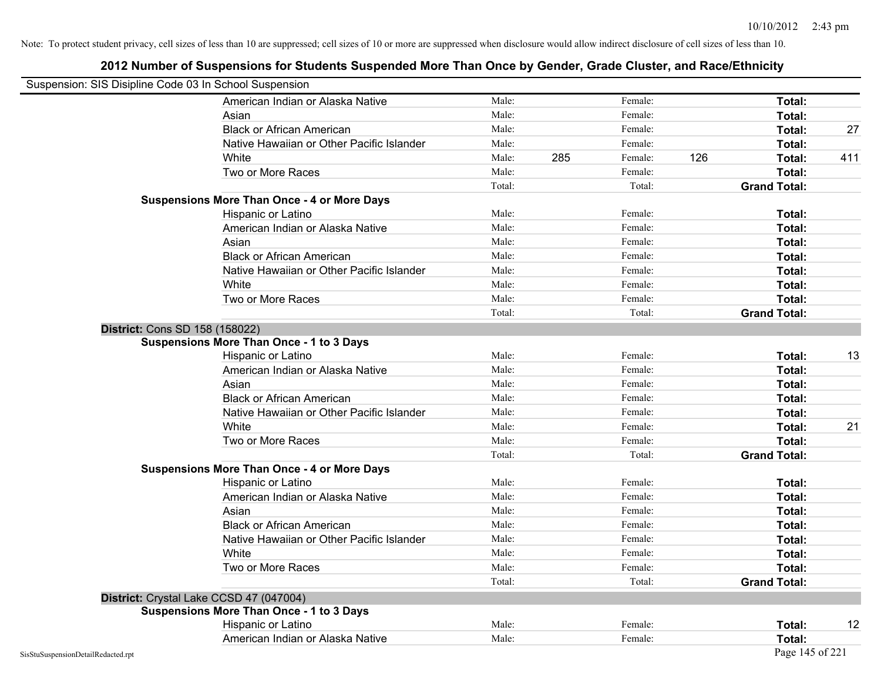Note: To protect student privacy, cell sizes of less than 10 are suppressed; cell sizes of 10 or more are suppressed when disclosure would allow indirect disclosure of cell sizes of less than 10.

## 2012 Number of Suspensions for Students Suspended More Than Once by Gender, Grade Cluster, and Race/Ethnicity

Suspension: SIS Disipline Code 03 In School Suspension

| | | | | | | |
|---|---|---|---|---|---|---|
| American Indian or Alaska Native | Male: | | Female: | | **Total:** | |
| Asian | Male: | | Female: | | **Total:** | |
| Black or African American | Male: | | Female: | | **Total:** | 27 |
| Native Hawaiian or Other Pacific Islander | Male: | | Female: | | **Total:** | |
| White | Male: | 285 | Female: | 126 | **Total:** | 411 |
| Two or More Races | Male: | | Female: | | **Total:** | |
| | Total: | | Total: | | **Grand Total:** | |
| **Suspensions More Than Once - 4 or More Days** | | | | | | |
| Hispanic or Latino | Male: | | Female: | | **Total:** | |
| American Indian or Alaska Native | Male: | | Female: | | **Total:** | |
| Asian | Male: | | Female: | | **Total:** | |
| Black or African American | Male: | | Female: | | **Total:** | |
| Native Hawaiian or Other Pacific Islander | Male: | | Female: | | **Total:** | |
| White | Male: | | Female: | | **Total:** | |
| Two or More Races | Male: | | Female: | | **Total:** | |
| | Total: | | Total: | | **Grand Total:** | |
| **District:** Cons SD 158 (158022) | | | | | | |
| **Suspensions More Than Once - 1 to 3 Days** | | | | | | |
| Hispanic or Latino | Male: | | Female: | | **Total:** | 13 |
| American Indian or Alaska Native | Male: | | Female: | | **Total:** | |
| Asian | Male: | | Female: | | **Total:** | |
| Black or African American | Male: | | Female: | | **Total:** | |
| Native Hawaiian or Other Pacific Islander | Male: | | Female: | | **Total:** | |
| White | Male: | | Female: | | **Total:** | 21 |
| Two or More Races | Male: | | Female: | | **Total:** | |
| | Total: | | Total: | | **Grand Total:** | |
| **Suspensions More Than Once - 4 or More Days** | | | | | | |
| Hispanic or Latino | Male: | | Female: | | **Total:** | |
| American Indian or Alaska Native | Male: | | Female: | | **Total:** | |
| Asian | Male: | | Female: | | **Total:** | |
| Black or African American | Male: | | Female: | | **Total:** | |
| Native Hawaiian or Other Pacific Islander | Male: | | Female: | | **Total:** | |
| White | Male: | | Female: | | **Total:** | |
| Two or More Races | Male: | | Female: | | **Total:** | |
| | Total: | | Total: | | **Grand Total:** | |
| **District:** Crystal Lake CCSD 47 (047004) | | | | | | |
| **Suspensions More Than Once - 1 to 3 Days** | | | | | | |
| Hispanic or Latino | Male: | | Female: | | **Total:** | 12 |
| American Indian or Alaska Native | Male: | | Female: | | **Total:** | |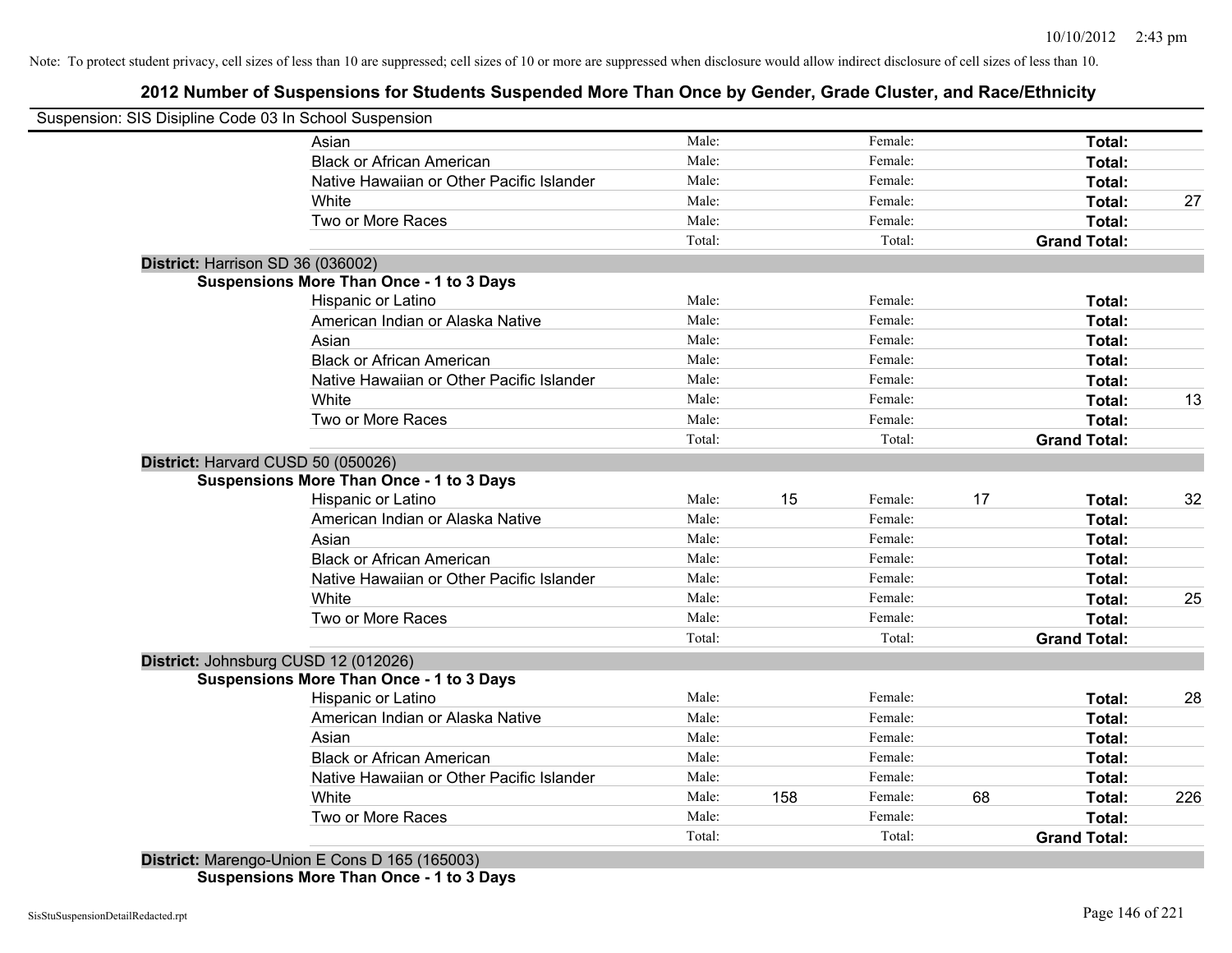Note: To protect student privacy, cell sizes of less than 10 are suppressed; cell sizes of 10 or more are suppressed when disclosure would allow indirect disclosure of cell sizes of less than 10.

## 2012 Number of Suspensions for Students Suspended More Than Once by Gender, Grade Cluster, and Race/Ethnicity

Suspension: SIS Disipline Code 03 In School Suspension

| | | | | | | | |
|---|---|---|---|---|---|---|---|
| Asian | Male: | | Female: | | **Total:** | |
| Black or African American | Male: | | Female: | | **Total:** | |
| Native Hawaiian or Other Pacific Islander | Male: | | Female: | | **Total:** | |
| White | Male: | | Female: | | **Total:** | 27 |
| Two or More Races | Male: | | Female: | | **Total:** | |
| | Total: | | Total: | | **Grand Total:** | |

**District:** Harrison SD 36 (036002)

**Suspensions More Than Once - 1 to 3 Days**

| | | | | | | |
|---|---|---|---|---|---|---|
| Hispanic or Latino | Male: | | Female: | | **Total:** | |
| American Indian or Alaska Native | Male: | | Female: | | **Total:** | |
| Asian | Male: | | Female: | | **Total:** | |
| Black or African American | Male: | | Female: | | **Total:** | |
| Native Hawaiian or Other Pacific Islander | Male: | | Female: | | **Total:** | |
| White | Male: | | Female: | | **Total:** | 13 |
| Two or More Races | Male: | | Female: | | **Total:** | |
| | Total: | | Total: | | **Grand Total:** | |

**District:** Harvard CUSD 50 (050026)

**Suspensions More Than Once - 1 to 3 Days**

| | | | | | | |
|---|---|---|---|---|---|---|
| Hispanic or Latino | Male: | 15 | Female: | 17 | **Total:** | 32 |
| American Indian or Alaska Native | Male: | | Female: | | **Total:** | |
| Asian | Male: | | Female: | | **Total:** | |
| Black or African American | Male: | | Female: | | **Total:** | |
| Native Hawaiian or Other Pacific Islander | Male: | | Female: | | **Total:** | |
| White | Male: | | Female: | | **Total:** | 25 |
| Two or More Races | Male: | | Female: | | **Total:** | |
| | Total: | | Total: | | **Grand Total:** | |

**District:** Johnsburg CUSD 12 (012026)

**Suspensions More Than Once - 1 to 3 Days**

| | | | | | | |
|---|---|---|---|---|---|---|
| Hispanic or Latino | Male: | | Female: | | **Total:** | 28 |
| American Indian or Alaska Native | Male: | | Female: | | **Total:** | |
| Asian | Male: | | Female: | | **Total:** | |
| Black or African American | Male: | | Female: | | **Total:** | |
| Native Hawaiian or Other Pacific Islander | Male: | | Female: | | **Total:** | |
| White | Male: | 158 | Female: | 68 | **Total:** | 226 |
| Two or More Races | Male: | | Female: | | **Total:** | |
| | Total: | | Total: | | **Grand Total:** | |

**District:** Marengo-Union E Cons D 165 (165003)

**Suspensions More Than Once - 1 to 3 Days**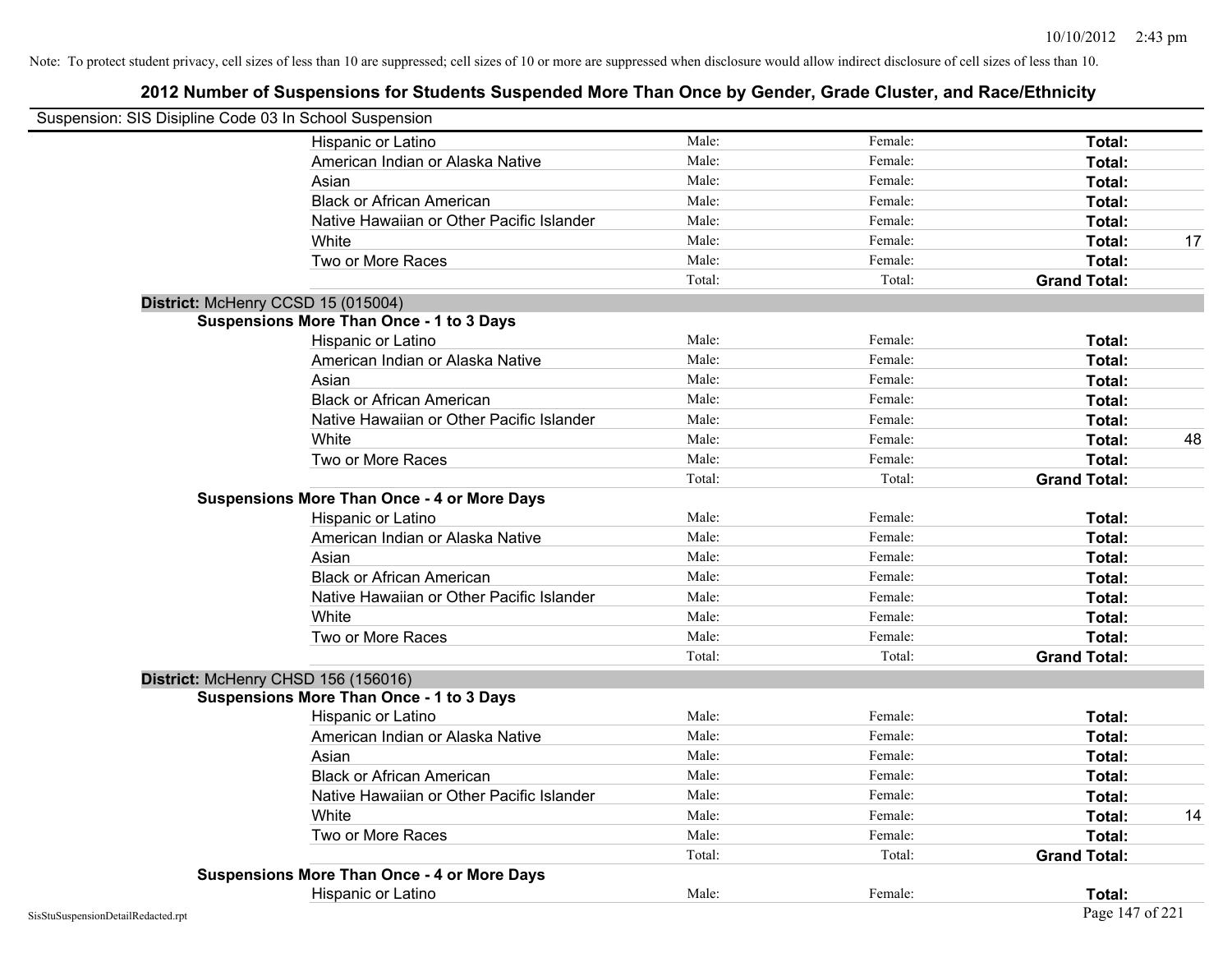Note: To protect student privacy, cell sizes of less than 10 are suppressed; cell sizes of 10 or more are suppressed when disclosure would allow indirect disclosure of cell sizes of less than 10.

# 2012 Number of Suspensions for Students Suspended More Than Once by Gender, Grade Cluster, and Race/Ethnicity

Suspension: SIS Disipline Code 03 In School Suspension

| | | | | |
|---|---|---|---|---|
| Hispanic or Latino | Male: | Female: | **Total:** | |
| American Indian or Alaska Native | Male: | Female: | **Total:** | |
| Asian | Male: | Female: | **Total:** | |
| Black or African American | Male: | Female: | **Total:** | |
| Native Hawaiian or Other Pacific Islander | Male: | Female: | **Total:** | |
| White | Male: | Female: | **Total:** | 17 |
| Two or More Races | Male: | Female: | **Total:** | |
| | Total: | Total: | **Grand Total:** | |

**District:** McHenry CCSD 15 (015004)

**Suspensions More Than Once - 1 to 3 Days**

| | | | | |
|---|---|---|---|---|
| Hispanic or Latino | Male: | Female: | **Total:** | |
| American Indian or Alaska Native | Male: | Female: | **Total:** | |
| Asian | Male: | Female: | **Total:** | |
| Black or African American | Male: | Female: | **Total:** | |
| Native Hawaiian or Other Pacific Islander | Male: | Female: | **Total:** | |
| White | Male: | Female: | **Total:** | 48 |
| Two or More Races | Male: | Female: | **Total:** | |
| | Total: | Total: | **Grand Total:** | |

**Suspensions More Than Once - 4 or More Days**

| | | | | |
|---|---|---|---|---|
| Hispanic or Latino | Male: | Female: | **Total:** | |
| American Indian or Alaska Native | Male: | Female: | **Total:** | |
| Asian | Male: | Female: | **Total:** | |
| Black or African American | Male: | Female: | **Total:** | |
| Native Hawaiian or Other Pacific Islander | Male: | Female: | **Total:** | |
| White | Male: | Female: | **Total:** | |
| Two or More Races | Male: | Female: | **Total:** | |
| | Total: | Total: | **Grand Total:** | |

**District:** McHenry CHSD 156 (156016)

**Suspensions More Than Once - 1 to 3 Days**

| | | | | |
|---|---|---|---|---|
| Hispanic or Latino | Male: | Female: | **Total:** | |
| American Indian or Alaska Native | Male: | Female: | **Total:** | |
| Asian | Male: | Female: | **Total:** | |
| Black or African American | Male: | Female: | **Total:** | |
| Native Hawaiian or Other Pacific Islander | Male: | Female: | **Total:** | |
| White | Male: | Female: | **Total:** | 14 |
| Two or More Races | Male: | Female: | **Total:** | |
| | Total: | Total: | **Grand Total:** | |

**Suspensions More Than Once - 4 or More Days**

| | | | | |
|---|---|---|---|---|
| Hispanic or Latino | Male: | Female: | **Total:** | |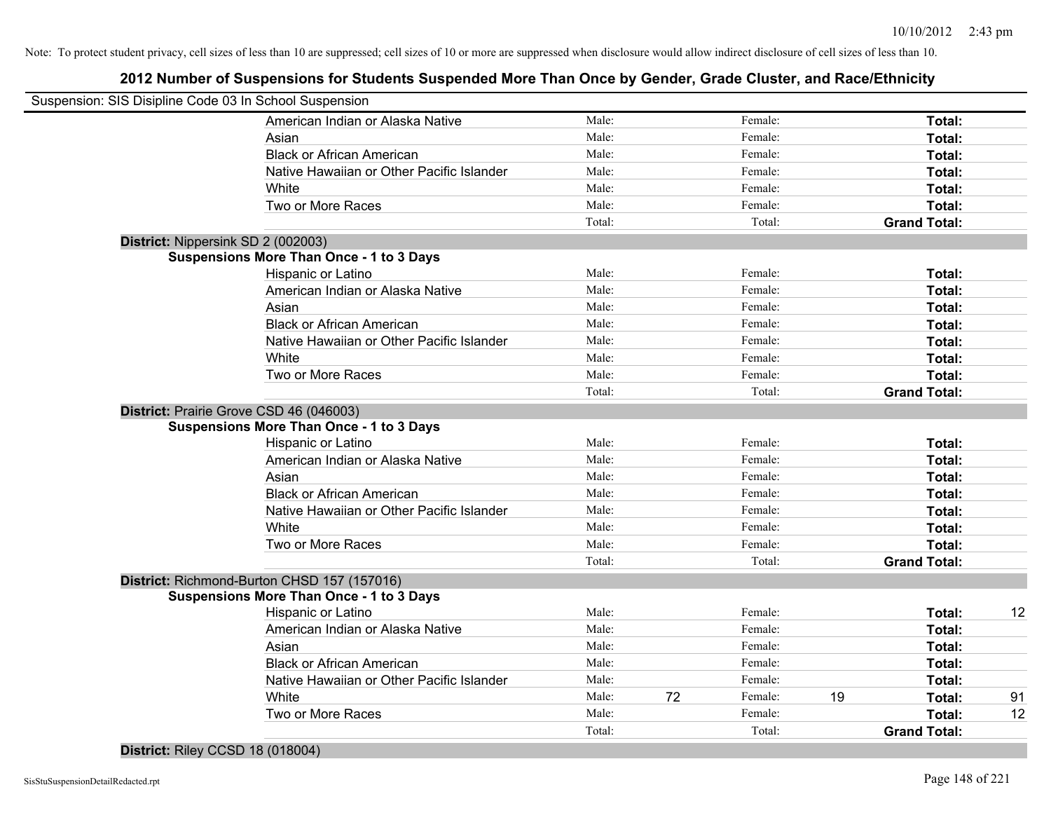Note: To protect student privacy, cell sizes of less than 10 are suppressed; cell sizes of 10 or more are suppressed when disclosure would allow indirect disclosure of cell sizes of less than 10.

## 2012 Number of Suspensions for Students Suspended More Than Once by Gender, Grade Cluster, and Race/Ethnicity

Suspension: SIS Disipline Code 03 In School Suspension

| | | | | | | |
|---|---|---|---|---|---|---|
| American Indian or Alaska Native | Male: | | Female: | | **Total:** | |
| Asian | Male: | | Female: | | **Total:** | |
| Black or African American | Male: | | Female: | | **Total:** | |
| Native Hawaiian or Other Pacific Islander | Male: | | Female: | | **Total:** | |
| White | Male: | | Female: | | **Total:** | |
| Two or More Races | Male: | | Female: | | **Total:** | |
| | Total: | | Total: | | **Grand Total:** | |

**District:** Nippersink SD 2 (002003)

**Suspensions More Than Once - 1 to 3 Days**

| | | | | | | |
|---|---|---|---|---|---|---|
| Hispanic or Latino | Male: | | Female: | | **Total:** | |
| American Indian or Alaska Native | Male: | | Female: | | **Total:** | |
| Asian | Male: | | Female: | | **Total:** | |
| Black or African American | Male: | | Female: | | **Total:** | |
| Native Hawaiian or Other Pacific Islander | Male: | | Female: | | **Total:** | |
| White | Male: | | Female: | | **Total:** | |
| Two or More Races | Male: | | Female: | | **Total:** | |
| | Total: | | Total: | | **Grand Total:** | |

**District:** Prairie Grove CSD 46 (046003)

**Suspensions More Than Once - 1 to 3 Days**

| | | | | | | |
|---|---|---|---|---|---|---|
| Hispanic or Latino | Male: | | Female: | | **Total:** | |
| American Indian or Alaska Native | Male: | | Female: | | **Total:** | |
| Asian | Male: | | Female: | | **Total:** | |
| Black or African American | Male: | | Female: | | **Total:** | |
| Native Hawaiian or Other Pacific Islander | Male: | | Female: | | **Total:** | |
| White | Male: | | Female: | | **Total:** | |
| Two or More Races | Male: | | Female: | | **Total:** | |
| | Total: | | Total: | | **Grand Total:** | |

**District:** Richmond-Burton CHSD 157 (157016)

**Suspensions More Than Once - 1 to 3 Days**

| | | | | | | |
|---|---|---|---|---|---|---|
| Hispanic or Latino | Male: | | Female: | | **Total:** | 12 |
| American Indian or Alaska Native | Male: | | Female: | | **Total:** | |
| Asian | Male: | | Female: | | **Total:** | |
| Black or African American | Male: | | Female: | | **Total:** | |
| Native Hawaiian or Other Pacific Islander | Male: | | Female: | | **Total:** | |
| White | Male: | 72 | Female: | 19 | **Total:** | 91 |
| Two or More Races | Male: | | Female: | | **Total:** | 12 |
| | Total: | | Total: | | **Grand Total:** | |

**District:** Riley CCSD 18 (018004)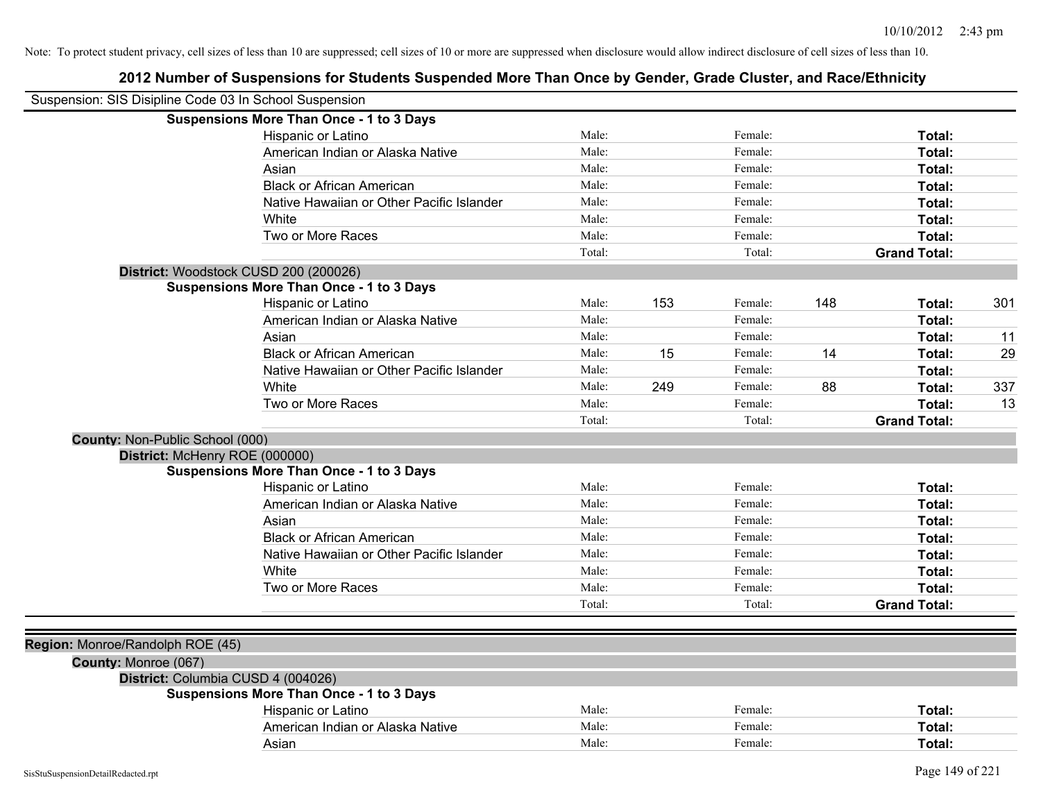Note: To protect student privacy, cell sizes of less than 10 are suppressed; cell sizes of 10 or more are suppressed when disclosure would allow indirect disclosure of cell sizes of less than 10.

# 2012 Number of Suspensions for Students Suspended More Than Once by Gender, Grade Cluster, and Race/Ethnicity

Suspension: SIS Disipline Code 03 In School Suspension

**Suspensions More Than Once - 1 to 3 Days**

| | | | | | | |
|---|---|---|---|---|---|---|
| Hispanic or Latino | Male: | | Female: | | **Total:** | |
| American Indian or Alaska Native | Male: | | Female: | | **Total:** | |
| Asian | Male: | | Female: | | **Total:** | |
| Black or African American | Male: | | Female: | | **Total:** | |
| Native Hawaiian or Other Pacific Islander | Male: | | Female: | | **Total:** | |
| White | Male: | | Female: | | **Total:** | |
| Two or More Races | Male: | | Female: | | **Total:** | |
| | Total: | | Total: | | **Grand Total:** | |

**District:** Woodstock CUSD 200 (200026)

**Suspensions More Than Once - 1 to 3 Days**

| | | | | | | |
|---|---|---|---|---|---|---|
| Hispanic or Latino | Male: | 153 | Female: | 148 | **Total:** | 301 |
| American Indian or Alaska Native | Male: | | Female: | | **Total:** | |
| Asian | Male: | | Female: | | **Total:** | 11 |
| Black or African American | Male: | 15 | Female: | 14 | **Total:** | 29 |
| Native Hawaiian or Other Pacific Islander | Male: | | Female: | | **Total:** | |
| White | Male: | 249 | Female: | 88 | **Total:** | 337 |
| Two or More Races | Male: | | Female: | | **Total:** | 13 |
| | Total: | | Total: | | **Grand Total:** | |

**County:** Non-Public School (000)

**District:** McHenry ROE (000000)

**Suspensions More Than Once - 1 to 3 Days**

| | | | | | | |
|---|---|---|---|---|---|---|
| Hispanic or Latino | Male: | | Female: | | **Total:** | |
| American Indian or Alaska Native | Male: | | Female: | | **Total:** | |
| Asian | Male: | | Female: | | **Total:** | |
| Black or African American | Male: | | Female: | | **Total:** | |
| Native Hawaiian or Other Pacific Islander | Male: | | Female: | | **Total:** | |
| White | Male: | | Female: | | **Total:** | |
| Two or More Races | Male: | | Female: | | **Total:** | |
| | Total: | | Total: | | **Grand Total:** | |

**Region:** Monroe/Randolph ROE (45)

**County:** Monroe (067)

**District:** Columbia CUSD 4 (004026)

**Suspensions More Than Once - 1 to 3 Days**

| | | | | | | |
|---|---|---|---|---|---|---|
| Hispanic or Latino | Male: | | Female: | | **Total:** | |
| American Indian or Alaska Native | Male: | | Female: | | **Total:** | |
| Asian | Male: | | Female: | | **Total:** | |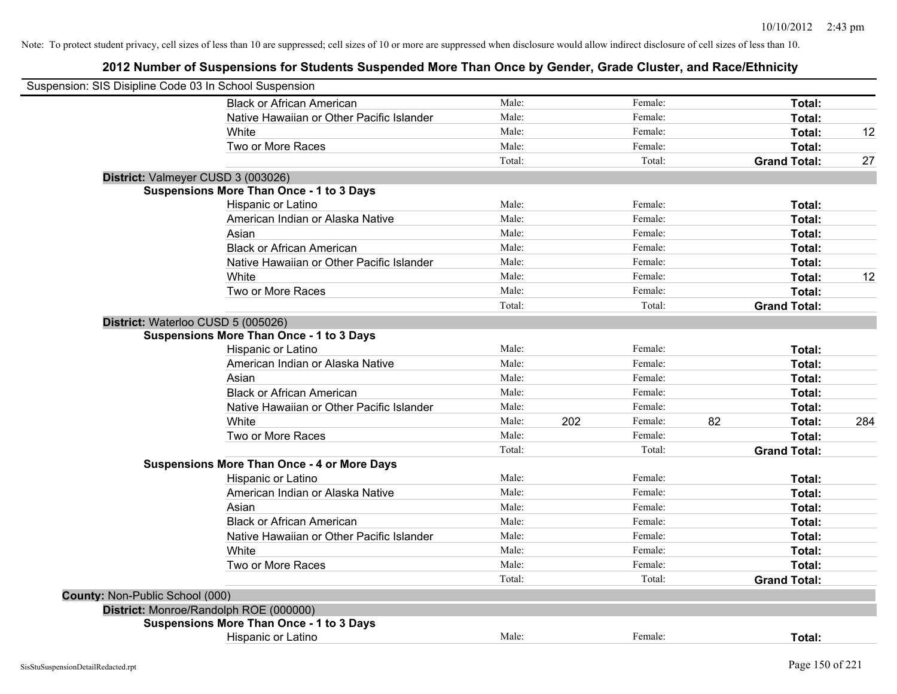Note: To protect student privacy, cell sizes of less than 10 are suppressed; cell sizes of 10 or more are suppressed when disclosure would allow indirect disclosure of cell sizes of less than 10.

# 2012 Number of Suspensions for Students Suspended More Than Once by Gender, Grade Cluster, and Race/Ethnicity

Suspension: SIS Disipline Code 03 In School Suspension

| | | | | | | |
|---|---|---|---|---|---|---|
| Black or African American | Male: | | Female: | | Total: | |
| Native Hawaiian or Other Pacific Islander | Male: | | Female: | | Total: | |
| White | Male: | | Female: | | Total: | 12 |
| Two or More Races | Male: | | Female: | | Total: | |
| | Total: | | Total: | | Grand Total: | 27 |

**District:** Valmeyer CUSD 3 (003026)

**Suspensions More Than Once - 1 to 3 Days**

| | | | | | | |
|---|---|---|---|---|---|---|
| Hispanic or Latino | Male: | | Female: | | Total: | |
| American Indian or Alaska Native | Male: | | Female: | | Total: | |
| Asian | Male: | | Female: | | Total: | |
| Black or African American | Male: | | Female: | | Total: | |
| Native Hawaiian or Other Pacific Islander | Male: | | Female: | | Total: | |
| White | Male: | | Female: | | Total: | 12 |
| Two or More Races | Male: | | Female: | | Total: | |
| | Total: | | Total: | | Grand Total: | |

**District:** Waterloo CUSD 5 (005026)

**Suspensions More Than Once - 1 to 3 Days**

| | | | | | | |
|---|---|---|---|---|---|---|
| Hispanic or Latino | Male: | | Female: | | Total: | |
| American Indian or Alaska Native | Male: | | Female: | | Total: | |
| Asian | Male: | | Female: | | Total: | |
| Black or African American | Male: | | Female: | | Total: | |
| Native Hawaiian or Other Pacific Islander | Male: | | Female: | | Total: | |
| White | Male: | 202 | Female: | 82 | Total: | 284 |
| Two or More Races | Male: | | Female: | | Total: | |
| | Total: | | Total: | | Grand Total: | |

**Suspensions More Than Once - 4 or More Days**

| | | | | | | |
|---|---|---|---|---|---|---|
| Hispanic or Latino | Male: | | Female: | | Total: | |
| American Indian or Alaska Native | Male: | | Female: | | Total: | |
| Asian | Male: | | Female: | | Total: | |
| Black or African American | Male: | | Female: | | Total: | |
| Native Hawaiian or Other Pacific Islander | Male: | | Female: | | Total: | |
| White | Male: | | Female: | | Total: | |
| Two or More Races | Male: | | Female: | | Total: | |
| | Total: | | Total: | | Grand Total: | |

**County:** Non-Public School (000)

**District:** Monroe/Randolph ROE (000000)

**Suspensions More Than Once - 1 to 3 Days**

| | | | | | | |
|---|---|---|---|---|---|---|
| Hispanic or Latino | Male: | | Female: | | Total: | |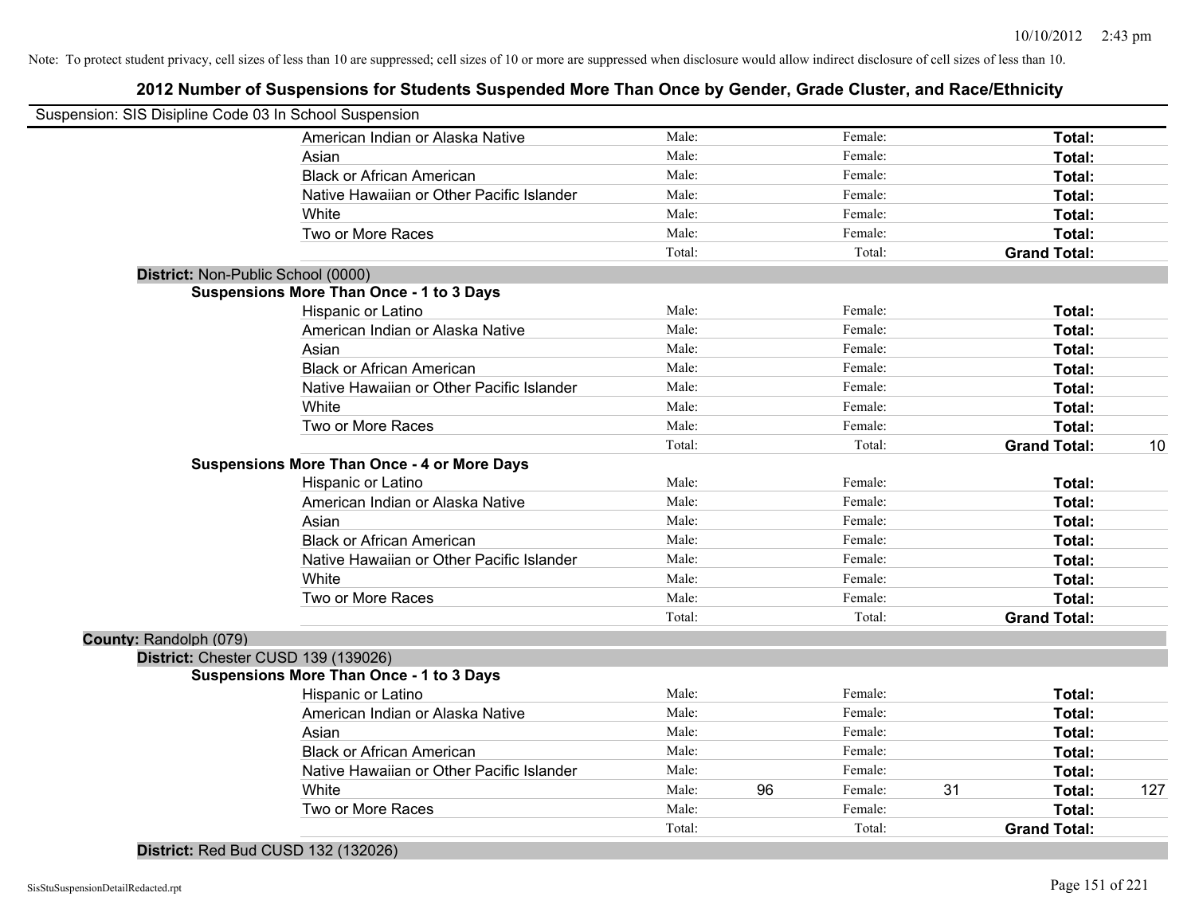Note: To protect student privacy, cell sizes of less than 10 are suppressed; cell sizes of 10 or more are suppressed when disclosure would allow indirect disclosure of cell sizes of less than 10.

## 2012 Number of Suspensions for Students Suspended More Than Once by Gender, Grade Cluster, and Race/Ethnicity

Suspension: SIS Disipline Code 03 In School Suspension

| | | | | | | | |
|---|---|---|---|---|---|---|---|
| American Indian or Alaska Native | Male: | | Female: | | **Total:** | |
| Asian | Male: | | Female: | | **Total:** | |
| Black or African American | Male: | | Female: | | **Total:** | |
| Native Hawaiian or Other Pacific Islander | Male: | | Female: | | **Total:** | |
| White | Male: | | Female: | | **Total:** | |
| Two or More Races | Male: | | Female: | | **Total:** | |
| | Total: | | Total: | | **Grand Total:** | |

**District:** Non-Public School (0000)

**Suspensions More Than Once - 1 to 3 Days**

| | | | | | | |
|---|---|---|---|---|---|---|
| Hispanic or Latino | Male: | | Female: | | **Total:** | |
| American Indian or Alaska Native | Male: | | Female: | | **Total:** | |
| Asian | Male: | | Female: | | **Total:** | |
| Black or African American | Male: | | Female: | | **Total:** | |
| Native Hawaiian or Other Pacific Islander | Male: | | Female: | | **Total:** | |
| White | Male: | | Female: | | **Total:** | |
| Two or More Races | Male: | | Female: | | **Total:** | |
| | Total: | | Total: | | **Grand Total:** | 10 |

**Suspensions More Than Once - 4 or More Days**

| | | | | | | |
|---|---|---|---|---|---|---|
| Hispanic or Latino | Male: | | Female: | | **Total:** | |
| American Indian or Alaska Native | Male: | | Female: | | **Total:** | |
| Asian | Male: | | Female: | | **Total:** | |
| Black or African American | Male: | | Female: | | **Total:** | |
| Native Hawaiian or Other Pacific Islander | Male: | | Female: | | **Total:** | |
| White | Male: | | Female: | | **Total:** | |
| Two or More Races | Male: | | Female: | | **Total:** | |
| | Total: | | Total: | | **Grand Total:** | |

**County:** Randolph (079)

**District:** Chester CUSD 139 (139026)

**Suspensions More Than Once - 1 to 3 Days**

| | | | | | | |
|---|---|---|---|---|---|---|
| Hispanic or Latino | Male: | | Female: | | **Total:** | |
| American Indian or Alaska Native | Male: | | Female: | | **Total:** | |
| Asian | Male: | | Female: | | **Total:** | |
| Black or African American | Male: | | Female: | | **Total:** | |
| Native Hawaiian or Other Pacific Islander | Male: | | Female: | | **Total:** | |
| White | Male: | 96 | Female: | 31 | **Total:** | 127 |
| Two or More Races | Male: | | Female: | | **Total:** | |
| | Total: | | Total: | | **Grand Total:** | |

**District:** Red Bud CUSD 132 (132026)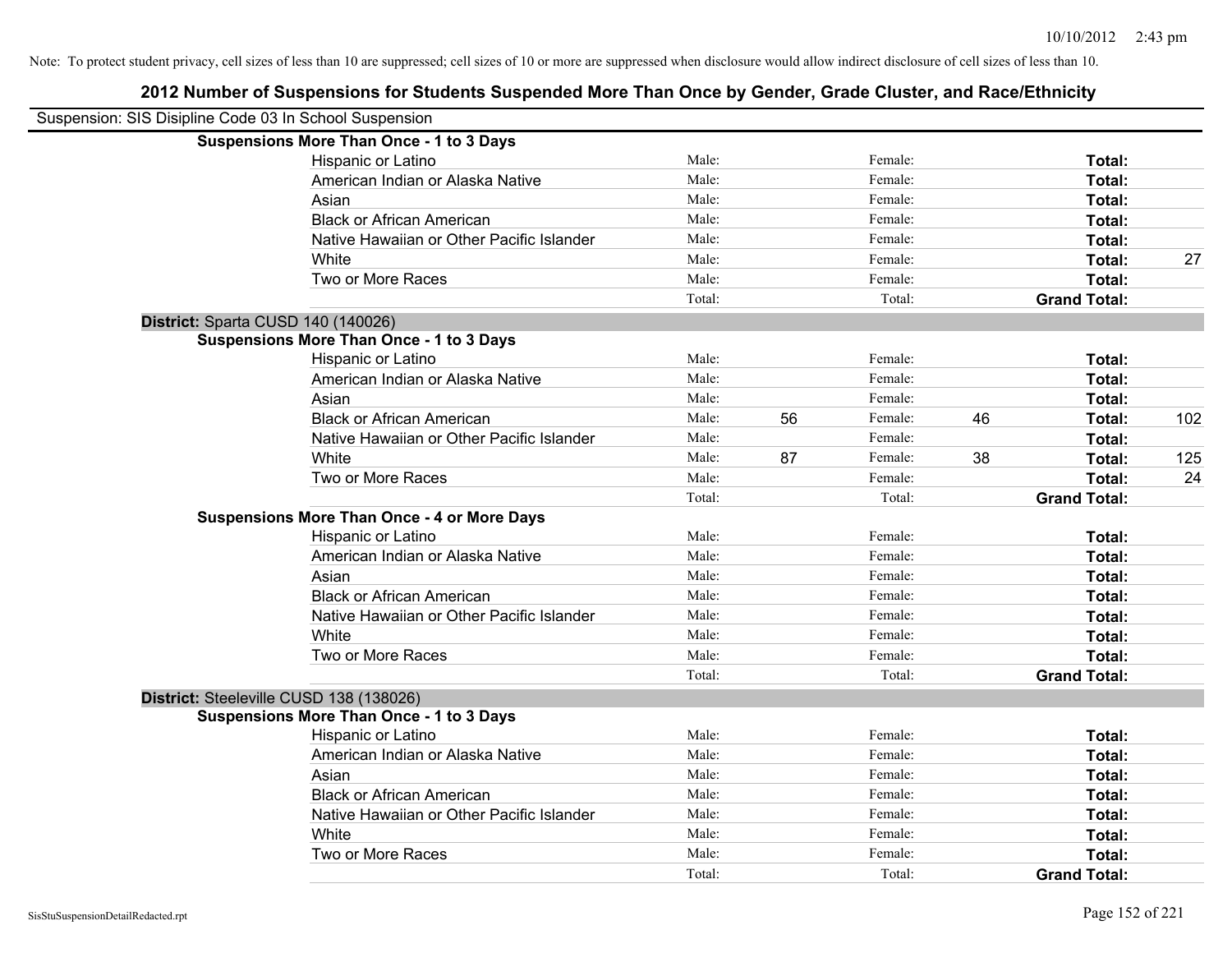Note: To protect student privacy, cell sizes of less than 10 are suppressed; cell sizes of 10 or more are suppressed when disclosure would allow indirect disclosure of cell sizes of less than 10.

## 2012 Number of Suspensions for Students Suspended More Than Once by Gender, Grade Cluster, and Race/Ethnicity

Suspension: SIS Disipline Code 03 In School Suspension

**Suspensions More Than Once - 1 to 3 Days**

| | | | | | | |
|---|---|---|---|---|---|---|
| Hispanic or Latino | Male: | | Female: | | **Total:** | |
| American Indian or Alaska Native | Male: | | Female: | | **Total:** | |
| Asian | Male: | | Female: | | **Total:** | |
| Black or African American | Male: | | Female: | | **Total:** | |
| Native Hawaiian or Other Pacific Islander | Male: | | Female: | | **Total:** | |
| White | Male: | | Female: | | **Total:** | 27 |
| Two or More Races | Male: | | Female: | | **Total:** | |
| | Total: | | Total: | | **Grand Total:** | |

**District:** Sparta CUSD 140 (140026)

**Suspensions More Than Once - 1 to 3 Days**

| | | | | | | |
|---|---|---|---|---|---|---|
| Hispanic or Latino | Male: | | Female: | | **Total:** | |
| American Indian or Alaska Native | Male: | | Female: | | **Total:** | |
| Asian | Male: | | Female: | | **Total:** | |
| Black or African American | Male: | 56 | Female: | 46 | **Total:** | 102 |
| Native Hawaiian or Other Pacific Islander | Male: | | Female: | | **Total:** | |
| White | Male: | 87 | Female: | 38 | **Total:** | 125 |
| Two or More Races | Male: | | Female: | | **Total:** | 24 |
| | Total: | | Total: | | **Grand Total:** | |

**Suspensions More Than Once - 4 or More Days**

| | | | | | | |
|---|---|---|---|---|---|---|
| Hispanic or Latino | Male: | | Female: | | **Total:** | |
| American Indian or Alaska Native | Male: | | Female: | | **Total:** | |
| Asian | Male: | | Female: | | **Total:** | |
| Black or African American | Male: | | Female: | | **Total:** | |
| Native Hawaiian or Other Pacific Islander | Male: | | Female: | | **Total:** | |
| White | Male: | | Female: | | **Total:** | |
| Two or More Races | Male: | | Female: | | **Total:** | |
| | Total: | | Total: | | **Grand Total:** | |

**District:** Steeleville CUSD 138 (138026)

**Suspensions More Than Once - 1 to 3 Days**

| | | | | | | |
|---|---|---|---|---|---|---|
| Hispanic or Latino | Male: | | Female: | | **Total:** | |
| American Indian or Alaska Native | Male: | | Female: | | **Total:** | |
| Asian | Male: | | Female: | | **Total:** | |
| Black or African American | Male: | | Female: | | **Total:** | |
| Native Hawaiian or Other Pacific Islander | Male: | | Female: | | **Total:** | |
| White | Male: | | Female: | | **Total:** | |
| Two or More Races | Male: | | Female: | | **Total:** | |
| | Total: | | Total: | | **Grand Total:** | |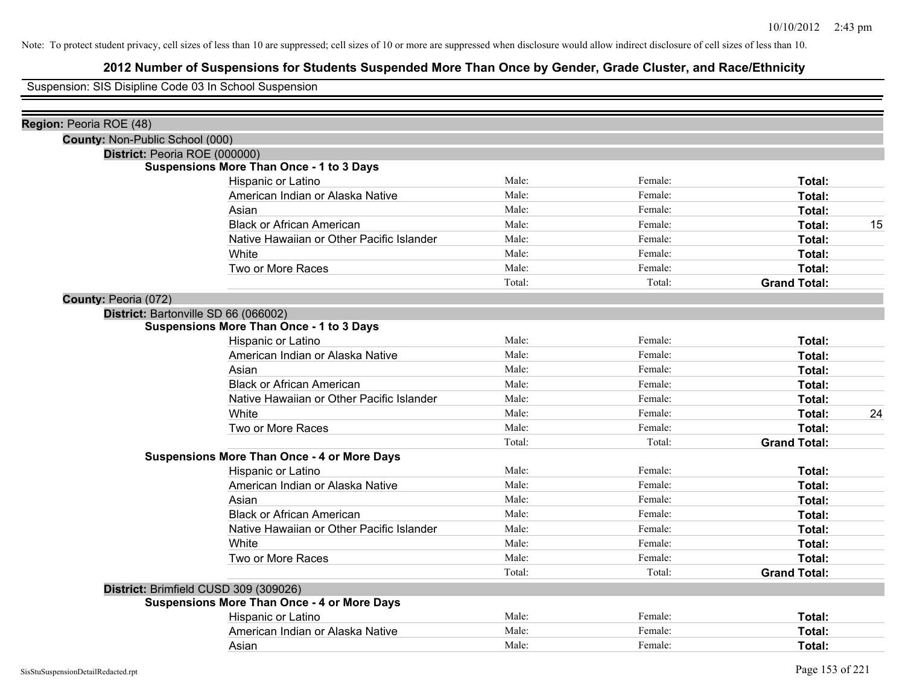Note: To protect student privacy, cell sizes of less than 10 are suppressed; cell sizes of 10 or more are suppressed when disclosure would allow indirect disclosure of cell sizes of less than 10.

# 2012 Number of Suspensions for Students Suspended More Than Once by Gender, Grade Cluster, and Race/Ethnicity

Suspension: SIS Disipline Code 03 In School Suspension

**Region:** Peoria ROE (48)

**County:** Non-Public School (000)

**District:** Peoria ROE (000000)

**Suspensions More Than Once - 1 to 3 Days**

| | | | | |
|---|---|---|---|---|
| Hispanic or Latino | Male: | Female: | **Total:** | |
| American Indian or Alaska Native | Male: | Female: | **Total:** | |
| Asian | Male: | Female: | **Total:** | |
| Black or African American | Male: | Female: | **Total:** | 15 |
| Native Hawaiian or Other Pacific Islander | Male: | Female: | **Total:** | |
| White | Male: | Female: | **Total:** | |
| Two or More Races | Male: | Female: | **Total:** | |
| | Total: | Total: | **Grand Total:** | |

**County:** Peoria (072)

**District:** Bartonville SD 66 (066002)

**Suspensions More Than Once - 1 to 3 Days**

| | | | | |
|---|---|---|---|---|
| Hispanic or Latino | Male: | Female: | **Total:** | |
| American Indian or Alaska Native | Male: | Female: | **Total:** | |
| Asian | Male: | Female: | **Total:** | |
| Black or African American | Male: | Female: | **Total:** | |
| Native Hawaiian or Other Pacific Islander | Male: | Female: | **Total:** | |
| White | Male: | Female: | **Total:** | 24 |
| Two or More Races | Male: | Female: | **Total:** | |
| | Total: | Total: | **Grand Total:** | |

**Suspensions More Than Once - 4 or More Days**

| | | | | |
|---|---|---|---|---|
| Hispanic or Latino | Male: | Female: | **Total:** | |
| American Indian or Alaska Native | Male: | Female: | **Total:** | |
| Asian | Male: | Female: | **Total:** | |
| Black or African American | Male: | Female: | **Total:** | |
| Native Hawaiian or Other Pacific Islander | Male: | Female: | **Total:** | |
| White | Male: | Female: | **Total:** | |
| Two or More Races | Male: | Female: | **Total:** | |
| | Total: | Total: | **Grand Total:** | |

**District:** Brimfield CUSD 309 (309026)

**Suspensions More Than Once - 4 or More Days**

| | | | | |
|---|---|---|---|---|
| Hispanic or Latino | Male: | Female: | **Total:** | |
| American Indian or Alaska Native | Male: | Female: | **Total:** | |
| Asian | Male: | Female: | **Total:** | |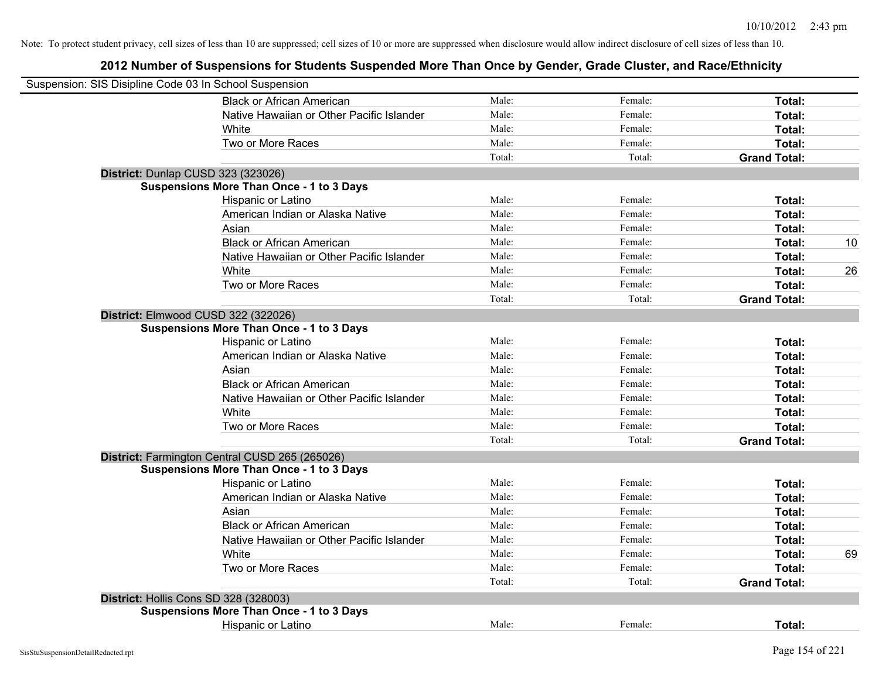Note: To protect student privacy, cell sizes of less than 10 are suppressed; cell sizes of 10 or more are suppressed when disclosure would allow indirect disclosure of cell sizes of less than 10.

## 2012 Number of Suspensions for Students Suspended More Than Once by Gender, Grade Cluster, and Race/Ethnicity

Suspension: SIS Disipline Code 03 In School Suspension

| | | | | |
|---|---|---|---|---|
| Black or African American | Male: | Female: | **Total:** | |
| Native Hawaiian or Other Pacific Islander | Male: | Female: | **Total:** | |
| White | Male: | Female: | **Total:** | |
| Two or More Races | Male: | Female: | **Total:** | |
| | Total: | Total: | **Grand Total:** | |

**District:** Dunlap CUSD 323 (323026)

**Suspensions More Than Once - 1 to 3 Days**

| | | | | |
|---|---|---|---|---|
| Hispanic or Latino | Male: | Female: | **Total:** | |
| American Indian or Alaska Native | Male: | Female: | **Total:** | |
| Asian | Male: | Female: | **Total:** | |
| Black or African American | Male: | Female: | **Total:** | 10 |
| Native Hawaiian or Other Pacific Islander | Male: | Female: | **Total:** | |
| White | Male: | Female: | **Total:** | 26 |
| Two or More Races | Male: | Female: | **Total:** | |
| | Total: | Total: | **Grand Total:** | |

**District:** Elmwood CUSD 322 (322026)

**Suspensions More Than Once - 1 to 3 Days**

| | | | | |
|---|---|---|---|---|
| Hispanic or Latino | Male: | Female: | **Total:** | |
| American Indian or Alaska Native | Male: | Female: | **Total:** | |
| Asian | Male: | Female: | **Total:** | |
| Black or African American | Male: | Female: | **Total:** | |
| Native Hawaiian or Other Pacific Islander | Male: | Female: | **Total:** | |
| White | Male: | Female: | **Total:** | |
| Two or More Races | Male: | Female: | **Total:** | |
| | Total: | Total: | **Grand Total:** | |

**District:** Farmington Central CUSD 265 (265026)

**Suspensions More Than Once - 1 to 3 Days**

| | | | | |
|---|---|---|---|---|
| Hispanic or Latino | Male: | Female: | **Total:** | |
| American Indian or Alaska Native | Male: | Female: | **Total:** | |
| Asian | Male: | Female: | **Total:** | |
| Black or African American | Male: | Female: | **Total:** | |
| Native Hawaiian or Other Pacific Islander | Male: | Female: | **Total:** | |
| White | Male: | Female: | **Total:** | 69 |
| Two or More Races | Male: | Female: | **Total:** | |
| | Total: | Total: | **Grand Total:** | |

**District:** Hollis Cons SD 328 (328003)

**Suspensions More Than Once - 1 to 3 Days**

| | | | | |
|---|---|---|---|---|
| Hispanic or Latino | Male: | Female: | **Total:** | |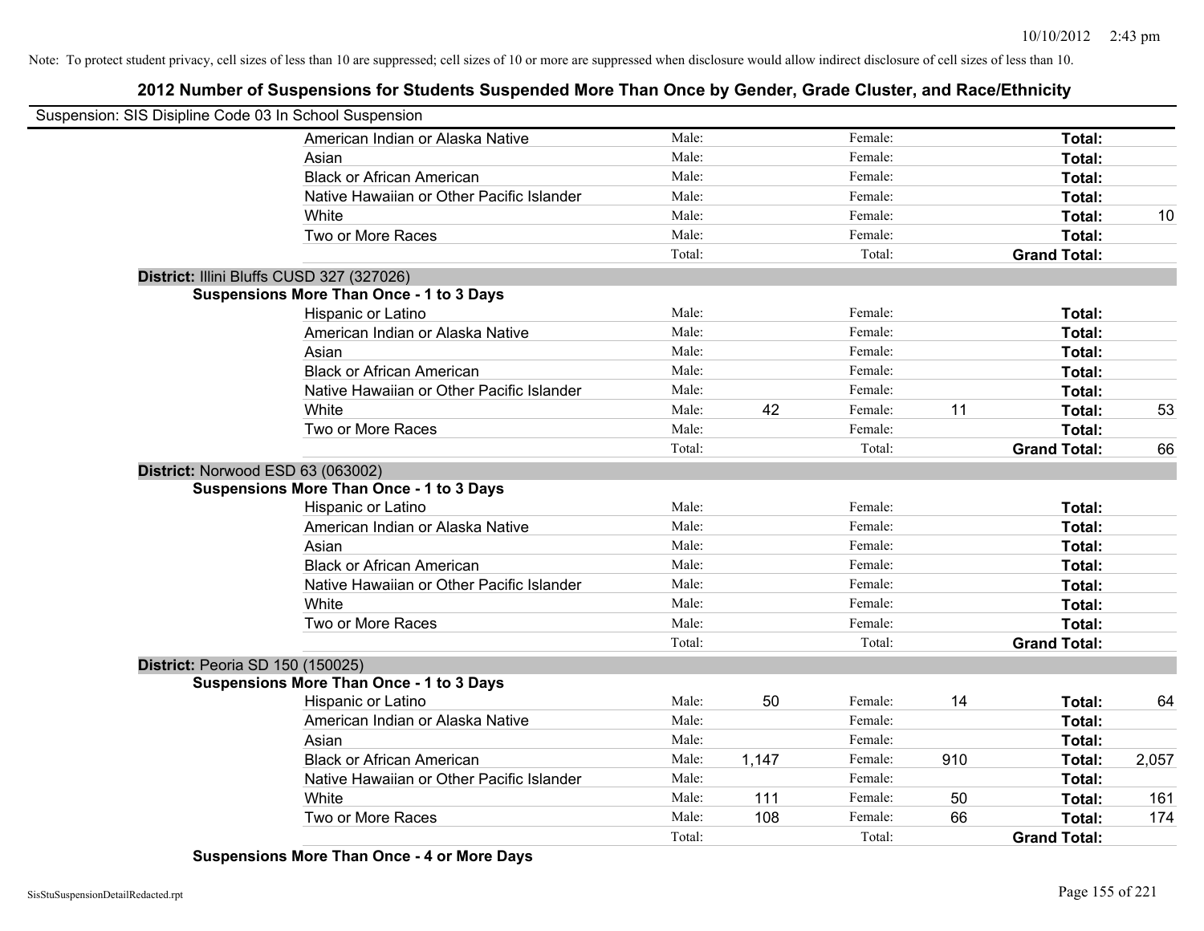Note: To protect student privacy, cell sizes of less than 10 are suppressed; cell sizes of 10 or more are suppressed when disclosure would allow indirect disclosure of cell sizes of less than 10.

# 2012 Number of Suspensions for Students Suspended More Than Once by Gender, Grade Cluster, and Race/Ethnicity

Suspension: SIS Disipline Code 03 In School Suspension

| | | | | | |
|---|---|---|---|---|---|
| American Indian or Alaska Native | Male: | | Female: | | **Total:** | |
| Asian | Male: | | Female: | | **Total:** | |
| Black or African American | Male: | | Female: | | **Total:** | |
| Native Hawaiian or Other Pacific Islander | Male: | | Female: | | **Total:** | |
| White | Male: | | Female: | | **Total:** | 10 |
| Two or More Races | Male: | | Female: | | **Total:** | |
| | Total: | | Total: | | **Grand Total:** | |

**District:** Illini Bluffs CUSD 327 (327026)

**Suspensions More Than Once - 1 to 3 Days**

| | | | | | | |
|---|---|---|---|---|---|---|
| Hispanic or Latino | Male: | | Female: | | **Total:** | |
| American Indian or Alaska Native | Male: | | Female: | | **Total:** | |
| Asian | Male: | | Female: | | **Total:** | |
| Black or African American | Male: | | Female: | | **Total:** | |
| Native Hawaiian or Other Pacific Islander | Male: | | Female: | | **Total:** | |
| White | Male: | 42 | Female: | 11 | **Total:** | 53 |
| Two or More Races | Male: | | Female: | | **Total:** | |
| | Total: | | Total: | | **Grand Total:** | 66 |

**District:** Norwood ESD 63 (063002)

**Suspensions More Than Once - 1 to 3 Days**

| | | | | | | |
|---|---|---|---|---|---|---|
| Hispanic or Latino | Male: | | Female: | | **Total:** | |
| American Indian or Alaska Native | Male: | | Female: | | **Total:** | |
| Asian | Male: | | Female: | | **Total:** | |
| Black or African American | Male: | | Female: | | **Total:** | |
| Native Hawaiian or Other Pacific Islander | Male: | | Female: | | **Total:** | |
| White | Male: | | Female: | | **Total:** | |
| Two or More Races | Male: | | Female: | | **Total:** | |
| | Total: | | Total: | | **Grand Total:** | |

**District:** Peoria SD 150 (150025)

**Suspensions More Than Once - 1 to 3 Days**

| | | | | | | |
|---|---|---|---|---|---|---|
| Hispanic or Latino | Male: | 50 | Female: | 14 | **Total:** | 64 |
| American Indian or Alaska Native | Male: | | Female: | | **Total:** | |
| Asian | Male: | | Female: | | **Total:** | |
| Black or African American | Male: | 1,147 | Female: | 910 | **Total:** | 2,057 |
| Native Hawaiian or Other Pacific Islander | Male: | | Female: | | **Total:** | |
| White | Male: | 111 | Female: | 50 | **Total:** | 161 |
| Two or More Races | Male: | 108 | Female: | 66 | **Total:** | 174 |
| | Total: | | Total: | | **Grand Total:** | |

**Suspensions More Than Once - 4 or More Days**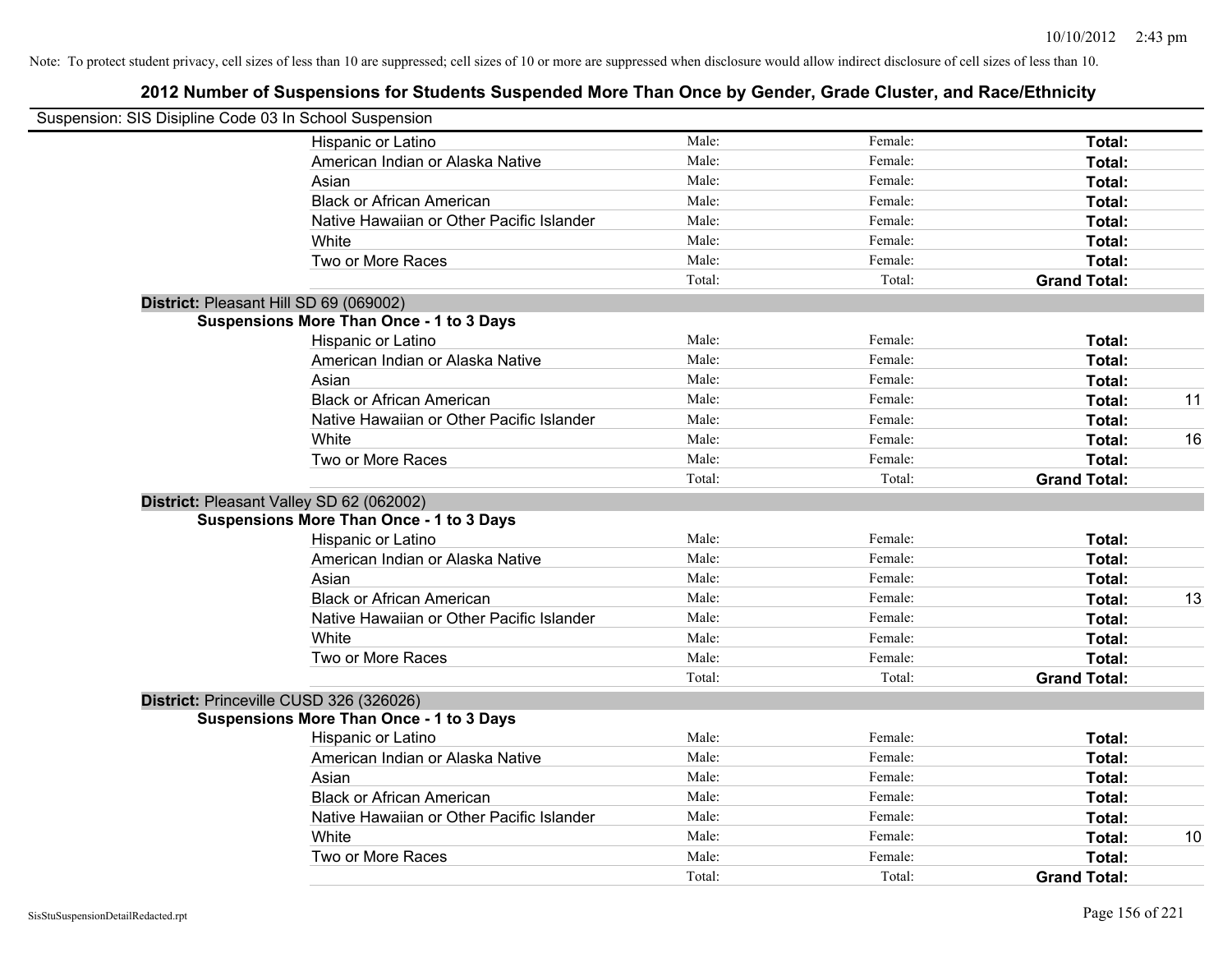Note: To protect student privacy, cell sizes of less than 10 are suppressed; cell sizes of 10 or more are suppressed when disclosure would allow indirect disclosure of cell sizes of less than 10.

# 2012 Number of Suspensions for Students Suspended More Than Once by Gender, Grade Cluster, and Race/Ethnicity

Suspension: SIS Disipline Code 03 In School Suspension

| | | | | |
|---|---|---|---|---|
| Hispanic or Latino | Male: | Female: | **Total:** | |
| American Indian or Alaska Native | Male: | Female: | **Total:** | |
| Asian | Male: | Female: | **Total:** | |
| Black or African American | Male: | Female: | **Total:** | |
| Native Hawaiian or Other Pacific Islander | Male: | Female: | **Total:** | |
| White | Male: | Female: | **Total:** | |
| Two or More Races | Male: | Female: | **Total:** | |
| | Total: | Total: | **Grand Total:** | |

**District:** Pleasant Hill SD 69 (069002)

**Suspensions More Than Once - 1 to 3 Days**

| | | | | |
|---|---|---|---|---|
| Hispanic or Latino | Male: | Female: | **Total:** | |
| American Indian or Alaska Native | Male: | Female: | **Total:** | |
| Asian | Male: | Female: | **Total:** | |
| Black or African American | Male: | Female: | **Total:** | 11 |
| Native Hawaiian or Other Pacific Islander | Male: | Female: | **Total:** | |
| White | Male: | Female: | **Total:** | 16 |
| Two or More Races | Male: | Female: | **Total:** | |
| | Total: | Total: | **Grand Total:** | |

**District:** Pleasant Valley SD 62 (062002)

**Suspensions More Than Once - 1 to 3 Days**

| | | | | |
|---|---|---|---|---|
| Hispanic or Latino | Male: | Female: | **Total:** | |
| American Indian or Alaska Native | Male: | Female: | **Total:** | |
| Asian | Male: | Female: | **Total:** | |
| Black or African American | Male: | Female: | **Total:** | 13 |
| Native Hawaiian or Other Pacific Islander | Male: | Female: | **Total:** | |
| White | Male: | Female: | **Total:** | |
| Two or More Races | Male: | Female: | **Total:** | |
| | Total: | Total: | **Grand Total:** | |

**District:** Princeville CUSD 326 (326026)

**Suspensions More Than Once - 1 to 3 Days**

| | | | | |
|---|---|---|---|---|
| Hispanic or Latino | Male: | Female: | **Total:** | |
| American Indian or Alaska Native | Male: | Female: | **Total:** | |
| Asian | Male: | Female: | **Total:** | |
| Black or African American | Male: | Female: | **Total:** | |
| Native Hawaiian or Other Pacific Islander | Male: | Female: | **Total:** | |
| White | Male: | Female: | **Total:** | 10 |
| Two or More Races | Male: | Female: | **Total:** | |
| | Total: | Total: | **Grand Total:** | |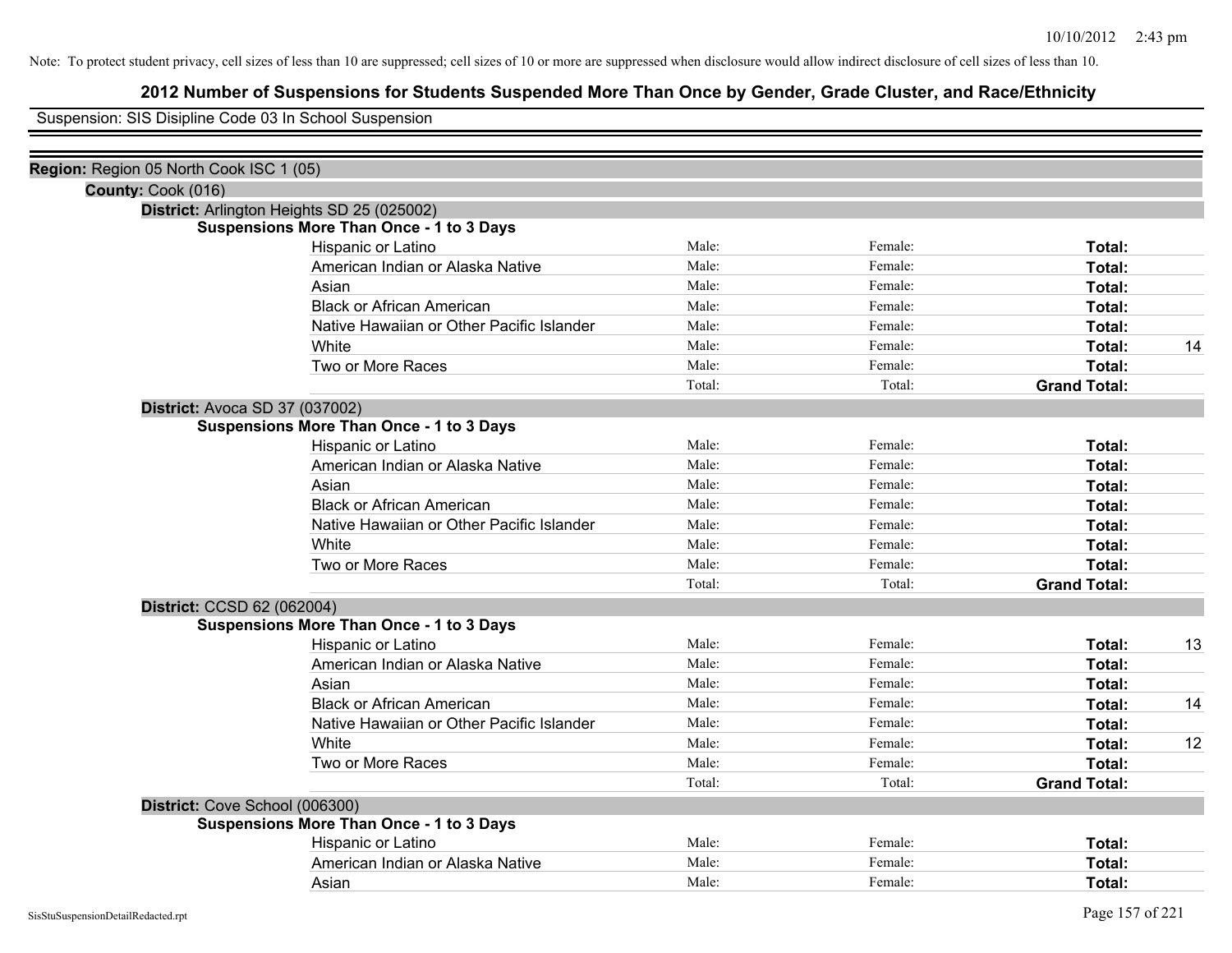Note: To protect student privacy, cell sizes of less than 10 are suppressed; cell sizes of 10 or more are suppressed when disclosure would allow indirect disclosure of cell sizes of less than 10.

# 2012 Number of Suspensions for Students Suspended More Than Once by Gender, Grade Cluster, and Race/Ethnicity

Suspension: SIS Disipline Code 03 In School Suspension

**Region:** Region 05 North Cook ISC 1 (05)

**County:** Cook (016)

**District:** Arlington Heights SD 25 (025002)

**Suspensions More Than Once - 1 to 3 Days**

| | | | | |
|---|---|---|---|---|
| Hispanic or Latino | Male: | Female: | **Total:** | |
| American Indian or Alaska Native | Male: | Female: | **Total:** | |
| Asian | Male: | Female: | **Total:** | |
| Black or African American | Male: | Female: | **Total:** | |
| Native Hawaiian or Other Pacific Islander | Male: | Female: | **Total:** | |
| White | Male: | Female: | **Total:** | 14 |
| Two or More Races | Male: | Female: | **Total:** | |
| | Total: | Total: | **Grand Total:** | |

**District:** Avoca SD 37 (037002)

**Suspensions More Than Once - 1 to 3 Days**

| | | | | |
|---|---|---|---|---|
| Hispanic or Latino | Male: | Female: | **Total:** | |
| American Indian or Alaska Native | Male: | Female: | **Total:** | |
| Asian | Male: | Female: | **Total:** | |
| Black or African American | Male: | Female: | **Total:** | |
| Native Hawaiian or Other Pacific Islander | Male: | Female: | **Total:** | |
| White | Male: | Female: | **Total:** | |
| Two or More Races | Male: | Female: | **Total:** | |
| | Total: | Total: | **Grand Total:** | |

**District:** CCSD 62 (062004)

**Suspensions More Than Once - 1 to 3 Days**

| | | | | |
|---|---|---|---|---|
| Hispanic or Latino | Male: | Female: | **Total:** | 13 |
| American Indian or Alaska Native | Male: | Female: | **Total:** | |
| Asian | Male: | Female: | **Total:** | |
| Black or African American | Male: | Female: | **Total:** | 14 |
| Native Hawaiian or Other Pacific Islander | Male: | Female: | **Total:** | |
| White | Male: | Female: | **Total:** | 12 |
| Two or More Races | Male: | Female: | **Total:** | |
| | Total: | Total: | **Grand Total:** | |

**District:** Cove School (006300)

**Suspensions More Than Once - 1 to 3 Days**

| | | | | |
|---|---|---|---|---|
| Hispanic or Latino | Male: | Female: | **Total:** | |
| American Indian or Alaska Native | Male: | Female: | **Total:** | |
| Asian | Male: | Female: | **Total:** | |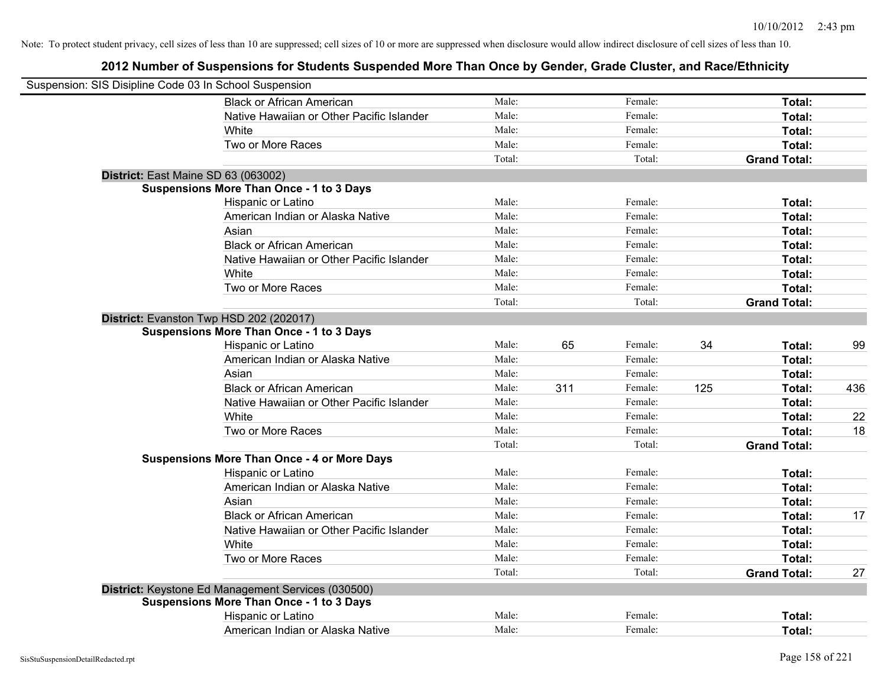Note: To protect student privacy, cell sizes of less than 10 are suppressed; cell sizes of 10 or more are suppressed when disclosure would allow indirect disclosure of cell sizes of less than 10.

# 2012 Number of Suspensions for Students Suspended More Than Once by Gender, Grade Cluster, and Race/Ethnicity

Suspension: SIS Disipline Code 03 In School Suspension

| | | | | | | |
|---|---|---|---|---|---|---|
| Black or African American | Male: | | Female: | | **Total:** | |
| Native Hawaiian or Other Pacific Islander | Male: | | Female: | | **Total:** | |
| White | Male: | | Female: | | **Total:** | |
| Two or More Races | Male: | | Female: | | **Total:** | |
| | Total: | | Total: | | **Grand Total:** | |

**District:** East Maine SD 63 (063002)

**Suspensions More Than Once - 1 to 3 Days**

| | | | | | | |
|---|---|---|---|---|---|---|
| Hispanic or Latino | Male: | | Female: | | **Total:** | |
| American Indian or Alaska Native | Male: | | Female: | | **Total:** | |
| Asian | Male: | | Female: | | **Total:** | |
| Black or African American | Male: | | Female: | | **Total:** | |
| Native Hawaiian or Other Pacific Islander | Male: | | Female: | | **Total:** | |
| White | Male: | | Female: | | **Total:** | |
| Two or More Races | Male: | | Female: | | **Total:** | |
| | Total: | | Total: | | **Grand Total:** | |

**District:** Evanston Twp HSD 202 (202017)

**Suspensions More Than Once - 1 to 3 Days**

| | | | | | | |
|---|---|---|---|---|---|---|
| Hispanic or Latino | Male: | 65 | Female: | 34 | **Total:** | 99 |
| American Indian or Alaska Native | Male: | | Female: | | **Total:** | |
| Asian | Male: | | Female: | | **Total:** | |
| Black or African American | Male: | 311 | Female: | 125 | **Total:** | 436 |
| Native Hawaiian or Other Pacific Islander | Male: | | Female: | | **Total:** | |
| White | Male: | | Female: | | **Total:** | 22 |
| Two or More Races | Male: | | Female: | | **Total:** | 18 |
| | Total: | | Total: | | **Grand Total:** | |

**Suspensions More Than Once - 4 or More Days**

| | | | | | | |
|---|---|---|---|---|---|---|
| Hispanic or Latino | Male: | | Female: | | **Total:** | |
| American Indian or Alaska Native | Male: | | Female: | | **Total:** | |
| Asian | Male: | | Female: | | **Total:** | |
| Black or African American | Male: | | Female: | | **Total:** | 17 |
| Native Hawaiian or Other Pacific Islander | Male: | | Female: | | **Total:** | |
| White | Male: | | Female: | | **Total:** | |
| Two or More Races | Male: | | Female: | | **Total:** | |
| | Total: | | Total: | | **Grand Total:** | 27 |

**District:** Keystone Ed Management Services (030500)

**Suspensions More Than Once - 1 to 3 Days**

| | | | | | | |
|---|---|---|---|---|---|---|
| Hispanic or Latino | Male: | | Female: | | **Total:** | |
| American Indian or Alaska Native | Male: | | Female: | | **Total:** | |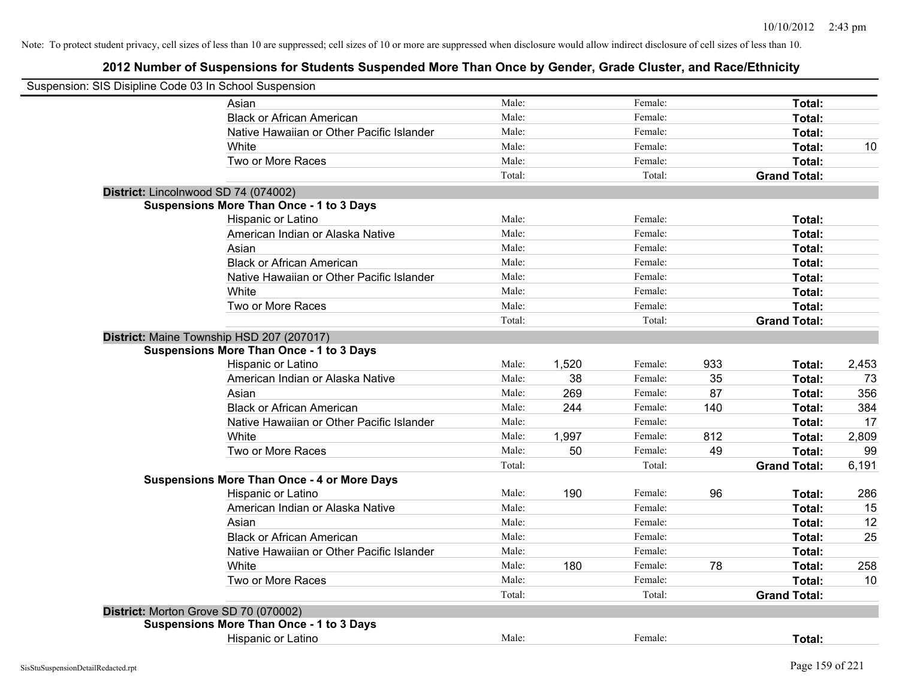Note: To protect student privacy, cell sizes of less than 10 are suppressed; cell sizes of 10 or more are suppressed when disclosure would allow indirect disclosure of cell sizes of less than 10.

# 2012 Number of Suspensions for Students Suspended More Than Once by Gender, Grade Cluster, and Race/Ethnicity

Suspension: SIS Disipline Code 03 In School Suspension

| | | | | | | |
|---|---|---|---|---|---|---|
| Asian | Male: | | Female: | | **Total:** | |
| Black or African American | Male: | | Female: | | **Total:** | |
| Native Hawaiian or Other Pacific Islander | Male: | | Female: | | **Total:** | |
| White | Male: | | Female: | | **Total:** | 10 |
| Two or More Races | Male: | | Female: | | **Total:** | |
| | Total: | | Total: | | **Grand Total:** | |

**District:** Lincolnwood SD 74 (074002)

**Suspensions More Than Once - 1 to 3 Days**

| | | | | | | |
|---|---|---|---|---|---|---|
| Hispanic or Latino | Male: | | Female: | | **Total:** | |
| American Indian or Alaska Native | Male: | | Female: | | **Total:** | |
| Asian | Male: | | Female: | | **Total:** | |
| Black or African American | Male: | | Female: | | **Total:** | |
| Native Hawaiian or Other Pacific Islander | Male: | | Female: | | **Total:** | |
| White | Male: | | Female: | | **Total:** | |
| Two or More Races | Male: | | Female: | | **Total:** | |
| | Total: | | Total: | | **Grand Total:** | |

**District:** Maine Township HSD 207 (207017)

**Suspensions More Than Once - 1 to 3 Days**

| | | | | | | |
|---|---|---|---|---|---|---|
| Hispanic or Latino | Male: | 1,520 | Female: | 933 | **Total:** | 2,453 |
| American Indian or Alaska Native | Male: | 38 | Female: | 35 | **Total:** | 73 |
| Asian | Male: | 269 | Female: | 87 | **Total:** | 356 |
| Black or African American | Male: | 244 | Female: | 140 | **Total:** | 384 |
| Native Hawaiian or Other Pacific Islander | Male: | | Female: | | **Total:** | 17 |
| White | Male: | 1,997 | Female: | 812 | **Total:** | 2,809 |
| Two or More Races | Male: | 50 | Female: | 49 | **Total:** | 99 |
| | Total: | | Total: | | **Grand Total:** | 6,191 |

**Suspensions More Than Once - 4 or More Days**

| | | | | | | |
|---|---|---|---|---|---|---|
| Hispanic or Latino | Male: | 190 | Female: | 96 | **Total:** | 286 |
| American Indian or Alaska Native | Male: | | Female: | | **Total:** | 15 |
| Asian | Male: | | Female: | | **Total:** | 12 |
| Black or African American | Male: | | Female: | | **Total:** | 25 |
| Native Hawaiian or Other Pacific Islander | Male: | | Female: | | **Total:** | |
| White | Male: | 180 | Female: | 78 | **Total:** | 258 |
| Two or More Races | Male: | | Female: | | **Total:** | 10 |
| | Total: | | Total: | | **Grand Total:** | |

**District:** Morton Grove SD 70 (070002)

**Suspensions More Than Once - 1 to 3 Days**

| | | | | | | |
|---|---|---|---|---|---|---|
| Hispanic or Latino | Male: | | Female: | | **Total:** | |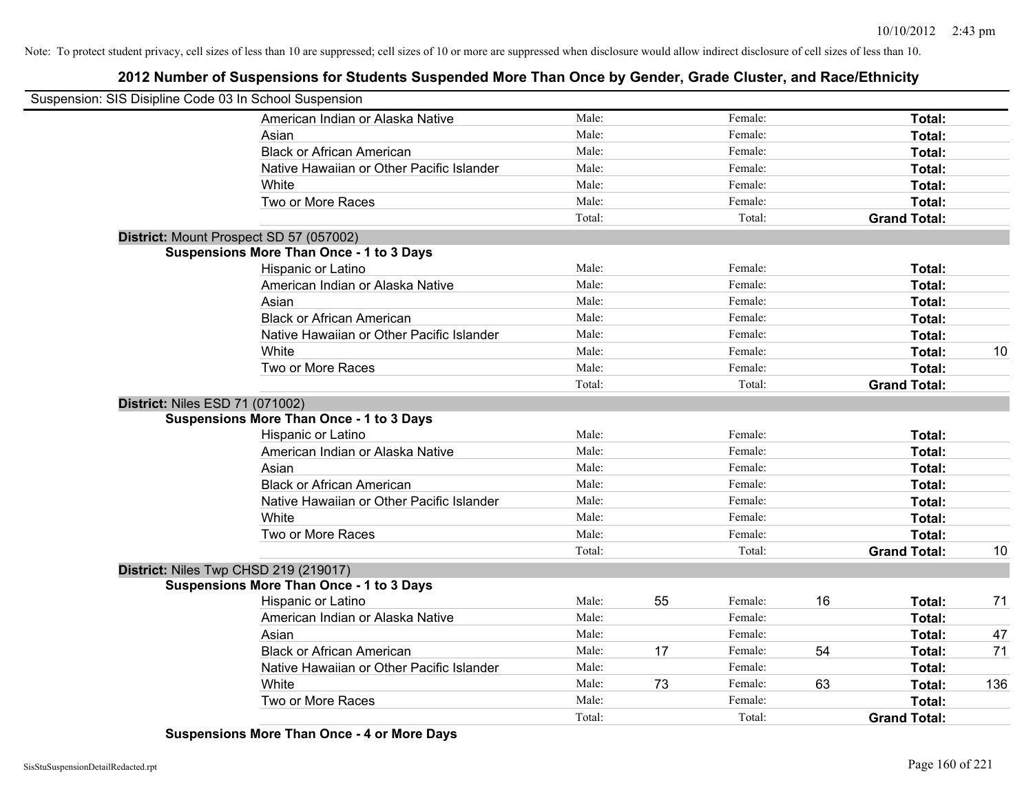Note: To protect student privacy, cell sizes of less than 10 are suppressed; cell sizes of 10 or more are suppressed when disclosure would allow indirect disclosure of cell sizes of less than 10.

## 2012 Number of Suspensions for Students Suspended More Than Once by Gender, Grade Cluster, and Race/Ethnicity

Suspension: SIS Disipline Code 03 In School Suspension

| | | | | | | |
|---|---|---|---|---|---|---|
| American Indian or Alaska Native | Male: | | Female: | | **Total:** | |
| Asian | Male: | | Female: | | **Total:** | |
| Black or African American | Male: | | Female: | | **Total:** | |
| Native Hawaiian or Other Pacific Islander | Male: | | Female: | | **Total:** | |
| White | Male: | | Female: | | **Total:** | |
| Two or More Races | Male: | | Female: | | **Total:** | |
| | Total: | | Total: | | **Grand Total:** | |

**District:** Mount Prospect SD 57 (057002)

**Suspensions More Than Once - 1 to 3 Days**

| | | | | | | |
|---|---|---|---|---|---|---|
| Hispanic or Latino | Male: | | Female: | | **Total:** | |
| American Indian or Alaska Native | Male: | | Female: | | **Total:** | |
| Asian | Male: | | Female: | | **Total:** | |
| Black or African American | Male: | | Female: | | **Total:** | |
| Native Hawaiian or Other Pacific Islander | Male: | | Female: | | **Total:** | |
| White | Male: | | Female: | | **Total:** | 10 |
| Two or More Races | Male: | | Female: | | **Total:** | |
| | Total: | | Total: | | **Grand Total:** | |

**District:** Niles ESD 71 (071002)

**Suspensions More Than Once - 1 to 3 Days**

| | | | | | | |
|---|---|---|---|---|---|---|
| Hispanic or Latino | Male: | | Female: | | **Total:** | |
| American Indian or Alaska Native | Male: | | Female: | | **Total:** | |
| Asian | Male: | | Female: | | **Total:** | |
| Black or African American | Male: | | Female: | | **Total:** | |
| Native Hawaiian or Other Pacific Islander | Male: | | Female: | | **Total:** | |
| White | Male: | | Female: | | **Total:** | |
| Two or More Races | Male: | | Female: | | **Total:** | |
| | Total: | | Total: | | **Grand Total:** | 10 |

**District:** Niles Twp CHSD 219 (219017)

**Suspensions More Than Once - 1 to 3 Days**

| | | | | | | |
|---|---|---|---|---|---|---|
| Hispanic or Latino | Male: | 55 | Female: | 16 | **Total:** | 71 |
| American Indian or Alaska Native | Male: | | Female: | | **Total:** | |
| Asian | Male: | | Female: | | **Total:** | 47 |
| Black or African American | Male: | 17 | Female: | 54 | **Total:** | 71 |
| Native Hawaiian or Other Pacific Islander | Male: | | Female: | | **Total:** | |
| White | Male: | 73 | Female: | 63 | **Total:** | 136 |
| Two or More Races | Male: | | Female: | | **Total:** | |
| | Total: | | Total: | | **Grand Total:** | |

**Suspensions More Than Once - 4 or More Days**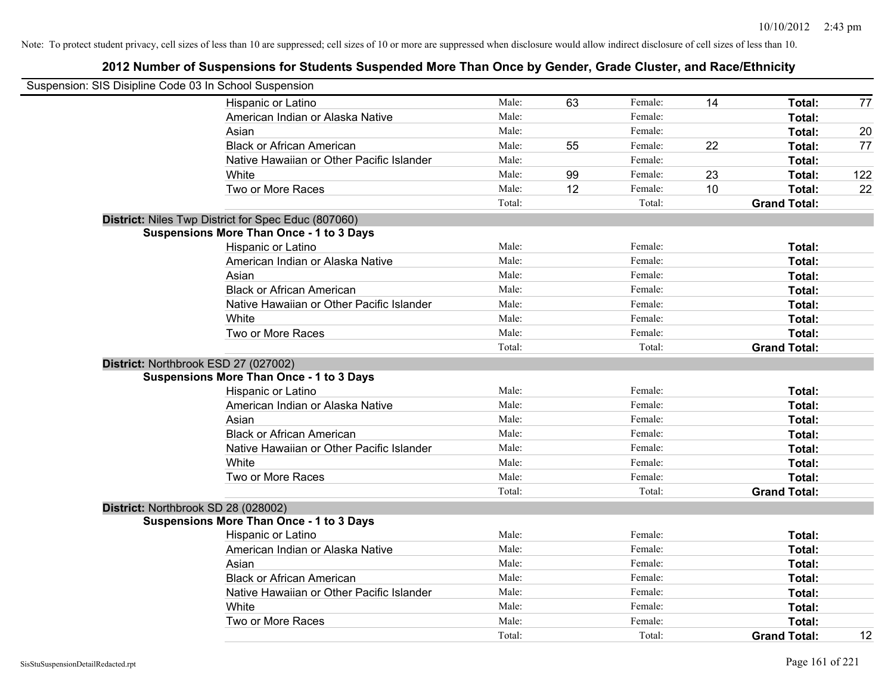Note: To protect student privacy, cell sizes of less than 10 are suppressed; cell sizes of 10 or more are suppressed when disclosure would allow indirect disclosure of cell sizes of less than 10.

# 2012 Number of Suspensions for Students Suspended More Than Once by Gender, Grade Cluster, and Race/Ethnicity

Suspension: SIS Disipline Code 03 In School Suspension

| | | | | | | |
|---|---|---|---|---|---|---|
| Hispanic or Latino | Male: | 63 | Female: | 14 | **Total:** | 77 |
| American Indian or Alaska Native | Male: | | Female: | | **Total:** | |
| Asian | Male: | | Female: | | **Total:** | 20 |
| Black or African American | Male: | 55 | Female: | 22 | **Total:** | 77 |
| Native Hawaiian or Other Pacific Islander | Male: | | Female: | | **Total:** | |
| White | Male: | 99 | Female: | 23 | **Total:** | 122 |
| Two or More Races | Male: | 12 | Female: | 10 | **Total:** | 22 |
| | Total: | | Total: | | **Grand Total:** | |

**District:** Niles Twp District for Spec Educ (807060)

**Suspensions More Than Once - 1 to 3 Days**

| | | | | | | |
|---|---|---|---|---|---|---|
| Hispanic or Latino | Male: | | Female: | | **Total:** | |
| American Indian or Alaska Native | Male: | | Female: | | **Total:** | |
| Asian | Male: | | Female: | | **Total:** | |
| Black or African American | Male: | | Female: | | **Total:** | |
| Native Hawaiian or Other Pacific Islander | Male: | | Female: | | **Total:** | |
| White | Male: | | Female: | | **Total:** | |
| Two or More Races | Male: | | Female: | | **Total:** | |
| | Total: | | Total: | | **Grand Total:** | |

**District:** Northbrook ESD 27 (027002)

**Suspensions More Than Once - 1 to 3 Days**

| | | | | | | |
|---|---|---|---|---|---|---|
| Hispanic or Latino | Male: | | Female: | | **Total:** | |
| American Indian or Alaska Native | Male: | | Female: | | **Total:** | |
| Asian | Male: | | Female: | | **Total:** | |
| Black or African American | Male: | | Female: | | **Total:** | |
| Native Hawaiian or Other Pacific Islander | Male: | | Female: | | **Total:** | |
| White | Male: | | Female: | | **Total:** | |
| Two or More Races | Male: | | Female: | | **Total:** | |
| | Total: | | Total: | | **Grand Total:** | |

**District:** Northbrook SD 28 (028002)

**Suspensions More Than Once - 1 to 3 Days**

| | | | | | | |
|---|---|---|---|---|---|---|
| Hispanic or Latino | Male: | | Female: | | **Total:** | |
| American Indian or Alaska Native | Male: | | Female: | | **Total:** | |
| Asian | Male: | | Female: | | **Total:** | |
| Black or African American | Male: | | Female: | | **Total:** | |
| Native Hawaiian or Other Pacific Islander | Male: | | Female: | | **Total:** | |
| White | Male: | | Female: | | **Total:** | |
| Two or More Races | Male: | | Female: | | **Total:** | |
| | Total: | | Total: | | **Grand Total:** | 12 |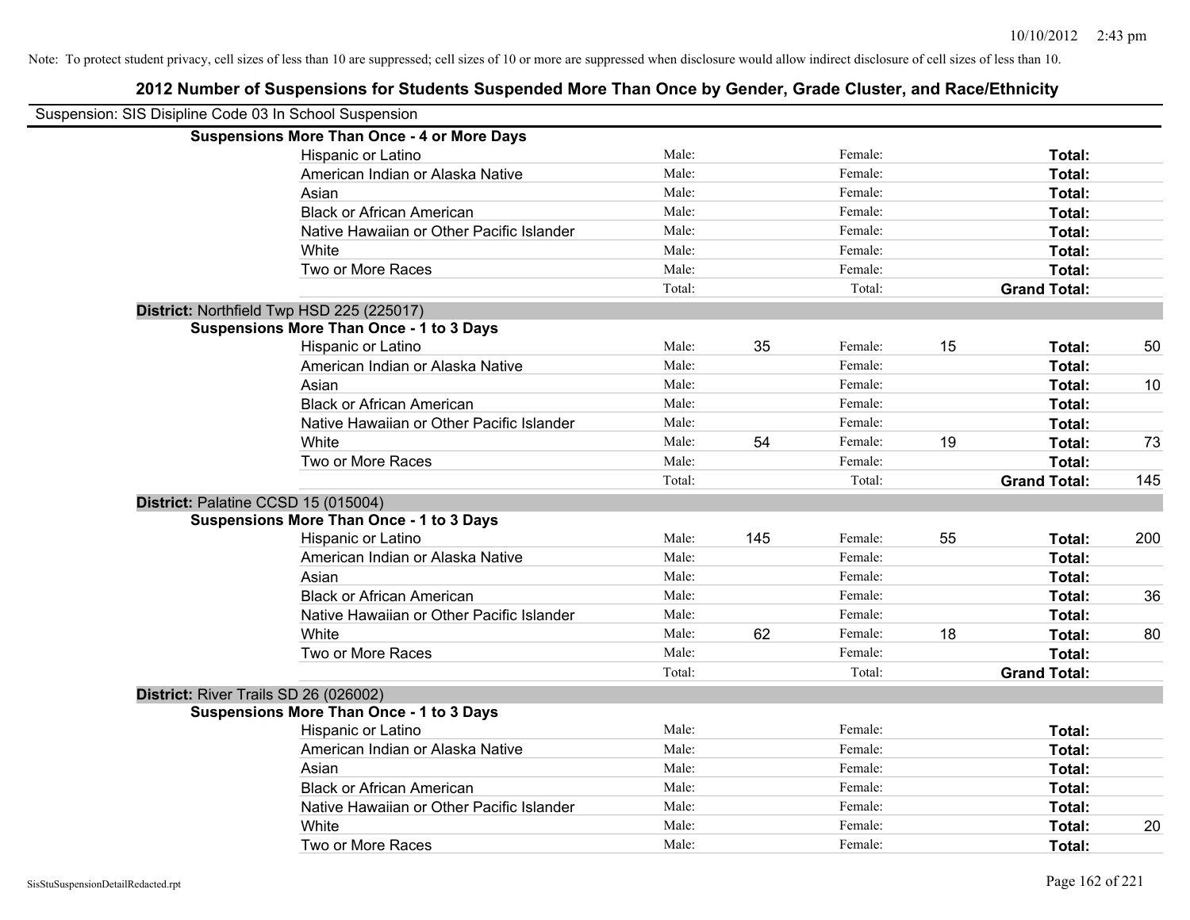Note: To protect student privacy, cell sizes of less than 10 are suppressed; cell sizes of 10 or more are suppressed when disclosure would allow indirect disclosure of cell sizes of less than 10.

# 2012 Number of Suspensions for Students Suspended More Than Once by Gender, Grade Cluster, and Race/Ethnicity

Suspension: SIS Disipline Code 03 In School Suspension

**Suspensions More Than Once - 4 or More Days**

| Race/Ethnicity | | Male | | Female | | Total |
|---|---|---|---|---|---|---|
| Hispanic or Latino | Male: | | Female: | | **Total:** | |
| American Indian or Alaska Native | Male: | | Female: | | **Total:** | |
| Asian | Male: | | Female: | | **Total:** | |
| Black or African American | Male: | | Female: | | **Total:** | |
| Native Hawaiian or Other Pacific Islander | Male: | | Female: | | **Total:** | |
| White | Male: | | Female: | | **Total:** | |
| Two or More Races | Male: | | Female: | | **Total:** | |
| | Total: | | Total: | | **Grand Total:** | |

**District:** Northfield Twp HSD 225 (225017)

**Suspensions More Than Once - 1 to 3 Days**

| Race/Ethnicity | | Male | | Female | | Total |
|---|---|---|---|---|---|---|
| Hispanic or Latino | Male: | 35 | Female: | 15 | **Total:** | 50 |
| American Indian or Alaska Native | Male: | | Female: | | **Total:** | |
| Asian | Male: | | Female: | | **Total:** | 10 |
| Black or African American | Male: | | Female: | | **Total:** | |
| Native Hawaiian or Other Pacific Islander | Male: | | Female: | | **Total:** | |
| White | Male: | 54 | Female: | 19 | **Total:** | 73 |
| Two or More Races | Male: | | Female: | | **Total:** | |
| | Total: | | Total: | | **Grand Total:** | 145 |

**District:** Palatine CCSD 15 (015004)

**Suspensions More Than Once - 1 to 3 Days**

| Race/Ethnicity | | Male | | Female | | Total |
|---|---|---|---|---|---|---|
| Hispanic or Latino | Male: | 145 | Female: | 55 | **Total:** | 200 |
| American Indian or Alaska Native | Male: | | Female: | | **Total:** | |
| Asian | Male: | | Female: | | **Total:** | |
| Black or African American | Male: | | Female: | | **Total:** | 36 |
| Native Hawaiian or Other Pacific Islander | Male: | | Female: | | **Total:** | |
| White | Male: | 62 | Female: | 18 | **Total:** | 80 |
| Two or More Races | Male: | | Female: | | **Total:** | |
| | Total: | | Total: | | **Grand Total:** | |

**District:** River Trails SD 26 (026002)

**Suspensions More Than Once - 1 to 3 Days**

| Race/Ethnicity | | Male | | Female | | Total |
|---|---|---|---|---|---|---|
| Hispanic or Latino | Male: | | Female: | | **Total:** | |
| American Indian or Alaska Native | Male: | | Female: | | **Total:** | |
| Asian | Male: | | Female: | | **Total:** | |
| Black or African American | Male: | | Female: | | **Total:** | |
| Native Hawaiian or Other Pacific Islander | Male: | | Female: | | **Total:** | |
| White | Male: | | Female: | | **Total:** | 20 |
| Two or More Races | Male: | | Female: | | **Total:** | |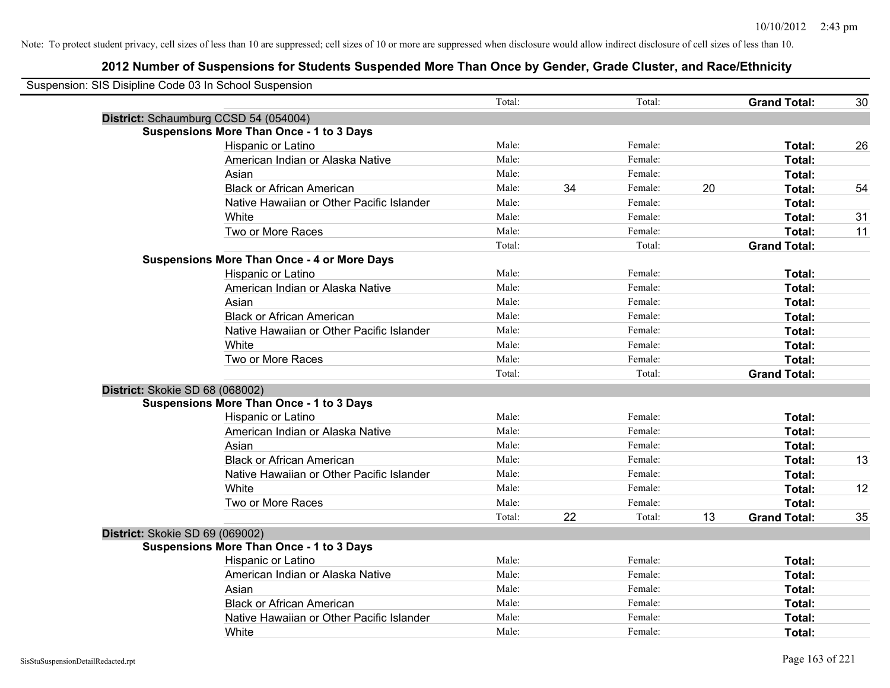Note: To protect student privacy, cell sizes of less than 10 are suppressed; cell sizes of 10 or more are suppressed when disclosure would allow indirect disclosure of cell sizes of less than 10.

# 2012 Number of Suspensions for Students Suspended More Than Once by Gender, Grade Cluster, and Race/Ethnicity

Suspension: SIS Disipline Code 03 In School Suspension

| | | | | | | | |
|---|---|---|---|---|---|---|---|
| | Total: | | Total: | | **Grand Total:** | 30 |

**District:** Schaumburg CCSD 54 (054004)

**Suspensions More Than Once - 1 to 3 Days**

| Race/Ethnicity | Male: | | Female: | | **Total:** | |
|---|---|---|---|---|---|---|
| Hispanic or Latino | Male: | | Female: | | **Total:** | 26 |
| American Indian or Alaska Native | Male: | | Female: | | **Total:** | |
| Asian | Male: | | Female: | | **Total:** | |
| Black or African American | Male: | 34 | Female: | 20 | **Total:** | 54 |
| Native Hawaiian or Other Pacific Islander | Male: | | Female: | | **Total:** | |
| White | Male: | | Female: | | **Total:** | 31 |
| Two or More Races | Male: | | Female: | | **Total:** | 11 |
| | Total: | | Total: | | **Grand Total:** | |

**Suspensions More Than Once - 4 or More Days**

| Race/Ethnicity | Male: | | Female: | | **Total:** | |
|---|---|---|---|---|---|---|
| Hispanic or Latino | Male: | | Female: | | **Total:** | |
| American Indian or Alaska Native | Male: | | Female: | | **Total:** | |
| Asian | Male: | | Female: | | **Total:** | |
| Black or African American | Male: | | Female: | | **Total:** | |
| Native Hawaiian or Other Pacific Islander | Male: | | Female: | | **Total:** | |
| White | Male: | | Female: | | **Total:** | |
| Two or More Races | Male: | | Female: | | **Total:** | |
| | Total: | | Total: | | **Grand Total:** | |

**District:** Skokie SD 68 (068002)

**Suspensions More Than Once - 1 to 3 Days**

| Race/Ethnicity | Male: | | Female: | | **Total:** | |
|---|---|---|---|---|---|---|
| Hispanic or Latino | Male: | | Female: | | **Total:** | |
| American Indian or Alaska Native | Male: | | Female: | | **Total:** | |
| Asian | Male: | | Female: | | **Total:** | |
| Black or African American | Male: | | Female: | | **Total:** | 13 |
| Native Hawaiian or Other Pacific Islander | Male: | | Female: | | **Total:** | |
| White | Male: | | Female: | | **Total:** | 12 |
| Two or More Races | Male: | | Female: | | **Total:** | |
| | Total: | 22 | Total: | 13 | **Grand Total:** | 35 |

**District:** Skokie SD 69 (069002)

**Suspensions More Than Once - 1 to 3 Days**

| Race/Ethnicity | Male: | | Female: | | **Total:** | |
|---|---|---|---|---|---|---|
| Hispanic or Latino | Male: | | Female: | | **Total:** | |
| American Indian or Alaska Native | Male: | | Female: | | **Total:** | |
| Asian | Male: | | Female: | | **Total:** | |
| Black or African American | Male: | | Female: | | **Total:** | |
| Native Hawaiian or Other Pacific Islander | Male: | | Female: | | **Total:** | |
| White | Male: | | Female: | | **Total:** | |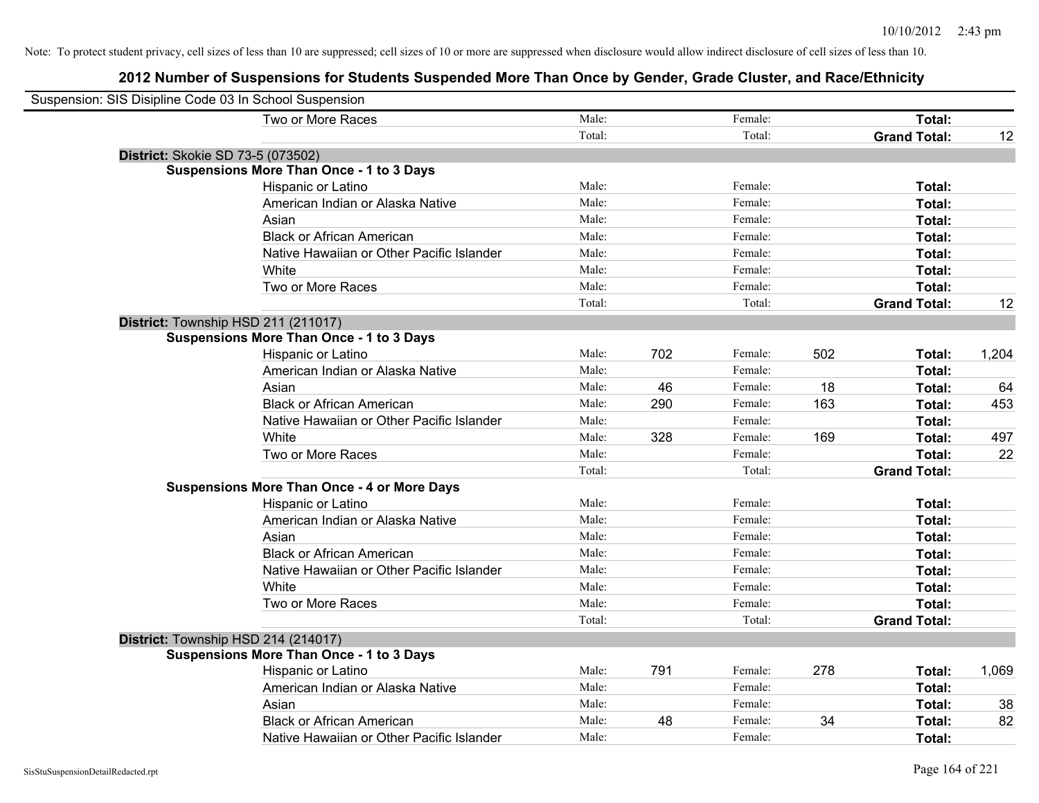Note: To protect student privacy, cell sizes of less than 10 are suppressed; cell sizes of 10 or more are suppressed when disclosure would allow indirect disclosure of cell sizes of less than 10.

## 2012 Number of Suspensions for Students Suspended More Than Once by Gender, Grade Cluster, and Race/Ethnicity

Suspension: SIS Disipline Code 03 In School Suspension

| | | | | | | |
|---|---|---|---|---|---|---|
| Two or More Races | Male: | | Female: | | **Total:** | |
| | Total: | | Total: | | **Grand Total:** | 12 |
| **District:** Skokie SD 73-5 (073502) | | | | | | |
| **Suspensions More Than Once - 1 to 3 Days** | | | | | | |
| Hispanic or Latino | Male: | | Female: | | **Total:** | |
| American Indian or Alaska Native | Male: | | Female: | | **Total:** | |
| Asian | Male: | | Female: | | **Total:** | |
| Black or African American | Male: | | Female: | | **Total:** | |
| Native Hawaiian or Other Pacific Islander | Male: | | Female: | | **Total:** | |
| White | Male: | | Female: | | **Total:** | |
| Two or More Races | Male: | | Female: | | **Total:** | |
| | Total: | | Total: | | **Grand Total:** | 12 |
| **District:** Township HSD 211 (211017) | | | | | | |
| **Suspensions More Than Once - 1 to 3 Days** | | | | | | |
| Hispanic or Latino | Male: | 702 | Female: | 502 | **Total:** | 1,204 |
| American Indian or Alaska Native | Male: | | Female: | | **Total:** | |
| Asian | Male: | 46 | Female: | 18 | **Total:** | 64 |
| Black or African American | Male: | 290 | Female: | 163 | **Total:** | 453 |
| Native Hawaiian or Other Pacific Islander | Male: | | Female: | | **Total:** | |
| White | Male: | 328 | Female: | 169 | **Total:** | 497 |
| Two or More Races | Male: | | Female: | | **Total:** | 22 |
| | Total: | | Total: | | **Grand Total:** | |
| **Suspensions More Than Once - 4 or More Days** | | | | | | |
| Hispanic or Latino | Male: | | Female: | | **Total:** | |
| American Indian or Alaska Native | Male: | | Female: | | **Total:** | |
| Asian | Male: | | Female: | | **Total:** | |
| Black or African American | Male: | | Female: | | **Total:** | |
| Native Hawaiian or Other Pacific Islander | Male: | | Female: | | **Total:** | |
| White | Male: | | Female: | | **Total:** | |
| Two or More Races | Male: | | Female: | | **Total:** | |
| | Total: | | Total: | | **Grand Total:** | |
| **District:** Township HSD 214 (214017) | | | | | | |
| **Suspensions More Than Once - 1 to 3 Days** | | | | | | |
| Hispanic or Latino | Male: | 791 | Female: | 278 | **Total:** | 1,069 |
| American Indian or Alaska Native | Male: | | Female: | | **Total:** | |
| Asian | Male: | | Female: | | **Total:** | 38 |
| Black or African American | Male: | 48 | Female: | 34 | **Total:** | 82 |
| Native Hawaiian or Other Pacific Islander | Male: | | Female: | | **Total:** | |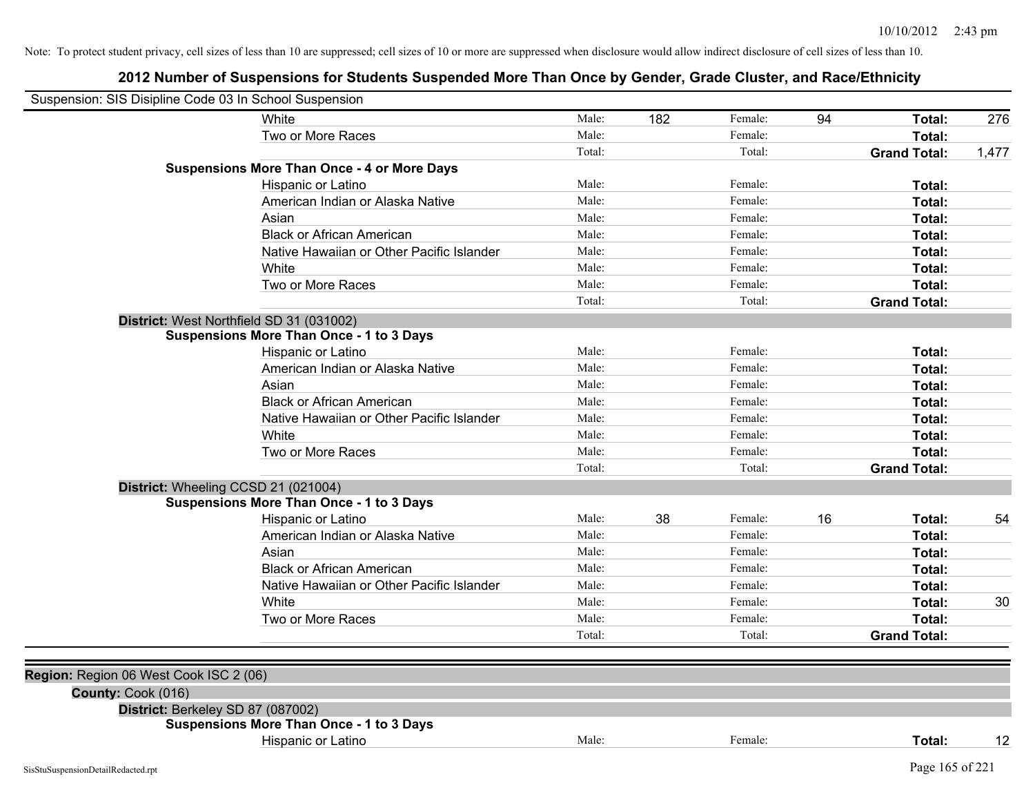Note: To protect student privacy, cell sizes of less than 10 are suppressed; cell sizes of 10 or more are suppressed when disclosure would allow indirect disclosure of cell sizes of less than 10.

## 2012 Number of Suspensions for Students Suspended More Than Once by Gender, Grade Cluster, and Race/Ethnicity

Suspension: SIS Disipline Code 03 In School Suspension

| | | | | | | |
|---|---|---|---|---|---|---|
| White | Male: | 182 | Female: | 94 | **Total:** | 276 |
| Two or More Races | Male: | | Female: | | **Total:** | |
| | Total: | | Total: | | **Grand Total:** | 1,477 |
| **Suspensions More Than Once - 4 or More Days** | | | | | | |
| Hispanic or Latino | Male: | | Female: | | **Total:** | |
| American Indian or Alaska Native | Male: | | Female: | | **Total:** | |
| Asian | Male: | | Female: | | **Total:** | |
| Black or African American | Male: | | Female: | | **Total:** | |
| Native Hawaiian or Other Pacific Islander | Male: | | Female: | | **Total:** | |
| White | Male: | | Female: | | **Total:** | |
| Two or More Races | Male: | | Female: | | **Total:** | |
| | Total: | | Total: | | **Grand Total:** | |
| **District:** West Northfield SD 31 (031002) | | | | | | |
| **Suspensions More Than Once - 1 to 3 Days** | | | | | | |
| Hispanic or Latino | Male: | | Female: | | **Total:** | |
| American Indian or Alaska Native | Male: | | Female: | | **Total:** | |
| Asian | Male: | | Female: | | **Total:** | |
| Black or African American | Male: | | Female: | | **Total:** | |
| Native Hawaiian or Other Pacific Islander | Male: | | Female: | | **Total:** | |
| White | Male: | | Female: | | **Total:** | |
| Two or More Races | Male: | | Female: | | **Total:** | |
| | Total: | | Total: | | **Grand Total:** | |
| **District:** Wheeling CCSD 21 (021004) | | | | | | |
| **Suspensions More Than Once - 1 to 3 Days** | | | | | | |
| Hispanic or Latino | Male: | 38 | Female: | 16 | **Total:** | 54 |
| American Indian or Alaska Native | Male: | | Female: | | **Total:** | |
| Asian | Male: | | Female: | | **Total:** | |
| Black or African American | Male: | | Female: | | **Total:** | |
| Native Hawaiian or Other Pacific Islander | Male: | | Female: | | **Total:** | |
| White | Male: | | Female: | | **Total:** | 30 |
| Two or More Races | Male: | | Female: | | **Total:** | |
| | Total: | | Total: | | **Grand Total:** | |

**Region:** Region 06 West Cook ISC 2 (06)

**County:** Cook (016)

| | | | | | | |
|---|---|---|---|---|---|---|
| **District:** Berkeley SD 87 (087002) | | | | | | |
| **Suspensions More Than Once - 1 to 3 Days** | | | | | | |
| Hispanic or Latino | Male: | | Female: | | **Total:** | 12 |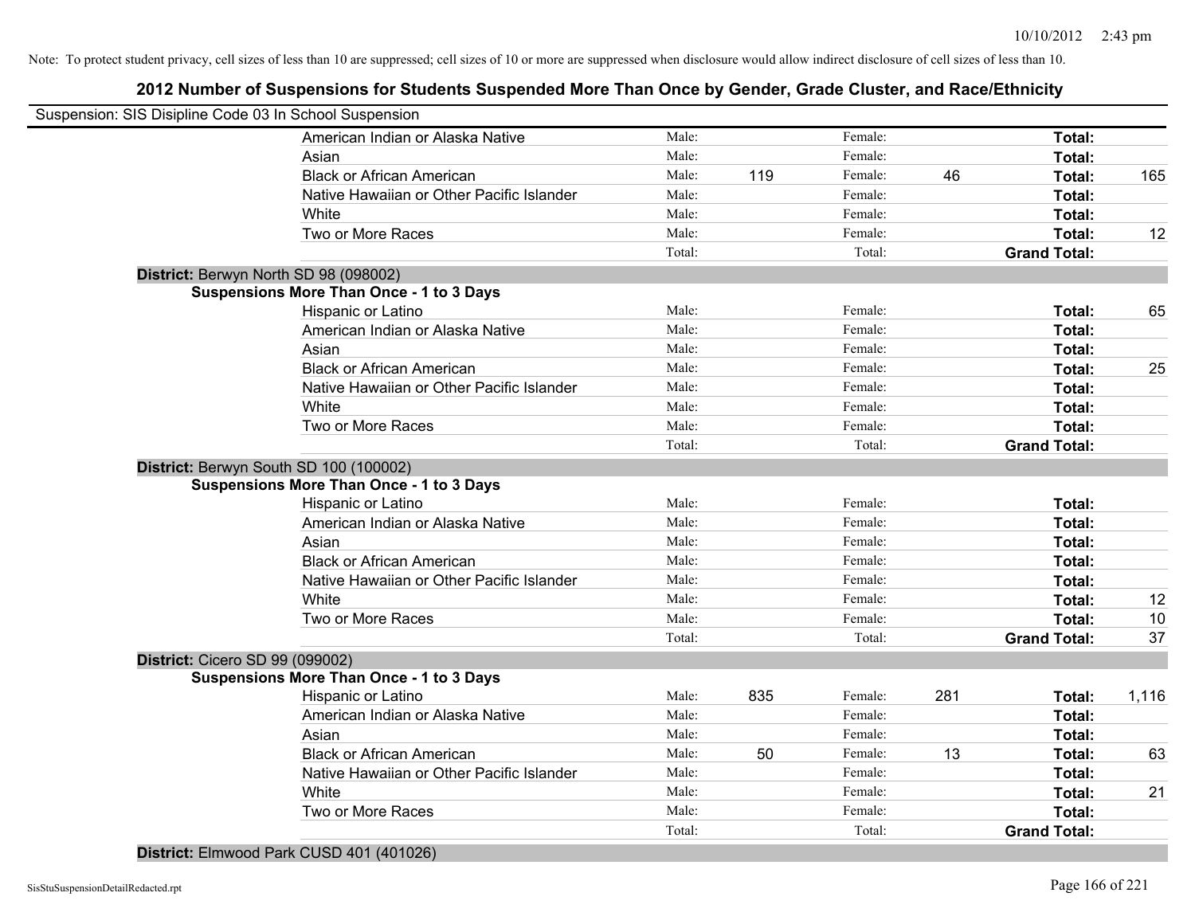Note: To protect student privacy, cell sizes of less than 10 are suppressed; cell sizes of 10 or more are suppressed when disclosure would allow indirect disclosure of cell sizes of less than 10.

## 2012 Number of Suspensions for Students Suspended More Than Once by Gender, Grade Cluster, and Race/Ethnicity

Suspension: SIS Disipline Code 03 In School Suspension

| | | | | | | |
|---|---|---|---|---|---|---|
| American Indian or Alaska Native | Male: | | Female: | | **Total:** | |
| Asian | Male: | | Female: | | **Total:** | |
| Black or African American | Male: | 119 | Female: | 46 | **Total:** | 165 |
| Native Hawaiian or Other Pacific Islander | Male: | | Female: | | **Total:** | |
| White | Male: | | Female: | | **Total:** | |
| Two or More Races | Male: | | Female: | | **Total:** | 12 |
| | Total: | | Total: | | **Grand Total:** | |

**District:** Berwyn North SD 98 (098002)

**Suspensions More Than Once - 1 to 3 Days**

| | | | | | | |
|---|---|---|---|---|---|---|
| Hispanic or Latino | Male: | | Female: | | **Total:** | 65 |
| American Indian or Alaska Native | Male: | | Female: | | **Total:** | |
| Asian | Male: | | Female: | | **Total:** | |
| Black or African American | Male: | | Female: | | **Total:** | 25 |
| Native Hawaiian or Other Pacific Islander | Male: | | Female: | | **Total:** | |
| White | Male: | | Female: | | **Total:** | |
| Two or More Races | Male: | | Female: | | **Total:** | |
| | Total: | | Total: | | **Grand Total:** | |

**District:** Berwyn South SD 100 (100002)

**Suspensions More Than Once - 1 to 3 Days**

| | | | | | | |
|---|---|---|---|---|---|---|
| Hispanic or Latino | Male: | | Female: | | **Total:** | |
| American Indian or Alaska Native | Male: | | Female: | | **Total:** | |
| Asian | Male: | | Female: | | **Total:** | |
| Black or African American | Male: | | Female: | | **Total:** | |
| Native Hawaiian or Other Pacific Islander | Male: | | Female: | | **Total:** | |
| White | Male: | | Female: | | **Total:** | 12 |
| Two or More Races | Male: | | Female: | | **Total:** | 10 |
| | Total: | | Total: | | **Grand Total:** | 37 |

**District:** Cicero SD 99 (099002)

**Suspensions More Than Once - 1 to 3 Days**

| | | | | | | |
|---|---|---|---|---|---|---|
| Hispanic or Latino | Male: | 835 | Female: | 281 | **Total:** | 1,116 |
| American Indian or Alaska Native | Male: | | Female: | | **Total:** | |
| Asian | Male: | | Female: | | **Total:** | |
| Black or African American | Male: | 50 | Female: | 13 | **Total:** | 63 |
| Native Hawaiian or Other Pacific Islander | Male: | | Female: | | **Total:** | |
| White | Male: | | Female: | | **Total:** | 21 |
| Two or More Races | Male: | | Female: | | **Total:** | |
| | Total: | | Total: | | **Grand Total:** | |

**District:** Elmwood Park CUSD 401 (401026)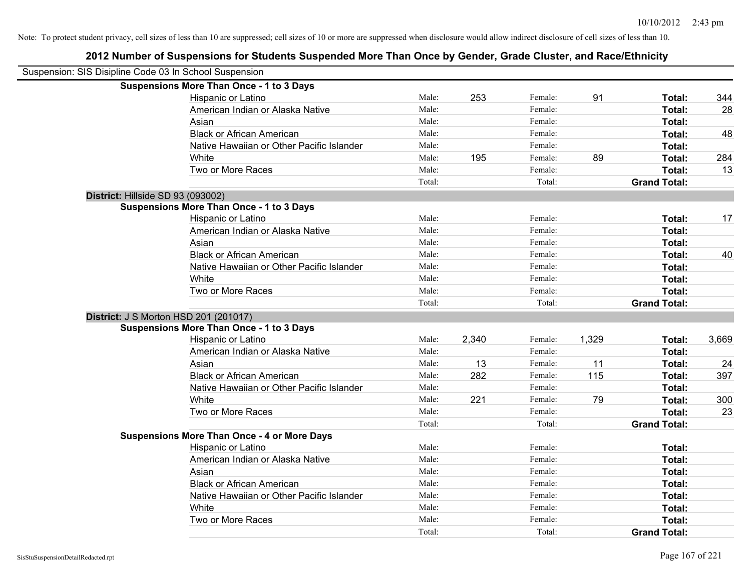Note: To protect student privacy, cell sizes of less than 10 are suppressed; cell sizes of 10 or more are suppressed when disclosure would allow indirect disclosure of cell sizes of less than 10.

# 2012 Number of Suspensions for Students Suspended More Than Once by Gender, Grade Cluster, and Race/Ethnicity

Suspension: SIS Disipline Code 03 In School Suspension

**Suspensions More Than Once - 1 to 3 Days**

| | | | | | | |
|---|---|---|---|---|---|---|
| Hispanic or Latino | Male: | 253 | Female: | 91 | **Total:** | 344 |
| American Indian or Alaska Native | Male: | | Female: | | **Total:** | 28 |
| Asian | Male: | | Female: | | **Total:** | |
| Black or African American | Male: | | Female: | | **Total:** | 48 |
| Native Hawaiian or Other Pacific Islander | Male: | | Female: | | **Total:** | |
| White | Male: | 195 | Female: | 89 | **Total:** | 284 |
| Two or More Races | Male: | | Female: | | **Total:** | 13 |
| | Total: | | Total: | | **Grand Total:** | |

**District:** Hillside SD 93 (093002)

**Suspensions More Than Once - 1 to 3 Days**

| | | | | | | |
|---|---|---|---|---|---|---|
| Hispanic or Latino | Male: | | Female: | | **Total:** | 17 |
| American Indian or Alaska Native | Male: | | Female: | | **Total:** | |
| Asian | Male: | | Female: | | **Total:** | |
| Black or African American | Male: | | Female: | | **Total:** | 40 |
| Native Hawaiian or Other Pacific Islander | Male: | | Female: | | **Total:** | |
| White | Male: | | Female: | | **Total:** | |
| Two or More Races | Male: | | Female: | | **Total:** | |
| | Total: | | Total: | | **Grand Total:** | |

**District:** J S Morton HSD 201 (201017)

**Suspensions More Than Once - 1 to 3 Days**

| | | | | | | |
|---|---|---|---|---|---|---|
| Hispanic or Latino | Male: | 2,340 | Female: | 1,329 | **Total:** | 3,669 |
| American Indian or Alaska Native | Male: | | Female: | | **Total:** | |
| Asian | Male: | 13 | Female: | 11 | **Total:** | 24 |
| Black or African American | Male: | 282 | Female: | 115 | **Total:** | 397 |
| Native Hawaiian or Other Pacific Islander | Male: | | Female: | | **Total:** | |
| White | Male: | 221 | Female: | 79 | **Total:** | 300 |
| Two or More Races | Male: | | Female: | | **Total:** | 23 |
| | Total: | | Total: | | **Grand Total:** | |

**Suspensions More Than Once - 4 or More Days**

| | | | | | | |
|---|---|---|---|---|---|---|
| Hispanic or Latino | Male: | | Female: | | **Total:** | |
| American Indian or Alaska Native | Male: | | Female: | | **Total:** | |
| Asian | Male: | | Female: | | **Total:** | |
| Black or African American | Male: | | Female: | | **Total:** | |
| Native Hawaiian or Other Pacific Islander | Male: | | Female: | | **Total:** | |
| White | Male: | | Female: | | **Total:** | |
| Two or More Races | Male: | | Female: | | **Total:** | |
| | Total: | | Total: | | **Grand Total:** | |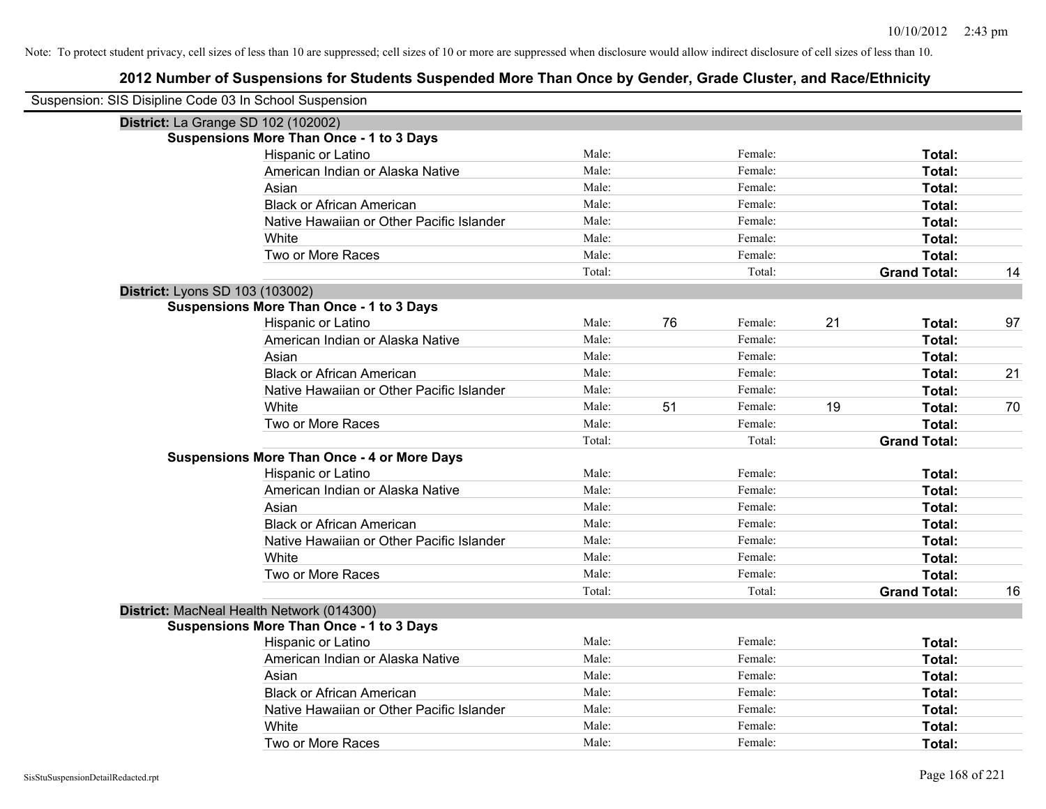Note: To protect student privacy, cell sizes of less than 10 are suppressed; cell sizes of 10 or more are suppressed when disclosure would allow indirect disclosure of cell sizes of less than 10.

## 2012 Number of Suspensions for Students Suspended More Than Once by Gender, Grade Cluster, and Race/Ethnicity

Suspension: SIS Disipline Code 03 In School Suspension

**District:** La Grange SD 102 (102002)

**Suspensions More Than Once - 1 to 3 Days**

| Race/Ethnicity | | Male | | Female | | Total |
|---|---|---|---|---|---|---|
| Hispanic or Latino | Male: | | Female: | | **Total:** | |
| American Indian or Alaska Native | Male: | | Female: | | **Total:** | |
| Asian | Male: | | Female: | | **Total:** | |
| Black or African American | Male: | | Female: | | **Total:** | |
| Native Hawaiian or Other Pacific Islander | Male: | | Female: | | **Total:** | |
| White | Male: | | Female: | | **Total:** | |
| Two or More Races | Male: | | Female: | | **Total:** | |
| | Total: | | Total: | | **Grand Total:** | 14 |

**District:** Lyons SD 103 (103002)

**Suspensions More Than Once - 1 to 3 Days**

| Race/Ethnicity | | Male | | Female | | Total |
|---|---|---|---|---|---|---|
| Hispanic or Latino | Male: | 76 | Female: | 21 | **Total:** | 97 |
| American Indian or Alaska Native | Male: | | Female: | | **Total:** | |
| Asian | Male: | | Female: | | **Total:** | |
| Black or African American | Male: | | Female: | | **Total:** | 21 |
| Native Hawaiian or Other Pacific Islander | Male: | | Female: | | **Total:** | |
| White | Male: | 51 | Female: | 19 | **Total:** | 70 |
| Two or More Races | Male: | | Female: | | **Total:** | |
| | Total: | | Total: | | **Grand Total:** | |

**Suspensions More Than Once - 4 or More Days**

| Race/Ethnicity | | Male | | Female | | Total |
|---|---|---|---|---|---|---|
| Hispanic or Latino | Male: | | Female: | | **Total:** | |
| American Indian or Alaska Native | Male: | | Female: | | **Total:** | |
| Asian | Male: | | Female: | | **Total:** | |
| Black or African American | Male: | | Female: | | **Total:** | |
| Native Hawaiian or Other Pacific Islander | Male: | | Female: | | **Total:** | |
| White | Male: | | Female: | | **Total:** | |
| Two or More Races | Male: | | Female: | | **Total:** | |
| | Total: | | Total: | | **Grand Total:** | 16 |

**District:** MacNeal Health Network (014300)

**Suspensions More Than Once - 1 to 3 Days**

| Race/Ethnicity | | Male | | Female | | Total |
|---|---|---|---|---|---|---|
| Hispanic or Latino | Male: | | Female: | | **Total:** | |
| American Indian or Alaska Native | Male: | | Female: | | **Total:** | |
| Asian | Male: | | Female: | | **Total:** | |
| Black or African American | Male: | | Female: | | **Total:** | |
| Native Hawaiian or Other Pacific Islander | Male: | | Female: | | **Total:** | |
| White | Male: | | Female: | | **Total:** | |
| Two or More Races | Male: | | Female: | | **Total:** | |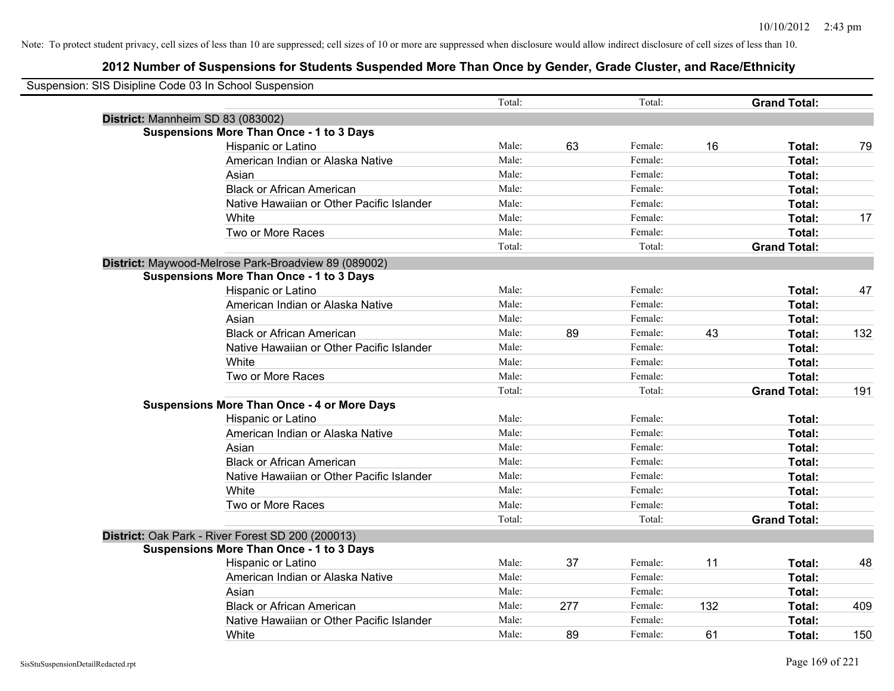Note: To protect student privacy, cell sizes of less than 10 are suppressed; cell sizes of 10 or more are suppressed when disclosure would allow indirect disclosure of cell sizes of less than 10.

## 2012 Number of Suspensions for Students Suspended More Than Once by Gender, Grade Cluster, and Race/Ethnicity

Suspension: SIS Disipline Code 03 In School Suspension

| | | | | | | | |
|---|---|---|---|---|---|---|---|
| | Total: | | Total: | | **Grand Total:** | | |
| **District:** Mannheim SD 83 (083002) | | | | | | | |
| **Suspensions More Than Once - 1 to 3 Days** | | | | | | | |
| Hispanic or Latino | Male: | 63 | Female: | 16 | **Total:** | 79 | |
| American Indian or Alaska Native | Male: | | Female: | | **Total:** | | |
| Asian | Male: | | Female: | | **Total:** | | |
| Black or African American | Male: | | Female: | | **Total:** | | |
| Native Hawaiian or Other Pacific Islander | Male: | | Female: | | **Total:** | | |
| White | Male: | | Female: | | **Total:** | 17 | |
| Two or More Races | Male: | | Female: | | **Total:** | | |
| | Total: | | Total: | | **Grand Total:** | | |
| **District:** Maywood-Melrose Park-Broadview 89 (089002) | | | | | | | |
| **Suspensions More Than Once - 1 to 3 Days** | | | | | | | |
| Hispanic or Latino | Male: | | Female: | | **Total:** | 47 | |
| American Indian or Alaska Native | Male: | | Female: | | **Total:** | | |
| Asian | Male: | | Female: | | **Total:** | | |
| Black or African American | Male: | 89 | Female: | 43 | **Total:** | 132 | |
| Native Hawaiian or Other Pacific Islander | Male: | | Female: | | **Total:** | | |
| White | Male: | | Female: | | **Total:** | | |
| Two or More Races | Male: | | Female: | | **Total:** | | |
| | Total: | | Total: | | **Grand Total:** | 191 | |
| **Suspensions More Than Once - 4 or More Days** | | | | | | | |
| Hispanic or Latino | Male: | | Female: | | **Total:** | | |
| American Indian or Alaska Native | Male: | | Female: | | **Total:** | | |
| Asian | Male: | | Female: | | **Total:** | | |
| Black or African American | Male: | | Female: | | **Total:** | | |
| Native Hawaiian or Other Pacific Islander | Male: | | Female: | | **Total:** | | |
| White | Male: | | Female: | | **Total:** | | |
| Two or More Races | Male: | | Female: | | **Total:** | | |
| | Total: | | Total: | | **Grand Total:** | | |
| **District:** Oak Park - River Forest SD 200 (200013) | | | | | | | |
| **Suspensions More Than Once - 1 to 3 Days** | | | | | | | |
| Hispanic or Latino | Male: | 37 | Female: | 11 | **Total:** | 48 | |
| American Indian or Alaska Native | Male: | | Female: | | **Total:** | | |
| Asian | Male: | | Female: | | **Total:** | | |
| Black or African American | Male: | 277 | Female: | 132 | **Total:** | 409 | |
| Native Hawaiian or Other Pacific Islander | Male: | | Female: | | **Total:** | | |
| White | Male: | 89 | Female: | 61 | **Total:** | 150 | |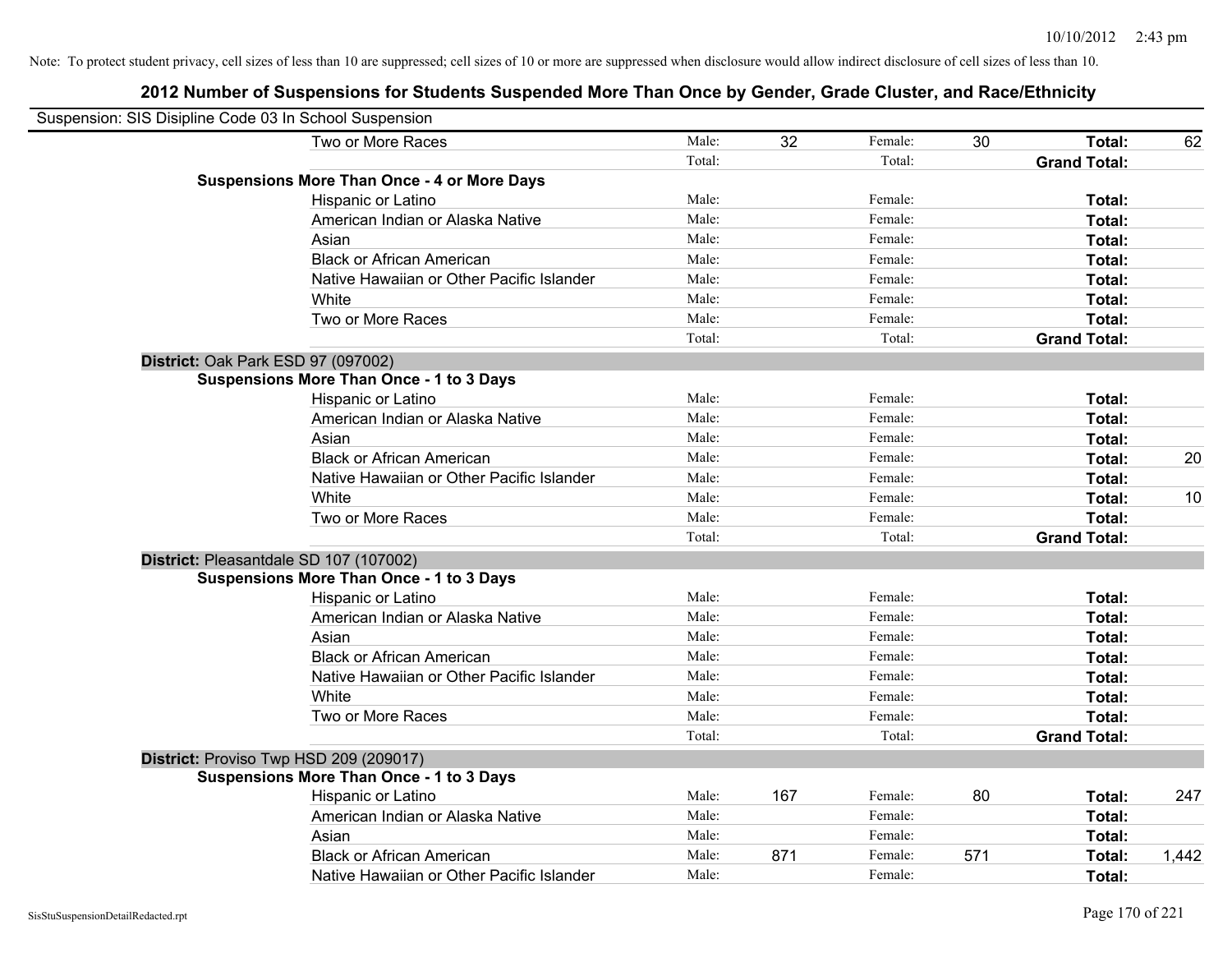Note: To protect student privacy, cell sizes of less than 10 are suppressed; cell sizes of 10 or more are suppressed when disclosure would allow indirect disclosure of cell sizes of less than 10.

# 2012 Number of Suspensions for Students Suspended More Than Once by Gender, Grade Cluster, and Race/Ethnicity

Suspension: SIS Disipline Code 03 In School Suspension

| | | | | | | |
|---|---|---|---|---|---|---|
| Two or More Races | Male: | 32 | Female: | 30 | **Total:** | 62 |
| | Total: | | Total: | | **Grand Total:** | |
| **Suspensions More Than Once - 4 or More Days** | | | | | | |
| Hispanic or Latino | Male: | | Female: | | **Total:** | |
| American Indian or Alaska Native | Male: | | Female: | | **Total:** | |
| Asian | Male: | | Female: | | **Total:** | |
| Black or African American | Male: | | Female: | | **Total:** | |
| Native Hawaiian or Other Pacific Islander | Male: | | Female: | | **Total:** | |
| White | Male: | | Female: | | **Total:** | |
| Two or More Races | Male: | | Female: | | **Total:** | |
| | Total: | | Total: | | **Grand Total:** | |
| **District:** Oak Park ESD 97 (097002) | | | | | | |
| **Suspensions More Than Once - 1 to 3 Days** | | | | | | |
| Hispanic or Latino | Male: | | Female: | | **Total:** | |
| American Indian or Alaska Native | Male: | | Female: | | **Total:** | |
| Asian | Male: | | Female: | | **Total:** | |
| Black or African American | Male: | | Female: | | **Total:** | 20 |
| Native Hawaiian or Other Pacific Islander | Male: | | Female: | | **Total:** | |
| White | Male: | | Female: | | **Total:** | 10 |
| Two or More Races | Male: | | Female: | | **Total:** | |
| | Total: | | Total: | | **Grand Total:** | |
| **District:** Pleasantdale SD 107 (107002) | | | | | | |
| **Suspensions More Than Once - 1 to 3 Days** | | | | | | |
| Hispanic or Latino | Male: | | Female: | | **Total:** | |
| American Indian or Alaska Native | Male: | | Female: | | **Total:** | |
| Asian | Male: | | Female: | | **Total:** | |
| Black or African American | Male: | | Female: | | **Total:** | |
| Native Hawaiian or Other Pacific Islander | Male: | | Female: | | **Total:** | |
| White | Male: | | Female: | | **Total:** | |
| Two or More Races | Male: | | Female: | | **Total:** | |
| | Total: | | Total: | | **Grand Total:** | |
| **District:** Proviso Twp HSD 209 (209017) | | | | | | |
| **Suspensions More Than Once - 1 to 3 Days** | | | | | | |
| Hispanic or Latino | Male: | 167 | Female: | 80 | **Total:** | 247 |
| American Indian or Alaska Native | Male: | | Female: | | **Total:** | |
| Asian | Male: | | Female: | | **Total:** | |
| Black or African American | Male: | 871 | Female: | 571 | **Total:** | 1,442 |
| Native Hawaiian or Other Pacific Islander | Male: | | Female: | | **Total:** | |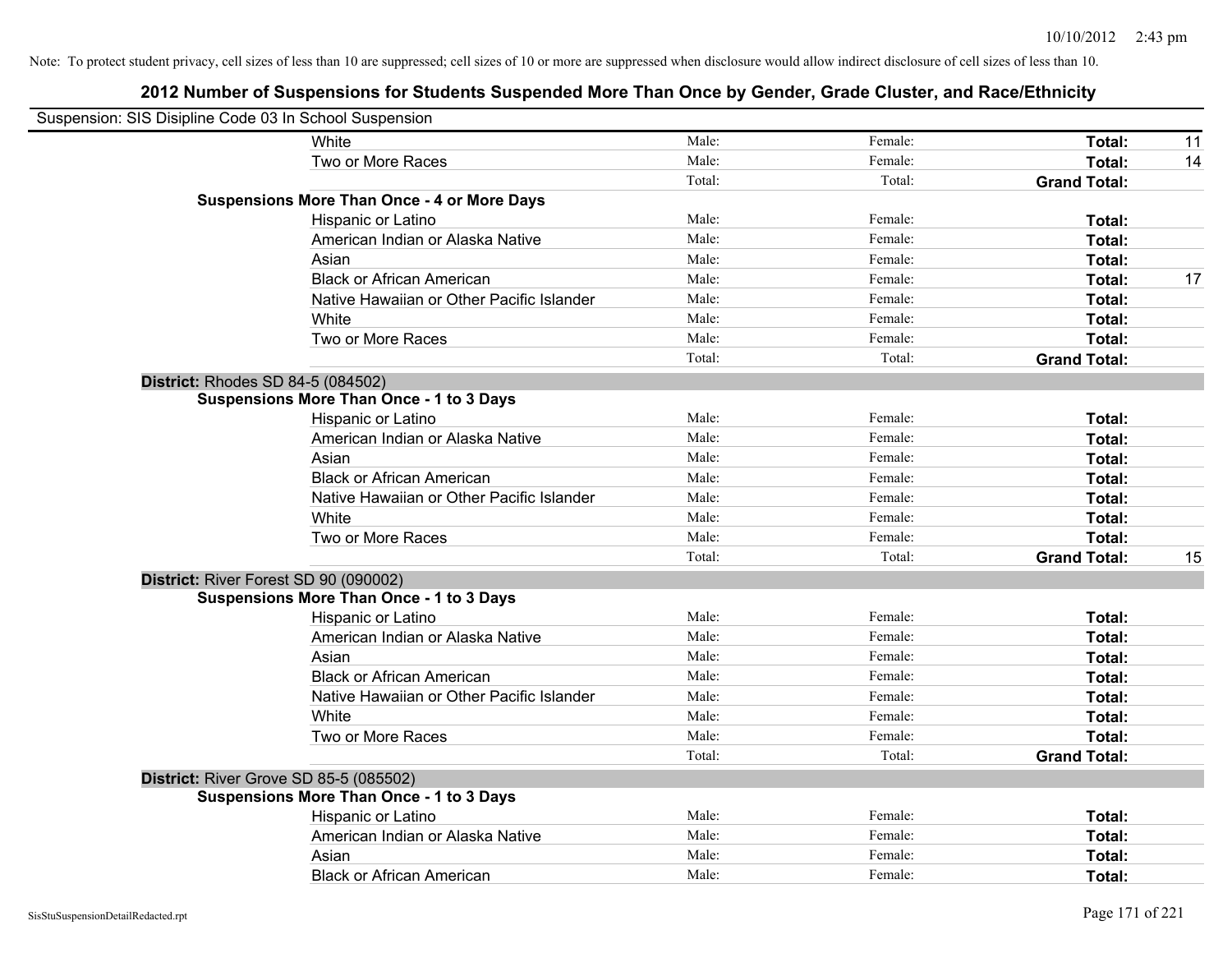Note: To protect student privacy, cell sizes of less than 10 are suppressed; cell sizes of 10 or more are suppressed when disclosure would allow indirect disclosure of cell sizes of less than 10.

# 2012 Number of Suspensions for Students Suspended More Than Once by Gender, Grade Cluster, and Race/Ethnicity

Suspension: SIS Disipline Code 03 In School Suspension

| | | | | |
|---|---|---|---|---|
| White | Male: | Female: | **Total:** | 11 |
| Two or More Races | Male: | Female: | **Total:** | 14 |
| | Total: | Total: | **Grand Total:** | |

**Suspensions More Than Once - 4 or More Days**

| | | | | |
|---|---|---|---|---|
| Hispanic or Latino | Male: | Female: | **Total:** | |
| American Indian or Alaska Native | Male: | Female: | **Total:** | |
| Asian | Male: | Female: | **Total:** | |
| Black or African American | Male: | Female: | **Total:** | 17 |
| Native Hawaiian or Other Pacific Islander | Male: | Female: | **Total:** | |
| White | Male: | Female: | **Total:** | |
| Two or More Races | Male: | Female: | **Total:** | |
| | Total: | Total: | **Grand Total:** | |

**District:** Rhodes SD 84-5 (084502)

**Suspensions More Than Once - 1 to 3 Days**

| | | | | |
|---|---|---|---|---|
| Hispanic or Latino | Male: | Female: | **Total:** | |
| American Indian or Alaska Native | Male: | Female: | **Total:** | |
| Asian | Male: | Female: | **Total:** | |
| Black or African American | Male: | Female: | **Total:** | |
| Native Hawaiian or Other Pacific Islander | Male: | Female: | **Total:** | |
| White | Male: | Female: | **Total:** | |
| Two or More Races | Male: | Female: | **Total:** | |
| | Total: | Total: | **Grand Total:** | 15 |

**District:** River Forest SD 90 (090002)

**Suspensions More Than Once - 1 to 3 Days**

| | | | | |
|---|---|---|---|---|
| Hispanic or Latino | Male: | Female: | **Total:** | |
| American Indian or Alaska Native | Male: | Female: | **Total:** | |
| Asian | Male: | Female: | **Total:** | |
| Black or African American | Male: | Female: | **Total:** | |
| Native Hawaiian or Other Pacific Islander | Male: | Female: | **Total:** | |
| White | Male: | Female: | **Total:** | |
| Two or More Races | Male: | Female: | **Total:** | |
| | Total: | Total: | **Grand Total:** | |

**District:** River Grove SD 85-5 (085502)

**Suspensions More Than Once - 1 to 3 Days**

| | | | | |
|---|---|---|---|---|
| Hispanic or Latino | Male: | Female: | **Total:** | |
| American Indian or Alaska Native | Male: | Female: | **Total:** | |
| Asian | Male: | Female: | **Total:** | |
| Black or African American | Male: | Female: | **Total:** | |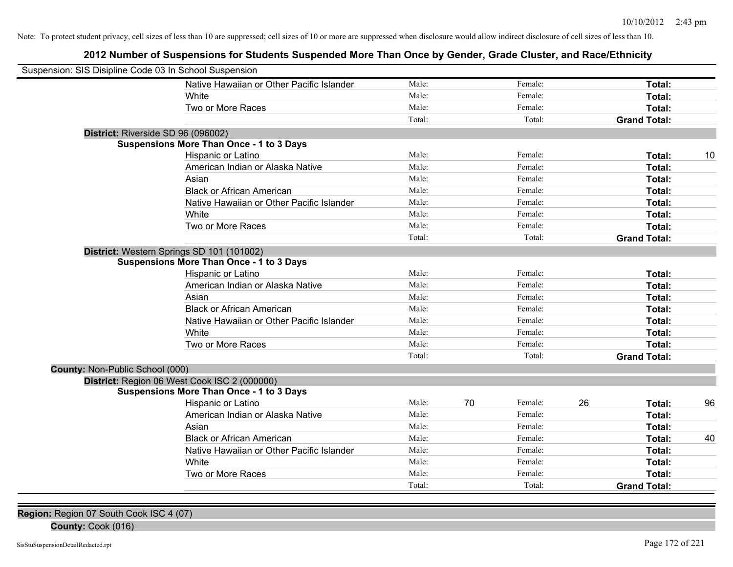Note: To protect student privacy, cell sizes of less than 10 are suppressed; cell sizes of 10 or more are suppressed when disclosure would allow indirect disclosure of cell sizes of less than 10.

## 2012 Number of Suspensions for Students Suspended More Than Once by Gender, Grade Cluster, and Race/Ethnicity

Suspension: SIS Disipline Code 03 In School Suspension

| | | | | | |
|---|---|---|---|---|---|
| Native Hawaiian or Other Pacific Islander | Male: | | Female: | | **Total:** | |
| White | Male: | | Female: | | **Total:** | |
| Two or More Races | Male: | | Female: | | **Total:** | |
| | Total: | | Total: | | **Grand Total:** | |

**District:** Riverside SD 96 (096002)

**Suspensions More Than Once - 1 to 3 Days**

| | | | | | | |
|---|---|---|---|---|---|---|
| Hispanic or Latino | Male: | | Female: | | **Total:** | 10 |
| American Indian or Alaska Native | Male: | | Female: | | **Total:** | |
| Asian | Male: | | Female: | | **Total:** | |
| Black or African American | Male: | | Female: | | **Total:** | |
| Native Hawaiian or Other Pacific Islander | Male: | | Female: | | **Total:** | |
| White | Male: | | Female: | | **Total:** | |
| Two or More Races | Male: | | Female: | | **Total:** | |
| | Total: | | Total: | | **Grand Total:** | |

**District:** Western Springs SD 101 (101002)

**Suspensions More Than Once - 1 to 3 Days**

| | | | | | | |
|---|---|---|---|---|---|---|
| Hispanic or Latino | Male: | | Female: | | **Total:** | |
| American Indian or Alaska Native | Male: | | Female: | | **Total:** | |
| Asian | Male: | | Female: | | **Total:** | |
| Black or African American | Male: | | Female: | | **Total:** | |
| Native Hawaiian or Other Pacific Islander | Male: | | Female: | | **Total:** | |
| White | Male: | | Female: | | **Total:** | |
| Two or More Races | Male: | | Female: | | **Total:** | |
| | Total: | | Total: | | **Grand Total:** | |

**County:** Non-Public School (000)

**District:** Region 06 West Cook ISC 2 (000000)

**Suspensions More Than Once - 1 to 3 Days**

| | | | | | | |
|---|---|---|---|---|---|---|
| Hispanic or Latino | Male: | 70 | Female: | 26 | **Total:** | 96 |
| American Indian or Alaska Native | Male: | | Female: | | **Total:** | |
| Asian | Male: | | Female: | | **Total:** | |
| Black or African American | Male: | | Female: | | **Total:** | 40 |
| Native Hawaiian or Other Pacific Islander | Male: | | Female: | | **Total:** | |
| White | Male: | | Female: | | **Total:** | |
| Two or More Races | Male: | | Female: | | **Total:** | |
| | Total: | | Total: | | **Grand Total:** | |

**Region:** Region 07 South Cook ISC 4 (07)

**County:** Cook (016)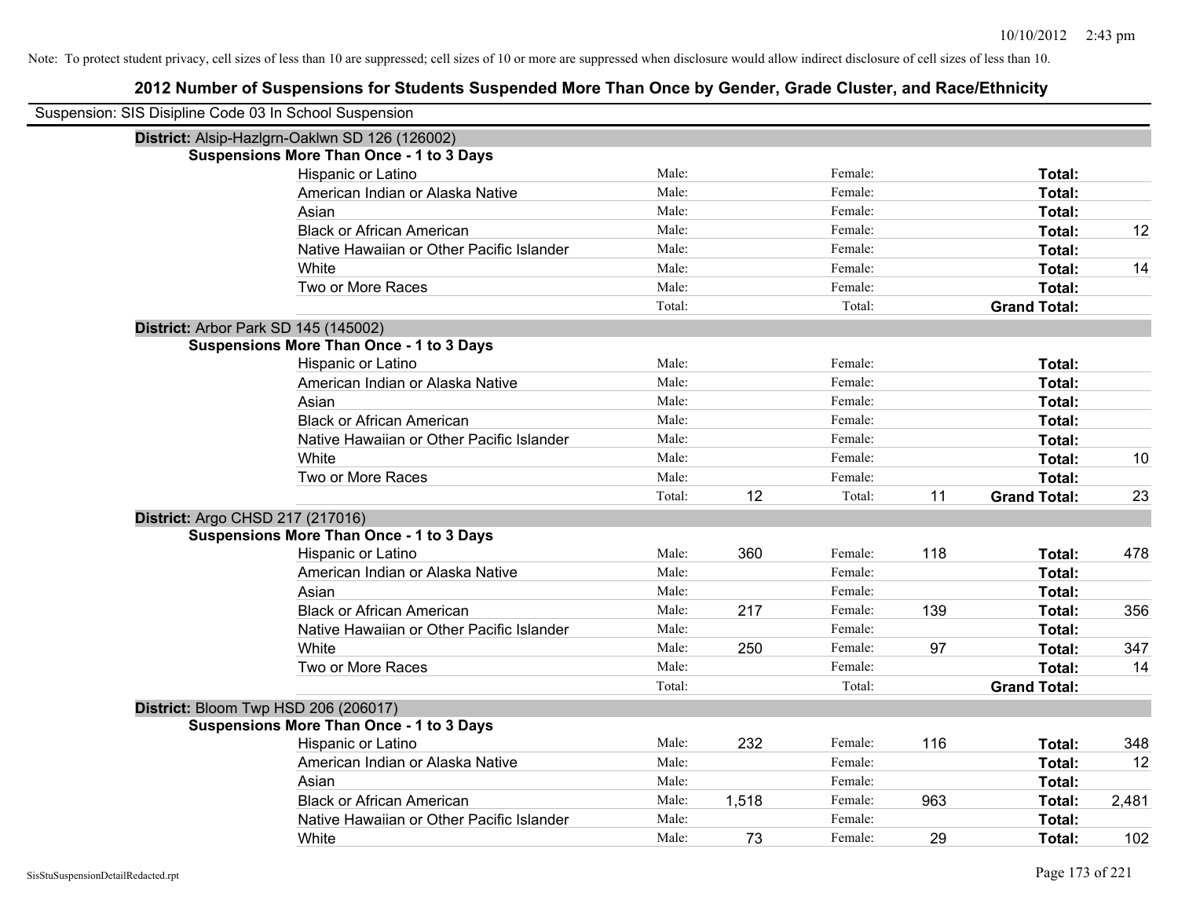Note: To protect student privacy, cell sizes of less than 10 are suppressed; cell sizes of 10 or more are suppressed when disclosure would allow indirect disclosure of cell sizes of less than 10.

# 2012 Number of Suspensions for Students Suspended More Than Once by Gender, Grade Cluster, and Race/Ethnicity

Suspension: SIS Disipline Code 03 In School Suspension

**District:** Alsip-Hazlgrn-Oaklwn SD 126 (126002)

**Suspensions More Than Once - 1 to 3 Days**

| Race/Ethnicity | | Male | | Female | | Total |
|---|---|---|---|---|---|---|
| Hispanic or Latino | Male: | | Female: | | **Total:** | |
| American Indian or Alaska Native | Male: | | Female: | | **Total:** | |
| Asian | Male: | | Female: | | **Total:** | |
| Black or African American | Male: | | Female: | | **Total:** | 12 |
| Native Hawaiian or Other Pacific Islander | Male: | | Female: | | **Total:** | |
| White | Male: | | Female: | | **Total:** | 14 |
| Two or More Races | Male: | | Female: | | **Total:** | |
| | Total: | | Total: | | **Grand Total:** | |

**District:** Arbor Park SD 145 (145002)

**Suspensions More Than Once - 1 to 3 Days**

| Race/Ethnicity | | Male | | Female | | Total |
|---|---|---|---|---|---|---|
| Hispanic or Latino | Male: | | Female: | | **Total:** | |
| American Indian or Alaska Native | Male: | | Female: | | **Total:** | |
| Asian | Male: | | Female: | | **Total:** | |
| Black or African American | Male: | | Female: | | **Total:** | |
| Native Hawaiian or Other Pacific Islander | Male: | | Female: | | **Total:** | |
| White | Male: | | Female: | | **Total:** | 10 |
| Two or More Races | Male: | | Female: | | **Total:** | |
| | Total: | 12 | Total: | 11 | **Grand Total:** | 23 |

**District:** Argo CHSD 217 (217016)

**Suspensions More Than Once - 1 to 3 Days**

| Race/Ethnicity | | Male | | Female | | Total |
|---|---|---|---|---|---|---|
| Hispanic or Latino | Male: | 360 | Female: | 118 | **Total:** | 478 |
| American Indian or Alaska Native | Male: | | Female: | | **Total:** | |
| Asian | Male: | | Female: | | **Total:** | |
| Black or African American | Male: | 217 | Female: | 139 | **Total:** | 356 |
| Native Hawaiian or Other Pacific Islander | Male: | | Female: | | **Total:** | |
| White | Male: | 250 | Female: | 97 | **Total:** | 347 |
| Two or More Races | Male: | | Female: | | **Total:** | 14 |
| | Total: | | Total: | | **Grand Total:** | |

**District:** Bloom Twp HSD 206 (206017)

**Suspensions More Than Once - 1 to 3 Days**

| Race/Ethnicity | | Male | | Female | | Total |
|---|---|---|---|---|---|---|
| Hispanic or Latino | Male: | 232 | Female: | 116 | **Total:** | 348 |
| American Indian or Alaska Native | Male: | | Female: | | **Total:** | 12 |
| Asian | Male: | | Female: | | **Total:** | |
| Black or African American | Male: | 1,518 | Female: | 963 | **Total:** | 2,481 |
| Native Hawaiian or Other Pacific Islander | Male: | | Female: | | **Total:** | |
| White | Male: | 73 | Female: | 29 | **Total:** | 102 |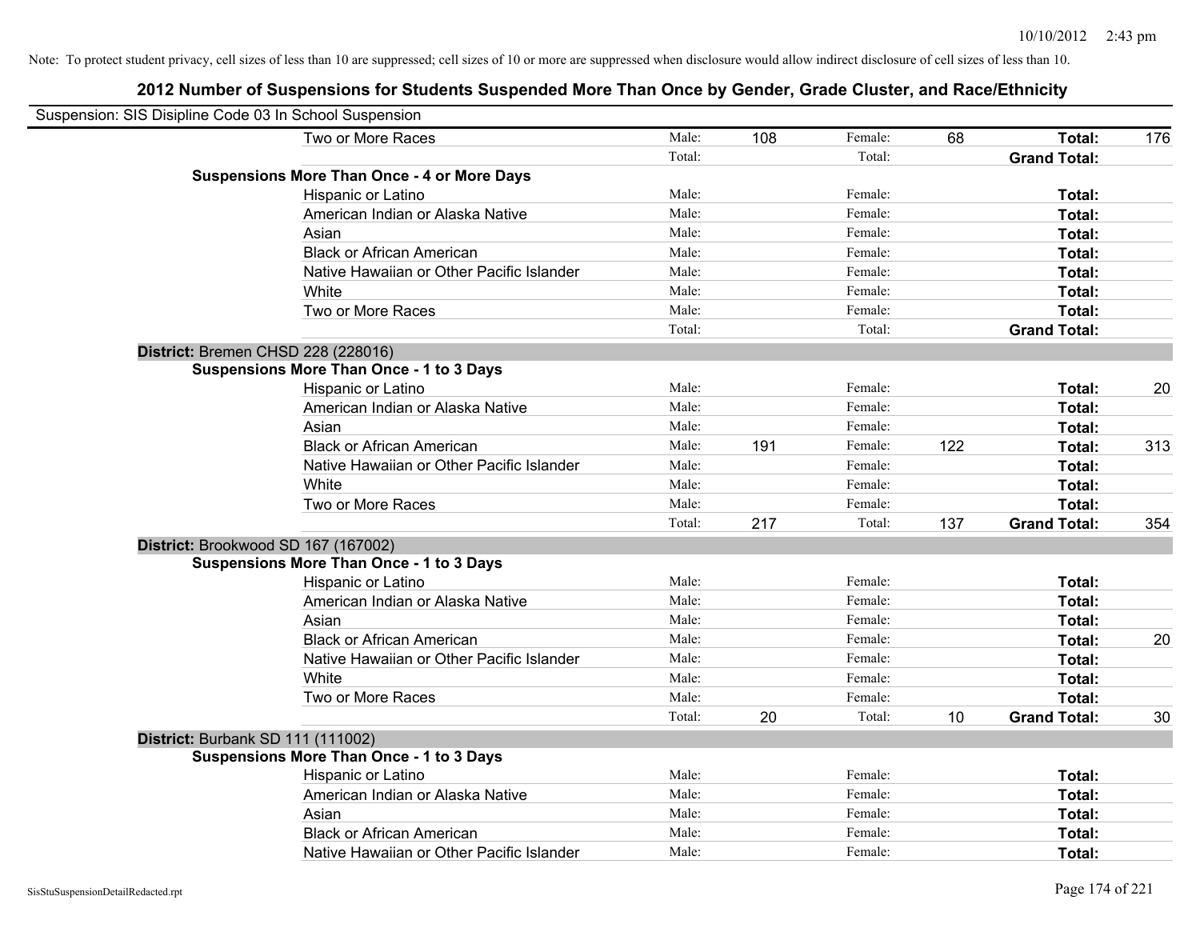Note: To protect student privacy, cell sizes of less than 10 are suppressed; cell sizes of 10 or more are suppressed when disclosure would allow indirect disclosure of cell sizes of less than 10.

## 2012 Number of Suspensions for Students Suspended More Than Once by Gender, Grade Cluster, and Race/Ethnicity

Suspension: SIS Disipline Code 03 In School Suspension

| | | | | | | |
|---|---|---|---|---|---|---|
| Two or More Races | Male: | 108 | Female: | 68 | **Total:** | 176 |
| | Total: | | Total: | | **Grand Total:** | |
| **Suspensions More Than Once - 4 or More Days** | | | | | | |
| Hispanic or Latino | Male: | | Female: | | **Total:** | |
| American Indian or Alaska Native | Male: | | Female: | | **Total:** | |
| Asian | Male: | | Female: | | **Total:** | |
| Black or African American | Male: | | Female: | | **Total:** | |
| Native Hawaiian or Other Pacific Islander | Male: | | Female: | | **Total:** | |
| White | Male: | | Female: | | **Total:** | |
| Two or More Races | Male: | | Female: | | **Total:** | |
| | Total: | | Total: | | **Grand Total:** | |
| **District:** Bremen CHSD 228 (228016) | | | | | | |
| **Suspensions More Than Once - 1 to 3 Days** | | | | | | |
| Hispanic or Latino | Male: | | Female: | | **Total:** | 20 |
| American Indian or Alaska Native | Male: | | Female: | | **Total:** | |
| Asian | Male: | | Female: | | **Total:** | |
| Black or African American | Male: | 191 | Female: | 122 | **Total:** | 313 |
| Native Hawaiian or Other Pacific Islander | Male: | | Female: | | **Total:** | |
| White | Male: | | Female: | | **Total:** | |
| Two or More Races | Male: | | Female: | | **Total:** | |
| | Total: | 217 | Total: | 137 | **Grand Total:** | 354 |
| **District:** Brookwood SD 167 (167002) | | | | | | |
| **Suspensions More Than Once - 1 to 3 Days** | | | | | | |
| Hispanic or Latino | Male: | | Female: | | **Total:** | |
| American Indian or Alaska Native | Male: | | Female: | | **Total:** | |
| Asian | Male: | | Female: | | **Total:** | |
| Black or African American | Male: | | Female: | | **Total:** | 20 |
| Native Hawaiian or Other Pacific Islander | Male: | | Female: | | **Total:** | |
| White | Male: | | Female: | | **Total:** | |
| Two or More Races | Male: | | Female: | | **Total:** | |
| | Total: | 20 | Total: | 10 | **Grand Total:** | 30 |
| **District:** Burbank SD 111 (111002) | | | | | | |
| **Suspensions More Than Once - 1 to 3 Days** | | | | | | |
| Hispanic or Latino | Male: | | Female: | | **Total:** | |
| American Indian or Alaska Native | Male: | | Female: | | **Total:** | |
| Asian | Male: | | Female: | | **Total:** | |
| Black or African American | Male: | | Female: | | **Total:** | |
| Native Hawaiian or Other Pacific Islander | Male: | | Female: | | **Total:** | |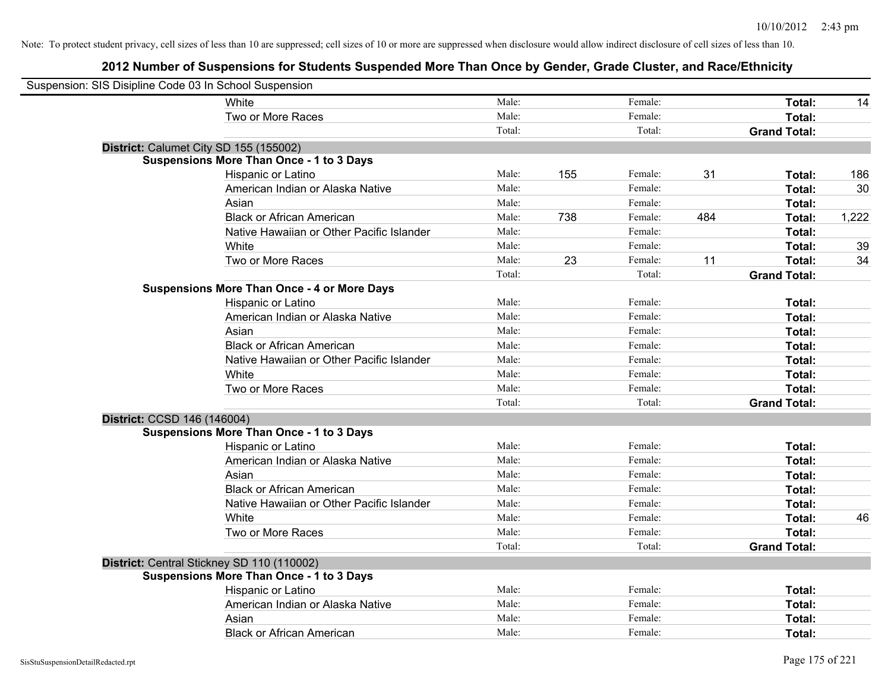Note: To protect student privacy, cell sizes of less than 10 are suppressed; cell sizes of 10 or more are suppressed when disclosure would allow indirect disclosure of cell sizes of less than 10.

## 2012 Number of Suspensions for Students Suspended More Than Once by Gender, Grade Cluster, and Race/Ethnicity

Suspension: SIS Disipline Code 03 In School Suspension

| | | | | | | |
|---|---|---|---|---|---|---|
| White | Male: | | Female: | | Total: | 14 |
| Two or More Races | Male: | | Female: | | Total: | |
| | Total: | | Total: | | Grand Total: | |

**District:** Calumet City SD 155 (155002)

**Suspensions More Than Once - 1 to 3 Days**

| | | | | | | |
|---|---|---|---|---|---|---|
| Hispanic or Latino | Male: | 155 | Female: | 31 | Total: | 186 |
| American Indian or Alaska Native | Male: | | Female: | | Total: | 30 |
| Asian | Male: | | Female: | | Total: | |
| Black or African American | Male: | 738 | Female: | 484 | Total: | 1,222 |
| Native Hawaiian or Other Pacific Islander | Male: | | Female: | | Total: | |
| White | Male: | | Female: | | Total: | 39 |
| Two or More Races | Male: | 23 | Female: | 11 | Total: | 34 |
| | Total: | | Total: | | Grand Total: | |

**Suspensions More Than Once - 4 or More Days**

| | | | | | | |
|---|---|---|---|---|---|---|
| Hispanic or Latino | Male: | | Female: | | Total: | |
| American Indian or Alaska Native | Male: | | Female: | | Total: | |
| Asian | Male: | | Female: | | Total: | |
| Black or African American | Male: | | Female: | | Total: | |
| Native Hawaiian or Other Pacific Islander | Male: | | Female: | | Total: | |
| White | Male: | | Female: | | Total: | |
| Two or More Races | Male: | | Female: | | Total: | |
| | Total: | | Total: | | Grand Total: | |

**District:** CCSD 146 (146004)

**Suspensions More Than Once - 1 to 3 Days**

| | | | | | | |
|---|---|---|---|---|---|---|
| Hispanic or Latino | Male: | | Female: | | Total: | |
| American Indian or Alaska Native | Male: | | Female: | | Total: | |
| Asian | Male: | | Female: | | Total: | |
| Black or African American | Male: | | Female: | | Total: | |
| Native Hawaiian or Other Pacific Islander | Male: | | Female: | | Total: | |
| White | Male: | | Female: | | Total: | 46 |
| Two or More Races | Male: | | Female: | | Total: | |
| | Total: | | Total: | | Grand Total: | |

**District:** Central Stickney SD 110 (110002)

**Suspensions More Than Once - 1 to 3 Days**

| | | | | | | |
|---|---|---|---|---|---|---|
| Hispanic or Latino | Male: | | Female: | | Total: | |
| American Indian or Alaska Native | Male: | | Female: | | Total: | |
| Asian | Male: | | Female: | | Total: | |
| Black or African American | Male: | | Female: | | Total: | |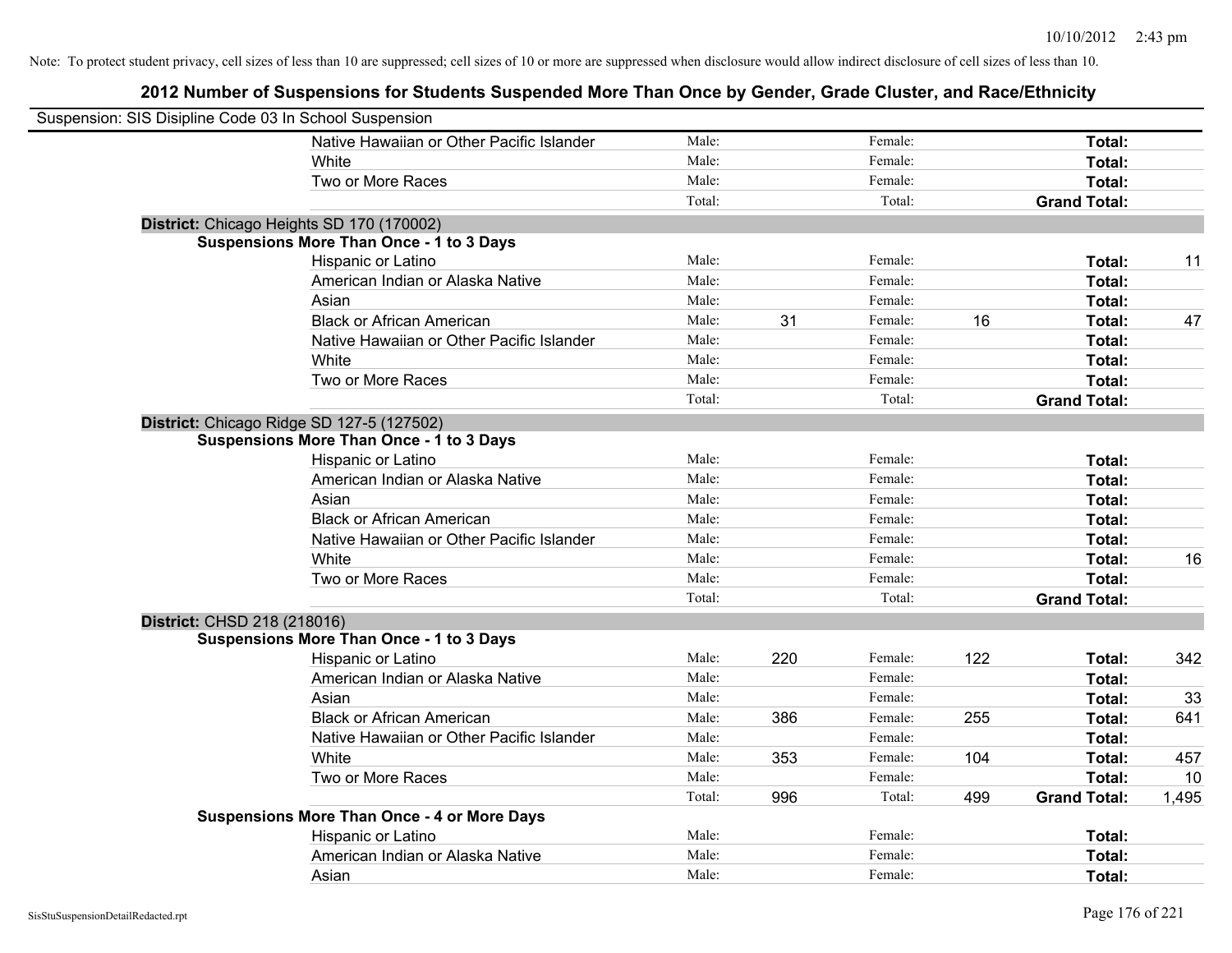Note: To protect student privacy, cell sizes of less than 10 are suppressed; cell sizes of 10 or more are suppressed when disclosure would allow indirect disclosure of cell sizes of less than 10.

## 2012 Number of Suspensions for Students Suspended More Than Once by Gender, Grade Cluster, and Race/Ethnicity

Suspension: SIS Disipline Code 03 In School Suspension

| | | | | | | |
|---|---|---|---|---|---|---|
| Native Hawaiian or Other Pacific Islander | Male: | | Female: | | **Total:** | |
| White | Male: | | Female: | | **Total:** | |
| Two or More Races | Male: | | Female: | | **Total:** | |
| | Total: | | Total: | | **Grand Total:** | |

**District:** Chicago Heights SD 170 (170002)

**Suspensions More Than Once - 1 to 3 Days**

| | | | | | | |
|---|---|---|---|---|---|---|
| Hispanic or Latino | Male: | | Female: | | **Total:** | 11 |
| American Indian or Alaska Native | Male: | | Female: | | **Total:** | |
| Asian | Male: | | Female: | | **Total:** | |
| Black or African American | Male: | 31 | Female: | 16 | **Total:** | 47 |
| Native Hawaiian or Other Pacific Islander | Male: | | Female: | | **Total:** | |
| White | Male: | | Female: | | **Total:** | |
| Two or More Races | Male: | | Female: | | **Total:** | |
| | Total: | | Total: | | **Grand Total:** | |

**District:** Chicago Ridge SD 127-5 (127502)

**Suspensions More Than Once - 1 to 3 Days**

| | | | | | | |
|---|---|---|---|---|---|---|
| Hispanic or Latino | Male: | | Female: | | **Total:** | |
| American Indian or Alaska Native | Male: | | Female: | | **Total:** | |
| Asian | Male: | | Female: | | **Total:** | |
| Black or African American | Male: | | Female: | | **Total:** | |
| Native Hawaiian or Other Pacific Islander | Male: | | Female: | | **Total:** | |
| White | Male: | | Female: | | **Total:** | 16 |
| Two or More Races | Male: | | Female: | | **Total:** | |
| | Total: | | Total: | | **Grand Total:** | |

**District:** CHSD 218 (218016)

**Suspensions More Than Once - 1 to 3 Days**

| | | | | | | |
|---|---|---|---|---|---|---|
| Hispanic or Latino | Male: | 220 | Female: | 122 | **Total:** | 342 |
| American Indian or Alaska Native | Male: | | Female: | | **Total:** | |
| Asian | Male: | | Female: | | **Total:** | 33 |
| Black or African American | Male: | 386 | Female: | 255 | **Total:** | 641 |
| Native Hawaiian or Other Pacific Islander | Male: | | Female: | | **Total:** | |
| White | Male: | 353 | Female: | 104 | **Total:** | 457 |
| Two or More Races | Male: | | Female: | | **Total:** | 10 |
| | Total: | 996 | Total: | 499 | **Grand Total:** | 1,495 |

**Suspensions More Than Once - 4 or More Days**

| | | | | | | |
|---|---|---|---|---|---|---|
| Hispanic or Latino | Male: | | Female: | | **Total:** | |
| American Indian or Alaska Native | Male: | | Female: | | **Total:** | |
| Asian | Male: | | Female: | | **Total:** | |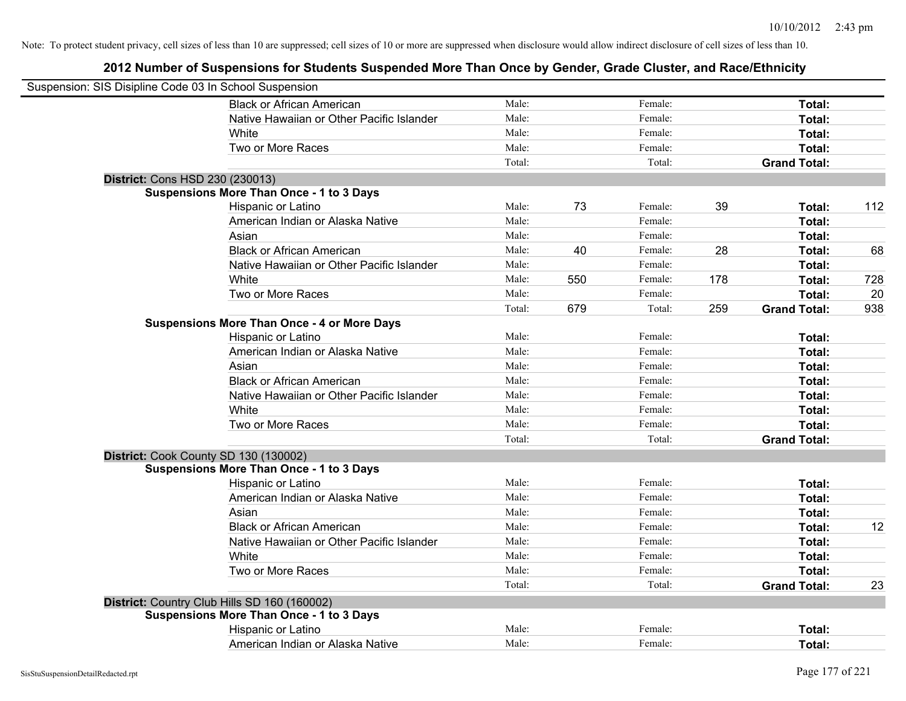Note: To protect student privacy, cell sizes of less than 10 are suppressed; cell sizes of 10 or more are suppressed when disclosure would allow indirect disclosure of cell sizes of less than 10.

## 2012 Number of Suspensions for Students Suspended More Than Once by Gender, Grade Cluster, and Race/Ethnicity

Suspension: SIS Disipline Code 03 In School Suspension

| | | | | | | |
|---|---|---|---|---|---|---|
| Black or African American | Male: | | Female: | | **Total:** | |
| Native Hawaiian or Other Pacific Islander | Male: | | Female: | | **Total:** | |
| White | Male: | | Female: | | **Total:** | |
| Two or More Races | Male: | | Female: | | **Total:** | |
| | Total: | | Total: | | **Grand Total:** | |

**District:** Cons HSD 230 (230013)

**Suspensions More Than Once - 1 to 3 Days**

| | | | | | | |
|---|---|---|---|---|---|---|
| Hispanic or Latino | Male: | 73 | Female: | 39 | **Total:** | 112 |
| American Indian or Alaska Native | Male: | | Female: | | **Total:** | |
| Asian | Male: | | Female: | | **Total:** | |
| Black or African American | Male: | 40 | Female: | 28 | **Total:** | 68 |
| Native Hawaiian or Other Pacific Islander | Male: | | Female: | | **Total:** | |
| White | Male: | 550 | Female: | 178 | **Total:** | 728 |
| Two or More Races | Male: | | Female: | | **Total:** | 20 |
| | Total: | 679 | Total: | 259 | **Grand Total:** | 938 |

**Suspensions More Than Once - 4 or More Days**

| | | | | | | |
|---|---|---|---|---|---|---|
| Hispanic or Latino | Male: | | Female: | | **Total:** | |
| American Indian or Alaska Native | Male: | | Female: | | **Total:** | |
| Asian | Male: | | Female: | | **Total:** | |
| Black or African American | Male: | | Female: | | **Total:** | |
| Native Hawaiian or Other Pacific Islander | Male: | | Female: | | **Total:** | |
| White | Male: | | Female: | | **Total:** | |
| Two or More Races | Male: | | Female: | | **Total:** | |
| | Total: | | Total: | | **Grand Total:** | |

**District:** Cook County SD 130 (130002)

**Suspensions More Than Once - 1 to 3 Days**

| | | | | | | |
|---|---|---|---|---|---|---|
| Hispanic or Latino | Male: | | Female: | | **Total:** | |
| American Indian or Alaska Native | Male: | | Female: | | **Total:** | |
| Asian | Male: | | Female: | | **Total:** | |
| Black or African American | Male: | | Female: | | **Total:** | 12 |
| Native Hawaiian or Other Pacific Islander | Male: | | Female: | | **Total:** | |
| White | Male: | | Female: | | **Total:** | |
| Two or More Races | Male: | | Female: | | **Total:** | |
| | Total: | | Total: | | **Grand Total:** | 23 |

**District:** Country Club Hills SD 160 (160002)

**Suspensions More Than Once - 1 to 3 Days**

| | | | | | | |
|---|---|---|---|---|---|---|
| Hispanic or Latino | Male: | | Female: | | **Total:** | |
| American Indian or Alaska Native | Male: | | Female: | | **Total:** | |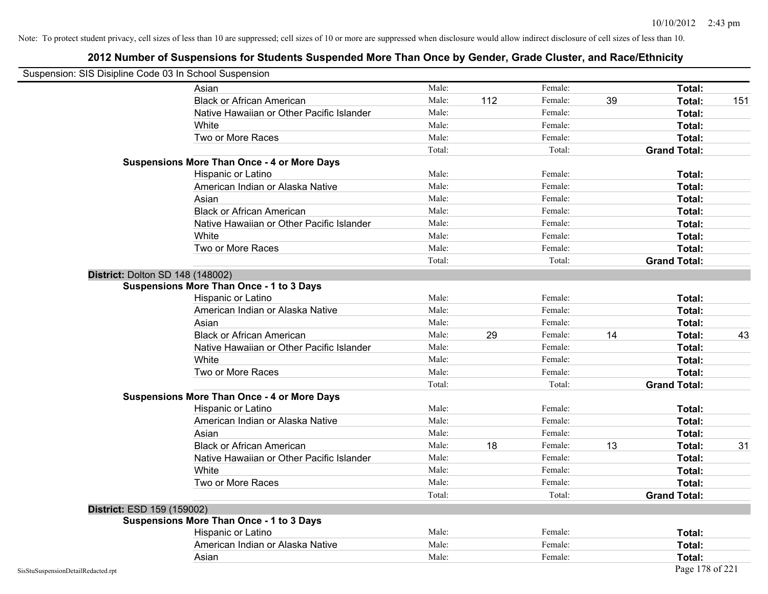Note: To protect student privacy, cell sizes of less than 10 are suppressed; cell sizes of 10 or more are suppressed when disclosure would allow indirect disclosure of cell sizes of less than 10.

# 2012 Number of Suspensions for Students Suspended More Than Once by Gender, Grade Cluster, and Race/Ethnicity

Suspension: SIS Disipline Code 03 In School Suspension

| | | | | | | |
|---|---|---|---|---|---|---|
| Asian | Male: | | Female: | | **Total:** | |
| Black or African American | Male: | 112 | Female: | 39 | **Total:** | 151 |
| Native Hawaiian or Other Pacific Islander | Male: | | Female: | | **Total:** | |
| White | Male: | | Female: | | **Total:** | |
| Two or More Races | Male: | | Female: | | **Total:** | |
| | Total: | | Total: | | **Grand Total:** | |

**Suspensions More Than Once - 4 or More Days**

| | | | | | | |
|---|---|---|---|---|---|---|
| Hispanic or Latino | Male: | | Female: | | **Total:** | |
| American Indian or Alaska Native | Male: | | Female: | | **Total:** | |
| Asian | Male: | | Female: | | **Total:** | |
| Black or African American | Male: | | Female: | | **Total:** | |
| Native Hawaiian or Other Pacific Islander | Male: | | Female: | | **Total:** | |
| White | Male: | | Female: | | **Total:** | |
| Two or More Races | Male: | | Female: | | **Total:** | |
| | Total: | | Total: | | **Grand Total:** | |

**District:** Dolton SD 148 (148002)

**Suspensions More Than Once - 1 to 3 Days**

| | | | | | | |
|---|---|---|---|---|---|---|
| Hispanic or Latino | Male: | | Female: | | **Total:** | |
| American Indian or Alaska Native | Male: | | Female: | | **Total:** | |
| Asian | Male: | | Female: | | **Total:** | |
| Black or African American | Male: | 29 | Female: | 14 | **Total:** | 43 |
| Native Hawaiian or Other Pacific Islander | Male: | | Female: | | **Total:** | |
| White | Male: | | Female: | | **Total:** | |
| Two or More Races | Male: | | Female: | | **Total:** | |
| | Total: | | Total: | | **Grand Total:** | |

**Suspensions More Than Once - 4 or More Days**

| | | | | | | |
|---|---|---|---|---|---|---|
| Hispanic or Latino | Male: | | Female: | | **Total:** | |
| American Indian or Alaska Native | Male: | | Female: | | **Total:** | |
| Asian | Male: | | Female: | | **Total:** | |
| Black or African American | Male: | 18 | Female: | 13 | **Total:** | 31 |
| Native Hawaiian or Other Pacific Islander | Male: | | Female: | | **Total:** | |
| White | Male: | | Female: | | **Total:** | |
| Two or More Races | Male: | | Female: | | **Total:** | |
| | Total: | | Total: | | **Grand Total:** | |

**District:** ESD 159 (159002)

**Suspensions More Than Once - 1 to 3 Days**

| | | | | | | |
|---|---|---|---|---|---|---|
| Hispanic or Latino | Male: | | Female: | | **Total:** | |
| American Indian or Alaska Native | Male: | | Female: | | **Total:** | |
| Asian | Male: | | Female: | | **Total:** | |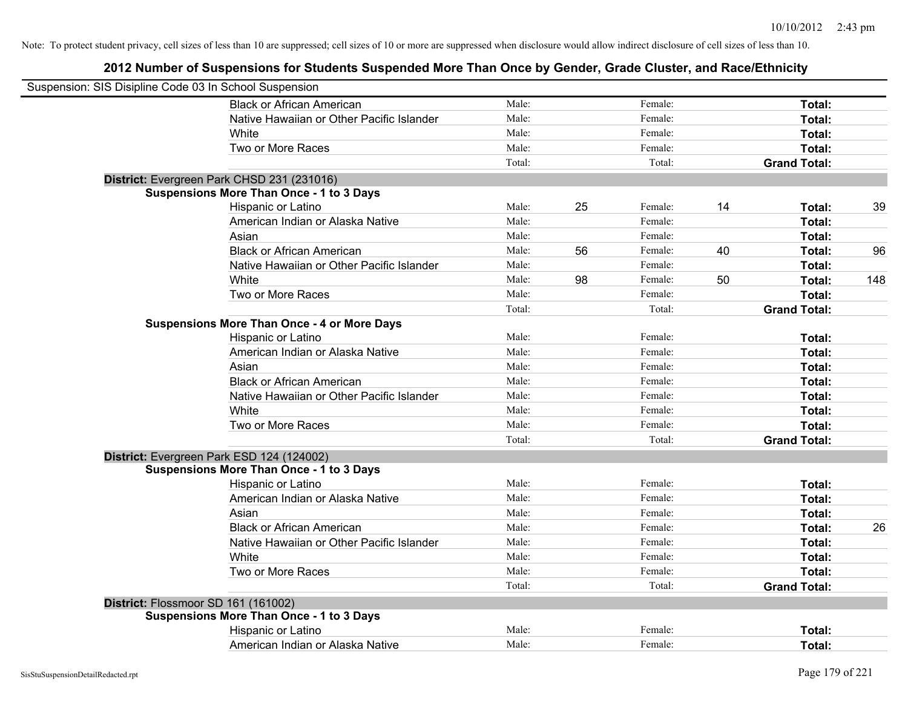Note: To protect student privacy, cell sizes of less than 10 are suppressed; cell sizes of 10 or more are suppressed when disclosure would allow indirect disclosure of cell sizes of less than 10.

## 2012 Number of Suspensions for Students Suspended More Than Once by Gender, Grade Cluster, and Race/Ethnicity

Suspension: SIS Disipline Code 03 In School Suspension

| | | | | | | | |
|---|---|---|---|---|---|---|---|
| Black or African American | Male: | | Female: | | **Total:** | |
| Native Hawaiian or Other Pacific Islander | Male: | | Female: | | **Total:** | |
| White | Male: | | Female: | | **Total:** | |
| Two or More Races | Male: | | Female: | | **Total:** | |
| | Total: | | Total: | | **Grand Total:** | |

**District:** Evergreen Park CHSD 231 (231016)

**Suspensions More Than Once - 1 to 3 Days**

| | | | | | | |
|---|---|---|---|---|---|---|
| Hispanic or Latino | Male: | 25 | Female: | 14 | **Total:** | 39 |
| American Indian or Alaska Native | Male: | | Female: | | **Total:** | |
| Asian | Male: | | Female: | | **Total:** | |
| Black or African American | Male: | 56 | Female: | 40 | **Total:** | 96 |
| Native Hawaiian or Other Pacific Islander | Male: | | Female: | | **Total:** | |
| White | Male: | 98 | Female: | 50 | **Total:** | 148 |
| Two or More Races | Male: | | Female: | | **Total:** | |
| | Total: | | Total: | | **Grand Total:** | |

**Suspensions More Than Once - 4 or More Days**

| | | | | | | |
|---|---|---|---|---|---|---|
| Hispanic or Latino | Male: | | Female: | | **Total:** | |
| American Indian or Alaska Native | Male: | | Female: | | **Total:** | |
| Asian | Male: | | Female: | | **Total:** | |
| Black or African American | Male: | | Female: | | **Total:** | |
| Native Hawaiian or Other Pacific Islander | Male: | | Female: | | **Total:** | |
| White | Male: | | Female: | | **Total:** | |
| Two or More Races | Male: | | Female: | | **Total:** | |
| | Total: | | Total: | | **Grand Total:** | |

**District:** Evergreen Park ESD 124 (124002)

**Suspensions More Than Once - 1 to 3 Days**

| | | | | | | |
|---|---|---|---|---|---|---|
| Hispanic or Latino | Male: | | Female: | | **Total:** | |
| American Indian or Alaska Native | Male: | | Female: | | **Total:** | |
| Asian | Male: | | Female: | | **Total:** | |
| Black or African American | Male: | | Female: | | **Total:** | 26 |
| Native Hawaiian or Other Pacific Islander | Male: | | Female: | | **Total:** | |
| White | Male: | | Female: | | **Total:** | |
| Two or More Races | Male: | | Female: | | **Total:** | |
| | Total: | | Total: | | **Grand Total:** | |

**District:** Flossmoor SD 161 (161002)

**Suspensions More Than Once - 1 to 3 Days**

| | | | | | | |
|---|---|---|---|---|---|---|
| Hispanic or Latino | Male: | | Female: | | **Total:** | |
| American Indian or Alaska Native | Male: | | Female: | | **Total:** | |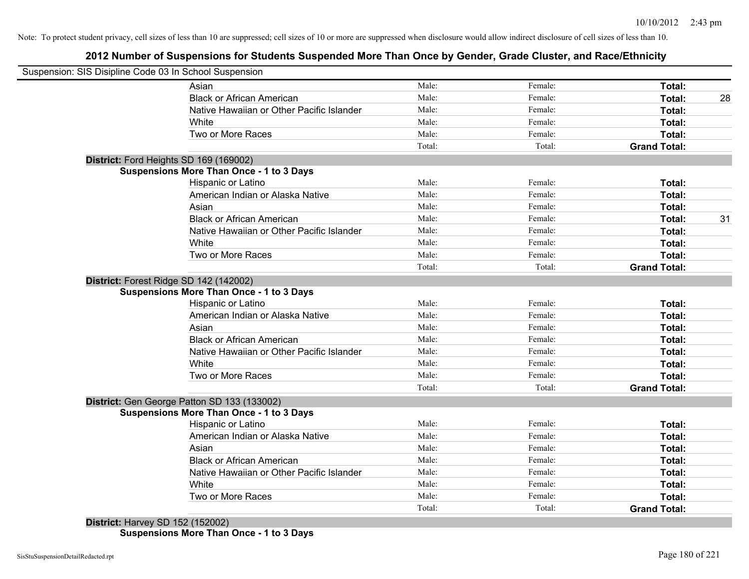Note: To protect student privacy, cell sizes of less than 10 are suppressed; cell sizes of 10 or more are suppressed when disclosure would allow indirect disclosure of cell sizes of less than 10.

## 2012 Number of Suspensions for Students Suspended More Than Once by Gender, Grade Cluster, and Race/Ethnicity

Suspension: SIS Disipline Code 03 In School Suspension

| | | | | |
|---|---|---|---|---|
| Asian | Male: | Female: | **Total:** | |
| Black or African American | Male: | Female: | **Total:** | 28 |
| Native Hawaiian or Other Pacific Islander | Male: | Female: | **Total:** | |
| White | Male: | Female: | **Total:** | |
| Two or More Races | Male: | Female: | **Total:** | |
| | Total: | Total: | **Grand Total:** | |

**District:** Ford Heights SD 169 (169002)

**Suspensions More Than Once - 1 to 3 Days**

| | | | | |
|---|---|---|---|---|
| Hispanic or Latino | Male: | Female: | **Total:** | |
| American Indian or Alaska Native | Male: | Female: | **Total:** | |
| Asian | Male: | Female: | **Total:** | |
| Black or African American | Male: | Female: | **Total:** | 31 |
| Native Hawaiian or Other Pacific Islander | Male: | Female: | **Total:** | |
| White | Male: | Female: | **Total:** | |
| Two or More Races | Male: | Female: | **Total:** | |
| | Total: | Total: | **Grand Total:** | |

**District:** Forest Ridge SD 142 (142002)

**Suspensions More Than Once - 1 to 3 Days**

| | | | | |
|---|---|---|---|---|
| Hispanic or Latino | Male: | Female: | **Total:** | |
| American Indian or Alaska Native | Male: | Female: | **Total:** | |
| Asian | Male: | Female: | **Total:** | |
| Black or African American | Male: | Female: | **Total:** | |
| Native Hawaiian or Other Pacific Islander | Male: | Female: | **Total:** | |
| White | Male: | Female: | **Total:** | |
| Two or More Races | Male: | Female: | **Total:** | |
| | Total: | Total: | **Grand Total:** | |

**District:** Gen George Patton SD 133 (133002)

**Suspensions More Than Once - 1 to 3 Days**

| | | | | |
|---|---|---|---|---|
| Hispanic or Latino | Male: | Female: | **Total:** | |
| American Indian or Alaska Native | Male: | Female: | **Total:** | |
| Asian | Male: | Female: | **Total:** | |
| Black or African American | Male: | Female: | **Total:** | |
| Native Hawaiian or Other Pacific Islander | Male: | Female: | **Total:** | |
| White | Male: | Female: | **Total:** | |
| Two or More Races | Male: | Female: | **Total:** | |
| | Total: | Total: | **Grand Total:** | |

**District:** Harvey SD 152 (152002)

**Suspensions More Than Once - 1 to 3 Days**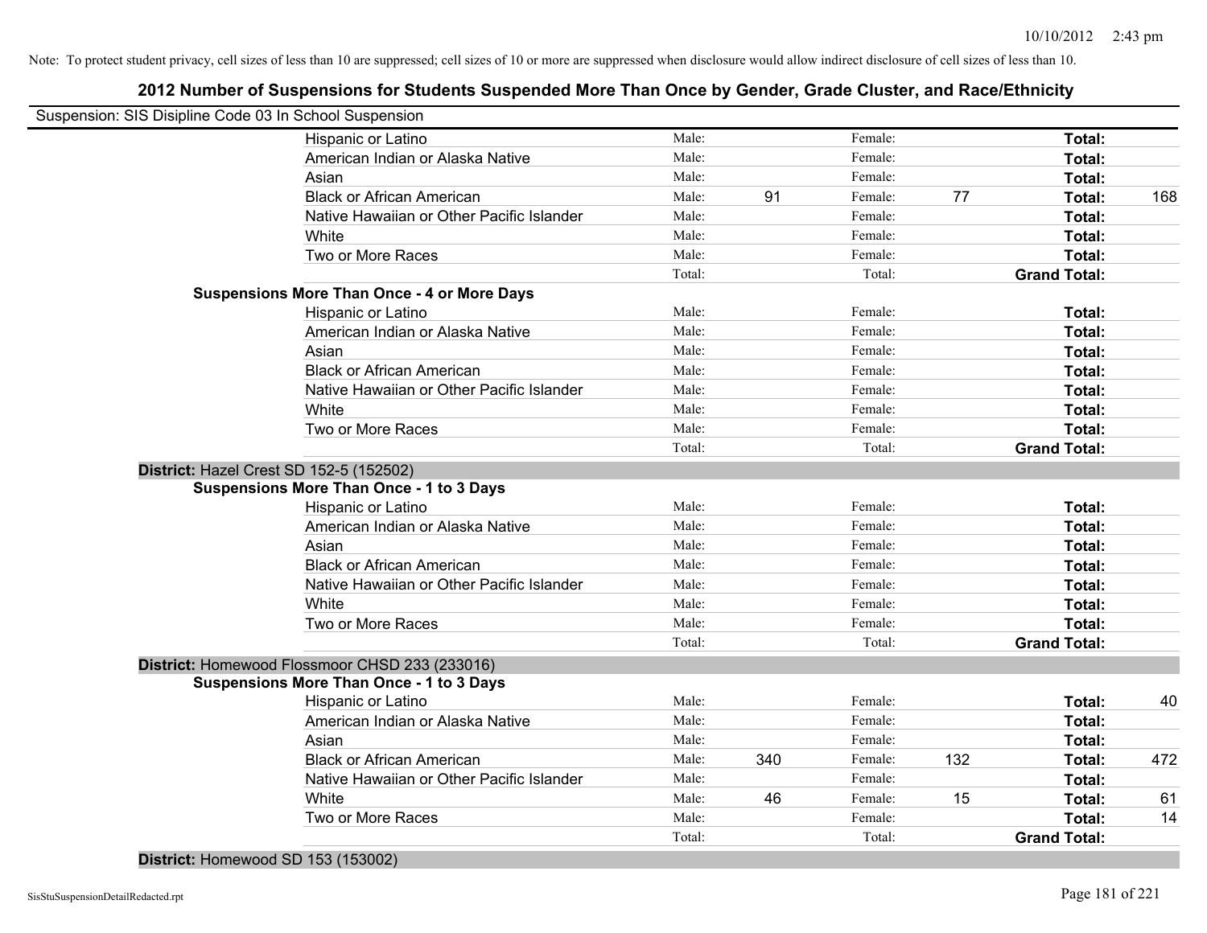Note: To protect student privacy, cell sizes of less than 10 are suppressed; cell sizes of 10 or more are suppressed when disclosure would allow indirect disclosure of cell sizes of less than 10.

# 2012 Number of Suspensions for Students Suspended More Than Once by Gender, Grade Cluster, and Race/Ethnicity

Suspension: SIS Disipline Code 03 In School Suspension

| | | | | | | | |
|---|---|---|---|---|---|---|---|
| Hispanic or Latino | Male: | | Female: | | Total: | |
| American Indian or Alaska Native | Male: | | Female: | | Total: | |
| Asian | Male: | | Female: | | Total: | |
| Black or African American | Male: | 91 | Female: | 77 | Total: | 168 |
| Native Hawaiian or Other Pacific Islander | Male: | | Female: | | Total: | |
| White | Male: | | Female: | | Total: | |
| Two or More Races | Male: | | Female: | | Total: | |
| | Total: | | Total: | | Grand Total: | |

**Suspensions More Than Once - 4 or More Days**

| | | | | | | |
|---|---|---|---|---|---|---|
| Hispanic or Latino | Male: | | Female: | | Total: | |
| American Indian or Alaska Native | Male: | | Female: | | Total: | |
| Asian | Male: | | Female: | | Total: | |
| Black or African American | Male: | | Female: | | Total: | |
| Native Hawaiian or Other Pacific Islander | Male: | | Female: | | Total: | |
| White | Male: | | Female: | | Total: | |
| Two or More Races | Male: | | Female: | | Total: | |
| | Total: | | Total: | | Grand Total: | |

**District:** Hazel Crest SD 152-5 (152502)

**Suspensions More Than Once - 1 to 3 Days**

| | | | | | | |
|---|---|---|---|---|---|---|
| Hispanic or Latino | Male: | | Female: | | Total: | |
| American Indian or Alaska Native | Male: | | Female: | | Total: | |
| Asian | Male: | | Female: | | Total: | |
| Black or African American | Male: | | Female: | | Total: | |
| Native Hawaiian or Other Pacific Islander | Male: | | Female: | | Total: | |
| White | Male: | | Female: | | Total: | |
| Two or More Races | Male: | | Female: | | Total: | |
| | Total: | | Total: | | Grand Total: | |

**District:** Homewood Flossmoor CHSD 233 (233016)

**Suspensions More Than Once - 1 to 3 Days**

| | | | | | | |
|---|---|---|---|---|---|---|
| Hispanic or Latino | Male: | | Female: | | Total: | 40 |
| American Indian or Alaska Native | Male: | | Female: | | Total: | |
| Asian | Male: | | Female: | | Total: | |
| Black or African American | Male: | 340 | Female: | 132 | Total: | 472 |
| Native Hawaiian or Other Pacific Islander | Male: | | Female: | | Total: | |
| White | Male: | 46 | Female: | 15 | Total: | 61 |
| Two or More Races | Male: | | Female: | | Total: | 14 |
| | Total: | | Total: | | Grand Total: | |

**District:** Homewood SD 153 (153002)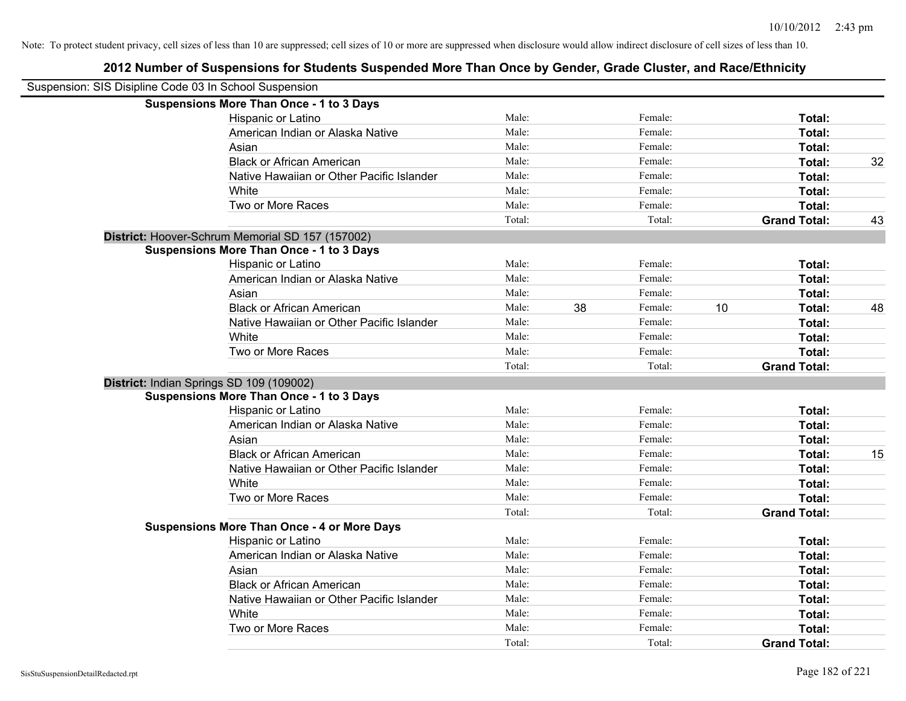Note: To protect student privacy, cell sizes of less than 10 are suppressed; cell sizes of 10 or more are suppressed when disclosure would allow indirect disclosure of cell sizes of less than 10.

## 2012 Number of Suspensions for Students Suspended More Than Once by Gender, Grade Cluster, and Race/Ethnicity

Suspension: SIS Disipline Code 03 In School Suspension

**Suspensions More Than Once - 1 to 3 Days**

| | | | | | | |
|---|---|---|---|---|---|---|
| Hispanic or Latino | Male: | | Female: | | **Total:** | |
| American Indian or Alaska Native | Male: | | Female: | | **Total:** | |
| Asian | Male: | | Female: | | **Total:** | |
| Black or African American | Male: | | Female: | | **Total:** | 32 |
| Native Hawaiian or Other Pacific Islander | Male: | | Female: | | **Total:** | |
| White | Male: | | Female: | | **Total:** | |
| Two or More Races | Male: | | Female: | | **Total:** | |
| | Total: | | Total: | | **Grand Total:** | 43 |

**District:** Hoover-Schrum Memorial SD 157 (157002)

**Suspensions More Than Once - 1 to 3 Days**

| | | | | | | |
|---|---|---|---|---|---|---|
| Hispanic or Latino | Male: | | Female: | | **Total:** | |
| American Indian or Alaska Native | Male: | | Female: | | **Total:** | |
| Asian | Male: | | Female: | | **Total:** | |
| Black or African American | Male: | 38 | Female: | 10 | **Total:** | 48 |
| Native Hawaiian or Other Pacific Islander | Male: | | Female: | | **Total:** | |
| White | Male: | | Female: | | **Total:** | |
| Two or More Races | Male: | | Female: | | **Total:** | |
| | Total: | | Total: | | **Grand Total:** | |

**District:** Indian Springs SD 109 (109002)

**Suspensions More Than Once - 1 to 3 Days**

| | | | | | | |
|---|---|---|---|---|---|---|
| Hispanic or Latino | Male: | | Female: | | **Total:** | |
| American Indian or Alaska Native | Male: | | Female: | | **Total:** | |
| Asian | Male: | | Female: | | **Total:** | |
| Black or African American | Male: | | Female: | | **Total:** | 15 |
| Native Hawaiian or Other Pacific Islander | Male: | | Female: | | **Total:** | |
| White | Male: | | Female: | | **Total:** | |
| Two or More Races | Male: | | Female: | | **Total:** | |
| | Total: | | Total: | | **Grand Total:** | |

**Suspensions More Than Once - 4 or More Days**

| | | | | | | |
|---|---|---|---|---|---|---|
| Hispanic or Latino | Male: | | Female: | | **Total:** | |
| American Indian or Alaska Native | Male: | | Female: | | **Total:** | |
| Asian | Male: | | Female: | | **Total:** | |
| Black or African American | Male: | | Female: | | **Total:** | |
| Native Hawaiian or Other Pacific Islander | Male: | | Female: | | **Total:** | |
| White | Male: | | Female: | | **Total:** | |
| Two or More Races | Male: | | Female: | | **Total:** | |
| | Total: | | Total: | | **Grand Total:** | |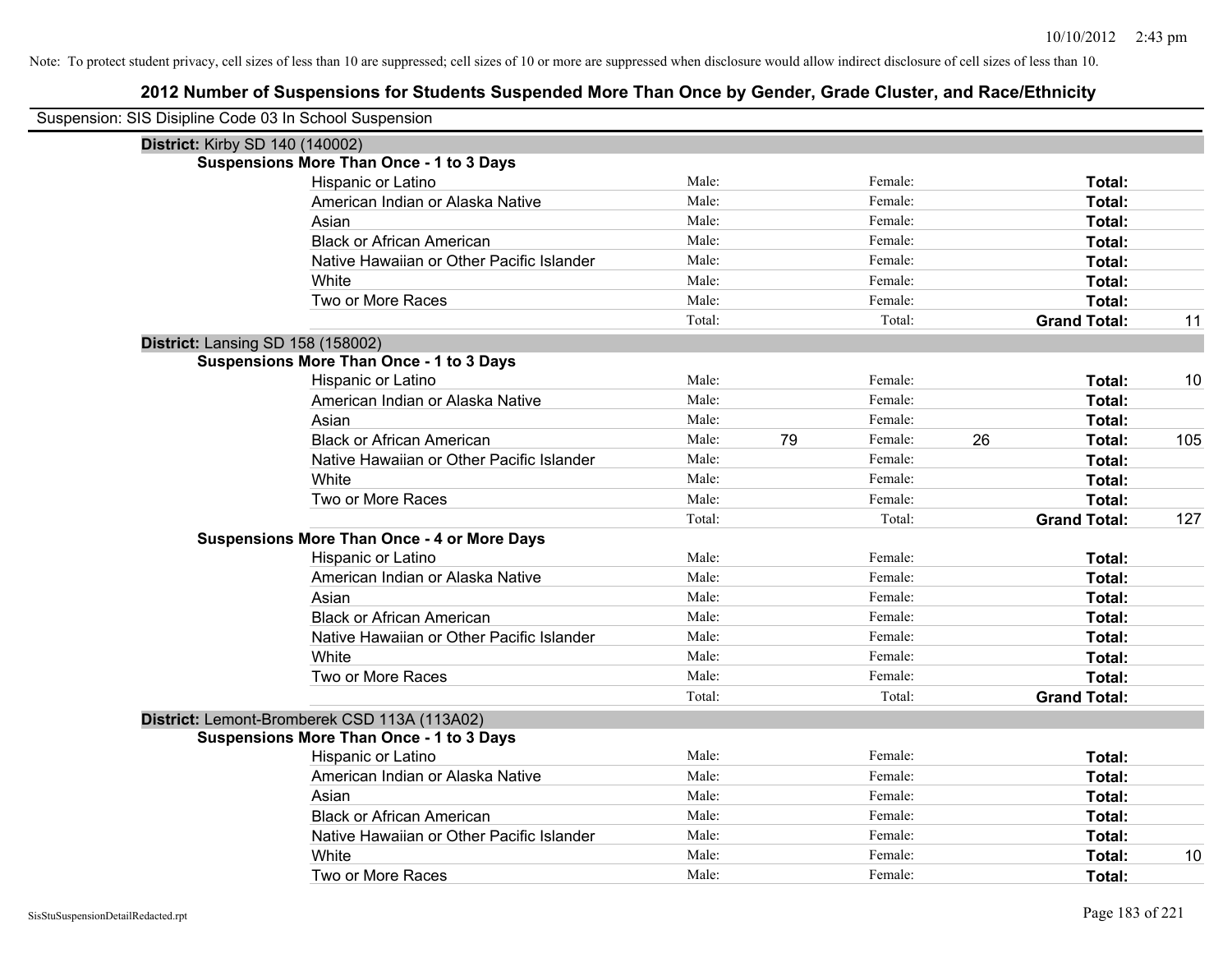Note: To protect student privacy, cell sizes of less than 10 are suppressed; cell sizes of 10 or more are suppressed when disclosure would allow indirect disclosure of cell sizes of less than 10.

## 2012 Number of Suspensions for Students Suspended More Than Once by Gender, Grade Cluster, and Race/Ethnicity

Suspension: SIS Disipline Code 03 In School Suspension

**District:** Kirby SD 140 (140002)

**Suspensions More Than Once - 1 to 3 Days**

| Race/Ethnicity | | Male | | Female | | |
|---|---|---|---|---|---|---|
| Hispanic or Latino | Male: | | Female: | | **Total:** | |
| American Indian or Alaska Native | Male: | | Female: | | **Total:** | |
| Asian | Male: | | Female: | | **Total:** | |
| Black or African American | Male: | | Female: | | **Total:** | |
| Native Hawaiian or Other Pacific Islander | Male: | | Female: | | **Total:** | |
| White | Male: | | Female: | | **Total:** | |
| Two or More Races | Male: | | Female: | | **Total:** | |
| | Total: | | Total: | | **Grand Total:** | 11 |

**District:** Lansing SD 158 (158002)

**Suspensions More Than Once - 1 to 3 Days**

| Race/Ethnicity | | Male | | Female | | |
|---|---|---|---|---|---|---|
| Hispanic or Latino | Male: | | Female: | | **Total:** | 10 |
| American Indian or Alaska Native | Male: | | Female: | | **Total:** | |
| Asian | Male: | | Female: | | **Total:** | |
| Black or African American | Male: | 79 | Female: | 26 | **Total:** | 105 |
| Native Hawaiian or Other Pacific Islander | Male: | | Female: | | **Total:** | |
| White | Male: | | Female: | | **Total:** | |
| Two or More Races | Male: | | Female: | | **Total:** | |
| | Total: | | Total: | | **Grand Total:** | 127 |

**Suspensions More Than Once - 4 or More Days**

| Race/Ethnicity | | Male | | Female | | |
|---|---|---|---|---|---|---|
| Hispanic or Latino | Male: | | Female: | | **Total:** | |
| American Indian or Alaska Native | Male: | | Female: | | **Total:** | |
| Asian | Male: | | Female: | | **Total:** | |
| Black or African American | Male: | | Female: | | **Total:** | |
| Native Hawaiian or Other Pacific Islander | Male: | | Female: | | **Total:** | |
| White | Male: | | Female: | | **Total:** | |
| Two or More Races | Male: | | Female: | | **Total:** | |
| | Total: | | Total: | | **Grand Total:** | |

**District:** Lemont-Bromberek CSD 113A (113A02)

**Suspensions More Than Once - 1 to 3 Days**

| Race/Ethnicity | | Male | | Female | | |
|---|---|---|---|---|---|---|
| Hispanic or Latino | Male: | | Female: | | **Total:** | |
| American Indian or Alaska Native | Male: | | Female: | | **Total:** | |
| Asian | Male: | | Female: | | **Total:** | |
| Black or African American | Male: | | Female: | | **Total:** | |
| Native Hawaiian or Other Pacific Islander | Male: | | Female: | | **Total:** | |
| White | Male: | | Female: | | **Total:** | 10 |
| Two or More Races | Male: | | Female: | | **Total:** | |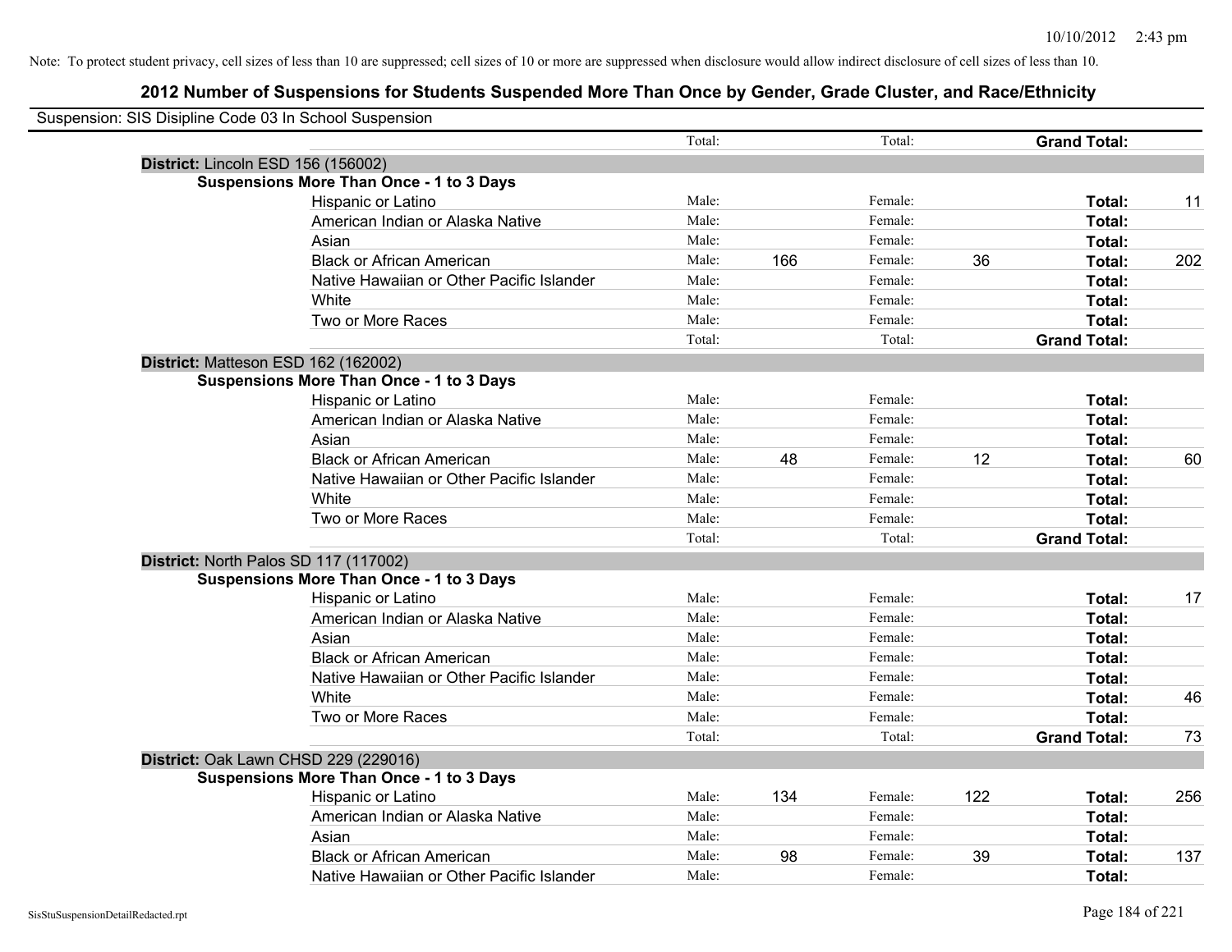Note: To protect student privacy, cell sizes of less than 10 are suppressed; cell sizes of 10 or more are suppressed when disclosure would allow indirect disclosure of cell sizes of less than 10.

## 2012 Number of Suspensions for Students Suspended More Than Once by Gender, Grade Cluster, and Race/Ethnicity

Suspension: SIS Disipline Code 03 In School Suspension

| | | | | | | |
|---|---|---|---|---|---|---|
| | Total: | | Total: | | **Grand Total:** | |
| **District:** Lincoln ESD 156 (156002) | | | | | | |
| **Suspensions More Than Once - 1 to 3 Days** | | | | | | |
| Hispanic or Latino | Male: | | Female: | | **Total:** | 11 |
| American Indian or Alaska Native | Male: | | Female: | | **Total:** | |
| Asian | Male: | | Female: | | **Total:** | |
| Black or African American | Male: | 166 | Female: | 36 | **Total:** | 202 |
| Native Hawaiian or Other Pacific Islander | Male: | | Female: | | **Total:** | |
| White | Male: | | Female: | | **Total:** | |
| Two or More Races | Male: | | Female: | | **Total:** | |
| | Total: | | Total: | | **Grand Total:** | |
| **District:** Matteson ESD 162 (162002) | | | | | | |
| **Suspensions More Than Once - 1 to 3 Days** | | | | | | |
| Hispanic or Latino | Male: | | Female: | | **Total:** | |
| American Indian or Alaska Native | Male: | | Female: | | **Total:** | |
| Asian | Male: | | Female: | | **Total:** | |
| Black or African American | Male: | 48 | Female: | 12 | **Total:** | 60 |
| Native Hawaiian or Other Pacific Islander | Male: | | Female: | | **Total:** | |
| White | Male: | | Female: | | **Total:** | |
| Two or More Races | Male: | | Female: | | **Total:** | |
| | Total: | | Total: | | **Grand Total:** | |
| **District:** North Palos SD 117 (117002) | | | | | | |
| **Suspensions More Than Once - 1 to 3 Days** | | | | | | |
| Hispanic or Latino | Male: | | Female: | | **Total:** | 17 |
| American Indian or Alaska Native | Male: | | Female: | | **Total:** | |
| Asian | Male: | | Female: | | **Total:** | |
| Black or African American | Male: | | Female: | | **Total:** | |
| Native Hawaiian or Other Pacific Islander | Male: | | Female: | | **Total:** | |
| White | Male: | | Female: | | **Total:** | 46 |
| Two or More Races | Male: | | Female: | | **Total:** | |
| | Total: | | Total: | | **Grand Total:** | 73 |
| **District:** Oak Lawn CHSD 229 (229016) | | | | | | |
| **Suspensions More Than Once - 1 to 3 Days** | | | | | | |
| Hispanic or Latino | Male: | 134 | Female: | 122 | **Total:** | 256 |
| American Indian or Alaska Native | Male: | | Female: | | **Total:** | |
| Asian | Male: | | Female: | | **Total:** | |
| Black or African American | Male: | 98 | Female: | 39 | **Total:** | 137 |
| Native Hawaiian or Other Pacific Islander | Male: | | Female: | | **Total:** | |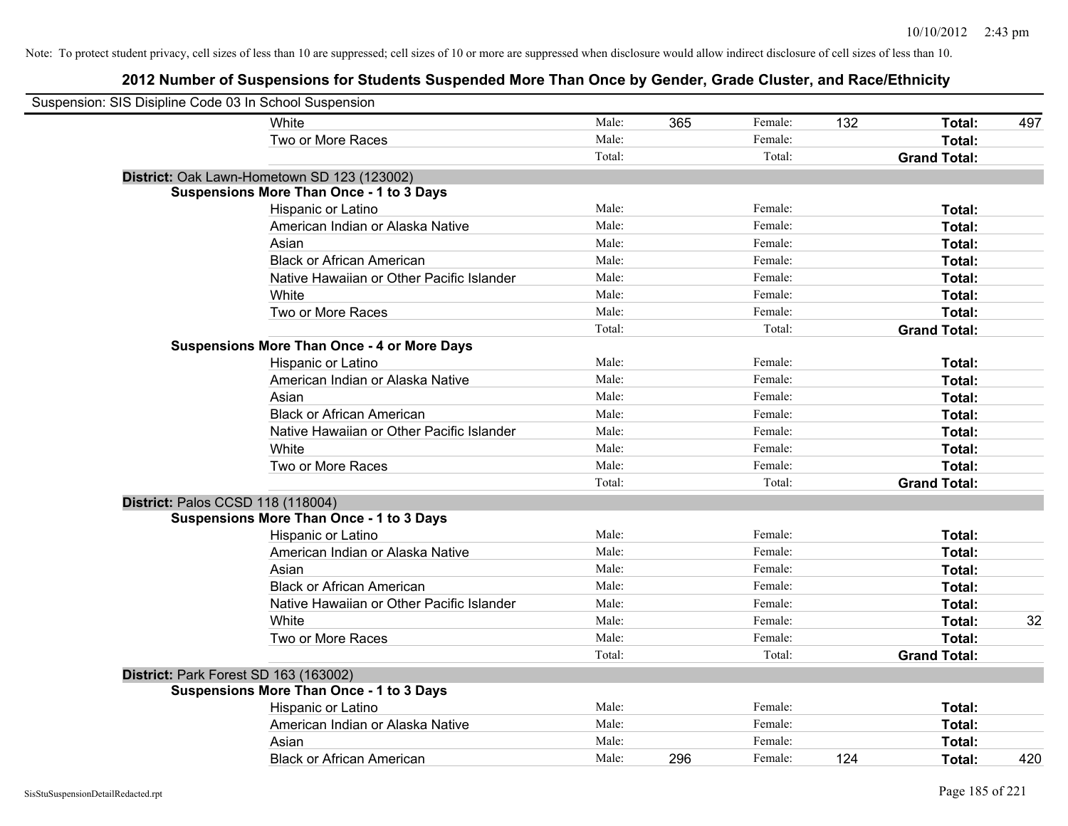Note: To protect student privacy, cell sizes of less than 10 are suppressed; cell sizes of 10 or more are suppressed when disclosure would allow indirect disclosure of cell sizes of less than 10.

## 2012 Number of Suspensions for Students Suspended More Than Once by Gender, Grade Cluster, and Race/Ethnicity

Suspension: SIS Disipline Code 03 In School Suspension

| | | | | | | | |
|---|---|---|---|---|---|---|---|
| White | Male: | 365 | Female: | 132 | **Total:** | 497 |
| Two or More Races | Male: | | Female: | | **Total:** | |
| | Total: | | Total: | | **Grand Total:** | |

**District:** Oak Lawn-Hometown SD 123 (123002)

**Suspensions More Than Once - 1 to 3 Days**

| | | | | | | |
|---|---|---|---|---|---|---|
| Hispanic or Latino | Male: | | Female: | | **Total:** | |
| American Indian or Alaska Native | Male: | | Female: | | **Total:** | |
| Asian | Male: | | Female: | | **Total:** | |
| Black or African American | Male: | | Female: | | **Total:** | |
| Native Hawaiian or Other Pacific Islander | Male: | | Female: | | **Total:** | |
| White | Male: | | Female: | | **Total:** | |
| Two or More Races | Male: | | Female: | | **Total:** | |
| | Total: | | Total: | | **Grand Total:** | |

**Suspensions More Than Once - 4 or More Days**

| | | | | | | |
|---|---|---|---|---|---|---|
| Hispanic or Latino | Male: | | Female: | | **Total:** | |
| American Indian or Alaska Native | Male: | | Female: | | **Total:** | |
| Asian | Male: | | Female: | | **Total:** | |
| Black or African American | Male: | | Female: | | **Total:** | |
| Native Hawaiian or Other Pacific Islander | Male: | | Female: | | **Total:** | |
| White | Male: | | Female: | | **Total:** | |
| Two or More Races | Male: | | Female: | | **Total:** | |
| | Total: | | Total: | | **Grand Total:** | |

**District:** Palos CCSD 118 (118004)

**Suspensions More Than Once - 1 to 3 Days**

| | | | | | | |
|---|---|---|---|---|---|---|
| Hispanic or Latino | Male: | | Female: | | **Total:** | |
| American Indian or Alaska Native | Male: | | Female: | | **Total:** | |
| Asian | Male: | | Female: | | **Total:** | |
| Black or African American | Male: | | Female: | | **Total:** | |
| Native Hawaiian or Other Pacific Islander | Male: | | Female: | | **Total:** | |
| White | Male: | | Female: | | **Total:** | 32 |
| Two or More Races | Male: | | Female: | | **Total:** | |
| | Total: | | Total: | | **Grand Total:** | |

**District:** Park Forest SD 163 (163002)

**Suspensions More Than Once - 1 to 3 Days**

| | | | | | | |
|---|---|---|---|---|---|---|
| Hispanic or Latino | Male: | | Female: | | **Total:** | |
| American Indian or Alaska Native | Male: | | Female: | | **Total:** | |
| Asian | Male: | | Female: | | **Total:** | |
| Black or African American | Male: | 296 | Female: | 124 | **Total:** | 420 |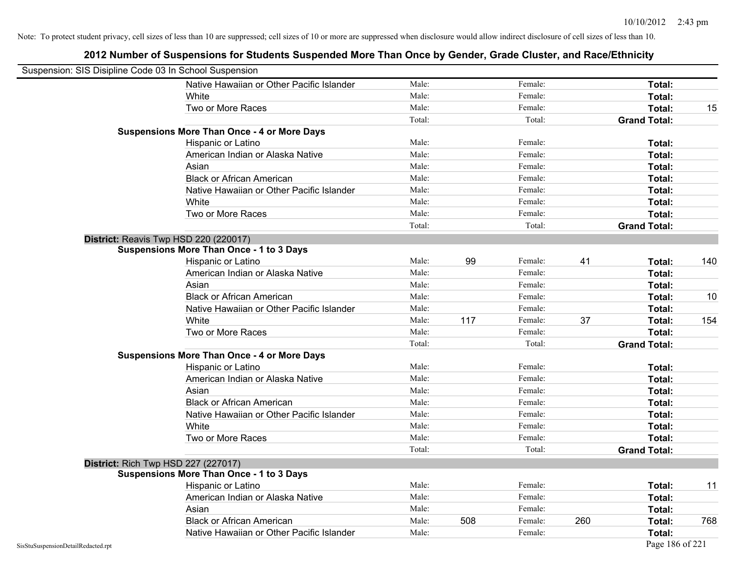Note: To protect student privacy, cell sizes of less than 10 are suppressed; cell sizes of 10 or more are suppressed when disclosure would allow indirect disclosure of cell sizes of less than 10.

## 2012 Number of Suspensions for Students Suspended More Than Once by Gender, Grade Cluster, and Race/Ethnicity

Suspension: SIS Disipline Code 03 In School Suspension

| | | | | | | | |
|---|---|---|---|---|---|---|---|
| | Native Hawaiian or Other Pacific Islander | Male: | | Female: | | **Total:** | |
| | White | Male: | | Female: | | **Total:** | |
| | Two or More Races | Male: | | Female: | | **Total:** | 15 |
| | | Total: | | Total: | | **Grand Total:** | |
| **Suspensions More Than Once - 4 or More Days** | | | | | | | |
| | Hispanic or Latino | Male: | | Female: | | **Total:** | |
| | American Indian or Alaska Native | Male: | | Female: | | **Total:** | |
| | Asian | Male: | | Female: | | **Total:** | |
| | Black or African American | Male: | | Female: | | **Total:** | |
| | Native Hawaiian or Other Pacific Islander | Male: | | Female: | | **Total:** | |
| | White | Male: | | Female: | | **Total:** | |
| | Two or More Races | Male: | | Female: | | **Total:** | |
| | | Total: | | Total: | | **Grand Total:** | |
| **District:** Reavis Twp HSD 220 (220017) | | | | | | | |
| **Suspensions More Than Once - 1 to 3 Days** | | | | | | | |
| | Hispanic or Latino | Male: | 99 | Female: | 41 | **Total:** | 140 |
| | American Indian or Alaska Native | Male: | | Female: | | **Total:** | |
| | Asian | Male: | | Female: | | **Total:** | |
| | Black or African American | Male: | | Female: | | **Total:** | 10 |
| | Native Hawaiian or Other Pacific Islander | Male: | | Female: | | **Total:** | |
| | White | Male: | 117 | Female: | 37 | **Total:** | 154 |
| | Two or More Races | Male: | | Female: | | **Total:** | |
| | | Total: | | Total: | | **Grand Total:** | |
| **Suspensions More Than Once - 4 or More Days** | | | | | | | |
| | Hispanic or Latino | Male: | | Female: | | **Total:** | |
| | American Indian or Alaska Native | Male: | | Female: | | **Total:** | |
| | Asian | Male: | | Female: | | **Total:** | |
| | Black or African American | Male: | | Female: | | **Total:** | |
| | Native Hawaiian or Other Pacific Islander | Male: | | Female: | | **Total:** | |
| | White | Male: | | Female: | | **Total:** | |
| | Two or More Races | Male: | | Female: | | **Total:** | |
| | | Total: | | Total: | | **Grand Total:** | |
| **District:** Rich Twp HSD 227 (227017) | | | | | | | |
| **Suspensions More Than Once - 1 to 3 Days** | | | | | | | |
| | Hispanic or Latino | Male: | | Female: | | **Total:** | 11 |
| | American Indian or Alaska Native | Male: | | Female: | | **Total:** | |
| | Asian | Male: | | Female: | | **Total:** | |
| | Black or African American | Male: | 508 | Female: | 260 | **Total:** | 768 |
| | Native Hawaiian or Other Pacific Islander | Male: | | Female: | | **Total:** | |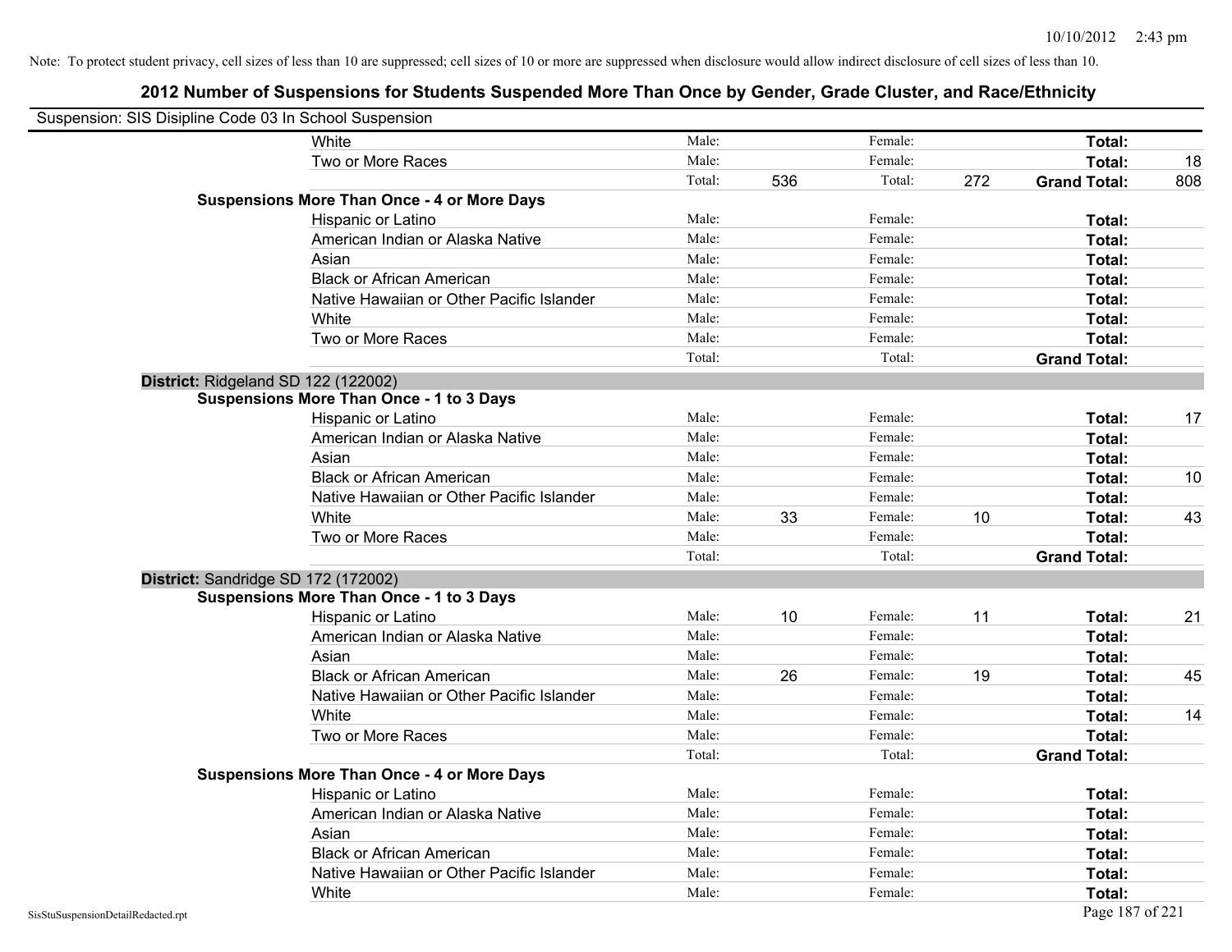Note: To protect student privacy, cell sizes of less than 10 are suppressed; cell sizes of 10 or more are suppressed when disclosure would allow indirect disclosure of cell sizes of less than 10.

# 2012 Number of Suspensions for Students Suspended More Than Once by Gender, Grade Cluster, and Race/Ethnicity

Suspension: SIS Disipline Code 03 In School Suspension

| | | | | | | |
|---|---|---|---|---|---|---|
| White | Male: | | Female: | | **Total:** | |
| Two or More Races | Male: | | Female: | | **Total:** | 18 |
| | Total: | 536 | Total: | 272 | **Grand Total:** | 808 |

**Suspensions More Than Once - 4 or More Days**

| | | | | | | |
|---|---|---|---|---|---|---|
| Hispanic or Latino | Male: | | Female: | | **Total:** | |
| American Indian or Alaska Native | Male: | | Female: | | **Total:** | |
| Asian | Male: | | Female: | | **Total:** | |
| Black or African American | Male: | | Female: | | **Total:** | |
| Native Hawaiian or Other Pacific Islander | Male: | | Female: | | **Total:** | |
| White | Male: | | Female: | | **Total:** | |
| Two or More Races | Male: | | Female: | | **Total:** | |
| | Total: | | Total: | | **Grand Total:** | |

**District:** Ridgeland SD 122 (122002)

**Suspensions More Than Once - 1 to 3 Days**

| | | | | | | |
|---|---|---|---|---|---|---|
| Hispanic or Latino | Male: | | Female: | | **Total:** | 17 |
| American Indian or Alaska Native | Male: | | Female: | | **Total:** | |
| Asian | Male: | | Female: | | **Total:** | |
| Black or African American | Male: | | Female: | | **Total:** | 10 |
| Native Hawaiian or Other Pacific Islander | Male: | | Female: | | **Total:** | |
| White | Male: | 33 | Female: | 10 | **Total:** | 43 |
| Two or More Races | Male: | | Female: | | **Total:** | |
| | Total: | | Total: | | **Grand Total:** | |

**District:** Sandridge SD 172 (172002)

**Suspensions More Than Once - 1 to 3 Days**

| | | | | | | |
|---|---|---|---|---|---|---|
| Hispanic or Latino | Male: | 10 | Female: | 11 | **Total:** | 21 |
| American Indian or Alaska Native | Male: | | Female: | | **Total:** | |
| Asian | Male: | | Female: | | **Total:** | |
| Black or African American | Male: | 26 | Female: | 19 | **Total:** | 45 |
| Native Hawaiian or Other Pacific Islander | Male: | | Female: | | **Total:** | |
| White | Male: | | Female: | | **Total:** | 14 |
| Two or More Races | Male: | | Female: | | **Total:** | |
| | Total: | | Total: | | **Grand Total:** | |

**Suspensions More Than Once - 4 or More Days**

| | | | | | | |
|---|---|---|---|---|---|---|
| Hispanic or Latino | Male: | | Female: | | **Total:** | |
| American Indian or Alaska Native | Male: | | Female: | | **Total:** | |
| Asian | Male: | | Female: | | **Total:** | |
| Black or African American | Male: | | Female: | | **Total:** | |
| Native Hawaiian or Other Pacific Islander | Male: | | Female: | | **Total:** | |
| White | Male: | | Female: | | **Total:** | |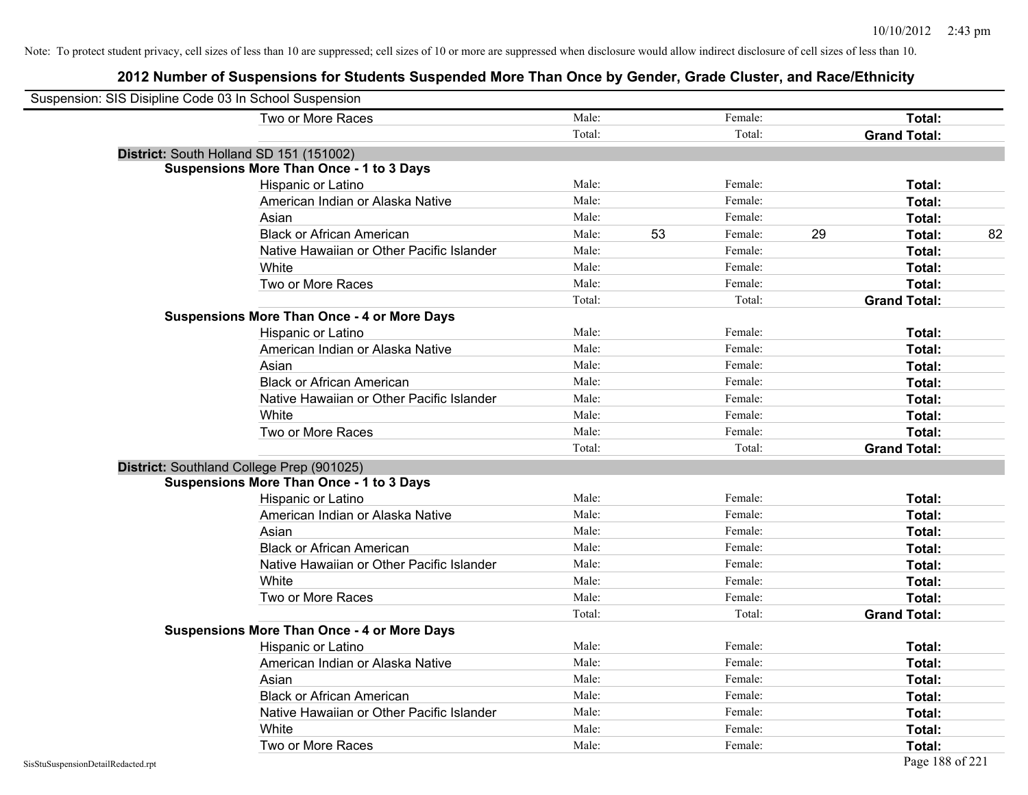Note: To protect student privacy, cell sizes of less than 10 are suppressed; cell sizes of 10 or more are suppressed when disclosure would allow indirect disclosure of cell sizes of less than 10.

# 2012 Number of Suspensions for Students Suspended More Than Once by Gender, Grade Cluster, and Race/Ethnicity

Suspension: SIS Disipline Code 03 In School Suspension

| | | | | | | | |
|---|---|---|---|---|---|---|---|
| Two or More Races | Male: | | Female: | | **Total:** | |
| | Total: | | Total: | | **Grand Total:** | |

**District:** South Holland SD 151 (151002)

**Suspensions More Than Once - 1 to 3 Days**

| | | | | | | |
|---|---|---|---|---|---|---|
| Hispanic or Latino | Male: | | Female: | | **Total:** | |
| American Indian or Alaska Native | Male: | | Female: | | **Total:** | |
| Asian | Male: | | Female: | | **Total:** | |
| Black or African American | Male: | 53 | Female: | 29 | **Total:** | 82 |
| Native Hawaiian or Other Pacific Islander | Male: | | Female: | | **Total:** | |
| White | Male: | | Female: | | **Total:** | |
| Two or More Races | Male: | | Female: | | **Total:** | |
| | Total: | | Total: | | **Grand Total:** | |

**Suspensions More Than Once - 4 or More Days**

| | | | | | | |
|---|---|---|---|---|---|---|
| Hispanic or Latino | Male: | | Female: | | **Total:** | |
| American Indian or Alaska Native | Male: | | Female: | | **Total:** | |
| Asian | Male: | | Female: | | **Total:** | |
| Black or African American | Male: | | Female: | | **Total:** | |
| Native Hawaiian or Other Pacific Islander | Male: | | Female: | | **Total:** | |
| White | Male: | | Female: | | **Total:** | |
| Two or More Races | Male: | | Female: | | **Total:** | |
| | Total: | | Total: | | **Grand Total:** | |

**District:** Southland College Prep (901025)

**Suspensions More Than Once - 1 to 3 Days**

| | | | | | | |
|---|---|---|---|---|---|---|
| Hispanic or Latino | Male: | | Female: | | **Total:** | |
| American Indian or Alaska Native | Male: | | Female: | | **Total:** | |
| Asian | Male: | | Female: | | **Total:** | |
| Black or African American | Male: | | Female: | | **Total:** | |
| Native Hawaiian or Other Pacific Islander | Male: | | Female: | | **Total:** | |
| White | Male: | | Female: | | **Total:** | |
| Two or More Races | Male: | | Female: | | **Total:** | |
| | Total: | | Total: | | **Grand Total:** | |

**Suspensions More Than Once - 4 or More Days**

| | | | | | | |
|---|---|---|---|---|---|---|
| Hispanic or Latino | Male: | | Female: | | **Total:** | |
| American Indian or Alaska Native | Male: | | Female: | | **Total:** | |
| Asian | Male: | | Female: | | **Total:** | |
| Black or African American | Male: | | Female: | | **Total:** | |
| Native Hawaiian or Other Pacific Islander | Male: | | Female: | | **Total:** | |
| White | Male: | | Female: | | **Total:** | |
| Two or More Races | Male: | | Female: | | **Total:** | |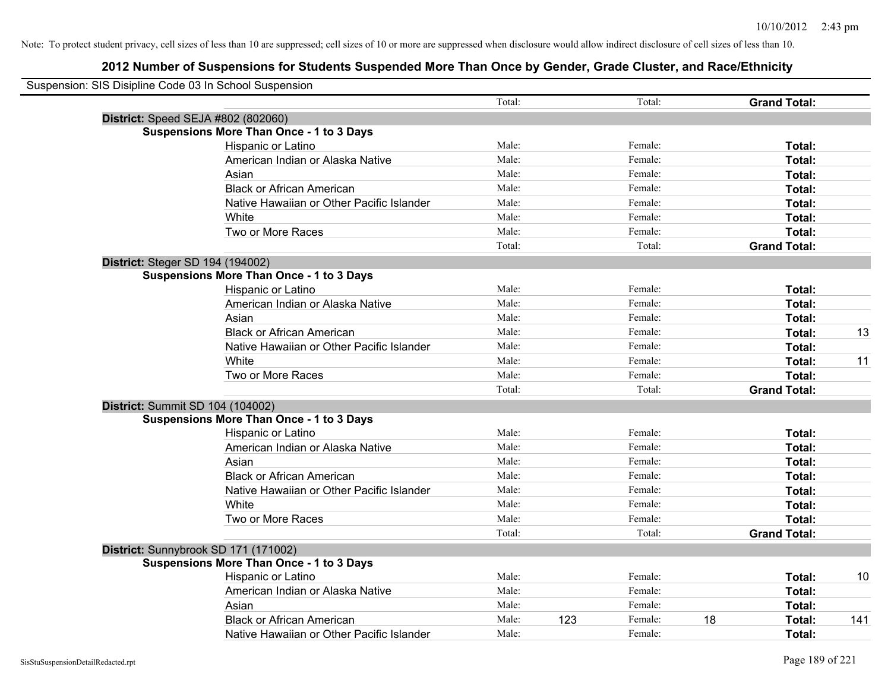Note: To protect student privacy, cell sizes of less than 10 are suppressed; cell sizes of 10 or more are suppressed when disclosure would allow indirect disclosure of cell sizes of less than 10.

# 2012 Number of Suspensions for Students Suspended More Than Once by Gender, Grade Cluster, and Race/Ethnicity

Suspension: SIS Disipline Code 03 In School Suspension

| | | | | | | |
|---|---|---|---|---|---|---|
| | Total: | | Total: | | **Grand Total:** | |
| **District:** Speed SEJA #802 (802060) | | | | | | |
| **Suspensions More Than Once - 1 to 3 Days** | | | | | | |
| Hispanic or Latino | Male: | | Female: | | **Total:** | |
| American Indian or Alaska Native | Male: | | Female: | | **Total:** | |
| Asian | Male: | | Female: | | **Total:** | |
| Black or African American | Male: | | Female: | | **Total:** | |
| Native Hawaiian or Other Pacific Islander | Male: | | Female: | | **Total:** | |
| White | Male: | | Female: | | **Total:** | |
| Two or More Races | Male: | | Female: | | **Total:** | |
| | Total: | | Total: | | **Grand Total:** | |
| **District:** Steger SD 194 (194002) | | | | | | |
| **Suspensions More Than Once - 1 to 3 Days** | | | | | | |
| Hispanic or Latino | Male: | | Female: | | **Total:** | |
| American Indian or Alaska Native | Male: | | Female: | | **Total:** | |
| Asian | Male: | | Female: | | **Total:** | |
| Black or African American | Male: | | Female: | | **Total:** | 13 |
| Native Hawaiian or Other Pacific Islander | Male: | | Female: | | **Total:** | |
| White | Male: | | Female: | | **Total:** | 11 |
| Two or More Races | Male: | | Female: | | **Total:** | |
| | Total: | | Total: | | **Grand Total:** | |
| **District:** Summit SD 104 (104002) | | | | | | |
| **Suspensions More Than Once - 1 to 3 Days** | | | | | | |
| Hispanic or Latino | Male: | | Female: | | **Total:** | |
| American Indian or Alaska Native | Male: | | Female: | | **Total:** | |
| Asian | Male: | | Female: | | **Total:** | |
| Black or African American | Male: | | Female: | | **Total:** | |
| Native Hawaiian or Other Pacific Islander | Male: | | Female: | | **Total:** | |
| White | Male: | | Female: | | **Total:** | |
| Two or More Races | Male: | | Female: | | **Total:** | |
| | Total: | | Total: | | **Grand Total:** | |
| **District:** Sunnybrook SD 171 (171002) | | | | | | |
| **Suspensions More Than Once - 1 to 3 Days** | | | | | | |
| Hispanic or Latino | Male: | | Female: | | **Total:** | 10 |
| American Indian or Alaska Native | Male: | | Female: | | **Total:** | |
| Asian | Male: | | Female: | | **Total:** | |
| Black or African American | Male: | 123 | Female: | 18 | **Total:** | 141 |
| Native Hawaiian or Other Pacific Islander | Male: | | Female: | | **Total:** | |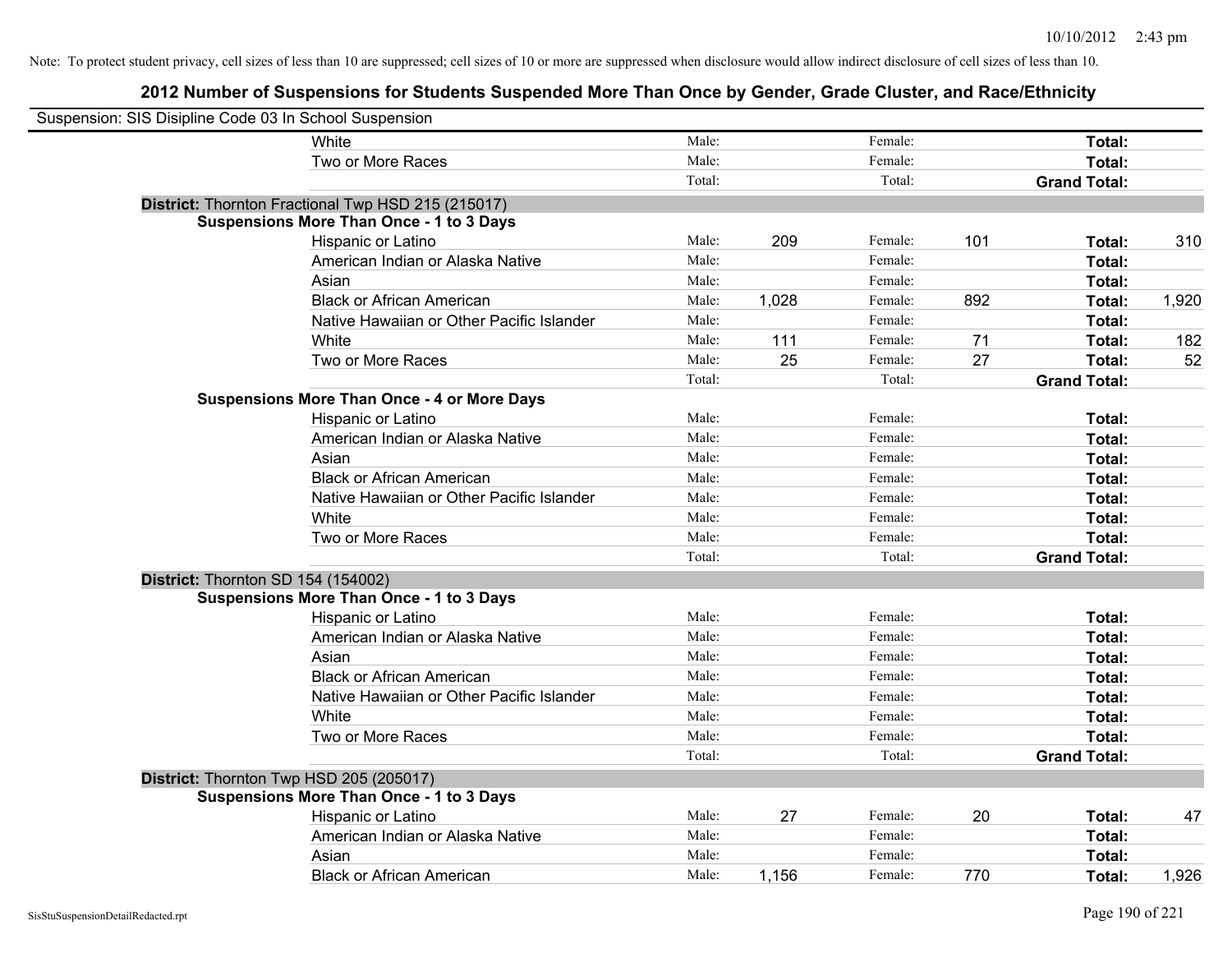Note: To protect student privacy, cell sizes of less than 10 are suppressed; cell sizes of 10 or more are suppressed when disclosure would allow indirect disclosure of cell sizes of less than 10.

# 2012 Number of Suspensions for Students Suspended More Than Once by Gender, Grade Cluster, and Race/Ethnicity

Suspension: SIS Disipline Code 03 In School Suspension

| | | | | | | |
|---|---|---|---|---|---|---|
| White | Male: | | Female: | | **Total:** | |
| Two or More Races | Male: | | Female: | | **Total:** | |
| | Total: | | Total: | | **Grand Total:** | |

**District:** Thornton Fractional Twp HSD 215 (215017)

**Suspensions More Than Once - 1 to 3 Days**

| | | | | | | |
|---|---|---|---|---|---|---|
| Hispanic or Latino | Male: | 209 | Female: | 101 | **Total:** | 310 |
| American Indian or Alaska Native | Male: | | Female: | | **Total:** | |
| Asian | Male: | | Female: | | **Total:** | |
| Black or African American | Male: | 1,028 | Female: | 892 | **Total:** | 1,920 |
| Native Hawaiian or Other Pacific Islander | Male: | | Female: | | **Total:** | |
| White | Male: | 111 | Female: | 71 | **Total:** | 182 |
| Two or More Races | Male: | 25 | Female: | 27 | **Total:** | 52 |
| | Total: | | Total: | | **Grand Total:** | |

**Suspensions More Than Once - 4 or More Days**

| | | | | | | |
|---|---|---|---|---|---|---|
| Hispanic or Latino | Male: | | Female: | | **Total:** | |
| American Indian or Alaska Native | Male: | | Female: | | **Total:** | |
| Asian | Male: | | Female: | | **Total:** | |
| Black or African American | Male: | | Female: | | **Total:** | |
| Native Hawaiian or Other Pacific Islander | Male: | | Female: | | **Total:** | |
| White | Male: | | Female: | | **Total:** | |
| Two or More Races | Male: | | Female: | | **Total:** | |
| | Total: | | Total: | | **Grand Total:** | |

**District:** Thornton SD 154 (154002)

**Suspensions More Than Once - 1 to 3 Days**

| | | | | | | |
|---|---|---|---|---|---|---|
| Hispanic or Latino | Male: | | Female: | | **Total:** | |
| American Indian or Alaska Native | Male: | | Female: | | **Total:** | |
| Asian | Male: | | Female: | | **Total:** | |
| Black or African American | Male: | | Female: | | **Total:** | |
| Native Hawaiian or Other Pacific Islander | Male: | | Female: | | **Total:** | |
| White | Male: | | Female: | | **Total:** | |
| Two or More Races | Male: | | Female: | | **Total:** | |
| | Total: | | Total: | | **Grand Total:** | |

**District:** Thornton Twp HSD 205 (205017)

**Suspensions More Than Once - 1 to 3 Days**

| | | | | | | |
|---|---|---|---|---|---|---|
| Hispanic or Latino | Male: | 27 | Female: | 20 | **Total:** | 47 |
| American Indian or Alaska Native | Male: | | Female: | | **Total:** | |
| Asian | Male: | | Female: | | **Total:** | |
| Black or African American | Male: | 1,156 | Female: | 770 | **Total:** | 1,926 |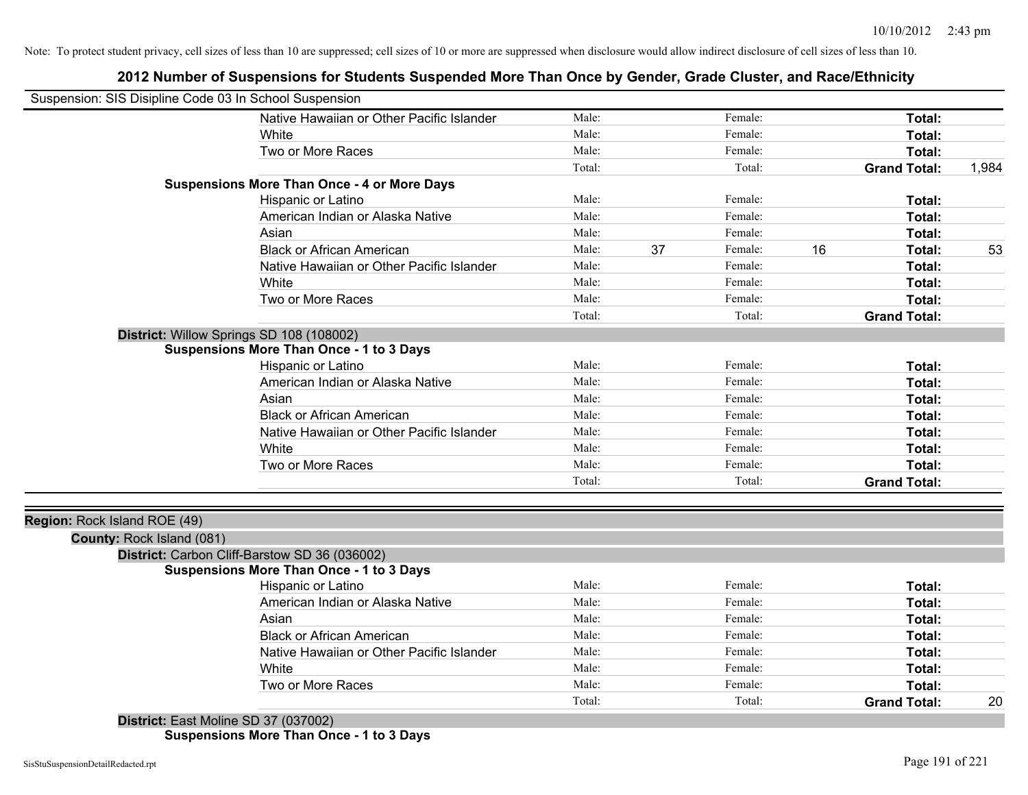Note: To protect student privacy, cell sizes of less than 10 are suppressed; cell sizes of 10 or more are suppressed when disclosure would allow indirect disclosure of cell sizes of less than 10.

## 2012 Number of Suspensions for Students Suspended More Than Once by Gender, Grade Cluster, and Race/Ethnicity

Suspension: SIS Disipline Code 03 In School Suspension

| | | | | | | |
|---|---|---|---|---|---|---|
| Native Hawaiian or Other Pacific Islander | Male: | | Female: | | **Total:** | |
| White | Male: | | Female: | | **Total:** | |
| Two or More Races | Male: | | Female: | | **Total:** | |
| | Total: | | Total: | | **Grand Total:** | 1,984 |

**Suspensions More Than Once - 4 or More Days**

| | | | | | | |
|---|---|---|---|---|---|---|
| Hispanic or Latino | Male: | | Female: | | **Total:** | |
| American Indian or Alaska Native | Male: | | Female: | | **Total:** | |
| Asian | Male: | | Female: | | **Total:** | |
| Black or African American | Male: | 37 | Female: | 16 | **Total:** | 53 |
| Native Hawaiian or Other Pacific Islander | Male: | | Female: | | **Total:** | |
| White | Male: | | Female: | | **Total:** | |
| Two or More Races | Male: | | Female: | | **Total:** | |
| | Total: | | Total: | | **Grand Total:** | |

**District:** Willow Springs SD 108 (108002)

**Suspensions More Than Once - 1 to 3 Days**

| | | | | | | |
|---|---|---|---|---|---|---|
| Hispanic or Latino | Male: | | Female: | | **Total:** | |
| American Indian or Alaska Native | Male: | | Female: | | **Total:** | |
| Asian | Male: | | Female: | | **Total:** | |
| Black or African American | Male: | | Female: | | **Total:** | |
| Native Hawaiian or Other Pacific Islander | Male: | | Female: | | **Total:** | |
| White | Male: | | Female: | | **Total:** | |
| Two or More Races | Male: | | Female: | | **Total:** | |
| | Total: | | Total: | | **Grand Total:** | |

**Region:** Rock Island ROE (49)

**County:** Rock Island (081)

**District:** Carbon Cliff-Barstow SD 36 (036002)

**Suspensions More Than Once - 1 to 3 Days**

| | | | | | | |
|---|---|---|---|---|---|---|
| Hispanic or Latino | Male: | | Female: | | **Total:** | |
| American Indian or Alaska Native | Male: | | Female: | | **Total:** | |
| Asian | Male: | | Female: | | **Total:** | |
| Black or African American | Male: | | Female: | | **Total:** | |
| Native Hawaiian or Other Pacific Islander | Male: | | Female: | | **Total:** | |
| White | Male: | | Female: | | **Total:** | |
| Two or More Races | Male: | | Female: | | **Total:** | |
| | Total: | | Total: | | **Grand Total:** | 20 |

**District:** East Moline SD 37 (037002)

**Suspensions More Than Once - 1 to 3 Days**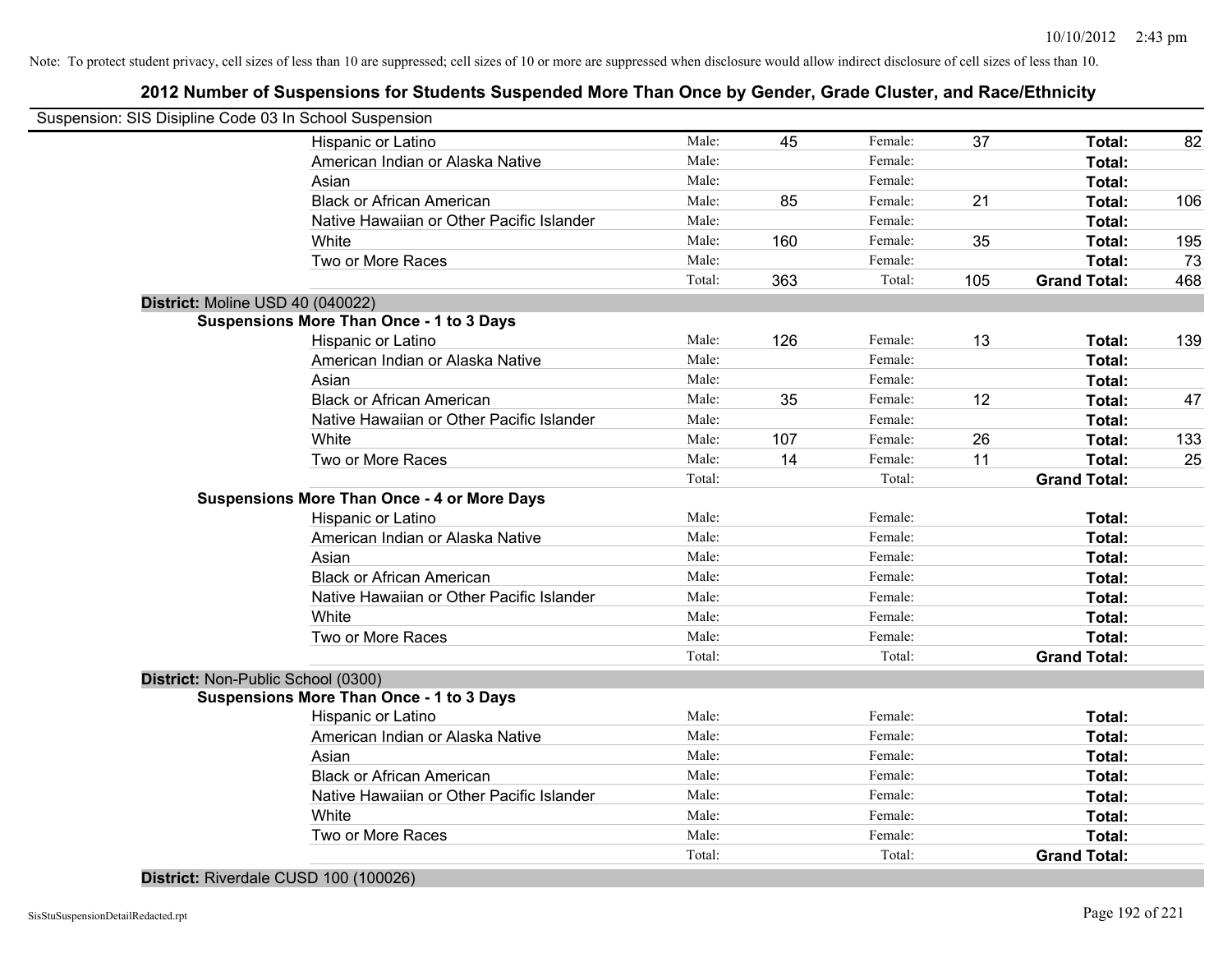Note: To protect student privacy, cell sizes of less than 10 are suppressed; cell sizes of 10 or more are suppressed when disclosure would allow indirect disclosure of cell sizes of less than 10.

## 2012 Number of Suspensions for Students Suspended More Than Once by Gender, Grade Cluster, and Race/Ethnicity

Suspension: SIS Disipline Code 03 In School Suspension

| | | | | | | |
|---|---|---|---|---|---|---|
| Hispanic or Latino | Male: | 45 | Female: | 37 | **Total:** | 82 |
| American Indian or Alaska Native | Male: | | Female: | | **Total:** | |
| Asian | Male: | | Female: | | **Total:** | |
| Black or African American | Male: | 85 | Female: | 21 | **Total:** | 106 |
| Native Hawaiian or Other Pacific Islander | Male: | | Female: | | **Total:** | |
| White | Male: | 160 | Female: | 35 | **Total:** | 195 |
| Two or More Races | Male: | | Female: | | **Total:** | 73 |
| | Total: | 363 | Total: | 105 | **Grand Total:** | 468 |

**District:** Moline USD 40 (040022)

**Suspensions More Than Once - 1 to 3 Days**

| | | | | | | |
|---|---|---|---|---|---|---|
| Hispanic or Latino | Male: | 126 | Female: | 13 | **Total:** | 139 |
| American Indian or Alaska Native | Male: | | Female: | | **Total:** | |
| Asian | Male: | | Female: | | **Total:** | |
| Black or African American | Male: | 35 | Female: | 12 | **Total:** | 47 |
| Native Hawaiian or Other Pacific Islander | Male: | | Female: | | **Total:** | |
| White | Male: | 107 | Female: | 26 | **Total:** | 133 |
| Two or More Races | Male: | 14 | Female: | 11 | **Total:** | 25 |
| | Total: | | Total: | | **Grand Total:** | |

**Suspensions More Than Once - 4 or More Days**

| | | | | | | |
|---|---|---|---|---|---|---|
| Hispanic or Latino | Male: | | Female: | | **Total:** | |
| American Indian or Alaska Native | Male: | | Female: | | **Total:** | |
| Asian | Male: | | Female: | | **Total:** | |
| Black or African American | Male: | | Female: | | **Total:** | |
| Native Hawaiian or Other Pacific Islander | Male: | | Female: | | **Total:** | |
| White | Male: | | Female: | | **Total:** | |
| Two or More Races | Male: | | Female: | | **Total:** | |
| | Total: | | Total: | | **Grand Total:** | |

**District:** Non-Public School (0300)

**Suspensions More Than Once - 1 to 3 Days**

| | | | | | | |
|---|---|---|---|---|---|---|
| Hispanic or Latino | Male: | | Female: | | **Total:** | |
| American Indian or Alaska Native | Male: | | Female: | | **Total:** | |
| Asian | Male: | | Female: | | **Total:** | |
| Black or African American | Male: | | Female: | | **Total:** | |
| Native Hawaiian or Other Pacific Islander | Male: | | Female: | | **Total:** | |
| White | Male: | | Female: | | **Total:** | |
| Two or More Races | Male: | | Female: | | **Total:** | |
| | Total: | | Total: | | **Grand Total:** | |

**District:** Riverdale CUSD 100 (100026)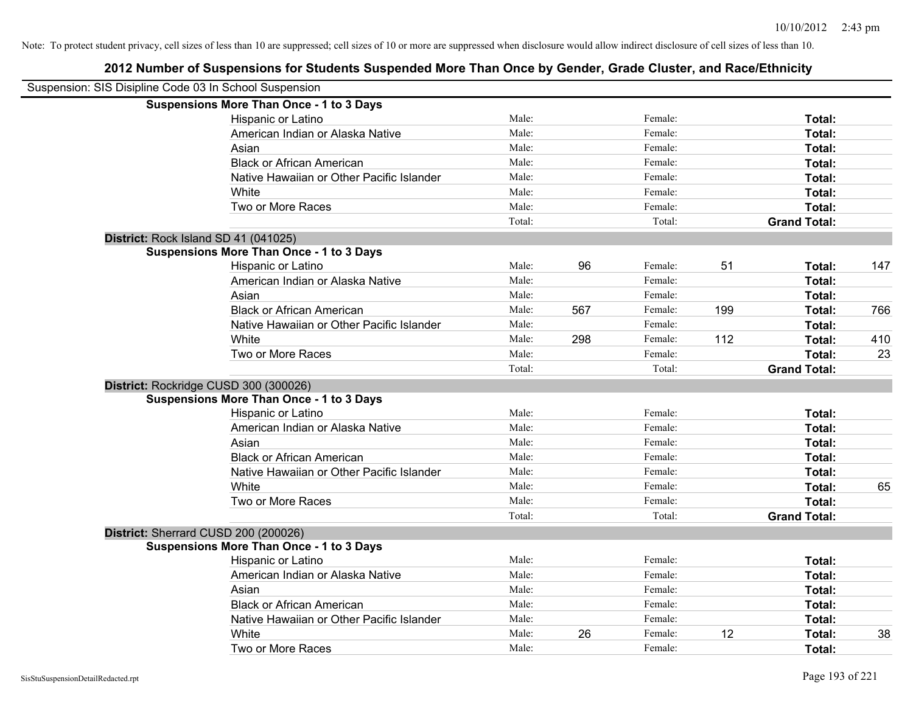Note: To protect student privacy, cell sizes of less than 10 are suppressed; cell sizes of 10 or more are suppressed when disclosure would allow indirect disclosure of cell sizes of less than 10.

# 2012 Number of Suspensions for Students Suspended More Than Once by Gender, Grade Cluster, and Race/Ethnicity

Suspension: SIS Disipline Code 03 In School Suspension

**Suspensions More Than Once - 1 to 3 Days**

| | | | | | | |
|---|---|---|---|---|---|---|
| Hispanic or Latino | Male: | | Female: | | **Total:** | |
| American Indian or Alaska Native | Male: | | Female: | | **Total:** | |
| Asian | Male: | | Female: | | **Total:** | |
| Black or African American | Male: | | Female: | | **Total:** | |
| Native Hawaiian or Other Pacific Islander | Male: | | Female: | | **Total:** | |
| White | Male: | | Female: | | **Total:** | |
| Two or More Races | Male: | | Female: | | **Total:** | |
| | Total: | | Total: | | **Grand Total:** | |

**District:** Rock Island SD 41 (041025)

**Suspensions More Than Once - 1 to 3 Days**

| | | | | | | |
|---|---|---|---|---|---|---|
| Hispanic or Latino | Male: | 96 | Female: | 51 | **Total:** | 147 |
| American Indian or Alaska Native | Male: | | Female: | | **Total:** | |
| Asian | Male: | | Female: | | **Total:** | |
| Black or African American | Male: | 567 | Female: | 199 | **Total:** | 766 |
| Native Hawaiian or Other Pacific Islander | Male: | | Female: | | **Total:** | |
| White | Male: | 298 | Female: | 112 | **Total:** | 410 |
| Two or More Races | Male: | | Female: | | **Total:** | 23 |
| | Total: | | Total: | | **Grand Total:** | |

**District:** Rockridge CUSD 300 (300026)

**Suspensions More Than Once - 1 to 3 Days**

| | | | | | | |
|---|---|---|---|---|---|---|
| Hispanic or Latino | Male: | | Female: | | **Total:** | |
| American Indian or Alaska Native | Male: | | Female: | | **Total:** | |
| Asian | Male: | | Female: | | **Total:** | |
| Black or African American | Male: | | Female: | | **Total:** | |
| Native Hawaiian or Other Pacific Islander | Male: | | Female: | | **Total:** | |
| White | Male: | | Female: | | **Total:** | 65 |
| Two or More Races | Male: | | Female: | | **Total:** | |
| | Total: | | Total: | | **Grand Total:** | |

**District:** Sherrard CUSD 200 (200026)

**Suspensions More Than Once - 1 to 3 Days**

| | | | | | | |
|---|---|---|---|---|---|---|
| Hispanic or Latino | Male: | | Female: | | **Total:** | |
| American Indian or Alaska Native | Male: | | Female: | | **Total:** | |
| Asian | Male: | | Female: | | **Total:** | |
| Black or African American | Male: | | Female: | | **Total:** | |
| Native Hawaiian or Other Pacific Islander | Male: | | Female: | | **Total:** | |
| White | Male: | 26 | Female: | 12 | **Total:** | 38 |
| Two or More Races | Male: | | Female: | | **Total:** | |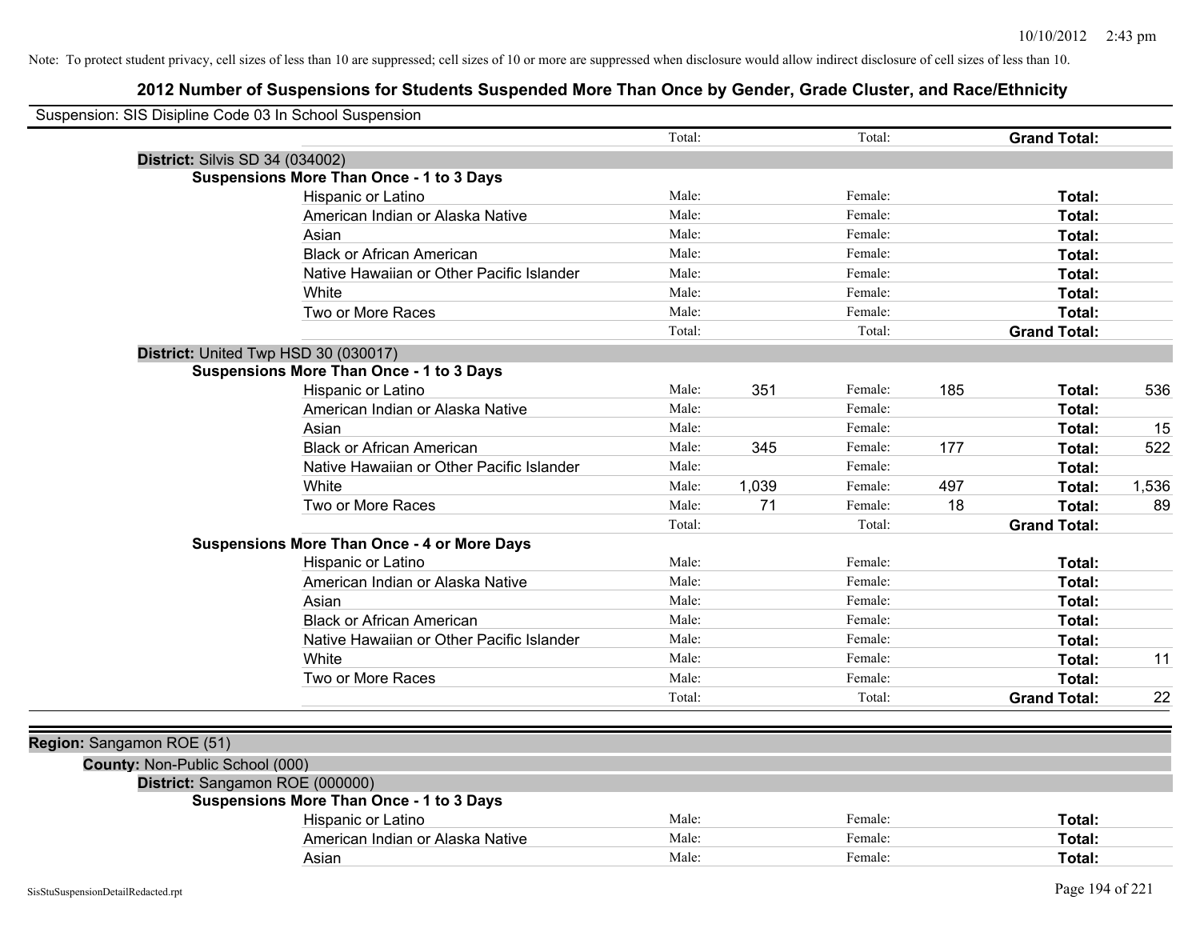Note: To protect student privacy, cell sizes of less than 10 are suppressed; cell sizes of 10 or more are suppressed when disclosure would allow indirect disclosure of cell sizes of less than 10.

## 2012 Number of Suspensions for Students Suspended More Than Once by Gender, Grade Cluster, and Race/Ethnicity

Suspension: SIS Disipline Code 03 In School Suspension

| | | | | | | | |
|---|---|---|---|---|---|---|---|
| | Total: | | Total: | | **Grand Total:** | |

**District:** Silvis SD 34 (034002)

**Suspensions More Than Once - 1 to 3 Days**

| Race/Ethnicity | Male: | | Female: | | Total: | |
|---|---|---|---|---|---|---|
| Hispanic or Latino | Male: | | Female: | | **Total:** | |
| American Indian or Alaska Native | Male: | | Female: | | **Total:** | |
| Asian | Male: | | Female: | | **Total:** | |
| Black or African American | Male: | | Female: | | **Total:** | |
| Native Hawaiian or Other Pacific Islander | Male: | | Female: | | **Total:** | |
| White | Male: | | Female: | | **Total:** | |
| Two or More Races | Male: | | Female: | | **Total:** | |
| | Total: | | Total: | | **Grand Total:** | |

**District:** United Twp HSD 30 (030017)

**Suspensions More Than Once - 1 to 3 Days**

| Race/Ethnicity | Male: | | Female: | | Total: | |
|---|---|---|---|---|---|---|
| Hispanic or Latino | Male: | 351 | Female: | 185 | **Total:** | 536 |
| American Indian or Alaska Native | Male: | | Female: | | **Total:** | |
| Asian | Male: | | Female: | | **Total:** | 15 |
| Black or African American | Male: | 345 | Female: | 177 | **Total:** | 522 |
| Native Hawaiian or Other Pacific Islander | Male: | | Female: | | **Total:** | |
| White | Male: | 1,039 | Female: | 497 | **Total:** | 1,536 |
| Two or More Races | Male: | 71 | Female: | 18 | **Total:** | 89 |
| | Total: | | Total: | | **Grand Total:** | |

**Suspensions More Than Once - 4 or More Days**

| Race/Ethnicity | Male: | | Female: | | Total: | |
|---|---|---|---|---|---|---|
| Hispanic or Latino | Male: | | Female: | | **Total:** | |
| American Indian or Alaska Native | Male: | | Female: | | **Total:** | |
| Asian | Male: | | Female: | | **Total:** | |
| Black or African American | Male: | | Female: | | **Total:** | |
| Native Hawaiian or Other Pacific Islander | Male: | | Female: | | **Total:** | |
| White | Male: | | Female: | | **Total:** | 11 |
| Two or More Races | Male: | | Female: | | **Total:** | |
| | Total: | | Total: | | **Grand Total:** | 22 |

**Region:** Sangamon ROE (51)

**County:** Non-Public School (000)

**District:** Sangamon ROE (000000)

**Suspensions More Than Once - 1 to 3 Days**

| Race/Ethnicity | Male: | | Female: | | Total: | |
|---|---|---|---|---|---|---|
| Hispanic or Latino | Male: | | Female: | | **Total:** | |
| American Indian or Alaska Native | Male: | | Female: | | **Total:** | |
| Asian | Male: | | Female: | | **Total:** | |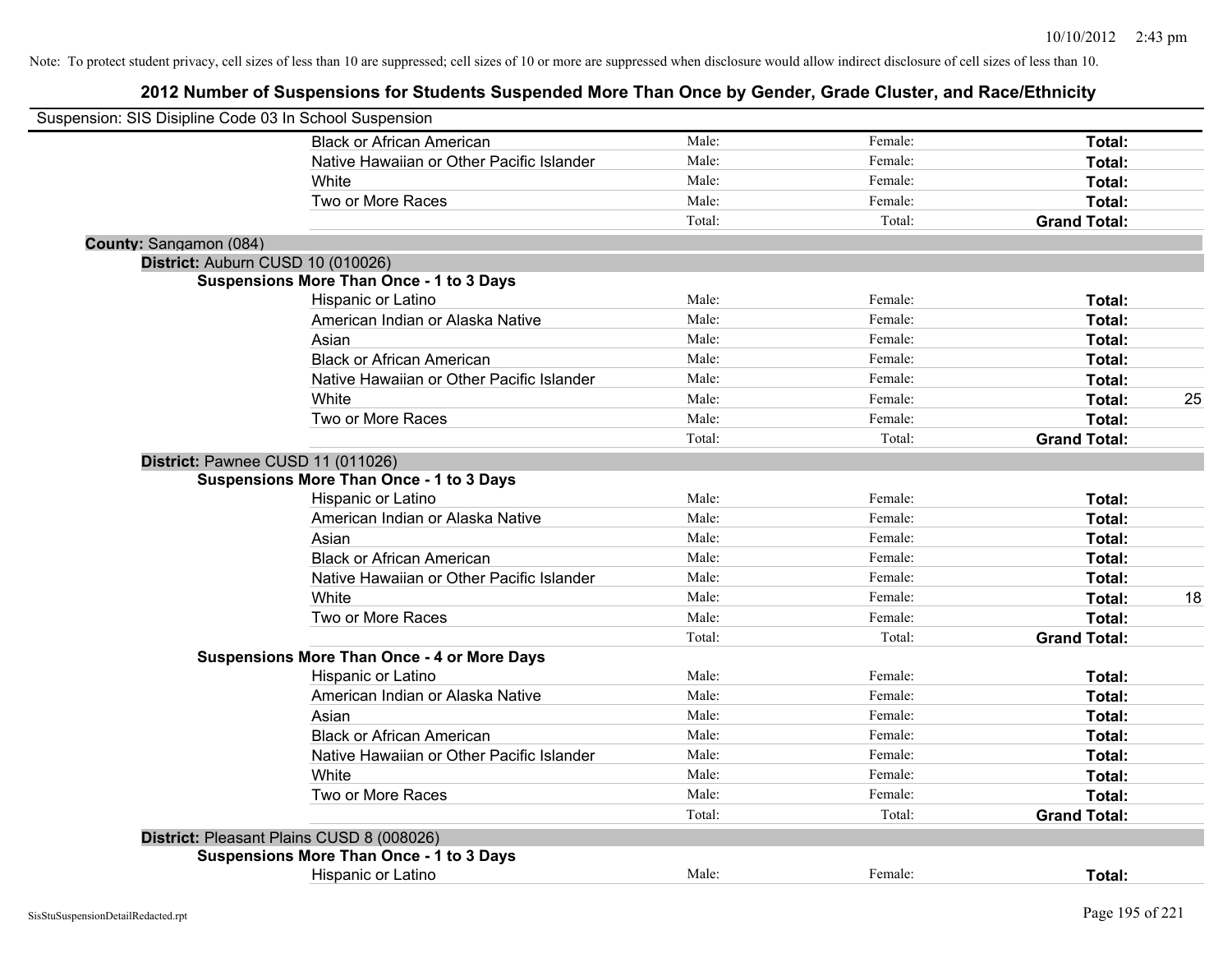Note: To protect student privacy, cell sizes of less than 10 are suppressed; cell sizes of 10 or more are suppressed when disclosure would allow indirect disclosure of cell sizes of less than 10.

## 2012 Number of Suspensions for Students Suspended More Than Once by Gender, Grade Cluster, and Race/Ethnicity

Suspension: SIS Disipline Code 03 In School Suspension

| | | | | |
|---|---|---|---|---|
| Black or African American | Male: | Female: | **Total:** | |
| Native Hawaiian or Other Pacific Islander | Male: | Female: | **Total:** | |
| White | Male: | Female: | **Total:** | |
| Two or More Races | Male: | Female: | **Total:** | |
| | Total: | Total: | **Grand Total:** | |

**County:** Sangamon (084)

**District:** Auburn CUSD 10 (010026)

**Suspensions More Than Once - 1 to 3 Days**

| | | | | |
|---|---|---|---|---|
| Hispanic or Latino | Male: | Female: | **Total:** | |
| American Indian or Alaska Native | Male: | Female: | **Total:** | |
| Asian | Male: | Female: | **Total:** | |
| Black or African American | Male: | Female: | **Total:** | |
| Native Hawaiian or Other Pacific Islander | Male: | Female: | **Total:** | |
| White | Male: | Female: | **Total:** | 25 |
| Two or More Races | Male: | Female: | **Total:** | |
| | Total: | Total: | **Grand Total:** | |

**District:** Pawnee CUSD 11 (011026)

**Suspensions More Than Once - 1 to 3 Days**

| | | | | |
|---|---|---|---|---|
| Hispanic or Latino | Male: | Female: | **Total:** | |
| American Indian or Alaska Native | Male: | Female: | **Total:** | |
| Asian | Male: | Female: | **Total:** | |
| Black or African American | Male: | Female: | **Total:** | |
| Native Hawaiian or Other Pacific Islander | Male: | Female: | **Total:** | |
| White | Male: | Female: | **Total:** | 18 |
| Two or More Races | Male: | Female: | **Total:** | |
| | Total: | Total: | **Grand Total:** | |

**Suspensions More Than Once - 4 or More Days**

| | | | | |
|---|---|---|---|---|
| Hispanic or Latino | Male: | Female: | **Total:** | |
| American Indian or Alaska Native | Male: | Female: | **Total:** | |
| Asian | Male: | Female: | **Total:** | |
| Black or African American | Male: | Female: | **Total:** | |
| Native Hawaiian or Other Pacific Islander | Male: | Female: | **Total:** | |
| White | Male: | Female: | **Total:** | |
| Two or More Races | Male: | Female: | **Total:** | |
| | Total: | Total: | **Grand Total:** | |

**District:** Pleasant Plains CUSD 8 (008026)

**Suspensions More Than Once - 1 to 3 Days**

| | | | | |
|---|---|---|---|---|
| Hispanic or Latino | Male: | Female: | **Total:** | |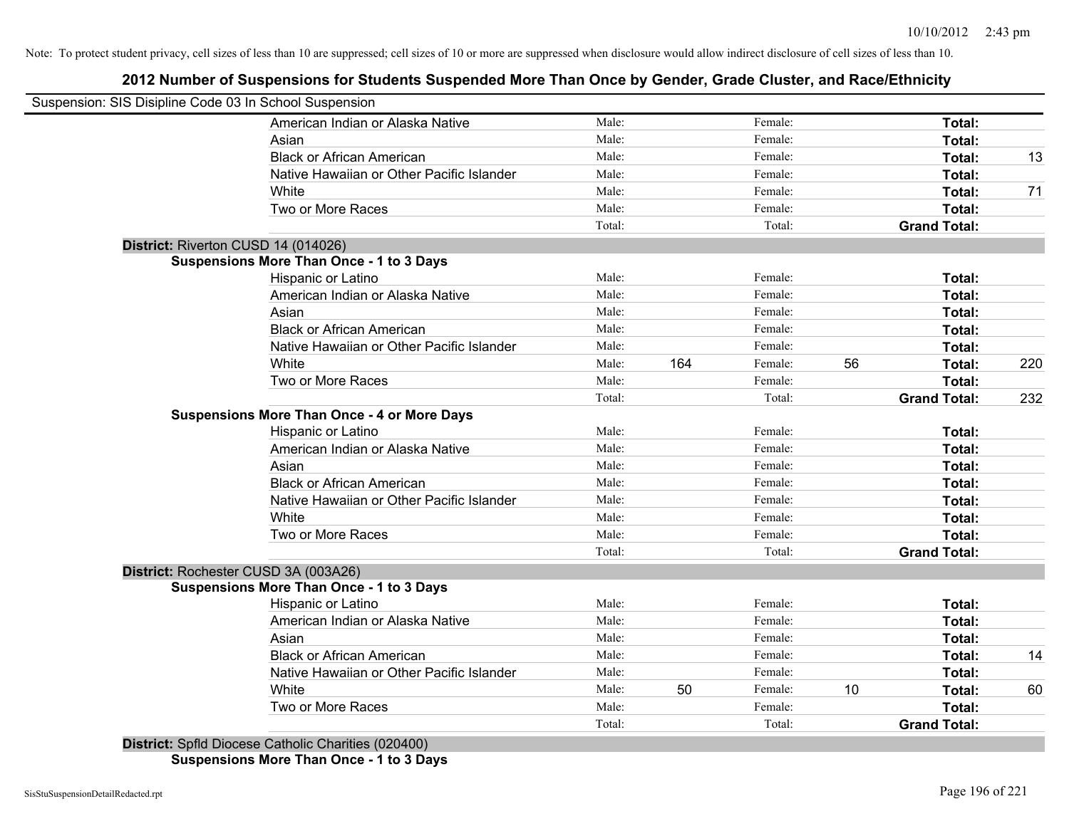Note: To protect student privacy, cell sizes of less than 10 are suppressed; cell sizes of 10 or more are suppressed when disclosure would allow indirect disclosure of cell sizes of less than 10.

## 2012 Number of Suspensions for Students Suspended More Than Once by Gender, Grade Cluster, and Race/Ethnicity

Suspension: SIS Disipline Code 03 In School Suspension

| | | | | | | |
|---|---|---|---|---|---|---|
| American Indian or Alaska Native | Male: | | Female: | | **Total:** | |
| Asian | Male: | | Female: | | **Total:** | |
| Black or African American | Male: | | Female: | | **Total:** | 13 |
| Native Hawaiian or Other Pacific Islander | Male: | | Female: | | **Total:** | |
| White | Male: | | Female: | | **Total:** | 71 |
| Two or More Races | Male: | | Female: | | **Total:** | |
| | Total: | | Total: | | **Grand Total:** | |

**District:** Riverton CUSD 14 (014026)

**Suspensions More Than Once - 1 to 3 Days**

| | | | | | | |
|---|---|---|---|---|---|---|
| Hispanic or Latino | Male: | | Female: | | **Total:** | |
| American Indian or Alaska Native | Male: | | Female: | | **Total:** | |
| Asian | Male: | | Female: | | **Total:** | |
| Black or African American | Male: | | Female: | | **Total:** | |
| Native Hawaiian or Other Pacific Islander | Male: | | Female: | | **Total:** | |
| White | Male: | 164 | Female: | 56 | **Total:** | 220 |
| Two or More Races | Male: | | Female: | | **Total:** | |
| | Total: | | Total: | | **Grand Total:** | 232 |

**Suspensions More Than Once - 4 or More Days**

| | | | | | | |
|---|---|---|---|---|---|---|
| Hispanic or Latino | Male: | | Female: | | **Total:** | |
| American Indian or Alaska Native | Male: | | Female: | | **Total:** | |
| Asian | Male: | | Female: | | **Total:** | |
| Black or African American | Male: | | Female: | | **Total:** | |
| Native Hawaiian or Other Pacific Islander | Male: | | Female: | | **Total:** | |
| White | Male: | | Female: | | **Total:** | |
| Two or More Races | Male: | | Female: | | **Total:** | |
| | Total: | | Total: | | **Grand Total:** | |

**District:** Rochester CUSD 3A (003A26)

**Suspensions More Than Once - 1 to 3 Days**

| | | | | | | |
|---|---|---|---|---|---|---|
| Hispanic or Latino | Male: | | Female: | | **Total:** | |
| American Indian or Alaska Native | Male: | | Female: | | **Total:** | |
| Asian | Male: | | Female: | | **Total:** | |
| Black or African American | Male: | | Female: | | **Total:** | 14 |
| Native Hawaiian or Other Pacific Islander | Male: | | Female: | | **Total:** | |
| White | Male: | 50 | Female: | 10 | **Total:** | 60 |
| Two or More Races | Male: | | Female: | | **Total:** | |
| | Total: | | Total: | | **Grand Total:** | |

**District:** Spfld Diocese Catholic Charities (020400)

**Suspensions More Than Once - 1 to 3 Days**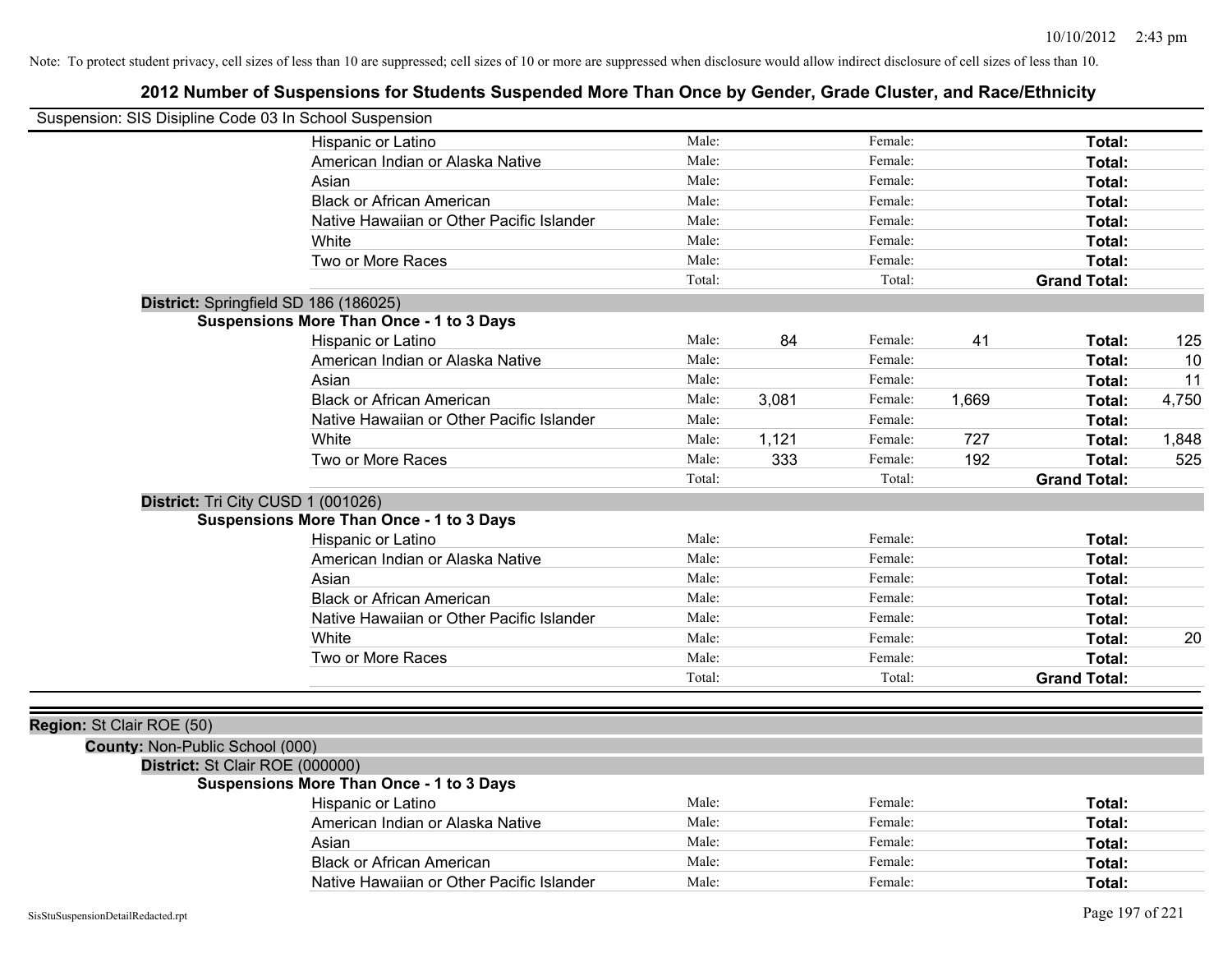Note: To protect student privacy, cell sizes of less than 10 are suppressed; cell sizes of 10 or more are suppressed when disclosure would allow indirect disclosure of cell sizes of less than 10.

## 2012 Number of Suspensions for Students Suspended More Than Once by Gender, Grade Cluster, and Race/Ethnicity

Suspension: SIS Disipline Code 03 In School Suspension

| | Male: | | Female: | | Total: | |
|---|---|---|---|---|---|---|
| Hispanic or Latino | Male: | | Female: | | Total: | |
| American Indian or Alaska Native | Male: | | Female: | | Total: | |
| Asian | Male: | | Female: | | Total: | |
| Black or African American | Male: | | Female: | | Total: | |
| Native Hawaiian or Other Pacific Islander | Male: | | Female: | | Total: | |
| White | Male: | | Female: | | Total: | |
| Two or More Races | Male: | | Female: | | Total: | |
| | Total: | | Total: | | Grand Total: | |

**District:** Springfield SD 186 (186025)

**Suspensions More Than Once - 1 to 3 Days**

| | Male: | | Female: | | Total: | |
|---|---|---|---|---|---|---|
| Hispanic or Latino | Male: | 84 | Female: | 41 | Total: | 125 |
| American Indian or Alaska Native | Male: | | Female: | | Total: | 10 |
| Asian | Male: | | Female: | | Total: | 11 |
| Black or African American | Male: | 3,081 | Female: | 1,669 | Total: | 4,750 |
| Native Hawaiian or Other Pacific Islander | Male: | | Female: | | Total: | |
| White | Male: | 1,121 | Female: | 727 | Total: | 1,848 |
| Two or More Races | Male: | 333 | Female: | 192 | Total: | 525 |
| | Total: | | Total: | | Grand Total: | |

**District:** Tri City CUSD 1 (001026)

**Suspensions More Than Once - 1 to 3 Days**

| | Male: | | Female: | | Total: | |
|---|---|---|---|---|---|---|
| Hispanic or Latino | Male: | | Female: | | Total: | |
| American Indian or Alaska Native | Male: | | Female: | | Total: | |
| Asian | Male: | | Female: | | Total: | |
| Black or African American | Male: | | Female: | | Total: | |
| Native Hawaiian or Other Pacific Islander | Male: | | Female: | | Total: | |
| White | Male: | | Female: | | Total: | 20 |
| Two or More Races | Male: | | Female: | | Total: | |
| | Total: | | Total: | | Grand Total: | |

**Region:** St Clair ROE (50)

**County:** Non-Public School (000)

**District:** St Clair ROE (000000)

**Suspensions More Than Once - 1 to 3 Days**

| | Male: | | Female: | | Total: | |
|---|---|---|---|---|---|---|
| Hispanic or Latino | Male: | | Female: | | Total: | |
| American Indian or Alaska Native | Male: | | Female: | | Total: | |
| Asian | Male: | | Female: | | Total: | |
| Black or African American | Male: | | Female: | | Total: | |
| Native Hawaiian or Other Pacific Islander | Male: | | Female: | | Total: | |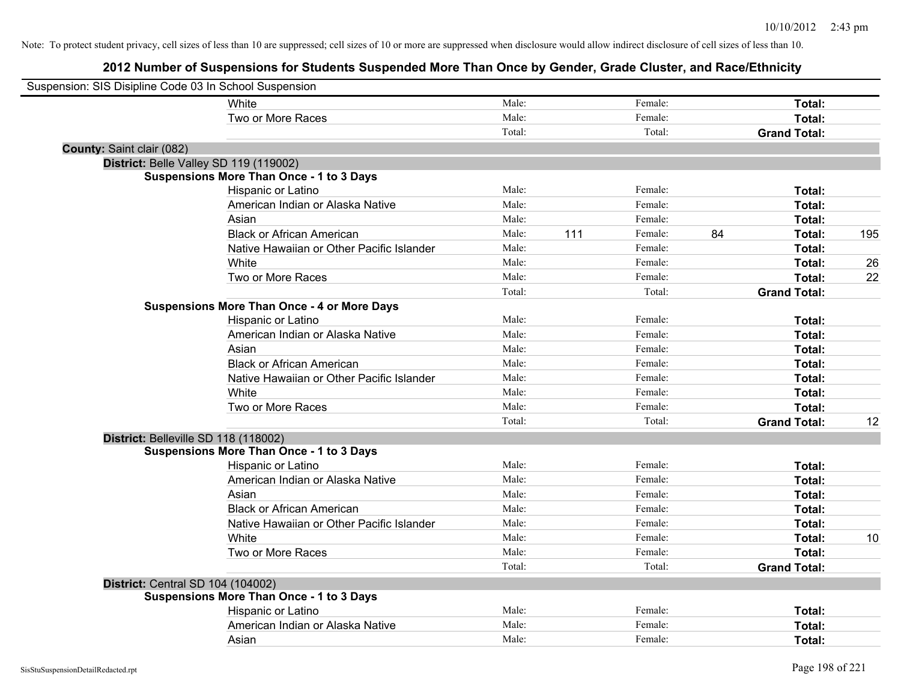Note: To protect student privacy, cell sizes of less than 10 are suppressed; cell sizes of 10 or more are suppressed when disclosure would allow indirect disclosure of cell sizes of less than 10.

# 2012 Number of Suspensions for Students Suspended More Than Once by Gender, Grade Cluster, and Race/Ethnicity

Suspension: SIS Disipline Code 03 In School Suspension

| | | | | | | |
|---|---|---|---|---|---|---|
| White | Male: | | Female: | | **Total:** | |
| Two or More Races | Male: | | Female: | | **Total:** | |
| | Total: | | Total: | | **Grand Total:** | |

**County:** Saint clair (082)

**District:** Belle Valley SD 119 (119002)

**Suspensions More Than Once - 1 to 3 Days**

| | | | | | | |
|---|---|---|---|---|---|---|
| Hispanic or Latino | Male: | | Female: | | **Total:** | |
| American Indian or Alaska Native | Male: | | Female: | | **Total:** | |
| Asian | Male: | | Female: | | **Total:** | |
| Black or African American | Male: | 111 | Female: | 84 | **Total:** | 195 |
| Native Hawaiian or Other Pacific Islander | Male: | | Female: | | **Total:** | |
| White | Male: | | Female: | | **Total:** | 26 |
| Two or More Races | Male: | | Female: | | **Total:** | 22 |
| | Total: | | Total: | | **Grand Total:** | |

**Suspensions More Than Once - 4 or More Days**

| | | | | | | |
|---|---|---|---|---|---|---|
| Hispanic or Latino | Male: | | Female: | | **Total:** | |
| American Indian or Alaska Native | Male: | | Female: | | **Total:** | |
| Asian | Male: | | Female: | | **Total:** | |
| Black or African American | Male: | | Female: | | **Total:** | |
| Native Hawaiian or Other Pacific Islander | Male: | | Female: | | **Total:** | |
| White | Male: | | Female: | | **Total:** | |
| Two or More Races | Male: | | Female: | | **Total:** | |
| | Total: | | Total: | | **Grand Total:** | 12 |

**District:** Belleville SD 118 (118002)

**Suspensions More Than Once - 1 to 3 Days**

| | | | | | | |
|---|---|---|---|---|---|---|
| Hispanic or Latino | Male: | | Female: | | **Total:** | |
| American Indian or Alaska Native | Male: | | Female: | | **Total:** | |
| Asian | Male: | | Female: | | **Total:** | |
| Black or African American | Male: | | Female: | | **Total:** | |
| Native Hawaiian or Other Pacific Islander | Male: | | Female: | | **Total:** | |
| White | Male: | | Female: | | **Total:** | 10 |
| Two or More Races | Male: | | Female: | | **Total:** | |
| | Total: | | Total: | | **Grand Total:** | |

**District:** Central SD 104 (104002)

**Suspensions More Than Once - 1 to 3 Days**

| | | | | | | |
|---|---|---|---|---|---|---|
| Hispanic or Latino | Male: | | Female: | | **Total:** | |
| American Indian or Alaska Native | Male: | | Female: | | **Total:** | |
| Asian | Male: | | Female: | | **Total:** | |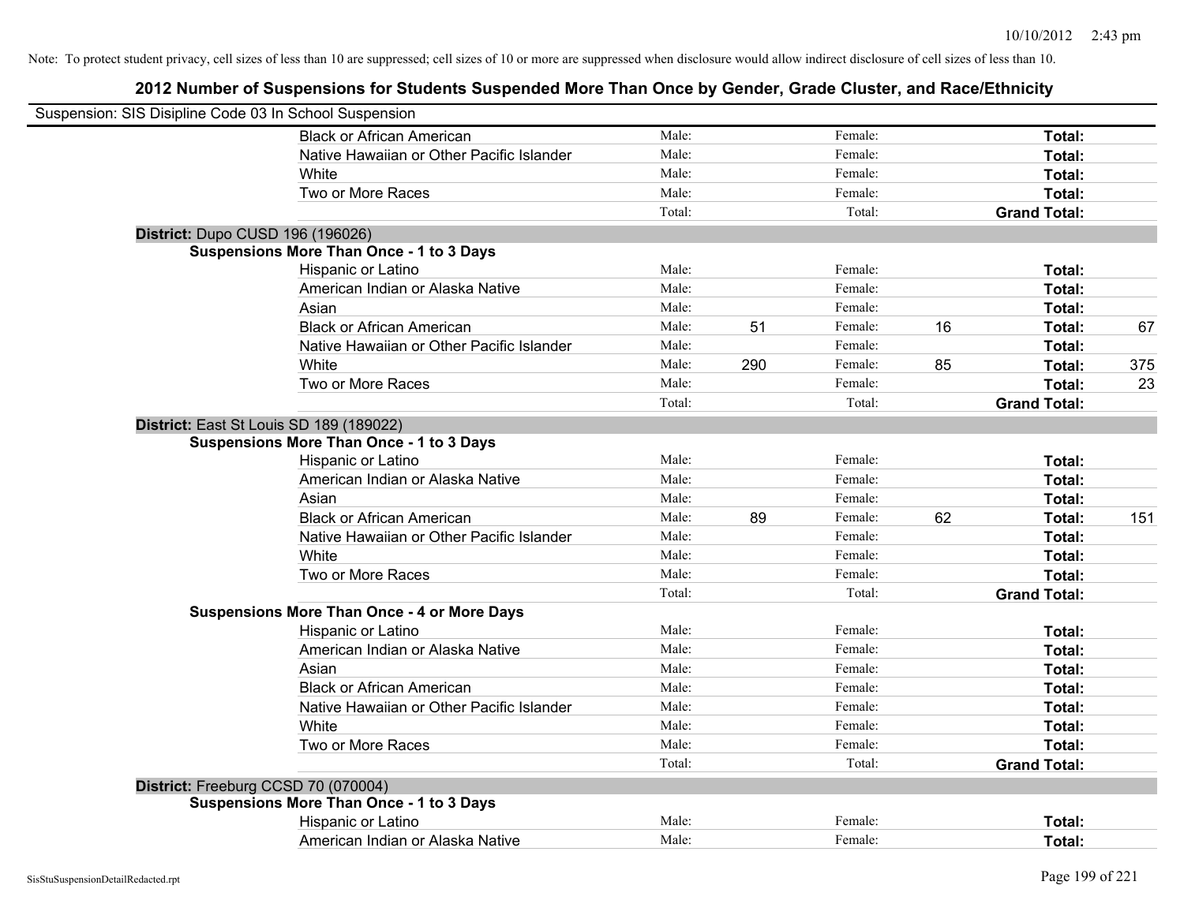Note: To protect student privacy, cell sizes of less than 10 are suppressed; cell sizes of 10 or more are suppressed when disclosure would allow indirect disclosure of cell sizes of less than 10.

## 2012 Number of Suspensions for Students Suspended More Than Once by Gender, Grade Cluster, and Race/Ethnicity

Suspension: SIS Disipline Code 03 In School Suspension

| | | | | | | |
|---|---|---|---|---|---|---|
| Black or African American | Male: | | Female: | | **Total:** | |
| Native Hawaiian or Other Pacific Islander | Male: | | Female: | | **Total:** | |
| White | Male: | | Female: | | **Total:** | |
| Two or More Races | Male: | | Female: | | **Total:** | |
| | Total: | | Total: | | **Grand Total:** | |

**District:** Dupo CUSD 196 (196026)

**Suspensions More Than Once - 1 to 3 Days**

| | | | | | | |
|---|---|---|---|---|---|---|
| Hispanic or Latino | Male: | | Female: | | **Total:** | |
| American Indian or Alaska Native | Male: | | Female: | | **Total:** | |
| Asian | Male: | | Female: | | **Total:** | |
| Black or African American | Male: | 51 | Female: | 16 | **Total:** | 67 |
| Native Hawaiian or Other Pacific Islander | Male: | | Female: | | **Total:** | |
| White | Male: | 290 | Female: | 85 | **Total:** | 375 |
| Two or More Races | Male: | | Female: | | **Total:** | 23 |
| | Total: | | Total: | | **Grand Total:** | |

**District:** East St Louis SD 189 (189022)

**Suspensions More Than Once - 1 to 3 Days**

| | | | | | | |
|---|---|---|---|---|---|---|
| Hispanic or Latino | Male: | | Female: | | **Total:** | |
| American Indian or Alaska Native | Male: | | Female: | | **Total:** | |
| Asian | Male: | | Female: | | **Total:** | |
| Black or African American | Male: | 89 | Female: | 62 | **Total:** | 151 |
| Native Hawaiian or Other Pacific Islander | Male: | | Female: | | **Total:** | |
| White | Male: | | Female: | | **Total:** | |
| Two or More Races | Male: | | Female: | | **Total:** | |
| | Total: | | Total: | | **Grand Total:** | |

**Suspensions More Than Once - 4 or More Days**

| | | | | | | |
|---|---|---|---|---|---|---|
| Hispanic or Latino | Male: | | Female: | | **Total:** | |
| American Indian or Alaska Native | Male: | | Female: | | **Total:** | |
| Asian | Male: | | Female: | | **Total:** | |
| Black or African American | Male: | | Female: | | **Total:** | |
| Native Hawaiian or Other Pacific Islander | Male: | | Female: | | **Total:** | |
| White | Male: | | Female: | | **Total:** | |
| Two or More Races | Male: | | Female: | | **Total:** | |
| | Total: | | Total: | | **Grand Total:** | |

**District:** Freeburg CCSD 70 (070004)

**Suspensions More Than Once - 1 to 3 Days**

| | | | | | | |
|---|---|---|---|---|---|---|
| Hispanic or Latino | Male: | | Female: | | **Total:** | |
| American Indian or Alaska Native | Male: | | Female: | | **Total:** | |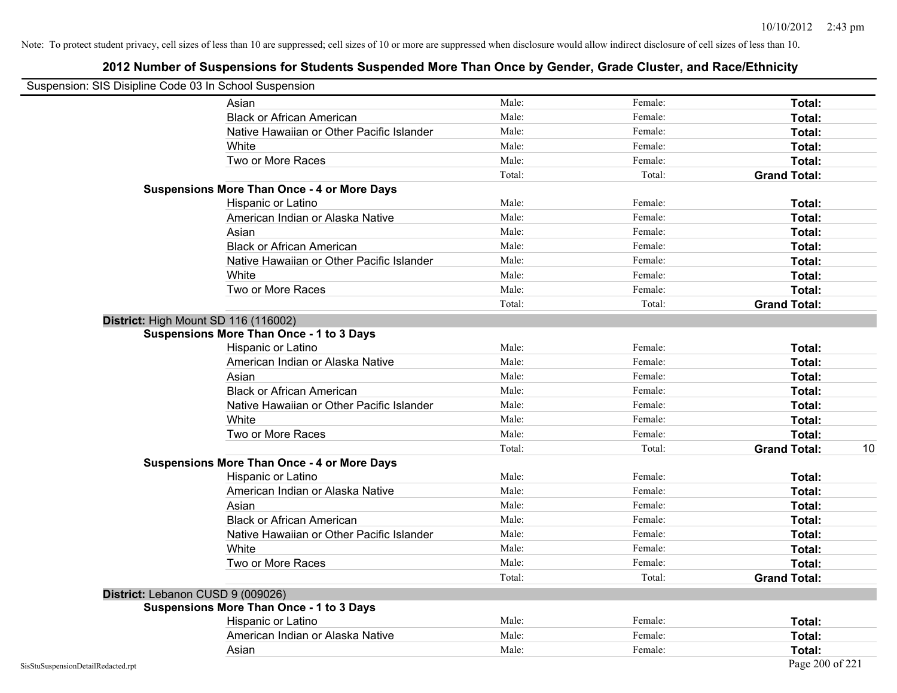Note: To protect student privacy, cell sizes of less than 10 are suppressed; cell sizes of 10 or more are suppressed when disclosure would allow indirect disclosure of cell sizes of less than 10.

## 2012 Number of Suspensions for Students Suspended More Than Once by Gender, Grade Cluster, and Race/Ethnicity

Suspension: SIS Disipline Code 03 In School Suspension

| | | | | |
|---|---|---|---|---|
| Asian | Male: | Female: | **Total:** | |
| Black or African American | Male: | Female: | **Total:** | |
| Native Hawaiian or Other Pacific Islander | Male: | Female: | **Total:** | |
| White | Male: | Female: | **Total:** | |
| Two or More Races | Male: | Female: | **Total:** | |
| | Total: | Total: | **Grand Total:** | |

**Suspensions More Than Once - 4 or More Days**

| | | | | |
|---|---|---|---|---|
| Hispanic or Latino | Male: | Female: | **Total:** | |
| American Indian or Alaska Native | Male: | Female: | **Total:** | |
| Asian | Male: | Female: | **Total:** | |
| Black or African American | Male: | Female: | **Total:** | |
| Native Hawaiian or Other Pacific Islander | Male: | Female: | **Total:** | |
| White | Male: | Female: | **Total:** | |
| Two or More Races | Male: | Female: | **Total:** | |
| | Total: | Total: | **Grand Total:** | |

**District:** High Mount SD 116 (116002)

**Suspensions More Than Once - 1 to 3 Days**

| | | | | |
|---|---|---|---|---|
| Hispanic or Latino | Male: | Female: | **Total:** | |
| American Indian or Alaska Native | Male: | Female: | **Total:** | |
| Asian | Male: | Female: | **Total:** | |
| Black or African American | Male: | Female: | **Total:** | |
| Native Hawaiian or Other Pacific Islander | Male: | Female: | **Total:** | |
| White | Male: | Female: | **Total:** | |
| Two or More Races | Male: | Female: | **Total:** | |
| | Total: | Total: | **Grand Total:** | 10 |

**Suspensions More Than Once - 4 or More Days**

| | | | | |
|---|---|---|---|---|
| Hispanic or Latino | Male: | Female: | **Total:** | |
| American Indian or Alaska Native | Male: | Female: | **Total:** | |
| Asian | Male: | Female: | **Total:** | |
| Black or African American | Male: | Female: | **Total:** | |
| Native Hawaiian or Other Pacific Islander | Male: | Female: | **Total:** | |
| White | Male: | Female: | **Total:** | |
| Two or More Races | Male: | Female: | **Total:** | |
| | Total: | Total: | **Grand Total:** | |

**District:** Lebanon CUSD 9 (009026)

**Suspensions More Than Once - 1 to 3 Days**

| | | | | |
|---|---|---|---|---|
| Hispanic or Latino | Male: | Female: | **Total:** | |
| American Indian or Alaska Native | Male: | Female: | **Total:** | |
| Asian | Male: | Female: | **Total:** | |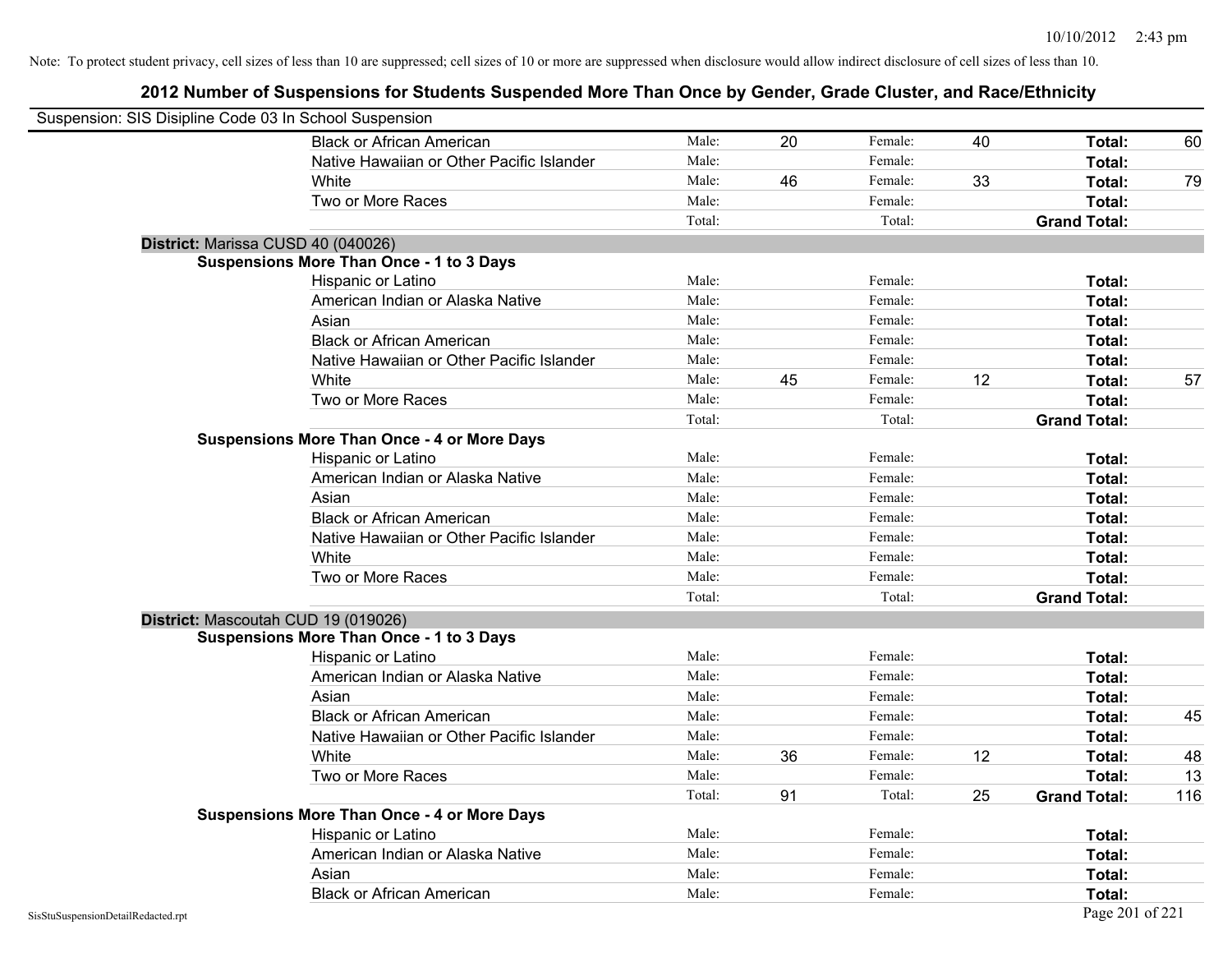Note: To protect student privacy, cell sizes of less than 10 are suppressed; cell sizes of 10 or more are suppressed when disclosure would allow indirect disclosure of cell sizes of less than 10.

## 2012 Number of Suspensions for Students Suspended More Than Once by Gender, Grade Cluster, and Race/Ethnicity

Suspension: SIS Disipline Code 03 In School Suspension

| | | | | | | |
|---|---|---|---|---|---|---|
| Black or African American | Male: | 20 | Female: | 40 | **Total:** | 60 |
| Native Hawaiian or Other Pacific Islander | Male: | | Female: | | **Total:** | |
| White | Male: | 46 | Female: | 33 | **Total:** | 79 |
| Two or More Races | Male: | | Female: | | **Total:** | |
| | Total: | | Total: | | **Grand Total:** | |

**District:** Marissa CUSD 40 (040026)

**Suspensions More Than Once - 1 to 3 Days**

| | | | | | | |
|---|---|---|---|---|---|---|
| Hispanic or Latino | Male: | | Female: | | **Total:** | |
| American Indian or Alaska Native | Male: | | Female: | | **Total:** | |
| Asian | Male: | | Female: | | **Total:** | |
| Black or African American | Male: | | Female: | | **Total:** | |
| Native Hawaiian or Other Pacific Islander | Male: | | Female: | | **Total:** | |
| White | Male: | 45 | Female: | 12 | **Total:** | 57 |
| Two or More Races | Male: | | Female: | | **Total:** | |
| | Total: | | Total: | | **Grand Total:** | |

**Suspensions More Than Once - 4 or More Days**

| | | | | | | |
|---|---|---|---|---|---|---|
| Hispanic or Latino | Male: | | Female: | | **Total:** | |
| American Indian or Alaska Native | Male: | | Female: | | **Total:** | |
| Asian | Male: | | Female: | | **Total:** | |
| Black or African American | Male: | | Female: | | **Total:** | |
| Native Hawaiian or Other Pacific Islander | Male: | | Female: | | **Total:** | |
| White | Male: | | Female: | | **Total:** | |
| Two or More Races | Male: | | Female: | | **Total:** | |
| | Total: | | Total: | | **Grand Total:** | |

**District:** Mascoutah CUD 19 (019026)

**Suspensions More Than Once - 1 to 3 Days**

| | | | | | | |
|---|---|---|---|---|---|---|
| Hispanic or Latino | Male: | | Female: | | **Total:** | |
| American Indian or Alaska Native | Male: | | Female: | | **Total:** | |
| Asian | Male: | | Female: | | **Total:** | |
| Black or African American | Male: | | Female: | | **Total:** | 45 |
| Native Hawaiian or Other Pacific Islander | Male: | | Female: | | **Total:** | |
| White | Male: | 36 | Female: | 12 | **Total:** | 48 |
| Two or More Races | Male: | | Female: | | **Total:** | 13 |
| | Total: | 91 | Total: | 25 | **Grand Total:** | 116 |

**Suspensions More Than Once - 4 or More Days**

| | | | | | | |
|---|---|---|---|---|---|---|
| Hispanic or Latino | Male: | | Female: | | **Total:** | |
| American Indian or Alaska Native | Male: | | Female: | | **Total:** | |
| Asian | Male: | | Female: | | **Total:** | |
| Black or African American | Male: | | Female: | | **Total:** | |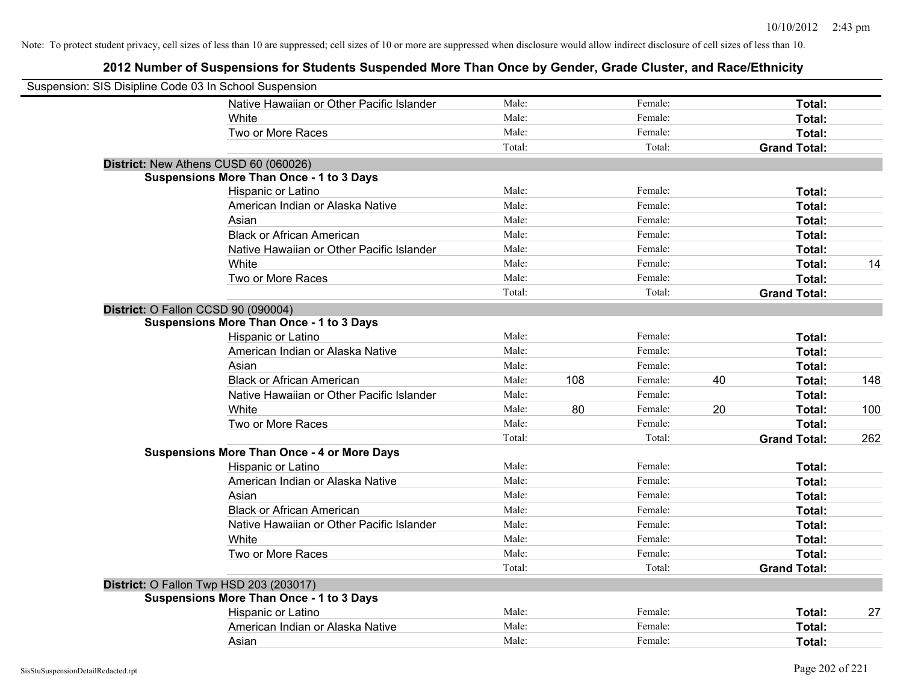Note: To protect student privacy, cell sizes of less than 10 are suppressed; cell sizes of 10 or more are suppressed when disclosure would allow indirect disclosure of cell sizes of less than 10.

# 2012 Number of Suspensions for Students Suspended More Than Once by Gender, Grade Cluster, and Race/Ethnicity

Suspension: SIS Disipline Code 03 In School Suspension

| | | | | | | | |
|---|---|---|---|---|---|---|---|
| Native Hawaiian or Other Pacific Islander | Male: | | Female: | | **Total:** | |
| White | Male: | | Female: | | **Total:** | |
| Two or More Races | Male: | | Female: | | **Total:** | |
| | Total: | | Total: | | **Grand Total:** | |

**District:** New Athens CUSD 60 (060026)

**Suspensions More Than Once - 1 to 3 Days**

| | | | | | | |
|---|---|---|---|---|---|---|
| Hispanic or Latino | Male: | | Female: | | **Total:** | |
| American Indian or Alaska Native | Male: | | Female: | | **Total:** | |
| Asian | Male: | | Female: | | **Total:** | |
| Black or African American | Male: | | Female: | | **Total:** | |
| Native Hawaiian or Other Pacific Islander | Male: | | Female: | | **Total:** | |
| White | Male: | | Female: | | **Total:** | 14 |
| Two or More Races | Male: | | Female: | | **Total:** | |
| | Total: | | Total: | | **Grand Total:** | |

**District:** O Fallon CCSD 90 (090004)

**Suspensions More Than Once - 1 to 3 Days**

| | | | | | | |
|---|---|---|---|---|---|---|
| Hispanic or Latino | Male: | | Female: | | **Total:** | |
| American Indian or Alaska Native | Male: | | Female: | | **Total:** | |
| Asian | Male: | | Female: | | **Total:** | |
| Black or African American | Male: | 108 | Female: | 40 | **Total:** | 148 |
| Native Hawaiian or Other Pacific Islander | Male: | | Female: | | **Total:** | |
| White | Male: | 80 | Female: | 20 | **Total:** | 100 |
| Two or More Races | Male: | | Female: | | **Total:** | |
| | Total: | | Total: | | **Grand Total:** | 262 |

**Suspensions More Than Once - 4 or More Days**

| | | | | | | |
|---|---|---|---|---|---|---|
| Hispanic or Latino | Male: | | Female: | | **Total:** | |
| American Indian or Alaska Native | Male: | | Female: | | **Total:** | |
| Asian | Male: | | Female: | | **Total:** | |
| Black or African American | Male: | | Female: | | **Total:** | |
| Native Hawaiian or Other Pacific Islander | Male: | | Female: | | **Total:** | |
| White | Male: | | Female: | | **Total:** | |
| Two or More Races | Male: | | Female: | | **Total:** | |
| | Total: | | Total: | | **Grand Total:** | |

**District:** O Fallon Twp HSD 203 (203017)

**Suspensions More Than Once - 1 to 3 Days**

| | | | | | | |
|---|---|---|---|---|---|---|
| Hispanic or Latino | Male: | | Female: | | **Total:** | 27 |
| American Indian or Alaska Native | Male: | | Female: | | **Total:** | |
| Asian | Male: | | Female: | | **Total:** | |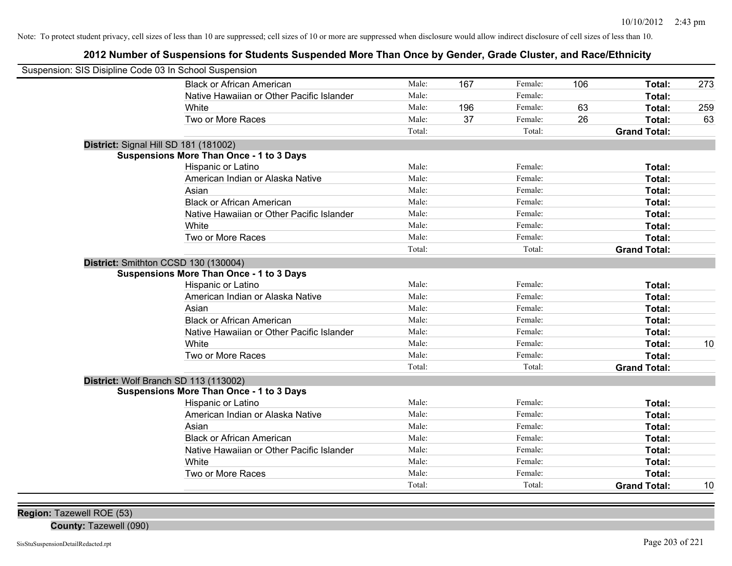Note: To protect student privacy, cell sizes of less than 10 are suppressed; cell sizes of 10 or more are suppressed when disclosure would allow indirect disclosure of cell sizes of less than 10.

## 2012 Number of Suspensions for Students Suspended More Than Once by Gender, Grade Cluster, and Race/Ethnicity

Suspension: SIS Disipline Code 03 In School Suspension

| | | | | | | |
|---|---|---|---|---|---|---|
| Black or African American | Male: | 167 | Female: | 106 | **Total:** | 273 |
| Native Hawaiian or Other Pacific Islander | Male: | | Female: | | **Total:** | |
| White | Male: | 196 | Female: | 63 | **Total:** | 259 |
| Two or More Races | Male: | 37 | Female: | 26 | **Total:** | 63 |
| | Total: | | Total: | | **Grand Total:** | |

**District:** Signal Hill SD 181 (181002)

**Suspensions More Than Once - 1 to 3 Days**

| | | | | | | |
|---|---|---|---|---|---|---|
| Hispanic or Latino | Male: | | Female: | | **Total:** | |
| American Indian or Alaska Native | Male: | | Female: | | **Total:** | |
| Asian | Male: | | Female: | | **Total:** | |
| Black or African American | Male: | | Female: | | **Total:** | |
| Native Hawaiian or Other Pacific Islander | Male: | | Female: | | **Total:** | |
| White | Male: | | Female: | | **Total:** | |
| Two or More Races | Male: | | Female: | | **Total:** | |
| | Total: | | Total: | | **Grand Total:** | |

**District:** Smithton CCSD 130 (130004)

**Suspensions More Than Once - 1 to 3 Days**

| | | | | | | |
|---|---|---|---|---|---|---|
| Hispanic or Latino | Male: | | Female: | | **Total:** | |
| American Indian or Alaska Native | Male: | | Female: | | **Total:** | |
| Asian | Male: | | Female: | | **Total:** | |
| Black or African American | Male: | | Female: | | **Total:** | |
| Native Hawaiian or Other Pacific Islander | Male: | | Female: | | **Total:** | |
| White | Male: | | Female: | | **Total:** | 10 |
| Two or More Races | Male: | | Female: | | **Total:** | |
| | Total: | | Total: | | **Grand Total:** | |

**District:** Wolf Branch SD 113 (113002)

**Suspensions More Than Once - 1 to 3 Days**

| | | | | | | |
|---|---|---|---|---|---|---|
| Hispanic or Latino | Male: | | Female: | | **Total:** | |
| American Indian or Alaska Native | Male: | | Female: | | **Total:** | |
| Asian | Male: | | Female: | | **Total:** | |
| Black or African American | Male: | | Female: | | **Total:** | |
| Native Hawaiian or Other Pacific Islander | Male: | | Female: | | **Total:** | |
| White | Male: | | Female: | | **Total:** | |
| Two or More Races | Male: | | Female: | | **Total:** | |
| | Total: | | Total: | | **Grand Total:** | 10 |

**Region:** Tazewell ROE (53)

**County:** Tazewell (090)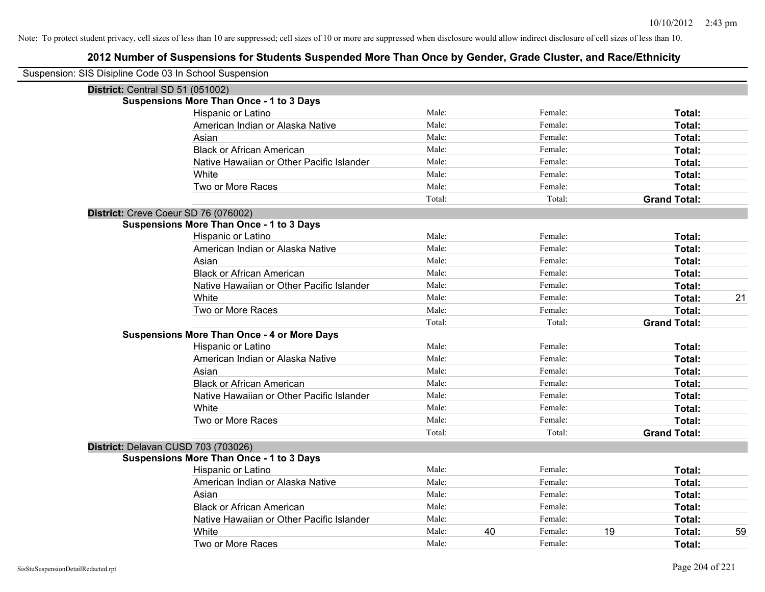Note: To protect student privacy, cell sizes of less than 10 are suppressed; cell sizes of 10 or more are suppressed when disclosure would allow indirect disclosure of cell sizes of less than 10.

## 2012 Number of Suspensions for Students Suspended More Than Once by Gender, Grade Cluster, and Race/Ethnicity

Suspension: SIS Disipline Code 03 In School Suspension

### District: Central SD 51 (051002)

**Suspensions More Than Once - 1 to 3 Days**

| Race/Ethnicity | | | | | | |
|---|---|---|---|---|---|---|
| Hispanic or Latino | Male: | | Female: | | **Total:** | |
| American Indian or Alaska Native | Male: | | Female: | | **Total:** | |
| Asian | Male: | | Female: | | **Total:** | |
| Black or African American | Male: | | Female: | | **Total:** | |
| Native Hawaiian or Other Pacific Islander | Male: | | Female: | | **Total:** | |
| White | Male: | | Female: | | **Total:** | |
| Two or More Races | Male: | | Female: | | **Total:** | |
| | Total: | | Total: | | **Grand Total:** | |

### District: Creve Coeur SD 76 (076002)

**Suspensions More Than Once - 1 to 3 Days**

| Race/Ethnicity | | | | | | |
|---|---|---|---|---|---|---|
| Hispanic or Latino | Male: | | Female: | | **Total:** | |
| American Indian or Alaska Native | Male: | | Female: | | **Total:** | |
| Asian | Male: | | Female: | | **Total:** | |
| Black or African American | Male: | | Female: | | **Total:** | |
| Native Hawaiian or Other Pacific Islander | Male: | | Female: | | **Total:** | |
| White | Male: | | Female: | | **Total:** | 21 |
| Two or More Races | Male: | | Female: | | **Total:** | |
| | Total: | | Total: | | **Grand Total:** | |

**Suspensions More Than Once - 4 or More Days**

| Race/Ethnicity | | | | | | |
|---|---|---|---|---|---|---|
| Hispanic or Latino | Male: | | Female: | | **Total:** | |
| American Indian or Alaska Native | Male: | | Female: | | **Total:** | |
| Asian | Male: | | Female: | | **Total:** | |
| Black or African American | Male: | | Female: | | **Total:** | |
| Native Hawaiian or Other Pacific Islander | Male: | | Female: | | **Total:** | |
| White | Male: | | Female: | | **Total:** | |
| Two or More Races | Male: | | Female: | | **Total:** | |
| | Total: | | Total: | | **Grand Total:** | |

### District: Delavan CUSD 703 (703026)

**Suspensions More Than Once - 1 to 3 Days**

| Race/Ethnicity | | | | | | |
|---|---|---|---|---|---|---|
| Hispanic or Latino | Male: | | Female: | | **Total:** | |
| American Indian or Alaska Native | Male: | | Female: | | **Total:** | |
| Asian | Male: | | Female: | | **Total:** | |
| Black or African American | Male: | | Female: | | **Total:** | |
| Native Hawaiian or Other Pacific Islander | Male: | | Female: | | **Total:** | |
| White | Male: | 40 | Female: | 19 | **Total:** | 59 |
| Two or More Races | Male: | | Female: | | **Total:** | |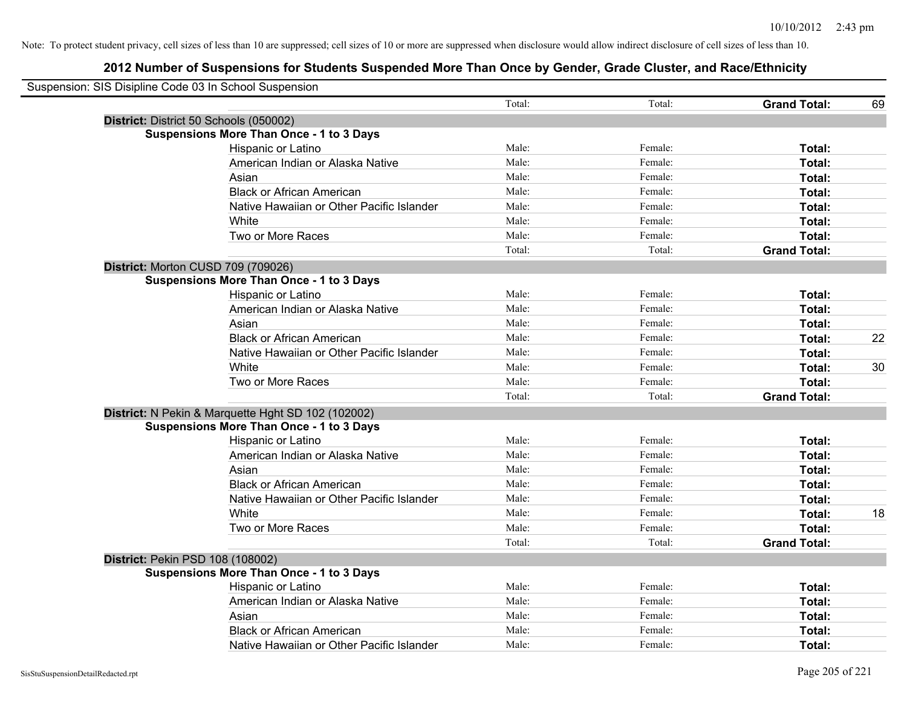Note: To protect student privacy, cell sizes of less than 10 are suppressed; cell sizes of 10 or more are suppressed when disclosure would allow indirect disclosure of cell sizes of less than 10.

## 2012 Number of Suspensions for Students Suspended More Than Once by Gender, Grade Cluster, and Race/Ethnicity

Suspension: SIS Disipline Code 03 In School Suspension

| | | | | |
|---|---|---|---|---|
| | Total: | Total: | **Grand Total:** | 69 |
| **District:** District 50 Schools (050002) | | | | |
| **Suspensions More Than Once - 1 to 3 Days** | | | | |
| Hispanic or Latino | Male: | Female: | **Total:** | |
| American Indian or Alaska Native | Male: | Female: | **Total:** | |
| Asian | Male: | Female: | **Total:** | |
| Black or African American | Male: | Female: | **Total:** | |
| Native Hawaiian or Other Pacific Islander | Male: | Female: | **Total:** | |
| White | Male: | Female: | **Total:** | |
| Two or More Races | Male: | Female: | **Total:** | |
| | Total: | Total: | **Grand Total:** | |
| **District:** Morton CUSD 709 (709026) | | | | |
| **Suspensions More Than Once - 1 to 3 Days** | | | | |
| Hispanic or Latino | Male: | Female: | **Total:** | |
| American Indian or Alaska Native | Male: | Female: | **Total:** | |
| Asian | Male: | Female: | **Total:** | |
| Black or African American | Male: | Female: | **Total:** | 22 |
| Native Hawaiian or Other Pacific Islander | Male: | Female: | **Total:** | |
| White | Male: | Female: | **Total:** | 30 |
| Two or More Races | Male: | Female: | **Total:** | |
| | Total: | Total: | **Grand Total:** | |
| **District:** N Pekin & Marquette Hght SD 102 (102002) | | | | |
| **Suspensions More Than Once - 1 to 3 Days** | | | | |
| Hispanic or Latino | Male: | Female: | **Total:** | |
| American Indian or Alaska Native | Male: | Female: | **Total:** | |
| Asian | Male: | Female: | **Total:** | |
| Black or African American | Male: | Female: | **Total:** | |
| Native Hawaiian or Other Pacific Islander | Male: | Female: | **Total:** | |
| White | Male: | Female: | **Total:** | 18 |
| Two or More Races | Male: | Female: | **Total:** | |
| | Total: | Total: | **Grand Total:** | |
| **District:** Pekin PSD 108 (108002) | | | | |
| **Suspensions More Than Once - 1 to 3 Days** | | | | |
| Hispanic or Latino | Male: | Female: | **Total:** | |
| American Indian or Alaska Native | Male: | Female: | **Total:** | |
| Asian | Male: | Female: | **Total:** | |
| Black or African American | Male: | Female: | **Total:** | |
| Native Hawaiian or Other Pacific Islander | Male: | Female: | **Total:** | |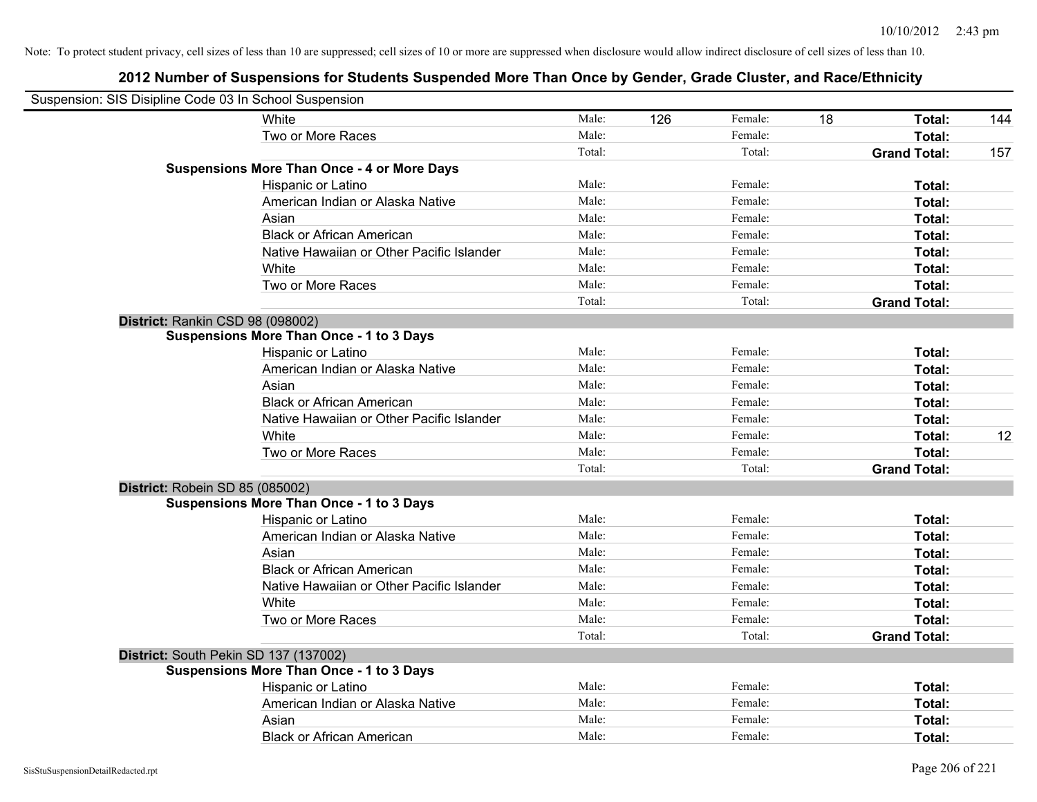Note: To protect student privacy, cell sizes of less than 10 are suppressed; cell sizes of 10 or more are suppressed when disclosure would allow indirect disclosure of cell sizes of less than 10.

# 2012 Number of Suspensions for Students Suspended More Than Once by Gender, Grade Cluster, and Race/Ethnicity

Suspension: SIS Disipline Code 03 In School Suspension

| | | | | | | |
|---|---|---|---|---|---|---|
| White | Male: | 126 | Female: | 18 | **Total:** | 144 |
| Two or More Races | Male: | | Female: | | **Total:** | |
| | Total: | | Total: | | **Grand Total:** | 157 |
| **Suspensions More Than Once - 4 or More Days** | | | | | | |
| Hispanic or Latino | Male: | | Female: | | **Total:** | |
| American Indian or Alaska Native | Male: | | Female: | | **Total:** | |
| Asian | Male: | | Female: | | **Total:** | |
| Black or African American | Male: | | Female: | | **Total:** | |
| Native Hawaiian or Other Pacific Islander | Male: | | Female: | | **Total:** | |
| White | Male: | | Female: | | **Total:** | |
| Two or More Races | Male: | | Female: | | **Total:** | |
| | Total: | | Total: | | **Grand Total:** | |
| **District:** Rankin CSD 98 (098002) | | | | | | |
| **Suspensions More Than Once - 1 to 3 Days** | | | | | | |
| Hispanic or Latino | Male: | | Female: | | **Total:** | |
| American Indian or Alaska Native | Male: | | Female: | | **Total:** | |
| Asian | Male: | | Female: | | **Total:** | |
| Black or African American | Male: | | Female: | | **Total:** | |
| Native Hawaiian or Other Pacific Islander | Male: | | Female: | | **Total:** | |
| White | Male: | | Female: | | **Total:** | 12 |
| Two or More Races | Male: | | Female: | | **Total:** | |
| | Total: | | Total: | | **Grand Total:** | |
| **District:** Robein SD 85 (085002) | | | | | | |
| **Suspensions More Than Once - 1 to 3 Days** | | | | | | |
| Hispanic or Latino | Male: | | Female: | | **Total:** | |
| American Indian or Alaska Native | Male: | | Female: | | **Total:** | |
| Asian | Male: | | Female: | | **Total:** | |
| Black or African American | Male: | | Female: | | **Total:** | |
| Native Hawaiian or Other Pacific Islander | Male: | | Female: | | **Total:** | |
| White | Male: | | Female: | | **Total:** | |
| Two or More Races | Male: | | Female: | | **Total:** | |
| | Total: | | Total: | | **Grand Total:** | |
| **District:** South Pekin SD 137 (137002) | | | | | | |
| **Suspensions More Than Once - 1 to 3 Days** | | | | | | |
| Hispanic or Latino | Male: | | Female: | | **Total:** | |
| American Indian or Alaska Native | Male: | | Female: | | **Total:** | |
| Asian | Male: | | Female: | | **Total:** | |
| Black or African American | Male: | | Female: | | **Total:** | |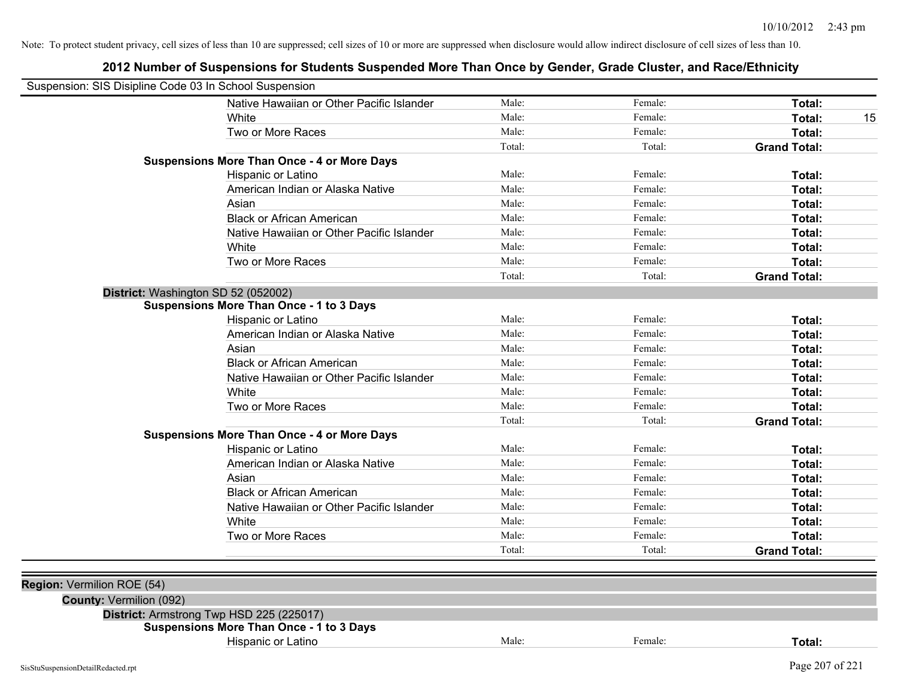Note: To protect student privacy, cell sizes of less than 10 are suppressed; cell sizes of 10 or more are suppressed when disclosure would allow indirect disclosure of cell sizes of less than 10.

# 2012 Number of Suspensions for Students Suspended More Than Once by Gender, Grade Cluster, and Race/Ethnicity

Suspension: SIS Disipline Code 03 In School Suspension

| | | | | |
|---|---|---|---|---|
| Native Hawaiian or Other Pacific Islander | Male: | Female: | **Total:** | |
| White | Male: | Female: | **Total:** | 15 |
| Two or More Races | Male: | Female: | **Total:** | |
| | Total: | Total: | **Grand Total:** | |

**Suspensions More Than Once - 4 or More Days**

| | | | | |
|---|---|---|---|---|
| Hispanic or Latino | Male: | Female: | **Total:** | |
| American Indian or Alaska Native | Male: | Female: | **Total:** | |
| Asian | Male: | Female: | **Total:** | |
| Black or African American | Male: | Female: | **Total:** | |
| Native Hawaiian or Other Pacific Islander | Male: | Female: | **Total:** | |
| White | Male: | Female: | **Total:** | |
| Two or More Races | Male: | Female: | **Total:** | |
| | Total: | Total: | **Grand Total:** | |

**District:** Washington SD 52 (052002)

**Suspensions More Than Once - 1 to 3 Days**

| | | | | |
|---|---|---|---|---|
| Hispanic or Latino | Male: | Female: | **Total:** | |
| American Indian or Alaska Native | Male: | Female: | **Total:** | |
| Asian | Male: | Female: | **Total:** | |
| Black or African American | Male: | Female: | **Total:** | |
| Native Hawaiian or Other Pacific Islander | Male: | Female: | **Total:** | |
| White | Male: | Female: | **Total:** | |
| Two or More Races | Male: | Female: | **Total:** | |
| | Total: | Total: | **Grand Total:** | |

**Suspensions More Than Once - 4 or More Days**

| | | | | |
|---|---|---|---|---|
| Hispanic or Latino | Male: | Female: | **Total:** | |
| American Indian or Alaska Native | Male: | Female: | **Total:** | |
| Asian | Male: | Female: | **Total:** | |
| Black or African American | Male: | Female: | **Total:** | |
| Native Hawaiian or Other Pacific Islander | Male: | Female: | **Total:** | |
| White | Male: | Female: | **Total:** | |
| Two or More Races | Male: | Female: | **Total:** | |
| | Total: | Total: | **Grand Total:** | |

**Region:** Vermilion ROE (54)

**County:** Vermilion (092)

**District:** Armstrong Twp HSD 225 (225017)

**Suspensions More Than Once - 1 to 3 Days**

| | | | | |
|---|---|---|---|---|
| Hispanic or Latino | Male: | Female: | **Total:** | |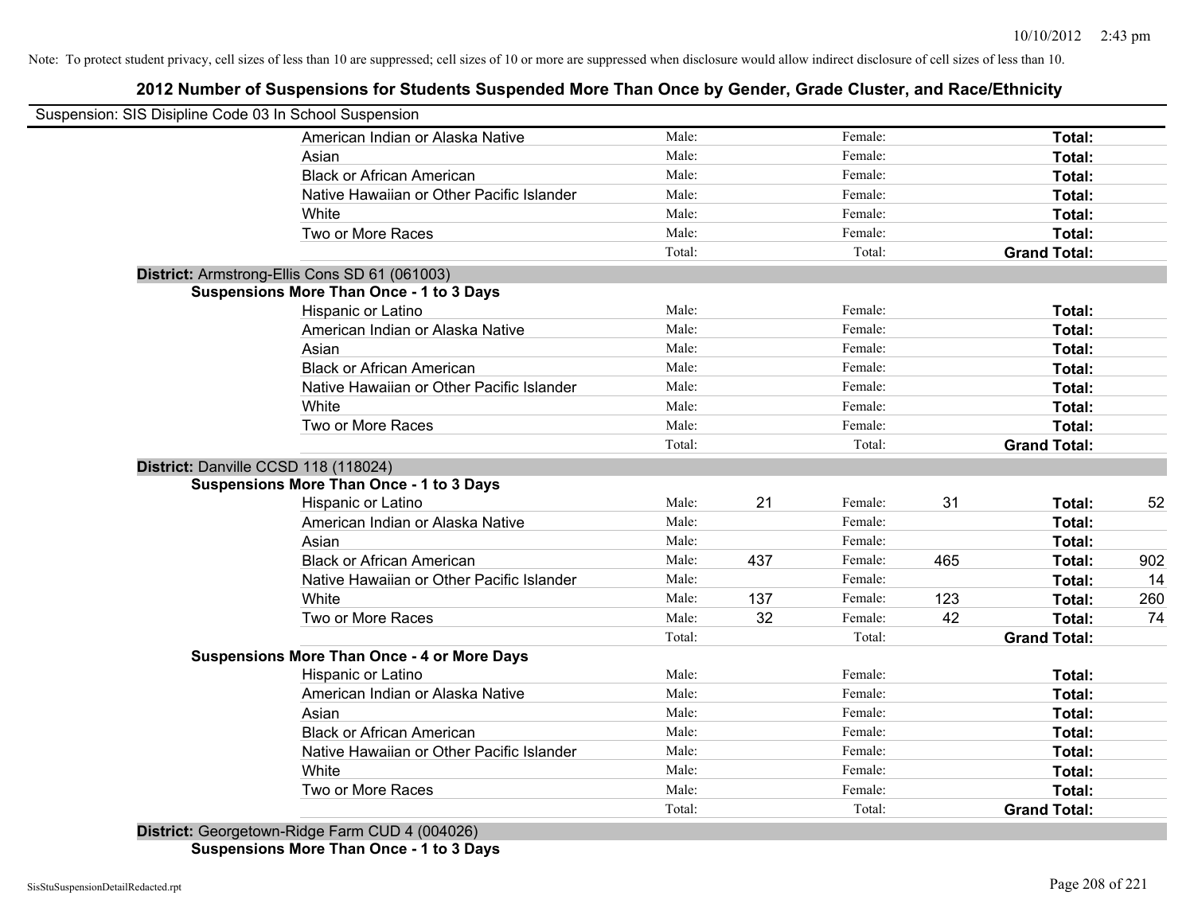Note: To protect student privacy, cell sizes of less than 10 are suppressed; cell sizes of 10 or more are suppressed when disclosure would allow indirect disclosure of cell sizes of less than 10.

# 2012 Number of Suspensions for Students Suspended More Than Once by Gender, Grade Cluster, and Race/Ethnicity

Suspension: SIS Disipline Code 03 In School Suspension

| | | | | | | |
|---|---|---|---|---|---|---|
| American Indian or Alaska Native | Male: | | Female: | | **Total:** | |
| Asian | Male: | | Female: | | **Total:** | |
| Black or African American | Male: | | Female: | | **Total:** | |
| Native Hawaiian or Other Pacific Islander | Male: | | Female: | | **Total:** | |
| White | Male: | | Female: | | **Total:** | |
| Two or More Races | Male: | | Female: | | **Total:** | |
| | Total: | | Total: | | **Grand Total:** | |

**District:** Armstrong-Ellis Cons SD 61 (061003)

**Suspensions More Than Once - 1 to 3 Days**

| | | | | | | |
|---|---|---|---|---|---|---|
| Hispanic or Latino | Male: | | Female: | | **Total:** | |
| American Indian or Alaska Native | Male: | | Female: | | **Total:** | |
| Asian | Male: | | Female: | | **Total:** | |
| Black or African American | Male: | | Female: | | **Total:** | |
| Native Hawaiian or Other Pacific Islander | Male: | | Female: | | **Total:** | |
| White | Male: | | Female: | | **Total:** | |
| Two or More Races | Male: | | Female: | | **Total:** | |
| | Total: | | Total: | | **Grand Total:** | |

**District:** Danville CCSD 118 (118024)

**Suspensions More Than Once - 1 to 3 Days**

| | | | | | | |
|---|---|---|---|---|---|---|
| Hispanic or Latino | Male: | 21 | Female: | 31 | **Total:** | 52 |
| American Indian or Alaska Native | Male: | | Female: | | **Total:** | |
| Asian | Male: | | Female: | | **Total:** | |
| Black or African American | Male: | 437 | Female: | 465 | **Total:** | 902 |
| Native Hawaiian or Other Pacific Islander | Male: | | Female: | | **Total:** | 14 |
| White | Male: | 137 | Female: | 123 | **Total:** | 260 |
| Two or More Races | Male: | 32 | Female: | 42 | **Total:** | 74 |
| | Total: | | Total: | | **Grand Total:** | |

**Suspensions More Than Once - 4 or More Days**

| | | | | | | |
|---|---|---|---|---|---|---|
| Hispanic or Latino | Male: | | Female: | | **Total:** | |
| American Indian or Alaska Native | Male: | | Female: | | **Total:** | |
| Asian | Male: | | Female: | | **Total:** | |
| Black or African American | Male: | | Female: | | **Total:** | |
| Native Hawaiian or Other Pacific Islander | Male: | | Female: | | **Total:** | |
| White | Male: | | Female: | | **Total:** | |
| Two or More Races | Male: | | Female: | | **Total:** | |
| | Total: | | Total: | | **Grand Total:** | |

**District:** Georgetown-Ridge Farm CUD 4 (004026)

**Suspensions More Than Once - 1 to 3 Days**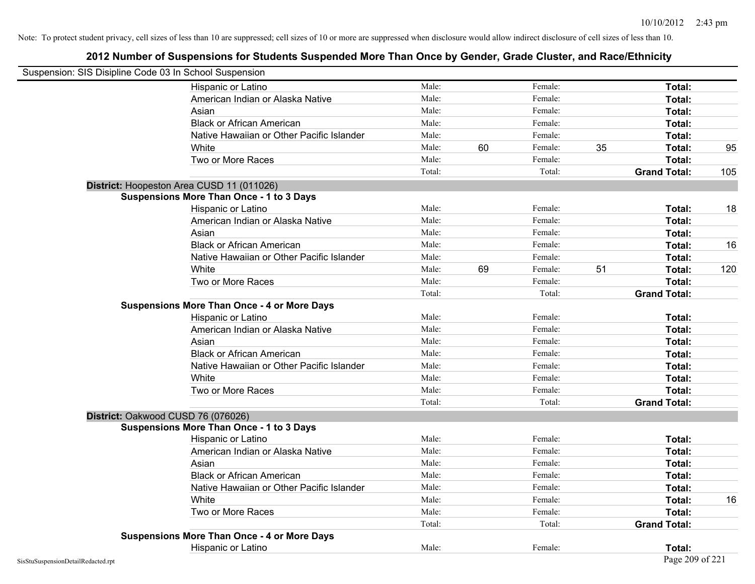Note: To protect student privacy, cell sizes of less than 10 are suppressed; cell sizes of 10 or more are suppressed when disclosure would allow indirect disclosure of cell sizes of less than 10.

# 2012 Number of Suspensions for Students Suspended More Than Once by Gender, Grade Cluster, and Race/Ethnicity

Suspension: SIS Disipline Code 03 In School Suspension

| | | | | | | |
|---|---|---|---|---|---|---|
| Hispanic or Latino | Male: | | Female: | | **Total:** | |
| American Indian or Alaska Native | Male: | | Female: | | **Total:** | |
| Asian | Male: | | Female: | | **Total:** | |
| Black or African American | Male: | | Female: | | **Total:** | |
| Native Hawaiian or Other Pacific Islander | Male: | | Female: | | **Total:** | |
| White | Male: | 60 | Female: | 35 | **Total:** | 95 |
| Two or More Races | Male: | | Female: | | **Total:** | |
| | Total: | | Total: | | **Grand Total:** | 105 |

**District:** Hoopeston Area CUSD 11 (011026)

**Suspensions More Than Once - 1 to 3 Days**

| | | | | | | |
|---|---|---|---|---|---|---|
| Hispanic or Latino | Male: | | Female: | | **Total:** | 18 |
| American Indian or Alaska Native | Male: | | Female: | | **Total:** | |
| Asian | Male: | | Female: | | **Total:** | |
| Black or African American | Male: | | Female: | | **Total:** | 16 |
| Native Hawaiian or Other Pacific Islander | Male: | | Female: | | **Total:** | |
| White | Male: | 69 | Female: | 51 | **Total:** | 120 |
| Two or More Races | Male: | | Female: | | **Total:** | |
| | Total: | | Total: | | **Grand Total:** | |

**Suspensions More Than Once - 4 or More Days**

| | | | | | | |
|---|---|---|---|---|---|---|
| Hispanic or Latino | Male: | | Female: | | **Total:** | |
| American Indian or Alaska Native | Male: | | Female: | | **Total:** | |
| Asian | Male: | | Female: | | **Total:** | |
| Black or African American | Male: | | Female: | | **Total:** | |
| Native Hawaiian or Other Pacific Islander | Male: | | Female: | | **Total:** | |
| White | Male: | | Female: | | **Total:** | |
| Two or More Races | Male: | | Female: | | **Total:** | |
| | Total: | | Total: | | **Grand Total:** | |

**District:** Oakwood CUSD 76 (076026)

**Suspensions More Than Once - 1 to 3 Days**

| | | | | | | |
|---|---|---|---|---|---|---|
| Hispanic or Latino | Male: | | Female: | | **Total:** | |
| American Indian or Alaska Native | Male: | | Female: | | **Total:** | |
| Asian | Male: | | Female: | | **Total:** | |
| Black or African American | Male: | | Female: | | **Total:** | |
| Native Hawaiian or Other Pacific Islander | Male: | | Female: | | **Total:** | |
| White | Male: | | Female: | | **Total:** | 16 |
| Two or More Races | Male: | | Female: | | **Total:** | |
| | Total: | | Total: | | **Grand Total:** | |

**Suspensions More Than Once - 4 or More Days**

| | | | | | | |
|---|---|---|---|---|---|---|
| Hispanic or Latino | Male: | | Female: | | **Total:** | |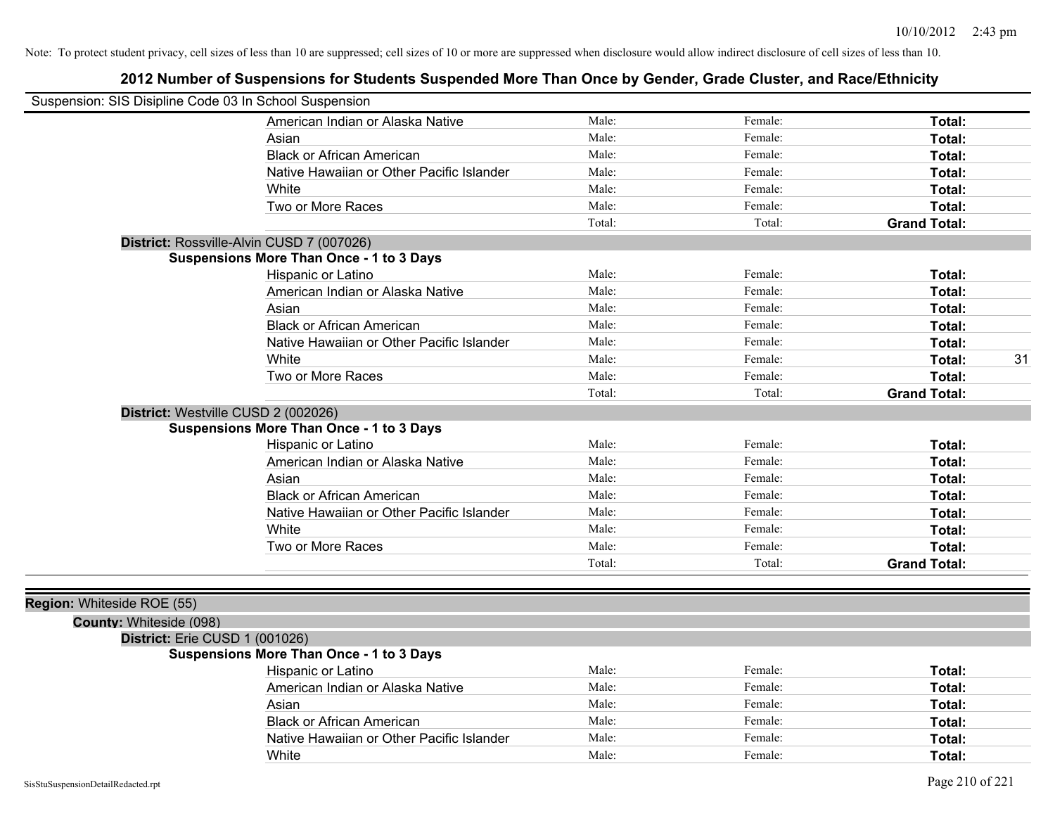Note: To protect student privacy, cell sizes of less than 10 are suppressed; cell sizes of 10 or more are suppressed when disclosure would allow indirect disclosure of cell sizes of less than 10.

# 2012 Number of Suspensions for Students Suspended More Than Once by Gender, Grade Cluster, and Race/Ethnicity

Suspension: SIS Disipline Code 03 In School Suspension

| | | | | |
|---|---|---|---|---|
| American Indian or Alaska Native | Male: | Female: | **Total:** | |
| Asian | Male: | Female: | **Total:** | |
| Black or African American | Male: | Female: | **Total:** | |
| Native Hawaiian or Other Pacific Islander | Male: | Female: | **Total:** | |
| White | Male: | Female: | **Total:** | |
| Two or More Races | Male: | Female: | **Total:** | |
| | Total: | Total: | **Grand Total:** | |

**District:** Rossville-Alvin CUSD 7 (007026)

**Suspensions More Than Once - 1 to 3 Days**

| | | | | |
|---|---|---|---|---|
| Hispanic or Latino | Male: | Female: | **Total:** | |
| American Indian or Alaska Native | Male: | Female: | **Total:** | |
| Asian | Male: | Female: | **Total:** | |
| Black or African American | Male: | Female: | **Total:** | |
| Native Hawaiian or Other Pacific Islander | Male: | Female: | **Total:** | |
| White | Male: | Female: | **Total:** | 31 |
| Two or More Races | Male: | Female: | **Total:** | |
| | Total: | Total: | **Grand Total:** | |

**District:** Westville CUSD 2 (002026)

**Suspensions More Than Once - 1 to 3 Days**

| | | | | |
|---|---|---|---|---|
| Hispanic or Latino | Male: | Female: | **Total:** | |
| American Indian or Alaska Native | Male: | Female: | **Total:** | |
| Asian | Male: | Female: | **Total:** | |
| Black or African American | Male: | Female: | **Total:** | |
| Native Hawaiian or Other Pacific Islander | Male: | Female: | **Total:** | |
| White | Male: | Female: | **Total:** | |
| Two or More Races | Male: | Female: | **Total:** | |
| | Total: | Total: | **Grand Total:** | |

**Region:** Whiteside ROE (55)

**County:** Whiteside (098)

**District:** Erie CUSD 1 (001026)

**Suspensions More Than Once - 1 to 3 Days**

| | | | | |
|---|---|---|---|---|
| Hispanic or Latino | Male: | Female: | **Total:** | |
| American Indian or Alaska Native | Male: | Female: | **Total:** | |
| Asian | Male: | Female: | **Total:** | |
| Black or African American | Male: | Female: | **Total:** | |
| Native Hawaiian or Other Pacific Islander | Male: | Female: | **Total:** | |
| White | Male: | Female: | **Total:** | |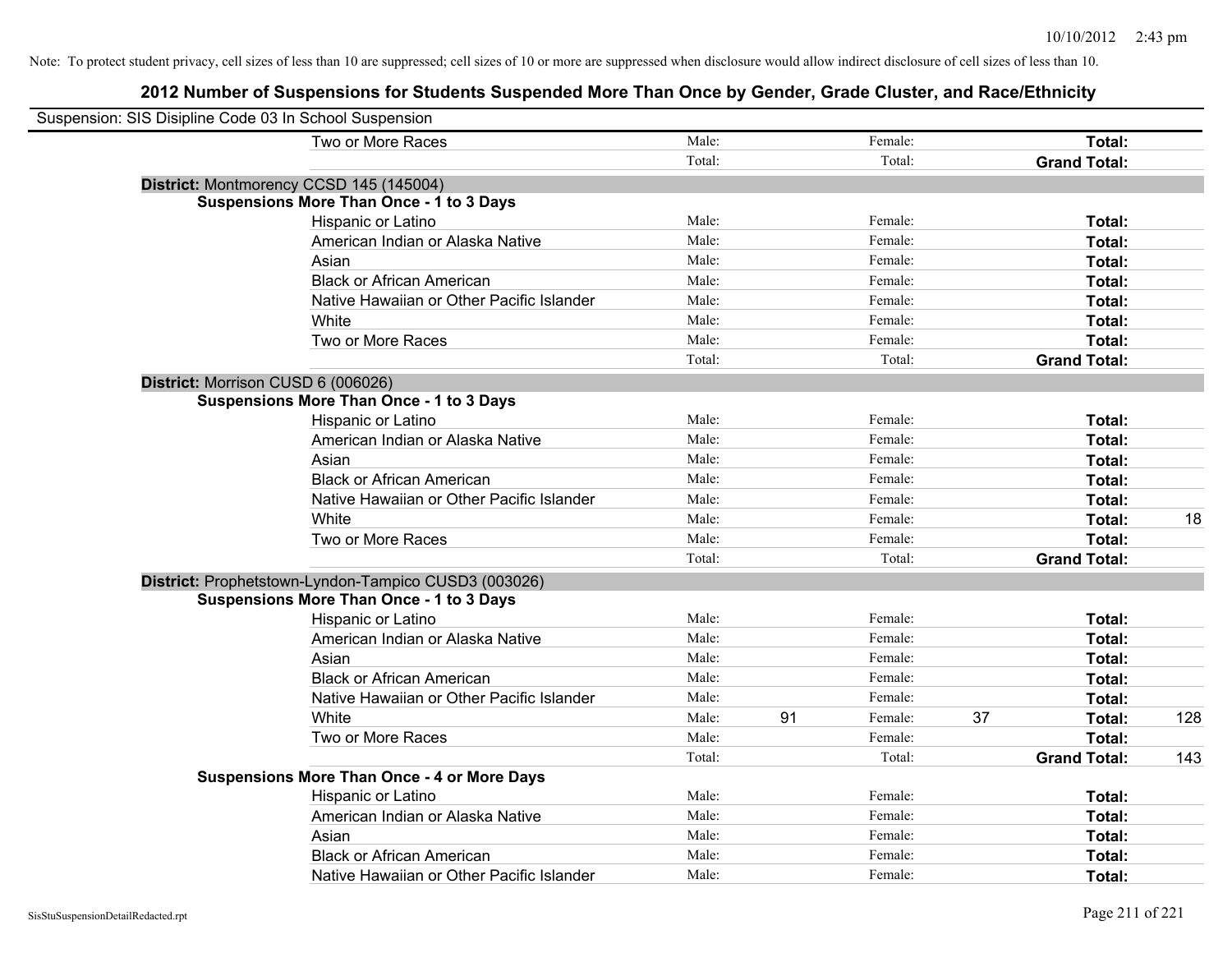10/10/2012 2:43 pm

Note: To protect student privacy, cell sizes of less than 10 are suppressed; cell sizes of 10 or more are suppressed when disclosure would allow indirect disclosure of cell sizes of less than 10.

## 2012 Number of Suspensions for Students Suspended More Than Once by Gender, Grade Cluster, and Race/Ethnicity

Suspension: SIS Disipline Code 03 In School Suspension

| | | | | | | |
|---|---|---|---|---|---|---|
| Two or More Races | Male: | | Female: | | **Total:** | |
| | Total: | | Total: | | **Grand Total:** | |

**District:** Montmorency CCSD 145 (145004)

**Suspensions More Than Once - 1 to 3 Days**

| | | | | | | |
|---|---|---|---|---|---|---|
| Hispanic or Latino | Male: | | Female: | | **Total:** | |
| American Indian or Alaska Native | Male: | | Female: | | **Total:** | |
| Asian | Male: | | Female: | | **Total:** | |
| Black or African American | Male: | | Female: | | **Total:** | |
| Native Hawaiian or Other Pacific Islander | Male: | | Female: | | **Total:** | |
| White | Male: | | Female: | | **Total:** | |
| Two or More Races | Male: | | Female: | | **Total:** | |
| | Total: | | Total: | | **Grand Total:** | |

**District:** Morrison CUSD 6 (006026)

**Suspensions More Than Once - 1 to 3 Days**

| | | | | | | |
|---|---|---|---|---|---|---|
| Hispanic or Latino | Male: | | Female: | | **Total:** | |
| American Indian or Alaska Native | Male: | | Female: | | **Total:** | |
| Asian | Male: | | Female: | | **Total:** | |
| Black or African American | Male: | | Female: | | **Total:** | |
| Native Hawaiian or Other Pacific Islander | Male: | | Female: | | **Total:** | |
| White | Male: | | Female: | | **Total:** | 18 |
| Two or More Races | Male: | | Female: | | **Total:** | |
| | Total: | | Total: | | **Grand Total:** | |

**District:** Prophetstown-Lyndon-Tampico CUSD3 (003026)

**Suspensions More Than Once - 1 to 3 Days**

| | | | | | | |
|---|---|---|---|---|---|---|
| Hispanic or Latino | Male: | | Female: | | **Total:** | |
| American Indian or Alaska Native | Male: | | Female: | | **Total:** | |
| Asian | Male: | | Female: | | **Total:** | |
| Black or African American | Male: | | Female: | | **Total:** | |
| Native Hawaiian or Other Pacific Islander | Male: | | Female: | | **Total:** | |
| White | Male: | 91 | Female: | 37 | **Total:** | 128 |
| Two or More Races | Male: | | Female: | | **Total:** | |
| | Total: | | Total: | | **Grand Total:** | 143 |

**Suspensions More Than Once - 4 or More Days**

| | | | | | | |
|---|---|---|---|---|---|---|
| Hispanic or Latino | Male: | | Female: | | **Total:** | |
| American Indian or Alaska Native | Male: | | Female: | | **Total:** | |
| Asian | Male: | | Female: | | **Total:** | |
| Black or African American | Male: | | Female: | | **Total:** | |
| Native Hawaiian or Other Pacific Islander | Male: | | Female: | | **Total:** | |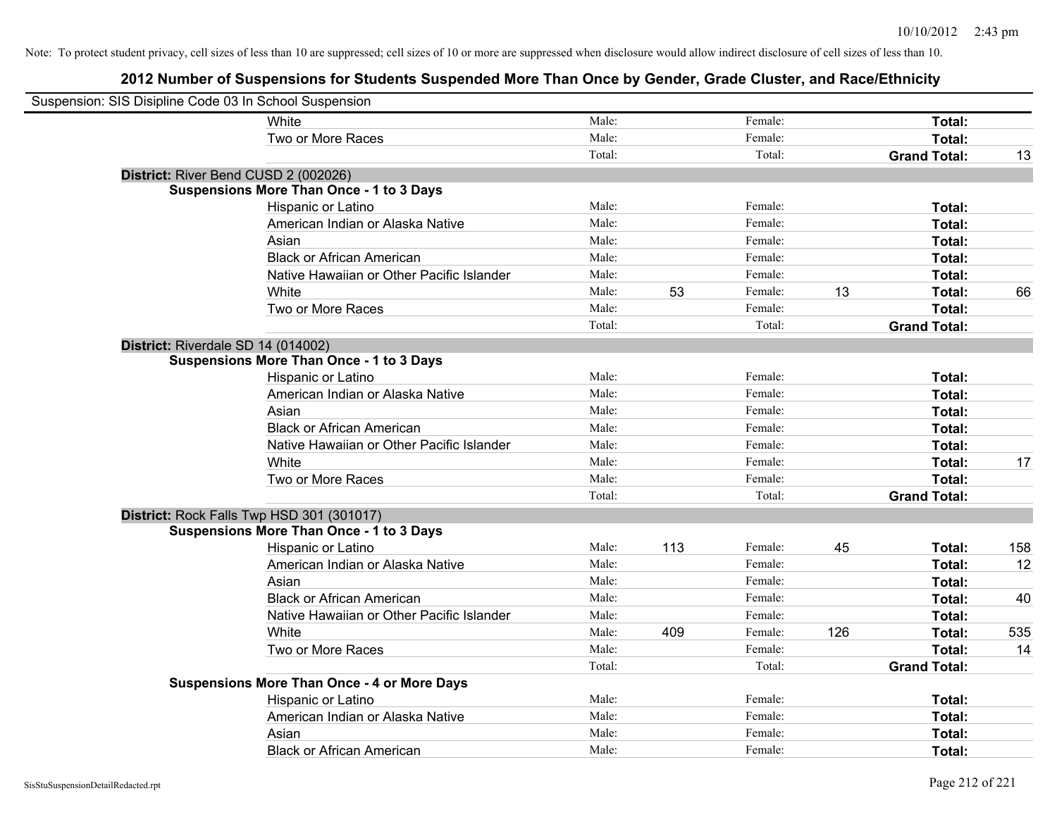Note: To protect student privacy, cell sizes of less than 10 are suppressed; cell sizes of 10 or more are suppressed when disclosure would allow indirect disclosure of cell sizes of less than 10.

# 2012 Number of Suspensions for Students Suspended More Than Once by Gender, Grade Cluster, and Race/Ethnicity

Suspension: SIS Disipline Code 03 In School Suspension

| | | | | | | |
|---|---|---|---|---|---|---|
| White | Male: | | Female: | | **Total:** | |
| Two or More Races | Male: | | Female: | | **Total:** | |
| | Total: | | Total: | | **Grand Total:** | 13 |

**District:** River Bend CUSD 2 (002026)

**Suspensions More Than Once - 1 to 3 Days**

| | | | | | | |
|---|---|---|---|---|---|---|
| Hispanic or Latino | Male: | | Female: | | **Total:** | |
| American Indian or Alaska Native | Male: | | Female: | | **Total:** | |
| Asian | Male: | | Female: | | **Total:** | |
| Black or African American | Male: | | Female: | | **Total:** | |
| Native Hawaiian or Other Pacific Islander | Male: | | Female: | | **Total:** | |
| White | Male: | 53 | Female: | 13 | **Total:** | 66 |
| Two or More Races | Male: | | Female: | | **Total:** | |
| | Total: | | Total: | | **Grand Total:** | |

**District:** Riverdale SD 14 (014002)

**Suspensions More Than Once - 1 to 3 Days**

| | | | | | | |
|---|---|---|---|---|---|---|
| Hispanic or Latino | Male: | | Female: | | **Total:** | |
| American Indian or Alaska Native | Male: | | Female: | | **Total:** | |
| Asian | Male: | | Female: | | **Total:** | |
| Black or African American | Male: | | Female: | | **Total:** | |
| Native Hawaiian or Other Pacific Islander | Male: | | Female: | | **Total:** | |
| White | Male: | | Female: | | **Total:** | 17 |
| Two or More Races | Male: | | Female: | | **Total:** | |
| | Total: | | Total: | | **Grand Total:** | |

**District:** Rock Falls Twp HSD 301 (301017)

**Suspensions More Than Once - 1 to 3 Days**

| | | | | | | |
|---|---|---|---|---|---|---|
| Hispanic or Latino | Male: | 113 | Female: | 45 | **Total:** | 158 |
| American Indian or Alaska Native | Male: | | Female: | | **Total:** | 12 |
| Asian | Male: | | Female: | | **Total:** | |
| Black or African American | Male: | | Female: | | **Total:** | 40 |
| Native Hawaiian or Other Pacific Islander | Male: | | Female: | | **Total:** | |
| White | Male: | 409 | Female: | 126 | **Total:** | 535 |
| Two or More Races | Male: | | Female: | | **Total:** | 14 |
| | Total: | | Total: | | **Grand Total:** | |

**Suspensions More Than Once - 4 or More Days**

| | | | | | | |
|---|---|---|---|---|---|---|
| Hispanic or Latino | Male: | | Female: | | **Total:** | |
| American Indian or Alaska Native | Male: | | Female: | | **Total:** | |
| Asian | Male: | | Female: | | **Total:** | |
| Black or African American | Male: | | Female: | | **Total:** | |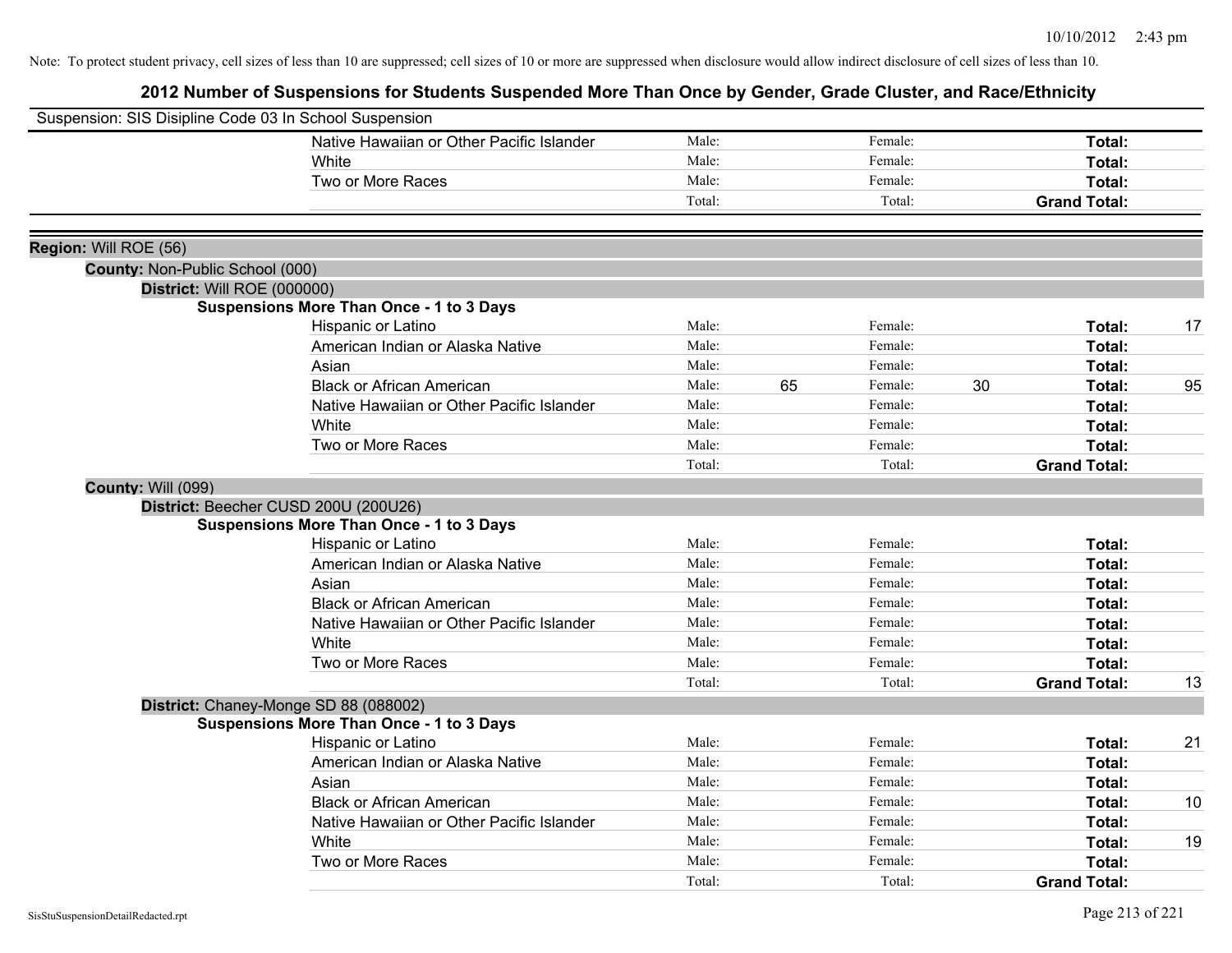Note: To protect student privacy, cell sizes of less than 10 are suppressed; cell sizes of 10 or more are suppressed when disclosure would allow indirect disclosure of cell sizes of less than 10.

## 2012 Number of Suspensions for Students Suspended More Than Once by Gender, Grade Cluster, and Race/Ethnicity

Suspension: SIS Disipline Code 03 In School Suspension

| | | | | | | |
|---|---|---|---|---|---|---|
| Native Hawaiian or Other Pacific Islander | Male: | | Female: | | **Total:** | |
| White | Male: | | Female: | | **Total:** | |
| Two or More Races | Male: | | Female: | | **Total:** | |
| | Total: | | Total: | | **Grand Total:** | |

**Region:** Will ROE (56)

**County:** Non-Public School (000)

**District:** Will ROE (000000)

**Suspensions More Than Once - 1 to 3 Days**

| | | | | | | |
|---|---|---|---|---|---|---|
| Hispanic or Latino | Male: | | Female: | | **Total:** | 17 |
| American Indian or Alaska Native | Male: | | Female: | | **Total:** | |
| Asian | Male: | | Female: | | **Total:** | |
| Black or African American | Male: | 65 | Female: | 30 | **Total:** | 95 |
| Native Hawaiian or Other Pacific Islander | Male: | | Female: | | **Total:** | |
| White | Male: | | Female: | | **Total:** | |
| Two or More Races | Male: | | Female: | | **Total:** | |
| | Total: | | Total: | | **Grand Total:** | |

**County:** Will (099)

**District:** Beecher CUSD 200U (200U26)

**Suspensions More Than Once - 1 to 3 Days**

| | | | | | | |
|---|---|---|---|---|---|---|
| Hispanic or Latino | Male: | | Female: | | **Total:** | |
| American Indian or Alaska Native | Male: | | Female: | | **Total:** | |
| Asian | Male: | | Female: | | **Total:** | |
| Black or African American | Male: | | Female: | | **Total:** | |
| Native Hawaiian or Other Pacific Islander | Male: | | Female: | | **Total:** | |
| White | Male: | | Female: | | **Total:** | |
| Two or More Races | Male: | | Female: | | **Total:** | |
| | Total: | | Total: | | **Grand Total:** | 13 |

**District:** Chaney-Monge SD 88 (088002)

**Suspensions More Than Once - 1 to 3 Days**

| | | | | | | |
|---|---|---|---|---|---|---|
| Hispanic or Latino | Male: | | Female: | | **Total:** | 21 |
| American Indian or Alaska Native | Male: | | Female: | | **Total:** | |
| Asian | Male: | | Female: | | **Total:** | |
| Black or African American | Male: | | Female: | | **Total:** | 10 |
| Native Hawaiian or Other Pacific Islander | Male: | | Female: | | **Total:** | |
| White | Male: | | Female: | | **Total:** | 19 |
| Two or More Races | Male: | | Female: | | **Total:** | |
| | Total: | | Total: | | **Grand Total:** | |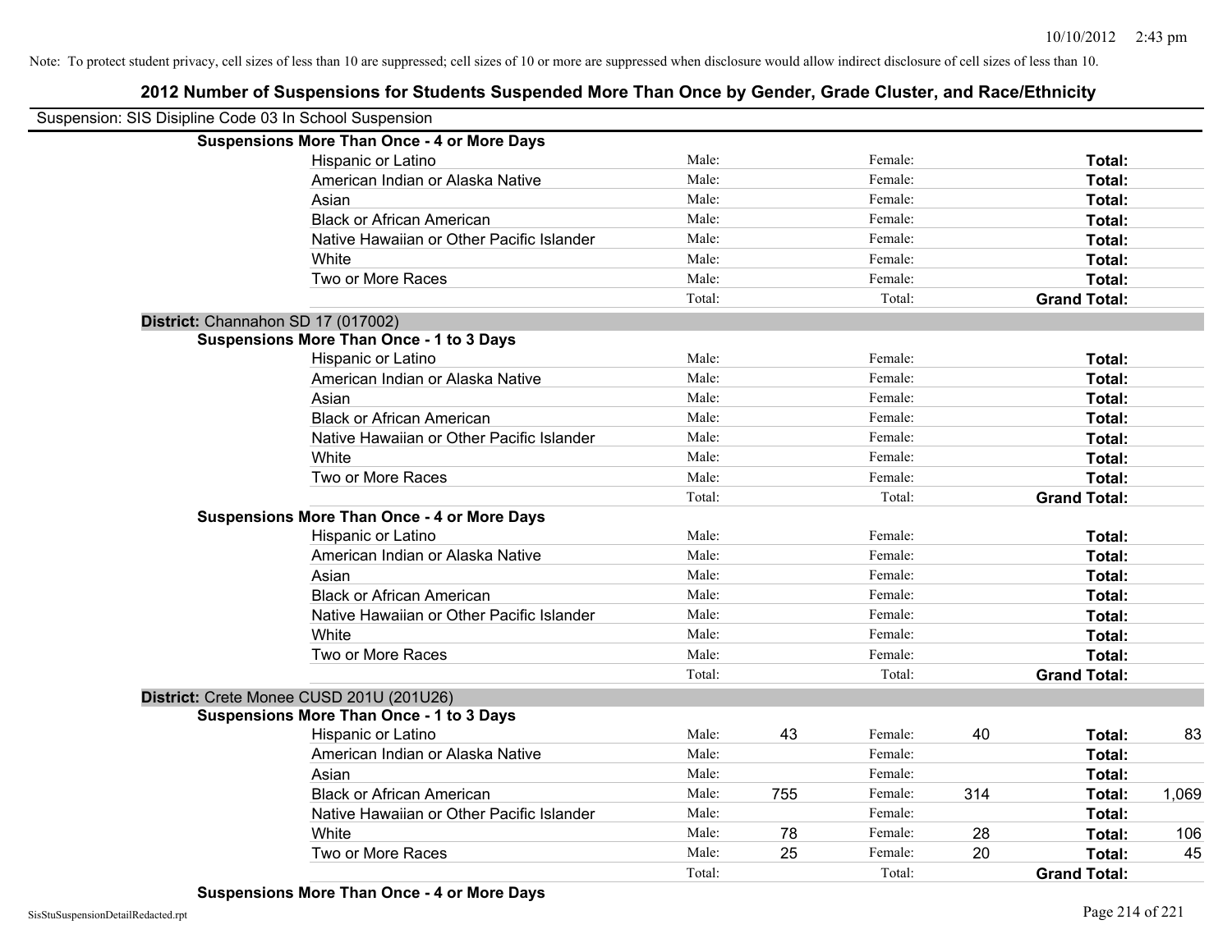Note: To protect student privacy, cell sizes of less than 10 are suppressed; cell sizes of 10 or more are suppressed when disclosure would allow indirect disclosure of cell sizes of less than 10.

# 2012 Number of Suspensions for Students Suspended More Than Once by Gender, Grade Cluster, and Race/Ethnicity

Suspension: SIS Disipline Code 03 In School Suspension

**Suspensions More Than Once - 4 or More Days**

| | | | | | | |
|---|---|---|---|---|---|---|
| Hispanic or Latino | Male: | | Female: | | **Total:** | |
| American Indian or Alaska Native | Male: | | Female: | | **Total:** | |
| Asian | Male: | | Female: | | **Total:** | |
| Black or African American | Male: | | Female: | | **Total:** | |
| Native Hawaiian or Other Pacific Islander | Male: | | Female: | | **Total:** | |
| White | Male: | | Female: | | **Total:** | |
| Two or More Races | Male: | | Female: | | **Total:** | |
| | Total: | | Total: | | **Grand Total:** | |

**District:** Channahon SD 17 (017002)

**Suspensions More Than Once - 1 to 3 Days**

| | | | | | | |
|---|---|---|---|---|---|---|
| Hispanic or Latino | Male: | | Female: | | **Total:** | |
| American Indian or Alaska Native | Male: | | Female: | | **Total:** | |
| Asian | Male: | | Female: | | **Total:** | |
| Black or African American | Male: | | Female: | | **Total:** | |
| Native Hawaiian or Other Pacific Islander | Male: | | Female: | | **Total:** | |
| White | Male: | | Female: | | **Total:** | |
| Two or More Races | Male: | | Female: | | **Total:** | |
| | Total: | | Total: | | **Grand Total:** | |

**Suspensions More Than Once - 4 or More Days**

| | | | | | | |
|---|---|---|---|---|---|---|
| Hispanic or Latino | Male: | | Female: | | **Total:** | |
| American Indian or Alaska Native | Male: | | Female: | | **Total:** | |
| Asian | Male: | | Female: | | **Total:** | |
| Black or African American | Male: | | Female: | | **Total:** | |
| Native Hawaiian or Other Pacific Islander | Male: | | Female: | | **Total:** | |
| White | Male: | | Female: | | **Total:** | |
| Two or More Races | Male: | | Female: | | **Total:** | |
| | Total: | | Total: | | **Grand Total:** | |

**District:** Crete Monee CUSD 201U (201U26)

**Suspensions More Than Once - 1 to 3 Days**

| | | | | | | |
|---|---|---|---|---|---|---|
| Hispanic or Latino | Male: | 43 | Female: | 40 | **Total:** | 83 |
| American Indian or Alaska Native | Male: | | Female: | | **Total:** | |
| Asian | Male: | | Female: | | **Total:** | |
| Black or African American | Male: | 755 | Female: | 314 | **Total:** | 1,069 |
| Native Hawaiian or Other Pacific Islander | Male: | | Female: | | **Total:** | |
| White | Male: | 78 | Female: | 28 | **Total:** | 106 |
| Two or More Races | Male: | 25 | Female: | 20 | **Total:** | 45 |
| | Total: | | Total: | | **Grand Total:** | |

**Suspensions More Than Once - 4 or More Days**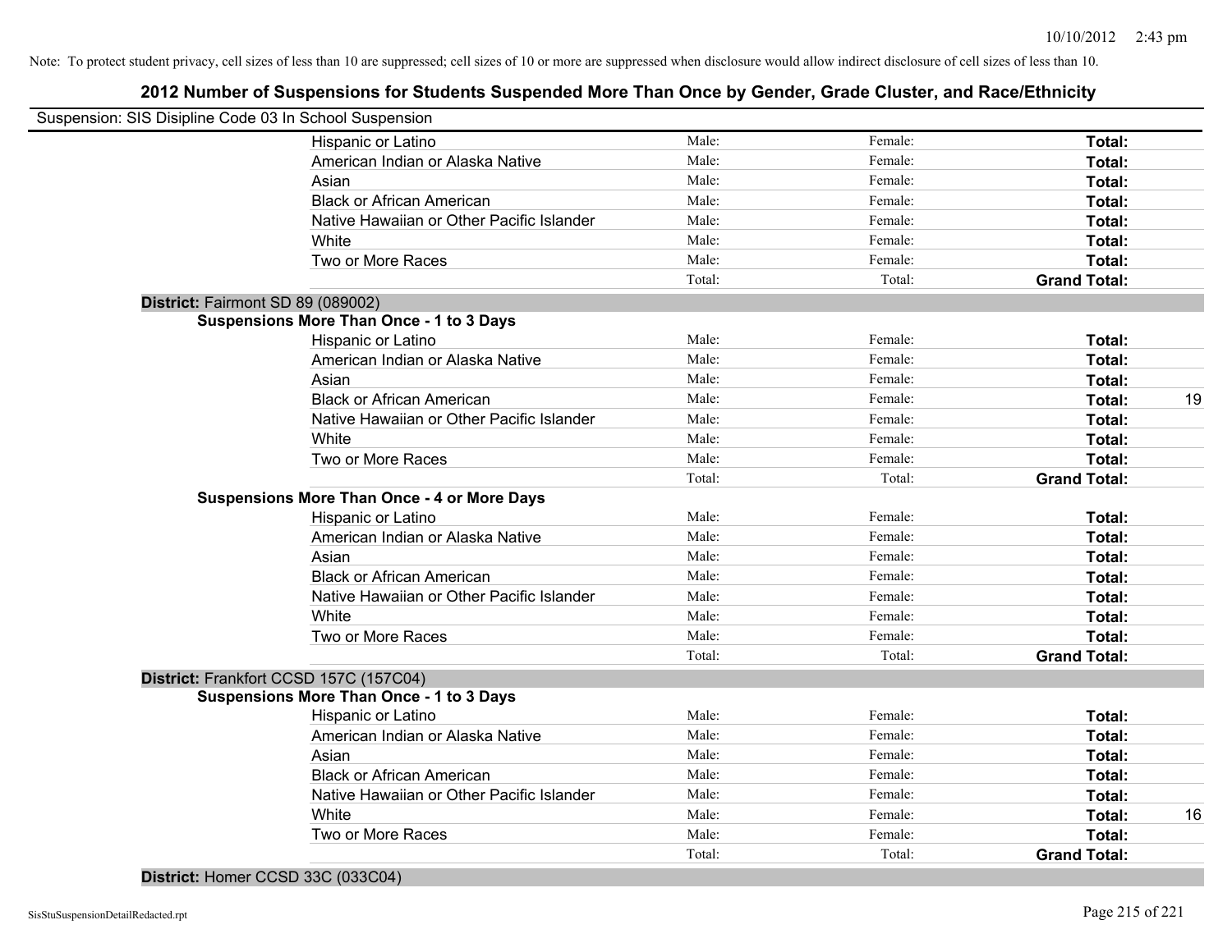10/10/2012 2:43 pm

Note: To protect student privacy, cell sizes of less than 10 are suppressed; cell sizes of 10 or more are suppressed when disclosure would allow indirect disclosure of cell sizes of less than 10.

# 2012 Number of Suspensions for Students Suspended More Than Once by Gender, Grade Cluster, and Race/Ethnicity

Suspension: SIS Disipline Code 03 In School Suspension

| | Male: | Female: | Total: | |
|---|---|---|---|---|
| Hispanic or Latino | Male: | Female: | **Total:** | |
| American Indian or Alaska Native | Male: | Female: | **Total:** | |
| Asian | Male: | Female: | **Total:** | |
| Black or African American | Male: | Female: | **Total:** | |
| Native Hawaiian or Other Pacific Islander | Male: | Female: | **Total:** | |
| White | Male: | Female: | **Total:** | |
| Two or More Races | Male: | Female: | **Total:** | |
| | Total: | Total: | **Grand Total:** | |

**District:** Fairmont SD 89 (089002)

**Suspensions More Than Once - 1 to 3 Days**

| | | | | |
|---|---|---|---|---|
| Hispanic or Latino | Male: | Female: | **Total:** | |
| American Indian or Alaska Native | Male: | Female: | **Total:** | |
| Asian | Male: | Female: | **Total:** | |
| Black or African American | Male: | Female: | **Total:** | 19 |
| Native Hawaiian or Other Pacific Islander | Male: | Female: | **Total:** | |
| White | Male: | Female: | **Total:** | |
| Two or More Races | Male: | Female: | **Total:** | |
| | Total: | Total: | **Grand Total:** | |

**Suspensions More Than Once - 4 or More Days**

| | | | | |
|---|---|---|---|---|
| Hispanic or Latino | Male: | Female: | **Total:** | |
| American Indian or Alaska Native | Male: | Female: | **Total:** | |
| Asian | Male: | Female: | **Total:** | |
| Black or African American | Male: | Female: | **Total:** | |
| Native Hawaiian or Other Pacific Islander | Male: | Female: | **Total:** | |
| White | Male: | Female: | **Total:** | |
| Two or More Races | Male: | Female: | **Total:** | |
| | Total: | Total: | **Grand Total:** | |

**District:** Frankfort CCSD 157C (157C04)

**Suspensions More Than Once - 1 to 3 Days**

| | | | | |
|---|---|---|---|---|
| Hispanic or Latino | Male: | Female: | **Total:** | |
| American Indian or Alaska Native | Male: | Female: | **Total:** | |
| Asian | Male: | Female: | **Total:** | |
| Black or African American | Male: | Female: | **Total:** | |
| Native Hawaiian or Other Pacific Islander | Male: | Female: | **Total:** | |
| White | Male: | Female: | **Total:** | 16 |
| Two or More Races | Male: | Female: | **Total:** | |
| | Total: | Total: | **Grand Total:** | |

**District:** Homer CCSD 33C (033C04)

SisStuSuspensionDetailRedacted.rpt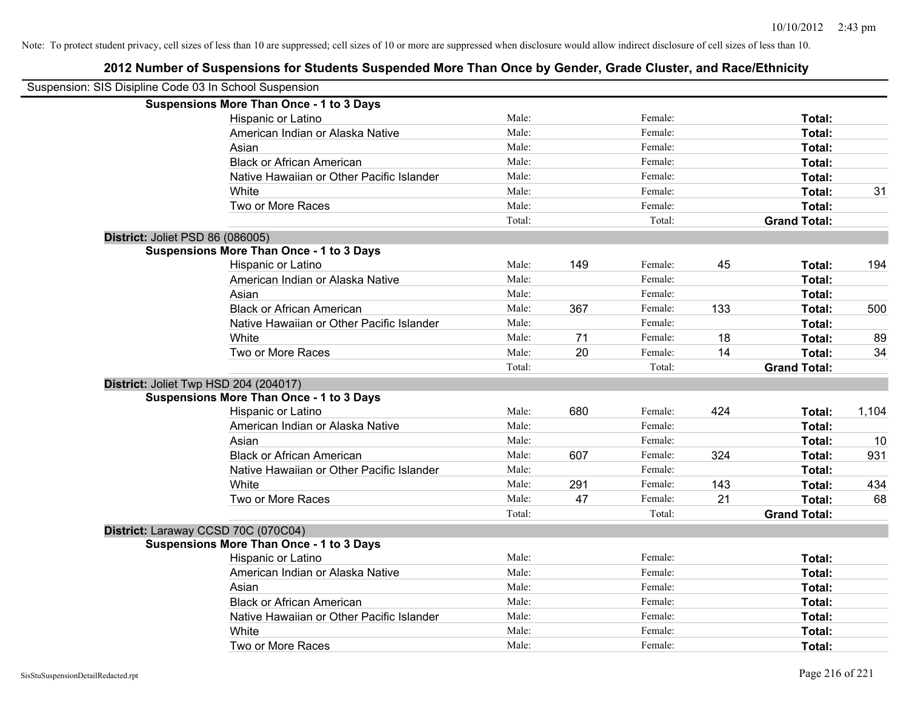Note: To protect student privacy, cell sizes of less than 10 are suppressed; cell sizes of 10 or more are suppressed when disclosure would allow indirect disclosure of cell sizes of less than 10.

# 2012 Number of Suspensions for Students Suspended More Than Once by Gender, Grade Cluster, and Race/Ethnicity

Suspension: SIS Disipline Code 03 In School Suspension

**Suspensions More Than Once - 1 to 3 Days**

| | | | | | | |
|---|---|---|---|---|---|---|
| Hispanic or Latino | Male: | | Female: | | **Total:** | |
| American Indian or Alaska Native | Male: | | Female: | | **Total:** | |
| Asian | Male: | | Female: | | **Total:** | |
| Black or African American | Male: | | Female: | | **Total:** | |
| Native Hawaiian or Other Pacific Islander | Male: | | Female: | | **Total:** | |
| White | Male: | | Female: | | **Total:** | 31 |
| Two or More Races | Male: | | Female: | | **Total:** | |
| | Total: | | Total: | | **Grand Total:** | |

**District:** Joliet PSD 86 (086005)

**Suspensions More Than Once - 1 to 3 Days**

| | | | | | | |
|---|---|---|---|---|---|---|
| Hispanic or Latino | Male: | 149 | Female: | 45 | **Total:** | 194 |
| American Indian or Alaska Native | Male: | | Female: | | **Total:** | |
| Asian | Male: | | Female: | | **Total:** | |
| Black or African American | Male: | 367 | Female: | 133 | **Total:** | 500 |
| Native Hawaiian or Other Pacific Islander | Male: | | Female: | | **Total:** | |
| White | Male: | 71 | Female: | 18 | **Total:** | 89 |
| Two or More Races | Male: | 20 | Female: | 14 | **Total:** | 34 |
| | Total: | | Total: | | **Grand Total:** | |

**District:** Joliet Twp HSD 204 (204017)

**Suspensions More Than Once - 1 to 3 Days**

| | | | | | | |
|---|---|---|---|---|---|---|
| Hispanic or Latino | Male: | 680 | Female: | 424 | **Total:** | 1,104 |
| American Indian or Alaska Native | Male: | | Female: | | **Total:** | |
| Asian | Male: | | Female: | | **Total:** | 10 |
| Black or African American | Male: | 607 | Female: | 324 | **Total:** | 931 |
| Native Hawaiian or Other Pacific Islander | Male: | | Female: | | **Total:** | |
| White | Male: | 291 | Female: | 143 | **Total:** | 434 |
| Two or More Races | Male: | 47 | Female: | 21 | **Total:** | 68 |
| | Total: | | Total: | | **Grand Total:** | |

**District:** Laraway CCSD 70C (070C04)

**Suspensions More Than Once - 1 to 3 Days**

| | | | | | | |
|---|---|---|---|---|---|---|
| Hispanic or Latino | Male: | | Female: | | **Total:** | |
| American Indian or Alaska Native | Male: | | Female: | | **Total:** | |
| Asian | Male: | | Female: | | **Total:** | |
| Black or African American | Male: | | Female: | | **Total:** | |
| Native Hawaiian or Other Pacific Islander | Male: | | Female: | | **Total:** | |
| White | Male: | | Female: | | **Total:** | |
| Two or More Races | Male: | | Female: | | **Total:** | |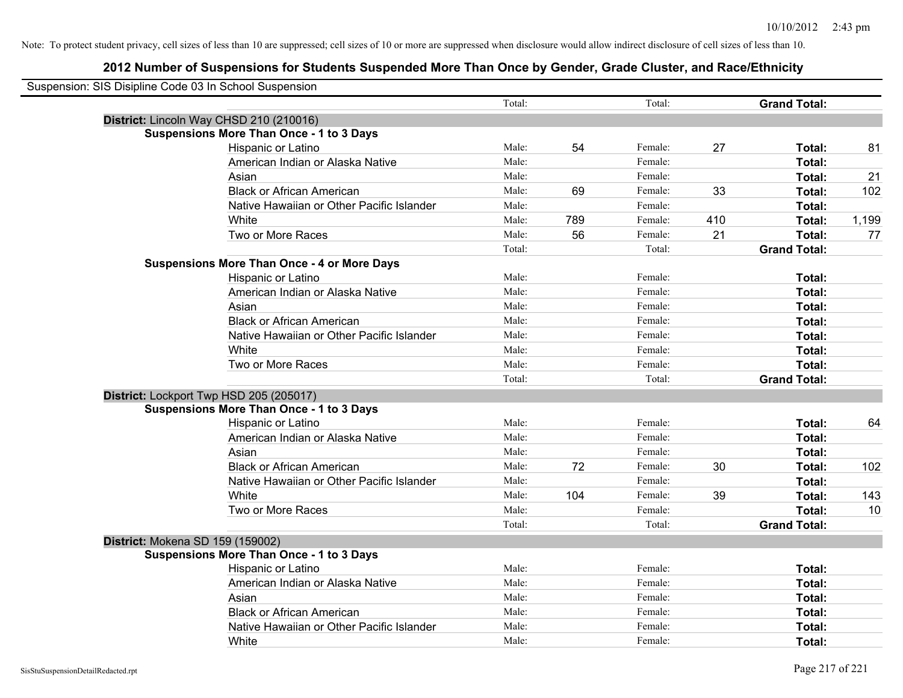Note: To protect student privacy, cell sizes of less than 10 are suppressed; cell sizes of 10 or more are suppressed when disclosure would allow indirect disclosure of cell sizes of less than 10.

## 2012 Number of Suspensions for Students Suspended More Than Once by Gender, Grade Cluster, and Race/Ethnicity

Suspension: SIS Disipline Code 03 In School Suspension

| | | | | | | |
|---|---|---|---|---|---|---|
| | Total: | | Total: | | **Grand Total:** | |
| **District:** Lincoln Way CHSD 210 (210016) | | | | | | |
| **Suspensions More Than Once - 1 to 3 Days** | | | | | | |
| Hispanic or Latino | Male: | 54 | Female: | 27 | **Total:** | 81 |
| American Indian or Alaska Native | Male: | | Female: | | **Total:** | |
| Asian | Male: | | Female: | | **Total:** | 21 |
| Black or African American | Male: | 69 | Female: | 33 | **Total:** | 102 |
| Native Hawaiian or Other Pacific Islander | Male: | | Female: | | **Total:** | |
| White | Male: | 789 | Female: | 410 | **Total:** | 1,199 |
| Two or More Races | Male: | 56 | Female: | 21 | **Total:** | 77 |
| | Total: | | Total: | | **Grand Total:** | |
| **Suspensions More Than Once - 4 or More Days** | | | | | | |
| Hispanic or Latino | Male: | | Female: | | **Total:** | |
| American Indian or Alaska Native | Male: | | Female: | | **Total:** | |
| Asian | Male: | | Female: | | **Total:** | |
| Black or African American | Male: | | Female: | | **Total:** | |
| Native Hawaiian or Other Pacific Islander | Male: | | Female: | | **Total:** | |
| White | Male: | | Female: | | **Total:** | |
| Two or More Races | Male: | | Female: | | **Total:** | |
| | Total: | | Total: | | **Grand Total:** | |
| **District:** Lockport Twp HSD 205 (205017) | | | | | | |
| **Suspensions More Than Once - 1 to 3 Days** | | | | | | |
| Hispanic or Latino | Male: | | Female: | | **Total:** | 64 |
| American Indian or Alaska Native | Male: | | Female: | | **Total:** | |
| Asian | Male: | | Female: | | **Total:** | |
| Black or African American | Male: | 72 | Female: | 30 | **Total:** | 102 |
| Native Hawaiian or Other Pacific Islander | Male: | | Female: | | **Total:** | |
| White | Male: | 104 | Female: | 39 | **Total:** | 143 |
| Two or More Races | Male: | | Female: | | **Total:** | 10 |
| | Total: | | Total: | | **Grand Total:** | |
| **District:** Mokena SD 159 (159002) | | | | | | |
| **Suspensions More Than Once - 1 to 3 Days** | | | | | | |
| Hispanic or Latino | Male: | | Female: | | **Total:** | |
| American Indian or Alaska Native | Male: | | Female: | | **Total:** | |
| Asian | Male: | | Female: | | **Total:** | |
| Black or African American | Male: | | Female: | | **Total:** | |
| Native Hawaiian or Other Pacific Islander | Male: | | Female: | | **Total:** | |
| White | Male: | | Female: | | **Total:** | |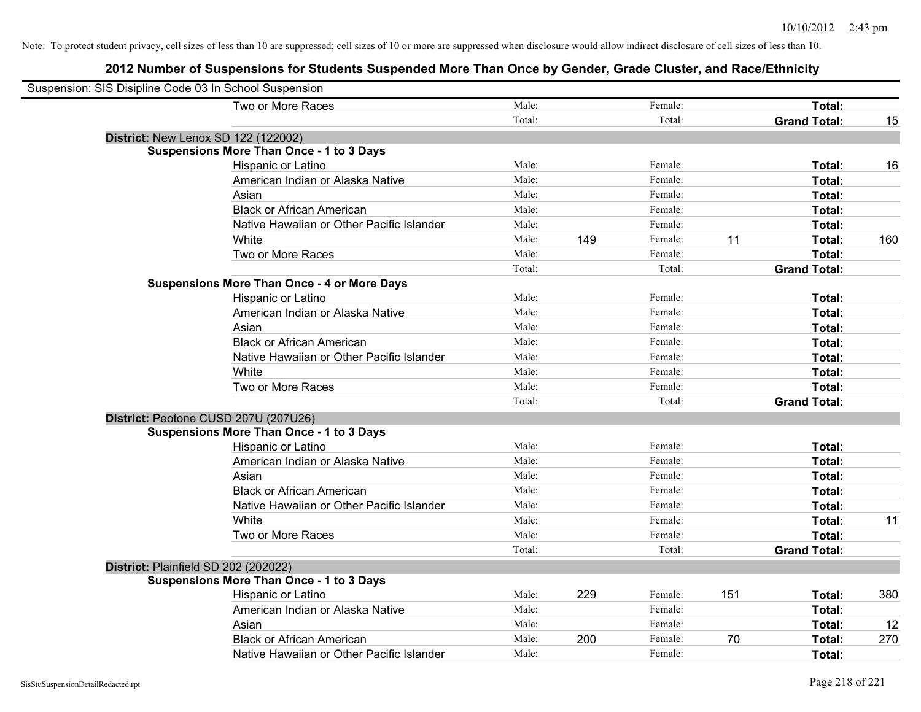Note: To protect student privacy, cell sizes of less than 10 are suppressed; cell sizes of 10 or more are suppressed when disclosure would allow indirect disclosure of cell sizes of less than 10.

## 2012 Number of Suspensions for Students Suspended More Than Once by Gender, Grade Cluster, and Race/Ethnicity

Suspension: SIS Disipline Code 03 In School Suspension

| | | | | | | |
|---|---|---|---|---|---|---|
| Two or More Races | Male: | | Female: | | **Total:** | |
| | Total: | | Total: | | **Grand Total:** | 15 |

**District:** New Lenox SD 122 (122002)

**Suspensions More Than Once - 1 to 3 Days**

| | | | | | | |
|---|---|---|---|---|---|---|
| Hispanic or Latino | Male: | | Female: | | **Total:** | 16 |
| American Indian or Alaska Native | Male: | | Female: | | **Total:** | |
| Asian | Male: | | Female: | | **Total:** | |
| Black or African American | Male: | | Female: | | **Total:** | |
| Native Hawaiian or Other Pacific Islander | Male: | | Female: | | **Total:** | |
| White | Male: | 149 | Female: | 11 | **Total:** | 160 |
| Two or More Races | Male: | | Female: | | **Total:** | |
| | Total: | | Total: | | **Grand Total:** | |

**Suspensions More Than Once - 4 or More Days**

| | | | | | | |
|---|---|---|---|---|---|---|
| Hispanic or Latino | Male: | | Female: | | **Total:** | |
| American Indian or Alaska Native | Male: | | Female: | | **Total:** | |
| Asian | Male: | | Female: | | **Total:** | |
| Black or African American | Male: | | Female: | | **Total:** | |
| Native Hawaiian or Other Pacific Islander | Male: | | Female: | | **Total:** | |
| White | Male: | | Female: | | **Total:** | |
| Two or More Races | Male: | | Female: | | **Total:** | |
| | Total: | | Total: | | **Grand Total:** | |

**District:** Peotone CUSD 207U (207U26)

**Suspensions More Than Once - 1 to 3 Days**

| | | | | | | |
|---|---|---|---|---|---|---|
| Hispanic or Latino | Male: | | Female: | | **Total:** | |
| American Indian or Alaska Native | Male: | | Female: | | **Total:** | |
| Asian | Male: | | Female: | | **Total:** | |
| Black or African American | Male: | | Female: | | **Total:** | |
| Native Hawaiian or Other Pacific Islander | Male: | | Female: | | **Total:** | |
| White | Male: | | Female: | | **Total:** | 11 |
| Two or More Races | Male: | | Female: | | **Total:** | |
| | Total: | | Total: | | **Grand Total:** | |

**District:** Plainfield SD 202 (202022)

**Suspensions More Than Once - 1 to 3 Days**

| | | | | | | |
|---|---|---|---|---|---|---|
| Hispanic or Latino | Male: | 229 | Female: | 151 | **Total:** | 380 |
| American Indian or Alaska Native | Male: | | Female: | | **Total:** | |
| Asian | Male: | | Female: | | **Total:** | 12 |
| Black or African American | Male: | 200 | Female: | 70 | **Total:** | 270 |
| Native Hawaiian or Other Pacific Islander | Male: | | Female: | | **Total:** | |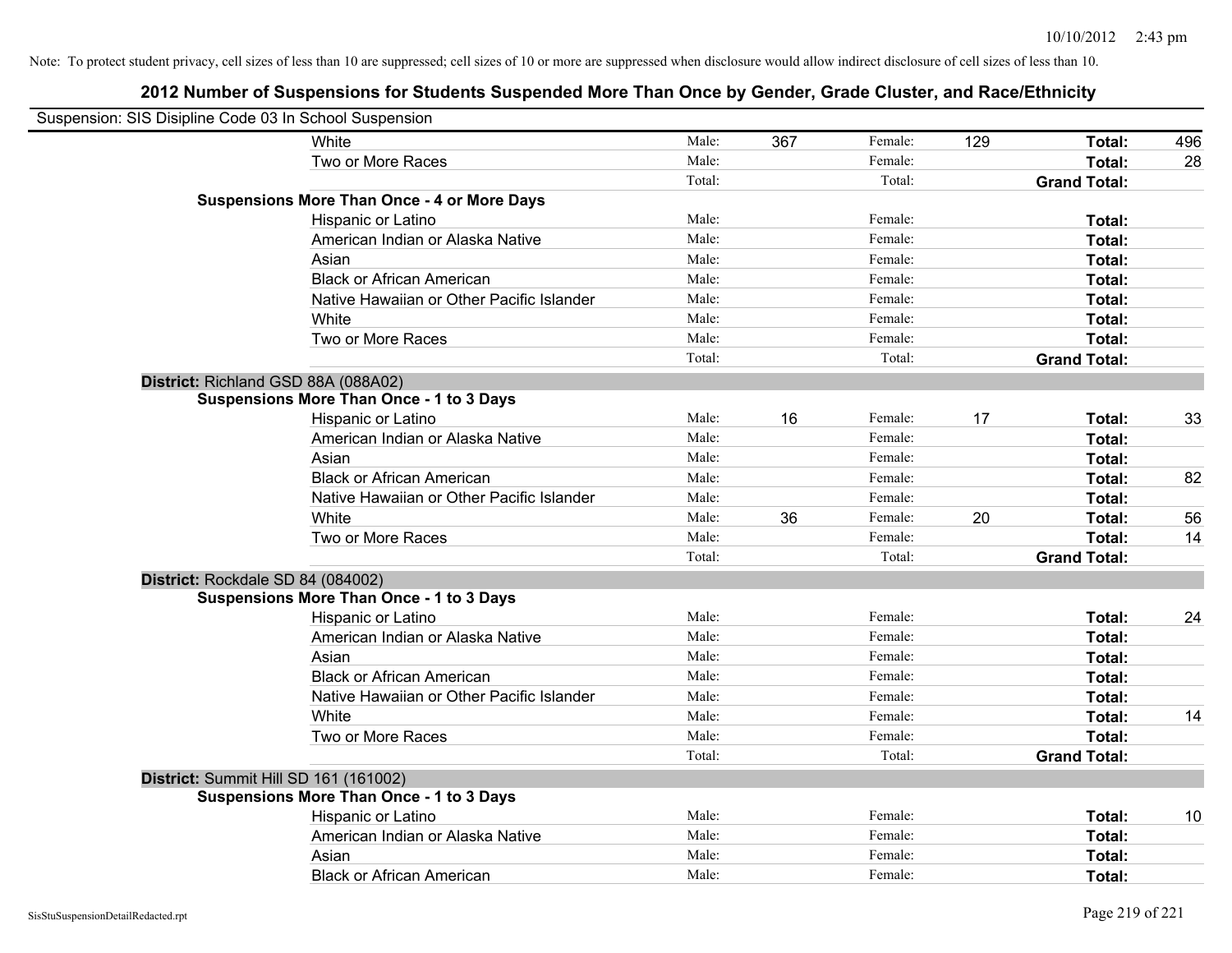Note: To protect student privacy, cell sizes of less than 10 are suppressed; cell sizes of 10 or more are suppressed when disclosure would allow indirect disclosure of cell sizes of less than 10.

## 2012 Number of Suspensions for Students Suspended More Than Once by Gender, Grade Cluster, and Race/Ethnicity

Suspension: SIS Disipline Code 03 In School Suspension

| | | | | | | |
|---|---|---|---|---|---|---|
| White | Male: | 367 | Female: | 129 | **Total:** | 496 |
| Two or More Races | Male: | | Female: | | **Total:** | 28 |
| | Total: | | Total: | | **Grand Total:** | |
| **Suspensions More Than Once - 4 or More Days** | | | | | | |
| Hispanic or Latino | Male: | | Female: | | **Total:** | |
| American Indian or Alaska Native | Male: | | Female: | | **Total:** | |
| Asian | Male: | | Female: | | **Total:** | |
| Black or African American | Male: | | Female: | | **Total:** | |
| Native Hawaiian or Other Pacific Islander | Male: | | Female: | | **Total:** | |
| White | Male: | | Female: | | **Total:** | |
| Two or More Races | Male: | | Female: | | **Total:** | |
| | Total: | | Total: | | **Grand Total:** | |
| **District:** Richland GSD 88A (088A02) | | | | | | |
| **Suspensions More Than Once - 1 to 3 Days** | | | | | | |
| Hispanic or Latino | Male: | 16 | Female: | 17 | **Total:** | 33 |
| American Indian or Alaska Native | Male: | | Female: | | **Total:** | |
| Asian | Male: | | Female: | | **Total:** | |
| Black or African American | Male: | | Female: | | **Total:** | 82 |
| Native Hawaiian or Other Pacific Islander | Male: | | Female: | | **Total:** | |
| White | Male: | 36 | Female: | 20 | **Total:** | 56 |
| Two or More Races | Male: | | Female: | | **Total:** | 14 |
| | Total: | | Total: | | **Grand Total:** | |
| **District:** Rockdale SD 84 (084002) | | | | | | |
| **Suspensions More Than Once - 1 to 3 Days** | | | | | | |
| Hispanic or Latino | Male: | | Female: | | **Total:** | 24 |
| American Indian or Alaska Native | Male: | | Female: | | **Total:** | |
| Asian | Male: | | Female: | | **Total:** | |
| Black or African American | Male: | | Female: | | **Total:** | |
| Native Hawaiian or Other Pacific Islander | Male: | | Female: | | **Total:** | |
| White | Male: | | Female: | | **Total:** | 14 |
| Two or More Races | Male: | | Female: | | **Total:** | |
| | Total: | | Total: | | **Grand Total:** | |
| **District:** Summit Hill SD 161 (161002) | | | | | | |
| **Suspensions More Than Once - 1 to 3 Days** | | | | | | |
| Hispanic or Latino | Male: | | Female: | | **Total:** | 10 |
| American Indian or Alaska Native | Male: | | Female: | | **Total:** | |
| Asian | Male: | | Female: | | **Total:** | |
| Black or African American | Male: | | Female: | | **Total:** | |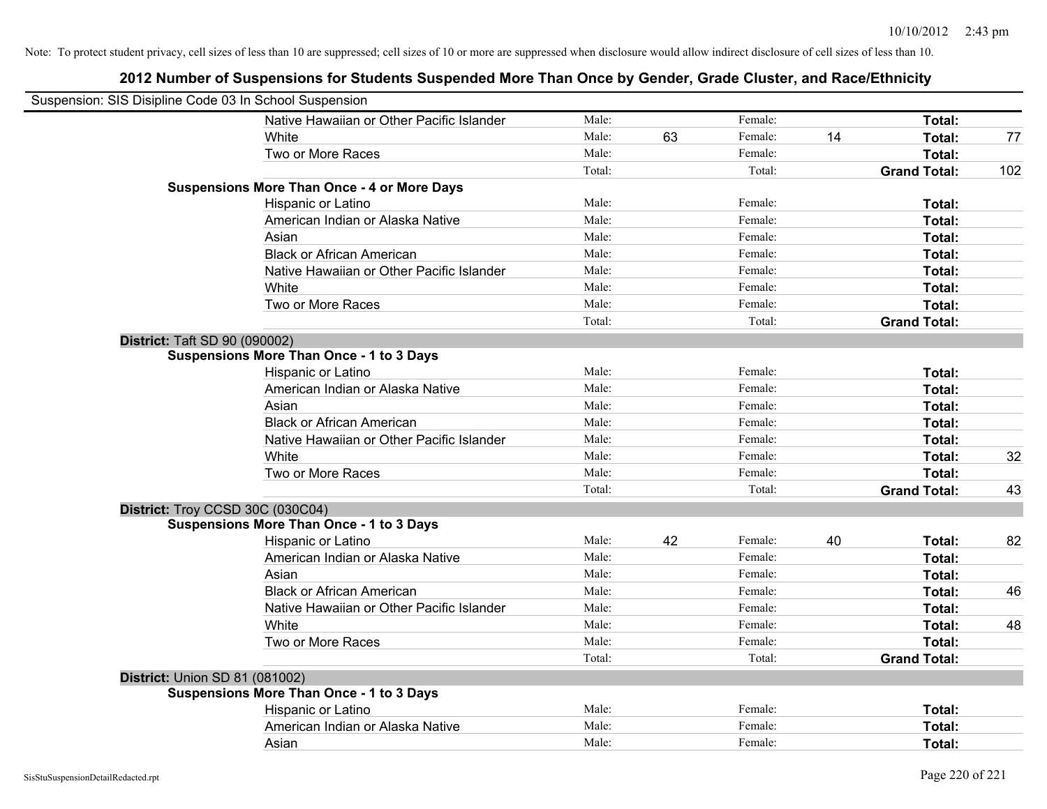Note: To protect student privacy, cell sizes of less than 10 are suppressed; cell sizes of 10 or more are suppressed when disclosure would allow indirect disclosure of cell sizes of less than 10.

# 2012 Number of Suspensions for Students Suspended More Than Once by Gender, Grade Cluster, and Race/Ethnicity

Suspension: SIS Disipline Code 03 In School Suspension

| | | | | | | |
|---|---|---|---|---|---|---|
| Native Hawaiian or Other Pacific Islander | Male: | | Female: | | **Total:** | |
| White | Male: | 63 | Female: | 14 | **Total:** | 77 |
| Two or More Races | Male: | | Female: | | **Total:** | |
| | Total: | | Total: | | **Grand Total:** | 102 |
| **Suspensions More Than Once - 4 or More Days** | | | | | | |
| Hispanic or Latino | Male: | | Female: | | **Total:** | |
| American Indian or Alaska Native | Male: | | Female: | | **Total:** | |
| Asian | Male: | | Female: | | **Total:** | |
| Black or African American | Male: | | Female: | | **Total:** | |
| Native Hawaiian or Other Pacific Islander | Male: | | Female: | | **Total:** | |
| White | Male: | | Female: | | **Total:** | |
| Two or More Races | Male: | | Female: | | **Total:** | |
| | Total: | | Total: | | **Grand Total:** | |
| **District:** Taft SD 90 (090002) | | | | | | |
| **Suspensions More Than Once - 1 to 3 Days** | | | | | | |
| Hispanic or Latino | Male: | | Female: | | **Total:** | |
| American Indian or Alaska Native | Male: | | Female: | | **Total:** | |
| Asian | Male: | | Female: | | **Total:** | |
| Black or African American | Male: | | Female: | | **Total:** | |
| Native Hawaiian or Other Pacific Islander | Male: | | Female: | | **Total:** | |
| White | Male: | | Female: | | **Total:** | 32 |
| Two or More Races | Male: | | Female: | | **Total:** | |
| | Total: | | Total: | | **Grand Total:** | 43 |
| **District:** Troy CCSD 30C (030C04) | | | | | | |
| **Suspensions More Than Once - 1 to 3 Days** | | | | | | |
| Hispanic or Latino | Male: | 42 | Female: | 40 | **Total:** | 82 |
| American Indian or Alaska Native | Male: | | Female: | | **Total:** | |
| Asian | Male: | | Female: | | **Total:** | |
| Black or African American | Male: | | Female: | | **Total:** | 46 |
| Native Hawaiian or Other Pacific Islander | Male: | | Female: | | **Total:** | |
| White | Male: | | Female: | | **Total:** | 48 |
| Two or More Races | Male: | | Female: | | **Total:** | |
| | Total: | | Total: | | **Grand Total:** | |
| **District:** Union SD 81 (081002) | | | | | | |
| **Suspensions More Than Once - 1 to 3 Days** | | | | | | |
| Hispanic or Latino | Male: | | Female: | | **Total:** | |
| American Indian or Alaska Native | Male: | | Female: | | **Total:** | |
| Asian | Male: | | Female: | | **Total:** | |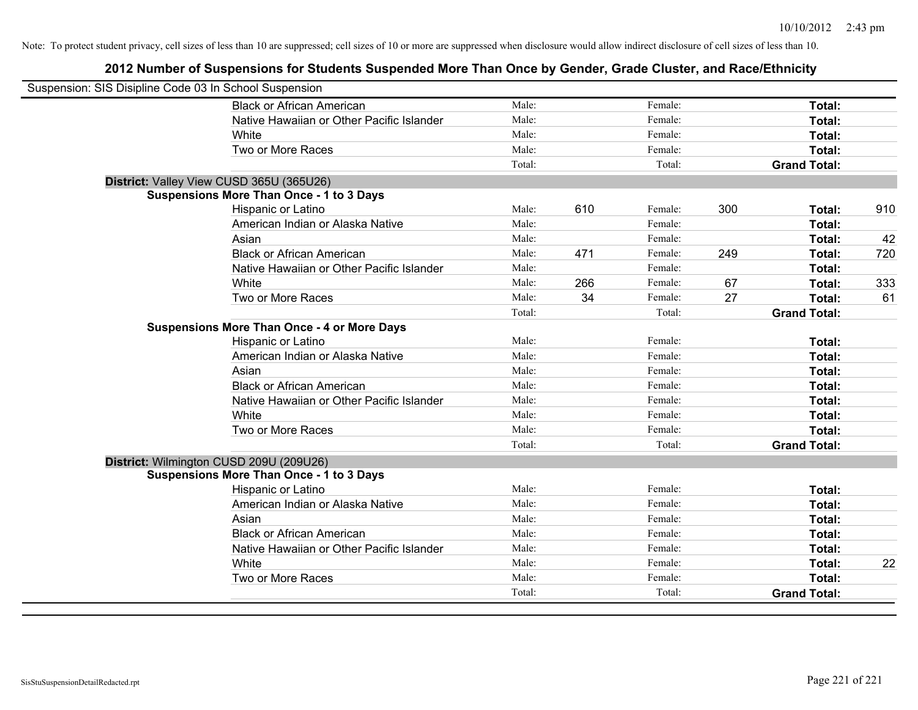Note: To protect student privacy, cell sizes of less than 10 are suppressed; cell sizes of 10 or more are suppressed when disclosure would allow indirect disclosure of cell sizes of less than 10.

## 2012 Number of Suspensions for Students Suspended More Than Once by Gender, Grade Cluster, and Race/Ethnicity

Suspension: SIS Disipline Code 03 In School Suspension

| | | | | | | |
|---|---|---|---|---|---|---|
| Black or African American | Male: | | Female: | | **Total:** | |
| Native Hawaiian or Other Pacific Islander | Male: | | Female: | | **Total:** | |
| White | Male: | | Female: | | **Total:** | |
| Two or More Races | Male: | | Female: | | **Total:** | |
| | Total: | | Total: | | **Grand Total:** | |

**District:** Valley View CUSD 365U (365U26)

**Suspensions More Than Once - 1 to 3 Days**

| | | | | | | |
|---|---|---|---|---|---|---|
| Hispanic or Latino | Male: | 610 | Female: | 300 | **Total:** | 910 |
| American Indian or Alaska Native | Male: | | Female: | | **Total:** | |
| Asian | Male: | | Female: | | **Total:** | 42 |
| Black or African American | Male: | 471 | Female: | 249 | **Total:** | 720 |
| Native Hawaiian or Other Pacific Islander | Male: | | Female: | | **Total:** | |
| White | Male: | 266 | Female: | 67 | **Total:** | 333 |
| Two or More Races | Male: | 34 | Female: | 27 | **Total:** | 61 |
| | Total: | | Total: | | **Grand Total:** | |

**Suspensions More Than Once - 4 or More Days**

| | | | | | | |
|---|---|---|---|---|---|---|
| Hispanic or Latino | Male: | | Female: | | **Total:** | |
| American Indian or Alaska Native | Male: | | Female: | | **Total:** | |
| Asian | Male: | | Female: | | **Total:** | |
| Black or African American | Male: | | Female: | | **Total:** | |
| Native Hawaiian or Other Pacific Islander | Male: | | Female: | | **Total:** | |
| White | Male: | | Female: | | **Total:** | |
| Two or More Races | Male: | | Female: | | **Total:** | |
| | Total: | | Total: | | **Grand Total:** | |

**District:** Wilmington CUSD 209U (209U26)

**Suspensions More Than Once - 1 to 3 Days**

| | | | | | | |
|---|---|---|---|---|---|---|
| Hispanic or Latino | Male: | | Female: | | **Total:** | |
| American Indian or Alaska Native | Male: | | Female: | | **Total:** | |
| Asian | Male: | | Female: | | **Total:** | |
| Black or African American | Male: | | Female: | | **Total:** | |
| Native Hawaiian or Other Pacific Islander | Male: | | Female: | | **Total:** | |
| White | Male: | | Female: | | **Total:** | 22 |
| Two or More Races | Male: | | Female: | | **Total:** | |
| | Total: | | Total: | | **Grand Total:** | |